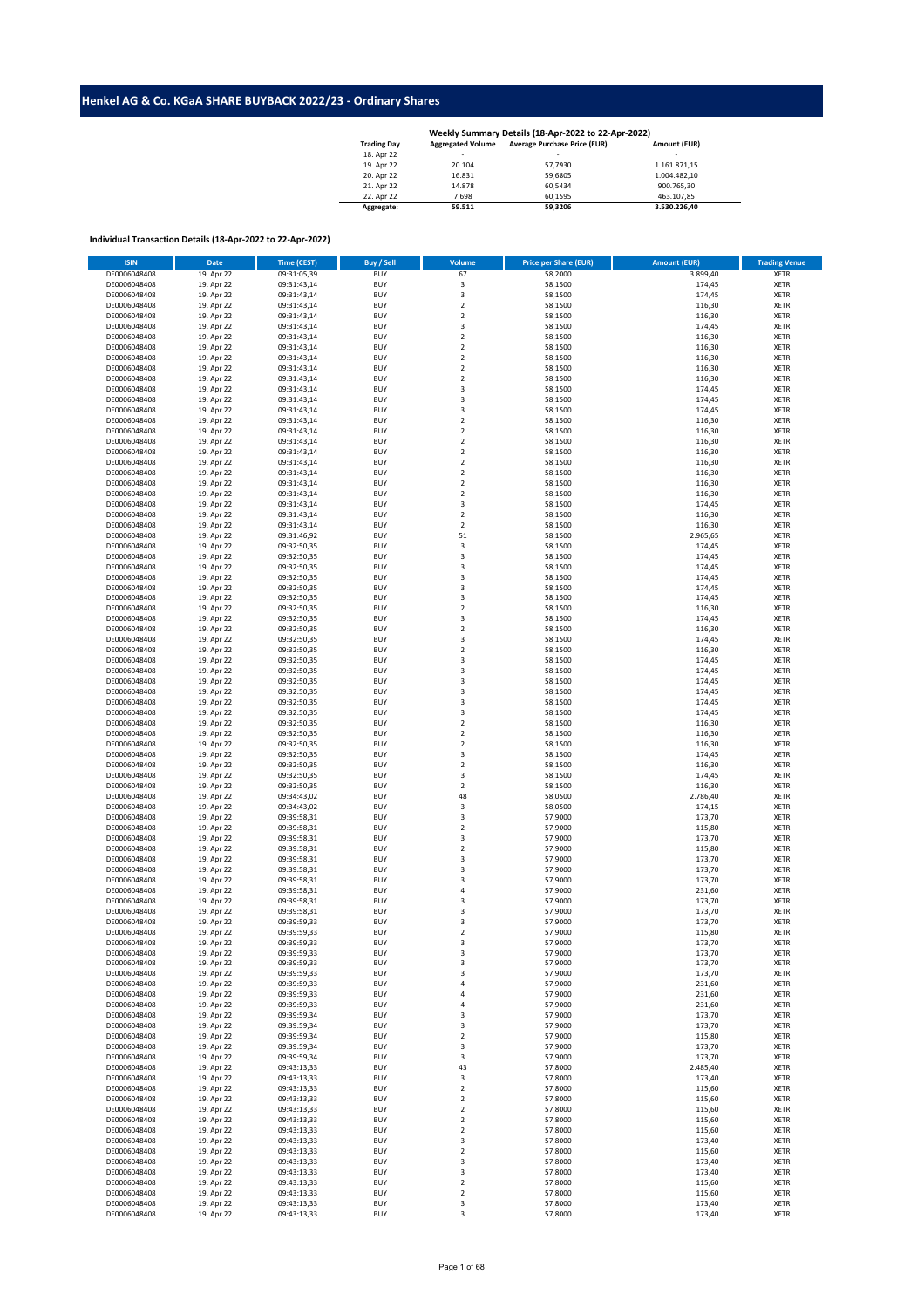# Henkel AG & Co. KGaA SHARE BUYBACK 2022/23 - Ordinary Shares

**Weekly Summary Details (18-Apr-2022 to 22-Apr-2022)**

| Trading Day | Aggregated Volume | Average Purchase Price (EUR) | Amount (EUR) |
|---|---|---|---|
| 18. Apr 22 | - | - | - |
| 19. Apr 22 | 20.104 | 57,7930 | 1.161.871,15 |
| 20. Apr 22 | 16.831 | 59,6805 | 1.004.482,10 |
| 21. Apr 22 | 14.878 | 60,5434 | 900.765,30 |
| 22. Apr 22 | 7.698 | 60,1595 | 463.107,85 |
| **Aggregate:** | **59.511** | **59,3206** | **3.530.226,40** |

**Individual Transaction Details (18-Apr-2022 to 22-Apr-2022)**

| ISIN | Date | Time (CEST) | Buy / Sell | Volume | Price per Share (EUR) | Amount (EUR) | Trading Venue |
|---|---|---|---|---|---|---|---|
| DE0006048408 | 19. Apr 22 | 09:31:05,39 | BUY | 67 | 58,2000 | 3.899,40 | XETR |
| DE0006048408 | 19. Apr 22 | 09:31:43,14 | BUY | 3 | 58,1500 | 174,45 | XETR |
| DE0006048408 | 19. Apr 22 | 09:31:43,14 | BUY | 3 | 58,1500 | 174,45 | XETR |
| DE0006048408 | 19. Apr 22 | 09:31:43,14 | BUY | 2 | 58,1500 | 116,30 | XETR |
| DE0006048408 | 19. Apr 22 | 09:31:43,14 | BUY | 2 | 58,1500 | 116,30 | XETR |
| DE0006048408 | 19. Apr 22 | 09:31:43,14 | BUY | 3 | 58,1500 | 174,45 | XETR |
| DE0006048408 | 19. Apr 22 | 09:31:43,14 | BUY | 2 | 58,1500 | 116,30 | XETR |
| DE0006048408 | 19. Apr 22 | 09:31:43,14 | BUY | 2 | 58,1500 | 116,30 | XETR |
| DE0006048408 | 19. Apr 22 | 09:31:43,14 | BUY | 2 | 58,1500 | 116,30 | XETR |
| DE0006048408 | 19. Apr 22 | 09:31:43,14 | BUY | 2 | 58,1500 | 116,30 | XETR |
| DE0006048408 | 19. Apr 22 | 09:31:43,14 | BUY | 2 | 58,1500 | 116,30 | XETR |
| DE0006048408 | 19. Apr 22 | 09:31:43,14 | BUY | 3 | 58,1500 | 174,45 | XETR |
| DE0006048408 | 19. Apr 22 | 09:31:43,14 | BUY | 3 | 58,1500 | 174,45 | XETR |
| DE0006048408 | 19. Apr 22 | 09:31:43,14 | BUY | 3 | 58,1500 | 174,45 | XETR |
| DE0006048408 | 19. Apr 22 | 09:31:43,14 | BUY | 2 | 58,1500 | 116,30 | XETR |
| DE0006048408 | 19. Apr 22 | 09:31:43,14 | BUY | 2 | 58,1500 | 116,30 | XETR |
| DE0006048408 | 19. Apr 22 | 09:31:43,14 | BUY | 2 | 58,1500 | 116,30 | XETR |
| DE0006048408 | 19. Apr 22 | 09:31:43,14 | BUY | 2 | 58,1500 | 116,30 | XETR |
| DE0006048408 | 19. Apr 22 | 09:31:43,14 | BUY | 2 | 58,1500 | 116,30 | XETR |
| DE0006048408 | 19. Apr 22 | 09:31:43,14 | BUY | 2 | 58,1500 | 116,30 | XETR |
| DE0006048408 | 19. Apr 22 | 09:31:43,14 | BUY | 2 | 58,1500 | 116,30 | XETR |
| DE0006048408 | 19. Apr 22 | 09:31:43,14 | BUY | 2 | 58,1500 | 116,30 | XETR |
| DE0006048408 | 19. Apr 22 | 09:31:43,14 | BUY | 3 | 58,1500 | 174,45 | XETR |
| DE0006048408 | 19. Apr 22 | 09:31:43,14 | BUY | 2 | 58,1500 | 116,30 | XETR |
| DE0006048408 | 19. Apr 22 | 09:31:43,14 | BUY | 2 | 58,1500 | 116,30 | XETR |
| DE0006048408 | 19. Apr 22 | 09:31:46,92 | BUY | 51 | 58,1500 | 2.965,65 | XETR |
| DE0006048408 | 19. Apr 22 | 09:32:50,35 | BUY | 3 | 58,1500 | 174,45 | XETR |
| DE0006048408 | 19. Apr 22 | 09:32:50,35 | BUY | 3 | 58,1500 | 174,45 | XETR |
| DE0006048408 | 19. Apr 22 | 09:32:50,35 | BUY | 3 | 58,1500 | 174,45 | XETR |
| DE0006048408 | 19. Apr 22 | 09:32:50,35 | BUY | 3 | 58,1500 | 174,45 | XETR |
| DE0006048408 | 19. Apr 22 | 09:32:50,35 | BUY | 3 | 58,1500 | 174,45 | XETR |
| DE0006048408 | 19. Apr 22 | 09:32:50,35 | BUY | 3 | 58,1500 | 174,45 | XETR |
| DE0006048408 | 19. Apr 22 | 09:32:50,35 | BUY | 2 | 58,1500 | 116,30 | XETR |
| DE0006048408 | 19. Apr 22 | 09:32:50,35 | BUY | 3 | 58,1500 | 174,45 | XETR |
| DE0006048408 | 19. Apr 22 | 09:32:50,35 | BUY | 2 | 58,1500 | 116,30 | XETR |
| DE0006048408 | 19. Apr 22 | 09:32:50,35 | BUY | 3 | 58,1500 | 174,45 | XETR |
| DE0006048408 | 19. Apr 22 | 09:32:50,35 | BUY | 2 | 58,1500 | 116,30 | XETR |
| DE0006048408 | 19. Apr 22 | 09:32:50,35 | BUY | 3 | 58,1500 | 174,45 | XETR |
| DE0006048408 | 19. Apr 22 | 09:32:50,35 | BUY | 3 | 58,1500 | 174,45 | XETR |
| DE0006048408 | 19. Apr 22 | 09:32:50,35 | BUY | 3 | 58,1500 | 174,45 | XETR |
| DE0006048408 | 19. Apr 22 | 09:32:50,35 | BUY | 3 | 58,1500 | 174,45 | XETR |
| DE0006048408 | 19. Apr 22 | 09:32:50,35 | BUY | 3 | 58,1500 | 174,45 | XETR |
| DE0006048408 | 19. Apr 22 | 09:32:50,35 | BUY | 3 | 58,1500 | 174,45 | XETR |
| DE0006048408 | 19. Apr 22 | 09:32:50,35 | BUY | 2 | 58,1500 | 116,30 | XETR |
| DE0006048408 | 19. Apr 22 | 09:32:50,35 | BUY | 2 | 58,1500 | 116,30 | XETR |
| DE0006048408 | 19. Apr 22 | 09:32:50,35 | BUY | 2 | 58,1500 | 116,30 | XETR |
| DE0006048408 | 19. Apr 22 | 09:32:50,35 | BUY | 3 | 58,1500 | 174,45 | XETR |
| DE0006048408 | 19. Apr 22 | 09:32:50,35 | BUY | 2 | 58,1500 | 116,30 | XETR |
| DE0006048408 | 19. Apr 22 | 09:32:50,35 | BUY | 3 | 58,1500 | 174,45 | XETR |
| DE0006048408 | 19. Apr 22 | 09:32:50,35 | BUY | 2 | 58,1500 | 116,30 | XETR |
| DE0006048408 | 19. Apr 22 | 09:34:43,02 | BUY | 48 | 58,0500 | 2.786,40 | XETR |
| DE0006048408 | 19. Apr 22 | 09:34:43,02 | BUY | 3 | 58,0500 | 174,15 | XETR |
| DE0006048408 | 19. Apr 22 | 09:39:58,31 | BUY | 3 | 57,9000 | 173,70 | XETR |
| DE0006048408 | 19. Apr 22 | 09:39:58,31 | BUY | 2 | 57,9000 | 115,80 | XETR |
| DE0006048408 | 19. Apr 22 | 09:39:58,31 | BUY | 3 | 57,9000 | 173,70 | XETR |
| DE0006048408 | 19. Apr 22 | 09:39:58,31 | BUY | 2 | 57,9000 | 115,80 | XETR |
| DE0006048408 | 19. Apr 22 | 09:39:58,31 | BUY | 3 | 57,9000 | 173,70 | XETR |
| DE0006048408 | 19. Apr 22 | 09:39:58,31 | BUY | 3 | 57,9000 | 173,70 | XETR |
| DE0006048408 | 19. Apr 22 | 09:39:58,31 | BUY | 3 | 57,9000 | 173,70 | XETR |
| DE0006048408 | 19. Apr 22 | 09:39:58,31 | BUY | 4 | 57,9000 | 231,60 | XETR |
| DE0006048408 | 19. Apr 22 | 09:39:58,31 | BUY | 3 | 57,9000 | 173,70 | XETR |
| DE0006048408 | 19. Apr 22 | 09:39:58,31 | BUY | 3 | 57,9000 | 173,70 | XETR |
| DE0006048408 | 19. Apr 22 | 09:39:59,33 | BUY | 3 | 57,9000 | 173,70 | XETR |
| DE0006048408 | 19. Apr 22 | 09:39:59,33 | BUY | 2 | 57,9000 | 115,80 | XETR |
| DE0006048408 | 19. Apr 22 | 09:39:59,33 | BUY | 3 | 57,9000 | 173,70 | XETR |
| DE0006048408 | 19. Apr 22 | 09:39:59,33 | BUY | 3 | 57,9000 | 173,70 | XETR |
| DE0006048408 | 19. Apr 22 | 09:39:59,33 | BUY | 3 | 57,9000 | 173,70 | XETR |
| DE0006048408 | 19. Apr 22 | 09:39:59,33 | BUY | 3 | 57,9000 | 173,70 | XETR |
| DE0006048408 | 19. Apr 22 | 09:39:59,33 | BUY | 4 | 57,9000 | 231,60 | XETR |
| DE0006048408 | 19. Apr 22 | 09:39:59,33 | BUY | 4 | 57,9000 | 231,60 | XETR |
| DE0006048408 | 19. Apr 22 | 09:39:59,33 | BUY | 4 | 57,9000 | 231,60 | XETR |
| DE0006048408 | 19. Apr 22 | 09:39:59,34 | BUY | 3 | 57,9000 | 173,70 | XETR |
| DE0006048408 | 19. Apr 22 | 09:39:59,34 | BUY | 3 | 57,9000 | 173,70 | XETR |
| DE0006048408 | 19. Apr 22 | 09:39:59,34 | BUY | 2 | 57,9000 | 115,80 | XETR |
| DE0006048408 | 19. Apr 22 | 09:39:59,34 | BUY | 3 | 57,9000 | 173,70 | XETR |
| DE0006048408 | 19. Apr 22 | 09:39:59,34 | BUY | 3 | 57,9000 | 173,70 | XETR |
| DE0006048408 | 19. Apr 22 | 09:43:13,33 | BUY | 43 | 57,8000 | 2.485,40 | XETR |
| DE0006048408 | 19. Apr 22 | 09:43:13,33 | BUY | 3 | 57,8000 | 173,40 | XETR |
| DE0006048408 | 19. Apr 22 | 09:43:13,33 | BUY | 2 | 57,8000 | 115,60 | XETR |
| DE0006048408 | 19. Apr 22 | 09:43:13,33 | BUY | 2 | 57,8000 | 115,60 | XETR |
| DE0006048408 | 19. Apr 22 | 09:43:13,33 | BUY | 2 | 57,8000 | 115,60 | XETR |
| DE0006048408 | 19. Apr 22 | 09:43:13,33 | BUY | 2 | 57,8000 | 115,60 | XETR |
| DE0006048408 | 19. Apr 22 | 09:43:13,33 | BUY | 2 | 57,8000 | 115,60 | XETR |
| DE0006048408 | 19. Apr 22 | 09:43:13,33 | BUY | 3 | 57,8000 | 173,40 | XETR |
| DE0006048408 | 19. Apr 22 | 09:43:13,33 | BUY | 2 | 57,8000 | 115,60 | XETR |
| DE0006048408 | 19. Apr 22 | 09:43:13,33 | BUY | 3 | 57,8000 | 173,40 | XETR |
| DE0006048408 | 19. Apr 22 | 09:43:13,33 | BUY | 3 | 57,8000 | 173,40 | XETR |
| DE0006048408 | 19. Apr 22 | 09:43:13,33 | BUY | 2 | 57,8000 | 115,60 | XETR |
| DE0006048408 | 19. Apr 22 | 09:43:13,33 | BUY | 2 | 57,8000 | 115,60 | XETR |
| DE0006048408 | 19. Apr 22 | 09:43:13,33 | BUY | 3 | 57,8000 | 173,40 | XETR |
| DE0006048408 | 19. Apr 22 | 09:43:13,33 | BUY | 3 | 57,8000 | 173,40 | XETR |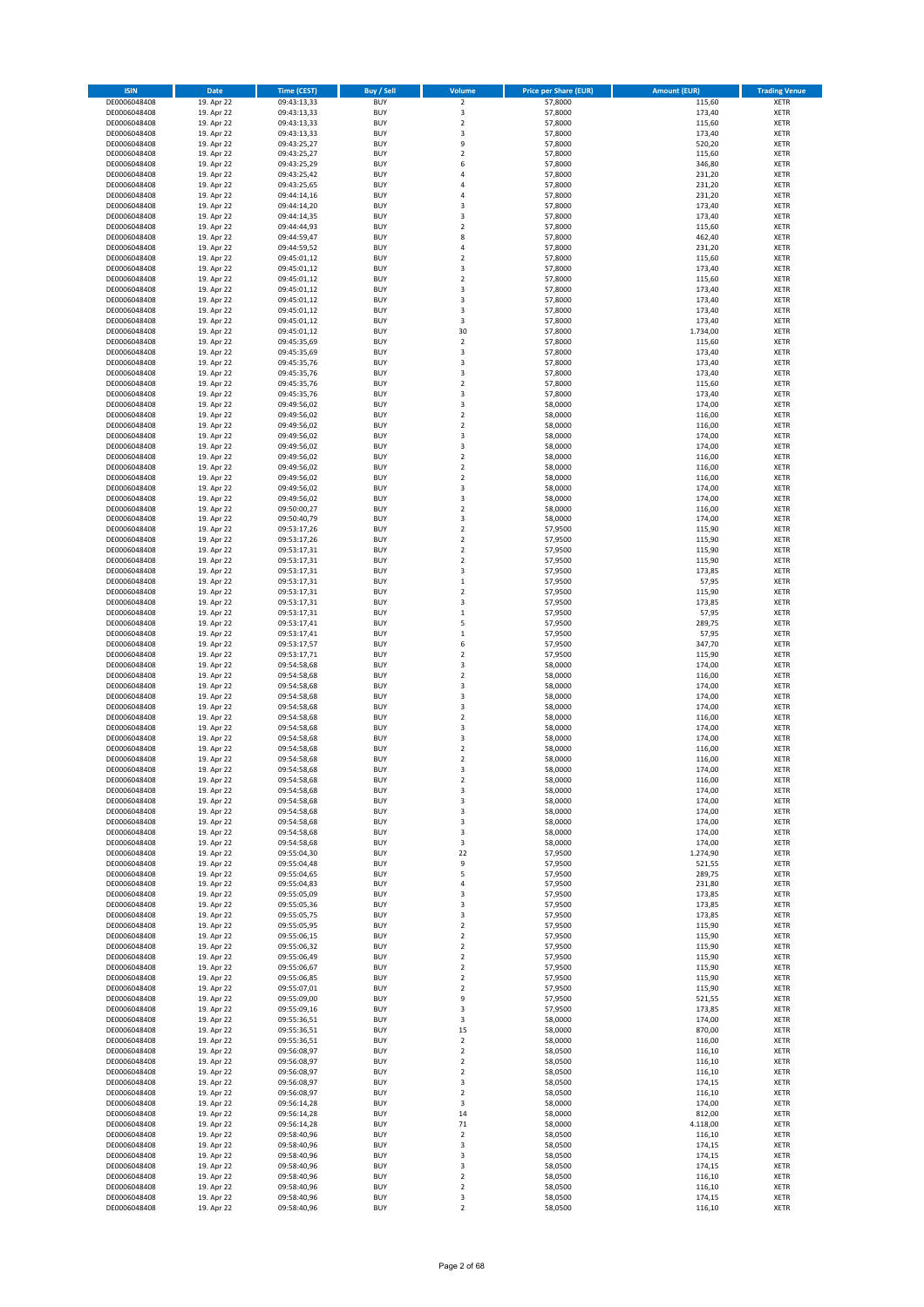| ISIN | Date | Time (CEST) | Buy / Sell | Volume | Price per Share (EUR) | Amount (EUR) | Trading Venue |
|---|---|---|---|---|---|---|---|
| DE0006048408 | 19. Apr 22 | 09:43:13,33 | BUY | 2 | 57,8000 | 115,60 | XETR |
| DE0006048408 | 19. Apr 22 | 09:43:13,33 | BUY | 3 | 57,8000 | 173,40 | XETR |
| DE0006048408 | 19. Apr 22 | 09:43:13,33 | BUY | 2 | 57,8000 | 115,60 | XETR |
| DE0006048408 | 19. Apr 22 | 09:43:13,33 | BUY | 3 | 57,8000 | 173,40 | XETR |
| DE0006048408 | 19. Apr 22 | 09:43:25,27 | BUY | 9 | 57,8000 | 520,20 | XETR |
| DE0006048408 | 19. Apr 22 | 09:43:25,27 | BUY | 2 | 57,8000 | 115,60 | XETR |
| DE0006048408 | 19. Apr 22 | 09:43:25,29 | BUY | 6 | 57,8000 | 346,80 | XETR |
| DE0006048408 | 19. Apr 22 | 09:43:25,42 | BUY | 4 | 57,8000 | 231,20 | XETR |
| DE0006048408 | 19. Apr 22 | 09:43:25,65 | BUY | 4 | 57,8000 | 231,20 | XETR |
| DE0006048408 | 19. Apr 22 | 09:44:14,16 | BUY | 4 | 57,8000 | 231,20 | XETR |
| DE0006048408 | 19. Apr 22 | 09:44:14,20 | BUY | 3 | 57,8000 | 173,40 | XETR |
| DE0006048408 | 19. Apr 22 | 09:44:14,35 | BUY | 3 | 57,8000 | 173,40 | XETR |
| DE0006048408 | 19. Apr 22 | 09:44:44,93 | BUY | 2 | 57,8000 | 115,60 | XETR |
| DE0006048408 | 19. Apr 22 | 09:44:59,47 | BUY | 8 | 57,8000 | 462,40 | XETR |
| DE0006048408 | 19. Apr 22 | 09:44:59,52 | BUY | 4 | 57,8000 | 231,20 | XETR |
| DE0006048408 | 19. Apr 22 | 09:45:01,12 | BUY | 2 | 57,8000 | 115,60 | XETR |
| DE0006048408 | 19. Apr 22 | 09:45:01,12 | BUY | 3 | 57,8000 | 173,40 | XETR |
| DE0006048408 | 19. Apr 22 | 09:45:01,12 | BUY | 2 | 57,8000 | 115,60 | XETR |
| DE0006048408 | 19. Apr 22 | 09:45:01,12 | BUY | 3 | 57,8000 | 173,40 | XETR |
| DE0006048408 | 19. Apr 22 | 09:45:01,12 | BUY | 3 | 57,8000 | 173,40 | XETR |
| DE0006048408 | 19. Apr 22 | 09:45:01,12 | BUY | 3 | 57,8000 | 173,40 | XETR |
| DE0006048408 | 19. Apr 22 | 09:45:01,12 | BUY | 3 | 57,8000 | 173,40 | XETR |
| DE0006048408 | 19. Apr 22 | 09:45:01,12 | BUY | 30 | 57,8000 | 1.734,00 | XETR |
| DE0006048408 | 19. Apr 22 | 09:45:35,69 | BUY | 2 | 57,8000 | 115,60 | XETR |
| DE0006048408 | 19. Apr 22 | 09:45:35,69 | BUY | 3 | 57,8000 | 173,40 | XETR |
| DE0006048408 | 19. Apr 22 | 09:45:35,76 | BUY | 3 | 57,8000 | 173,40 | XETR |
| DE0006048408 | 19. Apr 22 | 09:45:35,76 | BUY | 3 | 57,8000 | 173,40 | XETR |
| DE0006048408 | 19. Apr 22 | 09:45:35,76 | BUY | 2 | 57,8000 | 115,60 | XETR |
| DE0006048408 | 19. Apr 22 | 09:45:35,76 | BUY | 3 | 57,8000 | 173,40 | XETR |
| DE0006048408 | 19. Apr 22 | 09:49:56,02 | BUY | 3 | 58,0000 | 174,00 | XETR |
| DE0006048408 | 19. Apr 22 | 09:49:56,02 | BUY | 2 | 58,0000 | 116,00 | XETR |
| DE0006048408 | 19. Apr 22 | 09:49:56,02 | BUY | 2 | 58,0000 | 116,00 | XETR |
| DE0006048408 | 19. Apr 22 | 09:49:56,02 | BUY | 3 | 58,0000 | 174,00 | XETR |
| DE0006048408 | 19. Apr 22 | 09:49:56,02 | BUY | 3 | 58,0000 | 174,00 | XETR |
| DE0006048408 | 19. Apr 22 | 09:49:56,02 | BUY | 2 | 58,0000 | 116,00 | XETR |
| DE0006048408 | 19. Apr 22 | 09:49:56,02 | BUY | 2 | 58,0000 | 116,00 | XETR |
| DE0006048408 | 19. Apr 22 | 09:49:56,02 | BUY | 2 | 58,0000 | 116,00 | XETR |
| DE0006048408 | 19. Apr 22 | 09:49:56,02 | BUY | 3 | 58,0000 | 174,00 | XETR |
| DE0006048408 | 19. Apr 22 | 09:49:56,02 | BUY | 3 | 58,0000 | 174,00 | XETR |
| DE0006048408 | 19. Apr 22 | 09:50:00,27 | BUY | 2 | 58,0000 | 116,00 | XETR |
| DE0006048408 | 19. Apr 22 | 09:50:40,79 | BUY | 3 | 58,0000 | 174,00 | XETR |
| DE0006048408 | 19. Apr 22 | 09:53:17,26 | BUY | 2 | 57,9500 | 115,90 | XETR |
| DE0006048408 | 19. Apr 22 | 09:53:17,26 | BUY | 2 | 57,9500 | 115,90 | XETR |
| DE0006048408 | 19. Apr 22 | 09:53:17,31 | BUY | 2 | 57,9500 | 115,90 | XETR |
| DE0006048408 | 19. Apr 22 | 09:53:17,31 | BUY | 2 | 57,9500 | 115,90 | XETR |
| DE0006048408 | 19. Apr 22 | 09:53:17,31 | BUY | 3 | 57,9500 | 173,85 | XETR |
| DE0006048408 | 19. Apr 22 | 09:53:17,31 | BUY | 1 | 57,9500 | 57,95 | XETR |
| DE0006048408 | 19. Apr 22 | 09:53:17,31 | BUY | 2 | 57,9500 | 115,90 | XETR |
| DE0006048408 | 19. Apr 22 | 09:53:17,31 | BUY | 3 | 57,9500 | 173,85 | XETR |
| DE0006048408 | 19. Apr 22 | 09:53:17,31 | BUY | 1 | 57,9500 | 57,95 | XETR |
| DE0006048408 | 19. Apr 22 | 09:53:17,41 | BUY | 5 | 57,9500 | 289,75 | XETR |
| DE0006048408 | 19. Apr 22 | 09:53:17,41 | BUY | 1 | 57,9500 | 57,95 | XETR |
| DE0006048408 | 19. Apr 22 | 09:53:17,57 | BUY | 6 | 57,9500 | 347,70 | XETR |
| DE0006048408 | 19. Apr 22 | 09:53:17,71 | BUY | 2 | 57,9500 | 115,90 | XETR |
| DE0006048408 | 19. Apr 22 | 09:54:58,68 | BUY | 3 | 58,0000 | 174,00 | XETR |
| DE0006048408 | 19. Apr 22 | 09:54:58,68 | BUY | 2 | 58,0000 | 116,00 | XETR |
| DE0006048408 | 19. Apr 22 | 09:54:58,68 | BUY | 3 | 58,0000 | 174,00 | XETR |
| DE0006048408 | 19. Apr 22 | 09:54:58,68 | BUY | 3 | 58,0000 | 174,00 | XETR |
| DE0006048408 | 19. Apr 22 | 09:54:58,68 | BUY | 3 | 58,0000 | 174,00 | XETR |
| DE0006048408 | 19. Apr 22 | 09:54:58,68 | BUY | 2 | 58,0000 | 116,00 | XETR |
| DE0006048408 | 19. Apr 22 | 09:54:58,68 | BUY | 3 | 58,0000 | 174,00 | XETR |
| DE0006048408 | 19. Apr 22 | 09:54:58,68 | BUY | 3 | 58,0000 | 174,00 | XETR |
| DE0006048408 | 19. Apr 22 | 09:54:58,68 | BUY | 2 | 58,0000 | 116,00 | XETR |
| DE0006048408 | 19. Apr 22 | 09:54:58,68 | BUY | 2 | 58,0000 | 116,00 | XETR |
| DE0006048408 | 19. Apr 22 | 09:54:58,68 | BUY | 3 | 58,0000 | 174,00 | XETR |
| DE0006048408 | 19. Apr 22 | 09:54:58,68 | BUY | 2 | 58,0000 | 116,00 | XETR |
| DE0006048408 | 19. Apr 22 | 09:54:58,68 | BUY | 3 | 58,0000 | 174,00 | XETR |
| DE0006048408 | 19. Apr 22 | 09:54:58,68 | BUY | 3 | 58,0000 | 174,00 | XETR |
| DE0006048408 | 19. Apr 22 | 09:54:58,68 | BUY | 3 | 58,0000 | 174,00 | XETR |
| DE0006048408 | 19. Apr 22 | 09:54:58,68 | BUY | 3 | 58,0000 | 174,00 | XETR |
| DE0006048408 | 19. Apr 22 | 09:54:58,68 | BUY | 3 | 58,0000 | 174,00 | XETR |
| DE0006048408 | 19. Apr 22 | 09:54:58,68 | BUY | 3 | 58,0000 | 174,00 | XETR |
| DE0006048408 | 19. Apr 22 | 09:55:04,30 | BUY | 22 | 57,9500 | 1.274,90 | XETR |
| DE0006048408 | 19. Apr 22 | 09:55:04,48 | BUY | 9 | 57,9500 | 521,55 | XETR |
| DE0006048408 | 19. Apr 22 | 09:55:04,65 | BUY | 5 | 57,9500 | 289,75 | XETR |
| DE0006048408 | 19. Apr 22 | 09:55:04,83 | BUY | 4 | 57,9500 | 231,80 | XETR |
| DE0006048408 | 19. Apr 22 | 09:55:05,09 | BUY | 3 | 57,9500 | 173,85 | XETR |
| DE0006048408 | 19. Apr 22 | 09:55:05,36 | BUY | 3 | 57,9500 | 173,85 | XETR |
| DE0006048408 | 19. Apr 22 | 09:55:05,75 | BUY | 3 | 57,9500 | 173,85 | XETR |
| DE0006048408 | 19. Apr 22 | 09:55:05,95 | BUY | 2 | 57,9500 | 115,90 | XETR |
| DE0006048408 | 19. Apr 22 | 09:55:06,15 | BUY | 2 | 57,9500 | 115,90 | XETR |
| DE0006048408 | 19. Apr 22 | 09:55:06,32 | BUY | 2 | 57,9500 | 115,90 | XETR |
| DE0006048408 | 19. Apr 22 | 09:55:06,49 | BUY | 2 | 57,9500 | 115,90 | XETR |
| DE0006048408 | 19. Apr 22 | 09:55:06,67 | BUY | 2 | 57,9500 | 115,90 | XETR |
| DE0006048408 | 19. Apr 22 | 09:55:06,85 | BUY | 2 | 57,9500 | 115,90 | XETR |
| DE0006048408 | 19. Apr 22 | 09:55:07,01 | BUY | 2 | 57,9500 | 115,90 | XETR |
| DE0006048408 | 19. Apr 22 | 09:55:09,00 | BUY | 9 | 57,9500 | 521,55 | XETR |
| DE0006048408 | 19. Apr 22 | 09:55:09,16 | BUY | 3 | 57,9500 | 173,85 | XETR |
| DE0006048408 | 19. Apr 22 | 09:55:36,51 | BUY | 3 | 58,0000 | 174,00 | XETR |
| DE0006048408 | 19. Apr 22 | 09:55:36,51 | BUY | 15 | 58,0000 | 870,00 | XETR |
| DE0006048408 | 19. Apr 22 | 09:55:36,51 | BUY | 2 | 58,0000 | 116,00 | XETR |
| DE0006048408 | 19. Apr 22 | 09:56:08,97 | BUY | 2 | 58,0500 | 116,10 | XETR |
| DE0006048408 | 19. Apr 22 | 09:56:08,97 | BUY | 2 | 58,0500 | 116,10 | XETR |
| DE0006048408 | 19. Apr 22 | 09:56:08,97 | BUY | 2 | 58,0500 | 116,10 | XETR |
| DE0006048408 | 19. Apr 22 | 09:56:08,97 | BUY | 3 | 58,0500 | 174,15 | XETR |
| DE0006048408 | 19. Apr 22 | 09:56:08,97 | BUY | 2 | 58,0500 | 116,10 | XETR |
| DE0006048408 | 19. Apr 22 | 09:56:14,28 | BUY | 3 | 58,0000 | 174,00 | XETR |
| DE0006048408 | 19. Apr 22 | 09:56:14,28 | BUY | 14 | 58,0000 | 812,00 | XETR |
| DE0006048408 | 19. Apr 22 | 09:56:14,28 | BUY | 71 | 58,0000 | 4.118,00 | XETR |
| DE0006048408 | 19. Apr 22 | 09:58:40,96 | BUY | 2 | 58,0500 | 116,10 | XETR |
| DE0006048408 | 19. Apr 22 | 09:58:40,96 | BUY | 3 | 58,0500 | 174,15 | XETR |
| DE0006048408 | 19. Apr 22 | 09:58:40,96 | BUY | 3 | 58,0500 | 174,15 | XETR |
| DE0006048408 | 19. Apr 22 | 09:58:40,96 | BUY | 3 | 58,0500 | 174,15 | XETR |
| DE0006048408 | 19. Apr 22 | 09:58:40,96 | BUY | 2 | 58,0500 | 116,10 | XETR |
| DE0006048408 | 19. Apr 22 | 09:58:40,96 | BUY | 2 | 58,0500 | 116,10 | XETR |
| DE0006048408 | 19. Apr 22 | 09:58:40,96 | BUY | 3 | 58,0500 | 174,15 | XETR |
| DE0006048408 | 19. Apr 22 | 09:58:40,96 | BUY | 2 | 58,0500 | 116,10 | XETR |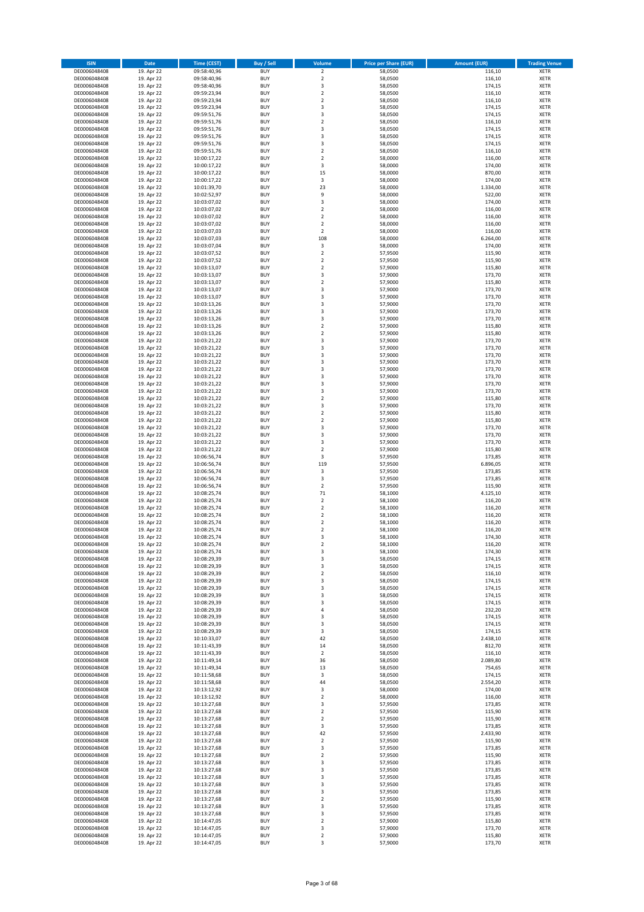| ISIN | Date | Time (CEST) | Buy / Sell | Volume | Price per Share (EUR) | Amount (EUR) | Trading Venue |
|---|---|---|---|---|---|---|---|
| DE0006048408 | 19. Apr 22 | 09:58:40,96 | BUY | 2 | 58,0500 | 116,10 | XETR |
| DE0006048408 | 19. Apr 22 | 09:58:40,96 | BUY | 2 | 58,0500 | 116,10 | XETR |
| DE0006048408 | 19. Apr 22 | 09:58:40,96 | BUY | 3 | 58,0500 | 174,15 | XETR |
| DE0006048408 | 19. Apr 22 | 09:59:23,94 | BUY | 2 | 58,0500 | 116,10 | XETR |
| DE0006048408 | 19. Apr 22 | 09:59:23,94 | BUY | 2 | 58,0500 | 116,10 | XETR |
| DE0006048408 | 19. Apr 22 | 09:59:23,94 | BUY | 3 | 58,0500 | 174,15 | XETR |
| DE0006048408 | 19. Apr 22 | 09:59:51,76 | BUY | 3 | 58,0500 | 174,15 | XETR |
| DE0006048408 | 19. Apr 22 | 09:59:51,76 | BUY | 2 | 58,0500 | 116,10 | XETR |
| DE0006048408 | 19. Apr 22 | 09:59:51,76 | BUY | 3 | 58,0500 | 174,15 | XETR |
| DE0006048408 | 19. Apr 22 | 09:59:51,76 | BUY | 3 | 58,0500 | 174,15 | XETR |
| DE0006048408 | 19. Apr 22 | 09:59:51,76 | BUY | 3 | 58,0500 | 174,15 | XETR |
| DE0006048408 | 19. Apr 22 | 09:59:51,76 | BUY | 2 | 58,0500 | 116,10 | XETR |
| DE0006048408 | 19. Apr 22 | 10:00:17,22 | BUY | 2 | 58,0000 | 116,00 | XETR |
| DE0006048408 | 19. Apr 22 | 10:00:17,22 | BUY | 3 | 58,0000 | 174,00 | XETR |
| DE0006048408 | 19. Apr 22 | 10:00:17,22 | BUY | 15 | 58,0000 | 870,00 | XETR |
| DE0006048408 | 19. Apr 22 | 10:00:17,22 | BUY | 3 | 58,0000 | 174,00 | XETR |
| DE0006048408 | 19. Apr 22 | 10:01:39,70 | BUY | 23 | 58,0000 | 1.334,00 | XETR |
| DE0006048408 | 19. Apr 22 | 10:02:52,97 | BUY | 9 | 58,0000 | 522,00 | XETR |
| DE0006048408 | 19. Apr 22 | 10:03:07,02 | BUY | 3 | 58,0000 | 174,00 | XETR |
| DE0006048408 | 19. Apr 22 | 10:03:07,02 | BUY | 2 | 58,0000 | 116,00 | XETR |
| DE0006048408 | 19. Apr 22 | 10:03:07,02 | BUY | 2 | 58,0000 | 116,00 | XETR |
| DE0006048408 | 19. Apr 22 | 10:03:07,02 | BUY | 2 | 58,0000 | 116,00 | XETR |
| DE0006048408 | 19. Apr 22 | 10:03:07,03 | BUY | 2 | 58,0000 | 116,00 | XETR |
| DE0006048408 | 19. Apr 22 | 10:03:07,03 | BUY | 108 | 58,0000 | 6.264,00 | XETR |
| DE0006048408 | 19. Apr 22 | 10:03:07,04 | BUY | 3 | 58,0000 | 174,00 | XETR |
| DE0006048408 | 19. Apr 22 | 10:03:07,52 | BUY | 2 | 57,9500 | 115,90 | XETR |
| DE0006048408 | 19. Apr 22 | 10:03:07,52 | BUY | 2 | 57,9500 | 115,90 | XETR |
| DE0006048408 | 19. Apr 22 | 10:03:13,07 | BUY | 2 | 57,9000 | 115,80 | XETR |
| DE0006048408 | 19. Apr 22 | 10:03:13,07 | BUY | 3 | 57,9000 | 173,70 | XETR |
| DE0006048408 | 19. Apr 22 | 10:03:13,07 | BUY | 2 | 57,9000 | 115,80 | XETR |
| DE0006048408 | 19. Apr 22 | 10:03:13,07 | BUY | 3 | 57,9000 | 173,70 | XETR |
| DE0006048408 | 19. Apr 22 | 10:03:13,07 | BUY | 3 | 57,9000 | 173,70 | XETR |
| DE0006048408 | 19. Apr 22 | 10:03:13,26 | BUY | 3 | 57,9000 | 173,70 | XETR |
| DE0006048408 | 19. Apr 22 | 10:03:13,26 | BUY | 3 | 57,9000 | 173,70 | XETR |
| DE0006048408 | 19. Apr 22 | 10:03:13,26 | BUY | 3 | 57,9000 | 173,70 | XETR |
| DE0006048408 | 19. Apr 22 | 10:03:13,26 | BUY | 2 | 57,9000 | 115,80 | XETR |
| DE0006048408 | 19. Apr 22 | 10:03:13,26 | BUY | 2 | 57,9000 | 115,80 | XETR |
| DE0006048408 | 19. Apr 22 | 10:03:21,22 | BUY | 3 | 57,9000 | 173,70 | XETR |
| DE0006048408 | 19. Apr 22 | 10:03:21,22 | BUY | 3 | 57,9000 | 173,70 | XETR |
| DE0006048408 | 19. Apr 22 | 10:03:21,22 | BUY | 3 | 57,9000 | 173,70 | XETR |
| DE0006048408 | 19. Apr 22 | 10:03:21,22 | BUY | 3 | 57,9000 | 173,70 | XETR |
| DE0006048408 | 19. Apr 22 | 10:03:21,22 | BUY | 3 | 57,9000 | 173,70 | XETR |
| DE0006048408 | 19. Apr 22 | 10:03:21,22 | BUY | 3 | 57,9000 | 173,70 | XETR |
| DE0006048408 | 19. Apr 22 | 10:03:21,22 | BUY | 3 | 57,9000 | 173,70 | XETR |
| DE0006048408 | 19. Apr 22 | 10:03:21,22 | BUY | 3 | 57,9000 | 173,70 | XETR |
| DE0006048408 | 19. Apr 22 | 10:03:21,22 | BUY | 2 | 57,9000 | 115,80 | XETR |
| DE0006048408 | 19. Apr 22 | 10:03:21,22 | BUY | 3 | 57,9000 | 173,70 | XETR |
| DE0006048408 | 19. Apr 22 | 10:03:21,22 | BUY | 2 | 57,9000 | 115,80 | XETR |
| DE0006048408 | 19. Apr 22 | 10:03:21,22 | BUY | 2 | 57,9000 | 115,80 | XETR |
| DE0006048408 | 19. Apr 22 | 10:03:21,22 | BUY | 3 | 57,9000 | 173,70 | XETR |
| DE0006048408 | 19. Apr 22 | 10:03:21,22 | BUY | 3 | 57,9000 | 173,70 | XETR |
| DE0006048408 | 19. Apr 22 | 10:03:21,22 | BUY | 3 | 57,9000 | 173,70 | XETR |
| DE0006048408 | 19. Apr 22 | 10:03:21,22 | BUY | 2 | 57,9000 | 115,80 | XETR |
| DE0006048408 | 19. Apr 22 | 10:06:56,74 | BUY | 3 | 57,9500 | 173,85 | XETR |
| DE0006048408 | 19. Apr 22 | 10:06:56,74 | BUY | 119 | 57,9500 | 6.896,05 | XETR |
| DE0006048408 | 19. Apr 22 | 10:06:56,74 | BUY | 3 | 57,9500 | 173,85 | XETR |
| DE0006048408 | 19. Apr 22 | 10:06:56,74 | BUY | 3 | 57,9500 | 173,85 | XETR |
| DE0006048408 | 19. Apr 22 | 10:06:56,74 | BUY | 2 | 57,9500 | 115,90 | XETR |
| DE0006048408 | 19. Apr 22 | 10:08:25,74 | BUY | 71 | 58,1000 | 4.125,10 | XETR |
| DE0006048408 | 19. Apr 22 | 10:08:25,74 | BUY | 2 | 58,1000 | 116,20 | XETR |
| DE0006048408 | 19. Apr 22 | 10:08:25,74 | BUY | 2 | 58,1000 | 116,20 | XETR |
| DE0006048408 | 19. Apr 22 | 10:08:25,74 | BUY | 2 | 58,1000 | 116,20 | XETR |
| DE0006048408 | 19. Apr 22 | 10:08:25,74 | BUY | 2 | 58,1000 | 116,20 | XETR |
| DE0006048408 | 19. Apr 22 | 10:08:25,74 | BUY | 2 | 58,1000 | 116,20 | XETR |
| DE0006048408 | 19. Apr 22 | 10:08:25,74 | BUY | 3 | 58,1000 | 174,30 | XETR |
| DE0006048408 | 19. Apr 22 | 10:08:25,74 | BUY | 2 | 58,1000 | 116,20 | XETR |
| DE0006048408 | 19. Apr 22 | 10:08:25,74 | BUY | 3 | 58,1000 | 174,30 | XETR |
| DE0006048408 | 19. Apr 22 | 10:08:29,39 | BUY | 3 | 58,0500 | 174,15 | XETR |
| DE0006048408 | 19. Apr 22 | 10:08:29,39 | BUY | 3 | 58,0500 | 174,15 | XETR |
| DE0006048408 | 19. Apr 22 | 10:08:29,39 | BUY | 2 | 58,0500 | 116,10 | XETR |
| DE0006048408 | 19. Apr 22 | 10:08:29,39 | BUY | 3 | 58,0500 | 174,15 | XETR |
| DE0006048408 | 19. Apr 22 | 10:08:29,39 | BUY | 3 | 58,0500 | 174,15 | XETR |
| DE0006048408 | 19. Apr 22 | 10:08:29,39 | BUY | 3 | 58,0500 | 174,15 | XETR |
| DE0006048408 | 19. Apr 22 | 10:08:29,39 | BUY | 3 | 58,0500 | 174,15 | XETR |
| DE0006048408 | 19. Apr 22 | 10:08:29,39 | BUY | 4 | 58,0500 | 232,20 | XETR |
| DE0006048408 | 19. Apr 22 | 10:08:29,39 | BUY | 3 | 58,0500 | 174,15 | XETR |
| DE0006048408 | 19. Apr 22 | 10:08:29,39 | BUY | 3 | 58,0500 | 174,15 | XETR |
| DE0006048408 | 19. Apr 22 | 10:08:29,39 | BUY | 3 | 58,0500 | 174,15 | XETR |
| DE0006048408 | 19. Apr 22 | 10:10:33,07 | BUY | 42 | 58,0500 | 2.438,10 | XETR |
| DE0006048408 | 19. Apr 22 | 10:11:43,39 | BUY | 14 | 58,0500 | 812,70 | XETR |
| DE0006048408 | 19. Apr 22 | 10:11:43,39 | BUY | 2 | 58,0500 | 116,10 | XETR |
| DE0006048408 | 19. Apr 22 | 10:11:49,14 | BUY | 36 | 58,0500 | 2.089,80 | XETR |
| DE0006048408 | 19. Apr 22 | 10:11:49,34 | BUY | 13 | 58,0500 | 754,65 | XETR |
| DE0006048408 | 19. Apr 22 | 10:11:58,68 | BUY | 3 | 58,0500 | 174,15 | XETR |
| DE0006048408 | 19. Apr 22 | 10:11:58,68 | BUY | 44 | 58,0500 | 2.554,20 | XETR |
| DE0006048408 | 19. Apr 22 | 10:13:12,92 | BUY | 3 | 58,0000 | 174,00 | XETR |
| DE0006048408 | 19. Apr 22 | 10:13:12,92 | BUY | 2 | 58,0000 | 116,00 | XETR |
| DE0006048408 | 19. Apr 22 | 10:13:27,68 | BUY | 3 | 57,9500 | 173,85 | XETR |
| DE0006048408 | 19. Apr 22 | 10:13:27,68 | BUY | 2 | 57,9500 | 115,90 | XETR |
| DE0006048408 | 19. Apr 22 | 10:13:27,68 | BUY | 2 | 57,9500 | 115,90 | XETR |
| DE0006048408 | 19. Apr 22 | 10:13:27,68 | BUY | 3 | 57,9500 | 173,85 | XETR |
| DE0006048408 | 19. Apr 22 | 10:13:27,68 | BUY | 42 | 57,9500 | 2.433,90 | XETR |
| DE0006048408 | 19. Apr 22 | 10:13:27,68 | BUY | 2 | 57,9500 | 115,90 | XETR |
| DE0006048408 | 19. Apr 22 | 10:13:27,68 | BUY | 3 | 57,9500 | 173,85 | XETR |
| DE0006048408 | 19. Apr 22 | 10:13:27,68 | BUY | 2 | 57,9500 | 115,90 | XETR |
| DE0006048408 | 19. Apr 22 | 10:13:27,68 | BUY | 3 | 57,9500 | 173,85 | XETR |
| DE0006048408 | 19. Apr 22 | 10:13:27,68 | BUY | 3 | 57,9500 | 173,85 | XETR |
| DE0006048408 | 19. Apr 22 | 10:13:27,68 | BUY | 3 | 57,9500 | 173,85 | XETR |
| DE0006048408 | 19. Apr 22 | 10:13:27,68 | BUY | 3 | 57,9500 | 173,85 | XETR |
| DE0006048408 | 19. Apr 22 | 10:13:27,68 | BUY | 3 | 57,9500 | 173,85 | XETR |
| DE0006048408 | 19. Apr 22 | 10:13:27,68 | BUY | 2 | 57,9500 | 115,90 | XETR |
| DE0006048408 | 19. Apr 22 | 10:13:27,68 | BUY | 3 | 57,9500 | 173,85 | XETR |
| DE0006048408 | 19. Apr 22 | 10:13:27,68 | BUY | 3 | 57,9500 | 173,85 | XETR |
| DE0006048408 | 19. Apr 22 | 10:14:47,05 | BUY | 2 | 57,9000 | 115,80 | XETR |
| DE0006048408 | 19. Apr 22 | 10:14:47,05 | BUY | 3 | 57,9000 | 173,70 | XETR |
| DE0006048408 | 19. Apr 22 | 10:14:47,05 | BUY | 2 | 57,9000 | 115,80 | XETR |
| DE0006048408 | 19. Apr 22 | 10:14:47,05 | BUY | 3 | 57,9000 | 173,70 | XETR |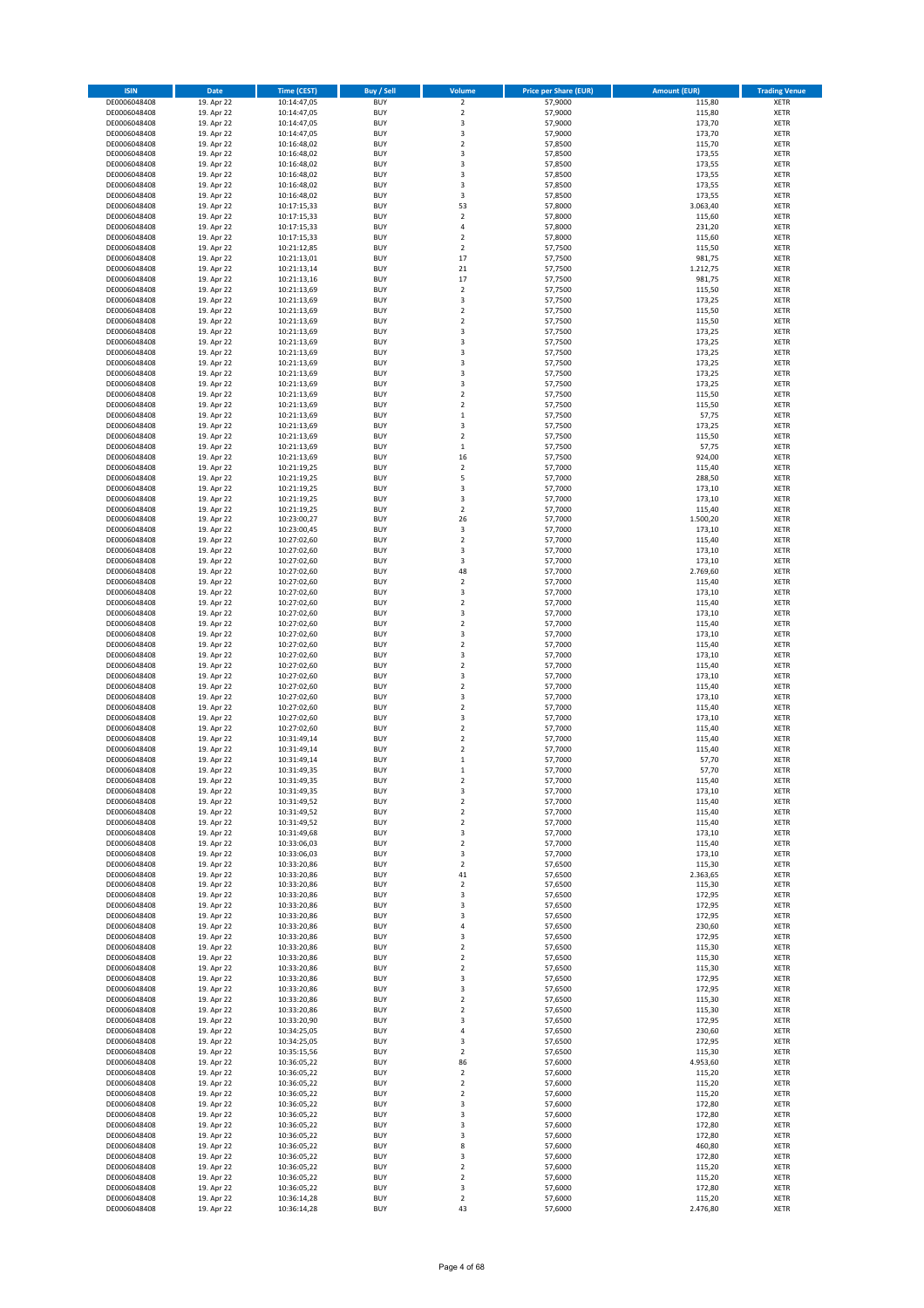| ISIN | Date | Time (CEST) | Buy / Sell | Volume | Price per Share (EUR) | Amount (EUR) | Trading Venue |
|---|---|---|---|---|---|---|---|
| DE0006048408 | 19. Apr 22 | 10:14:47,05 | BUY | 2 | 57,9000 | 115,80 | XETR |
| DE0006048408 | 19. Apr 22 | 10:14:47,05 | BUY | 2 | 57,9000 | 115,80 | XETR |
| DE0006048408 | 19. Apr 22 | 10:14:47,05 | BUY | 3 | 57,9000 | 173,70 | XETR |
| DE0006048408 | 19. Apr 22 | 10:14:47,05 | BUY | 3 | 57,9000 | 173,70 | XETR |
| DE0006048408 | 19. Apr 22 | 10:16:48,02 | BUY | 2 | 57,8500 | 115,70 | XETR |
| DE0006048408 | 19. Apr 22 | 10:16:48,02 | BUY | 3 | 57,8500 | 173,55 | XETR |
| DE0006048408 | 19. Apr 22 | 10:16:48,02 | BUY | 3 | 57,8500 | 173,55 | XETR |
| DE0006048408 | 19. Apr 22 | 10:16:48,02 | BUY | 3 | 57,8500 | 173,55 | XETR |
| DE0006048408 | 19. Apr 22 | 10:16:48,02 | BUY | 3 | 57,8500 | 173,55 | XETR |
| DE0006048408 | 19. Apr 22 | 10:16:48,02 | BUY | 3 | 57,8500 | 173,55 | XETR |
| DE0006048408 | 19. Apr 22 | 10:17:15,33 | BUY | 53 | 57,8000 | 3.063,40 | XETR |
| DE0006048408 | 19. Apr 22 | 10:17:15,33 | BUY | 2 | 57,8000 | 115,60 | XETR |
| DE0006048408 | 19. Apr 22 | 10:17:15,33 | BUY | 4 | 57,8000 | 231,20 | XETR |
| DE0006048408 | 19. Apr 22 | 10:17:15,33 | BUY | 2 | 57,8000 | 115,60 | XETR |
| DE0006048408 | 19. Apr 22 | 10:21:12,85 | BUY | 2 | 57,7500 | 115,50 | XETR |
| DE0006048408 | 19. Apr 22 | 10:21:13,01 | BUY | 17 | 57,7500 | 981,75 | XETR |
| DE0006048408 | 19. Apr 22 | 10:21:13,14 | BUY | 21 | 57,7500 | 1.212,75 | XETR |
| DE0006048408 | 19. Apr 22 | 10:21:13,16 | BUY | 17 | 57,7500 | 981,75 | XETR |
| DE0006048408 | 19. Apr 22 | 10:21:13,69 | BUY | 2 | 57,7500 | 115,50 | XETR |
| DE0006048408 | 19. Apr 22 | 10:21:13,69 | BUY | 3 | 57,7500 | 173,25 | XETR |
| DE0006048408 | 19. Apr 22 | 10:21:13,69 | BUY | 2 | 57,7500 | 115,50 | XETR |
| DE0006048408 | 19. Apr 22 | 10:21:13,69 | BUY | 2 | 57,7500 | 115,50 | XETR |
| DE0006048408 | 19. Apr 22 | 10:21:13,69 | BUY | 3 | 57,7500 | 173,25 | XETR |
| DE0006048408 | 19. Apr 22 | 10:21:13,69 | BUY | 3 | 57,7500 | 173,25 | XETR |
| DE0006048408 | 19. Apr 22 | 10:21:13,69 | BUY | 3 | 57,7500 | 173,25 | XETR |
| DE0006048408 | 19. Apr 22 | 10:21:13,69 | BUY | 3 | 57,7500 | 173,25 | XETR |
| DE0006048408 | 19. Apr 22 | 10:21:13,69 | BUY | 3 | 57,7500 | 173,25 | XETR |
| DE0006048408 | 19. Apr 22 | 10:21:13,69 | BUY | 3 | 57,7500 | 173,25 | XETR |
| DE0006048408 | 19. Apr 22 | 10:21:13,69 | BUY | 2 | 57,7500 | 115,50 | XETR |
| DE0006048408 | 19. Apr 22 | 10:21:13,69 | BUY | 2 | 57,7500 | 115,50 | XETR |
| DE0006048408 | 19. Apr 22 | 10:21:13,69 | BUY | 1 | 57,7500 | 57,75 | XETR |
| DE0006048408 | 19. Apr 22 | 10:21:13,69 | BUY | 3 | 57,7500 | 173,25 | XETR |
| DE0006048408 | 19. Apr 22 | 10:21:13,69 | BUY | 2 | 57,7500 | 115,50 | XETR |
| DE0006048408 | 19. Apr 22 | 10:21:13,69 | BUY | 1 | 57,7500 | 57,75 | XETR |
| DE0006048408 | 19. Apr 22 | 10:21:13,69 | BUY | 16 | 57,7500 | 924,00 | XETR |
| DE0006048408 | 19. Apr 22 | 10:21:19,25 | BUY | 2 | 57,7000 | 115,40 | XETR |
| DE0006048408 | 19. Apr 22 | 10:21:19,25 | BUY | 5 | 57,7000 | 288,50 | XETR |
| DE0006048408 | 19. Apr 22 | 10:21:19,25 | BUY | 3 | 57,7000 | 173,10 | XETR |
| DE0006048408 | 19. Apr 22 | 10:21:19,25 | BUY | 3 | 57,7000 | 173,10 | XETR |
| DE0006048408 | 19. Apr 22 | 10:21:19,25 | BUY | 2 | 57,7000 | 115,40 | XETR |
| DE0006048408 | 19. Apr 22 | 10:23:00,27 | BUY | 26 | 57,7000 | 1.500,20 | XETR |
| DE0006048408 | 19. Apr 22 | 10:23:00,45 | BUY | 3 | 57,7000 | 173,10 | XETR |
| DE0006048408 | 19. Apr 22 | 10:27:02,60 | BUY | 2 | 57,7000 | 115,40 | XETR |
| DE0006048408 | 19. Apr 22 | 10:27:02,60 | BUY | 3 | 57,7000 | 173,10 | XETR |
| DE0006048408 | 19. Apr 22 | 10:27:02,60 | BUY | 3 | 57,7000 | 173,10 | XETR |
| DE0006048408 | 19. Apr 22 | 10:27:02,60 | BUY | 48 | 57,7000 | 2.769,60 | XETR |
| DE0006048408 | 19. Apr 22 | 10:27:02,60 | BUY | 2 | 57,7000 | 115,40 | XETR |
| DE0006048408 | 19. Apr 22 | 10:27:02,60 | BUY | 3 | 57,7000 | 173,10 | XETR |
| DE0006048408 | 19. Apr 22 | 10:27:02,60 | BUY | 2 | 57,7000 | 115,40 | XETR |
| DE0006048408 | 19. Apr 22 | 10:27:02,60 | BUY | 3 | 57,7000 | 173,10 | XETR |
| DE0006048408 | 19. Apr 22 | 10:27:02,60 | BUY | 2 | 57,7000 | 115,40 | XETR |
| DE0006048408 | 19. Apr 22 | 10:27:02,60 | BUY | 3 | 57,7000 | 173,10 | XETR |
| DE0006048408 | 19. Apr 22 | 10:27:02,60 | BUY | 2 | 57,7000 | 115,40 | XETR |
| DE0006048408 | 19. Apr 22 | 10:27:02,60 | BUY | 3 | 57,7000 | 173,10 | XETR |
| DE0006048408 | 19. Apr 22 | 10:27:02,60 | BUY | 2 | 57,7000 | 115,40 | XETR |
| DE0006048408 | 19. Apr 22 | 10:27:02,60 | BUY | 3 | 57,7000 | 173,10 | XETR |
| DE0006048408 | 19. Apr 22 | 10:27:02,60 | BUY | 2 | 57,7000 | 115,40 | XETR |
| DE0006048408 | 19. Apr 22 | 10:27:02,60 | BUY | 3 | 57,7000 | 173,10 | XETR |
| DE0006048408 | 19. Apr 22 | 10:27:02,60 | BUY | 2 | 57,7000 | 115,40 | XETR |
| DE0006048408 | 19. Apr 22 | 10:27:02,60 | BUY | 3 | 57,7000 | 173,10 | XETR |
| DE0006048408 | 19. Apr 22 | 10:27:02,60 | BUY | 2 | 57,7000 | 115,40 | XETR |
| DE0006048408 | 19. Apr 22 | 10:31:49,14 | BUY | 2 | 57,7000 | 115,40 | XETR |
| DE0006048408 | 19. Apr 22 | 10:31:49,14 | BUY | 2 | 57,7000 | 115,40 | XETR |
| DE0006048408 | 19. Apr 22 | 10:31:49,14 | BUY | 1 | 57,7000 | 57,70 | XETR |
| DE0006048408 | 19. Apr 22 | 10:31:49,35 | BUY | 1 | 57,7000 | 57,70 | XETR |
| DE0006048408 | 19. Apr 22 | 10:31:49,35 | BUY | 2 | 57,7000 | 115,40 | XETR |
| DE0006048408 | 19. Apr 22 | 10:31:49,35 | BUY | 3 | 57,7000 | 173,10 | XETR |
| DE0006048408 | 19. Apr 22 | 10:31:49,52 | BUY | 2 | 57,7000 | 115,40 | XETR |
| DE0006048408 | 19. Apr 22 | 10:31:49,52 | BUY | 2 | 57,7000 | 115,40 | XETR |
| DE0006048408 | 19. Apr 22 | 10:31:49,52 | BUY | 2 | 57,7000 | 115,40 | XETR |
| DE0006048408 | 19. Apr 22 | 10:31:49,68 | BUY | 3 | 57,7000 | 173,10 | XETR |
| DE0006048408 | 19. Apr 22 | 10:33:06,03 | BUY | 2 | 57,7000 | 115,40 | XETR |
| DE0006048408 | 19. Apr 22 | 10:33:06,03 | BUY | 3 | 57,7000 | 173,10 | XETR |
| DE0006048408 | 19. Apr 22 | 10:33:20,86 | BUY | 2 | 57,6500 | 115,30 | XETR |
| DE0006048408 | 19. Apr 22 | 10:33:20,86 | BUY | 41 | 57,6500 | 2.363,65 | XETR |
| DE0006048408 | 19. Apr 22 | 10:33:20,86 | BUY | 2 | 57,6500 | 115,30 | XETR |
| DE0006048408 | 19. Apr 22 | 10:33:20,86 | BUY | 3 | 57,6500 | 172,95 | XETR |
| DE0006048408 | 19. Apr 22 | 10:33:20,86 | BUY | 3 | 57,6500 | 172,95 | XETR |
| DE0006048408 | 19. Apr 22 | 10:33:20,86 | BUY | 3 | 57,6500 | 172,95 | XETR |
| DE0006048408 | 19. Apr 22 | 10:33:20,86 | BUY | 4 | 57,6500 | 230,60 | XETR |
| DE0006048408 | 19. Apr 22 | 10:33:20,86 | BUY | 3 | 57,6500 | 172,95 | XETR |
| DE0006048408 | 19. Apr 22 | 10:33:20,86 | BUY | 2 | 57,6500 | 115,30 | XETR |
| DE0006048408 | 19. Apr 22 | 10:33:20,86 | BUY | 2 | 57,6500 | 115,30 | XETR |
| DE0006048408 | 19. Apr 22 | 10:33:20,86 | BUY | 2 | 57,6500 | 115,30 | XETR |
| DE0006048408 | 19. Apr 22 | 10:33:20,86 | BUY | 3 | 57,6500 | 172,95 | XETR |
| DE0006048408 | 19. Apr 22 | 10:33:20,86 | BUY | 3 | 57,6500 | 172,95 | XETR |
| DE0006048408 | 19. Apr 22 | 10:33:20,86 | BUY | 2 | 57,6500 | 115,30 | XETR |
| DE0006048408 | 19. Apr 22 | 10:33:20,86 | BUY | 2 | 57,6500 | 115,30 | XETR |
| DE0006048408 | 19. Apr 22 | 10:33:20,90 | BUY | 3 | 57,6500 | 172,95 | XETR |
| DE0006048408 | 19. Apr 22 | 10:34:25,05 | BUY | 4 | 57,6500 | 230,60 | XETR |
| DE0006048408 | 19. Apr 22 | 10:34:25,05 | BUY | 3 | 57,6500 | 172,95 | XETR |
| DE0006048408 | 19. Apr 22 | 10:35:15,56 | BUY | 2 | 57,6500 | 115,30 | XETR |
| DE0006048408 | 19. Apr 22 | 10:36:05,22 | BUY | 86 | 57,6000 | 4.953,60 | XETR |
| DE0006048408 | 19. Apr 22 | 10:36:05,22 | BUY | 2 | 57,6000 | 115,20 | XETR |
| DE0006048408 | 19. Apr 22 | 10:36:05,22 | BUY | 2 | 57,6000 | 115,20 | XETR |
| DE0006048408 | 19. Apr 22 | 10:36:05,22 | BUY | 2 | 57,6000 | 115,20 | XETR |
| DE0006048408 | 19. Apr 22 | 10:36:05,22 | BUY | 3 | 57,6000 | 172,80 | XETR |
| DE0006048408 | 19. Apr 22 | 10:36:05,22 | BUY | 3 | 57,6000 | 172,80 | XETR |
| DE0006048408 | 19. Apr 22 | 10:36:05,22 | BUY | 3 | 57,6000 | 172,80 | XETR |
| DE0006048408 | 19. Apr 22 | 10:36:05,22 | BUY | 3 | 57,6000 | 172,80 | XETR |
| DE0006048408 | 19. Apr 22 | 10:36:05,22 | BUY | 8 | 57,6000 | 460,80 | XETR |
| DE0006048408 | 19. Apr 22 | 10:36:05,22 | BUY | 3 | 57,6000 | 172,80 | XETR |
| DE0006048408 | 19. Apr 22 | 10:36:05,22 | BUY | 2 | 57,6000 | 115,20 | XETR |
| DE0006048408 | 19. Apr 22 | 10:36:05,22 | BUY | 2 | 57,6000 | 115,20 | XETR |
| DE0006048408 | 19. Apr 22 | 10:36:05,22 | BUY | 3 | 57,6000 | 172,80 | XETR |
| DE0006048408 | 19. Apr 22 | 10:36:14,28 | BUY | 2 | 57,6000 | 115,20 | XETR |
| DE0006048408 | 19. Apr 22 | 10:36:14,28 | BUY | 43 | 57,6000 | 2.476,80 | XETR |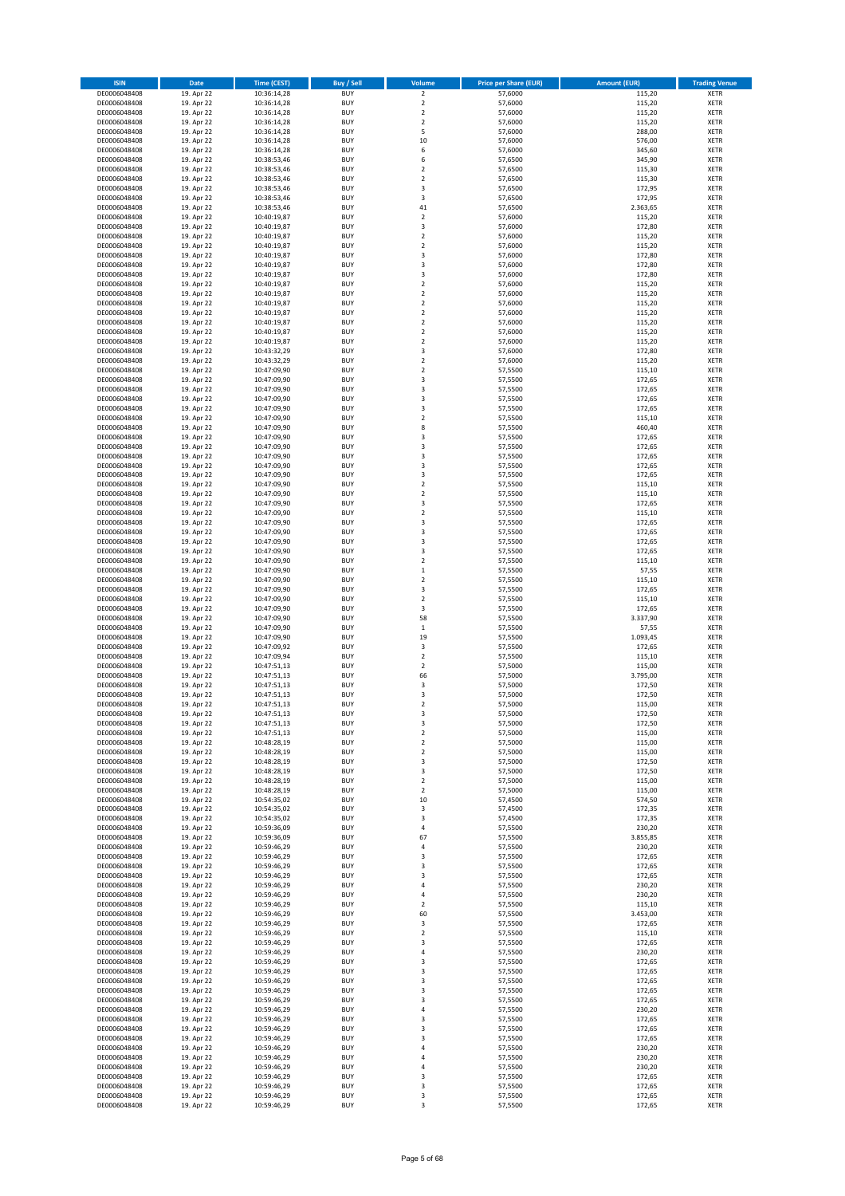| ISIN | Date | Time (CEST) | Buy / Sell | Volume | Price per Share (EUR) | Amount (EUR) | Trading Venue |
|---|---|---|---|---|---|---|---|
| DE0006048408 | 19. Apr 22 | 10:36:14,28 | BUY | 2 | 57,6000 | 115,20 | XETR |
| DE0006048408 | 19. Apr 22 | 10:36:14,28 | BUY | 2 | 57,6000 | 115,20 | XETR |
| DE0006048408 | 19. Apr 22 | 10:36:14,28 | BUY | 2 | 57,6000 | 115,20 | XETR |
| DE0006048408 | 19. Apr 22 | 10:36:14,28 | BUY | 2 | 57,6000 | 115,20 | XETR |
| DE0006048408 | 19. Apr 22 | 10:36:14,28 | BUY | 5 | 57,6000 | 288,00 | XETR |
| DE0006048408 | 19. Apr 22 | 10:36:14,28 | BUY | 10 | 57,6000 | 576,00 | XETR |
| DE0006048408 | 19. Apr 22 | 10:36:14,28 | BUY | 6 | 57,6000 | 345,60 | XETR |
| DE0006048408 | 19. Apr 22 | 10:38:53,46 | BUY | 6 | 57,6500 | 345,90 | XETR |
| DE0006048408 | 19. Apr 22 | 10:38:53,46 | BUY | 2 | 57,6500 | 115,30 | XETR |
| DE0006048408 | 19. Apr 22 | 10:38:53,46 | BUY | 2 | 57,6500 | 115,30 | XETR |
| DE0006048408 | 19. Apr 22 | 10:38:53,46 | BUY | 3 | 57,6500 | 172,95 | XETR |
| DE0006048408 | 19. Apr 22 | 10:38:53,46 | BUY | 3 | 57,6500 | 172,95 | XETR |
| DE0006048408 | 19. Apr 22 | 10:38:53,46 | BUY | 41 | 57,6500 | 2.363,65 | XETR |
| DE0006048408 | 19. Apr 22 | 10:40:19,87 | BUY | 2 | 57,6000 | 115,20 | XETR |
| DE0006048408 | 19. Apr 22 | 10:40:19,87 | BUY | 3 | 57,6000 | 172,80 | XETR |
| DE0006048408 | 19. Apr 22 | 10:40:19,87 | BUY | 2 | 57,6000 | 115,20 | XETR |
| DE0006048408 | 19. Apr 22 | 10:40:19,87 | BUY | 2 | 57,6000 | 115,20 | XETR |
| DE0006048408 | 19. Apr 22 | 10:40:19,87 | BUY | 3 | 57,6000 | 172,80 | XETR |
| DE0006048408 | 19. Apr 22 | 10:40:19,87 | BUY | 3 | 57,6000 | 172,80 | XETR |
| DE0006048408 | 19. Apr 22 | 10:40:19,87 | BUY | 3 | 57,6000 | 172,80 | XETR |
| DE0006048408 | 19. Apr 22 | 10:40:19,87 | BUY | 2 | 57,6000 | 115,20 | XETR |
| DE0006048408 | 19. Apr 22 | 10:40:19,87 | BUY | 2 | 57,6000 | 115,20 | XETR |
| DE0006048408 | 19. Apr 22 | 10:40:19,87 | BUY | 2 | 57,6000 | 115,20 | XETR |
| DE0006048408 | 19. Apr 22 | 10:40:19,87 | BUY | 2 | 57,6000 | 115,20 | XETR |
| DE0006048408 | 19. Apr 22 | 10:40:19,87 | BUY | 2 | 57,6000 | 115,20 | XETR |
| DE0006048408 | 19. Apr 22 | 10:40:19,87 | BUY | 2 | 57,6000 | 115,20 | XETR |
| DE0006048408 | 19. Apr 22 | 10:40:19,87 | BUY | 2 | 57,6000 | 115,20 | XETR |
| DE0006048408 | 19. Apr 22 | 10:43:32,29 | BUY | 3 | 57,6000 | 172,80 | XETR |
| DE0006048408 | 19. Apr 22 | 10:43:32,29 | BUY | 2 | 57,6000 | 115,20 | XETR |
| DE0006048408 | 19. Apr 22 | 10:47:09,90 | BUY | 2 | 57,5500 | 115,10 | XETR |
| DE0006048408 | 19. Apr 22 | 10:47:09,90 | BUY | 3 | 57,5500 | 172,65 | XETR |
| DE0006048408 | 19. Apr 22 | 10:47:09,90 | BUY | 3 | 57,5500 | 172,65 | XETR |
| DE0006048408 | 19. Apr 22 | 10:47:09,90 | BUY | 3 | 57,5500 | 172,65 | XETR |
| DE0006048408 | 19. Apr 22 | 10:47:09,90 | BUY | 3 | 57,5500 | 172,65 | XETR |
| DE0006048408 | 19. Apr 22 | 10:47:09,90 | BUY | 2 | 57,5500 | 115,10 | XETR |
| DE0006048408 | 19. Apr 22 | 10:47:09,90 | BUY | 8 | 57,5500 | 460,40 | XETR |
| DE0006048408 | 19. Apr 22 | 10:47:09,90 | BUY | 3 | 57,5500 | 172,65 | XETR |
| DE0006048408 | 19. Apr 22 | 10:47:09,90 | BUY | 3 | 57,5500 | 172,65 | XETR |
| DE0006048408 | 19. Apr 22 | 10:47:09,90 | BUY | 3 | 57,5500 | 172,65 | XETR |
| DE0006048408 | 19. Apr 22 | 10:47:09,90 | BUY | 3 | 57,5500 | 172,65 | XETR |
| DE0006048408 | 19. Apr 22 | 10:47:09,90 | BUY | 3 | 57,5500 | 172,65 | XETR |
| DE0006048408 | 19. Apr 22 | 10:47:09,90 | BUY | 2 | 57,5500 | 115,10 | XETR |
| DE0006048408 | 19. Apr 22 | 10:47:09,90 | BUY | 2 | 57,5500 | 115,10 | XETR |
| DE0006048408 | 19. Apr 22 | 10:47:09,90 | BUY | 3 | 57,5500 | 172,65 | XETR |
| DE0006048408 | 19. Apr 22 | 10:47:09,90 | BUY | 2 | 57,5500 | 115,10 | XETR |
| DE0006048408 | 19. Apr 22 | 10:47:09,90 | BUY | 3 | 57,5500 | 172,65 | XETR |
| DE0006048408 | 19. Apr 22 | 10:47:09,90 | BUY | 3 | 57,5500 | 172,65 | XETR |
| DE0006048408 | 19. Apr 22 | 10:47:09,90 | BUY | 3 | 57,5500 | 172,65 | XETR |
| DE0006048408 | 19. Apr 22 | 10:47:09,90 | BUY | 3 | 57,5500 | 172,65 | XETR |
| DE0006048408 | 19. Apr 22 | 10:47:09,90 | BUY | 2 | 57,5500 | 115,10 | XETR |
| DE0006048408 | 19. Apr 22 | 10:47:09,90 | BUY | 1 | 57,5500 | 57,55 | XETR |
| DE0006048408 | 19. Apr 22 | 10:47:09,90 | BUY | 2 | 57,5500 | 115,10 | XETR |
| DE0006048408 | 19. Apr 22 | 10:47:09,90 | BUY | 3 | 57,5500 | 172,65 | XETR |
| DE0006048408 | 19. Apr 22 | 10:47:09,90 | BUY | 2 | 57,5500 | 115,10 | XETR |
| DE0006048408 | 19. Apr 22 | 10:47:09,90 | BUY | 3 | 57,5500 | 172,65 | XETR |
| DE0006048408 | 19. Apr 22 | 10:47:09,90 | BUY | 58 | 57,5500 | 3.337,90 | XETR |
| DE0006048408 | 19. Apr 22 | 10:47:09,90 | BUY | 1 | 57,5500 | 57,55 | XETR |
| DE0006048408 | 19. Apr 22 | 10:47:09,90 | BUY | 19 | 57,5500 | 1.093,45 | XETR |
| DE0006048408 | 19. Apr 22 | 10:47:09,92 | BUY | 3 | 57,5500 | 172,65 | XETR |
| DE0006048408 | 19. Apr 22 | 10:47:09,94 | BUY | 2 | 57,5500 | 115,10 | XETR |
| DE0006048408 | 19. Apr 22 | 10:47:51,13 | BUY | 2 | 57,5000 | 115,00 | XETR |
| DE0006048408 | 19. Apr 22 | 10:47:51,13 | BUY | 66 | 57,5000 | 3.795,00 | XETR |
| DE0006048408 | 19. Apr 22 | 10:47:51,13 | BUY | 3 | 57,5000 | 172,50 | XETR |
| DE0006048408 | 19. Apr 22 | 10:47:51,13 | BUY | 3 | 57,5000 | 172,50 | XETR |
| DE0006048408 | 19. Apr 22 | 10:47:51,13 | BUY | 2 | 57,5000 | 115,00 | XETR |
| DE0006048408 | 19. Apr 22 | 10:47:51,13 | BUY | 3 | 57,5000 | 172,50 | XETR |
| DE0006048408 | 19. Apr 22 | 10:47:51,13 | BUY | 3 | 57,5000 | 172,50 | XETR |
| DE0006048408 | 19. Apr 22 | 10:47:51,13 | BUY | 2 | 57,5000 | 115,00 | XETR |
| DE0006048408 | 19. Apr 22 | 10:48:28,19 | BUY | 2 | 57,5000 | 115,00 | XETR |
| DE0006048408 | 19. Apr 22 | 10:48:28,19 | BUY | 2 | 57,5000 | 115,00 | XETR |
| DE0006048408 | 19. Apr 22 | 10:48:28,19 | BUY | 3 | 57,5000 | 172,50 | XETR |
| DE0006048408 | 19. Apr 22 | 10:48:28,19 | BUY | 3 | 57,5000 | 172,50 | XETR |
| DE0006048408 | 19. Apr 22 | 10:48:28,19 | BUY | 2 | 57,5000 | 115,00 | XETR |
| DE0006048408 | 19. Apr 22 | 10:48:28,19 | BUY | 2 | 57,5000 | 115,00 | XETR |
| DE0006048408 | 19. Apr 22 | 10:54:35,02 | BUY | 10 | 57,4500 | 574,50 | XETR |
| DE0006048408 | 19. Apr 22 | 10:54:35,02 | BUY | 3 | 57,4500 | 172,35 | XETR |
| DE0006048408 | 19. Apr 22 | 10:54:35,02 | BUY | 3 | 57,4500 | 172,35 | XETR |
| DE0006048408 | 19. Apr 22 | 10:59:36,09 | BUY | 4 | 57,5500 | 230,20 | XETR |
| DE0006048408 | 19. Apr 22 | 10:59:36,09 | BUY | 67 | 57,5500 | 3.855,85 | XETR |
| DE0006048408 | 19. Apr 22 | 10:59:46,29 | BUY | 4 | 57,5500 | 230,20 | XETR |
| DE0006048408 | 19. Apr 22 | 10:59:46,29 | BUY | 3 | 57,5500 | 172,65 | XETR |
| DE0006048408 | 19. Apr 22 | 10:59:46,29 | BUY | 3 | 57,5500 | 172,65 | XETR |
| DE0006048408 | 19. Apr 22 | 10:59:46,29 | BUY | 3 | 57,5500 | 172,65 | XETR |
| DE0006048408 | 19. Apr 22 | 10:59:46,29 | BUY | 4 | 57,5500 | 230,20 | XETR |
| DE0006048408 | 19. Apr 22 | 10:59:46,29 | BUY | 4 | 57,5500 | 230,20 | XETR |
| DE0006048408 | 19. Apr 22 | 10:59:46,29 | BUY | 2 | 57,5500 | 115,10 | XETR |
| DE0006048408 | 19. Apr 22 | 10:59:46,29 | BUY | 60 | 57,5500 | 3.453,00 | XETR |
| DE0006048408 | 19. Apr 22 | 10:59:46,29 | BUY | 3 | 57,5500 | 172,65 | XETR |
| DE0006048408 | 19. Apr 22 | 10:59:46,29 | BUY | 2 | 57,5500 | 115,10 | XETR |
| DE0006048408 | 19. Apr 22 | 10:59:46,29 | BUY | 3 | 57,5500 | 172,65 | XETR |
| DE0006048408 | 19. Apr 22 | 10:59:46,29 | BUY | 4 | 57,5500 | 230,20 | XETR |
| DE0006048408 | 19. Apr 22 | 10:59:46,29 | BUY | 3 | 57,5500 | 172,65 | XETR |
| DE0006048408 | 19. Apr 22 | 10:59:46,29 | BUY | 3 | 57,5500 | 172,65 | XETR |
| DE0006048408 | 19. Apr 22 | 10:59:46,29 | BUY | 3 | 57,5500 | 172,65 | XETR |
| DE0006048408 | 19. Apr 22 | 10:59:46,29 | BUY | 3 | 57,5500 | 172,65 | XETR |
| DE0006048408 | 19. Apr 22 | 10:59:46,29 | BUY | 3 | 57,5500 | 172,65 | XETR |
| DE0006048408 | 19. Apr 22 | 10:59:46,29 | BUY | 4 | 57,5500 | 230,20 | XETR |
| DE0006048408 | 19. Apr 22 | 10:59:46,29 | BUY | 3 | 57,5500 | 172,65 | XETR |
| DE0006048408 | 19. Apr 22 | 10:59:46,29 | BUY | 3 | 57,5500 | 172,65 | XETR |
| DE0006048408 | 19. Apr 22 | 10:59:46,29 | BUY | 3 | 57,5500 | 172,65 | XETR |
| DE0006048408 | 19. Apr 22 | 10:59:46,29 | BUY | 4 | 57,5500 | 230,20 | XETR |
| DE0006048408 | 19. Apr 22 | 10:59:46,29 | BUY | 4 | 57,5500 | 230,20 | XETR |
| DE0006048408 | 19. Apr 22 | 10:59:46,29 | BUY | 4 | 57,5500 | 230,20 | XETR |
| DE0006048408 | 19. Apr 22 | 10:59:46,29 | BUY | 3 | 57,5500 | 172,65 | XETR |
| DE0006048408 | 19. Apr 22 | 10:59:46,29 | BUY | 3 | 57,5500 | 172,65 | XETR |
| DE0006048408 | 19. Apr 22 | 10:59:46,29 | BUY | 3 | 57,5500 | 172,65 | XETR |
| DE0006048408 | 19. Apr 22 | 10:59:46,29 | BUY | 3 | 57,5500 | 172,65 | XETR |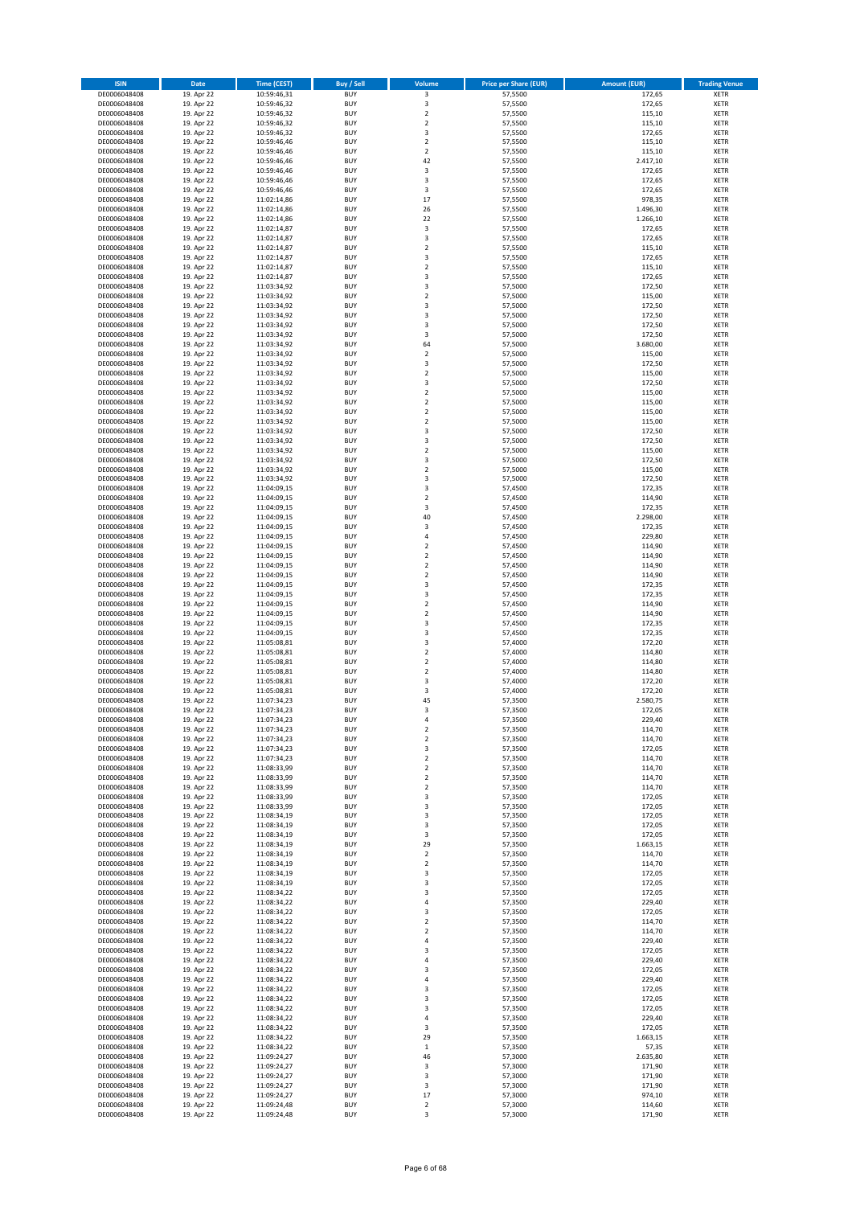| ISIN | Date | Time (CEST) | Buy / Sell | Volume | Price per Share (EUR) | Amount (EUR) | Trading Venue |
|---|---|---|---|---|---|---|---|
| DE0006048408 | 19. Apr 22 | 10:59:46,31 | BUY | 3 | 57,5500 | 172,65 | XETR |
| DE0006048408 | 19. Apr 22 | 10:59:46,32 | BUY | 3 | 57,5500 | 172,65 | XETR |
| DE0006048408 | 19. Apr 22 | 10:59:46,32 | BUY | 2 | 57,5500 | 115,10 | XETR |
| DE0006048408 | 19. Apr 22 | 10:59:46,32 | BUY | 2 | 57,5500 | 115,10 | XETR |
| DE0006048408 | 19. Apr 22 | 10:59:46,32 | BUY | 3 | 57,5500 | 172,65 | XETR |
| DE0006048408 | 19. Apr 22 | 10:59:46,46 | BUY | 2 | 57,5500 | 115,10 | XETR |
| DE0006048408 | 19. Apr 22 | 10:59:46,46 | BUY | 2 | 57,5500 | 115,10 | XETR |
| DE0006048408 | 19. Apr 22 | 10:59:46,46 | BUY | 42 | 57,5500 | 2.417,10 | XETR |
| DE0006048408 | 19. Apr 22 | 10:59:46,46 | BUY | 3 | 57,5500 | 172,65 | XETR |
| DE0006048408 | 19. Apr 22 | 10:59:46,46 | BUY | 3 | 57,5500 | 172,65 | XETR |
| DE0006048408 | 19. Apr 22 | 10:59:46,46 | BUY | 3 | 57,5500 | 172,65 | XETR |
| DE0006048408 | 19. Apr 22 | 11:02:14,86 | BUY | 17 | 57,5500 | 978,35 | XETR |
| DE0006048408 | 19. Apr 22 | 11:02:14,86 | BUY | 26 | 57,5500 | 1.496,30 | XETR |
| DE0006048408 | 19. Apr 22 | 11:02:14,86 | BUY | 22 | 57,5500 | 1.266,10 | XETR |
| DE0006048408 | 19. Apr 22 | 11:02:14,87 | BUY | 3 | 57,5500 | 172,65 | XETR |
| DE0006048408 | 19. Apr 22 | 11:02:14,87 | BUY | 3 | 57,5500 | 172,65 | XETR |
| DE0006048408 | 19. Apr 22 | 11:02:14,87 | BUY | 2 | 57,5500 | 115,10 | XETR |
| DE0006048408 | 19. Apr 22 | 11:02:14,87 | BUY | 3 | 57,5500 | 172,65 | XETR |
| DE0006048408 | 19. Apr 22 | 11:02:14,87 | BUY | 2 | 57,5500 | 115,10 | XETR |
| DE0006048408 | 19. Apr 22 | 11:02:14,87 | BUY | 3 | 57,5500 | 172,65 | XETR |
| DE0006048408 | 19. Apr 22 | 11:03:34,92 | BUY | 3 | 57,5000 | 172,50 | XETR |
| DE0006048408 | 19. Apr 22 | 11:03:34,92 | BUY | 2 | 57,5000 | 115,00 | XETR |
| DE0006048408 | 19. Apr 22 | 11:03:34,92 | BUY | 3 | 57,5000 | 172,50 | XETR |
| DE0006048408 | 19. Apr 22 | 11:03:34,92 | BUY | 3 | 57,5000 | 172,50 | XETR |
| DE0006048408 | 19. Apr 22 | 11:03:34,92 | BUY | 3 | 57,5000 | 172,50 | XETR |
| DE0006048408 | 19. Apr 22 | 11:03:34,92 | BUY | 3 | 57,5000 | 172,50 | XETR |
| DE0006048408 | 19. Apr 22 | 11:03:34,92 | BUY | 64 | 57,5000 | 3.680,00 | XETR |
| DE0006048408 | 19. Apr 22 | 11:03:34,92 | BUY | 2 | 57,5000 | 115,00 | XETR |
| DE0006048408 | 19. Apr 22 | 11:03:34,92 | BUY | 3 | 57,5000 | 172,50 | XETR |
| DE0006048408 | 19. Apr 22 | 11:03:34,92 | BUY | 2 | 57,5000 | 115,00 | XETR |
| DE0006048408 | 19. Apr 22 | 11:03:34,92 | BUY | 3 | 57,5000 | 172,50 | XETR |
| DE0006048408 | 19. Apr 22 | 11:03:34,92 | BUY | 2 | 57,5000 | 115,00 | XETR |
| DE0006048408 | 19. Apr 22 | 11:03:34,92 | BUY | 2 | 57,5000 | 115,00 | XETR |
| DE0006048408 | 19. Apr 22 | 11:03:34,92 | BUY | 2 | 57,5000 | 115,00 | XETR |
| DE0006048408 | 19. Apr 22 | 11:03:34,92 | BUY | 2 | 57,5000 | 115,00 | XETR |
| DE0006048408 | 19. Apr 22 | 11:03:34,92 | BUY | 3 | 57,5000 | 172,50 | XETR |
| DE0006048408 | 19. Apr 22 | 11:03:34,92 | BUY | 3 | 57,5000 | 172,50 | XETR |
| DE0006048408 | 19. Apr 22 | 11:03:34,92 | BUY | 2 | 57,5000 | 115,00 | XETR |
| DE0006048408 | 19. Apr 22 | 11:03:34,92 | BUY | 3 | 57,5000 | 172,50 | XETR |
| DE0006048408 | 19. Apr 22 | 11:03:34,92 | BUY | 2 | 57,5000 | 115,00 | XETR |
| DE0006048408 | 19. Apr 22 | 11:03:34,92 | BUY | 3 | 57,5000 | 172,50 | XETR |
| DE0006048408 | 19. Apr 22 | 11:04:09,15 | BUY | 3 | 57,4500 | 172,35 | XETR |
| DE0006048408 | 19. Apr 22 | 11:04:09,15 | BUY | 2 | 57,4500 | 114,90 | XETR |
| DE0006048408 | 19. Apr 22 | 11:04:09,15 | BUY | 3 | 57,4500 | 172,35 | XETR |
| DE0006048408 | 19. Apr 22 | 11:04:09,15 | BUY | 40 | 57,4500 | 2.298,00 | XETR |
| DE0006048408 | 19. Apr 22 | 11:04:09,15 | BUY | 3 | 57,4500 | 172,35 | XETR |
| DE0006048408 | 19. Apr 22 | 11:04:09,15 | BUY | 4 | 57,4500 | 229,80 | XETR |
| DE0006048408 | 19. Apr 22 | 11:04:09,15 | BUY | 2 | 57,4500 | 114,90 | XETR |
| DE0006048408 | 19. Apr 22 | 11:04:09,15 | BUY | 2 | 57,4500 | 114,90 | XETR |
| DE0006048408 | 19. Apr 22 | 11:04:09,15 | BUY | 2 | 57,4500 | 114,90 | XETR |
| DE0006048408 | 19. Apr 22 | 11:04:09,15 | BUY | 2 | 57,4500 | 114,90 | XETR |
| DE0006048408 | 19. Apr 22 | 11:04:09,15 | BUY | 3 | 57,4500 | 172,35 | XETR |
| DE0006048408 | 19. Apr 22 | 11:04:09,15 | BUY | 3 | 57,4500 | 172,35 | XETR |
| DE0006048408 | 19. Apr 22 | 11:04:09,15 | BUY | 2 | 57,4500 | 114,90 | XETR |
| DE0006048408 | 19. Apr 22 | 11:04:09,15 | BUY | 2 | 57,4500 | 114,90 | XETR |
| DE0006048408 | 19. Apr 22 | 11:04:09,15 | BUY | 3 | 57,4500 | 172,35 | XETR |
| DE0006048408 | 19. Apr 22 | 11:04:09,15 | BUY | 3 | 57,4500 | 172,35 | XETR |
| DE0006048408 | 19. Apr 22 | 11:05:08,81 | BUY | 3 | 57,4000 | 172,20 | XETR |
| DE0006048408 | 19. Apr 22 | 11:05:08,81 | BUY | 2 | 57,4000 | 114,80 | XETR |
| DE0006048408 | 19. Apr 22 | 11:05:08,81 | BUY | 2 | 57,4000 | 114,80 | XETR |
| DE0006048408 | 19. Apr 22 | 11:05:08,81 | BUY | 2 | 57,4000 | 114,80 | XETR |
| DE0006048408 | 19. Apr 22 | 11:05:08,81 | BUY | 3 | 57,4000 | 172,20 | XETR |
| DE0006048408 | 19. Apr 22 | 11:05:08,81 | BUY | 3 | 57,4000 | 172,20 | XETR |
| DE0006048408 | 19. Apr 22 | 11:07:34,23 | BUY | 45 | 57,3500 | 2.580,75 | XETR |
| DE0006048408 | 19. Apr 22 | 11:07:34,23 | BUY | 3 | 57,3500 | 172,05 | XETR |
| DE0006048408 | 19. Apr 22 | 11:07:34,23 | BUY | 4 | 57,3500 | 229,40 | XETR |
| DE0006048408 | 19. Apr 22 | 11:07:34,23 | BUY | 2 | 57,3500 | 114,70 | XETR |
| DE0006048408 | 19. Apr 22 | 11:07:34,23 | BUY | 2 | 57,3500 | 114,70 | XETR |
| DE0006048408 | 19. Apr 22 | 11:07:34,23 | BUY | 3 | 57,3500 | 172,05 | XETR |
| DE0006048408 | 19. Apr 22 | 11:07:34,23 | BUY | 2 | 57,3500 | 114,70 | XETR |
| DE0006048408 | 19. Apr 22 | 11:08:33,99 | BUY | 2 | 57,3500 | 114,70 | XETR |
| DE0006048408 | 19. Apr 22 | 11:08:33,99 | BUY | 2 | 57,3500 | 114,70 | XETR |
| DE0006048408 | 19. Apr 22 | 11:08:33,99 | BUY | 2 | 57,3500 | 114,70 | XETR |
| DE0006048408 | 19. Apr 22 | 11:08:33,99 | BUY | 3 | 57,3500 | 172,05 | XETR |
| DE0006048408 | 19. Apr 22 | 11:08:33,99 | BUY | 3 | 57,3500 | 172,05 | XETR |
| DE0006048408 | 19. Apr 22 | 11:08:34,19 | BUY | 3 | 57,3500 | 172,05 | XETR |
| DE0006048408 | 19. Apr 22 | 11:08:34,19 | BUY | 3 | 57,3500 | 172,05 | XETR |
| DE0006048408 | 19. Apr 22 | 11:08:34,19 | BUY | 3 | 57,3500 | 172,05 | XETR |
| DE0006048408 | 19. Apr 22 | 11:08:34,19 | BUY | 29 | 57,3500 | 1.663,15 | XETR |
| DE0006048408 | 19. Apr 22 | 11:08:34,19 | BUY | 2 | 57,3500 | 114,70 | XETR |
| DE0006048408 | 19. Apr 22 | 11:08:34,19 | BUY | 2 | 57,3500 | 114,70 | XETR |
| DE0006048408 | 19. Apr 22 | 11:08:34,19 | BUY | 3 | 57,3500 | 172,05 | XETR |
| DE0006048408 | 19. Apr 22 | 11:08:34,19 | BUY | 3 | 57,3500 | 172,05 | XETR |
| DE0006048408 | 19. Apr 22 | 11:08:34,22 | BUY | 3 | 57,3500 | 172,05 | XETR |
| DE0006048408 | 19. Apr 22 | 11:08:34,22 | BUY | 4 | 57,3500 | 229,40 | XETR |
| DE0006048408 | 19. Apr 22 | 11:08:34,22 | BUY | 3 | 57,3500 | 172,05 | XETR |
| DE0006048408 | 19. Apr 22 | 11:08:34,22 | BUY | 2 | 57,3500 | 114,70 | XETR |
| DE0006048408 | 19. Apr 22 | 11:08:34,22 | BUY | 2 | 57,3500 | 114,70 | XETR |
| DE0006048408 | 19. Apr 22 | 11:08:34,22 | BUY | 4 | 57,3500 | 229,40 | XETR |
| DE0006048408 | 19. Apr 22 | 11:08:34,22 | BUY | 3 | 57,3500 | 172,05 | XETR |
| DE0006048408 | 19. Apr 22 | 11:08:34,22 | BUY | 4 | 57,3500 | 229,40 | XETR |
| DE0006048408 | 19. Apr 22 | 11:08:34,22 | BUY | 3 | 57,3500 | 172,05 | XETR |
| DE0006048408 | 19. Apr 22 | 11:08:34,22 | BUY | 4 | 57,3500 | 229,40 | XETR |
| DE0006048408 | 19. Apr 22 | 11:08:34,22 | BUY | 3 | 57,3500 | 172,05 | XETR |
| DE0006048408 | 19. Apr 22 | 11:08:34,22 | BUY | 3 | 57,3500 | 172,05 | XETR |
| DE0006048408 | 19. Apr 22 | 11:08:34,22 | BUY | 3 | 57,3500 | 172,05 | XETR |
| DE0006048408 | 19. Apr 22 | 11:08:34,22 | BUY | 4 | 57,3500 | 229,40 | XETR |
| DE0006048408 | 19. Apr 22 | 11:08:34,22 | BUY | 3 | 57,3500 | 172,05 | XETR |
| DE0006048408 | 19. Apr 22 | 11:08:34,22 | BUY | 29 | 57,3500 | 1.663,15 | XETR |
| DE0006048408 | 19. Apr 22 | 11:08:34,22 | BUY | 1 | 57,3500 | 57,35 | XETR |
| DE0006048408 | 19. Apr 22 | 11:09:24,27 | BUY | 46 | 57,3000 | 2.635,80 | XETR |
| DE0006048408 | 19. Apr 22 | 11:09:24,27 | BUY | 3 | 57,3000 | 171,90 | XETR |
| DE0006048408 | 19. Apr 22 | 11:09:24,27 | BUY | 3 | 57,3000 | 171,90 | XETR |
| DE0006048408 | 19. Apr 22 | 11:09:24,27 | BUY | 3 | 57,3000 | 171,90 | XETR |
| DE0006048408 | 19. Apr 22 | 11:09:24,27 | BUY | 17 | 57,3000 | 974,10 | XETR |
| DE0006048408 | 19. Apr 22 | 11:09:24,48 | BUY | 2 | 57,3000 | 114,60 | XETR |
| DE0006048408 | 19. Apr 22 | 11:09:24,48 | BUY | 3 | 57,3000 | 171,90 | XETR |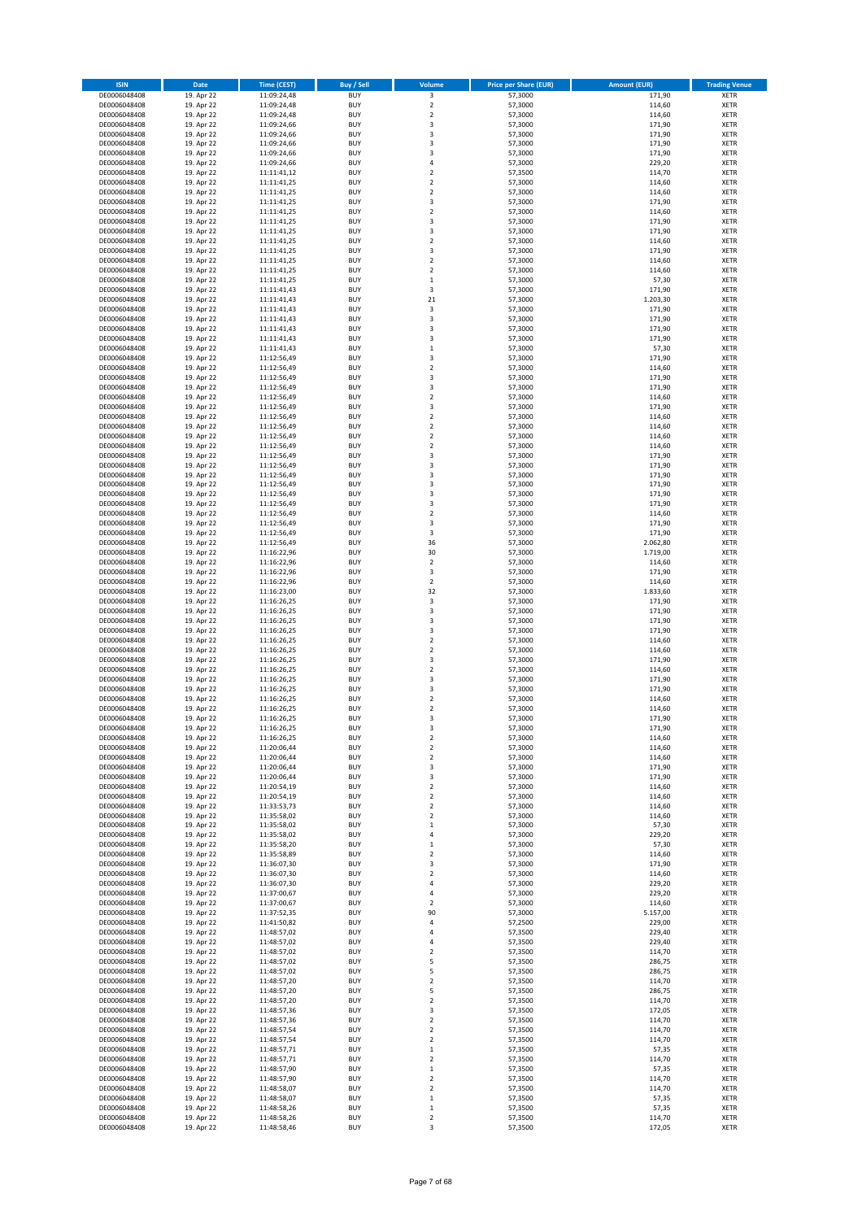| ISIN | Date | Time (CEST) | Buy / Sell | Volume | Price per Share (EUR) | Amount (EUR) | Trading Venue |
|---|---|---|---|---|---|---|---|
| DE0006048408 | 19. Apr 22 | 11:09:24,48 | BUY | 3 | 57,3000 | 171,90 | XETR |
| DE0006048408 | 19. Apr 22 | 11:09:24,48 | BUY | 2 | 57,3000 | 114,60 | XETR |
| DE0006048408 | 19. Apr 22 | 11:09:24,48 | BUY | 2 | 57,3000 | 114,60 | XETR |
| DE0006048408 | 19. Apr 22 | 11:09:24,66 | BUY | 3 | 57,3000 | 171,90 | XETR |
| DE0006048408 | 19. Apr 22 | 11:09:24,66 | BUY | 3 | 57,3000 | 171,90 | XETR |
| DE0006048408 | 19. Apr 22 | 11:09:24,66 | BUY | 3 | 57,3000 | 171,90 | XETR |
| DE0006048408 | 19. Apr 22 | 11:09:24,66 | BUY | 3 | 57,3000 | 171,90 | XETR |
| DE0006048408 | 19. Apr 22 | 11:09:24,66 | BUY | 4 | 57,3000 | 229,20 | XETR |
| DE0006048408 | 19. Apr 22 | 11:11:41,12 | BUY | 2 | 57,3500 | 114,70 | XETR |
| DE0006048408 | 19. Apr 22 | 11:11:41,25 | BUY | 2 | 57,3000 | 114,60 | XETR |
| DE0006048408 | 19. Apr 22 | 11:11:41,25 | BUY | 2 | 57,3000 | 114,60 | XETR |
| DE0006048408 | 19. Apr 22 | 11:11:41,25 | BUY | 3 | 57,3000 | 171,90 | XETR |
| DE0006048408 | 19. Apr 22 | 11:11:41,25 | BUY | 2 | 57,3000 | 114,60 | XETR |
| DE0006048408 | 19. Apr 22 | 11:11:41,25 | BUY | 3 | 57,3000 | 171,90 | XETR |
| DE0006048408 | 19. Apr 22 | 11:11:41,25 | BUY | 3 | 57,3000 | 171,90 | XETR |
| DE0006048408 | 19. Apr 22 | 11:11:41,25 | BUY | 2 | 57,3000 | 114,60 | XETR |
| DE0006048408 | 19. Apr 22 | 11:11:41,25 | BUY | 3 | 57,3000 | 171,90 | XETR |
| DE0006048408 | 19. Apr 22 | 11:11:41,25 | BUY | 2 | 57,3000 | 114,60 | XETR |
| DE0006048408 | 19. Apr 22 | 11:11:41,25 | BUY | 2 | 57,3000 | 114,60 | XETR |
| DE0006048408 | 19. Apr 22 | 11:11:41,25 | BUY | 1 | 57,3000 | 57,30 | XETR |
| DE0006048408 | 19. Apr 22 | 11:11:41,43 | BUY | 3 | 57,3000 | 171,90 | XETR |
| DE0006048408 | 19. Apr 22 | 11:11:41,43 | BUY | 21 | 57,3000 | 1.203,30 | XETR |
| DE0006048408 | 19. Apr 22 | 11:11:41,43 | BUY | 3 | 57,3000 | 171,90 | XETR |
| DE0006048408 | 19. Apr 22 | 11:11:41,43 | BUY | 3 | 57,3000 | 171,90 | XETR |
| DE0006048408 | 19. Apr 22 | 11:11:41,43 | BUY | 3 | 57,3000 | 171,90 | XETR |
| DE0006048408 | 19. Apr 22 | 11:11:41,43 | BUY | 3 | 57,3000 | 171,90 | XETR |
| DE0006048408 | 19. Apr 22 | 11:11:41,43 | BUY | 1 | 57,3000 | 57,30 | XETR |
| DE0006048408 | 19. Apr 22 | 11:12:56,49 | BUY | 3 | 57,3000 | 171,90 | XETR |
| DE0006048408 | 19. Apr 22 | 11:12:56,49 | BUY | 2 | 57,3000 | 114,60 | XETR |
| DE0006048408 | 19. Apr 22 | 11:12:56,49 | BUY | 3 | 57,3000 | 171,90 | XETR |
| DE0006048408 | 19. Apr 22 | 11:12:56,49 | BUY | 3 | 57,3000 | 171,90 | XETR |
| DE0006048408 | 19. Apr 22 | 11:12:56,49 | BUY | 2 | 57,3000 | 114,60 | XETR |
| DE0006048408 | 19. Apr 22 | 11:12:56,49 | BUY | 3 | 57,3000 | 171,90 | XETR |
| DE0006048408 | 19. Apr 22 | 11:12:56,49 | BUY | 2 | 57,3000 | 114,60 | XETR |
| DE0006048408 | 19. Apr 22 | 11:12:56,49 | BUY | 2 | 57,3000 | 114,60 | XETR |
| DE0006048408 | 19. Apr 22 | 11:12:56,49 | BUY | 2 | 57,3000 | 114,60 | XETR |
| DE0006048408 | 19. Apr 22 | 11:12:56,49 | BUY | 2 | 57,3000 | 114,60 | XETR |
| DE0006048408 | 19. Apr 22 | 11:12:56,49 | BUY | 3 | 57,3000 | 171,90 | XETR |
| DE0006048408 | 19. Apr 22 | 11:12:56,49 | BUY | 3 | 57,3000 | 171,90 | XETR |
| DE0006048408 | 19. Apr 22 | 11:12:56,49 | BUY | 3 | 57,3000 | 171,90 | XETR |
| DE0006048408 | 19. Apr 22 | 11:12:56,49 | BUY | 3 | 57,3000 | 171,90 | XETR |
| DE0006048408 | 19. Apr 22 | 11:12:56,49 | BUY | 3 | 57,3000 | 171,90 | XETR |
| DE0006048408 | 19. Apr 22 | 11:12:56,49 | BUY | 3 | 57,3000 | 171,90 | XETR |
| DE0006048408 | 19. Apr 22 | 11:12:56,49 | BUY | 2 | 57,3000 | 114,60 | XETR |
| DE0006048408 | 19. Apr 22 | 11:12:56,49 | BUY | 3 | 57,3000 | 171,90 | XETR |
| DE0006048408 | 19. Apr 22 | 11:12:56,49 | BUY | 3 | 57,3000 | 171,90 | XETR |
| DE0006048408 | 19. Apr 22 | 11:12:56,49 | BUY | 36 | 57,3000 | 2.062,80 | XETR |
| DE0006048408 | 19. Apr 22 | 11:16:22,96 | BUY | 30 | 57,3000 | 1.719,00 | XETR |
| DE0006048408 | 19. Apr 22 | 11:16:22,96 | BUY | 2 | 57,3000 | 114,60 | XETR |
| DE0006048408 | 19. Apr 22 | 11:16:22,96 | BUY | 3 | 57,3000 | 171,90 | XETR |
| DE0006048408 | 19. Apr 22 | 11:16:22,96 | BUY | 2 | 57,3000 | 114,60 | XETR |
| DE0006048408 | 19. Apr 22 | 11:16:23,00 | BUY | 32 | 57,3000 | 1.833,60 | XETR |
| DE0006048408 | 19. Apr 22 | 11:16:26,25 | BUY | 3 | 57,3000 | 171,90 | XETR |
| DE0006048408 | 19. Apr 22 | 11:16:26,25 | BUY | 3 | 57,3000 | 171,90 | XETR |
| DE0006048408 | 19. Apr 22 | 11:16:26,25 | BUY | 3 | 57,3000 | 171,90 | XETR |
| DE0006048408 | 19. Apr 22 | 11:16:26,25 | BUY | 3 | 57,3000 | 171,90 | XETR |
| DE0006048408 | 19. Apr 22 | 11:16:26,25 | BUY | 2 | 57,3000 | 114,60 | XETR |
| DE0006048408 | 19. Apr 22 | 11:16:26,25 | BUY | 2 | 57,3000 | 114,60 | XETR |
| DE0006048408 | 19. Apr 22 | 11:16:26,25 | BUY | 3 | 57,3000 | 171,90 | XETR |
| DE0006048408 | 19. Apr 22 | 11:16:26,25 | BUY | 2 | 57,3000 | 114,60 | XETR |
| DE0006048408 | 19. Apr 22 | 11:16:26,25 | BUY | 3 | 57,3000 | 171,90 | XETR |
| DE0006048408 | 19. Apr 22 | 11:16:26,25 | BUY | 3 | 57,3000 | 171,90 | XETR |
| DE0006048408 | 19. Apr 22 | 11:16:26,25 | BUY | 2 | 57,3000 | 114,60 | XETR |
| DE0006048408 | 19. Apr 22 | 11:16:26,25 | BUY | 2 | 57,3000 | 114,60 | XETR |
| DE0006048408 | 19. Apr 22 | 11:16:26,25 | BUY | 3 | 57,3000 | 171,90 | XETR |
| DE0006048408 | 19. Apr 22 | 11:16:26,25 | BUY | 3 | 57,3000 | 171,90 | XETR |
| DE0006048408 | 19. Apr 22 | 11:16:26,25 | BUY | 2 | 57,3000 | 114,60 | XETR |
| DE0006048408 | 19. Apr 22 | 11:20:06,44 | BUY | 2 | 57,3000 | 114,60 | XETR |
| DE0006048408 | 19. Apr 22 | 11:20:06,44 | BUY | 2 | 57,3000 | 114,60 | XETR |
| DE0006048408 | 19. Apr 22 | 11:20:06,44 | BUY | 3 | 57,3000 | 171,90 | XETR |
| DE0006048408 | 19. Apr 22 | 11:20:06,44 | BUY | 3 | 57,3000 | 171,90 | XETR |
| DE0006048408 | 19. Apr 22 | 11:20:54,19 | BUY | 2 | 57,3000 | 114,60 | XETR |
| DE0006048408 | 19. Apr 22 | 11:20:54,19 | BUY | 2 | 57,3000 | 114,60 | XETR |
| DE0006048408 | 19. Apr 22 | 11:33:53,73 | BUY | 2 | 57,3000 | 114,60 | XETR |
| DE0006048408 | 19. Apr 22 | 11:35:58,02 | BUY | 2 | 57,3000 | 114,60 | XETR |
| DE0006048408 | 19. Apr 22 | 11:35:58,02 | BUY | 1 | 57,3000 | 57,30 | XETR |
| DE0006048408 | 19. Apr 22 | 11:35:58,02 | BUY | 4 | 57,3000 | 229,20 | XETR |
| DE0006048408 | 19. Apr 22 | 11:35:58,20 | BUY | 1 | 57,3000 | 57,30 | XETR |
| DE0006048408 | 19. Apr 22 | 11:35:58,89 | BUY | 2 | 57,3000 | 114,60 | XETR |
| DE0006048408 | 19. Apr 22 | 11:36:07,30 | BUY | 3 | 57,3000 | 171,90 | XETR |
| DE0006048408 | 19. Apr 22 | 11:36:07,30 | BUY | 2 | 57,3000 | 114,60 | XETR |
| DE0006048408 | 19. Apr 22 | 11:36:07,30 | BUY | 4 | 57,3000 | 229,20 | XETR |
| DE0006048408 | 19. Apr 22 | 11:37:00,67 | BUY | 4 | 57,3000 | 229,20 | XETR |
| DE0006048408 | 19. Apr 22 | 11:37:00,67 | BUY | 2 | 57,3000 | 114,60 | XETR |
| DE0006048408 | 19. Apr 22 | 11:37:52,35 | BUY | 90 | 57,3000 | 5.157,00 | XETR |
| DE0006048408 | 19. Apr 22 | 11:41:50,82 | BUY | 4 | 57,2500 | 229,00 | XETR |
| DE0006048408 | 19. Apr 22 | 11:48:57,02 | BUY | 4 | 57,3500 | 229,40 | XETR |
| DE0006048408 | 19. Apr 22 | 11:48:57,02 | BUY | 4 | 57,3500 | 229,40 | XETR |
| DE0006048408 | 19. Apr 22 | 11:48:57,02 | BUY | 2 | 57,3500 | 114,70 | XETR |
| DE0006048408 | 19. Apr 22 | 11:48:57,02 | BUY | 5 | 57,3500 | 286,75 | XETR |
| DE0006048408 | 19. Apr 22 | 11:48:57,02 | BUY | 5 | 57,3500 | 286,75 | XETR |
| DE0006048408 | 19. Apr 22 | 11:48:57,20 | BUY | 2 | 57,3500 | 114,70 | XETR |
| DE0006048408 | 19. Apr 22 | 11:48:57,20 | BUY | 5 | 57,3500 | 286,75 | XETR |
| DE0006048408 | 19. Apr 22 | 11:48:57,20 | BUY | 2 | 57,3500 | 114,70 | XETR |
| DE0006048408 | 19. Apr 22 | 11:48:57,36 | BUY | 3 | 57,3500 | 172,05 | XETR |
| DE0006048408 | 19. Apr 22 | 11:48:57,36 | BUY | 2 | 57,3500 | 114,70 | XETR |
| DE0006048408 | 19. Apr 22 | 11:48:57,54 | BUY | 2 | 57,3500 | 114,70 | XETR |
| DE0006048408 | 19. Apr 22 | 11:48:57,54 | BUY | 2 | 57,3500 | 114,70 | XETR |
| DE0006048408 | 19. Apr 22 | 11:48:57,71 | BUY | 1 | 57,3500 | 57,35 | XETR |
| DE0006048408 | 19. Apr 22 | 11:48:57,71 | BUY | 2 | 57,3500 | 114,70 | XETR |
| DE0006048408 | 19. Apr 22 | 11:48:57,90 | BUY | 1 | 57,3500 | 57,35 | XETR |
| DE0006048408 | 19. Apr 22 | 11:48:57,90 | BUY | 2 | 57,3500 | 114,70 | XETR |
| DE0006048408 | 19. Apr 22 | 11:48:58,07 | BUY | 2 | 57,3500 | 114,70 | XETR |
| DE0006048408 | 19. Apr 22 | 11:48:58,07 | BUY | 1 | 57,3500 | 57,35 | XETR |
| DE0006048408 | 19. Apr 22 | 11:48:58,26 | BUY | 1 | 57,3500 | 57,35 | XETR |
| DE0006048408 | 19. Apr 22 | 11:48:58,26 | BUY | 2 | 57,3500 | 114,70 | XETR |
| DE0006048408 | 19. Apr 22 | 11:48:58,46 | BUY | 3 | 57,3500 | 172,05 | XETR |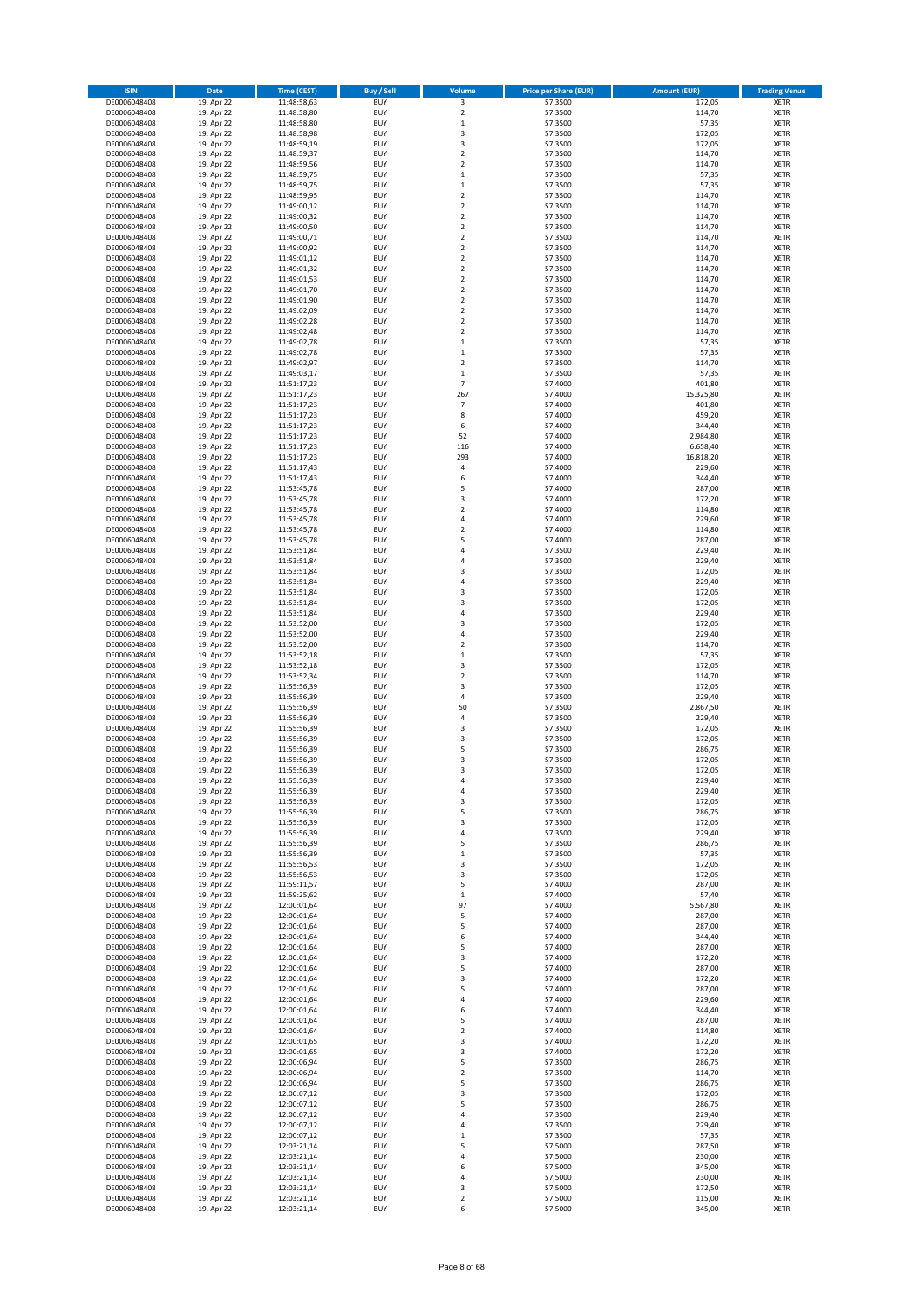| ISIN | Date | Time (CEST) | Buy / Sell | Volume | Price per Share (EUR) | Amount (EUR) | Trading Venue |
|---|---|---|---|---|---|---|---|
| DE0006048408 | 19. Apr 22 | 11:48:58,63 | BUY | 3 | 57,3500 | 172,05 | XETR |
| DE0006048408 | 19. Apr 22 | 11:48:58,80 | BUY | 2 | 57,3500 | 114,70 | XETR |
| DE0006048408 | 19. Apr 22 | 11:48:58,80 | BUY | 1 | 57,3500 | 57,35 | XETR |
| DE0006048408 | 19. Apr 22 | 11:48:58,98 | BUY | 3 | 57,3500 | 172,05 | XETR |
| DE0006048408 | 19. Apr 22 | 11:48:59,19 | BUY | 3 | 57,3500 | 172,05 | XETR |
| DE0006048408 | 19. Apr 22 | 11:48:59,37 | BUY | 2 | 57,3500 | 114,70 | XETR |
| DE0006048408 | 19. Apr 22 | 11:48:59,56 | BUY | 2 | 57,3500 | 114,70 | XETR |
| DE0006048408 | 19. Apr 22 | 11:48:59,75 | BUY | 1 | 57,3500 | 57,35 | XETR |
| DE0006048408 | 19. Apr 22 | 11:48:59,75 | BUY | 1 | 57,3500 | 57,35 | XETR |
| DE0006048408 | 19. Apr 22 | 11:48:59,95 | BUY | 2 | 57,3500 | 114,70 | XETR |
| DE0006048408 | 19. Apr 22 | 11:49:00,12 | BUY | 2 | 57,3500 | 114,70 | XETR |
| DE0006048408 | 19. Apr 22 | 11:49:00,32 | BUY | 2 | 57,3500 | 114,70 | XETR |
| DE0006048408 | 19. Apr 22 | 11:49:00,50 | BUY | 2 | 57,3500 | 114,70 | XETR |
| DE0006048408 | 19. Apr 22 | 11:49:00,71 | BUY | 2 | 57,3500 | 114,70 | XETR |
| DE0006048408 | 19. Apr 22 | 11:49:00,92 | BUY | 2 | 57,3500 | 114,70 | XETR |
| DE0006048408 | 19. Apr 22 | 11:49:01,12 | BUY | 2 | 57,3500 | 114,70 | XETR |
| DE0006048408 | 19. Apr 22 | 11:49:01,32 | BUY | 2 | 57,3500 | 114,70 | XETR |
| DE0006048408 | 19. Apr 22 | 11:49:01,53 | BUY | 2 | 57,3500 | 114,70 | XETR |
| DE0006048408 | 19. Apr 22 | 11:49:01,70 | BUY | 2 | 57,3500 | 114,70 | XETR |
| DE0006048408 | 19. Apr 22 | 11:49:01,90 | BUY | 2 | 57,3500 | 114,70 | XETR |
| DE0006048408 | 19. Apr 22 | 11:49:02,09 | BUY | 2 | 57,3500 | 114,70 | XETR |
| DE0006048408 | 19. Apr 22 | 11:49:02,28 | BUY | 2 | 57,3500 | 114,70 | XETR |
| DE0006048408 | 19. Apr 22 | 11:49:02,48 | BUY | 2 | 57,3500 | 114,70 | XETR |
| DE0006048408 | 19. Apr 22 | 11:49:02,78 | BUY | 1 | 57,3500 | 57,35 | XETR |
| DE0006048408 | 19. Apr 22 | 11:49:02,78 | BUY | 1 | 57,3500 | 57,35 | XETR |
| DE0006048408 | 19. Apr 22 | 11:49:02,97 | BUY | 2 | 57,3500 | 114,70 | XETR |
| DE0006048408 | 19. Apr 22 | 11:49:03,17 | BUY | 1 | 57,3500 | 57,35 | XETR |
| DE0006048408 | 19. Apr 22 | 11:51:17,23 | BUY | 7 | 57,4000 | 401,80 | XETR |
| DE0006048408 | 19. Apr 22 | 11:51:17,23 | BUY | 267 | 57,4000 | 15.325,80 | XETR |
| DE0006048408 | 19. Apr 22 | 11:51:17,23 | BUY | 7 | 57,4000 | 401,80 | XETR |
| DE0006048408 | 19. Apr 22 | 11:51:17,23 | BUY | 8 | 57,4000 | 459,20 | XETR |
| DE0006048408 | 19. Apr 22 | 11:51:17,23 | BUY | 6 | 57,4000 | 344,40 | XETR |
| DE0006048408 | 19. Apr 22 | 11:51:17,23 | BUY | 52 | 57,4000 | 2.984,80 | XETR |
| DE0006048408 | 19. Apr 22 | 11:51:17,23 | BUY | 116 | 57,4000 | 6.658,40 | XETR |
| DE0006048408 | 19. Apr 22 | 11:51:17,23 | BUY | 293 | 57,4000 | 16.818,20 | XETR |
| DE0006048408 | 19. Apr 22 | 11:51:17,43 | BUY | 4 | 57,4000 | 229,60 | XETR |
| DE0006048408 | 19. Apr 22 | 11:51:17,43 | BUY | 6 | 57,4000 | 344,40 | XETR |
| DE0006048408 | 19. Apr 22 | 11:53:45,78 | BUY | 5 | 57,4000 | 287,00 | XETR |
| DE0006048408 | 19. Apr 22 | 11:53:45,78 | BUY | 3 | 57,4000 | 172,20 | XETR |
| DE0006048408 | 19. Apr 22 | 11:53:45,78 | BUY | 2 | 57,4000 | 114,80 | XETR |
| DE0006048408 | 19. Apr 22 | 11:53:45,78 | BUY | 4 | 57,4000 | 229,60 | XETR |
| DE0006048408 | 19. Apr 22 | 11:53:45,78 | BUY | 2 | 57,4000 | 114,80 | XETR |
| DE0006048408 | 19. Apr 22 | 11:53:45,78 | BUY | 5 | 57,4000 | 287,00 | XETR |
| DE0006048408 | 19. Apr 22 | 11:53:51,84 | BUY | 4 | 57,3500 | 229,40 | XETR |
| DE0006048408 | 19. Apr 22 | 11:53:51,84 | BUY | 4 | 57,3500 | 229,40 | XETR |
| DE0006048408 | 19. Apr 22 | 11:53:51,84 | BUY | 3 | 57,3500 | 172,05 | XETR |
| DE0006048408 | 19. Apr 22 | 11:53:51,84 | BUY | 4 | 57,3500 | 229,40 | XETR |
| DE0006048408 | 19. Apr 22 | 11:53:51,84 | BUY | 3 | 57,3500 | 172,05 | XETR |
| DE0006048408 | 19. Apr 22 | 11:53:51,84 | BUY | 3 | 57,3500 | 172,05 | XETR |
| DE0006048408 | 19. Apr 22 | 11:53:51,84 | BUY | 4 | 57,3500 | 229,40 | XETR |
| DE0006048408 | 19. Apr 22 | 11:53:52,00 | BUY | 3 | 57,3500 | 172,05 | XETR |
| DE0006048408 | 19. Apr 22 | 11:53:52,00 | BUY | 4 | 57,3500 | 229,40 | XETR |
| DE0006048408 | 19. Apr 22 | 11:53:52,00 | BUY | 2 | 57,3500 | 114,70 | XETR |
| DE0006048408 | 19. Apr 22 | 11:53:52,18 | BUY | 1 | 57,3500 | 57,35 | XETR |
| DE0006048408 | 19. Apr 22 | 11:53:52,18 | BUY | 3 | 57,3500 | 172,05 | XETR |
| DE0006048408 | 19. Apr 22 | 11:53:52,34 | BUY | 2 | 57,3500 | 114,70 | XETR |
| DE0006048408 | 19. Apr 22 | 11:55:56,39 | BUY | 3 | 57,3500 | 172,05 | XETR |
| DE0006048408 | 19. Apr 22 | 11:55:56,39 | BUY | 4 | 57,3500 | 229,40 | XETR |
| DE0006048408 | 19. Apr 22 | 11:55:56,39 | BUY | 50 | 57,3500 | 2.867,50 | XETR |
| DE0006048408 | 19. Apr 22 | 11:55:56,39 | BUY | 4 | 57,3500 | 229,40 | XETR |
| DE0006048408 | 19. Apr 22 | 11:55:56,39 | BUY | 3 | 57,3500 | 172,05 | XETR |
| DE0006048408 | 19. Apr 22 | 11:55:56,39 | BUY | 3 | 57,3500 | 172,05 | XETR |
| DE0006048408 | 19. Apr 22 | 11:55:56,39 | BUY | 5 | 57,3500 | 286,75 | XETR |
| DE0006048408 | 19. Apr 22 | 11:55:56,39 | BUY | 3 | 57,3500 | 172,05 | XETR |
| DE0006048408 | 19. Apr 22 | 11:55:56,39 | BUY | 3 | 57,3500 | 172,05 | XETR |
| DE0006048408 | 19. Apr 22 | 11:55:56,39 | BUY | 4 | 57,3500 | 229,40 | XETR |
| DE0006048408 | 19. Apr 22 | 11:55:56,39 | BUY | 4 | 57,3500 | 229,40 | XETR |
| DE0006048408 | 19. Apr 22 | 11:55:56,39 | BUY | 3 | 57,3500 | 172,05 | XETR |
| DE0006048408 | 19. Apr 22 | 11:55:56,39 | BUY | 5 | 57,3500 | 286,75 | XETR |
| DE0006048408 | 19. Apr 22 | 11:55:56,39 | BUY | 3 | 57,3500 | 172,05 | XETR |
| DE0006048408 | 19. Apr 22 | 11:55:56,39 | BUY | 4 | 57,3500 | 229,40 | XETR |
| DE0006048408 | 19. Apr 22 | 11:55:56,39 | BUY | 5 | 57,3500 | 286,75 | XETR |
| DE0006048408 | 19. Apr 22 | 11:55:56,39 | BUY | 1 | 57,3500 | 57,35 | XETR |
| DE0006048408 | 19. Apr 22 | 11:55:56,53 | BUY | 3 | 57,3500 | 172,05 | XETR |
| DE0006048408 | 19. Apr 22 | 11:55:56,53 | BUY | 3 | 57,3500 | 172,05 | XETR |
| DE0006048408 | 19. Apr 22 | 11:59:11,57 | BUY | 5 | 57,4000 | 287,00 | XETR |
| DE0006048408 | 19. Apr 22 | 11:59:25,62 | BUY | 1 | 57,4000 | 57,40 | XETR |
| DE0006048408 | 19. Apr 22 | 12:00:01,64 | BUY | 97 | 57,4000 | 5.567,80 | XETR |
| DE0006048408 | 19. Apr 22 | 12:00:01,64 | BUY | 5 | 57,4000 | 287,00 | XETR |
| DE0006048408 | 19. Apr 22 | 12:00:01,64 | BUY | 5 | 57,4000 | 287,00 | XETR |
| DE0006048408 | 19. Apr 22 | 12:00:01,64 | BUY | 6 | 57,4000 | 344,40 | XETR |
| DE0006048408 | 19. Apr 22 | 12:00:01,64 | BUY | 5 | 57,4000 | 287,00 | XETR |
| DE0006048408 | 19. Apr 22 | 12:00:01,64 | BUY | 3 | 57,4000 | 172,20 | XETR |
| DE0006048408 | 19. Apr 22 | 12:00:01,64 | BUY | 5 | 57,4000 | 287,00 | XETR |
| DE0006048408 | 19. Apr 22 | 12:00:01,64 | BUY | 3 | 57,4000 | 172,20 | XETR |
| DE0006048408 | 19. Apr 22 | 12:00:01,64 | BUY | 5 | 57,4000 | 287,00 | XETR |
| DE0006048408 | 19. Apr 22 | 12:00:01,64 | BUY | 4 | 57,4000 | 229,60 | XETR |
| DE0006048408 | 19. Apr 22 | 12:00:01,64 | BUY | 6 | 57,4000 | 344,40 | XETR |
| DE0006048408 | 19. Apr 22 | 12:00:01,64 | BUY | 5 | 57,4000 | 287,00 | XETR |
| DE0006048408 | 19. Apr 22 | 12:00:01,64 | BUY | 2 | 57,4000 | 114,80 | XETR |
| DE0006048408 | 19. Apr 22 | 12:00:01,65 | BUY | 3 | 57,4000 | 172,20 | XETR |
| DE0006048408 | 19. Apr 22 | 12:00:01,65 | BUY | 3 | 57,4000 | 172,20 | XETR |
| DE0006048408 | 19. Apr 22 | 12:00:06,94 | BUY | 5 | 57,3500 | 286,75 | XETR |
| DE0006048408 | 19. Apr 22 | 12:00:06,94 | BUY | 2 | 57,3500 | 114,70 | XETR |
| DE0006048408 | 19. Apr 22 | 12:00:06,94 | BUY | 5 | 57,3500 | 286,75 | XETR |
| DE0006048408 | 19. Apr 22 | 12:00:07,12 | BUY | 3 | 57,3500 | 172,05 | XETR |
| DE0006048408 | 19. Apr 22 | 12:00:07,12 | BUY | 5 | 57,3500 | 286,75 | XETR |
| DE0006048408 | 19. Apr 22 | 12:00:07,12 | BUY | 4 | 57,3500 | 229,40 | XETR |
| DE0006048408 | 19. Apr 22 | 12:00:07,12 | BUY | 4 | 57,3500 | 229,40 | XETR |
| DE0006048408 | 19. Apr 22 | 12:00:07,12 | BUY | 1 | 57,3500 | 57,35 | XETR |
| DE0006048408 | 19. Apr 22 | 12:03:21,14 | BUY | 5 | 57,5000 | 287,50 | XETR |
| DE0006048408 | 19. Apr 22 | 12:03:21,14 | BUY | 4 | 57,5000 | 230,00 | XETR |
| DE0006048408 | 19. Apr 22 | 12:03:21,14 | BUY | 6 | 57,5000 | 345,00 | XETR |
| DE0006048408 | 19. Apr 22 | 12:03:21,14 | BUY | 4 | 57,5000 | 230,00 | XETR |
| DE0006048408 | 19. Apr 22 | 12:03:21,14 | BUY | 3 | 57,5000 | 172,50 | XETR |
| DE0006048408 | 19. Apr 22 | 12:03:21,14 | BUY | 2 | 57,5000 | 115,00 | XETR |
| DE0006048408 | 19. Apr 22 | 12:03:21,14 | BUY | 6 | 57,5000 | 345,00 | XETR |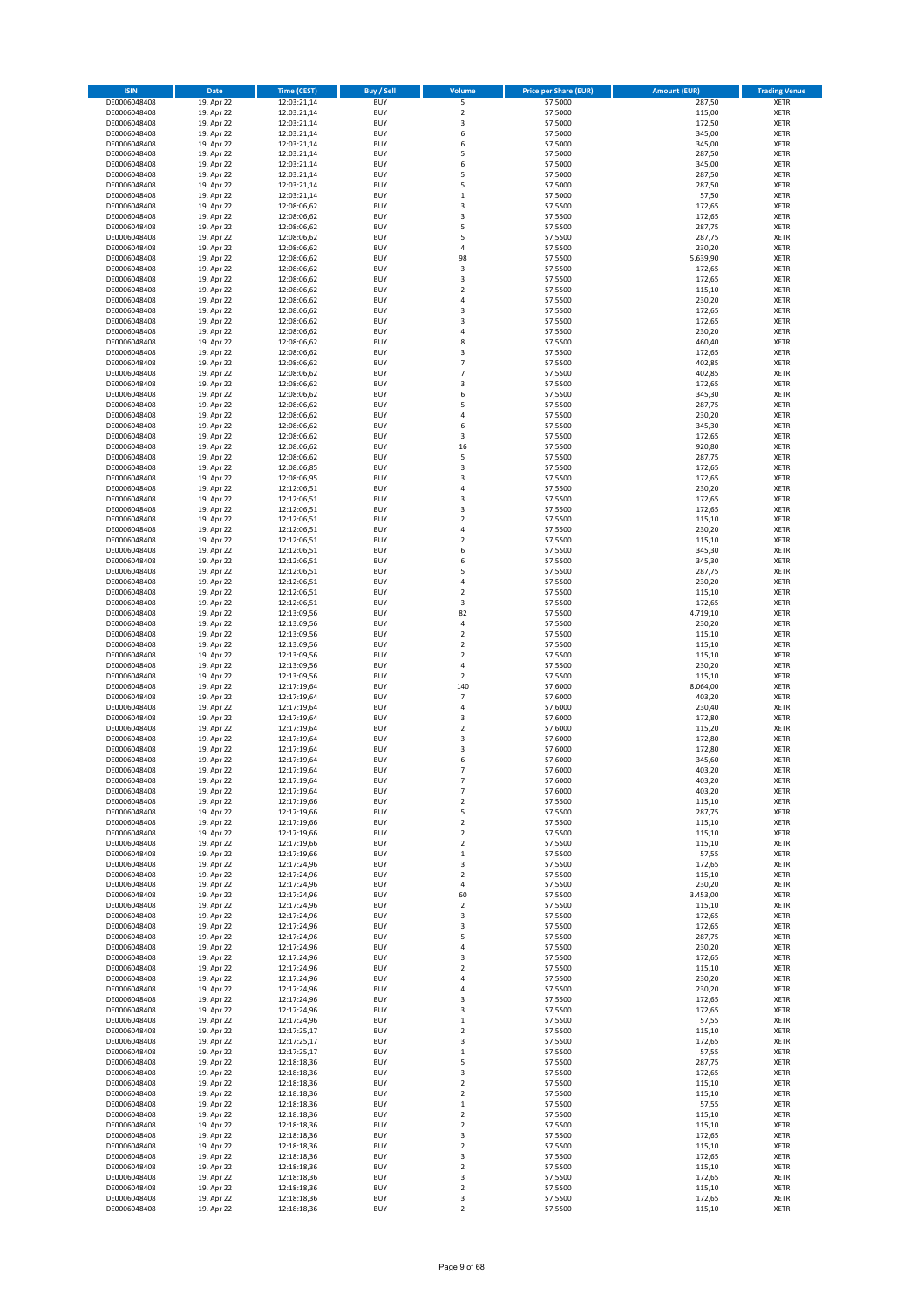| ISIN | Date | Time (CEST) | Buy / Sell | Volume | Price per Share (EUR) | Amount (EUR) | Trading Venue |
|---|---|---|---|---|---|---|---|
| DE0006048408 | 19. Apr 22 | 12:03:21,14 | BUY | 5 | 57,5000 | 287,50 | XETR |
| DE0006048408 | 19. Apr 22 | 12:03:21,14 | BUY | 2 | 57,5000 | 115,00 | XETR |
| DE0006048408 | 19. Apr 22 | 12:03:21,14 | BUY | 3 | 57,5000 | 172,50 | XETR |
| DE0006048408 | 19. Apr 22 | 12:03:21,14 | BUY | 6 | 57,5000 | 345,00 | XETR |
| DE0006048408 | 19. Apr 22 | 12:03:21,14 | BUY | 6 | 57,5000 | 345,00 | XETR |
| DE0006048408 | 19. Apr 22 | 12:03:21,14 | BUY | 5 | 57,5000 | 287,50 | XETR |
| DE0006048408 | 19. Apr 22 | 12:03:21,14 | BUY | 6 | 57,5000 | 345,00 | XETR |
| DE0006048408 | 19. Apr 22 | 12:03:21,14 | BUY | 5 | 57,5000 | 287,50 | XETR |
| DE0006048408 | 19. Apr 22 | 12:03:21,14 | BUY | 5 | 57,5000 | 287,50 | XETR |
| DE0006048408 | 19. Apr 22 | 12:03:21,14 | BUY | 1 | 57,5000 | 57,50 | XETR |
| DE0006048408 | 19. Apr 22 | 12:08:06,62 | BUY | 3 | 57,5500 | 172,65 | XETR |
| DE0006048408 | 19. Apr 22 | 12:08:06,62 | BUY | 3 | 57,5500 | 172,65 | XETR |
| DE0006048408 | 19. Apr 22 | 12:08:06,62 | BUY | 5 | 57,5500 | 287,75 | XETR |
| DE0006048408 | 19. Apr 22 | 12:08:06,62 | BUY | 5 | 57,5500 | 287,75 | XETR |
| DE0006048408 | 19. Apr 22 | 12:08:06,62 | BUY | 4 | 57,5500 | 230,20 | XETR |
| DE0006048408 | 19. Apr 22 | 12:08:06,62 | BUY | 98 | 57,5500 | 5.639,90 | XETR |
| DE0006048408 | 19. Apr 22 | 12:08:06,62 | BUY | 3 | 57,5500 | 172,65 | XETR |
| DE0006048408 | 19. Apr 22 | 12:08:06,62 | BUY | 3 | 57,5500 | 172,65 | XETR |
| DE0006048408 | 19. Apr 22 | 12:08:06,62 | BUY | 2 | 57,5500 | 115,10 | XETR |
| DE0006048408 | 19. Apr 22 | 12:08:06,62 | BUY | 4 | 57,5500 | 230,20 | XETR |
| DE0006048408 | 19. Apr 22 | 12:08:06,62 | BUY | 3 | 57,5500 | 172,65 | XETR |
| DE0006048408 | 19. Apr 22 | 12:08:06,62 | BUY | 3 | 57,5500 | 172,65 | XETR |
| DE0006048408 | 19. Apr 22 | 12:08:06,62 | BUY | 4 | 57,5500 | 230,20 | XETR |
| DE0006048408 | 19. Apr 22 | 12:08:06,62 | BUY | 8 | 57,5500 | 460,40 | XETR |
| DE0006048408 | 19. Apr 22 | 12:08:06,62 | BUY | 3 | 57,5500 | 172,65 | XETR |
| DE0006048408 | 19. Apr 22 | 12:08:06,62 | BUY | 7 | 57,5500 | 402,85 | XETR |
| DE0006048408 | 19. Apr 22 | 12:08:06,62 | BUY | 7 | 57,5500 | 402,85 | XETR |
| DE0006048408 | 19. Apr 22 | 12:08:06,62 | BUY | 3 | 57,5500 | 172,65 | XETR |
| DE0006048408 | 19. Apr 22 | 12:08:06,62 | BUY | 6 | 57,5500 | 345,30 | XETR |
| DE0006048408 | 19. Apr 22 | 12:08:06,62 | BUY | 5 | 57,5500 | 287,75 | XETR |
| DE0006048408 | 19. Apr 22 | 12:08:06,62 | BUY | 4 | 57,5500 | 230,20 | XETR |
| DE0006048408 | 19. Apr 22 | 12:08:06,62 | BUY | 6 | 57,5500 | 345,30 | XETR |
| DE0006048408 | 19. Apr 22 | 12:08:06,62 | BUY | 3 | 57,5500 | 172,65 | XETR |
| DE0006048408 | 19. Apr 22 | 12:08:06,62 | BUY | 16 | 57,5500 | 920,80 | XETR |
| DE0006048408 | 19. Apr 22 | 12:08:06,62 | BUY | 5 | 57,5500 | 287,75 | XETR |
| DE0006048408 | 19. Apr 22 | 12:08:06,85 | BUY | 3 | 57,5500 | 172,65 | XETR |
| DE0006048408 | 19. Apr 22 | 12:08:06,95 | BUY | 3 | 57,5500 | 172,65 | XETR |
| DE0006048408 | 19. Apr 22 | 12:12:06,51 | BUY | 4 | 57,5500 | 230,20 | XETR |
| DE0006048408 | 19. Apr 22 | 12:12:06,51 | BUY | 3 | 57,5500 | 172,65 | XETR |
| DE0006048408 | 19. Apr 22 | 12:12:06,51 | BUY | 3 | 57,5500 | 172,65 | XETR |
| DE0006048408 | 19. Apr 22 | 12:12:06,51 | BUY | 2 | 57,5500 | 115,10 | XETR |
| DE0006048408 | 19. Apr 22 | 12:12:06,51 | BUY | 4 | 57,5500 | 230,20 | XETR |
| DE0006048408 | 19. Apr 22 | 12:12:06,51 | BUY | 2 | 57,5500 | 115,10 | XETR |
| DE0006048408 | 19. Apr 22 | 12:12:06,51 | BUY | 6 | 57,5500 | 345,30 | XETR |
| DE0006048408 | 19. Apr 22 | 12:12:06,51 | BUY | 6 | 57,5500 | 345,30 | XETR |
| DE0006048408 | 19. Apr 22 | 12:12:06,51 | BUY | 5 | 57,5500 | 287,75 | XETR |
| DE0006048408 | 19. Apr 22 | 12:12:06,51 | BUY | 4 | 57,5500 | 230,20 | XETR |
| DE0006048408 | 19. Apr 22 | 12:12:06,51 | BUY | 2 | 57,5500 | 115,10 | XETR |
| DE0006048408 | 19. Apr 22 | 12:12:06,51 | BUY | 3 | 57,5500 | 172,65 | XETR |
| DE0006048408 | 19. Apr 22 | 12:13:09,56 | BUY | 82 | 57,5500 | 4.719,10 | XETR |
| DE0006048408 | 19. Apr 22 | 12:13:09,56 | BUY | 4 | 57,5500 | 230,20 | XETR |
| DE0006048408 | 19. Apr 22 | 12:13:09,56 | BUY | 2 | 57,5500 | 115,10 | XETR |
| DE0006048408 | 19. Apr 22 | 12:13:09,56 | BUY | 2 | 57,5500 | 115,10 | XETR |
| DE0006048408 | 19. Apr 22 | 12:13:09,56 | BUY | 2 | 57,5500 | 115,10 | XETR |
| DE0006048408 | 19. Apr 22 | 12:13:09,56 | BUY | 4 | 57,5500 | 230,20 | XETR |
| DE0006048408 | 19. Apr 22 | 12:13:09,56 | BUY | 2 | 57,5500 | 115,10 | XETR |
| DE0006048408 | 19. Apr 22 | 12:17:19,64 | BUY | 140 | 57,6000 | 8.064,00 | XETR |
| DE0006048408 | 19. Apr 22 | 12:17:19,64 | BUY | 7 | 57,6000 | 403,20 | XETR |
| DE0006048408 | 19. Apr 22 | 12:17:19,64 | BUY | 4 | 57,6000 | 230,40 | XETR |
| DE0006048408 | 19. Apr 22 | 12:17:19,64 | BUY | 3 | 57,6000 | 172,80 | XETR |
| DE0006048408 | 19. Apr 22 | 12:17:19,64 | BUY | 2 | 57,6000 | 115,20 | XETR |
| DE0006048408 | 19. Apr 22 | 12:17:19,64 | BUY | 3 | 57,6000 | 172,80 | XETR |
| DE0006048408 | 19. Apr 22 | 12:17:19,64 | BUY | 3 | 57,6000 | 172,80 | XETR |
| DE0006048408 | 19. Apr 22 | 12:17:19,64 | BUY | 6 | 57,6000 | 345,60 | XETR |
| DE0006048408 | 19. Apr 22 | 12:17:19,64 | BUY | 7 | 57,6000 | 403,20 | XETR |
| DE0006048408 | 19. Apr 22 | 12:17:19,64 | BUY | 7 | 57,6000 | 403,20 | XETR |
| DE0006048408 | 19. Apr 22 | 12:17:19,64 | BUY | 7 | 57,6000 | 403,20 | XETR |
| DE0006048408 | 19. Apr 22 | 12:17:19,66 | BUY | 2 | 57,5500 | 115,10 | XETR |
| DE0006048408 | 19. Apr 22 | 12:17:19,66 | BUY | 5 | 57,5500 | 287,75 | XETR |
| DE0006048408 | 19. Apr 22 | 12:17:19,66 | BUY | 2 | 57,5500 | 115,10 | XETR |
| DE0006048408 | 19. Apr 22 | 12:17:19,66 | BUY | 2 | 57,5500 | 115,10 | XETR |
| DE0006048408 | 19. Apr 22 | 12:17:19,66 | BUY | 2 | 57,5500 | 115,10 | XETR |
| DE0006048408 | 19. Apr 22 | 12:17:19,66 | BUY | 1 | 57,5500 | 57,55 | XETR |
| DE0006048408 | 19. Apr 22 | 12:17:24,96 | BUY | 3 | 57,5500 | 172,65 | XETR |
| DE0006048408 | 19. Apr 22 | 12:17:24,96 | BUY | 2 | 57,5500 | 115,10 | XETR |
| DE0006048408 | 19. Apr 22 | 12:17:24,96 | BUY | 4 | 57,5500 | 230,20 | XETR |
| DE0006048408 | 19. Apr 22 | 12:17:24,96 | BUY | 60 | 57,5500 | 3.453,00 | XETR |
| DE0006048408 | 19. Apr 22 | 12:17:24,96 | BUY | 2 | 57,5500 | 115,10 | XETR |
| DE0006048408 | 19. Apr 22 | 12:17:24,96 | BUY | 3 | 57,5500 | 172,65 | XETR |
| DE0006048408 | 19. Apr 22 | 12:17:24,96 | BUY | 3 | 57,5500 | 172,65 | XETR |
| DE0006048408 | 19. Apr 22 | 12:17:24,96 | BUY | 5 | 57,5500 | 287,75 | XETR |
| DE0006048408 | 19. Apr 22 | 12:17:24,96 | BUY | 4 | 57,5500 | 230,20 | XETR |
| DE0006048408 | 19. Apr 22 | 12:17:24,96 | BUY | 3 | 57,5500 | 172,65 | XETR |
| DE0006048408 | 19. Apr 22 | 12:17:24,96 | BUY | 2 | 57,5500 | 115,10 | XETR |
| DE0006048408 | 19. Apr 22 | 12:17:24,96 | BUY | 4 | 57,5500 | 230,20 | XETR |
| DE0006048408 | 19. Apr 22 | 12:17:24,96 | BUY | 4 | 57,5500 | 230,20 | XETR |
| DE0006048408 | 19. Apr 22 | 12:17:24,96 | BUY | 3 | 57,5500 | 172,65 | XETR |
| DE0006048408 | 19. Apr 22 | 12:17:24,96 | BUY | 3 | 57,5500 | 172,65 | XETR |
| DE0006048408 | 19. Apr 22 | 12:17:24,96 | BUY | 1 | 57,5500 | 57,55 | XETR |
| DE0006048408 | 19. Apr 22 | 12:17:25,17 | BUY | 2 | 57,5500 | 115,10 | XETR |
| DE0006048408 | 19. Apr 22 | 12:17:25,17 | BUY | 3 | 57,5500 | 172,65 | XETR |
| DE0006048408 | 19. Apr 22 | 12:17:25,17 | BUY | 1 | 57,5500 | 57,55 | XETR |
| DE0006048408 | 19. Apr 22 | 12:18:18,36 | BUY | 5 | 57,5500 | 287,75 | XETR |
| DE0006048408 | 19. Apr 22 | 12:18:18,36 | BUY | 3 | 57,5500 | 172,65 | XETR |
| DE0006048408 | 19. Apr 22 | 12:18:18,36 | BUY | 2 | 57,5500 | 115,10 | XETR |
| DE0006048408 | 19. Apr 22 | 12:18:18,36 | BUY | 2 | 57,5500 | 115,10 | XETR |
| DE0006048408 | 19. Apr 22 | 12:18:18,36 | BUY | 1 | 57,5500 | 57,55 | XETR |
| DE0006048408 | 19. Apr 22 | 12:18:18,36 | BUY | 2 | 57,5500 | 115,10 | XETR |
| DE0006048408 | 19. Apr 22 | 12:18:18,36 | BUY | 2 | 57,5500 | 115,10 | XETR |
| DE0006048408 | 19. Apr 22 | 12:18:18,36 | BUY | 3 | 57,5500 | 172,65 | XETR |
| DE0006048408 | 19. Apr 22 | 12:18:18,36 | BUY | 2 | 57,5500 | 115,10 | XETR |
| DE0006048408 | 19. Apr 22 | 12:18:18,36 | BUY | 3 | 57,5500 | 172,65 | XETR |
| DE0006048408 | 19. Apr 22 | 12:18:18,36 | BUY | 2 | 57,5500 | 115,10 | XETR |
| DE0006048408 | 19. Apr 22 | 12:18:18,36 | BUY | 3 | 57,5500 | 172,65 | XETR |
| DE0006048408 | 19. Apr 22 | 12:18:18,36 | BUY | 2 | 57,5500 | 115,10 | XETR |
| DE0006048408 | 19. Apr 22 | 12:18:18,36 | BUY | 3 | 57,5500 | 172,65 | XETR |
| DE0006048408 | 19. Apr 22 | 12:18:18,36 | BUY | 2 | 57,5500 | 115,10 | XETR |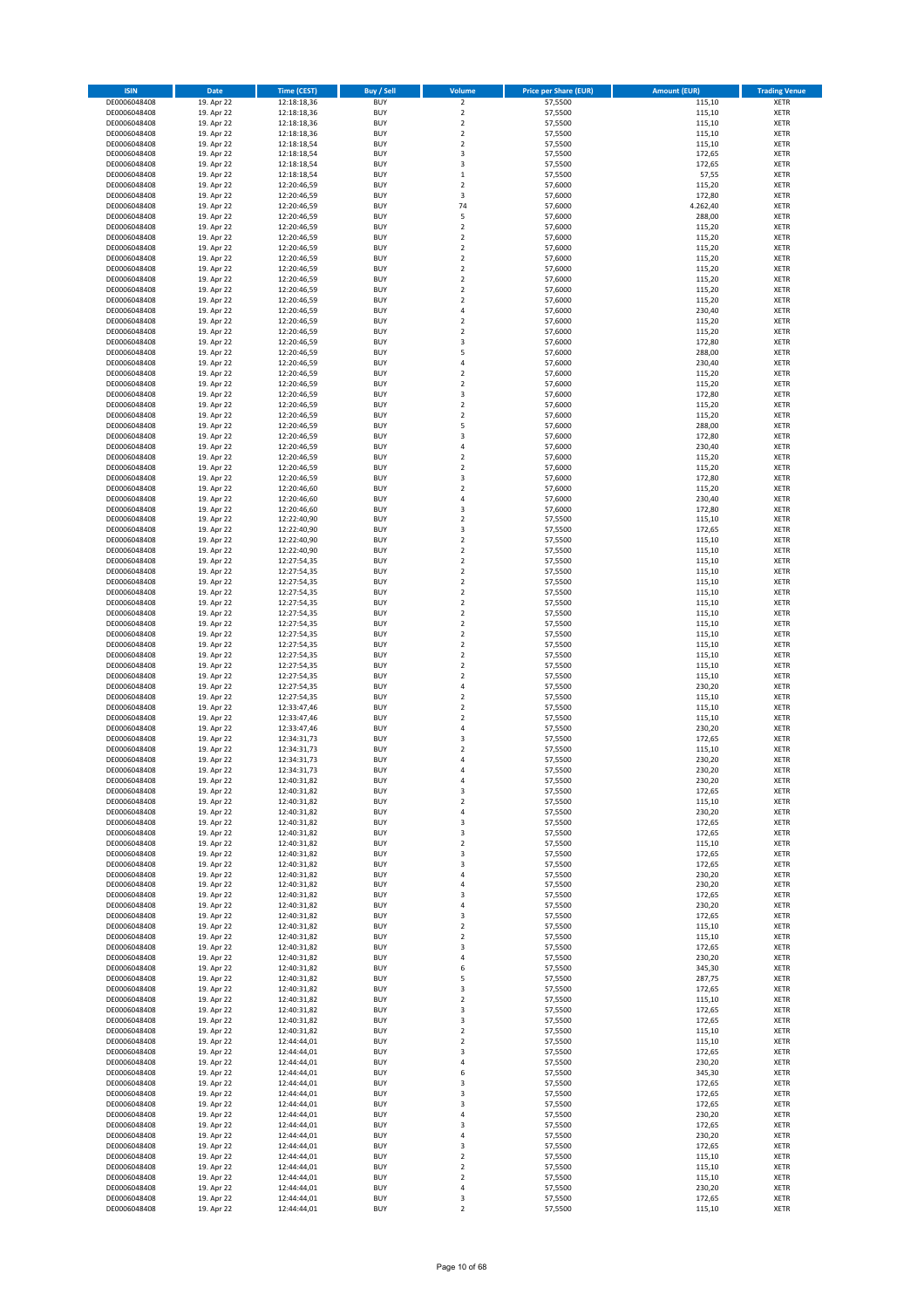| ISIN | Date | Time (CEST) | Buy / Sell | Volume | Price per Share (EUR) | Amount (EUR) | Trading Venue |
|---|---|---|---|---|---|---|---|
| DE0006048408 | 19. Apr 22 | 12:18:18,36 | BUY | 2 | 57,5500 | 115,10 | XETR |
| DE0006048408 | 19. Apr 22 | 12:18:18,36 | BUY | 2 | 57,5500 | 115,10 | XETR |
| DE0006048408 | 19. Apr 22 | 12:18:18,36 | BUY | 2 | 57,5500 | 115,10 | XETR |
| DE0006048408 | 19. Apr 22 | 12:18:18,36 | BUY | 2 | 57,5500 | 115,10 | XETR |
| DE0006048408 | 19. Apr 22 | 12:18:18,54 | BUY | 2 | 57,5500 | 115,10 | XETR |
| DE0006048408 | 19. Apr 22 | 12:18:18,54 | BUY | 3 | 57,5500 | 172,65 | XETR |
| DE0006048408 | 19. Apr 22 | 12:18:18,54 | BUY | 3 | 57,5500 | 172,65 | XETR |
| DE0006048408 | 19. Apr 22 | 12:18:18,54 | BUY | 1 | 57,5500 | 57,55 | XETR |
| DE0006048408 | 19. Apr 22 | 12:20:46,59 | BUY | 2 | 57,6000 | 115,20 | XETR |
| DE0006048408 | 19. Apr 22 | 12:20:46,59 | BUY | 3 | 57,6000 | 172,80 | XETR |
| DE0006048408 | 19. Apr 22 | 12:20:46,59 | BUY | 74 | 57,6000 | 4.262,40 | XETR |
| DE0006048408 | 19. Apr 22 | 12:20:46,59 | BUY | 5 | 57,6000 | 288,00 | XETR |
| DE0006048408 | 19. Apr 22 | 12:20:46,59 | BUY | 2 | 57,6000 | 115,20 | XETR |
| DE0006048408 | 19. Apr 22 | 12:20:46,59 | BUY | 2 | 57,6000 | 115,20 | XETR |
| DE0006048408 | 19. Apr 22 | 12:20:46,59 | BUY | 2 | 57,6000 | 115,20 | XETR |
| DE0006048408 | 19. Apr 22 | 12:20:46,59 | BUY | 2 | 57,6000 | 115,20 | XETR |
| DE0006048408 | 19. Apr 22 | 12:20:46,59 | BUY | 2 | 57,6000 | 115,20 | XETR |
| DE0006048408 | 19. Apr 22 | 12:20:46,59 | BUY | 2 | 57,6000 | 115,20 | XETR |
| DE0006048408 | 19. Apr 22 | 12:20:46,59 | BUY | 2 | 57,6000 | 115,20 | XETR |
| DE0006048408 | 19. Apr 22 | 12:20:46,59 | BUY | 2 | 57,6000 | 115,20 | XETR |
| DE0006048408 | 19. Apr 22 | 12:20:46,59 | BUY | 4 | 57,6000 | 230,40 | XETR |
| DE0006048408 | 19. Apr 22 | 12:20:46,59 | BUY | 2 | 57,6000 | 115,20 | XETR |
| DE0006048408 | 19. Apr 22 | 12:20:46,59 | BUY | 2 | 57,6000 | 115,20 | XETR |
| DE0006048408 | 19. Apr 22 | 12:20:46,59 | BUY | 3 | 57,6000 | 172,80 | XETR |
| DE0006048408 | 19. Apr 22 | 12:20:46,59 | BUY | 5 | 57,6000 | 288,00 | XETR |
| DE0006048408 | 19. Apr 22 | 12:20:46,59 | BUY | 4 | 57,6000 | 230,40 | XETR |
| DE0006048408 | 19. Apr 22 | 12:20:46,59 | BUY | 2 | 57,6000 | 115,20 | XETR |
| DE0006048408 | 19. Apr 22 | 12:20:46,59 | BUY | 2 | 57,6000 | 115,20 | XETR |
| DE0006048408 | 19. Apr 22 | 12:20:46,59 | BUY | 3 | 57,6000 | 172,80 | XETR |
| DE0006048408 | 19. Apr 22 | 12:20:46,59 | BUY | 2 | 57,6000 | 115,20 | XETR |
| DE0006048408 | 19. Apr 22 | 12:20:46,59 | BUY | 2 | 57,6000 | 115,20 | XETR |
| DE0006048408 | 19. Apr 22 | 12:20:46,59 | BUY | 5 | 57,6000 | 288,00 | XETR |
| DE0006048408 | 19. Apr 22 | 12:20:46,59 | BUY | 3 | 57,6000 | 172,80 | XETR |
| DE0006048408 | 19. Apr 22 | 12:20:46,59 | BUY | 4 | 57,6000 | 230,40 | XETR |
| DE0006048408 | 19. Apr 22 | 12:20:46,59 | BUY | 2 | 57,6000 | 115,20 | XETR |
| DE0006048408 | 19. Apr 22 | 12:20:46,59 | BUY | 2 | 57,6000 | 115,20 | XETR |
| DE0006048408 | 19. Apr 22 | 12:20:46,59 | BUY | 3 | 57,6000 | 172,80 | XETR |
| DE0006048408 | 19. Apr 22 | 12:20:46,60 | BUY | 2 | 57,6000 | 115,20 | XETR |
| DE0006048408 | 19. Apr 22 | 12:20:46,60 | BUY | 4 | 57,6000 | 230,40 | XETR |
| DE0006048408 | 19. Apr 22 | 12:20:46,60 | BUY | 3 | 57,6000 | 172,80 | XETR |
| DE0006048408 | 19. Apr 22 | 12:22:40,90 | BUY | 2 | 57,5500 | 115,10 | XETR |
| DE0006048408 | 19. Apr 22 | 12:22:40,90 | BUY | 3 | 57,5500 | 172,65 | XETR |
| DE0006048408 | 19. Apr 22 | 12:22:40,90 | BUY | 2 | 57,5500 | 115,10 | XETR |
| DE0006048408 | 19. Apr 22 | 12:22:40,90 | BUY | 2 | 57,5500 | 115,10 | XETR |
| DE0006048408 | 19. Apr 22 | 12:27:54,35 | BUY | 2 | 57,5500 | 115,10 | XETR |
| DE0006048408 | 19. Apr 22 | 12:27:54,35 | BUY | 2 | 57,5500 | 115,10 | XETR |
| DE0006048408 | 19. Apr 22 | 12:27:54,35 | BUY | 2 | 57,5500 | 115,10 | XETR |
| DE0006048408 | 19. Apr 22 | 12:27:54,35 | BUY | 2 | 57,5500 | 115,10 | XETR |
| DE0006048408 | 19. Apr 22 | 12:27:54,35 | BUY | 2 | 57,5500 | 115,10 | XETR |
| DE0006048408 | 19. Apr 22 | 12:27:54,35 | BUY | 2 | 57,5500 | 115,10 | XETR |
| DE0006048408 | 19. Apr 22 | 12:27:54,35 | BUY | 2 | 57,5500 | 115,10 | XETR |
| DE0006048408 | 19. Apr 22 | 12:27:54,35 | BUY | 2 | 57,5500 | 115,10 | XETR |
| DE0006048408 | 19. Apr 22 | 12:27:54,35 | BUY | 2 | 57,5500 | 115,10 | XETR |
| DE0006048408 | 19. Apr 22 | 12:27:54,35 | BUY | 2 | 57,5500 | 115,10 | XETR |
| DE0006048408 | 19. Apr 22 | 12:27:54,35 | BUY | 2 | 57,5500 | 115,10 | XETR |
| DE0006048408 | 19. Apr 22 | 12:27:54,35 | BUY | 2 | 57,5500 | 115,10 | XETR |
| DE0006048408 | 19. Apr 22 | 12:27:54,35 | BUY | 2 | 57,5500 | 115,10 | XETR |
| DE0006048408 | 19. Apr 22 | 12:27:54,35 | BUY | 4 | 57,5500 | 230,20 | XETR |
| DE0006048408 | 19. Apr 22 | 12:27:54,35 | BUY | 2 | 57,5500 | 115,10 | XETR |
| DE0006048408 | 19. Apr 22 | 12:33:47,46 | BUY | 2 | 57,5500 | 115,10 | XETR |
| DE0006048408 | 19. Apr 22 | 12:33:47,46 | BUY | 2 | 57,5500 | 115,10 | XETR |
| DE0006048408 | 19. Apr 22 | 12:33:47,46 | BUY | 4 | 57,5500 | 230,20 | XETR |
| DE0006048408 | 19. Apr 22 | 12:34:31,73 | BUY | 3 | 57,5500 | 172,65 | XETR |
| DE0006048408 | 19. Apr 22 | 12:34:31,73 | BUY | 2 | 57,5500 | 115,10 | XETR |
| DE0006048408 | 19. Apr 22 | 12:34:31,73 | BUY | 4 | 57,5500 | 230,20 | XETR |
| DE0006048408 | 19. Apr 22 | 12:34:31,73 | BUY | 4 | 57,5500 | 230,20 | XETR |
| DE0006048408 | 19. Apr 22 | 12:40:31,82 | BUY | 4 | 57,5500 | 230,20 | XETR |
| DE0006048408 | 19. Apr 22 | 12:40:31,82 | BUY | 3 | 57,5500 | 172,65 | XETR |
| DE0006048408 | 19. Apr 22 | 12:40:31,82 | BUY | 2 | 57,5500 | 115,10 | XETR |
| DE0006048408 | 19. Apr 22 | 12:40:31,82 | BUY | 4 | 57,5500 | 230,20 | XETR |
| DE0006048408 | 19. Apr 22 | 12:40:31,82 | BUY | 3 | 57,5500 | 172,65 | XETR |
| DE0006048408 | 19. Apr 22 | 12:40:31,82 | BUY | 3 | 57,5500 | 172,65 | XETR |
| DE0006048408 | 19. Apr 22 | 12:40:31,82 | BUY | 2 | 57,5500 | 115,10 | XETR |
| DE0006048408 | 19. Apr 22 | 12:40:31,82 | BUY | 3 | 57,5500 | 172,65 | XETR |
| DE0006048408 | 19. Apr 22 | 12:40:31,82 | BUY | 3 | 57,5500 | 172,65 | XETR |
| DE0006048408 | 19. Apr 22 | 12:40:31,82 | BUY | 4 | 57,5500 | 230,20 | XETR |
| DE0006048408 | 19. Apr 22 | 12:40:31,82 | BUY | 4 | 57,5500 | 230,20 | XETR |
| DE0006048408 | 19. Apr 22 | 12:40:31,82 | BUY | 3 | 57,5500 | 172,65 | XETR |
| DE0006048408 | 19. Apr 22 | 12:40:31,82 | BUY | 4 | 57,5500 | 230,20 | XETR |
| DE0006048408 | 19. Apr 22 | 12:40:31,82 | BUY | 3 | 57,5500 | 172,65 | XETR |
| DE0006048408 | 19. Apr 22 | 12:40:31,82 | BUY | 2 | 57,5500 | 115,10 | XETR |
| DE0006048408 | 19. Apr 22 | 12:40:31,82 | BUY | 2 | 57,5500 | 115,10 | XETR |
| DE0006048408 | 19. Apr 22 | 12:40:31,82 | BUY | 3 | 57,5500 | 172,65 | XETR |
| DE0006048408 | 19. Apr 22 | 12:40:31,82 | BUY | 4 | 57,5500 | 230,20 | XETR |
| DE0006048408 | 19. Apr 22 | 12:40:31,82 | BUY | 6 | 57,5500 | 345,30 | XETR |
| DE0006048408 | 19. Apr 22 | 12:40:31,82 | BUY | 5 | 57,5500 | 287,75 | XETR |
| DE0006048408 | 19. Apr 22 | 12:40:31,82 | BUY | 3 | 57,5500 | 172,65 | XETR |
| DE0006048408 | 19. Apr 22 | 12:40:31,82 | BUY | 2 | 57,5500 | 115,10 | XETR |
| DE0006048408 | 19. Apr 22 | 12:40:31,82 | BUY | 3 | 57,5500 | 172,65 | XETR |
| DE0006048408 | 19. Apr 22 | 12:40:31,82 | BUY | 3 | 57,5500 | 172,65 | XETR |
| DE0006048408 | 19. Apr 22 | 12:40:31,82 | BUY | 2 | 57,5500 | 115,10 | XETR |
| DE0006048408 | 19. Apr 22 | 12:44:44,01 | BUY | 2 | 57,5500 | 115,10 | XETR |
| DE0006048408 | 19. Apr 22 | 12:44:44,01 | BUY | 3 | 57,5500 | 172,65 | XETR |
| DE0006048408 | 19. Apr 22 | 12:44:44,01 | BUY | 4 | 57,5500 | 230,20 | XETR |
| DE0006048408 | 19. Apr 22 | 12:44:44,01 | BUY | 6 | 57,5500 | 345,30 | XETR |
| DE0006048408 | 19. Apr 22 | 12:44:44,01 | BUY | 3 | 57,5500 | 172,65 | XETR |
| DE0006048408 | 19. Apr 22 | 12:44:44,01 | BUY | 3 | 57,5500 | 172,65 | XETR |
| DE0006048408 | 19. Apr 22 | 12:44:44,01 | BUY | 3 | 57,5500 | 172,65 | XETR |
| DE0006048408 | 19. Apr 22 | 12:44:44,01 | BUY | 4 | 57,5500 | 230,20 | XETR |
| DE0006048408 | 19. Apr 22 | 12:44:44,01 | BUY | 3 | 57,5500 | 172,65 | XETR |
| DE0006048408 | 19. Apr 22 | 12:44:44,01 | BUY | 4 | 57,5500 | 230,20 | XETR |
| DE0006048408 | 19. Apr 22 | 12:44:44,01 | BUY | 3 | 57,5500 | 172,65 | XETR |
| DE0006048408 | 19. Apr 22 | 12:44:44,01 | BUY | 2 | 57,5500 | 115,10 | XETR |
| DE0006048408 | 19. Apr 22 | 12:44:44,01 | BUY | 2 | 57,5500 | 115,10 | XETR |
| DE0006048408 | 19. Apr 22 | 12:44:44,01 | BUY | 2 | 57,5500 | 115,10 | XETR |
| DE0006048408 | 19. Apr 22 | 12:44:44,01 | BUY | 4 | 57,5500 | 230,20 | XETR |
| DE0006048408 | 19. Apr 22 | 12:44:44,01 | BUY | 3 | 57,5500 | 172,65 | XETR |
| DE0006048408 | 19. Apr 22 | 12:44:44,01 | BUY | 2 | 57,5500 | 115,10 | XETR |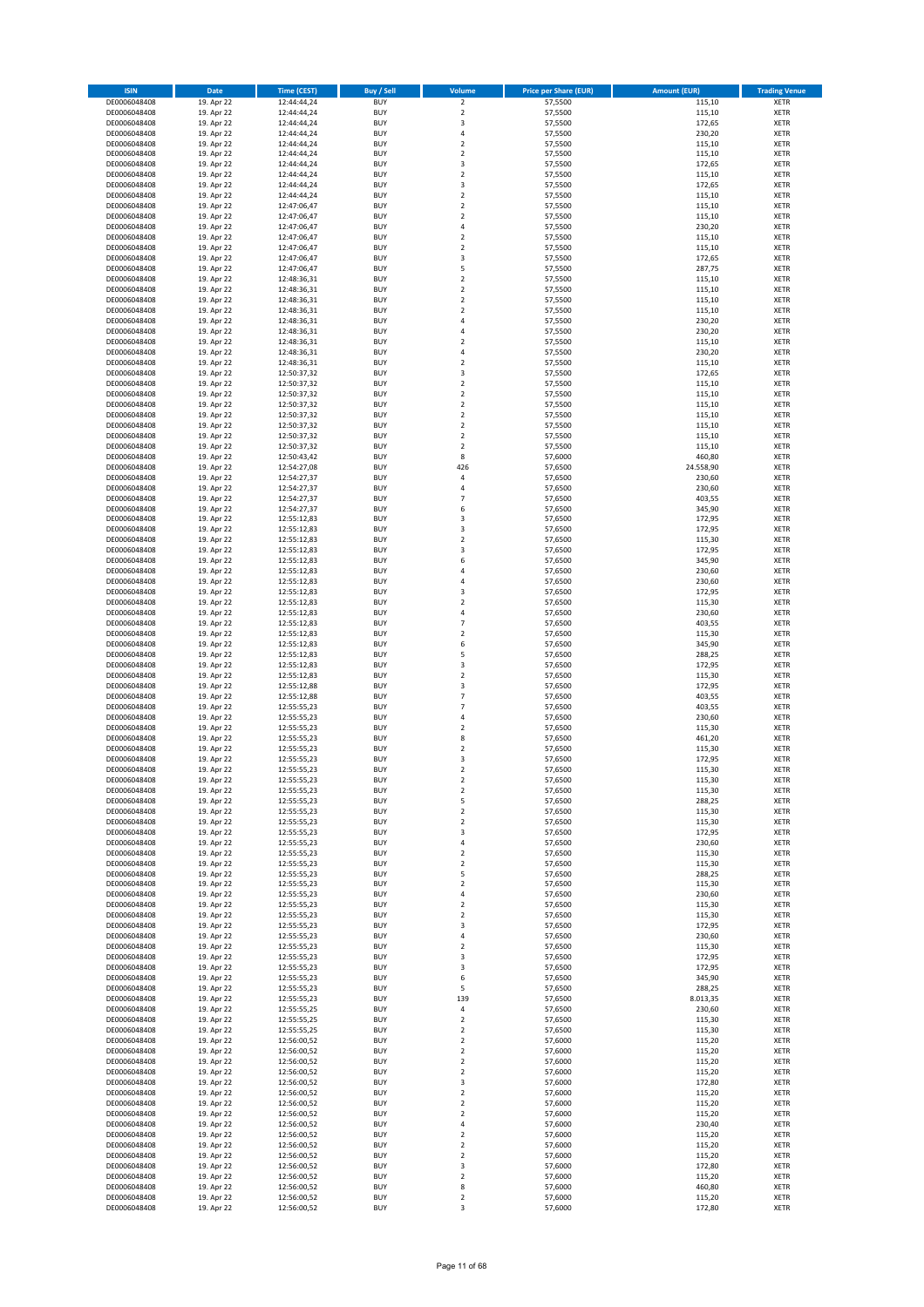| ISIN | Date | Time (CEST) | Buy / Sell | Volume | Price per Share (EUR) | Amount (EUR) | Trading Venue |
|---|---|---|---|---|---|---|---|
| DE0006048408 | 19. Apr 22 | 12:44:44,24 | BUY | 2 | 57,5500 | 115,10 | XETR |
| DE0006048408 | 19. Apr 22 | 12:44:44,24 | BUY | 2 | 57,5500 | 115,10 | XETR |
| DE0006048408 | 19. Apr 22 | 12:44:44,24 | BUY | 3 | 57,5500 | 172,65 | XETR |
| DE0006048408 | 19. Apr 22 | 12:44:44,24 | BUY | 4 | 57,5500 | 230,20 | XETR |
| DE0006048408 | 19. Apr 22 | 12:44:44,24 | BUY | 2 | 57,5500 | 115,10 | XETR |
| DE0006048408 | 19. Apr 22 | 12:44:44,24 | BUY | 2 | 57,5500 | 115,10 | XETR |
| DE0006048408 | 19. Apr 22 | 12:44:44,24 | BUY | 3 | 57,5500 | 172,65 | XETR |
| DE0006048408 | 19. Apr 22 | 12:44:44,24 | BUY | 2 | 57,5500 | 115,10 | XETR |
| DE0006048408 | 19. Apr 22 | 12:44:44,24 | BUY | 3 | 57,5500 | 172,65 | XETR |
| DE0006048408 | 19. Apr 22 | 12:44:44,24 | BUY | 2 | 57,5500 | 115,10 | XETR |
| DE0006048408 | 19. Apr 22 | 12:47:06,47 | BUY | 2 | 57,5500 | 115,10 | XETR |
| DE0006048408 | 19. Apr 22 | 12:47:06,47 | BUY | 2 | 57,5500 | 115,10 | XETR |
| DE0006048408 | 19. Apr 22 | 12:47:06,47 | BUY | 4 | 57,5500 | 230,20 | XETR |
| DE0006048408 | 19. Apr 22 | 12:47:06,47 | BUY | 2 | 57,5500 | 115,10 | XETR |
| DE0006048408 | 19. Apr 22 | 12:47:06,47 | BUY | 2 | 57,5500 | 115,10 | XETR |
| DE0006048408 | 19. Apr 22 | 12:47:06,47 | BUY | 3 | 57,5500 | 172,65 | XETR |
| DE0006048408 | 19. Apr 22 | 12:47:06,47 | BUY | 5 | 57,5500 | 287,75 | XETR |
| DE0006048408 | 19. Apr 22 | 12:48:36,31 | BUY | 2 | 57,5500 | 115,10 | XETR |
| DE0006048408 | 19. Apr 22 | 12:48:36,31 | BUY | 2 | 57,5500 | 115,10 | XETR |
| DE0006048408 | 19. Apr 22 | 12:48:36,31 | BUY | 2 | 57,5500 | 115,10 | XETR |
| DE0006048408 | 19. Apr 22 | 12:48:36,31 | BUY | 2 | 57,5500 | 115,10 | XETR |
| DE0006048408 | 19. Apr 22 | 12:48:36,31 | BUY | 4 | 57,5500 | 230,20 | XETR |
| DE0006048408 | 19. Apr 22 | 12:48:36,31 | BUY | 4 | 57,5500 | 230,20 | XETR |
| DE0006048408 | 19. Apr 22 | 12:48:36,31 | BUY | 2 | 57,5500 | 115,10 | XETR |
| DE0006048408 | 19. Apr 22 | 12:48:36,31 | BUY | 4 | 57,5500 | 230,20 | XETR |
| DE0006048408 | 19. Apr 22 | 12:48:36,31 | BUY | 2 | 57,5500 | 115,10 | XETR |
| DE0006048408 | 19. Apr 22 | 12:50:37,32 | BUY | 3 | 57,5500 | 172,65 | XETR |
| DE0006048408 | 19. Apr 22 | 12:50:37,32 | BUY | 2 | 57,5500 | 115,10 | XETR |
| DE0006048408 | 19. Apr 22 | 12:50:37,32 | BUY | 2 | 57,5500 | 115,10 | XETR |
| DE0006048408 | 19. Apr 22 | 12:50:37,32 | BUY | 2 | 57,5500 | 115,10 | XETR |
| DE0006048408 | 19. Apr 22 | 12:50:37,32 | BUY | 2 | 57,5500 | 115,10 | XETR |
| DE0006048408 | 19. Apr 22 | 12:50:37,32 | BUY | 2 | 57,5500 | 115,10 | XETR |
| DE0006048408 | 19. Apr 22 | 12:50:37,32 | BUY | 2 | 57,5500 | 115,10 | XETR |
| DE0006048408 | 19. Apr 22 | 12:50:37,32 | BUY | 2 | 57,5500 | 115,10 | XETR |
| DE0006048408 | 19. Apr 22 | 12:50:43,42 | BUY | 8 | 57,6000 | 460,80 | XETR |
| DE0006048408 | 19. Apr 22 | 12:54:27,08 | BUY | 426 | 57,6500 | 24.558,90 | XETR |
| DE0006048408 | 19. Apr 22 | 12:54:27,37 | BUY | 4 | 57,6500 | 230,60 | XETR |
| DE0006048408 | 19. Apr 22 | 12:54:27,37 | BUY | 4 | 57,6500 | 230,60 | XETR |
| DE0006048408 | 19. Apr 22 | 12:54:27,37 | BUY | 7 | 57,6500 | 403,55 | XETR |
| DE0006048408 | 19. Apr 22 | 12:54:27,37 | BUY | 6 | 57,6500 | 345,90 | XETR |
| DE0006048408 | 19. Apr 22 | 12:55:12,83 | BUY | 3 | 57,6500 | 172,95 | XETR |
| DE0006048408 | 19. Apr 22 | 12:55:12,83 | BUY | 3 | 57,6500 | 172,95 | XETR |
| DE0006048408 | 19. Apr 22 | 12:55:12,83 | BUY | 2 | 57,6500 | 115,30 | XETR |
| DE0006048408 | 19. Apr 22 | 12:55:12,83 | BUY | 3 | 57,6500 | 172,95 | XETR |
| DE0006048408 | 19. Apr 22 | 12:55:12,83 | BUY | 6 | 57,6500 | 345,90 | XETR |
| DE0006048408 | 19. Apr 22 | 12:55:12,83 | BUY | 4 | 57,6500 | 230,60 | XETR |
| DE0006048408 | 19. Apr 22 | 12:55:12,83 | BUY | 4 | 57,6500 | 230,60 | XETR |
| DE0006048408 | 19. Apr 22 | 12:55:12,83 | BUY | 3 | 57,6500 | 172,95 | XETR |
| DE0006048408 | 19. Apr 22 | 12:55:12,83 | BUY | 2 | 57,6500 | 115,30 | XETR |
| DE0006048408 | 19. Apr 22 | 12:55:12,83 | BUY | 4 | 57,6500 | 230,60 | XETR |
| DE0006048408 | 19. Apr 22 | 12:55:12,83 | BUY | 7 | 57,6500 | 403,55 | XETR |
| DE0006048408 | 19. Apr 22 | 12:55:12,83 | BUY | 2 | 57,6500 | 115,30 | XETR |
| DE0006048408 | 19. Apr 22 | 12:55:12,83 | BUY | 6 | 57,6500 | 345,90 | XETR |
| DE0006048408 | 19. Apr 22 | 12:55:12,83 | BUY | 5 | 57,6500 | 288,25 | XETR |
| DE0006048408 | 19. Apr 22 | 12:55:12,83 | BUY | 3 | 57,6500 | 172,95 | XETR |
| DE0006048408 | 19. Apr 22 | 12:55:12,83 | BUY | 2 | 57,6500 | 115,30 | XETR |
| DE0006048408 | 19. Apr 22 | 12:55:12,88 | BUY | 3 | 57,6500 | 172,95 | XETR |
| DE0006048408 | 19. Apr 22 | 12:55:12,88 | BUY | 7 | 57,6500 | 403,55 | XETR |
| DE0006048408 | 19. Apr 22 | 12:55:55,23 | BUY | 7 | 57,6500 | 403,55 | XETR |
| DE0006048408 | 19. Apr 22 | 12:55:55,23 | BUY | 4 | 57,6500 | 230,60 | XETR |
| DE0006048408 | 19. Apr 22 | 12:55:55,23 | BUY | 2 | 57,6500 | 115,30 | XETR |
| DE0006048408 | 19. Apr 22 | 12:55:55,23 | BUY | 8 | 57,6500 | 461,20 | XETR |
| DE0006048408 | 19. Apr 22 | 12:55:55,23 | BUY | 2 | 57,6500 | 115,30 | XETR |
| DE0006048408 | 19. Apr 22 | 12:55:55,23 | BUY | 3 | 57,6500 | 172,95 | XETR |
| DE0006048408 | 19. Apr 22 | 12:55:55,23 | BUY | 2 | 57,6500 | 115,30 | XETR |
| DE0006048408 | 19. Apr 22 | 12:55:55,23 | BUY | 2 | 57,6500 | 115,30 | XETR |
| DE0006048408 | 19. Apr 22 | 12:55:55,23 | BUY | 2 | 57,6500 | 115,30 | XETR |
| DE0006048408 | 19. Apr 22 | 12:55:55,23 | BUY | 5 | 57,6500 | 288,25 | XETR |
| DE0006048408 | 19. Apr 22 | 12:55:55,23 | BUY | 2 | 57,6500 | 115,30 | XETR |
| DE0006048408 | 19. Apr 22 | 12:55:55,23 | BUY | 2 | 57,6500 | 115,30 | XETR |
| DE0006048408 | 19. Apr 22 | 12:55:55,23 | BUY | 3 | 57,6500 | 172,95 | XETR |
| DE0006048408 | 19. Apr 22 | 12:55:55,23 | BUY | 4 | 57,6500 | 230,60 | XETR |
| DE0006048408 | 19. Apr 22 | 12:55:55,23 | BUY | 2 | 57,6500 | 115,30 | XETR |
| DE0006048408 | 19. Apr 22 | 12:55:55,23 | BUY | 2 | 57,6500 | 115,30 | XETR |
| DE0006048408 | 19. Apr 22 | 12:55:55,23 | BUY | 5 | 57,6500 | 288,25 | XETR |
| DE0006048408 | 19. Apr 22 | 12:55:55,23 | BUY | 2 | 57,6500 | 115,30 | XETR |
| DE0006048408 | 19. Apr 22 | 12:55:55,23 | BUY | 4 | 57,6500 | 230,60 | XETR |
| DE0006048408 | 19. Apr 22 | 12:55:55,23 | BUY | 2 | 57,6500 | 115,30 | XETR |
| DE0006048408 | 19. Apr 22 | 12:55:55,23 | BUY | 2 | 57,6500 | 115,30 | XETR |
| DE0006048408 | 19. Apr 22 | 12:55:55,23 | BUY | 3 | 57,6500 | 172,95 | XETR |
| DE0006048408 | 19. Apr 22 | 12:55:55,23 | BUY | 4 | 57,6500 | 230,60 | XETR |
| DE0006048408 | 19. Apr 22 | 12:55:55,23 | BUY | 2 | 57,6500 | 115,30 | XETR |
| DE0006048408 | 19. Apr 22 | 12:55:55,23 | BUY | 3 | 57,6500 | 172,95 | XETR |
| DE0006048408 | 19. Apr 22 | 12:55:55,23 | BUY | 3 | 57,6500 | 172,95 | XETR |
| DE0006048408 | 19. Apr 22 | 12:55:55,23 | BUY | 6 | 57,6500 | 345,90 | XETR |
| DE0006048408 | 19. Apr 22 | 12:55:55,23 | BUY | 5 | 57,6500 | 288,25 | XETR |
| DE0006048408 | 19. Apr 22 | 12:55:55,23 | BUY | 139 | 57,6500 | 8.013,35 | XETR |
| DE0006048408 | 19. Apr 22 | 12:55:55,25 | BUY | 4 | 57,6500 | 230,60 | XETR |
| DE0006048408 | 19. Apr 22 | 12:55:55,25 | BUY | 2 | 57,6500 | 115,30 | XETR |
| DE0006048408 | 19. Apr 22 | 12:55:55,25 | BUY | 2 | 57,6500 | 115,30 | XETR |
| DE0006048408 | 19. Apr 22 | 12:56:00,52 | BUY | 2 | 57,6000 | 115,20 | XETR |
| DE0006048408 | 19. Apr 22 | 12:56:00,52 | BUY | 2 | 57,6000 | 115,20 | XETR |
| DE0006048408 | 19. Apr 22 | 12:56:00,52 | BUY | 2 | 57,6000 | 115,20 | XETR |
| DE0006048408 | 19. Apr 22 | 12:56:00,52 | BUY | 2 | 57,6000 | 115,20 | XETR |
| DE0006048408 | 19. Apr 22 | 12:56:00,52 | BUY | 3 | 57,6000 | 172,80 | XETR |
| DE0006048408 | 19. Apr 22 | 12:56:00,52 | BUY | 2 | 57,6000 | 115,20 | XETR |
| DE0006048408 | 19. Apr 22 | 12:56:00,52 | BUY | 2 | 57,6000 | 115,20 | XETR |
| DE0006048408 | 19. Apr 22 | 12:56:00,52 | BUY | 2 | 57,6000 | 115,20 | XETR |
| DE0006048408 | 19. Apr 22 | 12:56:00,52 | BUY | 4 | 57,6000 | 230,40 | XETR |
| DE0006048408 | 19. Apr 22 | 12:56:00,52 | BUY | 2 | 57,6000 | 115,20 | XETR |
| DE0006048408 | 19. Apr 22 | 12:56:00,52 | BUY | 2 | 57,6000 | 115,20 | XETR |
| DE0006048408 | 19. Apr 22 | 12:56:00,52 | BUY | 2 | 57,6000 | 115,20 | XETR |
| DE0006048408 | 19. Apr 22 | 12:56:00,52 | BUY | 3 | 57,6000 | 172,80 | XETR |
| DE0006048408 | 19. Apr 22 | 12:56:00,52 | BUY | 2 | 57,6000 | 115,20 | XETR |
| DE0006048408 | 19. Apr 22 | 12:56:00,52 | BUY | 8 | 57,6000 | 460,80 | XETR |
| DE0006048408 | 19. Apr 22 | 12:56:00,52 | BUY | 2 | 57,6000 | 115,20 | XETR |
| DE0006048408 | 19. Apr 22 | 12:56:00,52 | BUY | 3 | 57,6000 | 172,80 | XETR |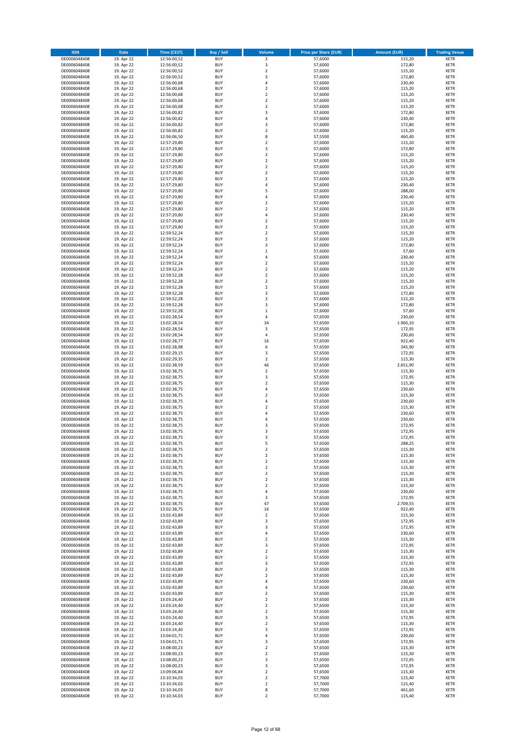| ISIN | Date | Time (CEST) | Buy / Sell | Volume | Price per Share (EUR) | Amount (EUR) | Trading Venue |
|---|---|---|---|---|---|---|---|
| DE0006048408 | 19. Apr 22 | 12:56:00,52 | BUY | 2 | 57,6000 | 115,20 | XETR |
| DE0006048408 | 19. Apr 22 | 12:56:00,52 | BUY | 3 | 57,6000 | 172,80 | XETR |
| DE0006048408 | 19. Apr 22 | 12:56:00,52 | BUY | 2 | 57,6000 | 115,20 | XETR |
| DE0006048408 | 19. Apr 22 | 12:56:00,52 | BUY | 3 | 57,6000 | 172,80 | XETR |
| DE0006048408 | 19. Apr 22 | 12:56:00,68 | BUY | 4 | 57,6000 | 230,40 | XETR |
| DE0006048408 | 19. Apr 22 | 12:56:00,68 | BUY | 2 | 57,6000 | 115,20 | XETR |
| DE0006048408 | 19. Apr 22 | 12:56:00,68 | BUY | 2 | 57,6000 | 115,20 | XETR |
| DE0006048408 | 19. Apr 22 | 12:56:00,68 | BUY | 2 | 57,6000 | 115,20 | XETR |
| DE0006048408 | 19. Apr 22 | 12:56:00,68 | BUY | 2 | 57,6000 | 115,20 | XETR |
| DE0006048408 | 19. Apr 22 | 12:56:00,82 | BUY | 3 | 57,6000 | 172,80 | XETR |
| DE0006048408 | 19. Apr 22 | 12:56:00,82 | BUY | 4 | 57,6000 | 230,40 | XETR |
| DE0006048408 | 19. Apr 22 | 12:56:00,82 | BUY | 3 | 57,6000 | 172,80 | XETR |
| DE0006048408 | 19. Apr 22 | 12:56:00,82 | BUY | 2 | 57,6000 | 115,20 | XETR |
| DE0006048408 | 19. Apr 22 | 12:56:06,50 | BUY | 8 | 57,5500 | 460,40 | XETR |
| DE0006048408 | 19. Apr 22 | 12:57:29,80 | BUY | 2 | 57,6000 | 115,20 | XETR |
| DE0006048408 | 19. Apr 22 | 12:57:29,80 | BUY | 3 | 57,6000 | 172,80 | XETR |
| DE0006048408 | 19. Apr 22 | 12:57:29,80 | BUY | 2 | 57,6000 | 115,20 | XETR |
| DE0006048408 | 19. Apr 22 | 12:57:29,80 | BUY | 2 | 57,6000 | 115,20 | XETR |
| DE0006048408 | 19. Apr 22 | 12:57:29,80 | BUY | 2 | 57,6000 | 115,20 | XETR |
| DE0006048408 | 19. Apr 22 | 12:57:29,80 | BUY | 2 | 57,6000 | 115,20 | XETR |
| DE0006048408 | 19. Apr 22 | 12:57:29,80 | BUY | 2 | 57,6000 | 115,20 | XETR |
| DE0006048408 | 19. Apr 22 | 12:57:29,80 | BUY | 4 | 57,6000 | 230,40 | XETR |
| DE0006048408 | 19. Apr 22 | 12:57:29,80 | BUY | 5 | 57,6000 | 288,00 | XETR |
| DE0006048408 | 19. Apr 22 | 12:57:29,80 | BUY | 4 | 57,6000 | 230,40 | XETR |
| DE0006048408 | 19. Apr 22 | 12:57:29,80 | BUY | 2 | 57,6000 | 115,20 | XETR |
| DE0006048408 | 19. Apr 22 | 12:57:29,80 | BUY | 2 | 57,6000 | 115,20 | XETR |
| DE0006048408 | 19. Apr 22 | 12:57:29,80 | BUY | 4 | 57,6000 | 230,40 | XETR |
| DE0006048408 | 19. Apr 22 | 12:57:29,80 | BUY | 2 | 57,6000 | 115,20 | XETR |
| DE0006048408 | 19. Apr 22 | 12:57:29,80 | BUY | 2 | 57,6000 | 115,20 | XETR |
| DE0006048408 | 19. Apr 22 | 12:59:52,24 | BUY | 2 | 57,6000 | 115,20 | XETR |
| DE0006048408 | 19. Apr 22 | 12:59:52,24 | BUY | 2 | 57,6000 | 115,20 | XETR |
| DE0006048408 | 19. Apr 22 | 12:59:52,24 | BUY | 3 | 57,6000 | 172,80 | XETR |
| DE0006048408 | 19. Apr 22 | 12:59:52,24 | BUY | 1 | 57,6000 | 57,60 | XETR |
| DE0006048408 | 19. Apr 22 | 12:59:52,24 | BUY | 4 | 57,6000 | 230,40 | XETR |
| DE0006048408 | 19. Apr 22 | 12:59:52,24 | BUY | 2 | 57,6000 | 115,20 | XETR |
| DE0006048408 | 19. Apr 22 | 12:59:52,24 | BUY | 2 | 57,6000 | 115,20 | XETR |
| DE0006048408 | 19. Apr 22 | 12:59:52,28 | BUY | 2 | 57,6000 | 115,20 | XETR |
| DE0006048408 | 19. Apr 22 | 12:59:52,28 | BUY | 2 | 57,6000 | 115,20 | XETR |
| DE0006048408 | 19. Apr 22 | 12:59:52,28 | BUY | 2 | 57,6000 | 115,20 | XETR |
| DE0006048408 | 19. Apr 22 | 12:59:52,28 | BUY | 3 | 57,6000 | 172,80 | XETR |
| DE0006048408 | 19. Apr 22 | 12:59:52,28 | BUY | 2 | 57,6000 | 115,20 | XETR |
| DE0006048408 | 19. Apr 22 | 12:59:52,28 | BUY | 3 | 57,6000 | 172,80 | XETR |
| DE0006048408 | 19. Apr 22 | 12:59:52,28 | BUY | 1 | 57,6000 | 57,60 | XETR |
| DE0006048408 | 19. Apr 22 | 13:02:28,54 | BUY | 4 | 57,6500 | 230,60 | XETR |
| DE0006048408 | 19. Apr 22 | 13:02:28,54 | BUY | 34 | 57,6500 | 1.960,10 | XETR |
| DE0006048408 | 19. Apr 22 | 13:02:28,54 | BUY | 3 | 57,6500 | 172,95 | XETR |
| DE0006048408 | 19. Apr 22 | 13:02:28,54 | BUY | 4 | 57,6500 | 230,60 | XETR |
| DE0006048408 | 19. Apr 22 | 13:02:28,77 | BUY | 16 | 57,6500 | 922,40 | XETR |
| DE0006048408 | 19. Apr 22 | 13:02:28,98 | BUY | 6 | 57,6500 | 345,90 | XETR |
| DE0006048408 | 19. Apr 22 | 13:02:29,15 | BUY | 3 | 57,6500 | 172,95 | XETR |
| DE0006048408 | 19. Apr 22 | 13:02:29,35 | BUY | 2 | 57,6500 | 115,30 | XETR |
| DE0006048408 | 19. Apr 22 | 13:02:38,59 | BUY | 46 | 57,6500 | 2.651,90 | XETR |
| DE0006048408 | 19. Apr 22 | 13:02:38,75 | BUY | 2 | 57,6500 | 115,30 | XETR |
| DE0006048408 | 19. Apr 22 | 13:02:38,75 | BUY | 3 | 57,6500 | 172,95 | XETR |
| DE0006048408 | 19. Apr 22 | 13:02:38,75 | BUY | 2 | 57,6500 | 115,30 | XETR |
| DE0006048408 | 19. Apr 22 | 13:02:38,75 | BUY | 4 | 57,6500 | 230,60 | XETR |
| DE0006048408 | 19. Apr 22 | 13:02:38,75 | BUY | 2 | 57,6500 | 115,30 | XETR |
| DE0006048408 | 19. Apr 22 | 13:02:38,75 | BUY | 4 | 57,6500 | 230,60 | XETR |
| DE0006048408 | 19. Apr 22 | 13:02:38,75 | BUY | 2 | 57,6500 | 115,30 | XETR |
| DE0006048408 | 19. Apr 22 | 13:02:38,75 | BUY | 4 | 57,6500 | 230,60 | XETR |
| DE0006048408 | 19. Apr 22 | 13:02:38,75 | BUY | 4 | 57,6500 | 230,60 | XETR |
| DE0006048408 | 19. Apr 22 | 13:02:38,75 | BUY | 3 | 57,6500 | 172,95 | XETR |
| DE0006048408 | 19. Apr 22 | 13:02:38,75 | BUY | 3 | 57,6500 | 172,95 | XETR |
| DE0006048408 | 19. Apr 22 | 13:02:38,75 | BUY | 3 | 57,6500 | 172,95 | XETR |
| DE0006048408 | 19. Apr 22 | 13:02:38,75 | BUY | 5 | 57,6500 | 288,25 | XETR |
| DE0006048408 | 19. Apr 22 | 13:02:38,75 | BUY | 2 | 57,6500 | 115,30 | XETR |
| DE0006048408 | 19. Apr 22 | 13:02:38,75 | BUY | 2 | 57,6500 | 115,30 | XETR |
| DE0006048408 | 19. Apr 22 | 13:02:38,75 | BUY | 2 | 57,6500 | 115,30 | XETR |
| DE0006048408 | 19. Apr 22 | 13:02:38,75 | BUY | 2 | 57,6500 | 115,30 | XETR |
| DE0006048408 | 19. Apr 22 | 13:02:38,75 | BUY | 2 | 57,6500 | 115,30 | XETR |
| DE0006048408 | 19. Apr 22 | 13:02:38,75 | BUY | 2 | 57,6500 | 115,30 | XETR |
| DE0006048408 | 19. Apr 22 | 13:02:38,75 | BUY | 2 | 57,6500 | 115,30 | XETR |
| DE0006048408 | 19. Apr 22 | 13:02:38,75 | BUY | 4 | 57,6500 | 230,60 | XETR |
| DE0006048408 | 19. Apr 22 | 13:02:38,75 | BUY | 3 | 57,6500 | 172,95 | XETR |
| DE0006048408 | 19. Apr 22 | 13:02:38,75 | BUY | 47 | 57,6500 | 2.709,55 | XETR |
| DE0006048408 | 19. Apr 22 | 13:02:38,75 | BUY | 16 | 57,6500 | 922,40 | XETR |
| DE0006048408 | 19. Apr 22 | 13:02:43,89 | BUY | 2 | 57,6500 | 115,30 | XETR |
| DE0006048408 | 19. Apr 22 | 13:02:43,89 | BUY | 3 | 57,6500 | 172,95 | XETR |
| DE0006048408 | 19. Apr 22 | 13:02:43,89 | BUY | 3 | 57,6500 | 172,95 | XETR |
| DE0006048408 | 19. Apr 22 | 13:02:43,89 | BUY | 4 | 57,6500 | 230,60 | XETR |
| DE0006048408 | 19. Apr 22 | 13:02:43,89 | BUY | 2 | 57,6500 | 115,30 | XETR |
| DE0006048408 | 19. Apr 22 | 13:02:43,89 | BUY | 3 | 57,6500 | 172,95 | XETR |
| DE0006048408 | 19. Apr 22 | 13:02:43,89 | BUY | 2 | 57,6500 | 115,30 | XETR |
| DE0006048408 | 19. Apr 22 | 13:02:43,89 | BUY | 2 | 57,6500 | 115,30 | XETR |
| DE0006048408 | 19. Apr 22 | 13:02:43,89 | BUY | 3 | 57,6500 | 172,95 | XETR |
| DE0006048408 | 19. Apr 22 | 13:02:43,89 | BUY | 2 | 57,6500 | 115,30 | XETR |
| DE0006048408 | 19. Apr 22 | 13:02:43,89 | BUY | 2 | 57,6500 | 115,30 | XETR |
| DE0006048408 | 19. Apr 22 | 13:02:43,89 | BUY | 4 | 57,6500 | 230,60 | XETR |
| DE0006048408 | 19. Apr 22 | 13:02:43,89 | BUY | 4 | 57,6500 | 230,60 | XETR |
| DE0006048408 | 19. Apr 22 | 13:02:43,89 | BUY | 2 | 57,6500 | 115,30 | XETR |
| DE0006048408 | 19. Apr 22 | 13:03:24,40 | BUY | 2 | 57,6500 | 115,30 | XETR |
| DE0006048408 | 19. Apr 22 | 13:03:24,40 | BUY | 2 | 57,6500 | 115,30 | XETR |
| DE0006048408 | 19. Apr 22 | 13:03:24,40 | BUY | 2 | 57,6500 | 115,30 | XETR |
| DE0006048408 | 19. Apr 22 | 13:03:24,40 | BUY | 3 | 57,6500 | 172,95 | XETR |
| DE0006048408 | 19. Apr 22 | 13:03:24,40 | BUY | 2 | 57,6500 | 115,30 | XETR |
| DE0006048408 | 19. Apr 22 | 13:03:24,40 | BUY | 3 | 57,6500 | 172,95 | XETR |
| DE0006048408 | 19. Apr 22 | 13:04:01,71 | BUY | 4 | 57,6500 | 230,60 | XETR |
| DE0006048408 | 19. Apr 22 | 13:04:01,71 | BUY | 3 | 57,6500 | 172,95 | XETR |
| DE0006048408 | 19. Apr 22 | 13:08:00,23 | BUY | 2 | 57,6500 | 115,30 | XETR |
| DE0006048408 | 19. Apr 22 | 13:08:00,23 | BUY | 2 | 57,6500 | 115,30 | XETR |
| DE0006048408 | 19. Apr 22 | 13:08:00,23 | BUY | 3 | 57,6500 | 172,95 | XETR |
| DE0006048408 | 19. Apr 22 | 13:08:00,23 | BUY | 3 | 57,6500 | 172,95 | XETR |
| DE0006048408 | 19. Apr 22 | 13:09:06,84 | BUY | 2 | 57,6500 | 115,30 | XETR |
| DE0006048408 | 19. Apr 22 | 13:10:34,03 | BUY | 2 | 57,7000 | 115,40 | XETR |
| DE0006048408 | 19. Apr 22 | 13:10:34,03 | BUY | 2 | 57,7000 | 115,40 | XETR |
| DE0006048408 | 19. Apr 22 | 13:10:34,03 | BUY | 8 | 57,7000 | 461,60 | XETR |
| DE0006048408 | 19. Apr 22 | 13:10:34,03 | BUY | 2 | 57,7000 | 115,40 | XETR |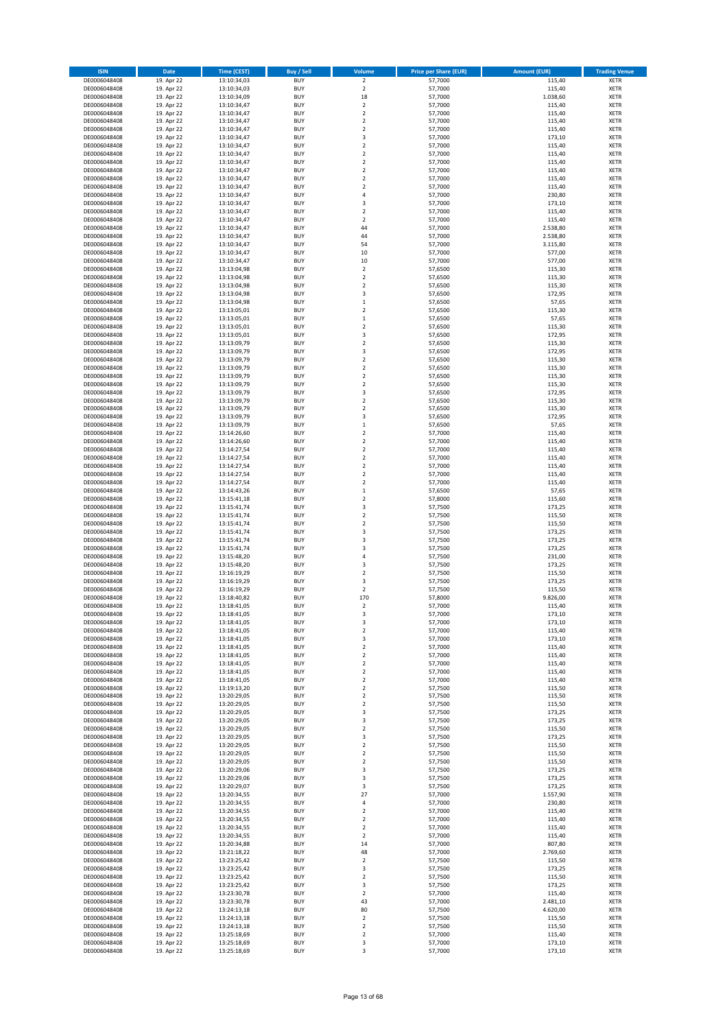| ISIN | Date | Time (CEST) | Buy / Sell | Volume | Price per Share (EUR) | Amount (EUR) | Trading Venue |
|---|---|---|---|---|---|---|---|
| DE0006048408 | 19. Apr 22 | 13:10:34,03 | BUY | 2 | 57,7000 | 115,40 | XETR |
| DE0006048408 | 19. Apr 22 | 13:10:34,03 | BUY | 2 | 57,7000 | 115,40 | XETR |
| DE0006048408 | 19. Apr 22 | 13:10:34,09 | BUY | 18 | 57,7000 | 1.038,60 | XETR |
| DE0006048408 | 19. Apr 22 | 13:10:34,47 | BUY | 2 | 57,7000 | 115,40 | XETR |
| DE0006048408 | 19. Apr 22 | 13:10:34,47 | BUY | 2 | 57,7000 | 115,40 | XETR |
| DE0006048408 | 19. Apr 22 | 13:10:34,47 | BUY | 2 | 57,7000 | 115,40 | XETR |
| DE0006048408 | 19. Apr 22 | 13:10:34,47 | BUY | 2 | 57,7000 | 115,40 | XETR |
| DE0006048408 | 19. Apr 22 | 13:10:34,47 | BUY | 3 | 57,7000 | 173,10 | XETR |
| DE0006048408 | 19. Apr 22 | 13:10:34,47 | BUY | 2 | 57,7000 | 115,40 | XETR |
| DE0006048408 | 19. Apr 22 | 13:10:34,47 | BUY | 2 | 57,7000 | 115,40 | XETR |
| DE0006048408 | 19. Apr 22 | 13:10:34,47 | BUY | 2 | 57,7000 | 115,40 | XETR |
| DE0006048408 | 19. Apr 22 | 13:10:34,47 | BUY | 2 | 57,7000 | 115,40 | XETR |
| DE0006048408 | 19. Apr 22 | 13:10:34,47 | BUY | 2 | 57,7000 | 115,40 | XETR |
| DE0006048408 | 19. Apr 22 | 13:10:34,47 | BUY | 2 | 57,7000 | 115,40 | XETR |
| DE0006048408 | 19. Apr 22 | 13:10:34,47 | BUY | 4 | 57,7000 | 230,80 | XETR |
| DE0006048408 | 19. Apr 22 | 13:10:34,47 | BUY | 3 | 57,7000 | 173,10 | XETR |
| DE0006048408 | 19. Apr 22 | 13:10:34,47 | BUY | 2 | 57,7000 | 115,40 | XETR |
| DE0006048408 | 19. Apr 22 | 13:10:34,47 | BUY | 2 | 57,7000 | 115,40 | XETR |
| DE0006048408 | 19. Apr 22 | 13:10:34,47 | BUY | 44 | 57,7000 | 2.538,80 | XETR |
| DE0006048408 | 19. Apr 22 | 13:10:34,47 | BUY | 44 | 57,7000 | 2.538,80 | XETR |
| DE0006048408 | 19. Apr 22 | 13:10:34,47 | BUY | 54 | 57,7000 | 3.115,80 | XETR |
| DE0006048408 | 19. Apr 22 | 13:10:34,47 | BUY | 10 | 57,7000 | 577,00 | XETR |
| DE0006048408 | 19. Apr 22 | 13:10:34,47 | BUY | 10 | 57,7000 | 577,00 | XETR |
| DE0006048408 | 19. Apr 22 | 13:13:04,98 | BUY | 2 | 57,6500 | 115,30 | XETR |
| DE0006048408 | 19. Apr 22 | 13:13:04,98 | BUY | 2 | 57,6500 | 115,30 | XETR |
| DE0006048408 | 19. Apr 22 | 13:13:04,98 | BUY | 2 | 57,6500 | 115,30 | XETR |
| DE0006048408 | 19. Apr 22 | 13:13:04,98 | BUY | 3 | 57,6500 | 172,95 | XETR |
| DE0006048408 | 19. Apr 22 | 13:13:04,98 | BUY | 1 | 57,6500 | 57,65 | XETR |
| DE0006048408 | 19. Apr 22 | 13:13:05,01 | BUY | 2 | 57,6500 | 115,30 | XETR |
| DE0006048408 | 19. Apr 22 | 13:13:05,01 | BUY | 1 | 57,6500 | 57,65 | XETR |
| DE0006048408 | 19. Apr 22 | 13:13:05,01 | BUY | 2 | 57,6500 | 115,30 | XETR |
| DE0006048408 | 19. Apr 22 | 13:13:05,01 | BUY | 3 | 57,6500 | 172,95 | XETR |
| DE0006048408 | 19. Apr 22 | 13:13:09,79 | BUY | 2 | 57,6500 | 115,30 | XETR |
| DE0006048408 | 19. Apr 22 | 13:13:09,79 | BUY | 3 | 57,6500 | 172,95 | XETR |
| DE0006048408 | 19. Apr 22 | 13:13:09,79 | BUY | 2 | 57,6500 | 115,30 | XETR |
| DE0006048408 | 19. Apr 22 | 13:13:09,79 | BUY | 2 | 57,6500 | 115,30 | XETR |
| DE0006048408 | 19. Apr 22 | 13:13:09,79 | BUY | 2 | 57,6500 | 115,30 | XETR |
| DE0006048408 | 19. Apr 22 | 13:13:09,79 | BUY | 2 | 57,6500 | 115,30 | XETR |
| DE0006048408 | 19. Apr 22 | 13:13:09,79 | BUY | 3 | 57,6500 | 172,95 | XETR |
| DE0006048408 | 19. Apr 22 | 13:13:09,79 | BUY | 2 | 57,6500 | 115,30 | XETR |
| DE0006048408 | 19. Apr 22 | 13:13:09,79 | BUY | 2 | 57,6500 | 115,30 | XETR |
| DE0006048408 | 19. Apr 22 | 13:13:09,79 | BUY | 3 | 57,6500 | 172,95 | XETR |
| DE0006048408 | 19. Apr 22 | 13:13:09,79 | BUY | 1 | 57,6500 | 57,65 | XETR |
| DE0006048408 | 19. Apr 22 | 13:14:26,60 | BUY | 2 | 57,7000 | 115,40 | XETR |
| DE0006048408 | 19. Apr 22 | 13:14:26,60 | BUY | 2 | 57,7000 | 115,40 | XETR |
| DE0006048408 | 19. Apr 22 | 13:14:27,54 | BUY | 2 | 57,7000 | 115,40 | XETR |
| DE0006048408 | 19. Apr 22 | 13:14:27,54 | BUY | 2 | 57,7000 | 115,40 | XETR |
| DE0006048408 | 19. Apr 22 | 13:14:27,54 | BUY | 2 | 57,7000 | 115,40 | XETR |
| DE0006048408 | 19. Apr 22 | 13:14:27,54 | BUY | 2 | 57,7000 | 115,40 | XETR |
| DE0006048408 | 19. Apr 22 | 13:14:27,54 | BUY | 2 | 57,7000 | 115,40 | XETR |
| DE0006048408 | 19. Apr 22 | 13:14:43,26 | BUY | 1 | 57,6500 | 57,65 | XETR |
| DE0006048408 | 19. Apr 22 | 13:15:41,18 | BUY | 2 | 57,8000 | 115,60 | XETR |
| DE0006048408 | 19. Apr 22 | 13:15:41,74 | BUY | 3 | 57,7500 | 173,25 | XETR |
| DE0006048408 | 19. Apr 22 | 13:15:41,74 | BUY | 2 | 57,7500 | 115,50 | XETR |
| DE0006048408 | 19. Apr 22 | 13:15:41,74 | BUY | 2 | 57,7500 | 115,50 | XETR |
| DE0006048408 | 19. Apr 22 | 13:15:41,74 | BUY | 3 | 57,7500 | 173,25 | XETR |
| DE0006048408 | 19. Apr 22 | 13:15:41,74 | BUY | 3 | 57,7500 | 173,25 | XETR |
| DE0006048408 | 19. Apr 22 | 13:15:41,74 | BUY | 3 | 57,7500 | 173,25 | XETR |
| DE0006048408 | 19. Apr 22 | 13:15:48,20 | BUY | 4 | 57,7500 | 231,00 | XETR |
| DE0006048408 | 19. Apr 22 | 13:15:48,20 | BUY | 3 | 57,7500 | 173,25 | XETR |
| DE0006048408 | 19. Apr 22 | 13:16:19,29 | BUY | 2 | 57,7500 | 115,50 | XETR |
| DE0006048408 | 19. Apr 22 | 13:16:19,29 | BUY | 3 | 57,7500 | 173,25 | XETR |
| DE0006048408 | 19. Apr 22 | 13:16:19,29 | BUY | 2 | 57,7500 | 115,50 | XETR |
| DE0006048408 | 19. Apr 22 | 13:18:40,82 | BUY | 170 | 57,8000 | 9.826,00 | XETR |
| DE0006048408 | 19. Apr 22 | 13:18:41,05 | BUY | 2 | 57,7000 | 115,40 | XETR |
| DE0006048408 | 19. Apr 22 | 13:18:41,05 | BUY | 3 | 57,7000 | 173,10 | XETR |
| DE0006048408 | 19. Apr 22 | 13:18:41,05 | BUY | 3 | 57,7000 | 173,10 | XETR |
| DE0006048408 | 19. Apr 22 | 13:18:41,05 | BUY | 2 | 57,7000 | 115,40 | XETR |
| DE0006048408 | 19. Apr 22 | 13:18:41,05 | BUY | 3 | 57,7000 | 173,10 | XETR |
| DE0006048408 | 19. Apr 22 | 13:18:41,05 | BUY | 2 | 57,7000 | 115,40 | XETR |
| DE0006048408 | 19. Apr 22 | 13:18:41,05 | BUY | 2 | 57,7000 | 115,40 | XETR |
| DE0006048408 | 19. Apr 22 | 13:18:41,05 | BUY | 2 | 57,7000 | 115,40 | XETR |
| DE0006048408 | 19. Apr 22 | 13:18:41,05 | BUY | 2 | 57,7000 | 115,40 | XETR |
| DE0006048408 | 19. Apr 22 | 13:18:41,05 | BUY | 2 | 57,7000 | 115,40 | XETR |
| DE0006048408 | 19. Apr 22 | 13:19:13,20 | BUY | 2 | 57,7500 | 115,50 | XETR |
| DE0006048408 | 19. Apr 22 | 13:20:29,05 | BUY | 2 | 57,7500 | 115,50 | XETR |
| DE0006048408 | 19. Apr 22 | 13:20:29,05 | BUY | 2 | 57,7500 | 115,50 | XETR |
| DE0006048408 | 19. Apr 22 | 13:20:29,05 | BUY | 3 | 57,7500 | 173,25 | XETR |
| DE0006048408 | 19. Apr 22 | 13:20:29,05 | BUY | 3 | 57,7500 | 173,25 | XETR |
| DE0006048408 | 19. Apr 22 | 13:20:29,05 | BUY | 2 | 57,7500 | 115,50 | XETR |
| DE0006048408 | 19. Apr 22 | 13:20:29,05 | BUY | 3 | 57,7500 | 173,25 | XETR |
| DE0006048408 | 19. Apr 22 | 13:20:29,05 | BUY | 2 | 57,7500 | 115,50 | XETR |
| DE0006048408 | 19. Apr 22 | 13:20:29,05 | BUY | 2 | 57,7500 | 115,50 | XETR |
| DE0006048408 | 19. Apr 22 | 13:20:29,05 | BUY | 2 | 57,7500 | 115,50 | XETR |
| DE0006048408 | 19. Apr 22 | 13:20:29,06 | BUY | 3 | 57,7500 | 173,25 | XETR |
| DE0006048408 | 19. Apr 22 | 13:20:29,06 | BUY | 3 | 57,7500 | 173,25 | XETR |
| DE0006048408 | 19. Apr 22 | 13:20:29,07 | BUY | 3 | 57,7500 | 173,25 | XETR |
| DE0006048408 | 19. Apr 22 | 13:20:34,55 | BUY | 27 | 57,7000 | 1.557,90 | XETR |
| DE0006048408 | 19. Apr 22 | 13:20:34,55 | BUY | 4 | 57,7000 | 230,80 | XETR |
| DE0006048408 | 19. Apr 22 | 13:20:34,55 | BUY | 2 | 57,7000 | 115,40 | XETR |
| DE0006048408 | 19. Apr 22 | 13:20:34,55 | BUY | 2 | 57,7000 | 115,40 | XETR |
| DE0006048408 | 19. Apr 22 | 13:20:34,55 | BUY | 2 | 57,7000 | 115,40 | XETR |
| DE0006048408 | 19. Apr 22 | 13:20:34,55 | BUY | 2 | 57,7000 | 115,40 | XETR |
| DE0006048408 | 19. Apr 22 | 13:20:34,88 | BUY | 14 | 57,7000 | 807,80 | XETR |
| DE0006048408 | 19. Apr 22 | 13:21:18,22 | BUY | 48 | 57,7000 | 2.769,60 | XETR |
| DE0006048408 | 19. Apr 22 | 13:23:25,42 | BUY | 2 | 57,7500 | 115,50 | XETR |
| DE0006048408 | 19. Apr 22 | 13:23:25,42 | BUY | 3 | 57,7500 | 173,25 | XETR |
| DE0006048408 | 19. Apr 22 | 13:23:25,42 | BUY | 2 | 57,7500 | 115,50 | XETR |
| DE0006048408 | 19. Apr 22 | 13:23:25,42 | BUY | 3 | 57,7500 | 173,25 | XETR |
| DE0006048408 | 19. Apr 22 | 13:23:30,78 | BUY | 2 | 57,7000 | 115,40 | XETR |
| DE0006048408 | 19. Apr 22 | 13:23:30,78 | BUY | 43 | 57,7000 | 2.481,10 | XETR |
| DE0006048408 | 19. Apr 22 | 13:24:13,18 | BUY | 80 | 57,7500 | 4.620,00 | XETR |
| DE0006048408 | 19. Apr 22 | 13:24:13,18 | BUY | 2 | 57,7500 | 115,50 | XETR |
| DE0006048408 | 19. Apr 22 | 13:24:13,18 | BUY | 2 | 57,7500 | 115,50 | XETR |
| DE0006048408 | 19. Apr 22 | 13:25:18,69 | BUY | 2 | 57,7000 | 115,40 | XETR |
| DE0006048408 | 19. Apr 22 | 13:25:18,69 | BUY | 3 | 57,7000 | 173,10 | XETR |
| DE0006048408 | 19. Apr 22 | 13:25:18,69 | BUY | 3 | 57,7000 | 173,10 | XETR |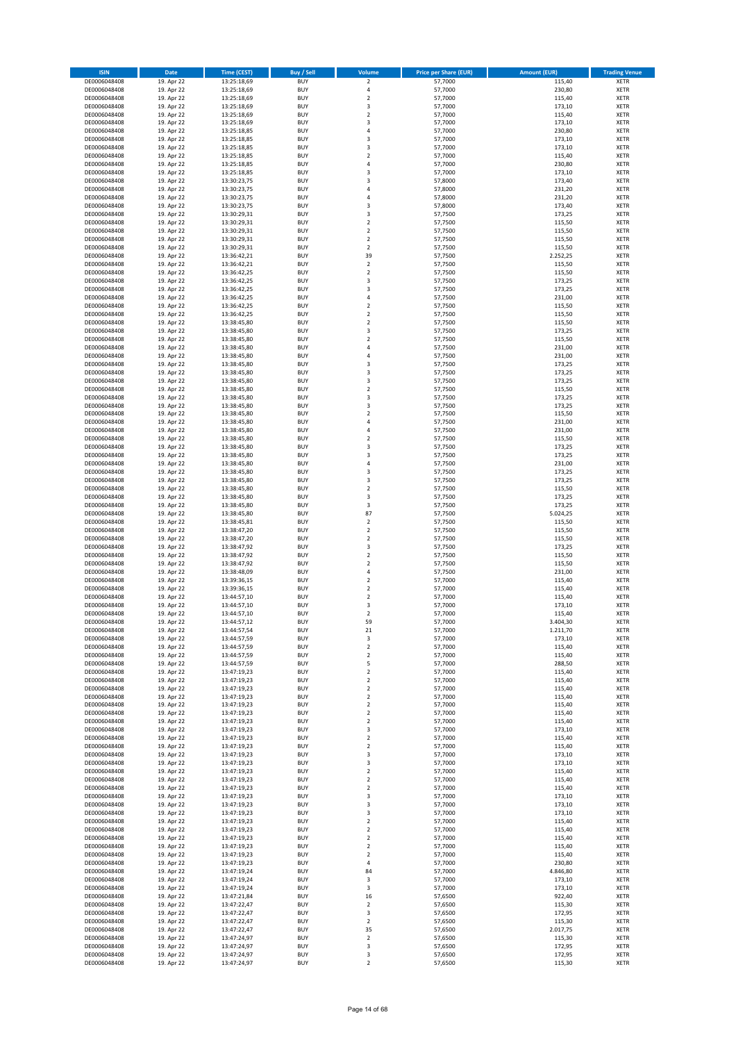| ISIN | Date | Time (CEST) | Buy / Sell | Volume | Price per Share (EUR) | Amount (EUR) | Trading Venue |
|---|---|---|---|---|---|---|---|
| DE0006048408 | 19. Apr 22 | 13:25:18,69 | BUY | 2 | 57,7000 | 115,40 | XETR |
| DE0006048408 | 19. Apr 22 | 13:25:18,69 | BUY | 4 | 57,7000 | 230,80 | XETR |
| DE0006048408 | 19. Apr 22 | 13:25:18,69 | BUY | 2 | 57,7000 | 115,40 | XETR |
| DE0006048408 | 19. Apr 22 | 13:25:18,69 | BUY | 3 | 57,7000 | 173,10 | XETR |
| DE0006048408 | 19. Apr 22 | 13:25:18,69 | BUY | 2 | 57,7000 | 115,40 | XETR |
| DE0006048408 | 19. Apr 22 | 13:25:18,69 | BUY | 3 | 57,7000 | 173,10 | XETR |
| DE0006048408 | 19. Apr 22 | 13:25:18,85 | BUY | 4 | 57,7000 | 230,80 | XETR |
| DE0006048408 | 19. Apr 22 | 13:25:18,85 | BUY | 3 | 57,7000 | 173,10 | XETR |
| DE0006048408 | 19. Apr 22 | 13:25:18,85 | BUY | 3 | 57,7000 | 173,10 | XETR |
| DE0006048408 | 19. Apr 22 | 13:25:18,85 | BUY | 2 | 57,7000 | 115,40 | XETR |
| DE0006048408 | 19. Apr 22 | 13:25:18,85 | BUY | 4 | 57,7000 | 230,80 | XETR |
| DE0006048408 | 19. Apr 22 | 13:25:18,85 | BUY | 3 | 57,7000 | 173,10 | XETR |
| DE0006048408 | 19. Apr 22 | 13:30:23,75 | BUY | 3 | 57,8000 | 173,40 | XETR |
| DE0006048408 | 19. Apr 22 | 13:30:23,75 | BUY | 4 | 57,8000 | 231,20 | XETR |
| DE0006048408 | 19. Apr 22 | 13:30:23,75 | BUY | 4 | 57,8000 | 231,20 | XETR |
| DE0006048408 | 19. Apr 22 | 13:30:23,75 | BUY | 3 | 57,8000 | 173,40 | XETR |
| DE0006048408 | 19. Apr 22 | 13:30:29,31 | BUY | 3 | 57,7500 | 173,25 | XETR |
| DE0006048408 | 19. Apr 22 | 13:30:29,31 | BUY | 2 | 57,7500 | 115,50 | XETR |
| DE0006048408 | 19. Apr 22 | 13:30:29,31 | BUY | 2 | 57,7500 | 115,50 | XETR |
| DE0006048408 | 19. Apr 22 | 13:30:29,31 | BUY | 2 | 57,7500 | 115,50 | XETR |
| DE0006048408 | 19. Apr 22 | 13:30:29,31 | BUY | 2 | 57,7500 | 115,50 | XETR |
| DE0006048408 | 19. Apr 22 | 13:36:42,21 | BUY | 39 | 57,7500 | 2.252,25 | XETR |
| DE0006048408 | 19. Apr 22 | 13:36:42,21 | BUY | 2 | 57,7500 | 115,50 | XETR |
| DE0006048408 | 19. Apr 22 | 13:36:42,25 | BUY | 2 | 57,7500 | 115,50 | XETR |
| DE0006048408 | 19. Apr 22 | 13:36:42,25 | BUY | 3 | 57,7500 | 173,25 | XETR |
| DE0006048408 | 19. Apr 22 | 13:36:42,25 | BUY | 3 | 57,7500 | 173,25 | XETR |
| DE0006048408 | 19. Apr 22 | 13:36:42,25 | BUY | 4 | 57,7500 | 231,00 | XETR |
| DE0006048408 | 19. Apr 22 | 13:36:42,25 | BUY | 2 | 57,7500 | 115,50 | XETR |
| DE0006048408 | 19. Apr 22 | 13:36:42,25 | BUY | 2 | 57,7500 | 115,50 | XETR |
| DE0006048408 | 19. Apr 22 | 13:38:45,80 | BUY | 2 | 57,7500 | 115,50 | XETR |
| DE0006048408 | 19. Apr 22 | 13:38:45,80 | BUY | 3 | 57,7500 | 173,25 | XETR |
| DE0006048408 | 19. Apr 22 | 13:38:45,80 | BUY | 2 | 57,7500 | 115,50 | XETR |
| DE0006048408 | 19. Apr 22 | 13:38:45,80 | BUY | 4 | 57,7500 | 231,00 | XETR |
| DE0006048408 | 19. Apr 22 | 13:38:45,80 | BUY | 4 | 57,7500 | 231,00 | XETR |
| DE0006048408 | 19. Apr 22 | 13:38:45,80 | BUY | 3 | 57,7500 | 173,25 | XETR |
| DE0006048408 | 19. Apr 22 | 13:38:45,80 | BUY | 3 | 57,7500 | 173,25 | XETR |
| DE0006048408 | 19. Apr 22 | 13:38:45,80 | BUY | 3 | 57,7500 | 173,25 | XETR |
| DE0006048408 | 19. Apr 22 | 13:38:45,80 | BUY | 2 | 57,7500 | 115,50 | XETR |
| DE0006048408 | 19. Apr 22 | 13:38:45,80 | BUY | 3 | 57,7500 | 173,25 | XETR |
| DE0006048408 | 19. Apr 22 | 13:38:45,80 | BUY | 3 | 57,7500 | 173,25 | XETR |
| DE0006048408 | 19. Apr 22 | 13:38:45,80 | BUY | 2 | 57,7500 | 115,50 | XETR |
| DE0006048408 | 19. Apr 22 | 13:38:45,80 | BUY | 4 | 57,7500 | 231,00 | XETR |
| DE0006048408 | 19. Apr 22 | 13:38:45,80 | BUY | 4 | 57,7500 | 231,00 | XETR |
| DE0006048408 | 19. Apr 22 | 13:38:45,80 | BUY | 2 | 57,7500 | 115,50 | XETR |
| DE0006048408 | 19. Apr 22 | 13:38:45,80 | BUY | 3 | 57,7500 | 173,25 | XETR |
| DE0006048408 | 19. Apr 22 | 13:38:45,80 | BUY | 3 | 57,7500 | 173,25 | XETR |
| DE0006048408 | 19. Apr 22 | 13:38:45,80 | BUY | 4 | 57,7500 | 231,00 | XETR |
| DE0006048408 | 19. Apr 22 | 13:38:45,80 | BUY | 3 | 57,7500 | 173,25 | XETR |
| DE0006048408 | 19. Apr 22 | 13:38:45,80 | BUY | 3 | 57,7500 | 173,25 | XETR |
| DE0006048408 | 19. Apr 22 | 13:38:45,80 | BUY | 2 | 57,7500 | 115,50 | XETR |
| DE0006048408 | 19. Apr 22 | 13:38:45,80 | BUY | 3 | 57,7500 | 173,25 | XETR |
| DE0006048408 | 19. Apr 22 | 13:38:45,80 | BUY | 3 | 57,7500 | 173,25 | XETR |
| DE0006048408 | 19. Apr 22 | 13:38:45,80 | BUY | 87 | 57,7500 | 5.024,25 | XETR |
| DE0006048408 | 19. Apr 22 | 13:38:45,81 | BUY | 2 | 57,7500 | 115,50 | XETR |
| DE0006048408 | 19. Apr 22 | 13:38:47,20 | BUY | 2 | 57,7500 | 115,50 | XETR |
| DE0006048408 | 19. Apr 22 | 13:38:47,20 | BUY | 2 | 57,7500 | 115,50 | XETR |
| DE0006048408 | 19. Apr 22 | 13:38:47,92 | BUY | 3 | 57,7500 | 173,25 | XETR |
| DE0006048408 | 19. Apr 22 | 13:38:47,92 | BUY | 2 | 57,7500 | 115,50 | XETR |
| DE0006048408 | 19. Apr 22 | 13:38:47,92 | BUY | 2 | 57,7500 | 115,50 | XETR |
| DE0006048408 | 19. Apr 22 | 13:38:48,09 | BUY | 4 | 57,7500 | 231,00 | XETR |
| DE0006048408 | 19. Apr 22 | 13:39:36,15 | BUY | 2 | 57,7000 | 115,40 | XETR |
| DE0006048408 | 19. Apr 22 | 13:39:36,15 | BUY | 2 | 57,7000 | 115,40 | XETR |
| DE0006048408 | 19. Apr 22 | 13:44:57,10 | BUY | 2 | 57,7000 | 115,40 | XETR |
| DE0006048408 | 19. Apr 22 | 13:44:57,10 | BUY | 3 | 57,7000 | 173,10 | XETR |
| DE0006048408 | 19. Apr 22 | 13:44:57,10 | BUY | 2 | 57,7000 | 115,40 | XETR |
| DE0006048408 | 19. Apr 22 | 13:44:57,12 | BUY | 59 | 57,7000 | 3.404,30 | XETR |
| DE0006048408 | 19. Apr 22 | 13:44:57,54 | BUY | 21 | 57,7000 | 1.211,70 | XETR |
| DE0006048408 | 19. Apr 22 | 13:44:57,59 | BUY | 3 | 57,7000 | 173,10 | XETR |
| DE0006048408 | 19. Apr 22 | 13:44:57,59 | BUY | 2 | 57,7000 | 115,40 | XETR |
| DE0006048408 | 19. Apr 22 | 13:44:57,59 | BUY | 2 | 57,7000 | 115,40 | XETR |
| DE0006048408 | 19. Apr 22 | 13:44:57,59 | BUY | 5 | 57,7000 | 288,50 | XETR |
| DE0006048408 | 19. Apr 22 | 13:47:19,23 | BUY | 2 | 57,7000 | 115,40 | XETR |
| DE0006048408 | 19. Apr 22 | 13:47:19,23 | BUY | 2 | 57,7000 | 115,40 | XETR |
| DE0006048408 | 19. Apr 22 | 13:47:19,23 | BUY | 2 | 57,7000 | 115,40 | XETR |
| DE0006048408 | 19. Apr 22 | 13:47:19,23 | BUY | 2 | 57,7000 | 115,40 | XETR |
| DE0006048408 | 19. Apr 22 | 13:47:19,23 | BUY | 2 | 57,7000 | 115,40 | XETR |
| DE0006048408 | 19. Apr 22 | 13:47:19,23 | BUY | 2 | 57,7000 | 115,40 | XETR |
| DE0006048408 | 19. Apr 22 | 13:47:19,23 | BUY | 2 | 57,7000 | 115,40 | XETR |
| DE0006048408 | 19. Apr 22 | 13:47:19,23 | BUY | 3 | 57,7000 | 173,10 | XETR |
| DE0006048408 | 19. Apr 22 | 13:47:19,23 | BUY | 2 | 57,7000 | 115,40 | XETR |
| DE0006048408 | 19. Apr 22 | 13:47:19,23 | BUY | 2 | 57,7000 | 115,40 | XETR |
| DE0006048408 | 19. Apr 22 | 13:47:19,23 | BUY | 3 | 57,7000 | 173,10 | XETR |
| DE0006048408 | 19. Apr 22 | 13:47:19,23 | BUY | 3 | 57,7000 | 173,10 | XETR |
| DE0006048408 | 19. Apr 22 | 13:47:19,23 | BUY | 2 | 57,7000 | 115,40 | XETR |
| DE0006048408 | 19. Apr 22 | 13:47:19,23 | BUY | 2 | 57,7000 | 115,40 | XETR |
| DE0006048408 | 19. Apr 22 | 13:47:19,23 | BUY | 2 | 57,7000 | 115,40 | XETR |
| DE0006048408 | 19. Apr 22 | 13:47:19,23 | BUY | 3 | 57,7000 | 173,10 | XETR |
| DE0006048408 | 19. Apr 22 | 13:47:19,23 | BUY | 3 | 57,7000 | 173,10 | XETR |
| DE0006048408 | 19. Apr 22 | 13:47:19,23 | BUY | 3 | 57,7000 | 173,10 | XETR |
| DE0006048408 | 19. Apr 22 | 13:47:19,23 | BUY | 2 | 57,7000 | 115,40 | XETR |
| DE0006048408 | 19. Apr 22 | 13:47:19,23 | BUY | 2 | 57,7000 | 115,40 | XETR |
| DE0006048408 | 19. Apr 22 | 13:47:19,23 | BUY | 2 | 57,7000 | 115,40 | XETR |
| DE0006048408 | 19. Apr 22 | 13:47:19,23 | BUY | 2 | 57,7000 | 115,40 | XETR |
| DE0006048408 | 19. Apr 22 | 13:47:19,23 | BUY | 2 | 57,7000 | 115,40 | XETR |
| DE0006048408 | 19. Apr 22 | 13:47:19,23 | BUY | 4 | 57,7000 | 230,80 | XETR |
| DE0006048408 | 19. Apr 22 | 13:47:19,24 | BUY | 84 | 57,7000 | 4.846,80 | XETR |
| DE0006048408 | 19. Apr 22 | 13:47:19,24 | BUY | 3 | 57,7000 | 173,10 | XETR |
| DE0006048408 | 19. Apr 22 | 13:47:19,24 | BUY | 3 | 57,7000 | 173,10 | XETR |
| DE0006048408 | 19. Apr 22 | 13:47:21,84 | BUY | 16 | 57,6500 | 922,40 | XETR |
| DE0006048408 | 19. Apr 22 | 13:47:22,47 | BUY | 2 | 57,6500 | 115,30 | XETR |
| DE0006048408 | 19. Apr 22 | 13:47:22,47 | BUY | 3 | 57,6500 | 172,95 | XETR |
| DE0006048408 | 19. Apr 22 | 13:47:22,47 | BUY | 2 | 57,6500 | 115,30 | XETR |
| DE0006048408 | 19. Apr 22 | 13:47:22,47 | BUY | 35 | 57,6500 | 2.017,75 | XETR |
| DE0006048408 | 19. Apr 22 | 13:47:24,97 | BUY | 2 | 57,6500 | 115,30 | XETR |
| DE0006048408 | 19. Apr 22 | 13:47:24,97 | BUY | 3 | 57,6500 | 172,95 | XETR |
| DE0006048408 | 19. Apr 22 | 13:47:24,97 | BUY | 3 | 57,6500 | 172,95 | XETR |
| DE0006048408 | 19. Apr 22 | 13:47:24,97 | BUY | 2 | 57,6500 | 115,30 | XETR |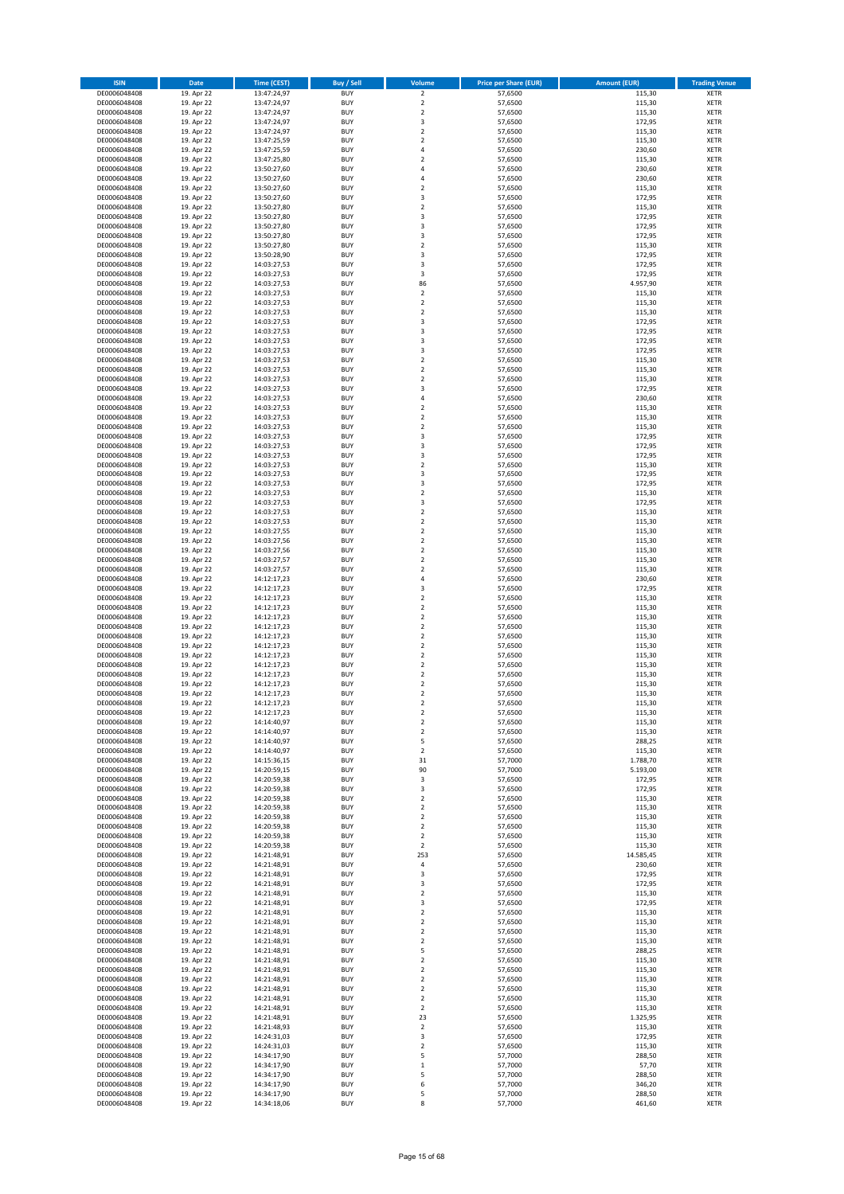| ISIN | Date | Time (CEST) | Buy / Sell | Volume | Price per Share (EUR) | Amount (EUR) | Trading Venue |
|---|---|---|---|---|---|---|---|
| DE0006048408 | 19. Apr 22 | 13:47:24,97 | BUY | 2 | 57,6500 | 115,30 | XETR |
| DE0006048408 | 19. Apr 22 | 13:47:24,97 | BUY | 2 | 57,6500 | 115,30 | XETR |
| DE0006048408 | 19. Apr 22 | 13:47:24,97 | BUY | 2 | 57,6500 | 115,30 | XETR |
| DE0006048408 | 19. Apr 22 | 13:47:24,97 | BUY | 3 | 57,6500 | 172,95 | XETR |
| DE0006048408 | 19. Apr 22 | 13:47:24,97 | BUY | 2 | 57,6500 | 115,30 | XETR |
| DE0006048408 | 19. Apr 22 | 13:47:25,59 | BUY | 2 | 57,6500 | 115,30 | XETR |
| DE0006048408 | 19. Apr 22 | 13:47:25,59 | BUY | 4 | 57,6500 | 230,60 | XETR |
| DE0006048408 | 19. Apr 22 | 13:47:25,80 | BUY | 2 | 57,6500 | 115,30 | XETR |
| DE0006048408 | 19. Apr 22 | 13:50:27,60 | BUY | 4 | 57,6500 | 230,60 | XETR |
| DE0006048408 | 19. Apr 22 | 13:50:27,60 | BUY | 4 | 57,6500 | 230,60 | XETR |
| DE0006048408 | 19. Apr 22 | 13:50:27,60 | BUY | 2 | 57,6500 | 115,30 | XETR |
| DE0006048408 | 19. Apr 22 | 13:50:27,60 | BUY | 3 | 57,6500 | 172,95 | XETR |
| DE0006048408 | 19. Apr 22 | 13:50:27,80 | BUY | 2 | 57,6500 | 115,30 | XETR |
| DE0006048408 | 19. Apr 22 | 13:50:27,80 | BUY | 3 | 57,6500 | 172,95 | XETR |
| DE0006048408 | 19. Apr 22 | 13:50:27,80 | BUY | 3 | 57,6500 | 172,95 | XETR |
| DE0006048408 | 19. Apr 22 | 13:50:27,80 | BUY | 3 | 57,6500 | 172,95 | XETR |
| DE0006048408 | 19. Apr 22 | 13:50:27,80 | BUY | 2 | 57,6500 | 115,30 | XETR |
| DE0006048408 | 19. Apr 22 | 13:50:28,90 | BUY | 3 | 57,6500 | 172,95 | XETR |
| DE0006048408 | 19. Apr 22 | 14:03:27,53 | BUY | 3 | 57,6500 | 172,95 | XETR |
| DE0006048408 | 19. Apr 22 | 14:03:27,53 | BUY | 3 | 57,6500 | 172,95 | XETR |
| DE0006048408 | 19. Apr 22 | 14:03:27,53 | BUY | 86 | 57,6500 | 4.957,90 | XETR |
| DE0006048408 | 19. Apr 22 | 14:03:27,53 | BUY | 2 | 57,6500 | 115,30 | XETR |
| DE0006048408 | 19. Apr 22 | 14:03:27,53 | BUY | 2 | 57,6500 | 115,30 | XETR |
| DE0006048408 | 19. Apr 22 | 14:03:27,53 | BUY | 2 | 57,6500 | 115,30 | XETR |
| DE0006048408 | 19. Apr 22 | 14:03:27,53 | BUY | 3 | 57,6500 | 172,95 | XETR |
| DE0006048408 | 19. Apr 22 | 14:03:27,53 | BUY | 3 | 57,6500 | 172,95 | XETR |
| DE0006048408 | 19. Apr 22 | 14:03:27,53 | BUY | 3 | 57,6500 | 172,95 | XETR |
| DE0006048408 | 19. Apr 22 | 14:03:27,53 | BUY | 3 | 57,6500 | 172,95 | XETR |
| DE0006048408 | 19. Apr 22 | 14:03:27,53 | BUY | 2 | 57,6500 | 115,30 | XETR |
| DE0006048408 | 19. Apr 22 | 14:03:27,53 | BUY | 2 | 57,6500 | 115,30 | XETR |
| DE0006048408 | 19. Apr 22 | 14:03:27,53 | BUY | 2 | 57,6500 | 115,30 | XETR |
| DE0006048408 | 19. Apr 22 | 14:03:27,53 | BUY | 3 | 57,6500 | 172,95 | XETR |
| DE0006048408 | 19. Apr 22 | 14:03:27,53 | BUY | 4 | 57,6500 | 230,60 | XETR |
| DE0006048408 | 19. Apr 22 | 14:03:27,53 | BUY | 2 | 57,6500 | 115,30 | XETR |
| DE0006048408 | 19. Apr 22 | 14:03:27,53 | BUY | 2 | 57,6500 | 115,30 | XETR |
| DE0006048408 | 19. Apr 22 | 14:03:27,53 | BUY | 2 | 57,6500 | 115,30 | XETR |
| DE0006048408 | 19. Apr 22 | 14:03:27,53 | BUY | 3 | 57,6500 | 172,95 | XETR |
| DE0006048408 | 19. Apr 22 | 14:03:27,53 | BUY | 3 | 57,6500 | 172,95 | XETR |
| DE0006048408 | 19. Apr 22 | 14:03:27,53 | BUY | 3 | 57,6500 | 172,95 | XETR |
| DE0006048408 | 19. Apr 22 | 14:03:27,53 | BUY | 2 | 57,6500 | 115,30 | XETR |
| DE0006048408 | 19. Apr 22 | 14:03:27,53 | BUY | 3 | 57,6500 | 172,95 | XETR |
| DE0006048408 | 19. Apr 22 | 14:03:27,53 | BUY | 3 | 57,6500 | 172,95 | XETR |
| DE0006048408 | 19. Apr 22 | 14:03:27,53 | BUY | 2 | 57,6500 | 115,30 | XETR |
| DE0006048408 | 19. Apr 22 | 14:03:27,53 | BUY | 3 | 57,6500 | 172,95 | XETR |
| DE0006048408 | 19. Apr 22 | 14:03:27,53 | BUY | 2 | 57,6500 | 115,30 | XETR |
| DE0006048408 | 19. Apr 22 | 14:03:27,53 | BUY | 2 | 57,6500 | 115,30 | XETR |
| DE0006048408 | 19. Apr 22 | 14:03:27,55 | BUY | 2 | 57,6500 | 115,30 | XETR |
| DE0006048408 | 19. Apr 22 | 14:03:27,56 | BUY | 2 | 57,6500 | 115,30 | XETR |
| DE0006048408 | 19. Apr 22 | 14:03:27,56 | BUY | 2 | 57,6500 | 115,30 | XETR |
| DE0006048408 | 19. Apr 22 | 14:03:27,57 | BUY | 2 | 57,6500 | 115,30 | XETR |
| DE0006048408 | 19. Apr 22 | 14:03:27,57 | BUY | 2 | 57,6500 | 115,30 | XETR |
| DE0006048408 | 19. Apr 22 | 14:12:17,23 | BUY | 4 | 57,6500 | 230,60 | XETR |
| DE0006048408 | 19. Apr 22 | 14:12:17,23 | BUY | 3 | 57,6500 | 172,95 | XETR |
| DE0006048408 | 19. Apr 22 | 14:12:17,23 | BUY | 2 | 57,6500 | 115,30 | XETR |
| DE0006048408 | 19. Apr 22 | 14:12:17,23 | BUY | 2 | 57,6500 | 115,30 | XETR |
| DE0006048408 | 19. Apr 22 | 14:12:17,23 | BUY | 2 | 57,6500 | 115,30 | XETR |
| DE0006048408 | 19. Apr 22 | 14:12:17,23 | BUY | 2 | 57,6500 | 115,30 | XETR |
| DE0006048408 | 19. Apr 22 | 14:12:17,23 | BUY | 2 | 57,6500 | 115,30 | XETR |
| DE0006048408 | 19. Apr 22 | 14:12:17,23 | BUY | 2 | 57,6500 | 115,30 | XETR |
| DE0006048408 | 19. Apr 22 | 14:12:17,23 | BUY | 2 | 57,6500 | 115,30 | XETR |
| DE0006048408 | 19. Apr 22 | 14:12:17,23 | BUY | 2 | 57,6500 | 115,30 | XETR |
| DE0006048408 | 19. Apr 22 | 14:12:17,23 | BUY | 2 | 57,6500 | 115,30 | XETR |
| DE0006048408 | 19. Apr 22 | 14:12:17,23 | BUY | 2 | 57,6500 | 115,30 | XETR |
| DE0006048408 | 19. Apr 22 | 14:12:17,23 | BUY | 2 | 57,6500 | 115,30 | XETR |
| DE0006048408 | 19. Apr 22 | 14:12:17,23 | BUY | 2 | 57,6500 | 115,30 | XETR |
| DE0006048408 | 19. Apr 22 | 14:12:17,23 | BUY | 2 | 57,6500 | 115,30 | XETR |
| DE0006048408 | 19. Apr 22 | 14:12:17,23 | BUY | 2 | 57,6500 | 115,30 | XETR |
| DE0006048408 | 19. Apr 22 | 14:14:40,97 | BUY | 2 | 57,6500 | 115,30 | XETR |
| DE0006048408 | 19. Apr 22 | 14:14:40,97 | BUY | 2 | 57,6500 | 115,30 | XETR |
| DE0006048408 | 19. Apr 22 | 14:14:40,97 | BUY | 5 | 57,6500 | 288,25 | XETR |
| DE0006048408 | 19. Apr 22 | 14:14:40,97 | BUY | 2 | 57,6500 | 115,30 | XETR |
| DE0006048408 | 19. Apr 22 | 14:15:36,15 | BUY | 31 | 57,7000 | 1.788,70 | XETR |
| DE0006048408 | 19. Apr 22 | 14:20:59,15 | BUY | 90 | 57,7000 | 5.193,00 | XETR |
| DE0006048408 | 19. Apr 22 | 14:20:59,38 | BUY | 3 | 57,6500 | 172,95 | XETR |
| DE0006048408 | 19. Apr 22 | 14:20:59,38 | BUY | 3 | 57,6500 | 172,95 | XETR |
| DE0006048408 | 19. Apr 22 | 14:20:59,38 | BUY | 2 | 57,6500 | 115,30 | XETR |
| DE0006048408 | 19. Apr 22 | 14:20:59,38 | BUY | 2 | 57,6500 | 115,30 | XETR |
| DE0006048408 | 19. Apr 22 | 14:20:59,38 | BUY | 2 | 57,6500 | 115,30 | XETR |
| DE0006048408 | 19. Apr 22 | 14:20:59,38 | BUY | 2 | 57,6500 | 115,30 | XETR |
| DE0006048408 | 19. Apr 22 | 14:20:59,38 | BUY | 2 | 57,6500 | 115,30 | XETR |
| DE0006048408 | 19. Apr 22 | 14:20:59,38 | BUY | 2 | 57,6500 | 115,30 | XETR |
| DE0006048408 | 19. Apr 22 | 14:21:48,91 | BUY | 253 | 57,6500 | 14.585,45 | XETR |
| DE0006048408 | 19. Apr 22 | 14:21:48,91 | BUY | 4 | 57,6500 | 230,60 | XETR |
| DE0006048408 | 19. Apr 22 | 14:21:48,91 | BUY | 3 | 57,6500 | 172,95 | XETR |
| DE0006048408 | 19. Apr 22 | 14:21:48,91 | BUY | 3 | 57,6500 | 172,95 | XETR |
| DE0006048408 | 19. Apr 22 | 14:21:48,91 | BUY | 2 | 57,6500 | 115,30 | XETR |
| DE0006048408 | 19. Apr 22 | 14:21:48,91 | BUY | 3 | 57,6500 | 172,95 | XETR |
| DE0006048408 | 19. Apr 22 | 14:21:48,91 | BUY | 2 | 57,6500 | 115,30 | XETR |
| DE0006048408 | 19. Apr 22 | 14:21:48,91 | BUY | 2 | 57,6500 | 115,30 | XETR |
| DE0006048408 | 19. Apr 22 | 14:21:48,91 | BUY | 2 | 57,6500 | 115,30 | XETR |
| DE0006048408 | 19. Apr 22 | 14:21:48,91 | BUY | 2 | 57,6500 | 115,30 | XETR |
| DE0006048408 | 19. Apr 22 | 14:21:48,91 | BUY | 5 | 57,6500 | 288,25 | XETR |
| DE0006048408 | 19. Apr 22 | 14:21:48,91 | BUY | 2 | 57,6500 | 115,30 | XETR |
| DE0006048408 | 19. Apr 22 | 14:21:48,91 | BUY | 2 | 57,6500 | 115,30 | XETR |
| DE0006048408 | 19. Apr 22 | 14:21:48,91 | BUY | 2 | 57,6500 | 115,30 | XETR |
| DE0006048408 | 19. Apr 22 | 14:21:48,91 | BUY | 2 | 57,6500 | 115,30 | XETR |
| DE0006048408 | 19. Apr 22 | 14:21:48,91 | BUY | 2 | 57,6500 | 115,30 | XETR |
| DE0006048408 | 19. Apr 22 | 14:21:48,91 | BUY | 2 | 57,6500 | 115,30 | XETR |
| DE0006048408 | 19. Apr 22 | 14:21:48,91 | BUY | 23 | 57,6500 | 1.325,95 | XETR |
| DE0006048408 | 19. Apr 22 | 14:21:48,93 | BUY | 2 | 57,6500 | 115,30 | XETR |
| DE0006048408 | 19. Apr 22 | 14:24:31,03 | BUY | 3 | 57,6500 | 172,95 | XETR |
| DE0006048408 | 19. Apr 22 | 14:24:31,03 | BUY | 2 | 57,6500 | 115,30 | XETR |
| DE0006048408 | 19. Apr 22 | 14:34:17,90 | BUY | 5 | 57,7000 | 288,50 | XETR |
| DE0006048408 | 19. Apr 22 | 14:34:17,90 | BUY | 1 | 57,7000 | 57,70 | XETR |
| DE0006048408 | 19. Apr 22 | 14:34:17,90 | BUY | 5 | 57,7000 | 288,50 | XETR |
| DE0006048408 | 19. Apr 22 | 14:34:17,90 | BUY | 6 | 57,7000 | 346,20 | XETR |
| DE0006048408 | 19. Apr 22 | 14:34:17,90 | BUY | 5 | 57,7000 | 288,50 | XETR |
| DE0006048408 | 19. Apr 22 | 14:34:18,06 | BUY | 8 | 57,7000 | 461,60 | XETR |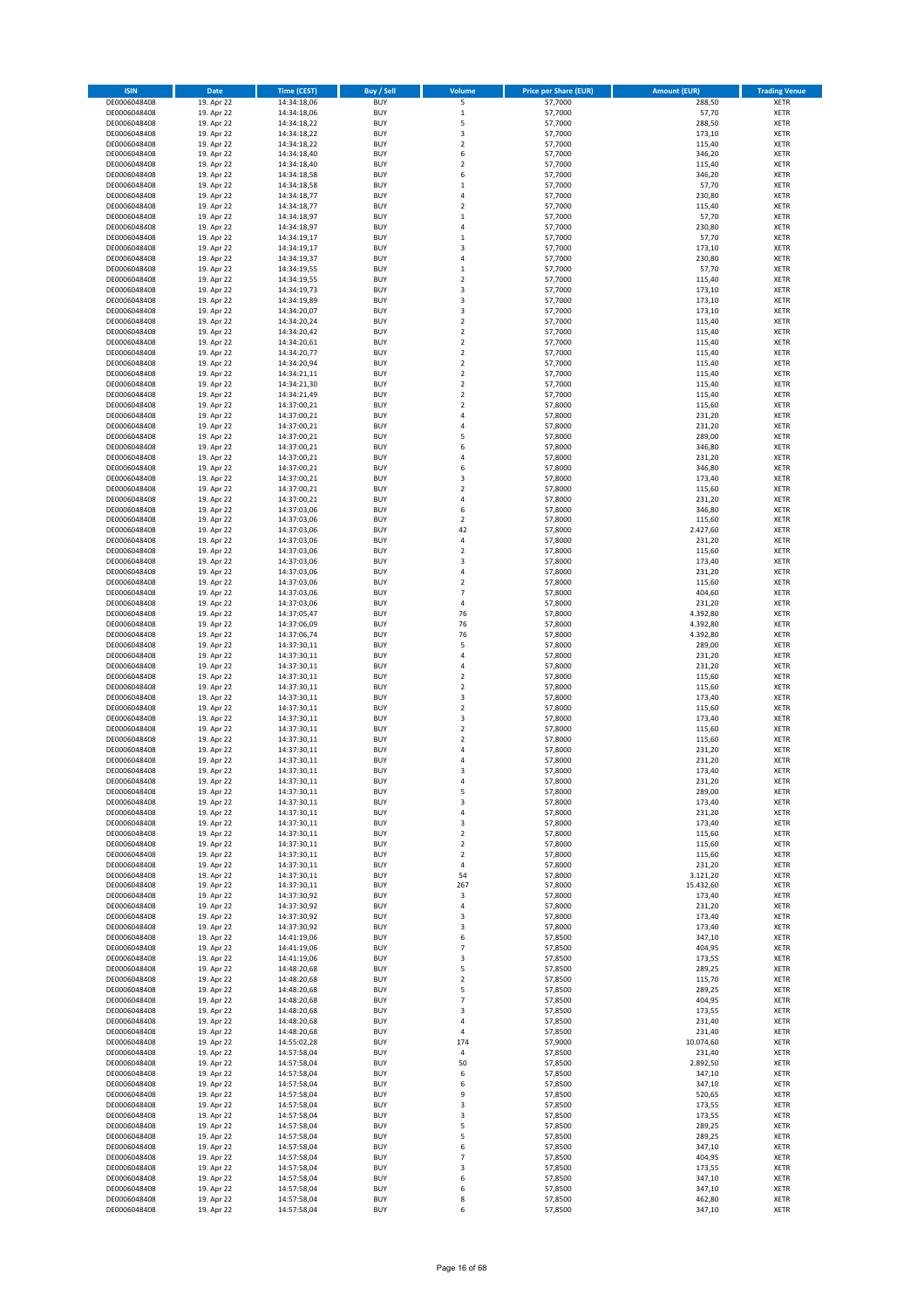| ISIN | Date | Time (CEST) | Buy / Sell | Volume | Price per Share (EUR) | Amount (EUR) | Trading Venue |
|---|---|---|---|---|---|---|---|
| DE0006048408 | 19. Apr 22 | 14:34:18,06 | BUY | 5 | 57,7000 | 288,50 | XETR |
| DE0006048408 | 19. Apr 22 | 14:34:18,06 | BUY | 1 | 57,7000 | 57,70 | XETR |
| DE0006048408 | 19. Apr 22 | 14:34:18,22 | BUY | 5 | 57,7000 | 288,50 | XETR |
| DE0006048408 | 19. Apr 22 | 14:34:18,22 | BUY | 3 | 57,7000 | 173,10 | XETR |
| DE0006048408 | 19. Apr 22 | 14:34:18,22 | BUY | 2 | 57,7000 | 115,40 | XETR |
| DE0006048408 | 19. Apr 22 | 14:34:18,40 | BUY | 6 | 57,7000 | 346,20 | XETR |
| DE0006048408 | 19. Apr 22 | 14:34:18,40 | BUY | 2 | 57,7000 | 115,40 | XETR |
| DE0006048408 | 19. Apr 22 | 14:34:18,58 | BUY | 6 | 57,7000 | 346,20 | XETR |
| DE0006048408 | 19. Apr 22 | 14:34:18,58 | BUY | 1 | 57,7000 | 57,70 | XETR |
| DE0006048408 | 19. Apr 22 | 14:34:18,77 | BUY | 4 | 57,7000 | 230,80 | XETR |
| DE0006048408 | 19. Apr 22 | 14:34:18,77 | BUY | 2 | 57,7000 | 115,40 | XETR |
| DE0006048408 | 19. Apr 22 | 14:34:18,97 | BUY | 1 | 57,7000 | 57,70 | XETR |
| DE0006048408 | 19. Apr 22 | 14:34:18,97 | BUY | 4 | 57,7000 | 230,80 | XETR |
| DE0006048408 | 19. Apr 22 | 14:34:19,17 | BUY | 1 | 57,7000 | 57,70 | XETR |
| DE0006048408 | 19. Apr 22 | 14:34:19,17 | BUY | 3 | 57,7000 | 173,10 | XETR |
| DE0006048408 | 19. Apr 22 | 14:34:19,37 | BUY | 4 | 57,7000 | 230,80 | XETR |
| DE0006048408 | 19. Apr 22 | 14:34:19,55 | BUY | 1 | 57,7000 | 57,70 | XETR |
| DE0006048408 | 19. Apr 22 | 14:34:19,55 | BUY | 2 | 57,7000 | 115,40 | XETR |
| DE0006048408 | 19. Apr 22 | 14:34:19,73 | BUY | 3 | 57,7000 | 173,10 | XETR |
| DE0006048408 | 19. Apr 22 | 14:34:19,89 | BUY | 3 | 57,7000 | 173,10 | XETR |
| DE0006048408 | 19. Apr 22 | 14:34:20,07 | BUY | 3 | 57,7000 | 173,10 | XETR |
| DE0006048408 | 19. Apr 22 | 14:34:20,24 | BUY | 2 | 57,7000 | 115,40 | XETR |
| DE0006048408 | 19. Apr 22 | 14:34:20,42 | BUY | 2 | 57,7000 | 115,40 | XETR |
| DE0006048408 | 19. Apr 22 | 14:34:20,61 | BUY | 2 | 57,7000 | 115,40 | XETR |
| DE0006048408 | 19. Apr 22 | 14:34:20,77 | BUY | 2 | 57,7000 | 115,40 | XETR |
| DE0006048408 | 19. Apr 22 | 14:34:20,94 | BUY | 2 | 57,7000 | 115,40 | XETR |
| DE0006048408 | 19. Apr 22 | 14:34:21,11 | BUY | 2 | 57,7000 | 115,40 | XETR |
| DE0006048408 | 19. Apr 22 | 14:34:21,30 | BUY | 2 | 57,7000 | 115,40 | XETR |
| DE0006048408 | 19. Apr 22 | 14:34:21,49 | BUY | 2 | 57,7000 | 115,40 | XETR |
| DE0006048408 | 19. Apr 22 | 14:37:00,21 | BUY | 2 | 57,8000 | 115,60 | XETR |
| DE0006048408 | 19. Apr 22 | 14:37:00,21 | BUY | 4 | 57,8000 | 231,20 | XETR |
| DE0006048408 | 19. Apr 22 | 14:37:00,21 | BUY | 4 | 57,8000 | 231,20 | XETR |
| DE0006048408 | 19. Apr 22 | 14:37:00,21 | BUY | 5 | 57,8000 | 289,00 | XETR |
| DE0006048408 | 19. Apr 22 | 14:37:00,21 | BUY | 6 | 57,8000 | 346,80 | XETR |
| DE0006048408 | 19. Apr 22 | 14:37:00,21 | BUY | 4 | 57,8000 | 231,20 | XETR |
| DE0006048408 | 19. Apr 22 | 14:37:00,21 | BUY | 6 | 57,8000 | 346,80 | XETR |
| DE0006048408 | 19. Apr 22 | 14:37:00,21 | BUY | 3 | 57,8000 | 173,40 | XETR |
| DE0006048408 | 19. Apr 22 | 14:37:00,21 | BUY | 2 | 57,8000 | 115,60 | XETR |
| DE0006048408 | 19. Apr 22 | 14:37:00,21 | BUY | 4 | 57,8000 | 231,20 | XETR |
| DE0006048408 | 19. Apr 22 | 14:37:03,06 | BUY | 6 | 57,8000 | 346,80 | XETR |
| DE0006048408 | 19. Apr 22 | 14:37:03,06 | BUY | 2 | 57,8000 | 115,60 | XETR |
| DE0006048408 | 19. Apr 22 | 14:37:03,06 | BUY | 42 | 57,8000 | 2.427,60 | XETR |
| DE0006048408 | 19. Apr 22 | 14:37:03,06 | BUY | 4 | 57,8000 | 231,20 | XETR |
| DE0006048408 | 19. Apr 22 | 14:37:03,06 | BUY | 2 | 57,8000 | 115,60 | XETR |
| DE0006048408 | 19. Apr 22 | 14:37:03,06 | BUY | 3 | 57,8000 | 173,40 | XETR |
| DE0006048408 | 19. Apr 22 | 14:37:03,06 | BUY | 4 | 57,8000 | 231,20 | XETR |
| DE0006048408 | 19. Apr 22 | 14:37:03,06 | BUY | 2 | 57,8000 | 115,60 | XETR |
| DE0006048408 | 19. Apr 22 | 14:37:03,06 | BUY | 7 | 57,8000 | 404,60 | XETR |
| DE0006048408 | 19. Apr 22 | 14:37:03,06 | BUY | 4 | 57,8000 | 231,20 | XETR |
| DE0006048408 | 19. Apr 22 | 14:37:05,47 | BUY | 76 | 57,8000 | 4.392,80 | XETR |
| DE0006048408 | 19. Apr 22 | 14:37:06,09 | BUY | 76 | 57,8000 | 4.392,80 | XETR |
| DE0006048408 | 19. Apr 22 | 14:37:06,74 | BUY | 76 | 57,8000 | 4.392,80 | XETR |
| DE0006048408 | 19. Apr 22 | 14:37:30,11 | BUY | 5 | 57,8000 | 289,00 | XETR |
| DE0006048408 | 19. Apr 22 | 14:37:30,11 | BUY | 4 | 57,8000 | 231,20 | XETR |
| DE0006048408 | 19. Apr 22 | 14:37:30,11 | BUY | 4 | 57,8000 | 231,20 | XETR |
| DE0006048408 | 19. Apr 22 | 14:37:30,11 | BUY | 2 | 57,8000 | 115,60 | XETR |
| DE0006048408 | 19. Apr 22 | 14:37:30,11 | BUY | 2 | 57,8000 | 115,60 | XETR |
| DE0006048408 | 19. Apr 22 | 14:37:30,11 | BUY | 3 | 57,8000 | 173,40 | XETR |
| DE0006048408 | 19. Apr 22 | 14:37:30,11 | BUY | 2 | 57,8000 | 115,60 | XETR |
| DE0006048408 | 19. Apr 22 | 14:37:30,11 | BUY | 3 | 57,8000 | 173,40 | XETR |
| DE0006048408 | 19. Apr 22 | 14:37:30,11 | BUY | 2 | 57,8000 | 115,60 | XETR |
| DE0006048408 | 19. Apr 22 | 14:37:30,11 | BUY | 2 | 57,8000 | 115,60 | XETR |
| DE0006048408 | 19. Apr 22 | 14:37:30,11 | BUY | 4 | 57,8000 | 231,20 | XETR |
| DE0006048408 | 19. Apr 22 | 14:37:30,11 | BUY | 4 | 57,8000 | 231,20 | XETR |
| DE0006048408 | 19. Apr 22 | 14:37:30,11 | BUY | 3 | 57,8000 | 173,40 | XETR |
| DE0006048408 | 19. Apr 22 | 14:37:30,11 | BUY | 4 | 57,8000 | 231,20 | XETR |
| DE0006048408 | 19. Apr 22 | 14:37:30,11 | BUY | 5 | 57,8000 | 289,00 | XETR |
| DE0006048408 | 19. Apr 22 | 14:37:30,11 | BUY | 3 | 57,8000 | 173,40 | XETR |
| DE0006048408 | 19. Apr 22 | 14:37:30,11 | BUY | 4 | 57,8000 | 231,20 | XETR |
| DE0006048408 | 19. Apr 22 | 14:37:30,11 | BUY | 3 | 57,8000 | 173,40 | XETR |
| DE0006048408 | 19. Apr 22 | 14:37:30,11 | BUY | 2 | 57,8000 | 115,60 | XETR |
| DE0006048408 | 19. Apr 22 | 14:37:30,11 | BUY | 2 | 57,8000 | 115,60 | XETR |
| DE0006048408 | 19. Apr 22 | 14:37:30,11 | BUY | 2 | 57,8000 | 115,60 | XETR |
| DE0006048408 | 19. Apr 22 | 14:37:30,11 | BUY | 4 | 57,8000 | 231,20 | XETR |
| DE0006048408 | 19. Apr 22 | 14:37:30,11 | BUY | 54 | 57,8000 | 3.121,20 | XETR |
| DE0006048408 | 19. Apr 22 | 14:37:30,11 | BUY | 267 | 57,8000 | 15.432,60 | XETR |
| DE0006048408 | 19. Apr 22 | 14:37:30,92 | BUY | 3 | 57,8000 | 173,40 | XETR |
| DE0006048408 | 19. Apr 22 | 14:37:30,92 | BUY | 4 | 57,8000 | 231,20 | XETR |
| DE0006048408 | 19. Apr 22 | 14:37:30,92 | BUY | 3 | 57,8000 | 173,40 | XETR |
| DE0006048408 | 19. Apr 22 | 14:37:30,92 | BUY | 3 | 57,8000 | 173,40 | XETR |
| DE0006048408 | 19. Apr 22 | 14:41:19,06 | BUY | 6 | 57,8500 | 347,10 | XETR |
| DE0006048408 | 19. Apr 22 | 14:41:19,06 | BUY | 7 | 57,8500 | 404,95 | XETR |
| DE0006048408 | 19. Apr 22 | 14:41:19,06 | BUY | 3 | 57,8500 | 173,55 | XETR |
| DE0006048408 | 19. Apr 22 | 14:48:20,68 | BUY | 5 | 57,8500 | 289,25 | XETR |
| DE0006048408 | 19. Apr 22 | 14:48:20,68 | BUY | 2 | 57,8500 | 115,70 | XETR |
| DE0006048408 | 19. Apr 22 | 14:48:20,68 | BUY | 5 | 57,8500 | 289,25 | XETR |
| DE0006048408 | 19. Apr 22 | 14:48:20,68 | BUY | 7 | 57,8500 | 404,95 | XETR |
| DE0006048408 | 19. Apr 22 | 14:48:20,68 | BUY | 3 | 57,8500 | 173,55 | XETR |
| DE0006048408 | 19. Apr 22 | 14:48:20,68 | BUY | 4 | 57,8500 | 231,40 | XETR |
| DE0006048408 | 19. Apr 22 | 14:48:20,68 | BUY | 4 | 57,8500 | 231,40 | XETR |
| DE0006048408 | 19. Apr 22 | 14:55:02,28 | BUY | 174 | 57,9000 | 10.074,60 | XETR |
| DE0006048408 | 19. Apr 22 | 14:57:58,04 | BUY | 4 | 57,8500 | 231,40 | XETR |
| DE0006048408 | 19. Apr 22 | 14:57:58,04 | BUY | 50 | 57,8500 | 2.892,50 | XETR |
| DE0006048408 | 19. Apr 22 | 14:57:58,04 | BUY | 6 | 57,8500 | 347,10 | XETR |
| DE0006048408 | 19. Apr 22 | 14:57:58,04 | BUY | 6 | 57,8500 | 347,10 | XETR |
| DE0006048408 | 19. Apr 22 | 14:57:58,04 | BUY | 9 | 57,8500 | 520,65 | XETR |
| DE0006048408 | 19. Apr 22 | 14:57:58,04 | BUY | 3 | 57,8500 | 173,55 | XETR |
| DE0006048408 | 19. Apr 22 | 14:57:58,04 | BUY | 3 | 57,8500 | 173,55 | XETR |
| DE0006048408 | 19. Apr 22 | 14:57:58,04 | BUY | 5 | 57,8500 | 289,25 | XETR |
| DE0006048408 | 19. Apr 22 | 14:57:58,04 | BUY | 5 | 57,8500 | 289,25 | XETR |
| DE0006048408 | 19. Apr 22 | 14:57:58,04 | BUY | 6 | 57,8500 | 347,10 | XETR |
| DE0006048408 | 19. Apr 22 | 14:57:58,04 | BUY | 7 | 57,8500 | 404,95 | XETR |
| DE0006048408 | 19. Apr 22 | 14:57:58,04 | BUY | 3 | 57,8500 | 173,55 | XETR |
| DE0006048408 | 19. Apr 22 | 14:57:58,04 | BUY | 6 | 57,8500 | 347,10 | XETR |
| DE0006048408 | 19. Apr 22 | 14:57:58,04 | BUY | 6 | 57,8500 | 347,10 | XETR |
| DE0006048408 | 19. Apr 22 | 14:57:58,04 | BUY | 8 | 57,8500 | 462,80 | XETR |
| DE0006048408 | 19. Apr 22 | 14:57:58,04 | BUY | 6 | 57,8500 | 347,10 | XETR |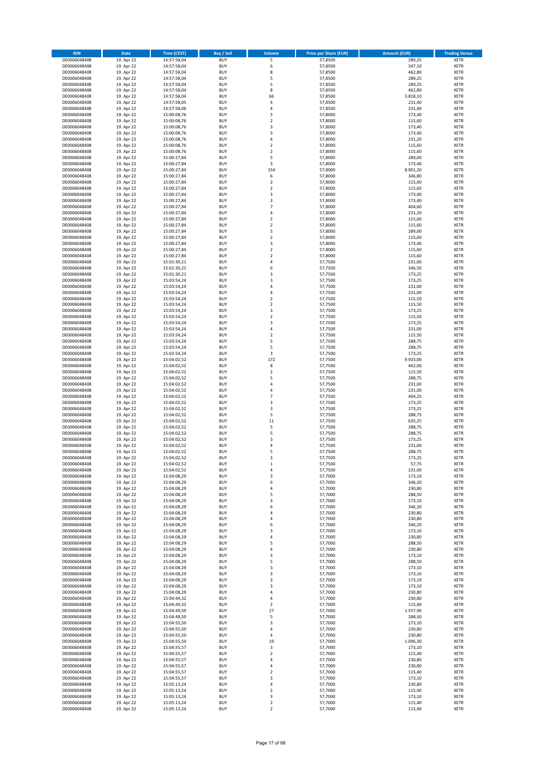| ISIN | Date | Time (CEST) | Buy / Sell | Volume | Price per Share (EUR) | Amount (EUR) | Trading Venue |
|---|---|---|---|---|---|---|---|
| DE0006048408 | 19. Apr 22 | 14:57:58,04 | BUY | 5 | 57,8500 | 289,25 | XETR |
| DE0006048408 | 19. Apr 22 | 14:57:58,04 | BUY | 6 | 57,8500 | 347,10 | XETR |
| DE0006048408 | 19. Apr 22 | 14:57:58,04 | BUY | 8 | 57,8500 | 462,80 | XETR |
| DE0006048408 | 19. Apr 22 | 14:57:58,04 | BUY | 5 | 57,8500 | 289,25 | XETR |
| DE0006048408 | 19. Apr 22 | 14:57:58,04 | BUY | 5 | 57,8500 | 289,25 | XETR |
| DE0006048408 | 19. Apr 22 | 14:57:58,04 | BUY | 8 | 57,8500 | 462,80 | XETR |
| DE0006048408 | 19. Apr 22 | 14:57:58,04 | BUY | 66 | 57,8500 | 3.818,10 | XETR |
| DE0006048408 | 19. Apr 22 | 14:57:58,05 | BUY | 4 | 57,8500 | 231,40 | XETR |
| DE0006048408 | 19. Apr 22 | 14:57:58,06 | BUY | 4 | 57,8500 | 231,40 | XETR |
| DE0006048408 | 19. Apr 22 | 15:00:08,76 | BUY | 3 | 57,8000 | 173,40 | XETR |
| DE0006048408 | 19. Apr 22 | 15:00:08,76 | BUY | 2 | 57,8000 | 115,60 | XETR |
| DE0006048408 | 19. Apr 22 | 15:00:08,76 | BUY | 3 | 57,8000 | 173,40 | XETR |
| DE0006048408 | 19. Apr 22 | 15:00:08,76 | BUY | 3 | 57,8000 | 173,40 | XETR |
| DE0006048408 | 19. Apr 22 | 15:00:08,76 | BUY | 4 | 57,8000 | 231,20 | XETR |
| DE0006048408 | 19. Apr 22 | 15:00:08,76 | BUY | 2 | 57,8000 | 115,60 | XETR |
| DE0006048408 | 19. Apr 22 | 15:00:08,76 | BUY | 2 | 57,8000 | 115,60 | XETR |
| DE0006048408 | 19. Apr 22 | 15:00:27,84 | BUY | 5 | 57,8000 | 289,00 | XETR |
| DE0006048408 | 19. Apr 22 | 15:00:27,84 | BUY | 3 | 57,8000 | 173,40 | XETR |
| DE0006048408 | 19. Apr 22 | 15:00:27,84 | BUY | 154 | 57,8000 | 8.901,20 | XETR |
| DE0006048408 | 19. Apr 22 | 15:00:27,84 | BUY | 6 | 57,8000 | 346,80 | XETR |
| DE0006048408 | 19. Apr 22 | 15:00:27,84 | BUY | 2 | 57,8000 | 115,60 | XETR |
| DE0006048408 | 19. Apr 22 | 15:00:27,84 | BUY | 2 | 57,8000 | 115,60 | XETR |
| DE0006048408 | 19. Apr 22 | 15:00:27,84 | BUY | 3 | 57,8000 | 173,40 | XETR |
| DE0006048408 | 19. Apr 22 | 15:00:27,84 | BUY | 3 | 57,8000 | 173,40 | XETR |
| DE0006048408 | 19. Apr 22 | 15:00:27,84 | BUY | 7 | 57,8000 | 404,60 | XETR |
| DE0006048408 | 19. Apr 22 | 15:00:27,84 | BUY | 4 | 57,8000 | 231,20 | XETR |
| DE0006048408 | 19. Apr 22 | 15:00:27,84 | BUY | 2 | 57,8000 | 115,60 | XETR |
| DE0006048408 | 19. Apr 22 | 15:00:27,84 | BUY | 2 | 57,8000 | 115,60 | XETR |
| DE0006048408 | 19. Apr 22 | 15:00:27,84 | BUY | 5 | 57,8000 | 289,00 | XETR |
| DE0006048408 | 19. Apr 22 | 15:00:27,84 | BUY | 2 | 57,8000 | 115,60 | XETR |
| DE0006048408 | 19. Apr 22 | 15:00:27,84 | BUY | 3 | 57,8000 | 173,40 | XETR |
| DE0006048408 | 19. Apr 22 | 15:00:27,84 | BUY | 2 | 57,8000 | 115,60 | XETR |
| DE0006048408 | 19. Apr 22 | 15:00:27,84 | BUY | 2 | 57,8000 | 115,60 | XETR |
| DE0006048408 | 19. Apr 22 | 15:01:30,21 | BUY | 4 | 57,7500 | 231,00 | XETR |
| DE0006048408 | 19. Apr 22 | 15:01:30,21 | BUY | 6 | 57,7500 | 346,50 | XETR |
| DE0006048408 | 19. Apr 22 | 15:01:30,21 | BUY | 3 | 57,7500 | 173,25 | XETR |
| DE0006048408 | 19. Apr 22 | 15:03:54,24 | BUY | 3 | 57,7500 | 173,25 | XETR |
| DE0006048408 | 19. Apr 22 | 15:03:54,24 | BUY | 4 | 57,7500 | 231,00 | XETR |
| DE0006048408 | 19. Apr 22 | 15:03:54,24 | BUY | 4 | 57,7500 | 231,00 | XETR |
| DE0006048408 | 19. Apr 22 | 15:03:54,24 | BUY | 2 | 57,7500 | 115,50 | XETR |
| DE0006048408 | 19. Apr 22 | 15:03:54,24 | BUY | 2 | 57,7500 | 115,50 | XETR |
| DE0006048408 | 19. Apr 22 | 15:03:54,24 | BUY | 3 | 57,7500 | 173,25 | XETR |
| DE0006048408 | 19. Apr 22 | 15:03:54,24 | BUY | 2 | 57,7500 | 115,50 | XETR |
| DE0006048408 | 19. Apr 22 | 15:03:54,24 | BUY | 3 | 57,7500 | 173,25 | XETR |
| DE0006048408 | 19. Apr 22 | 15:03:54,24 | BUY | 4 | 57,7500 | 231,00 | XETR |
| DE0006048408 | 19. Apr 22 | 15:03:54,24 | BUY | 2 | 57,7500 | 115,50 | XETR |
| DE0006048408 | 19. Apr 22 | 15:03:54,24 | BUY | 5 | 57,7500 | 288,75 | XETR |
| DE0006048408 | 19. Apr 22 | 15:03:54,24 | BUY | 5 | 57,7500 | 288,75 | XETR |
| DE0006048408 | 19. Apr 22 | 15:03:54,24 | BUY | 3 | 57,7500 | 173,25 | XETR |
| DE0006048408 | 19. Apr 22 | 15:04:02,52 | BUY | 172 | 57,7500 | 9.933,00 | XETR |
| DE0006048408 | 19. Apr 22 | 15:04:02,52 | BUY | 8 | 57,7500 | 462,00 | XETR |
| DE0006048408 | 19. Apr 22 | 15:04:02,52 | BUY | 2 | 57,7500 | 115,50 | XETR |
| DE0006048408 | 19. Apr 22 | 15:04:02,52 | BUY | 5 | 57,7500 | 288,75 | XETR |
| DE0006048408 | 19. Apr 22 | 15:04:02,52 | BUY | 4 | 57,7500 | 231,00 | XETR |
| DE0006048408 | 19. Apr 22 | 15:04:02,52 | BUY | 4 | 57,7500 | 231,00 | XETR |
| DE0006048408 | 19. Apr 22 | 15:04:02,52 | BUY | 7 | 57,7500 | 404,25 | XETR |
| DE0006048408 | 19. Apr 22 | 15:04:02,52 | BUY | 3 | 57,7500 | 173,25 | XETR |
| DE0006048408 | 19. Apr 22 | 15:04:02,52 | BUY | 3 | 57,7500 | 173,25 | XETR |
| DE0006048408 | 19. Apr 22 | 15:04:02,52 | BUY | 5 | 57,7500 | 288,75 | XETR |
| DE0006048408 | 19. Apr 22 | 15:04:02,52 | BUY | 11 | 57,7500 | 635,25 | XETR |
| DE0006048408 | 19. Apr 22 | 15:04:02,52 | BUY | 5 | 57,7500 | 288,75 | XETR |
| DE0006048408 | 19. Apr 22 | 15:04:02,52 | BUY | 5 | 57,7500 | 288,75 | XETR |
| DE0006048408 | 19. Apr 22 | 15:04:02,52 | BUY | 3 | 57,7500 | 173,25 | XETR |
| DE0006048408 | 19. Apr 22 | 15:04:02,52 | BUY | 4 | 57,7500 | 231,00 | XETR |
| DE0006048408 | 19. Apr 22 | 15:04:02,52 | BUY | 5 | 57,7500 | 288,75 | XETR |
| DE0006048408 | 19. Apr 22 | 15:04:02,52 | BUY | 3 | 57,7500 | 173,25 | XETR |
| DE0006048408 | 19. Apr 22 | 15:04:02,52 | BUY | 1 | 57,7500 | 57,75 | XETR |
| DE0006048408 | 19. Apr 22 | 15:04:02,52 | BUY | 4 | 57,7500 | 231,00 | XETR |
| DE0006048408 | 19. Apr 22 | 15:04:08,29 | BUY | 3 | 57,7000 | 173,10 | XETR |
| DE0006048408 | 19. Apr 22 | 15:04:08,29 | BUY | 6 | 57,7000 | 346,20 | XETR |
| DE0006048408 | 19. Apr 22 | 15:04:08,29 | BUY | 4 | 57,7000 | 230,80 | XETR |
| DE0006048408 | 19. Apr 22 | 15:04:08,29 | BUY | 5 | 57,7000 | 288,50 | XETR |
| DE0006048408 | 19. Apr 22 | 15:04:08,29 | BUY | 3 | 57,7000 | 173,10 | XETR |
| DE0006048408 | 19. Apr 22 | 15:04:08,29 | BUY | 6 | 57,7000 | 346,20 | XETR |
| DE0006048408 | 19. Apr 22 | 15:04:08,29 | BUY | 4 | 57,7000 | 230,80 | XETR |
| DE0006048408 | 19. Apr 22 | 15:04:08,29 | BUY | 4 | 57,7000 | 230,80 | XETR |
| DE0006048408 | 19. Apr 22 | 15:04:08,29 | BUY | 6 | 57,7000 | 346,20 | XETR |
| DE0006048408 | 19. Apr 22 | 15:04:08,29 | BUY | 3 | 57,7000 | 173,10 | XETR |
| DE0006048408 | 19. Apr 22 | 15:04:08,29 | BUY | 4 | 57,7000 | 230,80 | XETR |
| DE0006048408 | 19. Apr 22 | 15:04:08,29 | BUY | 5 | 57,7000 | 288,50 | XETR |
| DE0006048408 | 19. Apr 22 | 15:04:08,29 | BUY | 4 | 57,7000 | 230,80 | XETR |
| DE0006048408 | 19. Apr 22 | 15:04:08,29 | BUY | 3 | 57,7000 | 173,10 | XETR |
| DE0006048408 | 19. Apr 22 | 15:04:08,29 | BUY | 5 | 57,7000 | 288,50 | XETR |
| DE0006048408 | 19. Apr 22 | 15:04:08,29 | BUY | 3 | 57,7000 | 173,10 | XETR |
| DE0006048408 | 19. Apr 22 | 15:04:08,29 | BUY | 3 | 57,7000 | 173,10 | XETR |
| DE0006048408 | 19. Apr 22 | 15:04:08,29 | BUY | 3 | 57,7000 | 173,10 | XETR |
| DE0006048408 | 19. Apr 22 | 15:04:08,29 | BUY | 3 | 57,7000 | 173,10 | XETR |
| DE0006048408 | 19. Apr 22 | 15:04:08,29 | BUY | 4 | 57,7000 | 230,80 | XETR |
| DE0006048408 | 19. Apr 22 | 15:04:49,32 | BUY | 4 | 57,7000 | 230,80 | XETR |
| DE0006048408 | 19. Apr 22 | 15:04:49,32 | BUY | 2 | 57,7000 | 115,40 | XETR |
| DE0006048408 | 19. Apr 22 | 15:04:49,50 | BUY | 27 | 57,7000 | 1.557,90 | XETR |
| DE0006048408 | 19. Apr 22 | 15:04:49,50 | BUY | 5 | 57,7000 | 288,50 | XETR |
| DE0006048408 | 19. Apr 22 | 15:04:55,50 | BUY | 3 | 57,7000 | 173,10 | XETR |
| DE0006048408 | 19. Apr 22 | 15:04:55,50 | BUY | 4 | 57,7000 | 230,80 | XETR |
| DE0006048408 | 19. Apr 22 | 15:04:55,50 | BUY | 4 | 57,7000 | 230,80 | XETR |
| DE0006048408 | 19. Apr 22 | 15:04:55,50 | BUY | 19 | 57,7000 | 1.096,30 | XETR |
| DE0006048408 | 19. Apr 22 | 15:04:55,57 | BUY | 3 | 57,7000 | 173,10 | XETR |
| DE0006048408 | 19. Apr 22 | 15:04:55,57 | BUY | 2 | 57,7000 | 115,40 | XETR |
| DE0006048408 | 19. Apr 22 | 15:04:55,57 | BUY | 4 | 57,7000 | 230,80 | XETR |
| DE0006048408 | 19. Apr 22 | 15:04:55,57 | BUY | 4 | 57,7000 | 230,80 | XETR |
| DE0006048408 | 19. Apr 22 | 15:04:55,57 | BUY | 2 | 57,7000 | 115,40 | XETR |
| DE0006048408 | 19. Apr 22 | 15:04:55,57 | BUY | 3 | 57,7000 | 173,10 | XETR |
| DE0006048408 | 19. Apr 22 | 15:05:13,24 | BUY | 4 | 57,7000 | 230,80 | XETR |
| DE0006048408 | 19. Apr 22 | 15:05:13,24 | BUY | 2 | 57,7000 | 115,40 | XETR |
| DE0006048408 | 19. Apr 22 | 15:05:13,24 | BUY | 3 | 57,7000 | 173,10 | XETR |
| DE0006048408 | 19. Apr 22 | 15:05:13,24 | BUY | 2 | 57,7000 | 115,40 | XETR |
| DE0006048408 | 19. Apr 22 | 15:05:13,24 | BUY | 2 | 57,7000 | 115,40 | XETR |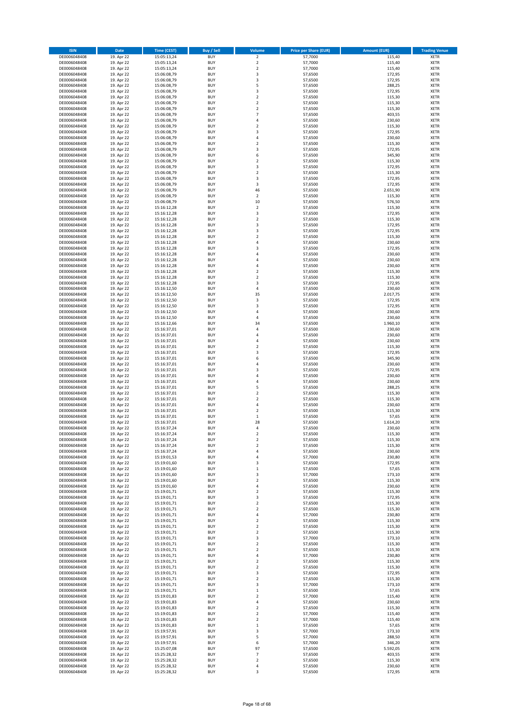| ISIN | Date | Time (CEST) | Buy / Sell | Volume | Price per Share (EUR) | Amount (EUR) | Trading Venue |
|---|---|---|---|---|---|---|---|
| DE0006048408 | 19. Apr 22 | 15:05:13,24 | BUY | 2 | 57,7000 | 115,40 | XETR |
| DE0006048408 | 19. Apr 22 | 15:05:13,24 | BUY | 2 | 57,7000 | 115,40 | XETR |
| DE0006048408 | 19. Apr 22 | 15:05:13,24 | BUY | 2 | 57,7000 | 115,40 | XETR |
| DE0006048408 | 19. Apr 22 | 15:06:08,79 | BUY | 3 | 57,6500 | 172,95 | XETR |
| DE0006048408 | 19. Apr 22 | 15:06:08,79 | BUY | 3 | 57,6500 | 172,95 | XETR |
| DE0006048408 | 19. Apr 22 | 15:06:08,79 | BUY | 5 | 57,6500 | 288,25 | XETR |
| DE0006048408 | 19. Apr 22 | 15:06:08,79 | BUY | 3 | 57,6500 | 172,95 | XETR |
| DE0006048408 | 19. Apr 22 | 15:06:08,79 | BUY | 2 | 57,6500 | 115,30 | XETR |
| DE0006048408 | 19. Apr 22 | 15:06:08,79 | BUY | 2 | 57,6500 | 115,30 | XETR |
| DE0006048408 | 19. Apr 22 | 15:06:08,79 | BUY | 2 | 57,6500 | 115,30 | XETR |
| DE0006048408 | 19. Apr 22 | 15:06:08,79 | BUY | 7 | 57,6500 | 403,55 | XETR |
| DE0006048408 | 19. Apr 22 | 15:06:08,79 | BUY | 4 | 57,6500 | 230,60 | XETR |
| DE0006048408 | 19. Apr 22 | 15:06:08,79 | BUY | 2 | 57,6500 | 115,30 | XETR |
| DE0006048408 | 19. Apr 22 | 15:06:08,79 | BUY | 3 | 57,6500 | 172,95 | XETR |
| DE0006048408 | 19. Apr 22 | 15:06:08,79 | BUY | 4 | 57,6500 | 230,60 | XETR |
| DE0006048408 | 19. Apr 22 | 15:06:08,79 | BUY | 2 | 57,6500 | 115,30 | XETR |
| DE0006048408 | 19. Apr 22 | 15:06:08,79 | BUY | 3 | 57,6500 | 172,95 | XETR |
| DE0006048408 | 19. Apr 22 | 15:06:08,79 | BUY | 6 | 57,6500 | 345,90 | XETR |
| DE0006048408 | 19. Apr 22 | 15:06:08,79 | BUY | 2 | 57,6500 | 115,30 | XETR |
| DE0006048408 | 19. Apr 22 | 15:06:08,79 | BUY | 3 | 57,6500 | 172,95 | XETR |
| DE0006048408 | 19. Apr 22 | 15:06:08,79 | BUY | 2 | 57,6500 | 115,30 | XETR |
| DE0006048408 | 19. Apr 22 | 15:06:08,79 | BUY | 3 | 57,6500 | 172,95 | XETR |
| DE0006048408 | 19. Apr 22 | 15:06:08,79 | BUY | 3 | 57,6500 | 172,95 | XETR |
| DE0006048408 | 19. Apr 22 | 15:06:08,79 | BUY | 46 | 57,6500 | 2.651,90 | XETR |
| DE0006048408 | 19. Apr 22 | 15:06:08,79 | BUY | 2 | 57,6500 | 115,30 | XETR |
| DE0006048408 | 19. Apr 22 | 15:06:08,79 | BUY | 10 | 57,6500 | 576,50 | XETR |
| DE0006048408 | 19. Apr 22 | 15:16:12,28 | BUY | 2 | 57,6500 | 115,30 | XETR |
| DE0006048408 | 19. Apr 22 | 15:16:12,28 | BUY | 3 | 57,6500 | 172,95 | XETR |
| DE0006048408 | 19. Apr 22 | 15:16:12,28 | BUY | 2 | 57,6500 | 115,30 | XETR |
| DE0006048408 | 19. Apr 22 | 15:16:12,28 | BUY | 3 | 57,6500 | 172,95 | XETR |
| DE0006048408 | 19. Apr 22 | 15:16:12,28 | BUY | 3 | 57,6500 | 172,95 | XETR |
| DE0006048408 | 19. Apr 22 | 15:16:12,28 | BUY | 2 | 57,6500 | 115,30 | XETR |
| DE0006048408 | 19. Apr 22 | 15:16:12,28 | BUY | 4 | 57,6500 | 230,60 | XETR |
| DE0006048408 | 19. Apr 22 | 15:16:12,28 | BUY | 3 | 57,6500 | 172,95 | XETR |
| DE0006048408 | 19. Apr 22 | 15:16:12,28 | BUY | 4 | 57,6500 | 230,60 | XETR |
| DE0006048408 | 19. Apr 22 | 15:16:12,28 | BUY | 4 | 57,6500 | 230,60 | XETR |
| DE0006048408 | 19. Apr 22 | 15:16:12,28 | BUY | 4 | 57,6500 | 230,60 | XETR |
| DE0006048408 | 19. Apr 22 | 15:16:12,28 | BUY | 2 | 57,6500 | 115,30 | XETR |
| DE0006048408 | 19. Apr 22 | 15:16:12,28 | BUY | 2 | 57,6500 | 115,30 | XETR |
| DE0006048408 | 19. Apr 22 | 15:16:12,28 | BUY | 3 | 57,6500 | 172,95 | XETR |
| DE0006048408 | 19. Apr 22 | 15:16:12,50 | BUY | 4 | 57,6500 | 230,60 | XETR |
| DE0006048408 | 19. Apr 22 | 15:16:12,50 | BUY | 35 | 57,6500 | 2.017,75 | XETR |
| DE0006048408 | 19. Apr 22 | 15:16:12,50 | BUY | 3 | 57,6500 | 172,95 | XETR |
| DE0006048408 | 19. Apr 22 | 15:16:12,50 | BUY | 3 | 57,6500 | 172,95 | XETR |
| DE0006048408 | 19. Apr 22 | 15:16:12,50 | BUY | 4 | 57,6500 | 230,60 | XETR |
| DE0006048408 | 19. Apr 22 | 15:16:12,50 | BUY | 4 | 57,6500 | 230,60 | XETR |
| DE0006048408 | 19. Apr 22 | 15:16:12,66 | BUY | 34 | 57,6500 | 1.960,10 | XETR |
| DE0006048408 | 19. Apr 22 | 15:16:37,01 | BUY | 4 | 57,6500 | 230,60 | XETR |
| DE0006048408 | 19. Apr 22 | 15:16:37,01 | BUY | 4 | 57,6500 | 230,60 | XETR |
| DE0006048408 | 19. Apr 22 | 15:16:37,01 | BUY | 4 | 57,6500 | 230,60 | XETR |
| DE0006048408 | 19. Apr 22 | 15:16:37,01 | BUY | 2 | 57,6500 | 115,30 | XETR |
| DE0006048408 | 19. Apr 22 | 15:16:37,01 | BUY | 3 | 57,6500 | 172,95 | XETR |
| DE0006048408 | 19. Apr 22 | 15:16:37,01 | BUY | 6 | 57,6500 | 345,90 | XETR |
| DE0006048408 | 19. Apr 22 | 15:16:37,01 | BUY | 4 | 57,6500 | 230,60 | XETR |
| DE0006048408 | 19. Apr 22 | 15:16:37,01 | BUY | 3 | 57,6500 | 172,95 | XETR |
| DE0006048408 | 19. Apr 22 | 15:16:37,01 | BUY | 4 | 57,6500 | 230,60 | XETR |
| DE0006048408 | 19. Apr 22 | 15:16:37,01 | BUY | 4 | 57,6500 | 230,60 | XETR |
| DE0006048408 | 19. Apr 22 | 15:16:37,01 | BUY | 5 | 57,6500 | 288,25 | XETR |
| DE0006048408 | 19. Apr 22 | 15:16:37,01 | BUY | 2 | 57,6500 | 115,30 | XETR |
| DE0006048408 | 19. Apr 22 | 15:16:37,01 | BUY | 2 | 57,6500 | 115,30 | XETR |
| DE0006048408 | 19. Apr 22 | 15:16:37,01 | BUY | 4 | 57,6500 | 230,60 | XETR |
| DE0006048408 | 19. Apr 22 | 15:16:37,01 | BUY | 2 | 57,6500 | 115,30 | XETR |
| DE0006048408 | 19. Apr 22 | 15:16:37,01 | BUY | 1 | 57,6500 | 57,65 | XETR |
| DE0006048408 | 19. Apr 22 | 15:16:37,01 | BUY | 28 | 57,6500 | 1.614,20 | XETR |
| DE0006048408 | 19. Apr 22 | 15:16:37,24 | BUY | 4 | 57,6500 | 230,60 | XETR |
| DE0006048408 | 19. Apr 22 | 15:16:37,24 | BUY | 2 | 57,6500 | 115,30 | XETR |
| DE0006048408 | 19. Apr 22 | 15:16:37,24 | BUY | 2 | 57,6500 | 115,30 | XETR |
| DE0006048408 | 19. Apr 22 | 15:16:37,24 | BUY | 2 | 57,6500 | 115,30 | XETR |
| DE0006048408 | 19. Apr 22 | 15:16:37,24 | BUY | 4 | 57,6500 | 230,60 | XETR |
| DE0006048408 | 19. Apr 22 | 15:19:01,53 | BUY | 4 | 57,7000 | 230,80 | XETR |
| DE0006048408 | 19. Apr 22 | 15:19:01,60 | BUY | 3 | 57,6500 | 172,95 | XETR |
| DE0006048408 | 19. Apr 22 | 15:19:01,60 | BUY | 1 | 57,6500 | 57,65 | XETR |
| DE0006048408 | 19. Apr 22 | 15:19:01,60 | BUY | 3 | 57,7000 | 173,10 | XETR |
| DE0006048408 | 19. Apr 22 | 15:19:01,60 | BUY | 2 | 57,6500 | 115,30 | XETR |
| DE0006048408 | 19. Apr 22 | 15:19:01,60 | BUY | 4 | 57,6500 | 230,60 | XETR |
| DE0006048408 | 19. Apr 22 | 15:19:01,71 | BUY | 2 | 57,6500 | 115,30 | XETR |
| DE0006048408 | 19. Apr 22 | 15:19:01,71 | BUY | 3 | 57,6500 | 172,95 | XETR |
| DE0006048408 | 19. Apr 22 | 15:19:01,71 | BUY | 2 | 57,6500 | 115,30 | XETR |
| DE0006048408 | 19. Apr 22 | 15:19:01,71 | BUY | 2 | 57,6500 | 115,30 | XETR |
| DE0006048408 | 19. Apr 22 | 15:19:01,71 | BUY | 4 | 57,7000 | 230,80 | XETR |
| DE0006048408 | 19. Apr 22 | 15:19:01,71 | BUY | 2 | 57,6500 | 115,30 | XETR |
| DE0006048408 | 19. Apr 22 | 15:19:01,71 | BUY | 2 | 57,6500 | 115,30 | XETR |
| DE0006048408 | 19. Apr 22 | 15:19:01,71 | BUY | 2 | 57,6500 | 115,30 | XETR |
| DE0006048408 | 19. Apr 22 | 15:19:01,71 | BUY | 3 | 57,7000 | 173,10 | XETR |
| DE0006048408 | 19. Apr 22 | 15:19:01,71 | BUY | 2 | 57,6500 | 115,30 | XETR |
| DE0006048408 | 19. Apr 22 | 15:19:01,71 | BUY | 2 | 57,6500 | 115,30 | XETR |
| DE0006048408 | 19. Apr 22 | 15:19:01,71 | BUY | 4 | 57,7000 | 230,80 | XETR |
| DE0006048408 | 19. Apr 22 | 15:19:01,71 | BUY | 2 | 57,6500 | 115,30 | XETR |
| DE0006048408 | 19. Apr 22 | 15:19:01,71 | BUY | 2 | 57,6500 | 115,30 | XETR |
| DE0006048408 | 19. Apr 22 | 15:19:01,71 | BUY | 3 | 57,6500 | 172,95 | XETR |
| DE0006048408 | 19. Apr 22 | 15:19:01,71 | BUY | 2 | 57,6500 | 115,30 | XETR |
| DE0006048408 | 19. Apr 22 | 15:19:01,71 | BUY | 3 | 57,7000 | 173,10 | XETR |
| DE0006048408 | 19. Apr 22 | 15:19:01,71 | BUY | 1 | 57,6500 | 57,65 | XETR |
| DE0006048408 | 19. Apr 22 | 15:19:01,83 | BUY | 2 | 57,7000 | 115,40 | XETR |
| DE0006048408 | 19. Apr 22 | 15:19:01,83 | BUY | 4 | 57,6500 | 230,60 | XETR |
| DE0006048408 | 19. Apr 22 | 15:19:01,83 | BUY | 2 | 57,6500 | 115,30 | XETR |
| DE0006048408 | 19. Apr 22 | 15:19:01,83 | BUY | 2 | 57,7000 | 115,40 | XETR |
| DE0006048408 | 19. Apr 22 | 15:19:01,83 | BUY | 2 | 57,7000 | 115,40 | XETR |
| DE0006048408 | 19. Apr 22 | 15:19:01,83 | BUY | 1 | 57,6500 | 57,65 | XETR |
| DE0006048408 | 19. Apr 22 | 15:19:57,91 | BUY | 3 | 57,7000 | 173,10 | XETR |
| DE0006048408 | 19. Apr 22 | 15:19:57,91 | BUY | 5 | 57,7000 | 288,50 | XETR |
| DE0006048408 | 19. Apr 22 | 15:19:57,91 | BUY | 6 | 57,7000 | 346,20 | XETR |
| DE0006048408 | 19. Apr 22 | 15:25:07,08 | BUY | 97 | 57,6500 | 5.592,05 | XETR |
| DE0006048408 | 19. Apr 22 | 15:25:28,32 | BUY | 7 | 57,6500 | 403,55 | XETR |
| DE0006048408 | 19. Apr 22 | 15:25:28,32 | BUY | 2 | 57,6500 | 115,30 | XETR |
| DE0006048408 | 19. Apr 22 | 15:25:28,32 | BUY | 4 | 57,6500 | 230,60 | XETR |
| DE0006048408 | 19. Apr 22 | 15:25:28,32 | BUY | 3 | 57,6500 | 172,95 | XETR |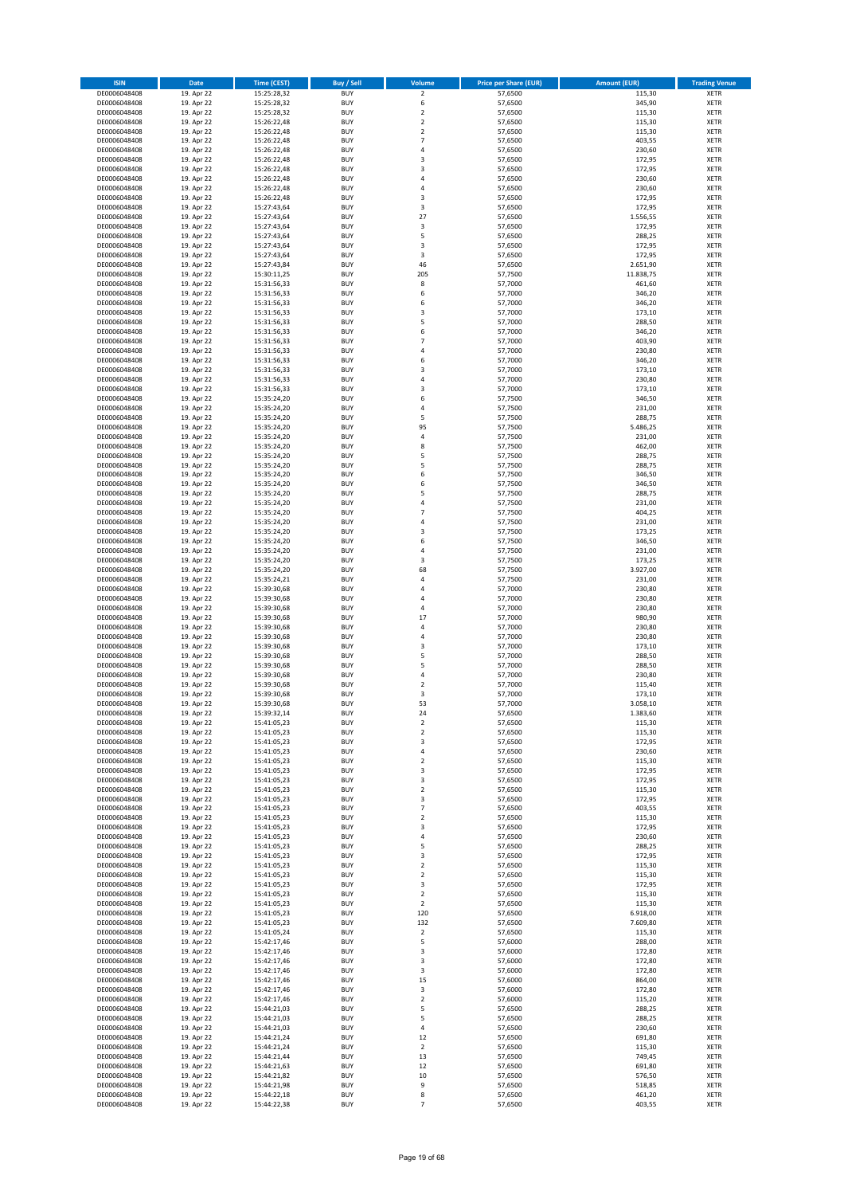| ISIN | Date | Time (CEST) | Buy / Sell | Volume | Price per Share (EUR) | Amount (EUR) | Trading Venue |
|---|---|---|---|---|---|---|---|
| DE0006048408 | 19. Apr 22 | 15:25:28,32 | BUY | 2 | 57,6500 | 115,30 | XETR |
| DE0006048408 | 19. Apr 22 | 15:25:28,32 | BUY | 6 | 57,6500 | 345,90 | XETR |
| DE0006048408 | 19. Apr 22 | 15:25:28,32 | BUY | 2 | 57,6500 | 115,30 | XETR |
| DE0006048408 | 19. Apr 22 | 15:26:22,48 | BUY | 2 | 57,6500 | 115,30 | XETR |
| DE0006048408 | 19. Apr 22 | 15:26:22,48 | BUY | 2 | 57,6500 | 115,30 | XETR |
| DE0006048408 | 19. Apr 22 | 15:26:22,48 | BUY | 7 | 57,6500 | 403,55 | XETR |
| DE0006048408 | 19. Apr 22 | 15:26:22,48 | BUY | 4 | 57,6500 | 230,60 | XETR |
| DE0006048408 | 19. Apr 22 | 15:26:22,48 | BUY | 3 | 57,6500 | 172,95 | XETR |
| DE0006048408 | 19. Apr 22 | 15:26:22,48 | BUY | 3 | 57,6500 | 172,95 | XETR |
| DE0006048408 | 19. Apr 22 | 15:26:22,48 | BUY | 4 | 57,6500 | 230,60 | XETR |
| DE0006048408 | 19. Apr 22 | 15:26:22,48 | BUY | 4 | 57,6500 | 230,60 | XETR |
| DE0006048408 | 19. Apr 22 | 15:26:22,48 | BUY | 3 | 57,6500 | 172,95 | XETR |
| DE0006048408 | 19. Apr 22 | 15:27:43,64 | BUY | 3 | 57,6500 | 172,95 | XETR |
| DE0006048408 | 19. Apr 22 | 15:27:43,64 | BUY | 27 | 57,6500 | 1.556,55 | XETR |
| DE0006048408 | 19. Apr 22 | 15:27:43,64 | BUY | 3 | 57,6500 | 172,95 | XETR |
| DE0006048408 | 19. Apr 22 | 15:27:43,64 | BUY | 5 | 57,6500 | 288,25 | XETR |
| DE0006048408 | 19. Apr 22 | 15:27:43,64 | BUY | 3 | 57,6500 | 172,95 | XETR |
| DE0006048408 | 19. Apr 22 | 15:27:43,64 | BUY | 3 | 57,6500 | 172,95 | XETR |
| DE0006048408 | 19. Apr 22 | 15:27:43,84 | BUY | 46 | 57,6500 | 2.651,90 | XETR |
| DE0006048408 | 19. Apr 22 | 15:30:11,25 | BUY | 205 | 57,7500 | 11.838,75 | XETR |
| DE0006048408 | 19. Apr 22 | 15:31:56,33 | BUY | 8 | 57,7000 | 461,60 | XETR |
| DE0006048408 | 19. Apr 22 | 15:31:56,33 | BUY | 6 | 57,7000 | 346,20 | XETR |
| DE0006048408 | 19. Apr 22 | 15:31:56,33 | BUY | 6 | 57,7000 | 346,20 | XETR |
| DE0006048408 | 19. Apr 22 | 15:31:56,33 | BUY | 3 | 57,7000 | 173,10 | XETR |
| DE0006048408 | 19. Apr 22 | 15:31:56,33 | BUY | 5 | 57,7000 | 288,50 | XETR |
| DE0006048408 | 19. Apr 22 | 15:31:56,33 | BUY | 6 | 57,7000 | 346,20 | XETR |
| DE0006048408 | 19. Apr 22 | 15:31:56,33 | BUY | 7 | 57,7000 | 403,90 | XETR |
| DE0006048408 | 19. Apr 22 | 15:31:56,33 | BUY | 4 | 57,7000 | 230,80 | XETR |
| DE0006048408 | 19. Apr 22 | 15:31:56,33 | BUY | 6 | 57,7000 | 346,20 | XETR |
| DE0006048408 | 19. Apr 22 | 15:31:56,33 | BUY | 3 | 57,7000 | 173,10 | XETR |
| DE0006048408 | 19. Apr 22 | 15:31:56,33 | BUY | 4 | 57,7000 | 230,80 | XETR |
| DE0006048408 | 19. Apr 22 | 15:31:56,33 | BUY | 3 | 57,7000 | 173,10 | XETR |
| DE0006048408 | 19. Apr 22 | 15:35:24,20 | BUY | 6 | 57,7500 | 346,50 | XETR |
| DE0006048408 | 19. Apr 22 | 15:35:24,20 | BUY | 4 | 57,7500 | 231,00 | XETR |
| DE0006048408 | 19. Apr 22 | 15:35:24,20 | BUY | 5 | 57,7500 | 288,75 | XETR |
| DE0006048408 | 19. Apr 22 | 15:35:24,20 | BUY | 95 | 57,7500 | 5.486,25 | XETR |
| DE0006048408 | 19. Apr 22 | 15:35:24,20 | BUY | 4 | 57,7500 | 231,00 | XETR |
| DE0006048408 | 19. Apr 22 | 15:35:24,20 | BUY | 8 | 57,7500 | 462,00 | XETR |
| DE0006048408 | 19. Apr 22 | 15:35:24,20 | BUY | 5 | 57,7500 | 288,75 | XETR |
| DE0006048408 | 19. Apr 22 | 15:35:24,20 | BUY | 5 | 57,7500 | 288,75 | XETR |
| DE0006048408 | 19. Apr 22 | 15:35:24,20 | BUY | 6 | 57,7500 | 346,50 | XETR |
| DE0006048408 | 19. Apr 22 | 15:35:24,20 | BUY | 6 | 57,7500 | 346,50 | XETR |
| DE0006048408 | 19. Apr 22 | 15:35:24,20 | BUY | 5 | 57,7500 | 288,75 | XETR |
| DE0006048408 | 19. Apr 22 | 15:35:24,20 | BUY | 4 | 57,7500 | 231,00 | XETR |
| DE0006048408 | 19. Apr 22 | 15:35:24,20 | BUY | 7 | 57,7500 | 404,25 | XETR |
| DE0006048408 | 19. Apr 22 | 15:35:24,20 | BUY | 4 | 57,7500 | 231,00 | XETR |
| DE0006048408 | 19. Apr 22 | 15:35:24,20 | BUY | 3 | 57,7500 | 173,25 | XETR |
| DE0006048408 | 19. Apr 22 | 15:35:24,20 | BUY | 6 | 57,7500 | 346,50 | XETR |
| DE0006048408 | 19. Apr 22 | 15:35:24,20 | BUY | 4 | 57,7500 | 231,00 | XETR |
| DE0006048408 | 19. Apr 22 | 15:35:24,20 | BUY | 3 | 57,7500 | 173,25 | XETR |
| DE0006048408 | 19. Apr 22 | 15:35:24,20 | BUY | 68 | 57,7500 | 3.927,00 | XETR |
| DE0006048408 | 19. Apr 22 | 15:35:24,21 | BUY | 4 | 57,7500 | 231,00 | XETR |
| DE0006048408 | 19. Apr 22 | 15:39:30,68 | BUY | 4 | 57,7000 | 230,80 | XETR |
| DE0006048408 | 19. Apr 22 | 15:39:30,68 | BUY | 4 | 57,7000 | 230,80 | XETR |
| DE0006048408 | 19. Apr 22 | 15:39:30,68 | BUY | 4 | 57,7000 | 230,80 | XETR |
| DE0006048408 | 19. Apr 22 | 15:39:30,68 | BUY | 17 | 57,7000 | 980,90 | XETR |
| DE0006048408 | 19. Apr 22 | 15:39:30,68 | BUY | 4 | 57,7000 | 230,80 | XETR |
| DE0006048408 | 19. Apr 22 | 15:39:30,68 | BUY | 4 | 57,7000 | 230,80 | XETR |
| DE0006048408 | 19. Apr 22 | 15:39:30,68 | BUY | 3 | 57,7000 | 173,10 | XETR |
| DE0006048408 | 19. Apr 22 | 15:39:30,68 | BUY | 5 | 57,7000 | 288,50 | XETR |
| DE0006048408 | 19. Apr 22 | 15:39:30,68 | BUY | 5 | 57,7000 | 288,50 | XETR |
| DE0006048408 | 19. Apr 22 | 15:39:30,68 | BUY | 4 | 57,7000 | 230,80 | XETR |
| DE0006048408 | 19. Apr 22 | 15:39:30,68 | BUY | 2 | 57,7000 | 115,40 | XETR |
| DE0006048408 | 19. Apr 22 | 15:39:30,68 | BUY | 3 | 57,7000 | 173,10 | XETR |
| DE0006048408 | 19. Apr 22 | 15:39:30,68 | BUY | 53 | 57,7000 | 3.058,10 | XETR |
| DE0006048408 | 19. Apr 22 | 15:39:32,14 | BUY | 24 | 57,6500 | 1.383,60 | XETR |
| DE0006048408 | 19. Apr 22 | 15:41:05,23 | BUY | 2 | 57,6500 | 115,30 | XETR |
| DE0006048408 | 19. Apr 22 | 15:41:05,23 | BUY | 2 | 57,6500 | 115,30 | XETR |
| DE0006048408 | 19. Apr 22 | 15:41:05,23 | BUY | 3 | 57,6500 | 172,95 | XETR |
| DE0006048408 | 19. Apr 22 | 15:41:05,23 | BUY | 4 | 57,6500 | 230,60 | XETR |
| DE0006048408 | 19. Apr 22 | 15:41:05,23 | BUY | 2 | 57,6500 | 115,30 | XETR |
| DE0006048408 | 19. Apr 22 | 15:41:05,23 | BUY | 3 | 57,6500 | 172,95 | XETR |
| DE0006048408 | 19. Apr 22 | 15:41:05,23 | BUY | 3 | 57,6500 | 172,95 | XETR |
| DE0006048408 | 19. Apr 22 | 15:41:05,23 | BUY | 2 | 57,6500 | 115,30 | XETR |
| DE0006048408 | 19. Apr 22 | 15:41:05,23 | BUY | 3 | 57,6500 | 172,95 | XETR |
| DE0006048408 | 19. Apr 22 | 15:41:05,23 | BUY | 7 | 57,6500 | 403,55 | XETR |
| DE0006048408 | 19. Apr 22 | 15:41:05,23 | BUY | 2 | 57,6500 | 115,30 | XETR |
| DE0006048408 | 19. Apr 22 | 15:41:05,23 | BUY | 3 | 57,6500 | 172,95 | XETR |
| DE0006048408 | 19. Apr 22 | 15:41:05,23 | BUY | 4 | 57,6500 | 230,60 | XETR |
| DE0006048408 | 19. Apr 22 | 15:41:05,23 | BUY | 5 | 57,6500 | 288,25 | XETR |
| DE0006048408 | 19. Apr 22 | 15:41:05,23 | BUY | 3 | 57,6500 | 172,95 | XETR |
| DE0006048408 | 19. Apr 22 | 15:41:05,23 | BUY | 2 | 57,6500 | 115,30 | XETR |
| DE0006048408 | 19. Apr 22 | 15:41:05,23 | BUY | 2 | 57,6500 | 115,30 | XETR |
| DE0006048408 | 19. Apr 22 | 15:41:05,23 | BUY | 3 | 57,6500 | 172,95 | XETR |
| DE0006048408 | 19. Apr 22 | 15:41:05,23 | BUY | 2 | 57,6500 | 115,30 | XETR |
| DE0006048408 | 19. Apr 22 | 15:41:05,23 | BUY | 2 | 57,6500 | 115,30 | XETR |
| DE0006048408 | 19. Apr 22 | 15:41:05,23 | BUY | 120 | 57,6500 | 6.918,00 | XETR |
| DE0006048408 | 19. Apr 22 | 15:41:05,23 | BUY | 132 | 57,6500 | 7.609,80 | XETR |
| DE0006048408 | 19. Apr 22 | 15:41:05,24 | BUY | 2 | 57,6500 | 115,30 | XETR |
| DE0006048408 | 19. Apr 22 | 15:42:17,46 | BUY | 5 | 57,6000 | 288,00 | XETR |
| DE0006048408 | 19. Apr 22 | 15:42:17,46 | BUY | 3 | 57,6000 | 172,80 | XETR |
| DE0006048408 | 19. Apr 22 | 15:42:17,46 | BUY | 3 | 57,6000 | 172,80 | XETR |
| DE0006048408 | 19. Apr 22 | 15:42:17,46 | BUY | 3 | 57,6000 | 172,80 | XETR |
| DE0006048408 | 19. Apr 22 | 15:42:17,46 | BUY | 15 | 57,6000 | 864,00 | XETR |
| DE0006048408 | 19. Apr 22 | 15:42:17,46 | BUY | 3 | 57,6000 | 172,80 | XETR |
| DE0006048408 | 19. Apr 22 | 15:42:17,46 | BUY | 2 | 57,6000 | 115,20 | XETR |
| DE0006048408 | 19. Apr 22 | 15:44:21,03 | BUY | 5 | 57,6500 | 288,25 | XETR |
| DE0006048408 | 19. Apr 22 | 15:44:21,03 | BUY | 5 | 57,6500 | 288,25 | XETR |
| DE0006048408 | 19. Apr 22 | 15:44:21,03 | BUY | 4 | 57,6500 | 230,60 | XETR |
| DE0006048408 | 19. Apr 22 | 15:44:21,24 | BUY | 12 | 57,6500 | 691,80 | XETR |
| DE0006048408 | 19. Apr 22 | 15:44:21,24 | BUY | 2 | 57,6500 | 115,30 | XETR |
| DE0006048408 | 19. Apr 22 | 15:44:21,44 | BUY | 13 | 57,6500 | 749,45 | XETR |
| DE0006048408 | 19. Apr 22 | 15:44:21,63 | BUY | 12 | 57,6500 | 691,80 | XETR |
| DE0006048408 | 19. Apr 22 | 15:44:21,82 | BUY | 10 | 57,6500 | 576,50 | XETR |
| DE0006048408 | 19. Apr 22 | 15:44:21,98 | BUY | 9 | 57,6500 | 518,85 | XETR |
| DE0006048408 | 19. Apr 22 | 15:44:22,18 | BUY | 8 | 57,6500 | 461,20 | XETR |
| DE0006048408 | 19. Apr 22 | 15:44:22,38 | BUY | 7 | 57,6500 | 403,55 | XETR |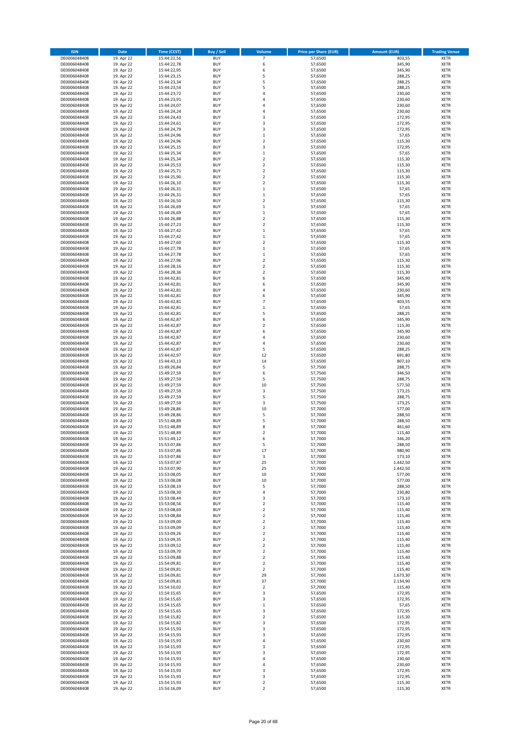| ISIN | Date | Time (CEST) | Buy / Sell | Volume | Price per Share (EUR) | Amount (EUR) | Trading Venue |
|---|---|---|---|---|---|---|---|
| DE0006048408 | 19. Apr 22 | 15:44:22,56 | BUY | 7 | 57,6500 | 403,55 | XETR |
| DE0006048408 | 19. Apr 22 | 15:44:22,78 | BUY | 6 | 57,6500 | 345,90 | XETR |
| DE0006048408 | 19. Apr 22 | 15:44:22,95 | BUY | 6 | 57,6500 | 345,90 | XETR |
| DE0006048408 | 19. Apr 22 | 15:44:23,15 | BUY | 5 | 57,6500 | 288,25 | XETR |
| DE0006048408 | 19. Apr 22 | 15:44:23,34 | BUY | 5 | 57,6500 | 288,25 | XETR |
| DE0006048408 | 19. Apr 22 | 15:44:23,54 | BUY | 5 | 57,6500 | 288,25 | XETR |
| DE0006048408 | 19. Apr 22 | 15:44:23,72 | BUY | 4 | 57,6500 | 230,60 | XETR |
| DE0006048408 | 19. Apr 22 | 15:44:23,91 | BUY | 4 | 57,6500 | 230,60 | XETR |
| DE0006048408 | 19. Apr 22 | 15:44:24,07 | BUY | 4 | 57,6500 | 230,60 | XETR |
| DE0006048408 | 19. Apr 22 | 15:44:24,24 | BUY | 4 | 57,6500 | 230,60 | XETR |
| DE0006048408 | 19. Apr 22 | 15:44:24,43 | BUY | 3 | 57,6500 | 172,95 | XETR |
| DE0006048408 | 19. Apr 22 | 15:44:24,61 | BUY | 3 | 57,6500 | 172,95 | XETR |
| DE0006048408 | 19. Apr 22 | 15:44:24,79 | BUY | 3 | 57,6500 | 172,95 | XETR |
| DE0006048408 | 19. Apr 22 | 15:44:24,96 | BUY | 1 | 57,6500 | 57,65 | XETR |
| DE0006048408 | 19. Apr 22 | 15:44:24,96 | BUY | 2 | 57,6500 | 115,30 | XETR |
| DE0006048408 | 19. Apr 22 | 15:44:25,15 | BUY | 3 | 57,6500 | 172,95 | XETR |
| DE0006048408 | 19. Apr 22 | 15:44:25,34 | BUY | 1 | 57,6500 | 57,65 | XETR |
| DE0006048408 | 19. Apr 22 | 15:44:25,34 | BUY | 2 | 57,6500 | 115,30 | XETR |
| DE0006048408 | 19. Apr 22 | 15:44:25,53 | BUY | 2 | 57,6500 | 115,30 | XETR |
| DE0006048408 | 19. Apr 22 | 15:44:25,71 | BUY | 2 | 57,6500 | 115,30 | XETR |
| DE0006048408 | 19. Apr 22 | 15:44:25,90 | BUY | 2 | 57,6500 | 115,30 | XETR |
| DE0006048408 | 19. Apr 22 | 15:44:26,10 | BUY | 2 | 57,6500 | 115,30 | XETR |
| DE0006048408 | 19. Apr 22 | 15:44:26,31 | BUY | 1 | 57,6500 | 57,65 | XETR |
| DE0006048408 | 19. Apr 22 | 15:44:26,31 | BUY | 1 | 57,6500 | 57,65 | XETR |
| DE0006048408 | 19. Apr 22 | 15:44:26,50 | BUY | 2 | 57,6500 | 115,30 | XETR |
| DE0006048408 | 19. Apr 22 | 15:44:26,69 | BUY | 1 | 57,6500 | 57,65 | XETR |
| DE0006048408 | 19. Apr 22 | 15:44:26,69 | BUY | 1 | 57,6500 | 57,65 | XETR |
| DE0006048408 | 19. Apr 22 | 15:44:26,88 | BUY | 2 | 57,6500 | 115,30 | XETR |
| DE0006048408 | 19. Apr 22 | 15:44:27,23 | BUY | 2 | 57,6500 | 115,30 | XETR |
| DE0006048408 | 19. Apr 22 | 15:44:27,42 | BUY | 1 | 57,6500 | 57,65 | XETR |
| DE0006048408 | 19. Apr 22 | 15:44:27,42 | BUY | 1 | 57,6500 | 57,65 | XETR |
| DE0006048408 | 19. Apr 22 | 15:44:27,60 | BUY | 2 | 57,6500 | 115,30 | XETR |
| DE0006048408 | 19. Apr 22 | 15:44:27,78 | BUY | 1 | 57,6500 | 57,65 | XETR |
| DE0006048408 | 19. Apr 22 | 15:44:27,78 | BUY | 1 | 57,6500 | 57,65 | XETR |
| DE0006048408 | 19. Apr 22 | 15:44:27,96 | BUY | 2 | 57,6500 | 115,30 | XETR |
| DE0006048408 | 19. Apr 22 | 15:44:28,16 | BUY | 2 | 57,6500 | 115,30 | XETR |
| DE0006048408 | 19. Apr 22 | 15:44:28,36 | BUY | 2 | 57,6500 | 115,30 | XETR |
| DE0006048408 | 19. Apr 22 | 15:44:42,81 | BUY | 6 | 57,6500 | 345,90 | XETR |
| DE0006048408 | 19. Apr 22 | 15:44:42,81 | BUY | 6 | 57,6500 | 345,90 | XETR |
| DE0006048408 | 19. Apr 22 | 15:44:42,81 | BUY | 4 | 57,6500 | 230,60 | XETR |
| DE0006048408 | 19. Apr 22 | 15:44:42,81 | BUY | 6 | 57,6500 | 345,90 | XETR |
| DE0006048408 | 19. Apr 22 | 15:44:42,81 | BUY | 7 | 57,6500 | 403,55 | XETR |
| DE0006048408 | 19. Apr 22 | 15:44:42,81 | BUY | 1 | 57,6500 | 57,65 | XETR |
| DE0006048408 | 19. Apr 22 | 15:44:42,81 | BUY | 5 | 57,6500 | 288,25 | XETR |
| DE0006048408 | 19. Apr 22 | 15:44:42,87 | BUY | 6 | 57,6500 | 345,90 | XETR |
| DE0006048408 | 19. Apr 22 | 15:44:42,87 | BUY | 2 | 57,6500 | 115,30 | XETR |
| DE0006048408 | 19. Apr 22 | 15:44:42,87 | BUY | 6 | 57,6500 | 345,90 | XETR |
| DE0006048408 | 19. Apr 22 | 15:44:42,87 | BUY | 4 | 57,6500 | 230,60 | XETR |
| DE0006048408 | 19. Apr 22 | 15:44:42,87 | BUY | 4 | 57,6500 | 230,60 | XETR |
| DE0006048408 | 19. Apr 22 | 15:44:42,87 | BUY | 5 | 57,6500 | 288,25 | XETR |
| DE0006048408 | 19. Apr 22 | 15:44:42,97 | BUY | 12 | 57,6500 | 691,80 | XETR |
| DE0006048408 | 19. Apr 22 | 15:44:43,13 | BUY | 14 | 57,6500 | 807,10 | XETR |
| DE0006048408 | 19. Apr 22 | 15:49:26,84 | BUY | 5 | 57,7500 | 288,75 | XETR |
| DE0006048408 | 19. Apr 22 | 15:49:27,59 | BUY | 6 | 57,7500 | 346,50 | XETR |
| DE0006048408 | 19. Apr 22 | 15:49:27,59 | BUY | 5 | 57,7500 | 288,75 | XETR |
| DE0006048408 | 19. Apr 22 | 15:49:27,59 | BUY | 10 | 57,7500 | 577,50 | XETR |
| DE0006048408 | 19. Apr 22 | 15:49:27,59 | BUY | 3 | 57,7500 | 173,25 | XETR |
| DE0006048408 | 19. Apr 22 | 15:49:27,59 | BUY | 5 | 57,7500 | 288,75 | XETR |
| DE0006048408 | 19. Apr 22 | 15:49:27,59 | BUY | 3 | 57,7500 | 173,25 | XETR |
| DE0006048408 | 19. Apr 22 | 15:49:28,86 | BUY | 10 | 57,7000 | 577,00 | XETR |
| DE0006048408 | 19. Apr 22 | 15:49:28,86 | BUY | 5 | 57,7000 | 288,50 | XETR |
| DE0006048408 | 19. Apr 22 | 15:51:48,89 | BUY | 5 | 57,7000 | 288,50 | XETR |
| DE0006048408 | 19. Apr 22 | 15:51:48,89 | BUY | 8 | 57,7000 | 461,60 | XETR |
| DE0006048408 | 19. Apr 22 | 15:51:48,89 | BUY | 2 | 57,7000 | 115,40 | XETR |
| DE0006048408 | 19. Apr 22 | 15:51:49,12 | BUY | 6 | 57,7000 | 346,20 | XETR |
| DE0006048408 | 19. Apr 22 | 15:53:07,86 | BUY | 5 | 57,7000 | 288,50 | XETR |
| DE0006048408 | 19. Apr 22 | 15:53:07,86 | BUY | 17 | 57,7000 | 980,90 | XETR |
| DE0006048408 | 19. Apr 22 | 15:53:07,86 | BUY | 3 | 57,7000 | 173,10 | XETR |
| DE0006048408 | 19. Apr 22 | 15:53:07,87 | BUY | 25 | 57,7000 | 1.442,50 | XETR |
| DE0006048408 | 19. Apr 22 | 15:53:07,90 | BUY | 25 | 57,7000 | 1.442,50 | XETR |
| DE0006048408 | 19. Apr 22 | 15:53:08,05 | BUY | 10 | 57,7000 | 577,00 | XETR |
| DE0006048408 | 19. Apr 22 | 15:53:08,08 | BUY | 10 | 57,7000 | 577,00 | XETR |
| DE0006048408 | 19. Apr 22 | 15:53:08,19 | BUY | 5 | 57,7000 | 288,50 | XETR |
| DE0006048408 | 19. Apr 22 | 15:53:08,30 | BUY | 4 | 57,7000 | 230,80 | XETR |
| DE0006048408 | 19. Apr 22 | 15:53:08,44 | BUY | 3 | 57,7000 | 173,10 | XETR |
| DE0006048408 | 19. Apr 22 | 15:53:08,56 | BUY | 2 | 57,7000 | 115,40 | XETR |
| DE0006048408 | 19. Apr 22 | 15:53:08,69 | BUY | 2 | 57,7000 | 115,40 | XETR |
| DE0006048408 | 19. Apr 22 | 15:53:08,84 | BUY | 2 | 57,7000 | 115,40 | XETR |
| DE0006048408 | 19. Apr 22 | 15:53:09,00 | BUY | 2 | 57,7000 | 115,40 | XETR |
| DE0006048408 | 19. Apr 22 | 15:53:09,09 | BUY | 2 | 57,7000 | 115,40 | XETR |
| DE0006048408 | 19. Apr 22 | 15:53:09,26 | BUY | 2 | 57,7000 | 115,40 | XETR |
| DE0006048408 | 19. Apr 22 | 15:53:09,35 | BUY | 2 | 57,7000 | 115,40 | XETR |
| DE0006048408 | 19. Apr 22 | 15:53:09,52 | BUY | 2 | 57,7000 | 115,40 | XETR |
| DE0006048408 | 19. Apr 22 | 15:53:09,70 | BUY | 2 | 57,7000 | 115,40 | XETR |
| DE0006048408 | 19. Apr 22 | 15:53:09,88 | BUY | 2 | 57,7000 | 115,40 | XETR |
| DE0006048408 | 19. Apr 22 | 15:54:09,81 | BUY | 2 | 57,7000 | 115,40 | XETR |
| DE0006048408 | 19. Apr 22 | 15:54:09,81 | BUY | 2 | 57,7000 | 115,40 | XETR |
| DE0006048408 | 19. Apr 22 | 15:54:09,81 | BUY | 29 | 57,7000 | 1.673,30 | XETR |
| DE0006048408 | 19. Apr 22 | 15:54:09,81 | BUY | 37 | 57,7000 | 2.134,90 | XETR |
| DE0006048408 | 19. Apr 22 | 15:54:10,02 | BUY | 2 | 57,7000 | 115,40 | XETR |
| DE0006048408 | 19. Apr 22 | 15:54:15,65 | BUY | 3 | 57,6500 | 172,95 | XETR |
| DE0006048408 | 19. Apr 22 | 15:54:15,65 | BUY | 3 | 57,6500 | 172,95 | XETR |
| DE0006048408 | 19. Apr 22 | 15:54:15,65 | BUY | 1 | 57,6500 | 57,65 | XETR |
| DE0006048408 | 19. Apr 22 | 15:54:15,65 | BUY | 3 | 57,6500 | 172,95 | XETR |
| DE0006048408 | 19. Apr 22 | 15:54:15,82 | BUY | 2 | 57,6500 | 115,30 | XETR |
| DE0006048408 | 19. Apr 22 | 15:54:15,82 | BUY | 3 | 57,6500 | 172,95 | XETR |
| DE0006048408 | 19. Apr 22 | 15:54:15,93 | BUY | 3 | 57,6500 | 172,95 | XETR |
| DE0006048408 | 19. Apr 22 | 15:54:15,93 | BUY | 3 | 57,6500 | 172,95 | XETR |
| DE0006048408 | 19. Apr 22 | 15:54:15,93 | BUY | 4 | 57,6500 | 230,60 | XETR |
| DE0006048408 | 19. Apr 22 | 15:54:15,93 | BUY | 3 | 57,6500 | 172,95 | XETR |
| DE0006048408 | 19. Apr 22 | 15:54:15,93 | BUY | 3 | 57,6500 | 172,95 | XETR |
| DE0006048408 | 19. Apr 22 | 15:54:15,93 | BUY | 4 | 57,6500 | 230,60 | XETR |
| DE0006048408 | 19. Apr 22 | 15:54:15,93 | BUY | 4 | 57,6500 | 230,60 | XETR |
| DE0006048408 | 19. Apr 22 | 15:54:15,93 | BUY | 3 | 57,6500 | 172,95 | XETR |
| DE0006048408 | 19. Apr 22 | 15:54:15,93 | BUY | 3 | 57,6500 | 172,95 | XETR |
| DE0006048408 | 19. Apr 22 | 15:54:15,93 | BUY | 2 | 57,6500 | 115,30 | XETR |
| DE0006048408 | 19. Apr 22 | 15:54:16,09 | BUY | 2 | 57,6500 | 115,30 | XETR |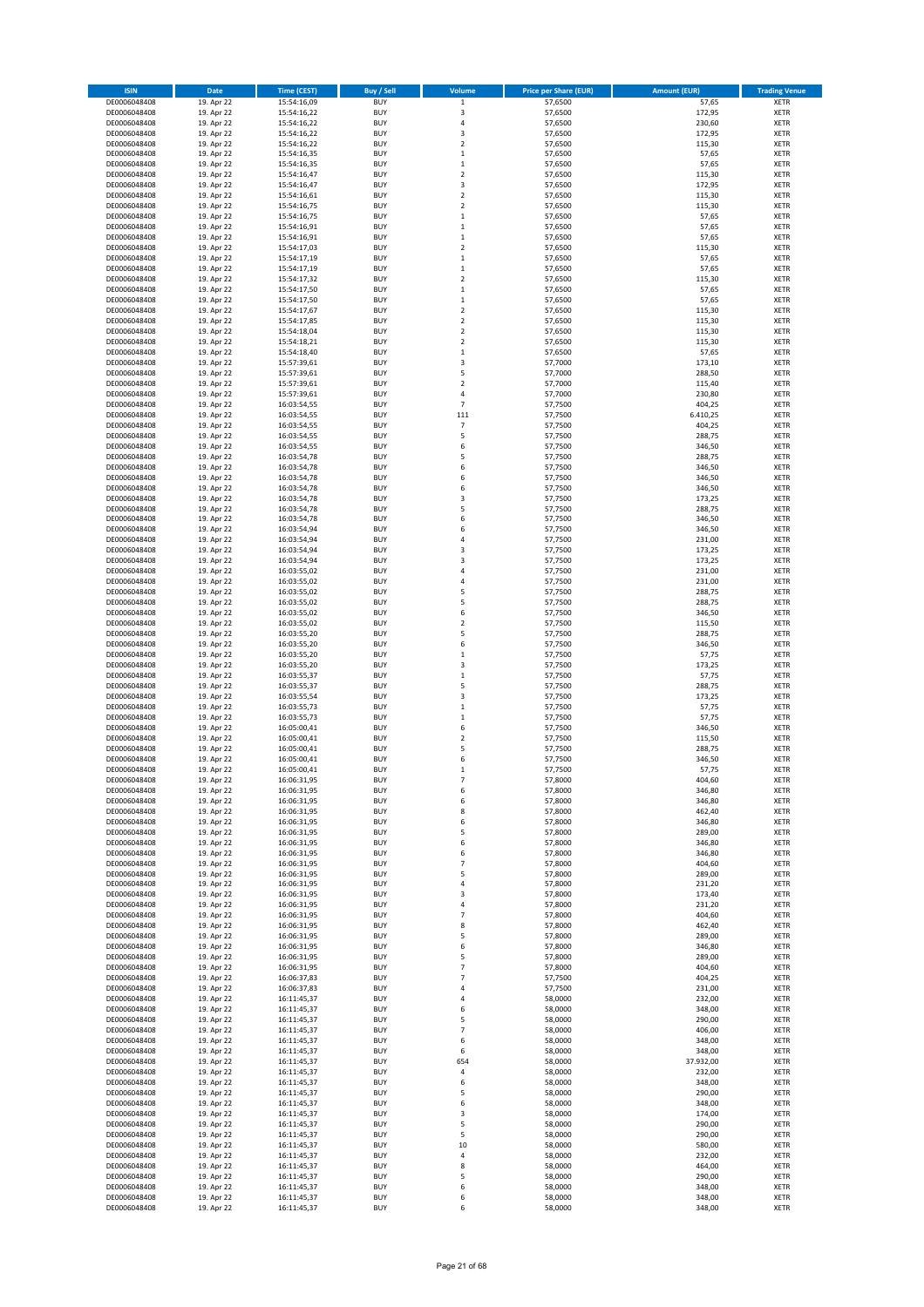| ISIN | Date | Time (CEST) | Buy / Sell | Volume | Price per Share (EUR) | Amount (EUR) | Trading Venue |
|---|---|---|---|---|---|---|---|
| DE0006048408 | 19. Apr 22 | 15:54:16,09 | BUY | 1 | 57,6500 | 57,65 | XETR |
| DE0006048408 | 19. Apr 22 | 15:54:16,22 | BUY | 3 | 57,6500 | 172,95 | XETR |
| DE0006048408 | 19. Apr 22 | 15:54:16,22 | BUY | 4 | 57,6500 | 230,60 | XETR |
| DE0006048408 | 19. Apr 22 | 15:54:16,22 | BUY | 3 | 57,6500 | 172,95 | XETR |
| DE0006048408 | 19. Apr 22 | 15:54:16,22 | BUY | 2 | 57,6500 | 115,30 | XETR |
| DE0006048408 | 19. Apr 22 | 15:54:16,35 | BUY | 1 | 57,6500 | 57,65 | XETR |
| DE0006048408 | 19. Apr 22 | 15:54:16,35 | BUY | 1 | 57,6500 | 57,65 | XETR |
| DE0006048408 | 19. Apr 22 | 15:54:16,47 | BUY | 2 | 57,6500 | 115,30 | XETR |
| DE0006048408 | 19. Apr 22 | 15:54:16,47 | BUY | 3 | 57,6500 | 172,95 | XETR |
| DE0006048408 | 19. Apr 22 | 15:54:16,61 | BUY | 2 | 57,6500 | 115,30 | XETR |
| DE0006048408 | 19. Apr 22 | 15:54:16,75 | BUY | 2 | 57,6500 | 115,30 | XETR |
| DE0006048408 | 19. Apr 22 | 15:54:16,75 | BUY | 1 | 57,6500 | 57,65 | XETR |
| DE0006048408 | 19. Apr 22 | 15:54:16,91 | BUY | 1 | 57,6500 | 57,65 | XETR |
| DE0006048408 | 19. Apr 22 | 15:54:16,91 | BUY | 1 | 57,6500 | 57,65 | XETR |
| DE0006048408 | 19. Apr 22 | 15:54:17,03 | BUY | 2 | 57,6500 | 115,30 | XETR |
| DE0006048408 | 19. Apr 22 | 15:54:17,19 | BUY | 1 | 57,6500 | 57,65 | XETR |
| DE0006048408 | 19. Apr 22 | 15:54:17,19 | BUY | 1 | 57,6500 | 57,65 | XETR |
| DE0006048408 | 19. Apr 22 | 15:54:17,32 | BUY | 2 | 57,6500 | 115,30 | XETR |
| DE0006048408 | 19. Apr 22 | 15:54:17,50 | BUY | 1 | 57,6500 | 57,65 | XETR |
| DE0006048408 | 19. Apr 22 | 15:54:17,50 | BUY | 1 | 57,6500 | 57,65 | XETR |
| DE0006048408 | 19. Apr 22 | 15:54:17,67 | BUY | 2 | 57,6500 | 115,30 | XETR |
| DE0006048408 | 19. Apr 22 | 15:54:17,85 | BUY | 2 | 57,6500 | 115,30 | XETR |
| DE0006048408 | 19. Apr 22 | 15:54:18,04 | BUY | 2 | 57,6500 | 115,30 | XETR |
| DE0006048408 | 19. Apr 22 | 15:54:18,21 | BUY | 2 | 57,6500 | 115,30 | XETR |
| DE0006048408 | 19. Apr 22 | 15:54:18,40 | BUY | 1 | 57,6500 | 57,65 | XETR |
| DE0006048408 | 19. Apr 22 | 15:57:39,61 | BUY | 3 | 57,7000 | 173,10 | XETR |
| DE0006048408 | 19. Apr 22 | 15:57:39,61 | BUY | 5 | 57,7000 | 288,50 | XETR |
| DE0006048408 | 19. Apr 22 | 15:57:39,61 | BUY | 2 | 57,7000 | 115,40 | XETR |
| DE0006048408 | 19. Apr 22 | 15:57:39,61 | BUY | 4 | 57,7000 | 230,80 | XETR |
| DE0006048408 | 19. Apr 22 | 16:03:54,55 | BUY | 7 | 57,7500 | 404,25 | XETR |
| DE0006048408 | 19. Apr 22 | 16:03:54,55 | BUY | 111 | 57,7500 | 6.410,25 | XETR |
| DE0006048408 | 19. Apr 22 | 16:03:54,55 | BUY | 7 | 57,7500 | 404,25 | XETR |
| DE0006048408 | 19. Apr 22 | 16:03:54,55 | BUY | 5 | 57,7500 | 288,75 | XETR |
| DE0006048408 | 19. Apr 22 | 16:03:54,55 | BUY | 6 | 57,7500 | 346,50 | XETR |
| DE0006048408 | 19. Apr 22 | 16:03:54,78 | BUY | 5 | 57,7500 | 288,75 | XETR |
| DE0006048408 | 19. Apr 22 | 16:03:54,78 | BUY | 6 | 57,7500 | 346,50 | XETR |
| DE0006048408 | 19. Apr 22 | 16:03:54,78 | BUY | 6 | 57,7500 | 346,50 | XETR |
| DE0006048408 | 19. Apr 22 | 16:03:54,78 | BUY | 6 | 57,7500 | 346,50 | XETR |
| DE0006048408 | 19. Apr 22 | 16:03:54,78 | BUY | 3 | 57,7500 | 173,25 | XETR |
| DE0006048408 | 19. Apr 22 | 16:03:54,78 | BUY | 5 | 57,7500 | 288,75 | XETR |
| DE0006048408 | 19. Apr 22 | 16:03:54,78 | BUY | 6 | 57,7500 | 346,50 | XETR |
| DE0006048408 | 19. Apr 22 | 16:03:54,94 | BUY | 6 | 57,7500 | 346,50 | XETR |
| DE0006048408 | 19. Apr 22 | 16:03:54,94 | BUY | 4 | 57,7500 | 231,00 | XETR |
| DE0006048408 | 19. Apr 22 | 16:03:54,94 | BUY | 3 | 57,7500 | 173,25 | XETR |
| DE0006048408 | 19. Apr 22 | 16:03:54,94 | BUY | 3 | 57,7500 | 173,25 | XETR |
| DE0006048408 | 19. Apr 22 | 16:03:55,02 | BUY | 4 | 57,7500 | 231,00 | XETR |
| DE0006048408 | 19. Apr 22 | 16:03:55,02 | BUY | 4 | 57,7500 | 231,00 | XETR |
| DE0006048408 | 19. Apr 22 | 16:03:55,02 | BUY | 5 | 57,7500 | 288,75 | XETR |
| DE0006048408 | 19. Apr 22 | 16:03:55,02 | BUY | 5 | 57,7500 | 288,75 | XETR |
| DE0006048408 | 19. Apr 22 | 16:03:55,02 | BUY | 6 | 57,7500 | 346,50 | XETR |
| DE0006048408 | 19. Apr 22 | 16:03:55,02 | BUY | 2 | 57,7500 | 115,50 | XETR |
| DE0006048408 | 19. Apr 22 | 16:03:55,20 | BUY | 5 | 57,7500 | 288,75 | XETR |
| DE0006048408 | 19. Apr 22 | 16:03:55,20 | BUY | 6 | 57,7500 | 346,50 | XETR |
| DE0006048408 | 19. Apr 22 | 16:03:55,20 | BUY | 1 | 57,7500 | 57,75 | XETR |
| DE0006048408 | 19. Apr 22 | 16:03:55,20 | BUY | 3 | 57,7500 | 173,25 | XETR |
| DE0006048408 | 19. Apr 22 | 16:03:55,37 | BUY | 1 | 57,7500 | 57,75 | XETR |
| DE0006048408 | 19. Apr 22 | 16:03:55,37 | BUY | 5 | 57,7500 | 288,75 | XETR |
| DE0006048408 | 19. Apr 22 | 16:03:55,54 | BUY | 3 | 57,7500 | 173,25 | XETR |
| DE0006048408 | 19. Apr 22 | 16:03:55,73 | BUY | 1 | 57,7500 | 57,75 | XETR |
| DE0006048408 | 19. Apr 22 | 16:03:55,73 | BUY | 1 | 57,7500 | 57,75 | XETR |
| DE0006048408 | 19. Apr 22 | 16:05:00,41 | BUY | 6 | 57,7500 | 346,50 | XETR |
| DE0006048408 | 19. Apr 22 | 16:05:00,41 | BUY | 2 | 57,7500 | 115,50 | XETR |
| DE0006048408 | 19. Apr 22 | 16:05:00,41 | BUY | 5 | 57,7500 | 288,75 | XETR |
| DE0006048408 | 19. Apr 22 | 16:05:00,41 | BUY | 6 | 57,7500 | 346,50 | XETR |
| DE0006048408 | 19. Apr 22 | 16:05:00,41 | BUY | 1 | 57,7500 | 57,75 | XETR |
| DE0006048408 | 19. Apr 22 | 16:06:31,95 | BUY | 7 | 57,8000 | 404,60 | XETR |
| DE0006048408 | 19. Apr 22 | 16:06:31,95 | BUY | 6 | 57,8000 | 346,80 | XETR |
| DE0006048408 | 19. Apr 22 | 16:06:31,95 | BUY | 6 | 57,8000 | 346,80 | XETR |
| DE0006048408 | 19. Apr 22 | 16:06:31,95 | BUY | 8 | 57,8000 | 462,40 | XETR |
| DE0006048408 | 19. Apr 22 | 16:06:31,95 | BUY | 6 | 57,8000 | 346,80 | XETR |
| DE0006048408 | 19. Apr 22 | 16:06:31,95 | BUY | 5 | 57,8000 | 289,00 | XETR |
| DE0006048408 | 19. Apr 22 | 16:06:31,95 | BUY | 6 | 57,8000 | 346,80 | XETR |
| DE0006048408 | 19. Apr 22 | 16:06:31,95 | BUY | 6 | 57,8000 | 346,80 | XETR |
| DE0006048408 | 19. Apr 22 | 16:06:31,95 | BUY | 7 | 57,8000 | 404,60 | XETR |
| DE0006048408 | 19. Apr 22 | 16:06:31,95 | BUY | 5 | 57,8000 | 289,00 | XETR |
| DE0006048408 | 19. Apr 22 | 16:06:31,95 | BUY | 4 | 57,8000 | 231,20 | XETR |
| DE0006048408 | 19. Apr 22 | 16:06:31,95 | BUY | 3 | 57,8000 | 173,40 | XETR |
| DE0006048408 | 19. Apr 22 | 16:06:31,95 | BUY | 4 | 57,8000 | 231,20 | XETR |
| DE0006048408 | 19. Apr 22 | 16:06:31,95 | BUY | 7 | 57,8000 | 404,60 | XETR |
| DE0006048408 | 19. Apr 22 | 16:06:31,95 | BUY | 8 | 57,8000 | 462,40 | XETR |
| DE0006048408 | 19. Apr 22 | 16:06:31,95 | BUY | 5 | 57,8000 | 289,00 | XETR |
| DE0006048408 | 19. Apr 22 | 16:06:31,95 | BUY | 6 | 57,8000 | 346,80 | XETR |
| DE0006048408 | 19. Apr 22 | 16:06:31,95 | BUY | 5 | 57,8000 | 289,00 | XETR |
| DE0006048408 | 19. Apr 22 | 16:06:31,95 | BUY | 7 | 57,8000 | 404,60 | XETR |
| DE0006048408 | 19. Apr 22 | 16:06:37,83 | BUY | 7 | 57,7500 | 404,25 | XETR |
| DE0006048408 | 19. Apr 22 | 16:06:37,83 | BUY | 4 | 57,7500 | 231,00 | XETR |
| DE0006048408 | 19. Apr 22 | 16:11:45,37 | BUY | 4 | 58,0000 | 232,00 | XETR |
| DE0006048408 | 19. Apr 22 | 16:11:45,37 | BUY | 6 | 58,0000 | 348,00 | XETR |
| DE0006048408 | 19. Apr 22 | 16:11:45,37 | BUY | 5 | 58,0000 | 290,00 | XETR |
| DE0006048408 | 19. Apr 22 | 16:11:45,37 | BUY | 7 | 58,0000 | 406,00 | XETR |
| DE0006048408 | 19. Apr 22 | 16:11:45,37 | BUY | 6 | 58,0000 | 348,00 | XETR |
| DE0006048408 | 19. Apr 22 | 16:11:45,37 | BUY | 6 | 58,0000 | 348,00 | XETR |
| DE0006048408 | 19. Apr 22 | 16:11:45,37 | BUY | 654 | 58,0000 | 37.932,00 | XETR |
| DE0006048408 | 19. Apr 22 | 16:11:45,37 | BUY | 4 | 58,0000 | 232,00 | XETR |
| DE0006048408 | 19. Apr 22 | 16:11:45,37 | BUY | 6 | 58,0000 | 348,00 | XETR |
| DE0006048408 | 19. Apr 22 | 16:11:45,37 | BUY | 5 | 58,0000 | 290,00 | XETR |
| DE0006048408 | 19. Apr 22 | 16:11:45,37 | BUY | 6 | 58,0000 | 348,00 | XETR |
| DE0006048408 | 19. Apr 22 | 16:11:45,37 | BUY | 3 | 58,0000 | 174,00 | XETR |
| DE0006048408 | 19. Apr 22 | 16:11:45,37 | BUY | 5 | 58,0000 | 290,00 | XETR |
| DE0006048408 | 19. Apr 22 | 16:11:45,37 | BUY | 5 | 58,0000 | 290,00 | XETR |
| DE0006048408 | 19. Apr 22 | 16:11:45,37 | BUY | 10 | 58,0000 | 580,00 | XETR |
| DE0006048408 | 19. Apr 22 | 16:11:45,37 | BUY | 4 | 58,0000 | 232,00 | XETR |
| DE0006048408 | 19. Apr 22 | 16:11:45,37 | BUY | 8 | 58,0000 | 464,00 | XETR |
| DE0006048408 | 19. Apr 22 | 16:11:45,37 | BUY | 5 | 58,0000 | 290,00 | XETR |
| DE0006048408 | 19. Apr 22 | 16:11:45,37 | BUY | 6 | 58,0000 | 348,00 | XETR |
| DE0006048408 | 19. Apr 22 | 16:11:45,37 | BUY | 6 | 58,0000 | 348,00 | XETR |
| DE0006048408 | 19. Apr 22 | 16:11:45,37 | BUY | 6 | 58,0000 | 348,00 | XETR |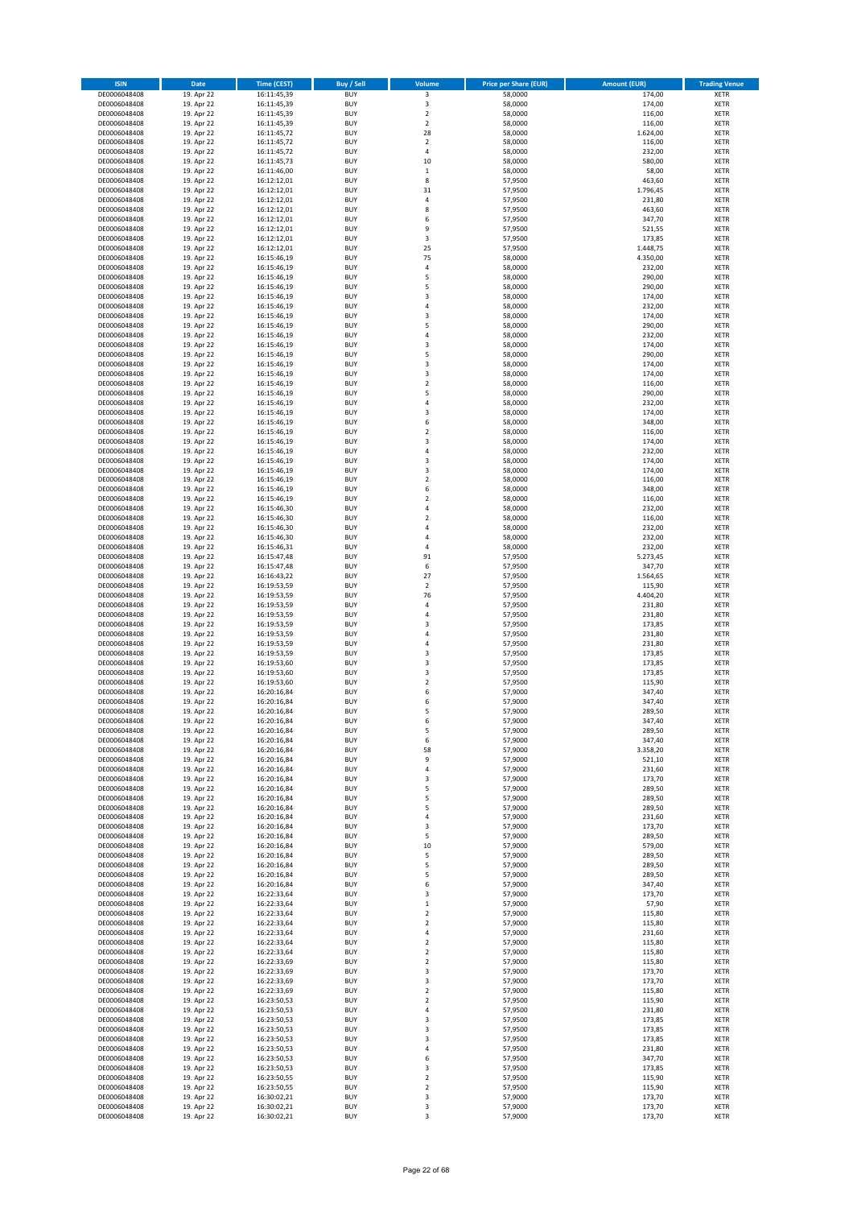| ISIN | Date | Time (CEST) | Buy / Sell | Volume | Price per Share (EUR) | Amount (EUR) | Trading Venue |
|---|---|---|---|---|---|---|---|
| DE0006048408 | 19. Apr 22 | 16:11:45,39 | BUY | 3 | 58,0000 | 174,00 | XETR |
| DE0006048408 | 19. Apr 22 | 16:11:45,39 | BUY | 3 | 58,0000 | 174,00 | XETR |
| DE0006048408 | 19. Apr 22 | 16:11:45,39 | BUY | 2 | 58,0000 | 116,00 | XETR |
| DE0006048408 | 19. Apr 22 | 16:11:45,39 | BUY | 2 | 58,0000 | 116,00 | XETR |
| DE0006048408 | 19. Apr 22 | 16:11:45,72 | BUY | 28 | 58,0000 | 1.624,00 | XETR |
| DE0006048408 | 19. Apr 22 | 16:11:45,72 | BUY | 2 | 58,0000 | 116,00 | XETR |
| DE0006048408 | 19. Apr 22 | 16:11:45,72 | BUY | 4 | 58,0000 | 232,00 | XETR |
| DE0006048408 | 19. Apr 22 | 16:11:45,73 | BUY | 10 | 58,0000 | 580,00 | XETR |
| DE0006048408 | 19. Apr 22 | 16:11:46,00 | BUY | 1 | 58,0000 | 58,00 | XETR |
| DE0006048408 | 19. Apr 22 | 16:12:12,01 | BUY | 8 | 57,9500 | 463,60 | XETR |
| DE0006048408 | 19. Apr 22 | 16:12:12,01 | BUY | 31 | 57,9500 | 1.796,45 | XETR |
| DE0006048408 | 19. Apr 22 | 16:12:12,01 | BUY | 4 | 57,9500 | 231,80 | XETR |
| DE0006048408 | 19. Apr 22 | 16:12:12,01 | BUY | 8 | 57,9500 | 463,60 | XETR |
| DE0006048408 | 19. Apr 22 | 16:12:12,01 | BUY | 6 | 57,9500 | 347,70 | XETR |
| DE0006048408 | 19. Apr 22 | 16:12:12,01 | BUY | 9 | 57,9500 | 521,55 | XETR |
| DE0006048408 | 19. Apr 22 | 16:12:12,01 | BUY | 3 | 57,9500 | 173,85 | XETR |
| DE0006048408 | 19. Apr 22 | 16:12:12,01 | BUY | 25 | 57,9500 | 1.448,75 | XETR |
| DE0006048408 | 19. Apr 22 | 16:15:46,19 | BUY | 75 | 58,0000 | 4.350,00 | XETR |
| DE0006048408 | 19. Apr 22 | 16:15:46,19 | BUY | 4 | 58,0000 | 232,00 | XETR |
| DE0006048408 | 19. Apr 22 | 16:15:46,19 | BUY | 5 | 58,0000 | 290,00 | XETR |
| DE0006048408 | 19. Apr 22 | 16:15:46,19 | BUY | 5 | 58,0000 | 290,00 | XETR |
| DE0006048408 | 19. Apr 22 | 16:15:46,19 | BUY | 3 | 58,0000 | 174,00 | XETR |
| DE0006048408 | 19. Apr 22 | 16:15:46,19 | BUY | 4 | 58,0000 | 232,00 | XETR |
| DE0006048408 | 19. Apr 22 | 16:15:46,19 | BUY | 3 | 58,0000 | 174,00 | XETR |
| DE0006048408 | 19. Apr 22 | 16:15:46,19 | BUY | 5 | 58,0000 | 290,00 | XETR |
| DE0006048408 | 19. Apr 22 | 16:15:46,19 | BUY | 4 | 58,0000 | 232,00 | XETR |
| DE0006048408 | 19. Apr 22 | 16:15:46,19 | BUY | 3 | 58,0000 | 174,00 | XETR |
| DE0006048408 | 19. Apr 22 | 16:15:46,19 | BUY | 5 | 58,0000 | 290,00 | XETR |
| DE0006048408 | 19. Apr 22 | 16:15:46,19 | BUY | 3 | 58,0000 | 174,00 | XETR |
| DE0006048408 | 19. Apr 22 | 16:15:46,19 | BUY | 3 | 58,0000 | 174,00 | XETR |
| DE0006048408 | 19. Apr 22 | 16:15:46,19 | BUY | 2 | 58,0000 | 116,00 | XETR |
| DE0006048408 | 19. Apr 22 | 16:15:46,19 | BUY | 5 | 58,0000 | 290,00 | XETR |
| DE0006048408 | 19. Apr 22 | 16:15:46,19 | BUY | 4 | 58,0000 | 232,00 | XETR |
| DE0006048408 | 19. Apr 22 | 16:15:46,19 | BUY | 3 | 58,0000 | 174,00 | XETR |
| DE0006048408 | 19. Apr 22 | 16:15:46,19 | BUY | 6 | 58,0000 | 348,00 | XETR |
| DE0006048408 | 19. Apr 22 | 16:15:46,19 | BUY | 2 | 58,0000 | 116,00 | XETR |
| DE0006048408 | 19. Apr 22 | 16:15:46,19 | BUY | 3 | 58,0000 | 174,00 | XETR |
| DE0006048408 | 19. Apr 22 | 16:15:46,19 | BUY | 4 | 58,0000 | 232,00 | XETR |
| DE0006048408 | 19. Apr 22 | 16:15:46,19 | BUY | 3 | 58,0000 | 174,00 | XETR |
| DE0006048408 | 19. Apr 22 | 16:15:46,19 | BUY | 3 | 58,0000 | 174,00 | XETR |
| DE0006048408 | 19. Apr 22 | 16:15:46,19 | BUY | 2 | 58,0000 | 116,00 | XETR |
| DE0006048408 | 19. Apr 22 | 16:15:46,19 | BUY | 6 | 58,0000 | 348,00 | XETR |
| DE0006048408 | 19. Apr 22 | 16:15:46,19 | BUY | 2 | 58,0000 | 116,00 | XETR |
| DE0006048408 | 19. Apr 22 | 16:15:46,30 | BUY | 4 | 58,0000 | 232,00 | XETR |
| DE0006048408 | 19. Apr 22 | 16:15:46,30 | BUY | 2 | 58,0000 | 116,00 | XETR |
| DE0006048408 | 19. Apr 22 | 16:15:46,30 | BUY | 4 | 58,0000 | 232,00 | XETR |
| DE0006048408 | 19. Apr 22 | 16:15:46,30 | BUY | 4 | 58,0000 | 232,00 | XETR |
| DE0006048408 | 19. Apr 22 | 16:15:46,31 | BUY | 4 | 58,0000 | 232,00 | XETR |
| DE0006048408 | 19. Apr 22 | 16:15:47,48 | BUY | 91 | 57,9500 | 5.273,45 | XETR |
| DE0006048408 | 19. Apr 22 | 16:15:47,48 | BUY | 6 | 57,9500 | 347,70 | XETR |
| DE0006048408 | 19. Apr 22 | 16:16:43,22 | BUY | 27 | 57,9500 | 1.564,65 | XETR |
| DE0006048408 | 19. Apr 22 | 16:19:53,59 | BUY | 2 | 57,9500 | 115,90 | XETR |
| DE0006048408 | 19. Apr 22 | 16:19:53,59 | BUY | 76 | 57,9500 | 4.404,20 | XETR |
| DE0006048408 | 19. Apr 22 | 16:19:53,59 | BUY | 4 | 57,9500 | 231,80 | XETR |
| DE0006048408 | 19. Apr 22 | 16:19:53,59 | BUY | 4 | 57,9500 | 231,80 | XETR |
| DE0006048408 | 19. Apr 22 | 16:19:53,59 | BUY | 3 | 57,9500 | 173,85 | XETR |
| DE0006048408 | 19. Apr 22 | 16:19:53,59 | BUY | 4 | 57,9500 | 231,80 | XETR |
| DE0006048408 | 19. Apr 22 | 16:19:53,59 | BUY | 4 | 57,9500 | 231,80 | XETR |
| DE0006048408 | 19. Apr 22 | 16:19:53,59 | BUY | 3 | 57,9500 | 173,85 | XETR |
| DE0006048408 | 19. Apr 22 | 16:19:53,60 | BUY | 3 | 57,9500 | 173,85 | XETR |
| DE0006048408 | 19. Apr 22 | 16:19:53,60 | BUY | 3 | 57,9500 | 173,85 | XETR |
| DE0006048408 | 19. Apr 22 | 16:19:53,60 | BUY | 2 | 57,9500 | 115,90 | XETR |
| DE0006048408 | 19. Apr 22 | 16:20:16,84 | BUY | 6 | 57,9000 | 347,40 | XETR |
| DE0006048408 | 19. Apr 22 | 16:20:16,84 | BUY | 6 | 57,9000 | 347,40 | XETR |
| DE0006048408 | 19. Apr 22 | 16:20:16,84 | BUY | 5 | 57,9000 | 289,50 | XETR |
| DE0006048408 | 19. Apr 22 | 16:20:16,84 | BUY | 6 | 57,9000 | 347,40 | XETR |
| DE0006048408 | 19. Apr 22 | 16:20:16,84 | BUY | 5 | 57,9000 | 289,50 | XETR |
| DE0006048408 | 19. Apr 22 | 16:20:16,84 | BUY | 6 | 57,9000 | 347,40 | XETR |
| DE0006048408 | 19. Apr 22 | 16:20:16,84 | BUY | 58 | 57,9000 | 3.358,20 | XETR |
| DE0006048408 | 19. Apr 22 | 16:20:16,84 | BUY | 9 | 57,9000 | 521,10 | XETR |
| DE0006048408 | 19. Apr 22 | 16:20:16,84 | BUY | 4 | 57,9000 | 231,60 | XETR |
| DE0006048408 | 19. Apr 22 | 16:20:16,84 | BUY | 3 | 57,9000 | 173,70 | XETR |
| DE0006048408 | 19. Apr 22 | 16:20:16,84 | BUY | 5 | 57,9000 | 289,50 | XETR |
| DE0006048408 | 19. Apr 22 | 16:20:16,84 | BUY | 5 | 57,9000 | 289,50 | XETR |
| DE0006048408 | 19. Apr 22 | 16:20:16,84 | BUY | 5 | 57,9000 | 289,50 | XETR |
| DE0006048408 | 19. Apr 22 | 16:20:16,84 | BUY | 4 | 57,9000 | 231,60 | XETR |
| DE0006048408 | 19. Apr 22 | 16:20:16,84 | BUY | 3 | 57,9000 | 173,70 | XETR |
| DE0006048408 | 19. Apr 22 | 16:20:16,84 | BUY | 5 | 57,9000 | 289,50 | XETR |
| DE0006048408 | 19. Apr 22 | 16:20:16,84 | BUY | 10 | 57,9000 | 579,00 | XETR |
| DE0006048408 | 19. Apr 22 | 16:20:16,84 | BUY | 5 | 57,9000 | 289,50 | XETR |
| DE0006048408 | 19. Apr 22 | 16:20:16,84 | BUY | 5 | 57,9000 | 289,50 | XETR |
| DE0006048408 | 19. Apr 22 | 16:20:16,84 | BUY | 5 | 57,9000 | 289,50 | XETR |
| DE0006048408 | 19. Apr 22 | 16:20:16,84 | BUY | 6 | 57,9000 | 347,40 | XETR |
| DE0006048408 | 19. Apr 22 | 16:22:33,64 | BUY | 3 | 57,9000 | 173,70 | XETR |
| DE0006048408 | 19. Apr 22 | 16:22:33,64 | BUY | 1 | 57,9000 | 57,90 | XETR |
| DE0006048408 | 19. Apr 22 | 16:22:33,64 | BUY | 2 | 57,9000 | 115,80 | XETR |
| DE0006048408 | 19. Apr 22 | 16:22:33,64 | BUY | 2 | 57,9000 | 115,80 | XETR |
| DE0006048408 | 19. Apr 22 | 16:22:33,64 | BUY | 4 | 57,9000 | 231,60 | XETR |
| DE0006048408 | 19. Apr 22 | 16:22:33,64 | BUY | 2 | 57,9000 | 115,80 | XETR |
| DE0006048408 | 19. Apr 22 | 16:22:33,64 | BUY | 2 | 57,9000 | 115,80 | XETR |
| DE0006048408 | 19. Apr 22 | 16:22:33,69 | BUY | 2 | 57,9000 | 115,80 | XETR |
| DE0006048408 | 19. Apr 22 | 16:22:33,69 | BUY | 3 | 57,9000 | 173,70 | XETR |
| DE0006048408 | 19. Apr 22 | 16:22:33,69 | BUY | 3 | 57,9000 | 173,70 | XETR |
| DE0006048408 | 19. Apr 22 | 16:22:33,69 | BUY | 2 | 57,9000 | 115,80 | XETR |
| DE0006048408 | 19. Apr 22 | 16:23:50,53 | BUY | 2 | 57,9500 | 115,90 | XETR |
| DE0006048408 | 19. Apr 22 | 16:23:50,53 | BUY | 4 | 57,9500 | 231,80 | XETR |
| DE0006048408 | 19. Apr 22 | 16:23:50,53 | BUY | 3 | 57,9500 | 173,85 | XETR |
| DE0006048408 | 19. Apr 22 | 16:23:50,53 | BUY | 3 | 57,9500 | 173,85 | XETR |
| DE0006048408 | 19. Apr 22 | 16:23:50,53 | BUY | 3 | 57,9500 | 173,85 | XETR |
| DE0006048408 | 19. Apr 22 | 16:23:50,53 | BUY | 4 | 57,9500 | 231,80 | XETR |
| DE0006048408 | 19. Apr 22 | 16:23:50,53 | BUY | 6 | 57,9500 | 347,70 | XETR |
| DE0006048408 | 19. Apr 22 | 16:23:50,53 | BUY | 3 | 57,9500 | 173,85 | XETR |
| DE0006048408 | 19. Apr 22 | 16:23:50,55 | BUY | 2 | 57,9500 | 115,90 | XETR |
| DE0006048408 | 19. Apr 22 | 16:23:50,55 | BUY | 2 | 57,9500 | 115,90 | XETR |
| DE0006048408 | 19. Apr 22 | 16:30:02,21 | BUY | 3 | 57,9000 | 173,70 | XETR |
| DE0006048408 | 19. Apr 22 | 16:30:02,21 | BUY | 3 | 57,9000 | 173,70 | XETR |
| DE0006048408 | 19. Apr 22 | 16:30:02,21 | BUY | 3 | 57,9000 | 173,70 | XETR |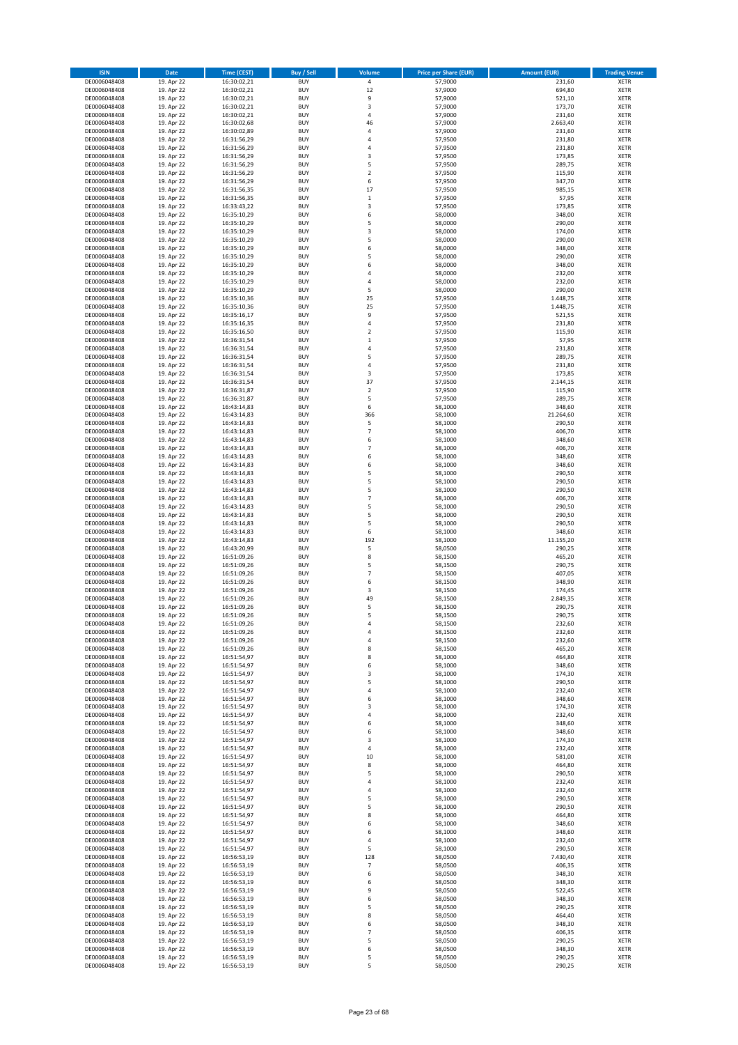| ISIN | Date | Time (CEST) | Buy / Sell | Volume | Price per Share (EUR) | Amount (EUR) | Trading Venue |
|---|---|---|---|---|---|---|---|
| DE0006048408 | 19. Apr 22 | 16:30:02,21 | BUY | 4 | 57,9000 | 231,60 | XETR |
| DE0006048408 | 19. Apr 22 | 16:30:02,21 | BUY | 12 | 57,9000 | 694,80 | XETR |
| DE0006048408 | 19. Apr 22 | 16:30:02,21 | BUY | 9 | 57,9000 | 521,10 | XETR |
| DE0006048408 | 19. Apr 22 | 16:30:02,21 | BUY | 3 | 57,9000 | 173,70 | XETR |
| DE0006048408 | 19. Apr 22 | 16:30:02,21 | BUY | 4 | 57,9000 | 231,60 | XETR |
| DE0006048408 | 19. Apr 22 | 16:30:02,68 | BUY | 46 | 57,9000 | 2.663,40 | XETR |
| DE0006048408 | 19. Apr 22 | 16:30:02,89 | BUY | 4 | 57,9000 | 231,60 | XETR |
| DE0006048408 | 19. Apr 22 | 16:31:56,29 | BUY | 4 | 57,9500 | 231,80 | XETR |
| DE0006048408 | 19. Apr 22 | 16:31:56,29 | BUY | 4 | 57,9500 | 231,80 | XETR |
| DE0006048408 | 19. Apr 22 | 16:31:56,29 | BUY | 3 | 57,9500 | 173,85 | XETR |
| DE0006048408 | 19. Apr 22 | 16:31:56,29 | BUY | 5 | 57,9500 | 289,75 | XETR |
| DE0006048408 | 19. Apr 22 | 16:31:56,29 | BUY | 2 | 57,9500 | 115,90 | XETR |
| DE0006048408 | 19. Apr 22 | 16:31:56,29 | BUY | 6 | 57,9500 | 347,70 | XETR |
| DE0006048408 | 19. Apr 22 | 16:31:56,35 | BUY | 17 | 57,9500 | 985,15 | XETR |
| DE0006048408 | 19. Apr 22 | 16:31:56,35 | BUY | 1 | 57,9500 | 57,95 | XETR |
| DE0006048408 | 19. Apr 22 | 16:33:43,22 | BUY | 3 | 57,9500 | 173,85 | XETR |
| DE0006048408 | 19. Apr 22 | 16:35:10,29 | BUY | 6 | 58,0000 | 348,00 | XETR |
| DE0006048408 | 19. Apr 22 | 16:35:10,29 | BUY | 5 | 58,0000 | 290,00 | XETR |
| DE0006048408 | 19. Apr 22 | 16:35:10,29 | BUY | 3 | 58,0000 | 174,00 | XETR |
| DE0006048408 | 19. Apr 22 | 16:35:10,29 | BUY | 5 | 58,0000 | 290,00 | XETR |
| DE0006048408 | 19. Apr 22 | 16:35:10,29 | BUY | 6 | 58,0000 | 348,00 | XETR |
| DE0006048408 | 19. Apr 22 | 16:35:10,29 | BUY | 5 | 58,0000 | 290,00 | XETR |
| DE0006048408 | 19. Apr 22 | 16:35:10,29 | BUY | 6 | 58,0000 | 348,00 | XETR |
| DE0006048408 | 19. Apr 22 | 16:35:10,29 | BUY | 4 | 58,0000 | 232,00 | XETR |
| DE0006048408 | 19. Apr 22 | 16:35:10,29 | BUY | 4 | 58,0000 | 232,00 | XETR |
| DE0006048408 | 19. Apr 22 | 16:35:10,29 | BUY | 5 | 58,0000 | 290,00 | XETR |
| DE0006048408 | 19. Apr 22 | 16:35:10,36 | BUY | 25 | 57,9500 | 1.448,75 | XETR |
| DE0006048408 | 19. Apr 22 | 16:35:10,36 | BUY | 25 | 57,9500 | 1.448,75 | XETR |
| DE0006048408 | 19. Apr 22 | 16:35:16,17 | BUY | 9 | 57,9500 | 521,55 | XETR |
| DE0006048408 | 19. Apr 22 | 16:35:16,35 | BUY | 4 | 57,9500 | 231,80 | XETR |
| DE0006048408 | 19. Apr 22 | 16:35:16,50 | BUY | 2 | 57,9500 | 115,90 | XETR |
| DE0006048408 | 19. Apr 22 | 16:36:31,54 | BUY | 1 | 57,9500 | 57,95 | XETR |
| DE0006048408 | 19. Apr 22 | 16:36:31,54 | BUY | 4 | 57,9500 | 231,80 | XETR |
| DE0006048408 | 19. Apr 22 | 16:36:31,54 | BUY | 5 | 57,9500 | 289,75 | XETR |
| DE0006048408 | 19. Apr 22 | 16:36:31,54 | BUY | 4 | 57,9500 | 231,80 | XETR |
| DE0006048408 | 19. Apr 22 | 16:36:31,54 | BUY | 3 | 57,9500 | 173,85 | XETR |
| DE0006048408 | 19. Apr 22 | 16:36:31,54 | BUY | 37 | 57,9500 | 2.144,15 | XETR |
| DE0006048408 | 19. Apr 22 | 16:36:31,87 | BUY | 2 | 57,9500 | 115,90 | XETR |
| DE0006048408 | 19. Apr 22 | 16:36:31,87 | BUY | 5 | 57,9500 | 289,75 | XETR |
| DE0006048408 | 19. Apr 22 | 16:43:14,83 | BUY | 6 | 58,1000 | 348,60 | XETR |
| DE0006048408 | 19. Apr 22 | 16:43:14,83 | BUY | 366 | 58,1000 | 21.264,60 | XETR |
| DE0006048408 | 19. Apr 22 | 16:43:14,83 | BUY | 5 | 58,1000 | 290,50 | XETR |
| DE0006048408 | 19. Apr 22 | 16:43:14,83 | BUY | 7 | 58,1000 | 406,70 | XETR |
| DE0006048408 | 19. Apr 22 | 16:43:14,83 | BUY | 6 | 58,1000 | 348,60 | XETR |
| DE0006048408 | 19. Apr 22 | 16:43:14,83 | BUY | 7 | 58,1000 | 406,70 | XETR |
| DE0006048408 | 19. Apr 22 | 16:43:14,83 | BUY | 6 | 58,1000 | 348,60 | XETR |
| DE0006048408 | 19. Apr 22 | 16:43:14,83 | BUY | 6 | 58,1000 | 348,60 | XETR |
| DE0006048408 | 19. Apr 22 | 16:43:14,83 | BUY | 5 | 58,1000 | 290,50 | XETR |
| DE0006048408 | 19. Apr 22 | 16:43:14,83 | BUY | 5 | 58,1000 | 290,50 | XETR |
| DE0006048408 | 19. Apr 22 | 16:43:14,83 | BUY | 5 | 58,1000 | 290,50 | XETR |
| DE0006048408 | 19. Apr 22 | 16:43:14,83 | BUY | 7 | 58,1000 | 406,70 | XETR |
| DE0006048408 | 19. Apr 22 | 16:43:14,83 | BUY | 5 | 58,1000 | 290,50 | XETR |
| DE0006048408 | 19. Apr 22 | 16:43:14,83 | BUY | 5 | 58,1000 | 290,50 | XETR |
| DE0006048408 | 19. Apr 22 | 16:43:14,83 | BUY | 5 | 58,1000 | 290,50 | XETR |
| DE0006048408 | 19. Apr 22 | 16:43:14,83 | BUY | 6 | 58,1000 | 348,60 | XETR |
| DE0006048408 | 19. Apr 22 | 16:43:14,83 | BUY | 192 | 58,1000 | 11.155,20 | XETR |
| DE0006048408 | 19. Apr 22 | 16:43:20,99 | BUY | 5 | 58,0500 | 290,25 | XETR |
| DE0006048408 | 19. Apr 22 | 16:51:09,26 | BUY | 8 | 58,1500 | 465,20 | XETR |
| DE0006048408 | 19. Apr 22 | 16:51:09,26 | BUY | 5 | 58,1500 | 290,75 | XETR |
| DE0006048408 | 19. Apr 22 | 16:51:09,26 | BUY | 7 | 58,1500 | 407,05 | XETR |
| DE0006048408 | 19. Apr 22 | 16:51:09,26 | BUY | 6 | 58,1500 | 348,90 | XETR |
| DE0006048408 | 19. Apr 22 | 16:51:09,26 | BUY | 3 | 58,1500 | 174,45 | XETR |
| DE0006048408 | 19. Apr 22 | 16:51:09,26 | BUY | 49 | 58,1500 | 2.849,35 | XETR |
| DE0006048408 | 19. Apr 22 | 16:51:09,26 | BUY | 5 | 58,1500 | 290,75 | XETR |
| DE0006048408 | 19. Apr 22 | 16:51:09,26 | BUY | 5 | 58,1500 | 290,75 | XETR |
| DE0006048408 | 19. Apr 22 | 16:51:09,26 | BUY | 4 | 58,1500 | 232,60 | XETR |
| DE0006048408 | 19. Apr 22 | 16:51:09,26 | BUY | 4 | 58,1500 | 232,60 | XETR |
| DE0006048408 | 19. Apr 22 | 16:51:09,26 | BUY | 4 | 58,1500 | 232,60 | XETR |
| DE0006048408 | 19. Apr 22 | 16:51:09,26 | BUY | 8 | 58,1500 | 465,20 | XETR |
| DE0006048408 | 19. Apr 22 | 16:51:54,97 | BUY | 8 | 58,1000 | 464,80 | XETR |
| DE0006048408 | 19. Apr 22 | 16:51:54,97 | BUY | 6 | 58,1000 | 348,60 | XETR |
| DE0006048408 | 19. Apr 22 | 16:51:54,97 | BUY | 3 | 58,1000 | 174,30 | XETR |
| DE0006048408 | 19. Apr 22 | 16:51:54,97 | BUY | 5 | 58,1000 | 290,50 | XETR |
| DE0006048408 | 19. Apr 22 | 16:51:54,97 | BUY | 4 | 58,1000 | 232,40 | XETR |
| DE0006048408 | 19. Apr 22 | 16:51:54,97 | BUY | 6 | 58,1000 | 348,60 | XETR |
| DE0006048408 | 19. Apr 22 | 16:51:54,97 | BUY | 3 | 58,1000 | 174,30 | XETR |
| DE0006048408 | 19. Apr 22 | 16:51:54,97 | BUY | 4 | 58,1000 | 232,40 | XETR |
| DE0006048408 | 19. Apr 22 | 16:51:54,97 | BUY | 6 | 58,1000 | 348,60 | XETR |
| DE0006048408 | 19. Apr 22 | 16:51:54,97 | BUY | 6 | 58,1000 | 348,60 | XETR |
| DE0006048408 | 19. Apr 22 | 16:51:54,97 | BUY | 3 | 58,1000 | 174,30 | XETR |
| DE0006048408 | 19. Apr 22 | 16:51:54,97 | BUY | 4 | 58,1000 | 232,40 | XETR |
| DE0006048408 | 19. Apr 22 | 16:51:54,97 | BUY | 10 | 58,1000 | 581,00 | XETR |
| DE0006048408 | 19. Apr 22 | 16:51:54,97 | BUY | 8 | 58,1000 | 464,80 | XETR |
| DE0006048408 | 19. Apr 22 | 16:51:54,97 | BUY | 5 | 58,1000 | 290,50 | XETR |
| DE0006048408 | 19. Apr 22 | 16:51:54,97 | BUY | 4 | 58,1000 | 232,40 | XETR |
| DE0006048408 | 19. Apr 22 | 16:51:54,97 | BUY | 4 | 58,1000 | 232,40 | XETR |
| DE0006048408 | 19. Apr 22 | 16:51:54,97 | BUY | 5 | 58,1000 | 290,50 | XETR |
| DE0006048408 | 19. Apr 22 | 16:51:54,97 | BUY | 5 | 58,1000 | 290,50 | XETR |
| DE0006048408 | 19. Apr 22 | 16:51:54,97 | BUY | 8 | 58,1000 | 464,80 | XETR |
| DE0006048408 | 19. Apr 22 | 16:51:54,97 | BUY | 6 | 58,1000 | 348,60 | XETR |
| DE0006048408 | 19. Apr 22 | 16:51:54,97 | BUY | 6 | 58,1000 | 348,60 | XETR |
| DE0006048408 | 19. Apr 22 | 16:51:54,97 | BUY | 4 | 58,1000 | 232,40 | XETR |
| DE0006048408 | 19. Apr 22 | 16:51:54,97 | BUY | 5 | 58,1000 | 290,50 | XETR |
| DE0006048408 | 19. Apr 22 | 16:56:53,19 | BUY | 128 | 58,0500 | 7.430,40 | XETR |
| DE0006048408 | 19. Apr 22 | 16:56:53,19 | BUY | 7 | 58,0500 | 406,35 | XETR |
| DE0006048408 | 19. Apr 22 | 16:56:53,19 | BUY | 6 | 58,0500 | 348,30 | XETR |
| DE0006048408 | 19. Apr 22 | 16:56:53,19 | BUY | 6 | 58,0500 | 348,30 | XETR |
| DE0006048408 | 19. Apr 22 | 16:56:53,19 | BUY | 9 | 58,0500 | 522,45 | XETR |
| DE0006048408 | 19. Apr 22 | 16:56:53,19 | BUY | 6 | 58,0500 | 348,30 | XETR |
| DE0006048408 | 19. Apr 22 | 16:56:53,19 | BUY | 5 | 58,0500 | 290,25 | XETR |
| DE0006048408 | 19. Apr 22 | 16:56:53,19 | BUY | 8 | 58,0500 | 464,40 | XETR |
| DE0006048408 | 19. Apr 22 | 16:56:53,19 | BUY | 6 | 58,0500 | 348,30 | XETR |
| DE0006048408 | 19. Apr 22 | 16:56:53,19 | BUY | 7 | 58,0500 | 406,35 | XETR |
| DE0006048408 | 19. Apr 22 | 16:56:53,19 | BUY | 5 | 58,0500 | 290,25 | XETR |
| DE0006048408 | 19. Apr 22 | 16:56:53,19 | BUY | 6 | 58,0500 | 348,30 | XETR |
| DE0006048408 | 19. Apr 22 | 16:56:53,19 | BUY | 5 | 58,0500 | 290,25 | XETR |
| DE0006048408 | 19. Apr 22 | 16:56:53,19 | BUY | 5 | 58,0500 | 290,25 | XETR |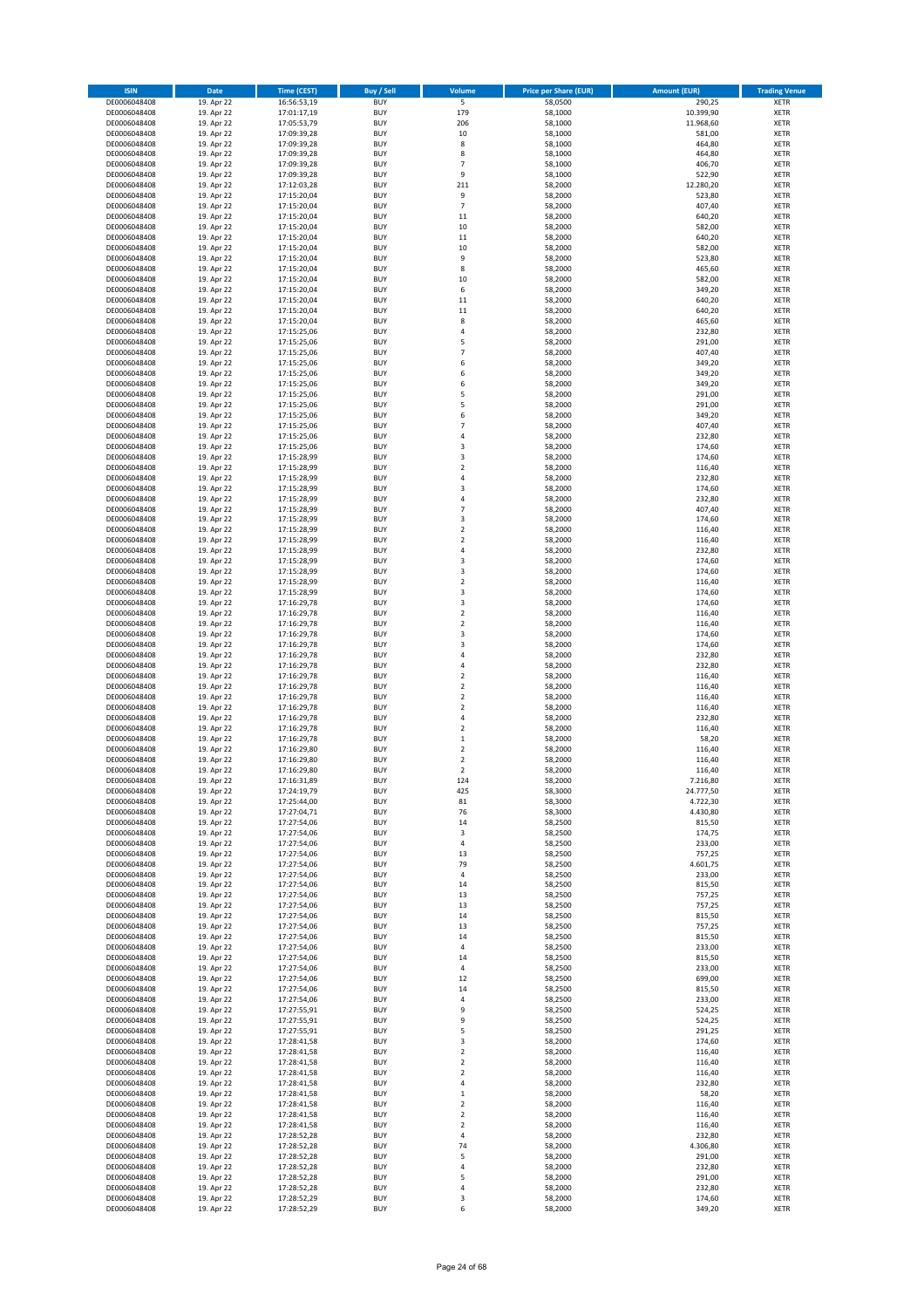| ISIN | Date | Time (CEST) | Buy / Sell | Volume | Price per Share (EUR) | Amount (EUR) | Trading Venue |
|---|---|---|---|---|---|---|---|
| DE0006048408 | 19. Apr 22 | 16:56:53,19 | BUY | 5 | 58,0500 | 290,25 | XETR |
| DE0006048408 | 19. Apr 22 | 17:01:17,19 | BUY | 179 | 58,1000 | 10.399,90 | XETR |
| DE0006048408 | 19. Apr 22 | 17:05:53,79 | BUY | 206 | 58,1000 | 11.968,60 | XETR |
| DE0006048408 | 19. Apr 22 | 17:09:39,28 | BUY | 10 | 58,1000 | 581,00 | XETR |
| DE0006048408 | 19. Apr 22 | 17:09:39,28 | BUY | 8 | 58,1000 | 464,80 | XETR |
| DE0006048408 | 19. Apr 22 | 17:09:39,28 | BUY | 8 | 58,1000 | 464,80 | XETR |
| DE0006048408 | 19. Apr 22 | 17:09:39,28 | BUY | 7 | 58,1000 | 406,70 | XETR |
| DE0006048408 | 19. Apr 22 | 17:09:39,28 | BUY | 9 | 58,1000 | 522,90 | XETR |
| DE0006048408 | 19. Apr 22 | 17:12:03,28 | BUY | 211 | 58,2000 | 12.280,20 | XETR |
| DE0006048408 | 19. Apr 22 | 17:15:20,04 | BUY | 9 | 58,2000 | 523,80 | XETR |
| DE0006048408 | 19. Apr 22 | 17:15:20,04 | BUY | 7 | 58,2000 | 407,40 | XETR |
| DE0006048408 | 19. Apr 22 | 17:15:20,04 | BUY | 11 | 58,2000 | 640,20 | XETR |
| DE0006048408 | 19. Apr 22 | 17:15:20,04 | BUY | 10 | 58,2000 | 582,00 | XETR |
| DE0006048408 | 19. Apr 22 | 17:15:20,04 | BUY | 11 | 58,2000 | 640,20 | XETR |
| DE0006048408 | 19. Apr 22 | 17:15:20,04 | BUY | 10 | 58,2000 | 582,00 | XETR |
| DE0006048408 | 19. Apr 22 | 17:15:20,04 | BUY | 9 | 58,2000 | 523,80 | XETR |
| DE0006048408 | 19. Apr 22 | 17:15:20,04 | BUY | 8 | 58,2000 | 465,60 | XETR |
| DE0006048408 | 19. Apr 22 | 17:15:20,04 | BUY | 10 | 58,2000 | 582,00 | XETR |
| DE0006048408 | 19. Apr 22 | 17:15:20,04 | BUY | 6 | 58,2000 | 349,20 | XETR |
| DE0006048408 | 19. Apr 22 | 17:15:20,04 | BUY | 11 | 58,2000 | 640,20 | XETR |
| DE0006048408 | 19. Apr 22 | 17:15:20,04 | BUY | 11 | 58,2000 | 640,20 | XETR |
| DE0006048408 | 19. Apr 22 | 17:15:20,04 | BUY | 8 | 58,2000 | 465,60 | XETR |
| DE0006048408 | 19. Apr 22 | 17:15:25,06 | BUY | 4 | 58,2000 | 232,80 | XETR |
| DE0006048408 | 19. Apr 22 | 17:15:25,06 | BUY | 5 | 58,2000 | 291,00 | XETR |
| DE0006048408 | 19. Apr 22 | 17:15:25,06 | BUY | 7 | 58,2000 | 407,40 | XETR |
| DE0006048408 | 19. Apr 22 | 17:15:25,06 | BUY | 6 | 58,2000 | 349,20 | XETR |
| DE0006048408 | 19. Apr 22 | 17:15:25,06 | BUY | 6 | 58,2000 | 349,20 | XETR |
| DE0006048408 | 19. Apr 22 | 17:15:25,06 | BUY | 6 | 58,2000 | 349,20 | XETR |
| DE0006048408 | 19. Apr 22 | 17:15:25,06 | BUY | 5 | 58,2000 | 291,00 | XETR |
| DE0006048408 | 19. Apr 22 | 17:15:25,06 | BUY | 5 | 58,2000 | 291,00 | XETR |
| DE0006048408 | 19. Apr 22 | 17:15:25,06 | BUY | 6 | 58,2000 | 349,20 | XETR |
| DE0006048408 | 19. Apr 22 | 17:15:25,06 | BUY | 7 | 58,2000 | 407,40 | XETR |
| DE0006048408 | 19. Apr 22 | 17:15:25,06 | BUY | 4 | 58,2000 | 232,80 | XETR |
| DE0006048408 | 19. Apr 22 | 17:15:25,06 | BUY | 3 | 58,2000 | 174,60 | XETR |
| DE0006048408 | 19. Apr 22 | 17:15:28,99 | BUY | 3 | 58,2000 | 174,60 | XETR |
| DE0006048408 | 19. Apr 22 | 17:15:28,99 | BUY | 2 | 58,2000 | 116,40 | XETR |
| DE0006048408 | 19. Apr 22 | 17:15:28,99 | BUY | 4 | 58,2000 | 232,80 | XETR |
| DE0006048408 | 19. Apr 22 | 17:15:28,99 | BUY | 3 | 58,2000 | 174,60 | XETR |
| DE0006048408 | 19. Apr 22 | 17:15:28,99 | BUY | 4 | 58,2000 | 232,80 | XETR |
| DE0006048408 | 19. Apr 22 | 17:15:28,99 | BUY | 7 | 58,2000 | 407,40 | XETR |
| DE0006048408 | 19. Apr 22 | 17:15:28,99 | BUY | 3 | 58,2000 | 174,60 | XETR |
| DE0006048408 | 19. Apr 22 | 17:15:28,99 | BUY | 2 | 58,2000 | 116,40 | XETR |
| DE0006048408 | 19. Apr 22 | 17:15:28,99 | BUY | 2 | 58,2000 | 116,40 | XETR |
| DE0006048408 | 19. Apr 22 | 17:15:28,99 | BUY | 4 | 58,2000 | 232,80 | XETR |
| DE0006048408 | 19. Apr 22 | 17:15:28,99 | BUY | 3 | 58,2000 | 174,60 | XETR |
| DE0006048408 | 19. Apr 22 | 17:15:28,99 | BUY | 3 | 58,2000 | 174,60 | XETR |
| DE0006048408 | 19. Apr 22 | 17:15:28,99 | BUY | 2 | 58,2000 | 116,40 | XETR |
| DE0006048408 | 19. Apr 22 | 17:15:28,99 | BUY | 3 | 58,2000 | 174,60 | XETR |
| DE0006048408 | 19. Apr 22 | 17:16:29,78 | BUY | 3 | 58,2000 | 174,60 | XETR |
| DE0006048408 | 19. Apr 22 | 17:16:29,78 | BUY | 2 | 58,2000 | 116,40 | XETR |
| DE0006048408 | 19. Apr 22 | 17:16:29,78 | BUY | 2 | 58,2000 | 116,40 | XETR |
| DE0006048408 | 19. Apr 22 | 17:16:29,78 | BUY | 3 | 58,2000 | 174,60 | XETR |
| DE0006048408 | 19. Apr 22 | 17:16:29,78 | BUY | 3 | 58,2000 | 174,60 | XETR |
| DE0006048408 | 19. Apr 22 | 17:16:29,78 | BUY | 4 | 58,2000 | 232,80 | XETR |
| DE0006048408 | 19. Apr 22 | 17:16:29,78 | BUY | 4 | 58,2000 | 232,80 | XETR |
| DE0006048408 | 19. Apr 22 | 17:16:29,78 | BUY | 2 | 58,2000 | 116,40 | XETR |
| DE0006048408 | 19. Apr 22 | 17:16:29,78 | BUY | 2 | 58,2000 | 116,40 | XETR |
| DE0006048408 | 19. Apr 22 | 17:16:29,78 | BUY | 2 | 58,2000 | 116,40 | XETR |
| DE0006048408 | 19. Apr 22 | 17:16:29,78 | BUY | 2 | 58,2000 | 116,40 | XETR |
| DE0006048408 | 19. Apr 22 | 17:16:29,78 | BUY | 4 | 58,2000 | 232,80 | XETR |
| DE0006048408 | 19. Apr 22 | 17:16:29,78 | BUY | 2 | 58,2000 | 116,40 | XETR |
| DE0006048408 | 19. Apr 22 | 17:16:29,78 | BUY | 1 | 58,2000 | 58,20 | XETR |
| DE0006048408 | 19. Apr 22 | 17:16:29,80 | BUY | 2 | 58,2000 | 116,40 | XETR |
| DE0006048408 | 19. Apr 22 | 17:16:29,80 | BUY | 2 | 58,2000 | 116,40 | XETR |
| DE0006048408 | 19. Apr 22 | 17:16:29,80 | BUY | 2 | 58,2000 | 116,40 | XETR |
| DE0006048408 | 19. Apr 22 | 17:16:31,89 | BUY | 124 | 58,2000 | 7.216,80 | XETR |
| DE0006048408 | 19. Apr 22 | 17:24:19,79 | BUY | 425 | 58,3000 | 24.777,50 | XETR |
| DE0006048408 | 19. Apr 22 | 17:25:44,00 | BUY | 81 | 58,3000 | 4.722,30 | XETR |
| DE0006048408 | 19. Apr 22 | 17:27:04,71 | BUY | 76 | 58,3000 | 4.430,80 | XETR |
| DE0006048408 | 19. Apr 22 | 17:27:54,06 | BUY | 14 | 58,2500 | 815,50 | XETR |
| DE0006048408 | 19. Apr 22 | 17:27:54,06 | BUY | 3 | 58,2500 | 174,75 | XETR |
| DE0006048408 | 19. Apr 22 | 17:27:54,06 | BUY | 4 | 58,2500 | 233,00 | XETR |
| DE0006048408 | 19. Apr 22 | 17:27:54,06 | BUY | 13 | 58,2500 | 757,25 | XETR |
| DE0006048408 | 19. Apr 22 | 17:27:54,06 | BUY | 79 | 58,2500 | 4.601,75 | XETR |
| DE0006048408 | 19. Apr 22 | 17:27:54,06 | BUY | 4 | 58,2500 | 233,00 | XETR |
| DE0006048408 | 19. Apr 22 | 17:27:54,06 | BUY | 14 | 58,2500 | 815,50 | XETR |
| DE0006048408 | 19. Apr 22 | 17:27:54,06 | BUY | 13 | 58,2500 | 757,25 | XETR |
| DE0006048408 | 19. Apr 22 | 17:27:54,06 | BUY | 13 | 58,2500 | 757,25 | XETR |
| DE0006048408 | 19. Apr 22 | 17:27:54,06 | BUY | 14 | 58,2500 | 815,50 | XETR |
| DE0006048408 | 19. Apr 22 | 17:27:54,06 | BUY | 13 | 58,2500 | 757,25 | XETR |
| DE0006048408 | 19. Apr 22 | 17:27:54,06 | BUY | 14 | 58,2500 | 815,50 | XETR |
| DE0006048408 | 19. Apr 22 | 17:27:54,06 | BUY | 4 | 58,2500 | 233,00 | XETR |
| DE0006048408 | 19. Apr 22 | 17:27:54,06 | BUY | 14 | 58,2500 | 815,50 | XETR |
| DE0006048408 | 19. Apr 22 | 17:27:54,06 | BUY | 4 | 58,2500 | 233,00 | XETR |
| DE0006048408 | 19. Apr 22 | 17:27:54,06 | BUY | 12 | 58,2500 | 699,00 | XETR |
| DE0006048408 | 19. Apr 22 | 17:27:54,06 | BUY | 14 | 58,2500 | 815,50 | XETR |
| DE0006048408 | 19. Apr 22 | 17:27:54,06 | BUY | 4 | 58,2500 | 233,00 | XETR |
| DE0006048408 | 19. Apr 22 | 17:27:55,91 | BUY | 9 | 58,2500 | 524,25 | XETR |
| DE0006048408 | 19. Apr 22 | 17:27:55,91 | BUY | 9 | 58,2500 | 524,25 | XETR |
| DE0006048408 | 19. Apr 22 | 17:27:55,91 | BUY | 5 | 58,2500 | 291,25 | XETR |
| DE0006048408 | 19. Apr 22 | 17:28:41,58 | BUY | 3 | 58,2000 | 174,60 | XETR |
| DE0006048408 | 19. Apr 22 | 17:28:41,58 | BUY | 2 | 58,2000 | 116,40 | XETR |
| DE0006048408 | 19. Apr 22 | 17:28:41,58 | BUY | 2 | 58,2000 | 116,40 | XETR |
| DE0006048408 | 19. Apr 22 | 17:28:41,58 | BUY | 2 | 58,2000 | 116,40 | XETR |
| DE0006048408 | 19. Apr 22 | 17:28:41,58 | BUY | 4 | 58,2000 | 232,80 | XETR |
| DE0006048408 | 19. Apr 22 | 17:28:41,58 | BUY | 1 | 58,2000 | 58,20 | XETR |
| DE0006048408 | 19. Apr 22 | 17:28:41,58 | BUY | 2 | 58,2000 | 116,40 | XETR |
| DE0006048408 | 19. Apr 22 | 17:28:41,58 | BUY | 2 | 58,2000 | 116,40 | XETR |
| DE0006048408 | 19. Apr 22 | 17:28:41,58 | BUY | 2 | 58,2000 | 116,40 | XETR |
| DE0006048408 | 19. Apr 22 | 17:28:52,28 | BUY | 4 | 58,2000 | 232,80 | XETR |
| DE0006048408 | 19. Apr 22 | 17:28:52,28 | BUY | 74 | 58,2000 | 4.306,80 | XETR |
| DE0006048408 | 19. Apr 22 | 17:28:52,28 | BUY | 5 | 58,2000 | 291,00 | XETR |
| DE0006048408 | 19. Apr 22 | 17:28:52,28 | BUY | 4 | 58,2000 | 232,80 | XETR |
| DE0006048408 | 19. Apr 22 | 17:28:52,28 | BUY | 5 | 58,2000 | 291,00 | XETR |
| DE0006048408 | 19. Apr 22 | 17:28:52,28 | BUY | 4 | 58,2000 | 232,80 | XETR |
| DE0006048408 | 19. Apr 22 | 17:28:52,29 | BUY | 3 | 58,2000 | 174,60 | XETR |
| DE0006048408 | 19. Apr 22 | 17:28:52,29 | BUY | 6 | 58,2000 | 349,20 | XETR |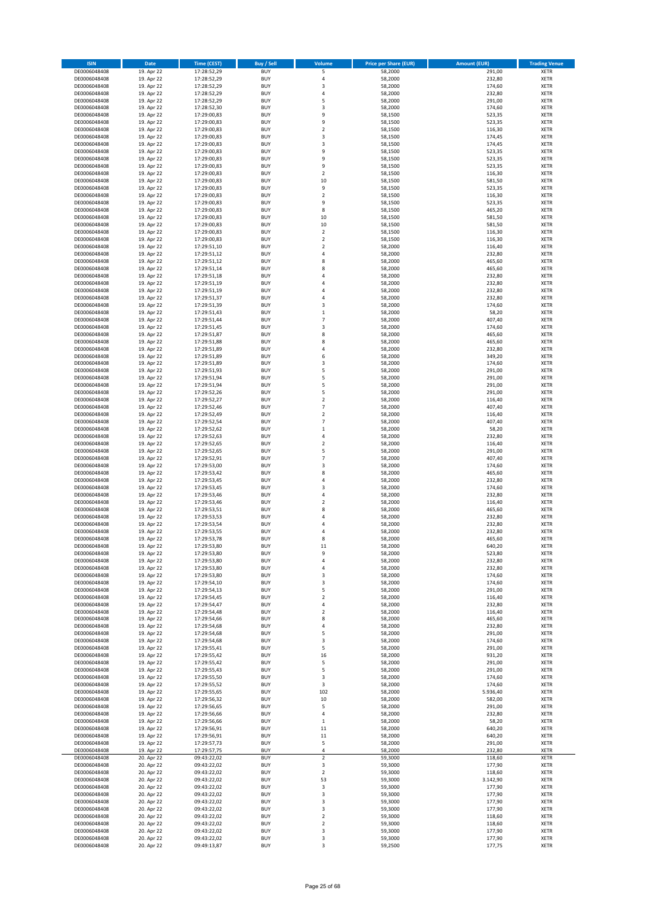| ISIN | Date | Time (CEST) | Buy / Sell | Volume | Price per Share (EUR) | Amount (EUR) | Trading Venue |
|---|---|---|---|---|---|---|---|
| DE0006048408 | 19. Apr 22 | 17:28:52,29 | BUY | 5 | 58,2000 | 291,00 | XETR |
| DE0006048408 | 19. Apr 22 | 17:28:52,29 | BUY | 4 | 58,2000 | 232,80 | XETR |
| DE0006048408 | 19. Apr 22 | 17:28:52,29 | BUY | 3 | 58,2000 | 174,60 | XETR |
| DE0006048408 | 19. Apr 22 | 17:28:52,29 | BUY | 4 | 58,2000 | 232,80 | XETR |
| DE0006048408 | 19. Apr 22 | 17:28:52,29 | BUY | 5 | 58,2000 | 291,00 | XETR |
| DE0006048408 | 19. Apr 22 | 17:28:52,30 | BUY | 3 | 58,2000 | 174,60 | XETR |
| DE0006048408 | 19. Apr 22 | 17:29:00,83 | BUY | 9 | 58,1500 | 523,35 | XETR |
| DE0006048408 | 19. Apr 22 | 17:29:00,83 | BUY | 9 | 58,1500 | 523,35 | XETR |
| DE0006048408 | 19. Apr 22 | 17:29:00,83 | BUY | 2 | 58,1500 | 116,30 | XETR |
| DE0006048408 | 19. Apr 22 | 17:29:00,83 | BUY | 3 | 58,1500 | 174,45 | XETR |
| DE0006048408 | 19. Apr 22 | 17:29:00,83 | BUY | 3 | 58,1500 | 174,45 | XETR |
| DE0006048408 | 19. Apr 22 | 17:29:00,83 | BUY | 9 | 58,1500 | 523,35 | XETR |
| DE0006048408 | 19. Apr 22 | 17:29:00,83 | BUY | 9 | 58,1500 | 523,35 | XETR |
| DE0006048408 | 19. Apr 22 | 17:29:00,83 | BUY | 9 | 58,1500 | 523,35 | XETR |
| DE0006048408 | 19. Apr 22 | 17:29:00,83 | BUY | 2 | 58,1500 | 116,30 | XETR |
| DE0006048408 | 19. Apr 22 | 17:29:00,83 | BUY | 10 | 58,1500 | 581,50 | XETR |
| DE0006048408 | 19. Apr 22 | 17:29:00,83 | BUY | 9 | 58,1500 | 523,35 | XETR |
| DE0006048408 | 19. Apr 22 | 17:29:00,83 | BUY | 2 | 58,1500 | 116,30 | XETR |
| DE0006048408 | 19. Apr 22 | 17:29:00,83 | BUY | 9 | 58,1500 | 523,35 | XETR |
| DE0006048408 | 19. Apr 22 | 17:29:00,83 | BUY | 8 | 58,1500 | 465,20 | XETR |
| DE0006048408 | 19. Apr 22 | 17:29:00,83 | BUY | 10 | 58,1500 | 581,50 | XETR |
| DE0006048408 | 19. Apr 22 | 17:29:00,83 | BUY | 10 | 58,1500 | 581,50 | XETR |
| DE0006048408 | 19. Apr 22 | 17:29:00,83 | BUY | 2 | 58,1500 | 116,30 | XETR |
| DE0006048408 | 19. Apr 22 | 17:29:00,83 | BUY | 2 | 58,1500 | 116,30 | XETR |
| DE0006048408 | 19. Apr 22 | 17:29:51,10 | BUY | 2 | 58,2000 | 116,40 | XETR |
| DE0006048408 | 19. Apr 22 | 17:29:51,12 | BUY | 4 | 58,2000 | 232,80 | XETR |
| DE0006048408 | 19. Apr 22 | 17:29:51,12 | BUY | 8 | 58,2000 | 465,60 | XETR |
| DE0006048408 | 19. Apr 22 | 17:29:51,14 | BUY | 8 | 58,2000 | 465,60 | XETR |
| DE0006048408 | 19. Apr 22 | 17:29:51,18 | BUY | 4 | 58,2000 | 232,80 | XETR |
| DE0006048408 | 19. Apr 22 | 17:29:51,19 | BUY | 4 | 58,2000 | 232,80 | XETR |
| DE0006048408 | 19. Apr 22 | 17:29:51,19 | BUY | 4 | 58,2000 | 232,80 | XETR |
| DE0006048408 | 19. Apr 22 | 17:29:51,37 | BUY | 4 | 58,2000 | 232,80 | XETR |
| DE0006048408 | 19. Apr 22 | 17:29:51,39 | BUY | 3 | 58,2000 | 174,60 | XETR |
| DE0006048408 | 19. Apr 22 | 17:29:51,43 | BUY | 1 | 58,2000 | 58,20 | XETR |
| DE0006048408 | 19. Apr 22 | 17:29:51,44 | BUY | 7 | 58,2000 | 407,40 | XETR |
| DE0006048408 | 19. Apr 22 | 17:29:51,45 | BUY | 3 | 58,2000 | 174,60 | XETR |
| DE0006048408 | 19. Apr 22 | 17:29:51,87 | BUY | 8 | 58,2000 | 465,60 | XETR |
| DE0006048408 | 19. Apr 22 | 17:29:51,88 | BUY | 8 | 58,2000 | 465,60 | XETR |
| DE0006048408 | 19. Apr 22 | 17:29:51,89 | BUY | 4 | 58,2000 | 232,80 | XETR |
| DE0006048408 | 19. Apr 22 | 17:29:51,89 | BUY | 6 | 58,2000 | 349,20 | XETR |
| DE0006048408 | 19. Apr 22 | 17:29:51,89 | BUY | 3 | 58,2000 | 174,60 | XETR |
| DE0006048408 | 19. Apr 22 | 17:29:51,93 | BUY | 5 | 58,2000 | 291,00 | XETR |
| DE0006048408 | 19. Apr 22 | 17:29:51,94 | BUY | 5 | 58,2000 | 291,00 | XETR |
| DE0006048408 | 19. Apr 22 | 17:29:51,94 | BUY | 5 | 58,2000 | 291,00 | XETR |
| DE0006048408 | 19. Apr 22 | 17:29:52,26 | BUY | 5 | 58,2000 | 291,00 | XETR |
| DE0006048408 | 19. Apr 22 | 17:29:52,27 | BUY | 2 | 58,2000 | 116,40 | XETR |
| DE0006048408 | 19. Apr 22 | 17:29:52,46 | BUY | 7 | 58,2000 | 407,40 | XETR |
| DE0006048408 | 19. Apr 22 | 17:29:52,49 | BUY | 2 | 58,2000 | 116,40 | XETR |
| DE0006048408 | 19. Apr 22 | 17:29:52,54 | BUY | 7 | 58,2000 | 407,40 | XETR |
| DE0006048408 | 19. Apr 22 | 17:29:52,62 | BUY | 1 | 58,2000 | 58,20 | XETR |
| DE0006048408 | 19. Apr 22 | 17:29:52,63 | BUY | 4 | 58,2000 | 232,80 | XETR |
| DE0006048408 | 19. Apr 22 | 17:29:52,65 | BUY | 2 | 58,2000 | 116,40 | XETR |
| DE0006048408 | 19. Apr 22 | 17:29:52,65 | BUY | 5 | 58,2000 | 291,00 | XETR |
| DE0006048408 | 19. Apr 22 | 17:29:52,91 | BUY | 7 | 58,2000 | 407,40 | XETR |
| DE0006048408 | 19. Apr 22 | 17:29:53,00 | BUY | 3 | 58,2000 | 174,60 | XETR |
| DE0006048408 | 19. Apr 22 | 17:29:53,42 | BUY | 8 | 58,2000 | 465,60 | XETR |
| DE0006048408 | 19. Apr 22 | 17:29:53,45 | BUY | 4 | 58,2000 | 232,80 | XETR |
| DE0006048408 | 19. Apr 22 | 17:29:53,45 | BUY | 3 | 58,2000 | 174,60 | XETR |
| DE0006048408 | 19. Apr 22 | 17:29:53,46 | BUY | 4 | 58,2000 | 232,80 | XETR |
| DE0006048408 | 19. Apr 22 | 17:29:53,46 | BUY | 2 | 58,2000 | 116,40 | XETR |
| DE0006048408 | 19. Apr 22 | 17:29:53,51 | BUY | 8 | 58,2000 | 465,60 | XETR |
| DE0006048408 | 19. Apr 22 | 17:29:53,53 | BUY | 4 | 58,2000 | 232,80 | XETR |
| DE0006048408 | 19. Apr 22 | 17:29:53,54 | BUY | 4 | 58,2000 | 232,80 | XETR |
| DE0006048408 | 19. Apr 22 | 17:29:53,55 | BUY | 4 | 58,2000 | 232,80 | XETR |
| DE0006048408 | 19. Apr 22 | 17:29:53,78 | BUY | 8 | 58,2000 | 465,60 | XETR |
| DE0006048408 | 19. Apr 22 | 17:29:53,80 | BUY | 11 | 58,2000 | 640,20 | XETR |
| DE0006048408 | 19. Apr 22 | 17:29:53,80 | BUY | 9 | 58,2000 | 523,80 | XETR |
| DE0006048408 | 19. Apr 22 | 17:29:53,80 | BUY | 4 | 58,2000 | 232,80 | XETR |
| DE0006048408 | 19. Apr 22 | 17:29:53,80 | BUY | 4 | 58,2000 | 232,80 | XETR |
| DE0006048408 | 19. Apr 22 | 17:29:53,80 | BUY | 3 | 58,2000 | 174,60 | XETR |
| DE0006048408 | 19. Apr 22 | 17:29:54,10 | BUY | 3 | 58,2000 | 174,60 | XETR |
| DE0006048408 | 19. Apr 22 | 17:29:54,13 | BUY | 5 | 58,2000 | 291,00 | XETR |
| DE0006048408 | 19. Apr 22 | 17:29:54,45 | BUY | 2 | 58,2000 | 116,40 | XETR |
| DE0006048408 | 19. Apr 22 | 17:29:54,47 | BUY | 4 | 58,2000 | 232,80 | XETR |
| DE0006048408 | 19. Apr 22 | 17:29:54,48 | BUY | 2 | 58,2000 | 116,40 | XETR |
| DE0006048408 | 19. Apr 22 | 17:29:54,66 | BUY | 8 | 58,2000 | 465,60 | XETR |
| DE0006048408 | 19. Apr 22 | 17:29:54,68 | BUY | 4 | 58,2000 | 232,80 | XETR |
| DE0006048408 | 19. Apr 22 | 17:29:54,68 | BUY | 5 | 58,2000 | 291,00 | XETR |
| DE0006048408 | 19. Apr 22 | 17:29:54,68 | BUY | 3 | 58,2000 | 174,60 | XETR |
| DE0006048408 | 19. Apr 22 | 17:29:55,41 | BUY | 5 | 58,2000 | 291,00 | XETR |
| DE0006048408 | 19. Apr 22 | 17:29:55,42 | BUY | 16 | 58,2000 | 931,20 | XETR |
| DE0006048408 | 19. Apr 22 | 17:29:55,42 | BUY | 5 | 58,2000 | 291,00 | XETR |
| DE0006048408 | 19. Apr 22 | 17:29:55,43 | BUY | 5 | 58,2000 | 291,00 | XETR |
| DE0006048408 | 19. Apr 22 | 17:29:55,50 | BUY | 3 | 58,2000 | 174,60 | XETR |
| DE0006048408 | 19. Apr 22 | 17:29:55,52 | BUY | 3 | 58,2000 | 174,60 | XETR |
| DE0006048408 | 19. Apr 22 | 17:29:55,65 | BUY | 102 | 58,2000 | 5.936,40 | XETR |
| DE0006048408 | 19. Apr 22 | 17:29:56,32 | BUY | 10 | 58,2000 | 582,00 | XETR |
| DE0006048408 | 19. Apr 22 | 17:29:56,65 | BUY | 5 | 58,2000 | 291,00 | XETR |
| DE0006048408 | 19. Apr 22 | 17:29:56,66 | BUY | 4 | 58,2000 | 232,80 | XETR |
| DE0006048408 | 19. Apr 22 | 17:29:56,66 | BUY | 1 | 58,2000 | 58,20 | XETR |
| DE0006048408 | 19. Apr 22 | 17:29:56,91 | BUY | 11 | 58,2000 | 640,20 | XETR |
| DE0006048408 | 19. Apr 22 | 17:29:56,91 | BUY | 11 | 58,2000 | 640,20 | XETR |
| DE0006048408 | 19. Apr 22 | 17:29:57,73 | BUY | 5 | 58,2000 | 291,00 | XETR |
| DE0006048408 | 19. Apr 22 | 17:29:57,75 | BUY | 4 | 58,2000 | 232,80 | XETR |
| DE0006048408 | 20. Apr 22 | 09:43:22,02 | BUY | 2 | 59,3000 | 118,60 | XETR |
| DE0006048408 | 20. Apr 22 | 09:43:22,02 | BUY | 3 | 59,3000 | 177,90 | XETR |
| DE0006048408 | 20. Apr 22 | 09:43:22,02 | BUY | 2 | 59,3000 | 118,60 | XETR |
| DE0006048408 | 20. Apr 22 | 09:43:22,02 | BUY | 53 | 59,3000 | 3.142,90 | XETR |
| DE0006048408 | 20. Apr 22 | 09:43:22,02 | BUY | 3 | 59,3000 | 177,90 | XETR |
| DE0006048408 | 20. Apr 22 | 09:43:22,02 | BUY | 3 | 59,3000 | 177,90 | XETR |
| DE0006048408 | 20. Apr 22 | 09:43:22,02 | BUY | 3 | 59,3000 | 177,90 | XETR |
| DE0006048408 | 20. Apr 22 | 09:43:22,02 | BUY | 3 | 59,3000 | 177,90 | XETR |
| DE0006048408 | 20. Apr 22 | 09:43:22,02 | BUY | 2 | 59,3000 | 118,60 | XETR |
| DE0006048408 | 20. Apr 22 | 09:43:22,02 | BUY | 2 | 59,3000 | 118,60 | XETR |
| DE0006048408 | 20. Apr 22 | 09:43:22,02 | BUY | 3 | 59,3000 | 177,90 | XETR |
| DE0006048408 | 20. Apr 22 | 09:43:22,02 | BUY | 3 | 59,3000 | 177,90 | XETR |
| DE0006048408 | 20. Apr 22 | 09:49:13,87 | BUY | 3 | 59,2500 | 177,75 | XETR |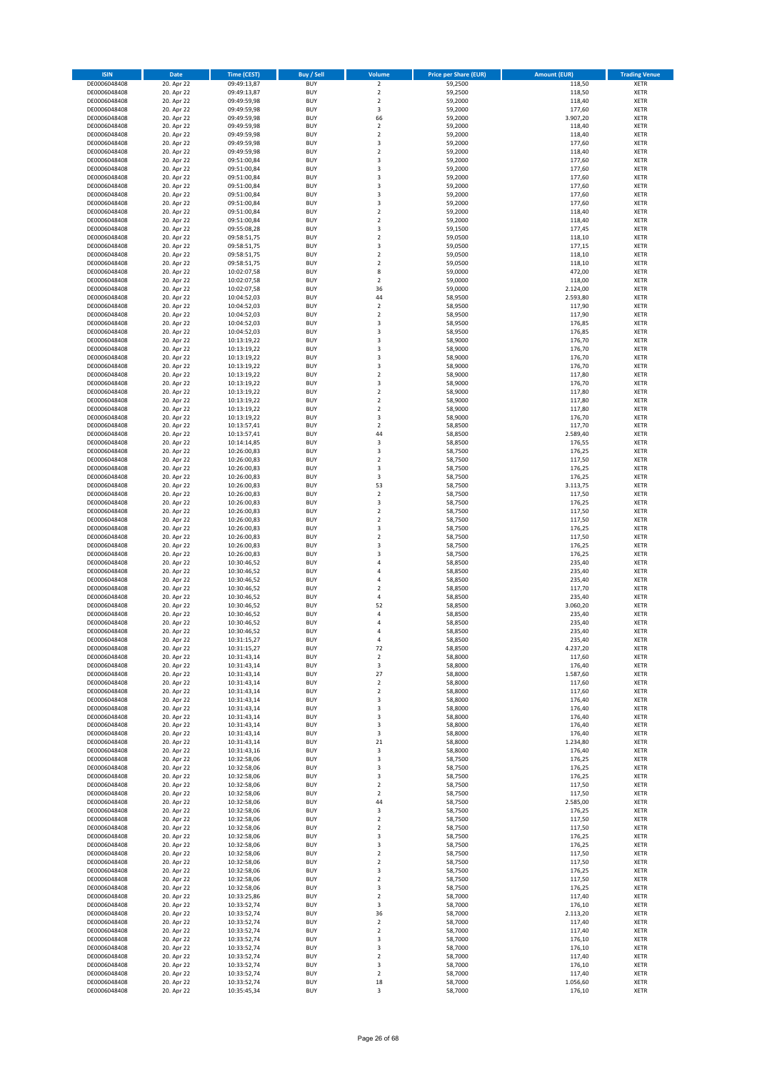| ISIN | Date | Time (CEST) | Buy / Sell | Volume | Price per Share (EUR) | Amount (EUR) | Trading Venue |
|---|---|---|---|---|---|---|---|
| DE0006048408 | 20. Apr 22 | 09:49:13,87 | BUY | 2 | 59,2500 | 118,50 | XETR |
| DE0006048408 | 20. Apr 22 | 09:49:13,87 | BUY | 2 | 59,2500 | 118,50 | XETR |
| DE0006048408 | 20. Apr 22 | 09:49:59,98 | BUY | 2 | 59,2000 | 118,40 | XETR |
| DE0006048408 | 20. Apr 22 | 09:49:59,98 | BUY | 3 | 59,2000 | 177,60 | XETR |
| DE0006048408 | 20. Apr 22 | 09:49:59,98 | BUY | 66 | 59,2000 | 3.907,20 | XETR |
| DE0006048408 | 20. Apr 22 | 09:49:59,98 | BUY | 2 | 59,2000 | 118,40 | XETR |
| DE0006048408 | 20. Apr 22 | 09:49:59,98 | BUY | 2 | 59,2000 | 118,40 | XETR |
| DE0006048408 | 20. Apr 22 | 09:49:59,98 | BUY | 3 | 59,2000 | 177,60 | XETR |
| DE0006048408 | 20. Apr 22 | 09:49:59,98 | BUY | 2 | 59,2000 | 118,40 | XETR |
| DE0006048408 | 20. Apr 22 | 09:51:00,84 | BUY | 3 | 59,2000 | 177,60 | XETR |
| DE0006048408 | 20. Apr 22 | 09:51:00,84 | BUY | 3 | 59,2000 | 177,60 | XETR |
| DE0006048408 | 20. Apr 22 | 09:51:00,84 | BUY | 3 | 59,2000 | 177,60 | XETR |
| DE0006048408 | 20. Apr 22 | 09:51:00,84 | BUY | 3 | 59,2000 | 177,60 | XETR |
| DE0006048408 | 20. Apr 22 | 09:51:00,84 | BUY | 3 | 59,2000 | 177,60 | XETR |
| DE0006048408 | 20. Apr 22 | 09:51:00,84 | BUY | 3 | 59,2000 | 177,60 | XETR |
| DE0006048408 | 20. Apr 22 | 09:51:00,84 | BUY | 2 | 59,2000 | 118,40 | XETR |
| DE0006048408 | 20. Apr 22 | 09:51:00,84 | BUY | 2 | 59,2000 | 118,40 | XETR |
| DE0006048408 | 20. Apr 22 | 09:55:08,28 | BUY | 3 | 59,1500 | 177,45 | XETR |
| DE0006048408 | 20. Apr 22 | 09:58:51,75 | BUY | 2 | 59,0500 | 118,10 | XETR |
| DE0006048408 | 20. Apr 22 | 09:58:51,75 | BUY | 3 | 59,0500 | 177,15 | XETR |
| DE0006048408 | 20. Apr 22 | 09:58:51,75 | BUY | 2 | 59,0500 | 118,10 | XETR |
| DE0006048408 | 20. Apr 22 | 09:58:51,75 | BUY | 2 | 59,0500 | 118,10 | XETR |
| DE0006048408 | 20. Apr 22 | 10:02:07,58 | BUY | 8 | 59,0000 | 472,00 | XETR |
| DE0006048408 | 20. Apr 22 | 10:02:07,58 | BUY | 2 | 59,0000 | 118,00 | XETR |
| DE0006048408 | 20. Apr 22 | 10:02:07,58 | BUY | 36 | 59,0000 | 2.124,00 | XETR |
| DE0006048408 | 20. Apr 22 | 10:04:52,03 | BUY | 44 | 58,9500 | 2.593,80 | XETR |
| DE0006048408 | 20. Apr 22 | 10:04:52,03 | BUY | 2 | 58,9500 | 117,90 | XETR |
| DE0006048408 | 20. Apr 22 | 10:04:52,03 | BUY | 2 | 58,9500 | 117,90 | XETR |
| DE0006048408 | 20. Apr 22 | 10:04:52,03 | BUY | 3 | 58,9500 | 176,85 | XETR |
| DE0006048408 | 20. Apr 22 | 10:04:52,03 | BUY | 3 | 58,9500 | 176,85 | XETR |
| DE0006048408 | 20. Apr 22 | 10:13:19,22 | BUY | 3 | 58,9000 | 176,70 | XETR |
| DE0006048408 | 20. Apr 22 | 10:13:19,22 | BUY | 3 | 58,9000 | 176,70 | XETR |
| DE0006048408 | 20. Apr 22 | 10:13:19,22 | BUY | 3 | 58,9000 | 176,70 | XETR |
| DE0006048408 | 20. Apr 22 | 10:13:19,22 | BUY | 3 | 58,9000 | 176,70 | XETR |
| DE0006048408 | 20. Apr 22 | 10:13:19,22 | BUY | 2 | 58,9000 | 117,80 | XETR |
| DE0006048408 | 20. Apr 22 | 10:13:19,22 | BUY | 3 | 58,9000 | 176,70 | XETR |
| DE0006048408 | 20. Apr 22 | 10:13:19,22 | BUY | 2 | 58,9000 | 117,80 | XETR |
| DE0006048408 | 20. Apr 22 | 10:13:19,22 | BUY | 2 | 58,9000 | 117,80 | XETR |
| DE0006048408 | 20. Apr 22 | 10:13:19,22 | BUY | 2 | 58,9000 | 117,80 | XETR |
| DE0006048408 | 20. Apr 22 | 10:13:19,22 | BUY | 3 | 58,9000 | 176,70 | XETR |
| DE0006048408 | 20. Apr 22 | 10:13:57,41 | BUY | 2 | 58,8500 | 117,70 | XETR |
| DE0006048408 | 20. Apr 22 | 10:13:57,41 | BUY | 44 | 58,8500 | 2.589,40 | XETR |
| DE0006048408 | 20. Apr 22 | 10:14:14,85 | BUY | 3 | 58,8500 | 176,55 | XETR |
| DE0006048408 | 20. Apr 22 | 10:26:00,83 | BUY | 3 | 58,7500 | 176,25 | XETR |
| DE0006048408 | 20. Apr 22 | 10:26:00,83 | BUY | 2 | 58,7500 | 117,50 | XETR |
| DE0006048408 | 20. Apr 22 | 10:26:00,83 | BUY | 3 | 58,7500 | 176,25 | XETR |
| DE0006048408 | 20. Apr 22 | 10:26:00,83 | BUY | 3 | 58,7500 | 176,25 | XETR |
| DE0006048408 | 20. Apr 22 | 10:26:00,83 | BUY | 53 | 58,7500 | 3.113,75 | XETR |
| DE0006048408 | 20. Apr 22 | 10:26:00,83 | BUY | 2 | 58,7500 | 117,50 | XETR |
| DE0006048408 | 20. Apr 22 | 10:26:00,83 | BUY | 3 | 58,7500 | 176,25 | XETR |
| DE0006048408 | 20. Apr 22 | 10:26:00,83 | BUY | 2 | 58,7500 | 117,50 | XETR |
| DE0006048408 | 20. Apr 22 | 10:26:00,83 | BUY | 2 | 58,7500 | 117,50 | XETR |
| DE0006048408 | 20. Apr 22 | 10:26:00,83 | BUY | 3 | 58,7500 | 176,25 | XETR |
| DE0006048408 | 20. Apr 22 | 10:26:00,83 | BUY | 2 | 58,7500 | 117,50 | XETR |
| DE0006048408 | 20. Apr 22 | 10:26:00,83 | BUY | 3 | 58,7500 | 176,25 | XETR |
| DE0006048408 | 20. Apr 22 | 10:26:00,83 | BUY | 3 | 58,7500 | 176,25 | XETR |
| DE0006048408 | 20. Apr 22 | 10:30:46,52 | BUY | 4 | 58,8500 | 235,40 | XETR |
| DE0006048408 | 20. Apr 22 | 10:30:46,52 | BUY | 4 | 58,8500 | 235,40 | XETR |
| DE0006048408 | 20. Apr 22 | 10:30:46,52 | BUY | 4 | 58,8500 | 235,40 | XETR |
| DE0006048408 | 20. Apr 22 | 10:30:46,52 | BUY | 2 | 58,8500 | 117,70 | XETR |
| DE0006048408 | 20. Apr 22 | 10:30:46,52 | BUY | 4 | 58,8500 | 235,40 | XETR |
| DE0006048408 | 20. Apr 22 | 10:30:46,52 | BUY | 52 | 58,8500 | 3.060,20 | XETR |
| DE0006048408 | 20. Apr 22 | 10:30:46,52 | BUY | 4 | 58,8500 | 235,40 | XETR |
| DE0006048408 | 20. Apr 22 | 10:30:46,52 | BUY | 4 | 58,8500 | 235,40 | XETR |
| DE0006048408 | 20. Apr 22 | 10:30:46,52 | BUY | 4 | 58,8500 | 235,40 | XETR |
| DE0006048408 | 20. Apr 22 | 10:31:15,27 | BUY | 4 | 58,8500 | 235,40 | XETR |
| DE0006048408 | 20. Apr 22 | 10:31:15,27 | BUY | 72 | 58,8500 | 4.237,20 | XETR |
| DE0006048408 | 20. Apr 22 | 10:31:43,14 | BUY | 2 | 58,8000 | 117,60 | XETR |
| DE0006048408 | 20. Apr 22 | 10:31:43,14 | BUY | 3 | 58,8000 | 176,40 | XETR |
| DE0006048408 | 20. Apr 22 | 10:31:43,14 | BUY | 27 | 58,8000 | 1.587,60 | XETR |
| DE0006048408 | 20. Apr 22 | 10:31:43,14 | BUY | 2 | 58,8000 | 117,60 | XETR |
| DE0006048408 | 20. Apr 22 | 10:31:43,14 | BUY | 2 | 58,8000 | 117,60 | XETR |
| DE0006048408 | 20. Apr 22 | 10:31:43,14 | BUY | 3 | 58,8000 | 176,40 | XETR |
| DE0006048408 | 20. Apr 22 | 10:31:43,14 | BUY | 3 | 58,8000 | 176,40 | XETR |
| DE0006048408 | 20. Apr 22 | 10:31:43,14 | BUY | 3 | 58,8000 | 176,40 | XETR |
| DE0006048408 | 20. Apr 22 | 10:31:43,14 | BUY | 3 | 58,8000 | 176,40 | XETR |
| DE0006048408 | 20. Apr 22 | 10:31:43,14 | BUY | 3 | 58,8000 | 176,40 | XETR |
| DE0006048408 | 20. Apr 22 | 10:31:43,14 | BUY | 21 | 58,8000 | 1.234,80 | XETR |
| DE0006048408 | 20. Apr 22 | 10:31:43,16 | BUY | 3 | 58,8000 | 176,40 | XETR |
| DE0006048408 | 20. Apr 22 | 10:32:58,06 | BUY | 3 | 58,7500 | 176,25 | XETR |
| DE0006048408 | 20. Apr 22 | 10:32:58,06 | BUY | 3 | 58,7500 | 176,25 | XETR |
| DE0006048408 | 20. Apr 22 | 10:32:58,06 | BUY | 3 | 58,7500 | 176,25 | XETR |
| DE0006048408 | 20. Apr 22 | 10:32:58,06 | BUY | 2 | 58,7500 | 117,50 | XETR |
| DE0006048408 | 20. Apr 22 | 10:32:58,06 | BUY | 2 | 58,7500 | 117,50 | XETR |
| DE0006048408 | 20. Apr 22 | 10:32:58,06 | BUY | 44 | 58,7500 | 2.585,00 | XETR |
| DE0006048408 | 20. Apr 22 | 10:32:58,06 | BUY | 3 | 58,7500 | 176,25 | XETR |
| DE0006048408 | 20. Apr 22 | 10:32:58,06 | BUY | 2 | 58,7500 | 117,50 | XETR |
| DE0006048408 | 20. Apr 22 | 10:32:58,06 | BUY | 2 | 58,7500 | 117,50 | XETR |
| DE0006048408 | 20. Apr 22 | 10:32:58,06 | BUY | 3 | 58,7500 | 176,25 | XETR |
| DE0006048408 | 20. Apr 22 | 10:32:58,06 | BUY | 3 | 58,7500 | 176,25 | XETR |
| DE0006048408 | 20. Apr 22 | 10:32:58,06 | BUY | 2 | 58,7500 | 117,50 | XETR |
| DE0006048408 | 20. Apr 22 | 10:32:58,06 | BUY | 2 | 58,7500 | 117,50 | XETR |
| DE0006048408 | 20. Apr 22 | 10:32:58,06 | BUY | 3 | 58,7500 | 176,25 | XETR |
| DE0006048408 | 20. Apr 22 | 10:32:58,06 | BUY | 2 | 58,7500 | 117,50 | XETR |
| DE0006048408 | 20. Apr 22 | 10:32:58,06 | BUY | 3 | 58,7500 | 176,25 | XETR |
| DE0006048408 | 20. Apr 22 | 10:33:25,86 | BUY | 2 | 58,7000 | 117,40 | XETR |
| DE0006048408 | 20. Apr 22 | 10:33:52,74 | BUY | 3 | 58,7000 | 176,10 | XETR |
| DE0006048408 | 20. Apr 22 | 10:33:52,74 | BUY | 36 | 58,7000 | 2.113,20 | XETR |
| DE0006048408 | 20. Apr 22 | 10:33:52,74 | BUY | 2 | 58,7000 | 117,40 | XETR |
| DE0006048408 | 20. Apr 22 | 10:33:52,74 | BUY | 2 | 58,7000 | 117,40 | XETR |
| DE0006048408 | 20. Apr 22 | 10:33:52,74 | BUY | 3 | 58,7000 | 176,10 | XETR |
| DE0006048408 | 20. Apr 22 | 10:33:52,74 | BUY | 3 | 58,7000 | 176,10 | XETR |
| DE0006048408 | 20. Apr 22 | 10:33:52,74 | BUY | 2 | 58,7000 | 117,40 | XETR |
| DE0006048408 | 20. Apr 22 | 10:33:52,74 | BUY | 3 | 58,7000 | 176,10 | XETR |
| DE0006048408 | 20. Apr 22 | 10:33:52,74 | BUY | 2 | 58,7000 | 117,40 | XETR |
| DE0006048408 | 20. Apr 22 | 10:33:52,74 | BUY | 18 | 58,7000 | 1.056,60 | XETR |
| DE0006048408 | 20. Apr 22 | 10:35:45,34 | BUY | 3 | 58,7000 | 176,10 | XETR |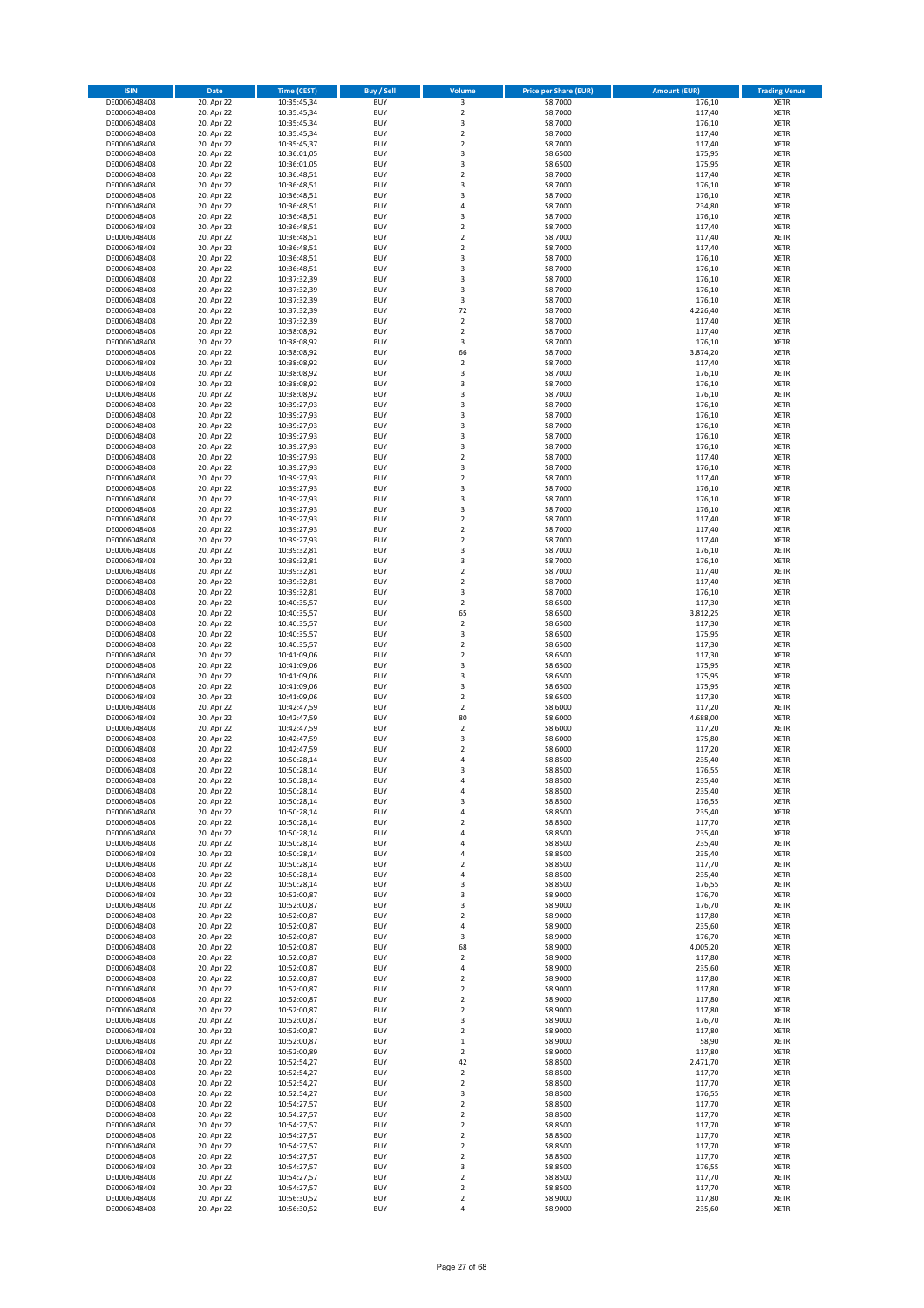| ISIN | Date | Time (CEST) | Buy / Sell | Volume | Price per Share (EUR) | Amount (EUR) | Trading Venue |
|---|---|---|---|---|---|---|---|
| DE0006048408 | 20. Apr 22 | 10:35:45,34 | BUY | 3 | 58,7000 | 176,10 | XETR |
| DE0006048408 | 20. Apr 22 | 10:35:45,34 | BUY | 2 | 58,7000 | 117,40 | XETR |
| DE0006048408 | 20. Apr 22 | 10:35:45,34 | BUY | 3 | 58,7000 | 176,10 | XETR |
| DE0006048408 | 20. Apr 22 | 10:35:45,34 | BUY | 2 | 58,7000 | 117,40 | XETR |
| DE0006048408 | 20. Apr 22 | 10:35:45,37 | BUY | 2 | 58,7000 | 117,40 | XETR |
| DE0006048408 | 20. Apr 22 | 10:36:01,05 | BUY | 3 | 58,6500 | 175,95 | XETR |
| DE0006048408 | 20. Apr 22 | 10:36:01,05 | BUY | 3 | 58,6500 | 175,95 | XETR |
| DE0006048408 | 20. Apr 22 | 10:36:48,51 | BUY | 2 | 58,7000 | 117,40 | XETR |
| DE0006048408 | 20. Apr 22 | 10:36:48,51 | BUY | 3 | 58,7000 | 176,10 | XETR |
| DE0006048408 | 20. Apr 22 | 10:36:48,51 | BUY | 3 | 58,7000 | 176,10 | XETR |
| DE0006048408 | 20. Apr 22 | 10:36:48,51 | BUY | 4 | 58,7000 | 234,80 | XETR |
| DE0006048408 | 20. Apr 22 | 10:36:48,51 | BUY | 3 | 58,7000 | 176,10 | XETR |
| DE0006048408 | 20. Apr 22 | 10:36:48,51 | BUY | 2 | 58,7000 | 117,40 | XETR |
| DE0006048408 | 20. Apr 22 | 10:36:48,51 | BUY | 2 | 58,7000 | 117,40 | XETR |
| DE0006048408 | 20. Apr 22 | 10:36:48,51 | BUY | 2 | 58,7000 | 117,40 | XETR |
| DE0006048408 | 20. Apr 22 | 10:36:48,51 | BUY | 3 | 58,7000 | 176,10 | XETR |
| DE0006048408 | 20. Apr 22 | 10:36:48,51 | BUY | 3 | 58,7000 | 176,10 | XETR |
| DE0006048408 | 20. Apr 22 | 10:37:32,39 | BUY | 3 | 58,7000 | 176,10 | XETR |
| DE0006048408 | 20. Apr 22 | 10:37:32,39 | BUY | 3 | 58,7000 | 176,10 | XETR |
| DE0006048408 | 20. Apr 22 | 10:37:32,39 | BUY | 3 | 58,7000 | 176,10 | XETR |
| DE0006048408 | 20. Apr 22 | 10:37:32,39 | BUY | 72 | 58,7000 | 4.226,40 | XETR |
| DE0006048408 | 20. Apr 22 | 10:37:32,39 | BUY | 2 | 58,7000 | 117,40 | XETR |
| DE0006048408 | 20. Apr 22 | 10:38:08,92 | BUY | 2 | 58,7000 | 117,40 | XETR |
| DE0006048408 | 20. Apr 22 | 10:38:08,92 | BUY | 3 | 58,7000 | 176,10 | XETR |
| DE0006048408 | 20. Apr 22 | 10:38:08,92 | BUY | 66 | 58,7000 | 3.874,20 | XETR |
| DE0006048408 | 20. Apr 22 | 10:38:08,92 | BUY | 2 | 58,7000 | 117,40 | XETR |
| DE0006048408 | 20. Apr 22 | 10:38:08,92 | BUY | 3 | 58,7000 | 176,10 | XETR |
| DE0006048408 | 20. Apr 22 | 10:38:08,92 | BUY | 3 | 58,7000 | 176,10 | XETR |
| DE0006048408 | 20. Apr 22 | 10:38:08,92 | BUY | 3 | 58,7000 | 176,10 | XETR |
| DE0006048408 | 20. Apr 22 | 10:39:27,93 | BUY | 3 | 58,7000 | 176,10 | XETR |
| DE0006048408 | 20. Apr 22 | 10:39:27,93 | BUY | 3 | 58,7000 | 176,10 | XETR |
| DE0006048408 | 20. Apr 22 | 10:39:27,93 | BUY | 3 | 58,7000 | 176,10 | XETR |
| DE0006048408 | 20. Apr 22 | 10:39:27,93 | BUY | 3 | 58,7000 | 176,10 | XETR |
| DE0006048408 | 20. Apr 22 | 10:39:27,93 | BUY | 3 | 58,7000 | 176,10 | XETR |
| DE0006048408 | 20. Apr 22 | 10:39:27,93 | BUY | 2 | 58,7000 | 117,40 | XETR |
| DE0006048408 | 20. Apr 22 | 10:39:27,93 | BUY | 3 | 58,7000 | 176,10 | XETR |
| DE0006048408 | 20. Apr 22 | 10:39:27,93 | BUY | 2 | 58,7000 | 117,40 | XETR |
| DE0006048408 | 20. Apr 22 | 10:39:27,93 | BUY | 3 | 58,7000 | 176,10 | XETR |
| DE0006048408 | 20. Apr 22 | 10:39:27,93 | BUY | 3 | 58,7000 | 176,10 | XETR |
| DE0006048408 | 20. Apr 22 | 10:39:27,93 | BUY | 3 | 58,7000 | 176,10 | XETR |
| DE0006048408 | 20. Apr 22 | 10:39:27,93 | BUY | 2 | 58,7000 | 117,40 | XETR |
| DE0006048408 | 20. Apr 22 | 10:39:27,93 | BUY | 2 | 58,7000 | 117,40 | XETR |
| DE0006048408 | 20. Apr 22 | 10:39:27,93 | BUY | 2 | 58,7000 | 117,40 | XETR |
| DE0006048408 | 20. Apr 22 | 10:39:32,81 | BUY | 3 | 58,7000 | 176,10 | XETR |
| DE0006048408 | 20. Apr 22 | 10:39:32,81 | BUY | 3 | 58,7000 | 176,10 | XETR |
| DE0006048408 | 20. Apr 22 | 10:39:32,81 | BUY | 2 | 58,7000 | 117,40 | XETR |
| DE0006048408 | 20. Apr 22 | 10:39:32,81 | BUY | 2 | 58,7000 | 117,40 | XETR |
| DE0006048408 | 20. Apr 22 | 10:39:32,81 | BUY | 3 | 58,7000 | 176,10 | XETR |
| DE0006048408 | 20. Apr 22 | 10:40:35,57 | BUY | 2 | 58,6500 | 117,30 | XETR |
| DE0006048408 | 20. Apr 22 | 10:40:35,57 | BUY | 65 | 58,6500 | 3.812,25 | XETR |
| DE0006048408 | 20. Apr 22 | 10:40:35,57 | BUY | 2 | 58,6500 | 117,30 | XETR |
| DE0006048408 | 20. Apr 22 | 10:40:35,57 | BUY | 3 | 58,6500 | 175,95 | XETR |
| DE0006048408 | 20. Apr 22 | 10:40:35,57 | BUY | 2 | 58,6500 | 117,30 | XETR |
| DE0006048408 | 20. Apr 22 | 10:41:09,06 | BUY | 2 | 58,6500 | 117,30 | XETR |
| DE0006048408 | 20. Apr 22 | 10:41:09,06 | BUY | 3 | 58,6500 | 175,95 | XETR |
| DE0006048408 | 20. Apr 22 | 10:41:09,06 | BUY | 3 | 58,6500 | 175,95 | XETR |
| DE0006048408 | 20. Apr 22 | 10:41:09,06 | BUY | 3 | 58,6500 | 175,95 | XETR |
| DE0006048408 | 20. Apr 22 | 10:41:09,06 | BUY | 2 | 58,6500 | 117,30 | XETR |
| DE0006048408 | 20. Apr 22 | 10:42:47,59 | BUY | 2 | 58,6000 | 117,20 | XETR |
| DE0006048408 | 20. Apr 22 | 10:42:47,59 | BUY | 80 | 58,6000 | 4.688,00 | XETR |
| DE0006048408 | 20. Apr 22 | 10:42:47,59 | BUY | 2 | 58,6000 | 117,20 | XETR |
| DE0006048408 | 20. Apr 22 | 10:42:47,59 | BUY | 3 | 58,6000 | 175,80 | XETR |
| DE0006048408 | 20. Apr 22 | 10:42:47,59 | BUY | 2 | 58,6000 | 117,20 | XETR |
| DE0006048408 | 20. Apr 22 | 10:50:28,14 | BUY | 4 | 58,8500 | 235,40 | XETR |
| DE0006048408 | 20. Apr 22 | 10:50:28,14 | BUY | 3 | 58,8500 | 176,55 | XETR |
| DE0006048408 | 20. Apr 22 | 10:50:28,14 | BUY | 4 | 58,8500 | 235,40 | XETR |
| DE0006048408 | 20. Apr 22 | 10:50:28,14 | BUY | 4 | 58,8500 | 235,40 | XETR |
| DE0006048408 | 20. Apr 22 | 10:50:28,14 | BUY | 3 | 58,8500 | 176,55 | XETR |
| DE0006048408 | 20. Apr 22 | 10:50:28,14 | BUY | 4 | 58,8500 | 235,40 | XETR |
| DE0006048408 | 20. Apr 22 | 10:50:28,14 | BUY | 2 | 58,8500 | 117,70 | XETR |
| DE0006048408 | 20. Apr 22 | 10:50:28,14 | BUY | 4 | 58,8500 | 235,40 | XETR |
| DE0006048408 | 20. Apr 22 | 10:50:28,14 | BUY | 4 | 58,8500 | 235,40 | XETR |
| DE0006048408 | 20. Apr 22 | 10:50:28,14 | BUY | 4 | 58,8500 | 235,40 | XETR |
| DE0006048408 | 20. Apr 22 | 10:50:28,14 | BUY | 2 | 58,8500 | 117,70 | XETR |
| DE0006048408 | 20. Apr 22 | 10:50:28,14 | BUY | 4 | 58,8500 | 235,40 | XETR |
| DE0006048408 | 20. Apr 22 | 10:50:28,14 | BUY | 3 | 58,8500 | 176,55 | XETR |
| DE0006048408 | 20. Apr 22 | 10:52:00,87 | BUY | 3 | 58,9000 | 176,70 | XETR |
| DE0006048408 | 20. Apr 22 | 10:52:00,87 | BUY | 3 | 58,9000 | 176,70 | XETR |
| DE0006048408 | 20. Apr 22 | 10:52:00,87 | BUY | 2 | 58,9000 | 117,80 | XETR |
| DE0006048408 | 20. Apr 22 | 10:52:00,87 | BUY | 4 | 58,9000 | 235,60 | XETR |
| DE0006048408 | 20. Apr 22 | 10:52:00,87 | BUY | 3 | 58,9000 | 176,70 | XETR |
| DE0006048408 | 20. Apr 22 | 10:52:00,87 | BUY | 68 | 58,9000 | 4.005,20 | XETR |
| DE0006048408 | 20. Apr 22 | 10:52:00,87 | BUY | 2 | 58,9000 | 117,80 | XETR |
| DE0006048408 | 20. Apr 22 | 10:52:00,87 | BUY | 4 | 58,9000 | 235,60 | XETR |
| DE0006048408 | 20. Apr 22 | 10:52:00,87 | BUY | 2 | 58,9000 | 117,80 | XETR |
| DE0006048408 | 20. Apr 22 | 10:52:00,87 | BUY | 2 | 58,9000 | 117,80 | XETR |
| DE0006048408 | 20. Apr 22 | 10:52:00,87 | BUY | 2 | 58,9000 | 117,80 | XETR |
| DE0006048408 | 20. Apr 22 | 10:52:00,87 | BUY | 2 | 58,9000 | 117,80 | XETR |
| DE0006048408 | 20. Apr 22 | 10:52:00,87 | BUY | 3 | 58,9000 | 176,70 | XETR |
| DE0006048408 | 20. Apr 22 | 10:52:00,87 | BUY | 2 | 58,9000 | 117,80 | XETR |
| DE0006048408 | 20. Apr 22 | 10:52:00,87 | BUY | 1 | 58,9000 | 58,90 | XETR |
| DE0006048408 | 20. Apr 22 | 10:52:00,89 | BUY | 2 | 58,9000 | 117,80 | XETR |
| DE0006048408 | 20. Apr 22 | 10:52:54,27 | BUY | 42 | 58,8500 | 2.471,70 | XETR |
| DE0006048408 | 20. Apr 22 | 10:52:54,27 | BUY | 2 | 58,8500 | 117,70 | XETR |
| DE0006048408 | 20. Apr 22 | 10:52:54,27 | BUY | 2 | 58,8500 | 117,70 | XETR |
| DE0006048408 | 20. Apr 22 | 10:52:54,27 | BUY | 3 | 58,8500 | 176,55 | XETR |
| DE0006048408 | 20. Apr 22 | 10:54:27,57 | BUY | 2 | 58,8500 | 117,70 | XETR |
| DE0006048408 | 20. Apr 22 | 10:54:27,57 | BUY | 2 | 58,8500 | 117,70 | XETR |
| DE0006048408 | 20. Apr 22 | 10:54:27,57 | BUY | 2 | 58,8500 | 117,70 | XETR |
| DE0006048408 | 20. Apr 22 | 10:54:27,57 | BUY | 2 | 58,8500 | 117,70 | XETR |
| DE0006048408 | 20. Apr 22 | 10:54:27,57 | BUY | 2 | 58,8500 | 117,70 | XETR |
| DE0006048408 | 20. Apr 22 | 10:54:27,57 | BUY | 2 | 58,8500 | 117,70 | XETR |
| DE0006048408 | 20. Apr 22 | 10:54:27,57 | BUY | 3 | 58,8500 | 176,55 | XETR |
| DE0006048408 | 20. Apr 22 | 10:54:27,57 | BUY | 2 | 58,8500 | 117,70 | XETR |
| DE0006048408 | 20. Apr 22 | 10:54:27,57 | BUY | 2 | 58,8500 | 117,70 | XETR |
| DE0006048408 | 20. Apr 22 | 10:56:30,52 | BUY | 2 | 58,9000 | 117,80 | XETR |
| DE0006048408 | 20. Apr 22 | 10:56:30,52 | BUY | 4 | 58,9000 | 235,60 | XETR |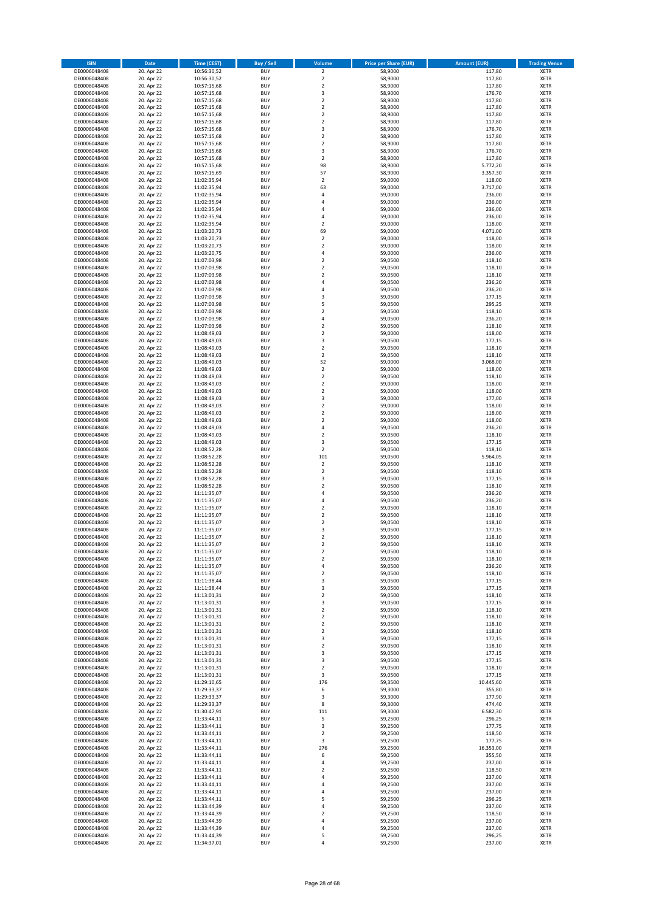| ISIN | Date | Time (CEST) | Buy / Sell | Volume | Price per Share (EUR) | Amount (EUR) | Trading Venue |
|---|---|---|---|---|---|---|---|
| DE0006048408 | 20. Apr 22 | 10:56:30,52 | BUY | 2 | 58,9000 | 117,80 | XETR |
| DE0006048408 | 20. Apr 22 | 10:56:30,52 | BUY | 2 | 58,9000 | 117,80 | XETR |
| DE0006048408 | 20. Apr 22 | 10:57:15,68 | BUY | 2 | 58,9000 | 117,80 | XETR |
| DE0006048408 | 20. Apr 22 | 10:57:15,68 | BUY | 3 | 58,9000 | 176,70 | XETR |
| DE0006048408 | 20. Apr 22 | 10:57:15,68 | BUY | 2 | 58,9000 | 117,80 | XETR |
| DE0006048408 | 20. Apr 22 | 10:57:15,68 | BUY | 2 | 58,9000 | 117,80 | XETR |
| DE0006048408 | 20. Apr 22 | 10:57:15,68 | BUY | 2 | 58,9000 | 117,80 | XETR |
| DE0006048408 | 20. Apr 22 | 10:57:15,68 | BUY | 2 | 58,9000 | 117,80 | XETR |
| DE0006048408 | 20. Apr 22 | 10:57:15,68 | BUY | 3 | 58,9000 | 176,70 | XETR |
| DE0006048408 | 20. Apr 22 | 10:57:15,68 | BUY | 2 | 58,9000 | 117,80 | XETR |
| DE0006048408 | 20. Apr 22 | 10:57:15,68 | BUY | 2 | 58,9000 | 117,80 | XETR |
| DE0006048408 | 20. Apr 22 | 10:57:15,68 | BUY | 3 | 58,9000 | 176,70 | XETR |
| DE0006048408 | 20. Apr 22 | 10:57:15,68 | BUY | 2 | 58,9000 | 117,80 | XETR |
| DE0006048408 | 20. Apr 22 | 10:57:15,68 | BUY | 98 | 58,9000 | 5.772,20 | XETR |
| DE0006048408 | 20. Apr 22 | 10:57:15,69 | BUY | 57 | 58,9000 | 3.357,30 | XETR |
| DE0006048408 | 20. Apr 22 | 11:02:35,94 | BUY | 2 | 59,0000 | 118,00 | XETR |
| DE0006048408 | 20. Apr 22 | 11:02:35,94 | BUY | 63 | 59,0000 | 3.717,00 | XETR |
| DE0006048408 | 20. Apr 22 | 11:02:35,94 | BUY | 4 | 59,0000 | 236,00 | XETR |
| DE0006048408 | 20. Apr 22 | 11:02:35,94 | BUY | 4 | 59,0000 | 236,00 | XETR |
| DE0006048408 | 20. Apr 22 | 11:02:35,94 | BUY | 4 | 59,0000 | 236,00 | XETR |
| DE0006048408 | 20. Apr 22 | 11:02:35,94 | BUY | 4 | 59,0000 | 236,00 | XETR |
| DE0006048408 | 20. Apr 22 | 11:02:35,94 | BUY | 2 | 59,0000 | 118,00 | XETR |
| DE0006048408 | 20. Apr 22 | 11:03:20,73 | BUY | 69 | 59,0000 | 4.071,00 | XETR |
| DE0006048408 | 20. Apr 22 | 11:03:20,73 | BUY | 2 | 59,0000 | 118,00 | XETR |
| DE0006048408 | 20. Apr 22 | 11:03:20,73 | BUY | 2 | 59,0000 | 118,00 | XETR |
| DE0006048408 | 20. Apr 22 | 11:03:20,75 | BUY | 4 | 59,0000 | 236,00 | XETR |
| DE0006048408 | 20. Apr 22 | 11:07:03,98 | BUY | 2 | 59,0500 | 118,10 | XETR |
| DE0006048408 | 20. Apr 22 | 11:07:03,98 | BUY | 2 | 59,0500 | 118,10 | XETR |
| DE0006048408 | 20. Apr 22 | 11:07:03,98 | BUY | 2 | 59,0500 | 118,10 | XETR |
| DE0006048408 | 20. Apr 22 | 11:07:03,98 | BUY | 4 | 59,0500 | 236,20 | XETR |
| DE0006048408 | 20. Apr 22 | 11:07:03,98 | BUY | 4 | 59,0500 | 236,20 | XETR |
| DE0006048408 | 20. Apr 22 | 11:07:03,98 | BUY | 3 | 59,0500 | 177,15 | XETR |
| DE0006048408 | 20. Apr 22 | 11:07:03,98 | BUY | 5 | 59,0500 | 295,25 | XETR |
| DE0006048408 | 20. Apr 22 | 11:07:03,98 | BUY | 2 | 59,0500 | 118,10 | XETR |
| DE0006048408 | 20. Apr 22 | 11:07:03,98 | BUY | 4 | 59,0500 | 236,20 | XETR |
| DE0006048408 | 20. Apr 22 | 11:07:03,98 | BUY | 2 | 59,0500 | 118,10 | XETR |
| DE0006048408 | 20. Apr 22 | 11:08:49,03 | BUY | 2 | 59,0000 | 118,00 | XETR |
| DE0006048408 | 20. Apr 22 | 11:08:49,03 | BUY | 3 | 59,0500 | 177,15 | XETR |
| DE0006048408 | 20. Apr 22 | 11:08:49,03 | BUY | 2 | 59,0500 | 118,10 | XETR |
| DE0006048408 | 20. Apr 22 | 11:08:49,03 | BUY | 2 | 59,0500 | 118,10 | XETR |
| DE0006048408 | 20. Apr 22 | 11:08:49,03 | BUY | 52 | 59,0000 | 3.068,00 | XETR |
| DE0006048408 | 20. Apr 22 | 11:08:49,03 | BUY | 2 | 59,0000 | 118,00 | XETR |
| DE0006048408 | 20. Apr 22 | 11:08:49,03 | BUY | 2 | 59,0500 | 118,10 | XETR |
| DE0006048408 | 20. Apr 22 | 11:08:49,03 | BUY | 2 | 59,0000 | 118,00 | XETR |
| DE0006048408 | 20. Apr 22 | 11:08:49,03 | BUY | 2 | 59,0000 | 118,00 | XETR |
| DE0006048408 | 20. Apr 22 | 11:08:49,03 | BUY | 3 | 59,0000 | 177,00 | XETR |
| DE0006048408 | 20. Apr 22 | 11:08:49,03 | BUY | 2 | 59,0000 | 118,00 | XETR |
| DE0006048408 | 20. Apr 22 | 11:08:49,03 | BUY | 2 | 59,0000 | 118,00 | XETR |
| DE0006048408 | 20. Apr 22 | 11:08:49,03 | BUY | 2 | 59,0000 | 118,00 | XETR |
| DE0006048408 | 20. Apr 22 | 11:08:49,03 | BUY | 4 | 59,0500 | 236,20 | XETR |
| DE0006048408 | 20. Apr 22 | 11:08:49,03 | BUY | 2 | 59,0500 | 118,10 | XETR |
| DE0006048408 | 20. Apr 22 | 11:08:49,03 | BUY | 3 | 59,0500 | 177,15 | XETR |
| DE0006048408 | 20. Apr 22 | 11:08:52,28 | BUY | 2 | 59,0500 | 118,10 | XETR |
| DE0006048408 | 20. Apr 22 | 11:08:52,28 | BUY | 101 | 59,0500 | 5.964,05 | XETR |
| DE0006048408 | 20. Apr 22 | 11:08:52,28 | BUY | 2 | 59,0500 | 118,10 | XETR |
| DE0006048408 | 20. Apr 22 | 11:08:52,28 | BUY | 2 | 59,0500 | 118,10 | XETR |
| DE0006048408 | 20. Apr 22 | 11:08:52,28 | BUY | 3 | 59,0500 | 177,15 | XETR |
| DE0006048408 | 20. Apr 22 | 11:08:52,28 | BUY | 2 | 59,0500 | 118,10 | XETR |
| DE0006048408 | 20. Apr 22 | 11:11:35,07 | BUY | 4 | 59,0500 | 236,20 | XETR |
| DE0006048408 | 20. Apr 22 | 11:11:35,07 | BUY | 4 | 59,0500 | 236,20 | XETR |
| DE0006048408 | 20. Apr 22 | 11:11:35,07 | BUY | 2 | 59,0500 | 118,10 | XETR |
| DE0006048408 | 20. Apr 22 | 11:11:35,07 | BUY | 2 | 59,0500 | 118,10 | XETR |
| DE0006048408 | 20. Apr 22 | 11:11:35,07 | BUY | 2 | 59,0500 | 118,10 | XETR |
| DE0006048408 | 20. Apr 22 | 11:11:35,07 | BUY | 3 | 59,0500 | 177,15 | XETR |
| DE0006048408 | 20. Apr 22 | 11:11:35,07 | BUY | 2 | 59,0500 | 118,10 | XETR |
| DE0006048408 | 20. Apr 22 | 11:11:35,07 | BUY | 2 | 59,0500 | 118,10 | XETR |
| DE0006048408 | 20. Apr 22 | 11:11:35,07 | BUY | 2 | 59,0500 | 118,10 | XETR |
| DE0006048408 | 20. Apr 22 | 11:11:35,07 | BUY | 2 | 59,0500 | 118,10 | XETR |
| DE0006048408 | 20. Apr 22 | 11:11:35,07 | BUY | 4 | 59,0500 | 236,20 | XETR |
| DE0006048408 | 20. Apr 22 | 11:11:35,07 | BUY | 2 | 59,0500 | 118,10 | XETR |
| DE0006048408 | 20. Apr 22 | 11:11:38,44 | BUY | 3 | 59,0500 | 177,15 | XETR |
| DE0006048408 | 20. Apr 22 | 11:11:38,44 | BUY | 3 | 59,0500 | 177,15 | XETR |
| DE0006048408 | 20. Apr 22 | 11:13:01,31 | BUY | 2 | 59,0500 | 118,10 | XETR |
| DE0006048408 | 20. Apr 22 | 11:13:01,31 | BUY | 3 | 59,0500 | 177,15 | XETR |
| DE0006048408 | 20. Apr 22 | 11:13:01,31 | BUY | 2 | 59,0500 | 118,10 | XETR |
| DE0006048408 | 20. Apr 22 | 11:13:01,31 | BUY | 2 | 59,0500 | 118,10 | XETR |
| DE0006048408 | 20. Apr 22 | 11:13:01,31 | BUY | 2 | 59,0500 | 118,10 | XETR |
| DE0006048408 | 20. Apr 22 | 11:13:01,31 | BUY | 2 | 59,0500 | 118,10 | XETR |
| DE0006048408 | 20. Apr 22 | 11:13:01,31 | BUY | 3 | 59,0500 | 177,15 | XETR |
| DE0006048408 | 20. Apr 22 | 11:13:01,31 | BUY | 2 | 59,0500 | 118,10 | XETR |
| DE0006048408 | 20. Apr 22 | 11:13:01,31 | BUY | 3 | 59,0500 | 177,15 | XETR |
| DE0006048408 | 20. Apr 22 | 11:13:01,31 | BUY | 3 | 59,0500 | 177,15 | XETR |
| DE0006048408 | 20. Apr 22 | 11:13:01,31 | BUY | 2 | 59,0500 | 118,10 | XETR |
| DE0006048408 | 20. Apr 22 | 11:13:01,31 | BUY | 3 | 59,0500 | 177,15 | XETR |
| DE0006048408 | 20. Apr 22 | 11:29:10,65 | BUY | 176 | 59,3500 | 10.445,60 | XETR |
| DE0006048408 | 20. Apr 22 | 11:29:33,37 | BUY | 6 | 59,3000 | 355,80 | XETR |
| DE0006048408 | 20. Apr 22 | 11:29:33,37 | BUY | 3 | 59,3000 | 177,90 | XETR |
| DE0006048408 | 20. Apr 22 | 11:29:33,37 | BUY | 8 | 59,3000 | 474,40 | XETR |
| DE0006048408 | 20. Apr 22 | 11:30:47,91 | BUY | 111 | 59,3000 | 6.582,30 | XETR |
| DE0006048408 | 20. Apr 22 | 11:33:44,11 | BUY | 5 | 59,2500 | 296,25 | XETR |
| DE0006048408 | 20. Apr 22 | 11:33:44,11 | BUY | 3 | 59,2500 | 177,75 | XETR |
| DE0006048408 | 20. Apr 22 | 11:33:44,11 | BUY | 2 | 59,2500 | 118,50 | XETR |
| DE0006048408 | 20. Apr 22 | 11:33:44,11 | BUY | 3 | 59,2500 | 177,75 | XETR |
| DE0006048408 | 20. Apr 22 | 11:33:44,11 | BUY | 276 | 59,2500 | 16.353,00 | XETR |
| DE0006048408 | 20. Apr 22 | 11:33:44,11 | BUY | 6 | 59,2500 | 355,50 | XETR |
| DE0006048408 | 20. Apr 22 | 11:33:44,11 | BUY | 4 | 59,2500 | 237,00 | XETR |
| DE0006048408 | 20. Apr 22 | 11:33:44,11 | BUY | 2 | 59,2500 | 118,50 | XETR |
| DE0006048408 | 20. Apr 22 | 11:33:44,11 | BUY | 4 | 59,2500 | 237,00 | XETR |
| DE0006048408 | 20. Apr 22 | 11:33:44,11 | BUY | 4 | 59,2500 | 237,00 | XETR |
| DE0006048408 | 20. Apr 22 | 11:33:44,11 | BUY | 4 | 59,2500 | 237,00 | XETR |
| DE0006048408 | 20. Apr 22 | 11:33:44,11 | BUY | 5 | 59,2500 | 296,25 | XETR |
| DE0006048408 | 20. Apr 22 | 11:33:44,39 | BUY | 4 | 59,2500 | 237,00 | XETR |
| DE0006048408 | 20. Apr 22 | 11:33:44,39 | BUY | 2 | 59,2500 | 118,50 | XETR |
| DE0006048408 | 20. Apr 22 | 11:33:44,39 | BUY | 4 | 59,2500 | 237,00 | XETR |
| DE0006048408 | 20. Apr 22 | 11:33:44,39 | BUY | 4 | 59,2500 | 237,00 | XETR |
| DE0006048408 | 20. Apr 22 | 11:33:44,39 | BUY | 5 | 59,2500 | 296,25 | XETR |
| DE0006048408 | 20. Apr 22 | 11:34:37,01 | BUY | 4 | 59,2500 | 237,00 | XETR |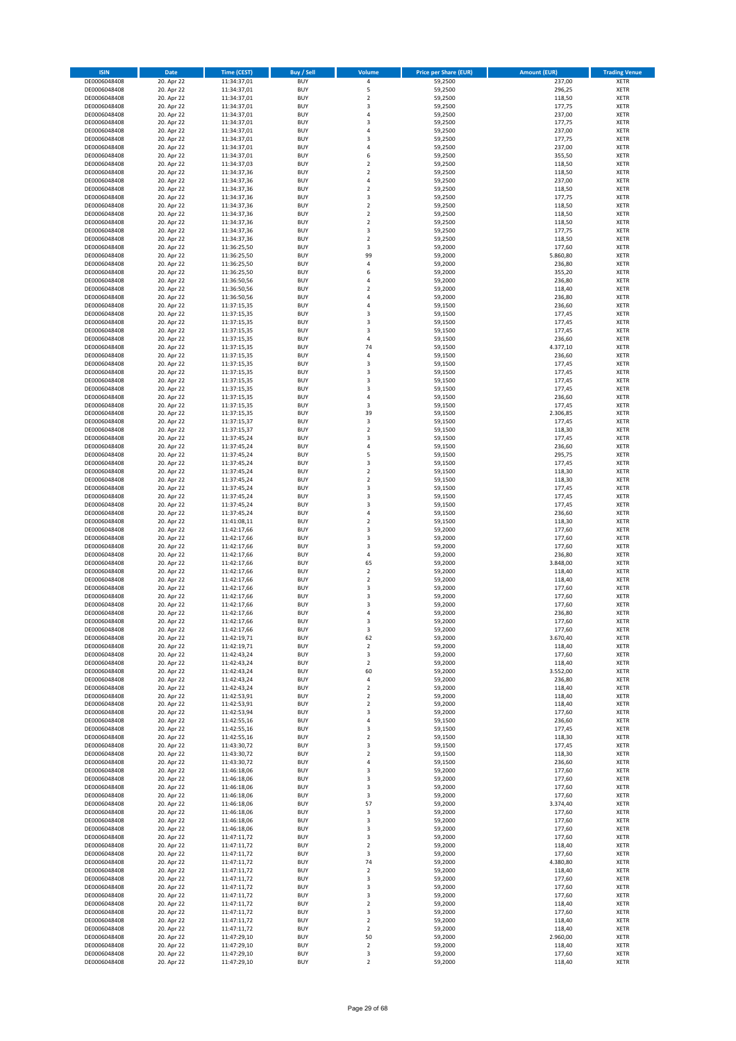| ISIN | Date | Time (CEST) | Buy / Sell | Volume | Price per Share (EUR) | Amount (EUR) | Trading Venue |
|---|---|---|---|---|---|---|---|
| DE0006048408 | 20. Apr 22 | 11:34:37,01 | BUY | 4 | 59,2500 | 237,00 | XETR |
| DE0006048408 | 20. Apr 22 | 11:34:37,01 | BUY | 5 | 59,2500 | 296,25 | XETR |
| DE0006048408 | 20. Apr 22 | 11:34:37,01 | BUY | 2 | 59,2500 | 118,50 | XETR |
| DE0006048408 | 20. Apr 22 | 11:34:37,01 | BUY | 3 | 59,2500 | 177,75 | XETR |
| DE0006048408 | 20. Apr 22 | 11:34:37,01 | BUY | 4 | 59,2500 | 237,00 | XETR |
| DE0006048408 | 20. Apr 22 | 11:34:37,01 | BUY | 3 | 59,2500 | 177,75 | XETR |
| DE0006048408 | 20. Apr 22 | 11:34:37,01 | BUY | 4 | 59,2500 | 237,00 | XETR |
| DE0006048408 | 20. Apr 22 | 11:34:37,01 | BUY | 3 | 59,2500 | 177,75 | XETR |
| DE0006048408 | 20. Apr 22 | 11:34:37,01 | BUY | 4 | 59,2500 | 237,00 | XETR |
| DE0006048408 | 20. Apr 22 | 11:34:37,01 | BUY | 6 | 59,2500 | 355,50 | XETR |
| DE0006048408 | 20. Apr 22 | 11:34:37,03 | BUY | 2 | 59,2500 | 118,50 | XETR |
| DE0006048408 | 20. Apr 22 | 11:34:37,36 | BUY | 2 | 59,2500 | 118,50 | XETR |
| DE0006048408 | 20. Apr 22 | 11:34:37,36 | BUY | 4 | 59,2500 | 237,00 | XETR |
| DE0006048408 | 20. Apr 22 | 11:34:37,36 | BUY | 2 | 59,2500 | 118,50 | XETR |
| DE0006048408 | 20. Apr 22 | 11:34:37,36 | BUY | 3 | 59,2500 | 177,75 | XETR |
| DE0006048408 | 20. Apr 22 | 11:34:37,36 | BUY | 2 | 59,2500 | 118,50 | XETR |
| DE0006048408 | 20. Apr 22 | 11:34:37,36 | BUY | 2 | 59,2500 | 118,50 | XETR |
| DE0006048408 | 20. Apr 22 | 11:34:37,36 | BUY | 2 | 59,2500 | 118,50 | XETR |
| DE0006048408 | 20. Apr 22 | 11:34:37,36 | BUY | 3 | 59,2500 | 177,75 | XETR |
| DE0006048408 | 20. Apr 22 | 11:34:37,36 | BUY | 2 | 59,2500 | 118,50 | XETR |
| DE0006048408 | 20. Apr 22 | 11:36:25,50 | BUY | 3 | 59,2000 | 177,60 | XETR |
| DE0006048408 | 20. Apr 22 | 11:36:25,50 | BUY | 99 | 59,2000 | 5.860,80 | XETR |
| DE0006048408 | 20. Apr 22 | 11:36:25,50 | BUY | 4 | 59,2000 | 236,80 | XETR |
| DE0006048408 | 20. Apr 22 | 11:36:25,50 | BUY | 6 | 59,2000 | 355,20 | XETR |
| DE0006048408 | 20. Apr 22 | 11:36:50,56 | BUY | 4 | 59,2000 | 236,80 | XETR |
| DE0006048408 | 20. Apr 22 | 11:36:50,56 | BUY | 2 | 59,2000 | 118,40 | XETR |
| DE0006048408 | 20. Apr 22 | 11:36:50,56 | BUY | 4 | 59,2000 | 236,80 | XETR |
| DE0006048408 | 20. Apr 22 | 11:37:15,35 | BUY | 4 | 59,1500 | 236,60 | XETR |
| DE0006048408 | 20. Apr 22 | 11:37:15,35 | BUY | 3 | 59,1500 | 177,45 | XETR |
| DE0006048408 | 20. Apr 22 | 11:37:15,35 | BUY | 3 | 59,1500 | 177,45 | XETR |
| DE0006048408 | 20. Apr 22 | 11:37:15,35 | BUY | 3 | 59,1500 | 177,45 | XETR |
| DE0006048408 | 20. Apr 22 | 11:37:15,35 | BUY | 4 | 59,1500 | 236,60 | XETR |
| DE0006048408 | 20. Apr 22 | 11:37:15,35 | BUY | 74 | 59,1500 | 4.377,10 | XETR |
| DE0006048408 | 20. Apr 22 | 11:37:15,35 | BUY | 4 | 59,1500 | 236,60 | XETR |
| DE0006048408 | 20. Apr 22 | 11:37:15,35 | BUY | 3 | 59,1500 | 177,45 | XETR |
| DE0006048408 | 20. Apr 22 | 11:37:15,35 | BUY | 3 | 59,1500 | 177,45 | XETR |
| DE0006048408 | 20. Apr 22 | 11:37:15,35 | BUY | 3 | 59,1500 | 177,45 | XETR |
| DE0006048408 | 20. Apr 22 | 11:37:15,35 | BUY | 3 | 59,1500 | 177,45 | XETR |
| DE0006048408 | 20. Apr 22 | 11:37:15,35 | BUY | 4 | 59,1500 | 236,60 | XETR |
| DE0006048408 | 20. Apr 22 | 11:37:15,35 | BUY | 3 | 59,1500 | 177,45 | XETR |
| DE0006048408 | 20. Apr 22 | 11:37:15,35 | BUY | 39 | 59,1500 | 2.306,85 | XETR |
| DE0006048408 | 20. Apr 22 | 11:37:15,37 | BUY | 3 | 59,1500 | 177,45 | XETR |
| DE0006048408 | 20. Apr 22 | 11:37:15,37 | BUY | 2 | 59,1500 | 118,30 | XETR |
| DE0006048408 | 20. Apr 22 | 11:37:45,24 | BUY | 3 | 59,1500 | 177,45 | XETR |
| DE0006048408 | 20. Apr 22 | 11:37:45,24 | BUY | 4 | 59,1500 | 236,60 | XETR |
| DE0006048408 | 20. Apr 22 | 11:37:45,24 | BUY | 5 | 59,1500 | 295,75 | XETR |
| DE0006048408 | 20. Apr 22 | 11:37:45,24 | BUY | 3 | 59,1500 | 177,45 | XETR |
| DE0006048408 | 20. Apr 22 | 11:37:45,24 | BUY | 2 | 59,1500 | 118,30 | XETR |
| DE0006048408 | 20. Apr 22 | 11:37:45,24 | BUY | 2 | 59,1500 | 118,30 | XETR |
| DE0006048408 | 20. Apr 22 | 11:37:45,24 | BUY | 3 | 59,1500 | 177,45 | XETR |
| DE0006048408 | 20. Apr 22 | 11:37:45,24 | BUY | 3 | 59,1500 | 177,45 | XETR |
| DE0006048408 | 20. Apr 22 | 11:37:45,24 | BUY | 3 | 59,1500 | 177,45 | XETR |
| DE0006048408 | 20. Apr 22 | 11:37:45,24 | BUY | 4 | 59,1500 | 236,60 | XETR |
| DE0006048408 | 20. Apr 22 | 11:41:08,11 | BUY | 2 | 59,1500 | 118,30 | XETR |
| DE0006048408 | 20. Apr 22 | 11:42:17,66 | BUY | 3 | 59,2000 | 177,60 | XETR |
| DE0006048408 | 20. Apr 22 | 11:42:17,66 | BUY | 3 | 59,2000 | 177,60 | XETR |
| DE0006048408 | 20. Apr 22 | 11:42:17,66 | BUY | 3 | 59,2000 | 177,60 | XETR |
| DE0006048408 | 20. Apr 22 | 11:42:17,66 | BUY | 4 | 59,2000 | 236,80 | XETR |
| DE0006048408 | 20. Apr 22 | 11:42:17,66 | BUY | 65 | 59,2000 | 3.848,00 | XETR |
| DE0006048408 | 20. Apr 22 | 11:42:17,66 | BUY | 2 | 59,2000 | 118,40 | XETR |
| DE0006048408 | 20. Apr 22 | 11:42:17,66 | BUY | 2 | 59,2000 | 118,40 | XETR |
| DE0006048408 | 20. Apr 22 | 11:42:17,66 | BUY | 3 | 59,2000 | 177,60 | XETR |
| DE0006048408 | 20. Apr 22 | 11:42:17,66 | BUY | 3 | 59,2000 | 177,60 | XETR |
| DE0006048408 | 20. Apr 22 | 11:42:17,66 | BUY | 3 | 59,2000 | 177,60 | XETR |
| DE0006048408 | 20. Apr 22 | 11:42:17,66 | BUY | 4 | 59,2000 | 236,80 | XETR |
| DE0006048408 | 20. Apr 22 | 11:42:17,66 | BUY | 3 | 59,2000 | 177,60 | XETR |
| DE0006048408 | 20. Apr 22 | 11:42:17,66 | BUY | 3 | 59,2000 | 177,60 | XETR |
| DE0006048408 | 20. Apr 22 | 11:42:19,71 | BUY | 62 | 59,2000 | 3.670,40 | XETR |
| DE0006048408 | 20. Apr 22 | 11:42:19,71 | BUY | 2 | 59,2000 | 118,40 | XETR |
| DE0006048408 | 20. Apr 22 | 11:42:43,24 | BUY | 3 | 59,2000 | 177,60 | XETR |
| DE0006048408 | 20. Apr 22 | 11:42:43,24 | BUY | 2 | 59,2000 | 118,40 | XETR |
| DE0006048408 | 20. Apr 22 | 11:42:43,24 | BUY | 60 | 59,2000 | 3.552,00 | XETR |
| DE0006048408 | 20. Apr 22 | 11:42:43,24 | BUY | 4 | 59,2000 | 236,80 | XETR |
| DE0006048408 | 20. Apr 22 | 11:42:43,24 | BUY | 2 | 59,2000 | 118,40 | XETR |
| DE0006048408 | 20. Apr 22 | 11:42:53,91 | BUY | 2 | 59,2000 | 118,40 | XETR |
| DE0006048408 | 20. Apr 22 | 11:42:53,91 | BUY | 2 | 59,2000 | 118,40 | XETR |
| DE0006048408 | 20. Apr 22 | 11:42:53,94 | BUY | 3 | 59,2000 | 177,60 | XETR |
| DE0006048408 | 20. Apr 22 | 11:42:55,16 | BUY | 4 | 59,1500 | 236,60 | XETR |
| DE0006048408 | 20. Apr 22 | 11:42:55,16 | BUY | 3 | 59,1500 | 177,45 | XETR |
| DE0006048408 | 20. Apr 22 | 11:42:55,16 | BUY | 2 | 59,1500 | 118,30 | XETR |
| DE0006048408 | 20. Apr 22 | 11:43:30,72 | BUY | 3 | 59,1500 | 177,45 | XETR |
| DE0006048408 | 20. Apr 22 | 11:43:30,72 | BUY | 2 | 59,1500 | 118,30 | XETR |
| DE0006048408 | 20. Apr 22 | 11:43:30,72 | BUY | 4 | 59,1500 | 236,60 | XETR |
| DE0006048408 | 20. Apr 22 | 11:46:18,06 | BUY | 3 | 59,2000 | 177,60 | XETR |
| DE0006048408 | 20. Apr 22 | 11:46:18,06 | BUY | 3 | 59,2000 | 177,60 | XETR |
| DE0006048408 | 20. Apr 22 | 11:46:18,06 | BUY | 3 | 59,2000 | 177,60 | XETR |
| DE0006048408 | 20. Apr 22 | 11:46:18,06 | BUY | 3 | 59,2000 | 177,60 | XETR |
| DE0006048408 | 20. Apr 22 | 11:46:18,06 | BUY | 57 | 59,2000 | 3.374,40 | XETR |
| DE0006048408 | 20. Apr 22 | 11:46:18,06 | BUY | 3 | 59,2000 | 177,60 | XETR |
| DE0006048408 | 20. Apr 22 | 11:46:18,06 | BUY | 3 | 59,2000 | 177,60 | XETR |
| DE0006048408 | 20. Apr 22 | 11:46:18,06 | BUY | 3 | 59,2000 | 177,60 | XETR |
| DE0006048408 | 20. Apr 22 | 11:47:11,72 | BUY | 3 | 59,2000 | 177,60 | XETR |
| DE0006048408 | 20. Apr 22 | 11:47:11,72 | BUY | 2 | 59,2000 | 118,40 | XETR |
| DE0006048408 | 20. Apr 22 | 11:47:11,72 | BUY | 3 | 59,2000 | 177,60 | XETR |
| DE0006048408 | 20. Apr 22 | 11:47:11,72 | BUY | 74 | 59,2000 | 4.380,80 | XETR |
| DE0006048408 | 20. Apr 22 | 11:47:11,72 | BUY | 2 | 59,2000 | 118,40 | XETR |
| DE0006048408 | 20. Apr 22 | 11:47:11,72 | BUY | 3 | 59,2000 | 177,60 | XETR |
| DE0006048408 | 20. Apr 22 | 11:47:11,72 | BUY | 3 | 59,2000 | 177,60 | XETR |
| DE0006048408 | 20. Apr 22 | 11:47:11,72 | BUY | 3 | 59,2000 | 177,60 | XETR |
| DE0006048408 | 20. Apr 22 | 11:47:11,72 | BUY | 2 | 59,2000 | 118,40 | XETR |
| DE0006048408 | 20. Apr 22 | 11:47:11,72 | BUY | 3 | 59,2000 | 177,60 | XETR |
| DE0006048408 | 20. Apr 22 | 11:47:11,72 | BUY | 2 | 59,2000 | 118,40 | XETR |
| DE0006048408 | 20. Apr 22 | 11:47:11,72 | BUY | 2 | 59,2000 | 118,40 | XETR |
| DE0006048408 | 20. Apr 22 | 11:47:29,10 | BUY | 50 | 59,2000 | 2.960,00 | XETR |
| DE0006048408 | 20. Apr 22 | 11:47:29,10 | BUY | 2 | 59,2000 | 118,40 | XETR |
| DE0006048408 | 20. Apr 22 | 11:47:29,10 | BUY | 3 | 59,2000 | 177,60 | XETR |
| DE0006048408 | 20. Apr 22 | 11:47:29,10 | BUY | 2 | 59,2000 | 118,40 | XETR |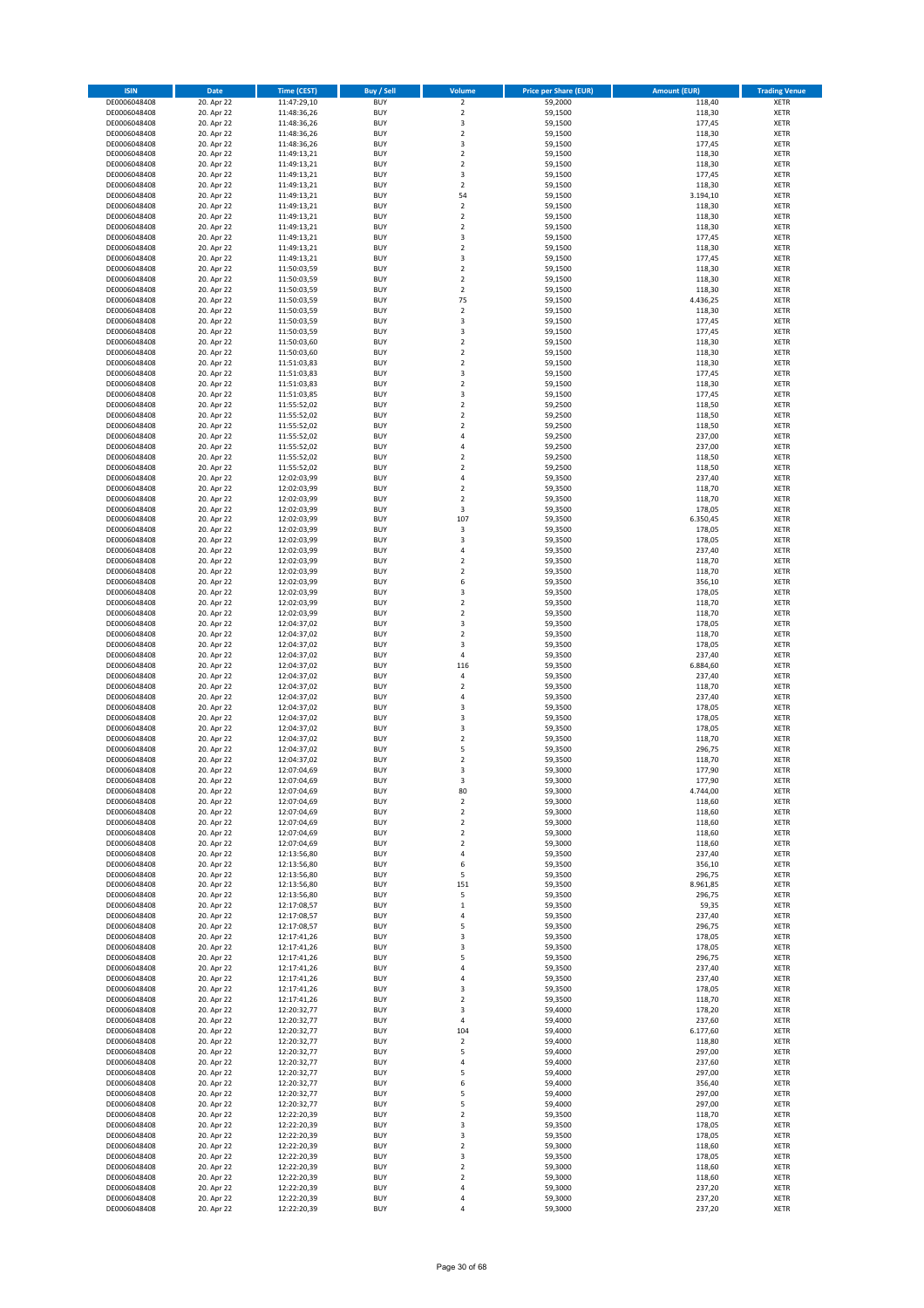| ISIN | Date | Time (CEST) | Buy / Sell | Volume | Price per Share (EUR) | Amount (EUR) | Trading Venue |
|---|---|---|---|---|---|---|---|
| DE0006048408 | 20. Apr 22 | 11:47:29,10 | BUY | 2 | 59,2000 | 118,40 | XETR |
| DE0006048408 | 20. Apr 22 | 11:48:36,26 | BUY | 2 | 59,1500 | 118,30 | XETR |
| DE0006048408 | 20. Apr 22 | 11:48:36,26 | BUY | 3 | 59,1500 | 177,45 | XETR |
| DE0006048408 | 20. Apr 22 | 11:48:36,26 | BUY | 2 | 59,1500 | 118,30 | XETR |
| DE0006048408 | 20. Apr 22 | 11:48:36,26 | BUY | 3 | 59,1500 | 177,45 | XETR |
| DE0006048408 | 20. Apr 22 | 11:49:13,21 | BUY | 2 | 59,1500 | 118,30 | XETR |
| DE0006048408 | 20. Apr 22 | 11:49:13,21 | BUY | 2 | 59,1500 | 118,30 | XETR |
| DE0006048408 | 20. Apr 22 | 11:49:13,21 | BUY | 3 | 59,1500 | 177,45 | XETR |
| DE0006048408 | 20. Apr 22 | 11:49:13,21 | BUY | 2 | 59,1500 | 118,30 | XETR |
| DE0006048408 | 20. Apr 22 | 11:49:13,21 | BUY | 54 | 59,1500 | 3.194,10 | XETR |
| DE0006048408 | 20. Apr 22 | 11:49:13,21 | BUY | 2 | 59,1500 | 118,30 | XETR |
| DE0006048408 | 20. Apr 22 | 11:49:13,21 | BUY | 2 | 59,1500 | 118,30 | XETR |
| DE0006048408 | 20. Apr 22 | 11:49:13,21 | BUY | 2 | 59,1500 | 118,30 | XETR |
| DE0006048408 | 20. Apr 22 | 11:49:13,21 | BUY | 3 | 59,1500 | 177,45 | XETR |
| DE0006048408 | 20. Apr 22 | 11:49:13,21 | BUY | 2 | 59,1500 | 118,30 | XETR |
| DE0006048408 | 20. Apr 22 | 11:49:13,21 | BUY | 3 | 59,1500 | 177,45 | XETR |
| DE0006048408 | 20. Apr 22 | 11:50:03,59 | BUY | 2 | 59,1500 | 118,30 | XETR |
| DE0006048408 | 20. Apr 22 | 11:50:03,59 | BUY | 2 | 59,1500 | 118,30 | XETR |
| DE0006048408 | 20. Apr 22 | 11:50:03,59 | BUY | 2 | 59,1500 | 118,30 | XETR |
| DE0006048408 | 20. Apr 22 | 11:50:03,59 | BUY | 75 | 59,1500 | 4.436,25 | XETR |
| DE0006048408 | 20. Apr 22 | 11:50:03,59 | BUY | 2 | 59,1500 | 118,30 | XETR |
| DE0006048408 | 20. Apr 22 | 11:50:03,59 | BUY | 3 | 59,1500 | 177,45 | XETR |
| DE0006048408 | 20. Apr 22 | 11:50:03,59 | BUY | 3 | 59,1500 | 177,45 | XETR |
| DE0006048408 | 20. Apr 22 | 11:50:03,60 | BUY | 2 | 59,1500 | 118,30 | XETR |
| DE0006048408 | 20. Apr 22 | 11:50:03,60 | BUY | 2 | 59,1500 | 118,30 | XETR |
| DE0006048408 | 20. Apr 22 | 11:51:03,83 | BUY | 2 | 59,1500 | 118,30 | XETR |
| DE0006048408 | 20. Apr 22 | 11:51:03,83 | BUY | 3 | 59,1500 | 177,45 | XETR |
| DE0006048408 | 20. Apr 22 | 11:51:03,83 | BUY | 2 | 59,1500 | 118,30 | XETR |
| DE0006048408 | 20. Apr 22 | 11:51:03,85 | BUY | 3 | 59,1500 | 177,45 | XETR |
| DE0006048408 | 20. Apr 22 | 11:55:52,02 | BUY | 2 | 59,2500 | 118,50 | XETR |
| DE0006048408 | 20. Apr 22 | 11:55:52,02 | BUY | 2 | 59,2500 | 118,50 | XETR |
| DE0006048408 | 20. Apr 22 | 11:55:52,02 | BUY | 2 | 59,2500 | 118,50 | XETR |
| DE0006048408 | 20. Apr 22 | 11:55:52,02 | BUY | 4 | 59,2500 | 237,00 | XETR |
| DE0006048408 | 20. Apr 22 | 11:55:52,02 | BUY | 4 | 59,2500 | 237,00 | XETR |
| DE0006048408 | 20. Apr 22 | 11:55:52,02 | BUY | 2 | 59,2500 | 118,50 | XETR |
| DE0006048408 | 20. Apr 22 | 11:55:52,02 | BUY | 2 | 59,2500 | 118,50 | XETR |
| DE0006048408 | 20. Apr 22 | 12:02:03,99 | BUY | 4 | 59,3500 | 237,40 | XETR |
| DE0006048408 | 20. Apr 22 | 12:02:03,99 | BUY | 2 | 59,3500 | 118,70 | XETR |
| DE0006048408 | 20. Apr 22 | 12:02:03,99 | BUY | 2 | 59,3500 | 118,70 | XETR |
| DE0006048408 | 20. Apr 22 | 12:02:03,99 | BUY | 3 | 59,3500 | 178,05 | XETR |
| DE0006048408 | 20. Apr 22 | 12:02:03,99 | BUY | 107 | 59,3500 | 6.350,45 | XETR |
| DE0006048408 | 20. Apr 22 | 12:02:03,99 | BUY | 3 | 59,3500 | 178,05 | XETR |
| DE0006048408 | 20. Apr 22 | 12:02:03,99 | BUY | 3 | 59,3500 | 178,05 | XETR |
| DE0006048408 | 20. Apr 22 | 12:02:03,99 | BUY | 4 | 59,3500 | 237,40 | XETR |
| DE0006048408 | 20. Apr 22 | 12:02:03,99 | BUY | 2 | 59,3500 | 118,70 | XETR |
| DE0006048408 | 20. Apr 22 | 12:02:03,99 | BUY | 2 | 59,3500 | 118,70 | XETR |
| DE0006048408 | 20. Apr 22 | 12:02:03,99 | BUY | 6 | 59,3500 | 356,10 | XETR |
| DE0006048408 | 20. Apr 22 | 12:02:03,99 | BUY | 3 | 59,3500 | 178,05 | XETR |
| DE0006048408 | 20. Apr 22 | 12:02:03,99 | BUY | 2 | 59,3500 | 118,70 | XETR |
| DE0006048408 | 20. Apr 22 | 12:02:03,99 | BUY | 2 | 59,3500 | 118,70 | XETR |
| DE0006048408 | 20. Apr 22 | 12:04:37,02 | BUY | 3 | 59,3500 | 178,05 | XETR |
| DE0006048408 | 20. Apr 22 | 12:04:37,02 | BUY | 2 | 59,3500 | 118,70 | XETR |
| DE0006048408 | 20. Apr 22 | 12:04:37,02 | BUY | 3 | 59,3500 | 178,05 | XETR |
| DE0006048408 | 20. Apr 22 | 12:04:37,02 | BUY | 4 | 59,3500 | 237,40 | XETR |
| DE0006048408 | 20. Apr 22 | 12:04:37,02 | BUY | 116 | 59,3500 | 6.884,60 | XETR |
| DE0006048408 | 20. Apr 22 | 12:04:37,02 | BUY | 4 | 59,3500 | 237,40 | XETR |
| DE0006048408 | 20. Apr 22 | 12:04:37,02 | BUY | 2 | 59,3500 | 118,70 | XETR |
| DE0006048408 | 20. Apr 22 | 12:04:37,02 | BUY | 4 | 59,3500 | 237,40 | XETR |
| DE0006048408 | 20. Apr 22 | 12:04:37,02 | BUY | 3 | 59,3500 | 178,05 | XETR |
| DE0006048408 | 20. Apr 22 | 12:04:37,02 | BUY | 3 | 59,3500 | 178,05 | XETR |
| DE0006048408 | 20. Apr 22 | 12:04:37,02 | BUY | 3 | 59,3500 | 178,05 | XETR |
| DE0006048408 | 20. Apr 22 | 12:04:37,02 | BUY | 2 | 59,3500 | 118,70 | XETR |
| DE0006048408 | 20. Apr 22 | 12:04:37,02 | BUY | 5 | 59,3500 | 296,75 | XETR |
| DE0006048408 | 20. Apr 22 | 12:04:37,02 | BUY | 2 | 59,3500 | 118,70 | XETR |
| DE0006048408 | 20. Apr 22 | 12:07:04,69 | BUY | 3 | 59,3000 | 177,90 | XETR |
| DE0006048408 | 20. Apr 22 | 12:07:04,69 | BUY | 3 | 59,3000 | 177,90 | XETR |
| DE0006048408 | 20. Apr 22 | 12:07:04,69 | BUY | 80 | 59,3000 | 4.744,00 | XETR |
| DE0006048408 | 20. Apr 22 | 12:07:04,69 | BUY | 2 | 59,3000 | 118,60 | XETR |
| DE0006048408 | 20. Apr 22 | 12:07:04,69 | BUY | 2 | 59,3000 | 118,60 | XETR |
| DE0006048408 | 20. Apr 22 | 12:07:04,69 | BUY | 2 | 59,3000 | 118,60 | XETR |
| DE0006048408 | 20. Apr 22 | 12:07:04,69 | BUY | 2 | 59,3000 | 118,60 | XETR |
| DE0006048408 | 20. Apr 22 | 12:07:04,69 | BUY | 2 | 59,3000 | 118,60 | XETR |
| DE0006048408 | 20. Apr 22 | 12:13:56,80 | BUY | 4 | 59,3500 | 237,40 | XETR |
| DE0006048408 | 20. Apr 22 | 12:13:56,80 | BUY | 6 | 59,3500 | 356,10 | XETR |
| DE0006048408 | 20. Apr 22 | 12:13:56,80 | BUY | 5 | 59,3500 | 296,75 | XETR |
| DE0006048408 | 20. Apr 22 | 12:13:56,80 | BUY | 151 | 59,3500 | 8.961,85 | XETR |
| DE0006048408 | 20. Apr 22 | 12:13:56,80 | BUY | 5 | 59,3500 | 296,75 | XETR |
| DE0006048408 | 20. Apr 22 | 12:17:08,57 | BUY | 1 | 59,3500 | 59,35 | XETR |
| DE0006048408 | 20. Apr 22 | 12:17:08,57 | BUY | 4 | 59,3500 | 237,40 | XETR |
| DE0006048408 | 20. Apr 22 | 12:17:08,57 | BUY | 5 | 59,3500 | 296,75 | XETR |
| DE0006048408 | 20. Apr 22 | 12:17:41,26 | BUY | 3 | 59,3500 | 178,05 | XETR |
| DE0006048408 | 20. Apr 22 | 12:17:41,26 | BUY | 3 | 59,3500 | 178,05 | XETR |
| DE0006048408 | 20. Apr 22 | 12:17:41,26 | BUY | 5 | 59,3500 | 296,75 | XETR |
| DE0006048408 | 20. Apr 22 | 12:17:41,26 | BUY | 4 | 59,3500 | 237,40 | XETR |
| DE0006048408 | 20. Apr 22 | 12:17:41,26 | BUY | 4 | 59,3500 | 237,40 | XETR |
| DE0006048408 | 20. Apr 22 | 12:17:41,26 | BUY | 3 | 59,3500 | 178,05 | XETR |
| DE0006048408 | 20. Apr 22 | 12:17:41,26 | BUY | 2 | 59,3500 | 118,70 | XETR |
| DE0006048408 | 20. Apr 22 | 12:20:32,77 | BUY | 3 | 59,4000 | 178,20 | XETR |
| DE0006048408 | 20. Apr 22 | 12:20:32,77 | BUY | 4 | 59,4000 | 237,60 | XETR |
| DE0006048408 | 20. Apr 22 | 12:20:32,77 | BUY | 104 | 59,4000 | 6.177,60 | XETR |
| DE0006048408 | 20. Apr 22 | 12:20:32,77 | BUY | 2 | 59,4000 | 118,80 | XETR |
| DE0006048408 | 20. Apr 22 | 12:20:32,77 | BUY | 5 | 59,4000 | 297,00 | XETR |
| DE0006048408 | 20. Apr 22 | 12:20:32,77 | BUY | 4 | 59,4000 | 237,60 | XETR |
| DE0006048408 | 20. Apr 22 | 12:20:32,77 | BUY | 5 | 59,4000 | 297,00 | XETR |
| DE0006048408 | 20. Apr 22 | 12:20:32,77 | BUY | 6 | 59,4000 | 356,40 | XETR |
| DE0006048408 | 20. Apr 22 | 12:20:32,77 | BUY | 5 | 59,4000 | 297,00 | XETR |
| DE0006048408 | 20. Apr 22 | 12:20:32,77 | BUY | 5 | 59,4000 | 297,00 | XETR |
| DE0006048408 | 20. Apr 22 | 12:22:20,39 | BUY | 2 | 59,3500 | 118,70 | XETR |
| DE0006048408 | 20. Apr 22 | 12:22:20,39 | BUY | 3 | 59,3500 | 178,05 | XETR |
| DE0006048408 | 20. Apr 22 | 12:22:20,39 | BUY | 3 | 59,3500 | 178,05 | XETR |
| DE0006048408 | 20. Apr 22 | 12:22:20,39 | BUY | 2 | 59,3000 | 118,60 | XETR |
| DE0006048408 | 20. Apr 22 | 12:22:20,39 | BUY | 3 | 59,3500 | 178,05 | XETR |
| DE0006048408 | 20. Apr 22 | 12:22:20,39 | BUY | 2 | 59,3000 | 118,60 | XETR |
| DE0006048408 | 20. Apr 22 | 12:22:20,39 | BUY | 2 | 59,3000 | 118,60 | XETR |
| DE0006048408 | 20. Apr 22 | 12:22:20,39 | BUY | 4 | 59,3000 | 237,20 | XETR |
| DE0006048408 | 20. Apr 22 | 12:22:20,39 | BUY | 4 | 59,3000 | 237,20 | XETR |
| DE0006048408 | 20. Apr 22 | 12:22:20,39 | BUY | 4 | 59,3000 | 237,20 | XETR |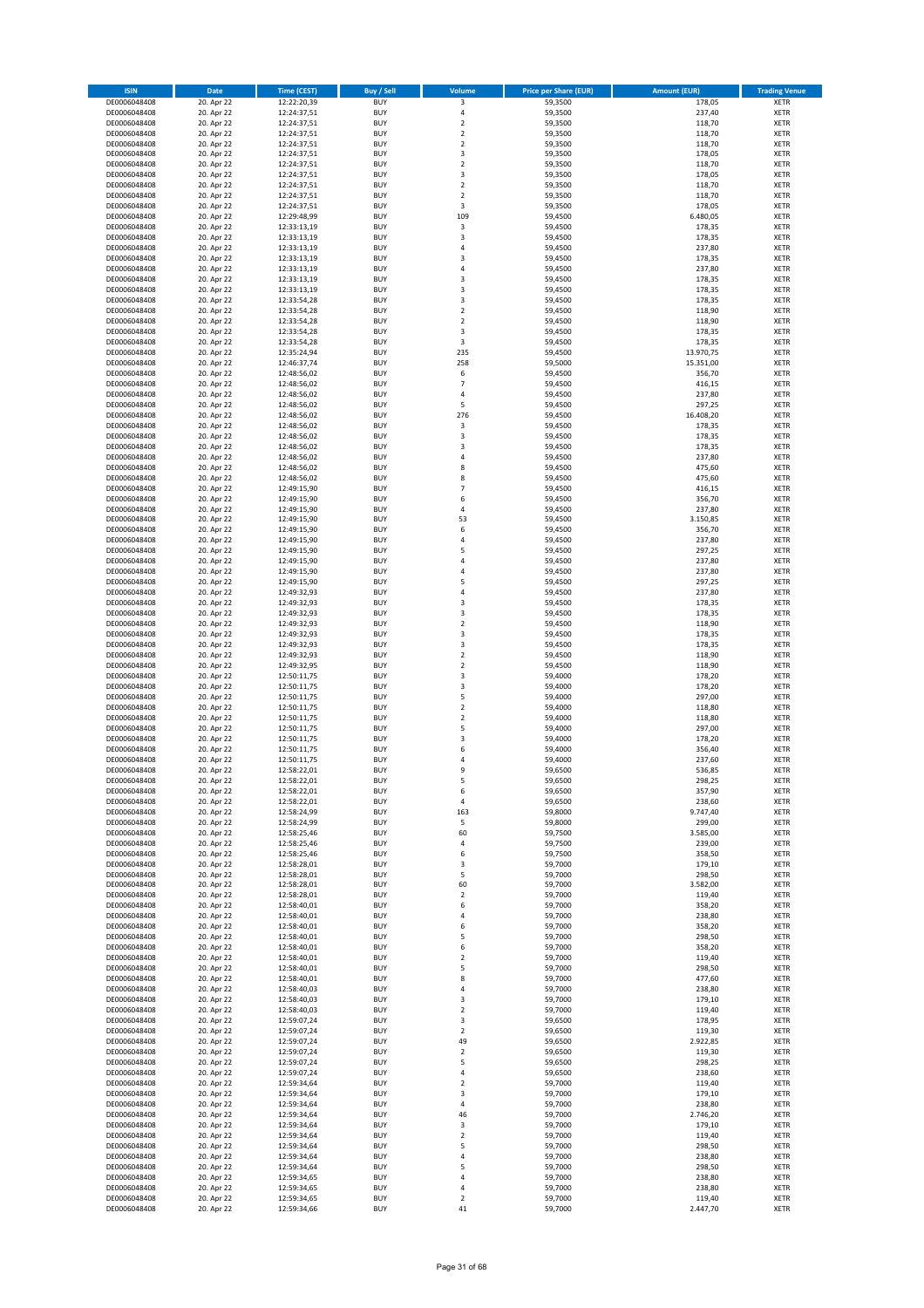| ISIN | Date | Time (CEST) | Buy / Sell | Volume | Price per Share (EUR) | Amount (EUR) | Trading Venue |
|---|---|---|---|---|---|---|---|
| DE0006048408 | 20. Apr 22 | 12:22:20,39 | BUY | 3 | 59,3500 | 178,05 | XETR |
| DE0006048408 | 20. Apr 22 | 12:24:37,51 | BUY | 4 | 59,3500 | 237,40 | XETR |
| DE0006048408 | 20. Apr 22 | 12:24:37,51 | BUY | 2 | 59,3500 | 118,70 | XETR |
| DE0006048408 | 20. Apr 22 | 12:24:37,51 | BUY | 2 | 59,3500 | 118,70 | XETR |
| DE0006048408 | 20. Apr 22 | 12:24:37,51 | BUY | 2 | 59,3500 | 118,70 | XETR |
| DE0006048408 | 20. Apr 22 | 12:24:37,51 | BUY | 3 | 59,3500 | 178,05 | XETR |
| DE0006048408 | 20. Apr 22 | 12:24:37,51 | BUY | 2 | 59,3500 | 118,70 | XETR |
| DE0006048408 | 20. Apr 22 | 12:24:37,51 | BUY | 3 | 59,3500 | 178,05 | XETR |
| DE0006048408 | 20. Apr 22 | 12:24:37,51 | BUY | 2 | 59,3500 | 118,70 | XETR |
| DE0006048408 | 20. Apr 22 | 12:24:37,51 | BUY | 2 | 59,3500 | 118,70 | XETR |
| DE0006048408 | 20. Apr 22 | 12:24:37,51 | BUY | 3 | 59,3500 | 178,05 | XETR |
| DE0006048408 | 20. Apr 22 | 12:29:48,99 | BUY | 109 | 59,4500 | 6.480,05 | XETR |
| DE0006048408 | 20. Apr 22 | 12:33:13,19 | BUY | 3 | 59,4500 | 178,35 | XETR |
| DE0006048408 | 20. Apr 22 | 12:33:13,19 | BUY | 3 | 59,4500 | 178,35 | XETR |
| DE0006048408 | 20. Apr 22 | 12:33:13,19 | BUY | 4 | 59,4500 | 237,80 | XETR |
| DE0006048408 | 20. Apr 22 | 12:33:13,19 | BUY | 3 | 59,4500 | 178,35 | XETR |
| DE0006048408 | 20. Apr 22 | 12:33:13,19 | BUY | 4 | 59,4500 | 237,80 | XETR |
| DE0006048408 | 20. Apr 22 | 12:33:13,19 | BUY | 3 | 59,4500 | 178,35 | XETR |
| DE0006048408 | 20. Apr 22 | 12:33:13,19 | BUY | 3 | 59,4500 | 178,35 | XETR |
| DE0006048408 | 20. Apr 22 | 12:33:54,28 | BUY | 3 | 59,4500 | 178,35 | XETR |
| DE0006048408 | 20. Apr 22 | 12:33:54,28 | BUY | 2 | 59,4500 | 118,90 | XETR |
| DE0006048408 | 20. Apr 22 | 12:33:54,28 | BUY | 2 | 59,4500 | 118,90 | XETR |
| DE0006048408 | 20. Apr 22 | 12:33:54,28 | BUY | 3 | 59,4500 | 178,35 | XETR |
| DE0006048408 | 20. Apr 22 | 12:33:54,28 | BUY | 3 | 59,4500 | 178,35 | XETR |
| DE0006048408 | 20. Apr 22 | 12:35:24,94 | BUY | 235 | 59,4500 | 13.970,75 | XETR |
| DE0006048408 | 20. Apr 22 | 12:46:37,74 | BUY | 258 | 59,5000 | 15.351,00 | XETR |
| DE0006048408 | 20. Apr 22 | 12:48:56,02 | BUY | 6 | 59,4500 | 356,70 | XETR |
| DE0006048408 | 20. Apr 22 | 12:48:56,02 | BUY | 7 | 59,4500 | 416,15 | XETR |
| DE0006048408 | 20. Apr 22 | 12:48:56,02 | BUY | 4 | 59,4500 | 237,80 | XETR |
| DE0006048408 | 20. Apr 22 | 12:48:56,02 | BUY | 5 | 59,4500 | 297,25 | XETR |
| DE0006048408 | 20. Apr 22 | 12:48:56,02 | BUY | 276 | 59,4500 | 16.408,20 | XETR |
| DE0006048408 | 20. Apr 22 | 12:48:56,02 | BUY | 3 | 59,4500 | 178,35 | XETR |
| DE0006048408 | 20. Apr 22 | 12:48:56,02 | BUY | 3 | 59,4500 | 178,35 | XETR |
| DE0006048408 | 20. Apr 22 | 12:48:56,02 | BUY | 3 | 59,4500 | 178,35 | XETR |
| DE0006048408 | 20. Apr 22 | 12:48:56,02 | BUY | 4 | 59,4500 | 237,80 | XETR |
| DE0006048408 | 20. Apr 22 | 12:48:56,02 | BUY | 8 | 59,4500 | 475,60 | XETR |
| DE0006048408 | 20. Apr 22 | 12:48:56,02 | BUY | 8 | 59,4500 | 475,60 | XETR |
| DE0006048408 | 20. Apr 22 | 12:49:15,90 | BUY | 7 | 59,4500 | 416,15 | XETR |
| DE0006048408 | 20. Apr 22 | 12:49:15,90 | BUY | 6 | 59,4500 | 356,70 | XETR |
| DE0006048408 | 20. Apr 22 | 12:49:15,90 | BUY | 4 | 59,4500 | 237,80 | XETR |
| DE0006048408 | 20. Apr 22 | 12:49:15,90 | BUY | 53 | 59,4500 | 3.150,85 | XETR |
| DE0006048408 | 20. Apr 22 | 12:49:15,90 | BUY | 6 | 59,4500 | 356,70 | XETR |
| DE0006048408 | 20. Apr 22 | 12:49:15,90 | BUY | 4 | 59,4500 | 237,80 | XETR |
| DE0006048408 | 20. Apr 22 | 12:49:15,90 | BUY | 5 | 59,4500 | 297,25 | XETR |
| DE0006048408 | 20. Apr 22 | 12:49:15,90 | BUY | 4 | 59,4500 | 237,80 | XETR |
| DE0006048408 | 20. Apr 22 | 12:49:15,90 | BUY | 4 | 59,4500 | 237,80 | XETR |
| DE0006048408 | 20. Apr 22 | 12:49:15,90 | BUY | 5 | 59,4500 | 297,25 | XETR |
| DE0006048408 | 20. Apr 22 | 12:49:32,93 | BUY | 4 | 59,4500 | 237,80 | XETR |
| DE0006048408 | 20. Apr 22 | 12:49:32,93 | BUY | 3 | 59,4500 | 178,35 | XETR |
| DE0006048408 | 20. Apr 22 | 12:49:32,93 | BUY | 3 | 59,4500 | 178,35 | XETR |
| DE0006048408 | 20. Apr 22 | 12:49:32,93 | BUY | 2 | 59,4500 | 118,90 | XETR |
| DE0006048408 | 20. Apr 22 | 12:49:32,93 | BUY | 3 | 59,4500 | 178,35 | XETR |
| DE0006048408 | 20. Apr 22 | 12:49:32,93 | BUY | 3 | 59,4500 | 178,35 | XETR |
| DE0006048408 | 20. Apr 22 | 12:49:32,93 | BUY | 2 | 59,4500 | 118,90 | XETR |
| DE0006048408 | 20. Apr 22 | 12:49:32,95 | BUY | 2 | 59,4500 | 118,90 | XETR |
| DE0006048408 | 20. Apr 22 | 12:50:11,75 | BUY | 3 | 59,4000 | 178,20 | XETR |
| DE0006048408 | 20. Apr 22 | 12:50:11,75 | BUY | 3 | 59,4000 | 178,20 | XETR |
| DE0006048408 | 20. Apr 22 | 12:50:11,75 | BUY | 5 | 59,4000 | 297,00 | XETR |
| DE0006048408 | 20. Apr 22 | 12:50:11,75 | BUY | 2 | 59,4000 | 118,80 | XETR |
| DE0006048408 | 20. Apr 22 | 12:50:11,75 | BUY | 2 | 59,4000 | 118,80 | XETR |
| DE0006048408 | 20. Apr 22 | 12:50:11,75 | BUY | 5 | 59,4000 | 297,00 | XETR |
| DE0006048408 | 20. Apr 22 | 12:50:11,75 | BUY | 3 | 59,4000 | 178,20 | XETR |
| DE0006048408 | 20. Apr 22 | 12:50:11,75 | BUY | 6 | 59,4000 | 356,40 | XETR |
| DE0006048408 | 20. Apr 22 | 12:50:11,75 | BUY | 4 | 59,4000 | 237,60 | XETR |
| DE0006048408 | 20. Apr 22 | 12:58:22,01 | BUY | 9 | 59,6500 | 536,85 | XETR |
| DE0006048408 | 20. Apr 22 | 12:58:22,01 | BUY | 5 | 59,6500 | 298,25 | XETR |
| DE0006048408 | 20. Apr 22 | 12:58:22,01 | BUY | 6 | 59,6500 | 357,90 | XETR |
| DE0006048408 | 20. Apr 22 | 12:58:22,01 | BUY | 4 | 59,6500 | 238,60 | XETR |
| DE0006048408 | 20. Apr 22 | 12:58:24,99 | BUY | 163 | 59,8000 | 9.747,40 | XETR |
| DE0006048408 | 20. Apr 22 | 12:58:24,99 | BUY | 5 | 59,8000 | 299,00 | XETR |
| DE0006048408 | 20. Apr 22 | 12:58:25,46 | BUY | 60 | 59,7500 | 3.585,00 | XETR |
| DE0006048408 | 20. Apr 22 | 12:58:25,46 | BUY | 4 | 59,7500 | 239,00 | XETR |
| DE0006048408 | 20. Apr 22 | 12:58:25,46 | BUY | 6 | 59,7500 | 358,50 | XETR |
| DE0006048408 | 20. Apr 22 | 12:58:28,01 | BUY | 3 | 59,7000 | 179,10 | XETR |
| DE0006048408 | 20. Apr 22 | 12:58:28,01 | BUY | 5 | 59,7000 | 298,50 | XETR |
| DE0006048408 | 20. Apr 22 | 12:58:28,01 | BUY | 60 | 59,7000 | 3.582,00 | XETR |
| DE0006048408 | 20. Apr 22 | 12:58:28,01 | BUY | 2 | 59,7000 | 119,40 | XETR |
| DE0006048408 | 20. Apr 22 | 12:58:40,01 | BUY | 6 | 59,7000 | 358,20 | XETR |
| DE0006048408 | 20. Apr 22 | 12:58:40,01 | BUY | 4 | 59,7000 | 238,80 | XETR |
| DE0006048408 | 20. Apr 22 | 12:58:40,01 | BUY | 6 | 59,7000 | 358,20 | XETR |
| DE0006048408 | 20. Apr 22 | 12:58:40,01 | BUY | 5 | 59,7000 | 298,50 | XETR |
| DE0006048408 | 20. Apr 22 | 12:58:40,01 | BUY | 6 | 59,7000 | 358,20 | XETR |
| DE0006048408 | 20. Apr 22 | 12:58:40,01 | BUY | 2 | 59,7000 | 119,40 | XETR |
| DE0006048408 | 20. Apr 22 | 12:58:40,01 | BUY | 5 | 59,7000 | 298,50 | XETR |
| DE0006048408 | 20. Apr 22 | 12:58:40,01 | BUY | 8 | 59,7000 | 477,60 | XETR |
| DE0006048408 | 20. Apr 22 | 12:58:40,03 | BUY | 4 | 59,7000 | 238,80 | XETR |
| DE0006048408 | 20. Apr 22 | 12:58:40,03 | BUY | 3 | 59,7000 | 179,10 | XETR |
| DE0006048408 | 20. Apr 22 | 12:58:40,03 | BUY | 2 | 59,7000 | 119,40 | XETR |
| DE0006048408 | 20. Apr 22 | 12:59:07,24 | BUY | 3 | 59,6500 | 178,95 | XETR |
| DE0006048408 | 20. Apr 22 | 12:59:07,24 | BUY | 2 | 59,6500 | 119,30 | XETR |
| DE0006048408 | 20. Apr 22 | 12:59:07,24 | BUY | 49 | 59,6500 | 2.922,85 | XETR |
| DE0006048408 | 20. Apr 22 | 12:59:07,24 | BUY | 2 | 59,6500 | 119,30 | XETR |
| DE0006048408 | 20. Apr 22 | 12:59:07,24 | BUY | 5 | 59,6500 | 298,25 | XETR |
| DE0006048408 | 20. Apr 22 | 12:59:07,24 | BUY | 4 | 59,6500 | 238,60 | XETR |
| DE0006048408 | 20. Apr 22 | 12:59:34,64 | BUY | 2 | 59,7000 | 119,40 | XETR |
| DE0006048408 | 20. Apr 22 | 12:59:34,64 | BUY | 3 | 59,7000 | 179,10 | XETR |
| DE0006048408 | 20. Apr 22 | 12:59:34,64 | BUY | 4 | 59,7000 | 238,80 | XETR |
| DE0006048408 | 20. Apr 22 | 12:59:34,64 | BUY | 46 | 59,7000 | 2.746,20 | XETR |
| DE0006048408 | 20. Apr 22 | 12:59:34,64 | BUY | 3 | 59,7000 | 179,10 | XETR |
| DE0006048408 | 20. Apr 22 | 12:59:34,64 | BUY | 2 | 59,7000 | 119,40 | XETR |
| DE0006048408 | 20. Apr 22 | 12:59:34,64 | BUY | 5 | 59,7000 | 298,50 | XETR |
| DE0006048408 | 20. Apr 22 | 12:59:34,64 | BUY | 4 | 59,7000 | 238,80 | XETR |
| DE0006048408 | 20. Apr 22 | 12:59:34,64 | BUY | 5 | 59,7000 | 298,50 | XETR |
| DE0006048408 | 20. Apr 22 | 12:59:34,65 | BUY | 4 | 59,7000 | 238,80 | XETR |
| DE0006048408 | 20. Apr 22 | 12:59:34,65 | BUY | 4 | 59,7000 | 238,80 | XETR |
| DE0006048408 | 20. Apr 22 | 12:59:34,65 | BUY | 2 | 59,7000 | 119,40 | XETR |
| DE0006048408 | 20. Apr 22 | 12:59:34,66 | BUY | 41 | 59,7000 | 2.447,70 | XETR |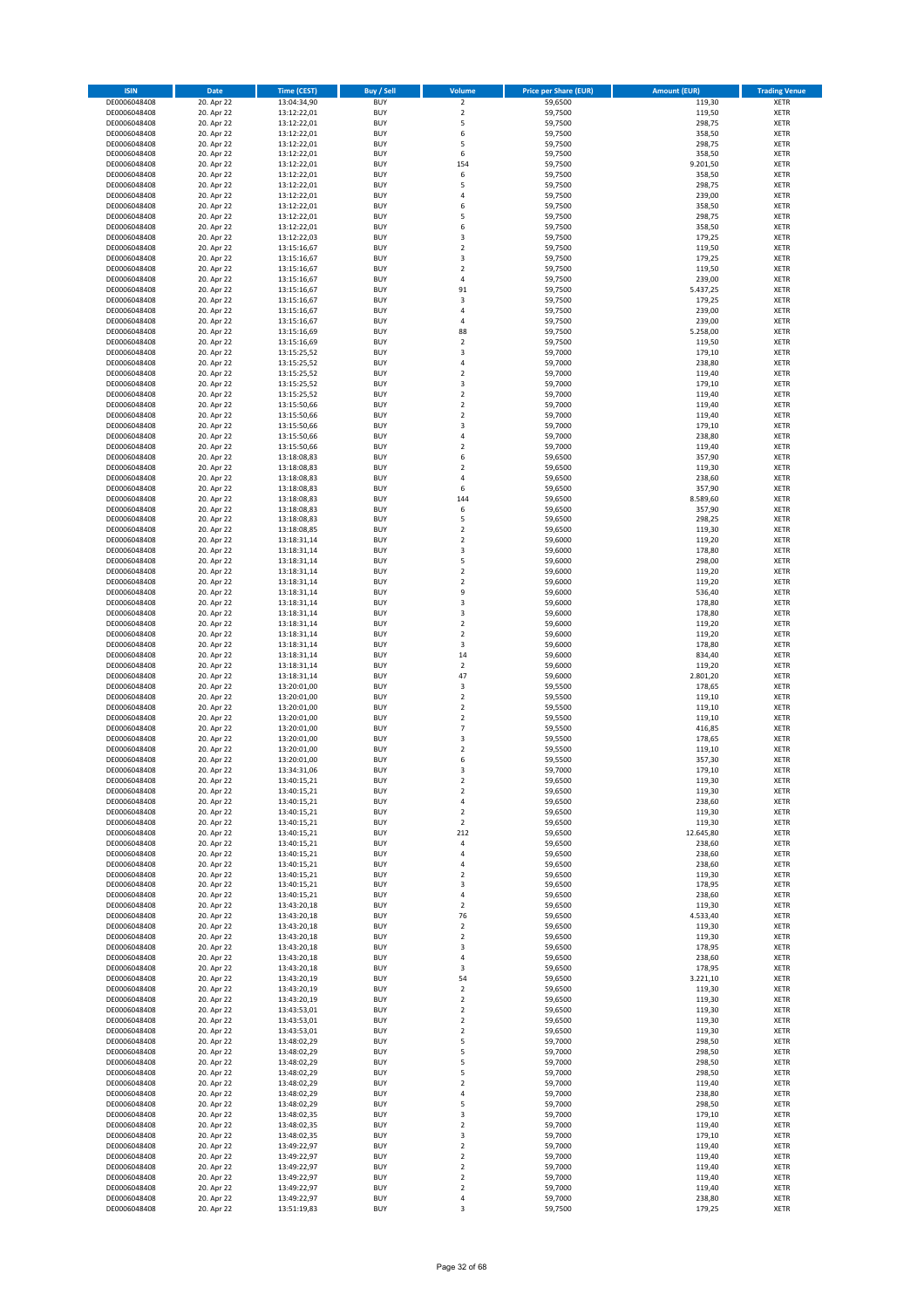| ISIN | Date | Time (CEST) | Buy / Sell | Volume | Price per Share (EUR) | Amount (EUR) | Trading Venue |
|---|---|---|---|---|---|---|---|
| DE0006048408 | 20. Apr 22 | 13:04:34,90 | BUY | 2 | 59,6500 | 119,30 | XETR |
| DE0006048408 | 20. Apr 22 | 13:12:22,01 | BUY | 2 | 59,7500 | 119,50 | XETR |
| DE0006048408 | 20. Apr 22 | 13:12:22,01 | BUY | 5 | 59,7500 | 298,75 | XETR |
| DE0006048408 | 20. Apr 22 | 13:12:22,01 | BUY | 6 | 59,7500 | 358,50 | XETR |
| DE0006048408 | 20. Apr 22 | 13:12:22,01 | BUY | 5 | 59,7500 | 298,75 | XETR |
| DE0006048408 | 20. Apr 22 | 13:12:22,01 | BUY | 6 | 59,7500 | 358,50 | XETR |
| DE0006048408 | 20. Apr 22 | 13:12:22,01 | BUY | 154 | 59,7500 | 9.201,50 | XETR |
| DE0006048408 | 20. Apr 22 | 13:12:22,01 | BUY | 6 | 59,7500 | 358,50 | XETR |
| DE0006048408 | 20. Apr 22 | 13:12:22,01 | BUY | 5 | 59,7500 | 298,75 | XETR |
| DE0006048408 | 20. Apr 22 | 13:12:22,01 | BUY | 4 | 59,7500 | 239,00 | XETR |
| DE0006048408 | 20. Apr 22 | 13:12:22,01 | BUY | 6 | 59,7500 | 358,50 | XETR |
| DE0006048408 | 20. Apr 22 | 13:12:22,01 | BUY | 5 | 59,7500 | 298,75 | XETR |
| DE0006048408 | 20. Apr 22 | 13:12:22,01 | BUY | 6 | 59,7500 | 358,50 | XETR |
| DE0006048408 | 20. Apr 22 | 13:12:22,03 | BUY | 3 | 59,7500 | 179,25 | XETR |
| DE0006048408 | 20. Apr 22 | 13:15:16,67 | BUY | 2 | 59,7500 | 119,50 | XETR |
| DE0006048408 | 20. Apr 22 | 13:15:16,67 | BUY | 3 | 59,7500 | 179,25 | XETR |
| DE0006048408 | 20. Apr 22 | 13:15:16,67 | BUY | 2 | 59,7500 | 119,50 | XETR |
| DE0006048408 | 20. Apr 22 | 13:15:16,67 | BUY | 4 | 59,7500 | 239,00 | XETR |
| DE0006048408 | 20. Apr 22 | 13:15:16,67 | BUY | 91 | 59,7500 | 5.437,25 | XETR |
| DE0006048408 | 20. Apr 22 | 13:15:16,67 | BUY | 3 | 59,7500 | 179,25 | XETR |
| DE0006048408 | 20. Apr 22 | 13:15:16,67 | BUY | 4 | 59,7500 | 239,00 | XETR |
| DE0006048408 | 20. Apr 22 | 13:15:16,67 | BUY | 4 | 59,7500 | 239,00 | XETR |
| DE0006048408 | 20. Apr 22 | 13:15:16,69 | BUY | 88 | 59,7500 | 5.258,00 | XETR |
| DE0006048408 | 20. Apr 22 | 13:15:16,69 | BUY | 2 | 59,7500 | 119,50 | XETR |
| DE0006048408 | 20. Apr 22 | 13:15:25,52 | BUY | 3 | 59,7000 | 179,10 | XETR |
| DE0006048408 | 20. Apr 22 | 13:15:25,52 | BUY | 4 | 59,7000 | 238,80 | XETR |
| DE0006048408 | 20. Apr 22 | 13:15:25,52 | BUY | 2 | 59,7000 | 119,40 | XETR |
| DE0006048408 | 20. Apr 22 | 13:15:25,52 | BUY | 3 | 59,7000 | 179,10 | XETR |
| DE0006048408 | 20. Apr 22 | 13:15:25,52 | BUY | 2 | 59,7000 | 119,40 | XETR |
| DE0006048408 | 20. Apr 22 | 13:15:50,66 | BUY | 2 | 59,7000 | 119,40 | XETR |
| DE0006048408 | 20. Apr 22 | 13:15:50,66 | BUY | 2 | 59,7000 | 119,40 | XETR |
| DE0006048408 | 20. Apr 22 | 13:15:50,66 | BUY | 3 | 59,7000 | 179,10 | XETR |
| DE0006048408 | 20. Apr 22 | 13:15:50,66 | BUY | 4 | 59,7000 | 238,80 | XETR |
| DE0006048408 | 20. Apr 22 | 13:15:50,66 | BUY | 2 | 59,7000 | 119,40 | XETR |
| DE0006048408 | 20. Apr 22 | 13:18:08,83 | BUY | 6 | 59,6500 | 357,90 | XETR |
| DE0006048408 | 20. Apr 22 | 13:18:08,83 | BUY | 2 | 59,6500 | 119,30 | XETR |
| DE0006048408 | 20. Apr 22 | 13:18:08,83 | BUY | 4 | 59,6500 | 238,60 | XETR |
| DE0006048408 | 20. Apr 22 | 13:18:08,83 | BUY | 6 | 59,6500 | 357,90 | XETR |
| DE0006048408 | 20. Apr 22 | 13:18:08,83 | BUY | 144 | 59,6500 | 8.589,60 | XETR |
| DE0006048408 | 20. Apr 22 | 13:18:08,83 | BUY | 6 | 59,6500 | 357,90 | XETR |
| DE0006048408 | 20. Apr 22 | 13:18:08,83 | BUY | 5 | 59,6500 | 298,25 | XETR |
| DE0006048408 | 20. Apr 22 | 13:18:08,85 | BUY | 2 | 59,6500 | 119,30 | XETR |
| DE0006048408 | 20. Apr 22 | 13:18:31,14 | BUY | 2 | 59,6000 | 119,20 | XETR |
| DE0006048408 | 20. Apr 22 | 13:18:31,14 | BUY | 3 | 59,6000 | 178,80 | XETR |
| DE0006048408 | 20. Apr 22 | 13:18:31,14 | BUY | 5 | 59,6000 | 298,00 | XETR |
| DE0006048408 | 20. Apr 22 | 13:18:31,14 | BUY | 2 | 59,6000 | 119,20 | XETR |
| DE0006048408 | 20. Apr 22 | 13:18:31,14 | BUY | 2 | 59,6000 | 119,20 | XETR |
| DE0006048408 | 20. Apr 22 | 13:18:31,14 | BUY | 9 | 59,6000 | 536,40 | XETR |
| DE0006048408 | 20. Apr 22 | 13:18:31,14 | BUY | 3 | 59,6000 | 178,80 | XETR |
| DE0006048408 | 20. Apr 22 | 13:18:31,14 | BUY | 3 | 59,6000 | 178,80 | XETR |
| DE0006048408 | 20. Apr 22 | 13:18:31,14 | BUY | 2 | 59,6000 | 119,20 | XETR |
| DE0006048408 | 20. Apr 22 | 13:18:31,14 | BUY | 2 | 59,6000 | 119,20 | XETR |
| DE0006048408 | 20. Apr 22 | 13:18:31,14 | BUY | 3 | 59,6000 | 178,80 | XETR |
| DE0006048408 | 20. Apr 22 | 13:18:31,14 | BUY | 14 | 59,6000 | 834,40 | XETR |
| DE0006048408 | 20. Apr 22 | 13:18:31,14 | BUY | 2 | 59,6000 | 119,20 | XETR |
| DE0006048408 | 20. Apr 22 | 13:18:31,14 | BUY | 47 | 59,6000 | 2.801,20 | XETR |
| DE0006048408 | 20. Apr 22 | 13:20:01,00 | BUY | 3 | 59,5500 | 178,65 | XETR |
| DE0006048408 | 20. Apr 22 | 13:20:01,00 | BUY | 2 | 59,5500 | 119,10 | XETR |
| DE0006048408 | 20. Apr 22 | 13:20:01,00 | BUY | 2 | 59,5500 | 119,10 | XETR |
| DE0006048408 | 20. Apr 22 | 13:20:01,00 | BUY | 2 | 59,5500 | 119,10 | XETR |
| DE0006048408 | 20. Apr 22 | 13:20:01,00 | BUY | 7 | 59,5500 | 416,85 | XETR |
| DE0006048408 | 20. Apr 22 | 13:20:01,00 | BUY | 3 | 59,5500 | 178,65 | XETR |
| DE0006048408 | 20. Apr 22 | 13:20:01,00 | BUY | 2 | 59,5500 | 119,10 | XETR |
| DE0006048408 | 20. Apr 22 | 13:20:01,00 | BUY | 6 | 59,5500 | 357,30 | XETR |
| DE0006048408 | 20. Apr 22 | 13:34:31,06 | BUY | 3 | 59,7000 | 179,10 | XETR |
| DE0006048408 | 20. Apr 22 | 13:40:15,21 | BUY | 2 | 59,6500 | 119,30 | XETR |
| DE0006048408 | 20. Apr 22 | 13:40:15,21 | BUY | 2 | 59,6500 | 119,30 | XETR |
| DE0006048408 | 20. Apr 22 | 13:40:15,21 | BUY | 4 | 59,6500 | 238,60 | XETR |
| DE0006048408 | 20. Apr 22 | 13:40:15,21 | BUY | 2 | 59,6500 | 119,30 | XETR |
| DE0006048408 | 20. Apr 22 | 13:40:15,21 | BUY | 2 | 59,6500 | 119,30 | XETR |
| DE0006048408 | 20. Apr 22 | 13:40:15,21 | BUY | 212 | 59,6500 | 12.645,80 | XETR |
| DE0006048408 | 20. Apr 22 | 13:40:15,21 | BUY | 4 | 59,6500 | 238,60 | XETR |
| DE0006048408 | 20. Apr 22 | 13:40:15,21 | BUY | 4 | 59,6500 | 238,60 | XETR |
| DE0006048408 | 20. Apr 22 | 13:40:15,21 | BUY | 4 | 59,6500 | 238,60 | XETR |
| DE0006048408 | 20. Apr 22 | 13:40:15,21 | BUY | 2 | 59,6500 | 119,30 | XETR |
| DE0006048408 | 20. Apr 22 | 13:40:15,21 | BUY | 3 | 59,6500 | 178,95 | XETR |
| DE0006048408 | 20. Apr 22 | 13:40:15,21 | BUY | 4 | 59,6500 | 238,60 | XETR |
| DE0006048408 | 20. Apr 22 | 13:43:20,18 | BUY | 2 | 59,6500 | 119,30 | XETR |
| DE0006048408 | 20. Apr 22 | 13:43:20,18 | BUY | 76 | 59,6500 | 4.533,40 | XETR |
| DE0006048408 | 20. Apr 22 | 13:43:20,18 | BUY | 2 | 59,6500 | 119,30 | XETR |
| DE0006048408 | 20. Apr 22 | 13:43:20,18 | BUY | 2 | 59,6500 | 119,30 | XETR |
| DE0006048408 | 20. Apr 22 | 13:43:20,18 | BUY | 3 | 59,6500 | 178,95 | XETR |
| DE0006048408 | 20. Apr 22 | 13:43:20,18 | BUY | 4 | 59,6500 | 238,60 | XETR |
| DE0006048408 | 20. Apr 22 | 13:43:20,18 | BUY | 3 | 59,6500 | 178,95 | XETR |
| DE0006048408 | 20. Apr 22 | 13:43:20,19 | BUY | 54 | 59,6500 | 3.221,10 | XETR |
| DE0006048408 | 20. Apr 22 | 13:43:20,19 | BUY | 2 | 59,6500 | 119,30 | XETR |
| DE0006048408 | 20. Apr 22 | 13:43:20,19 | BUY | 2 | 59,6500 | 119,30 | XETR |
| DE0006048408 | 20. Apr 22 | 13:43:53,01 | BUY | 2 | 59,6500 | 119,30 | XETR |
| DE0006048408 | 20. Apr 22 | 13:43:53,01 | BUY | 2 | 59,6500 | 119,30 | XETR |
| DE0006048408 | 20. Apr 22 | 13:43:53,01 | BUY | 2 | 59,6500 | 119,30 | XETR |
| DE0006048408 | 20. Apr 22 | 13:48:02,29 | BUY | 5 | 59,7000 | 298,50 | XETR |
| DE0006048408 | 20. Apr 22 | 13:48:02,29 | BUY | 5 | 59,7000 | 298,50 | XETR |
| DE0006048408 | 20. Apr 22 | 13:48:02,29 | BUY | 5 | 59,7000 | 298,50 | XETR |
| DE0006048408 | 20. Apr 22 | 13:48:02,29 | BUY | 5 | 59,7000 | 298,50 | XETR |
| DE0006048408 | 20. Apr 22 | 13:48:02,29 | BUY | 2 | 59,7000 | 119,40 | XETR |
| DE0006048408 | 20. Apr 22 | 13:48:02,29 | BUY | 4 | 59,7000 | 238,80 | XETR |
| DE0006048408 | 20. Apr 22 | 13:48:02,29 | BUY | 5 | 59,7000 | 298,50 | XETR |
| DE0006048408 | 20. Apr 22 | 13:48:02,35 | BUY | 3 | 59,7000 | 179,10 | XETR |
| DE0006048408 | 20. Apr 22 | 13:48:02,35 | BUY | 2 | 59,7000 | 119,40 | XETR |
| DE0006048408 | 20. Apr 22 | 13:48:02,35 | BUY | 3 | 59,7000 | 179,10 | XETR |
| DE0006048408 | 20. Apr 22 | 13:49:22,97 | BUY | 2 | 59,7000 | 119,40 | XETR |
| DE0006048408 | 20. Apr 22 | 13:49:22,97 | BUY | 2 | 59,7000 | 119,40 | XETR |
| DE0006048408 | 20. Apr 22 | 13:49:22,97 | BUY | 2 | 59,7000 | 119,40 | XETR |
| DE0006048408 | 20. Apr 22 | 13:49:22,97 | BUY | 2 | 59,7000 | 119,40 | XETR |
| DE0006048408 | 20. Apr 22 | 13:49:22,97 | BUY | 2 | 59,7000 | 119,40 | XETR |
| DE0006048408 | 20. Apr 22 | 13:49:22,97 | BUY | 4 | 59,7000 | 238,80 | XETR |
| DE0006048408 | 20. Apr 22 | 13:51:19,83 | BUY | 3 | 59,7500 | 179,25 | XETR |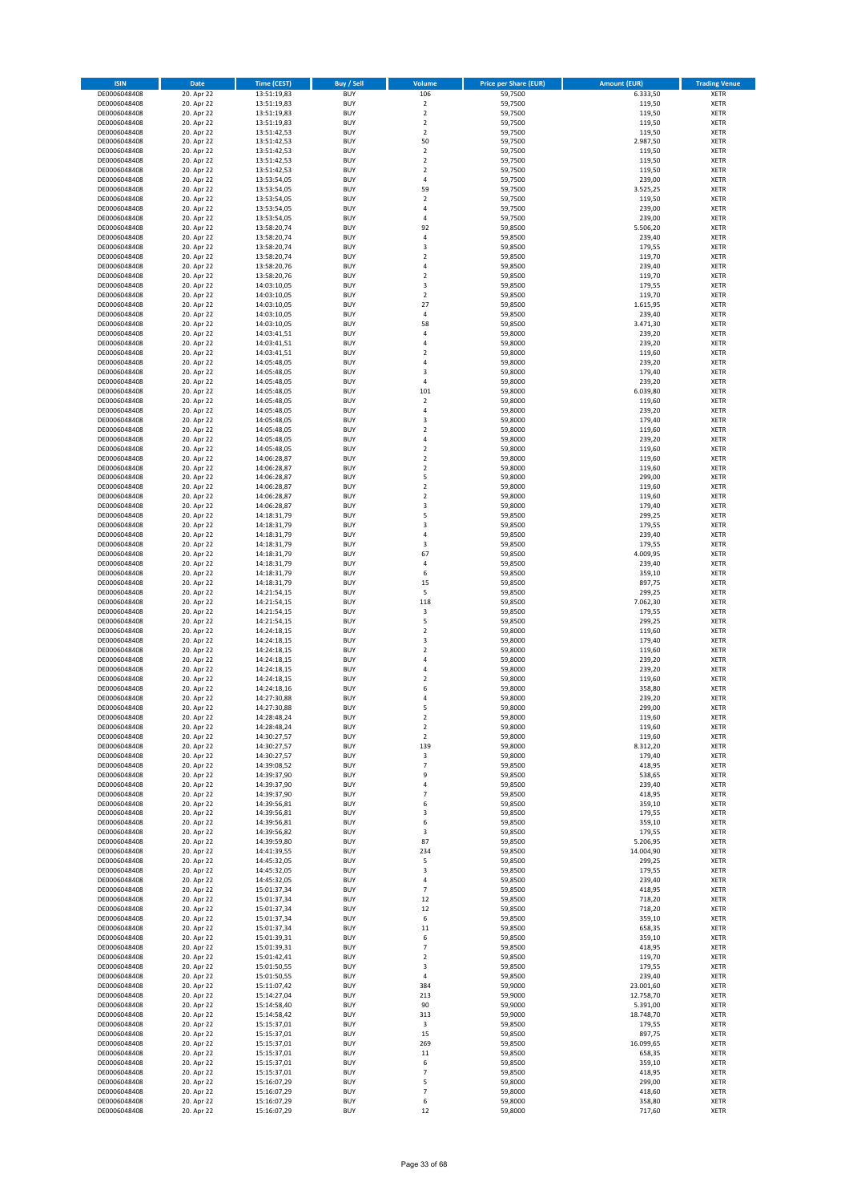| ISIN | Date | Time (CEST) | Buy / Sell | Volume | Price per Share (EUR) | Amount (EUR) | Trading Venue |
|---|---|---|---|---|---|---|---|
| DE0006048408 | 20. Apr 22 | 13:51:19,83 | BUY | 106 | 59,7500 | 6.333,50 | XETR |
| DE0006048408 | 20. Apr 22 | 13:51:19,83 | BUY | 2 | 59,7500 | 119,50 | XETR |
| DE0006048408 | 20. Apr 22 | 13:51:19,83 | BUY | 2 | 59,7500 | 119,50 | XETR |
| DE0006048408 | 20. Apr 22 | 13:51:19,83 | BUY | 2 | 59,7500 | 119,50 | XETR |
| DE0006048408 | 20. Apr 22 | 13:51:42,53 | BUY | 2 | 59,7500 | 119,50 | XETR |
| DE0006048408 | 20. Apr 22 | 13:51:42,53 | BUY | 50 | 59,7500 | 2.987,50 | XETR |
| DE0006048408 | 20. Apr 22 | 13:51:42,53 | BUY | 2 | 59,7500 | 119,50 | XETR |
| DE0006048408 | 20. Apr 22 | 13:51:42,53 | BUY | 2 | 59,7500 | 119,50 | XETR |
| DE0006048408 | 20. Apr 22 | 13:51:42,53 | BUY | 2 | 59,7500 | 119,50 | XETR |
| DE0006048408 | 20. Apr 22 | 13:53:54,05 | BUY | 4 | 59,7500 | 239,00 | XETR |
| DE0006048408 | 20. Apr 22 | 13:53:54,05 | BUY | 59 | 59,7500 | 3.525,25 | XETR |
| DE0006048408 | 20. Apr 22 | 13:53:54,05 | BUY | 2 | 59,7500 | 119,50 | XETR |
| DE0006048408 | 20. Apr 22 | 13:53:54,05 | BUY | 4 | 59,7500 | 239,00 | XETR |
| DE0006048408 | 20. Apr 22 | 13:53:54,05 | BUY | 4 | 59,7500 | 239,00 | XETR |
| DE0006048408 | 20. Apr 22 | 13:58:20,74 | BUY | 92 | 59,8500 | 5.506,20 | XETR |
| DE0006048408 | 20. Apr 22 | 13:58:20,74 | BUY | 4 | 59,8500 | 239,40 | XETR |
| DE0006048408 | 20. Apr 22 | 13:58:20,74 | BUY | 3 | 59,8500 | 179,55 | XETR |
| DE0006048408 | 20. Apr 22 | 13:58:20,74 | BUY | 2 | 59,8500 | 119,70 | XETR |
| DE0006048408 | 20. Apr 22 | 13:58:20,76 | BUY | 4 | 59,8500 | 239,40 | XETR |
| DE0006048408 | 20. Apr 22 | 13:58:20,76 | BUY | 2 | 59,8500 | 119,70 | XETR |
| DE0006048408 | 20. Apr 22 | 14:03:10,05 | BUY | 3 | 59,8500 | 179,55 | XETR |
| DE0006048408 | 20. Apr 22 | 14:03:10,05 | BUY | 2 | 59,8500 | 119,70 | XETR |
| DE0006048408 | 20. Apr 22 | 14:03:10,05 | BUY | 27 | 59,8500 | 1.615,95 | XETR |
| DE0006048408 | 20. Apr 22 | 14:03:10,05 | BUY | 4 | 59,8500 | 239,40 | XETR |
| DE0006048408 | 20. Apr 22 | 14:03:10,05 | BUY | 58 | 59,8500 | 3.471,30 | XETR |
| DE0006048408 | 20. Apr 22 | 14:03:41,51 | BUY | 4 | 59,8000 | 239,20 | XETR |
| DE0006048408 | 20. Apr 22 | 14:03:41,51 | BUY | 4 | 59,8000 | 239,20 | XETR |
| DE0006048408 | 20. Apr 22 | 14:03:41,51 | BUY | 2 | 59,8000 | 119,60 | XETR |
| DE0006048408 | 20. Apr 22 | 14:05:48,05 | BUY | 4 | 59,8000 | 239,20 | XETR |
| DE0006048408 | 20. Apr 22 | 14:05:48,05 | BUY | 3 | 59,8000 | 179,40 | XETR |
| DE0006048408 | 20. Apr 22 | 14:05:48,05 | BUY | 4 | 59,8000 | 239,20 | XETR |
| DE0006048408 | 20. Apr 22 | 14:05:48,05 | BUY | 101 | 59,8000 | 6.039,80 | XETR |
| DE0006048408 | 20. Apr 22 | 14:05:48,05 | BUY | 2 | 59,8000 | 119,60 | XETR |
| DE0006048408 | 20. Apr 22 | 14:05:48,05 | BUY | 4 | 59,8000 | 239,20 | XETR |
| DE0006048408 | 20. Apr 22 | 14:05:48,05 | BUY | 3 | 59,8000 | 179,40 | XETR |
| DE0006048408 | 20. Apr 22 | 14:05:48,05 | BUY | 2 | 59,8000 | 119,60 | XETR |
| DE0006048408 | 20. Apr 22 | 14:05:48,05 | BUY | 4 | 59,8000 | 239,20 | XETR |
| DE0006048408 | 20. Apr 22 | 14:05:48,05 | BUY | 2 | 59,8000 | 119,60 | XETR |
| DE0006048408 | 20. Apr 22 | 14:06:28,87 | BUY | 2 | 59,8000 | 119,60 | XETR |
| DE0006048408 | 20. Apr 22 | 14:06:28,87 | BUY | 2 | 59,8000 | 119,60 | XETR |
| DE0006048408 | 20. Apr 22 | 14:06:28,87 | BUY | 5 | 59,8000 | 299,00 | XETR |
| DE0006048408 | 20. Apr 22 | 14:06:28,87 | BUY | 2 | 59,8000 | 119,60 | XETR |
| DE0006048408 | 20. Apr 22 | 14:06:28,87 | BUY | 2 | 59,8000 | 119,60 | XETR |
| DE0006048408 | 20. Apr 22 | 14:06:28,87 | BUY | 3 | 59,8000 | 179,40 | XETR |
| DE0006048408 | 20. Apr 22 | 14:18:31,79 | BUY | 5 | 59,8500 | 299,25 | XETR |
| DE0006048408 | 20. Apr 22 | 14:18:31,79 | BUY | 3 | 59,8500 | 179,55 | XETR |
| DE0006048408 | 20. Apr 22 | 14:18:31,79 | BUY | 4 | 59,8500 | 239,40 | XETR |
| DE0006048408 | 20. Apr 22 | 14:18:31,79 | BUY | 3 | 59,8500 | 179,55 | XETR |
| DE0006048408 | 20. Apr 22 | 14:18:31,79 | BUY | 67 | 59,8500 | 4.009,95 | XETR |
| DE0006048408 | 20. Apr 22 | 14:18:31,79 | BUY | 4 | 59,8500 | 239,40 | XETR |
| DE0006048408 | 20. Apr 22 | 14:18:31,79 | BUY | 6 | 59,8500 | 359,10 | XETR |
| DE0006048408 | 20. Apr 22 | 14:18:31,79 | BUY | 15 | 59,8500 | 897,75 | XETR |
| DE0006048408 | 20. Apr 22 | 14:21:54,15 | BUY | 5 | 59,8500 | 299,25 | XETR |
| DE0006048408 | 20. Apr 22 | 14:21:54,15 | BUY | 118 | 59,8500 | 7.062,30 | XETR |
| DE0006048408 | 20. Apr 22 | 14:21:54,15 | BUY | 3 | 59,8500 | 179,55 | XETR |
| DE0006048408 | 20. Apr 22 | 14:21:54,15 | BUY | 5 | 59,8500 | 299,25 | XETR |
| DE0006048408 | 20. Apr 22 | 14:24:18,15 | BUY | 2 | 59,8000 | 119,60 | XETR |
| DE0006048408 | 20. Apr 22 | 14:24:18,15 | BUY | 3 | 59,8000 | 179,40 | XETR |
| DE0006048408 | 20. Apr 22 | 14:24:18,15 | BUY | 2 | 59,8000 | 119,60 | XETR |
| DE0006048408 | 20. Apr 22 | 14:24:18,15 | BUY | 4 | 59,8000 | 239,20 | XETR |
| DE0006048408 | 20. Apr 22 | 14:24:18,15 | BUY | 4 | 59,8000 | 239,20 | XETR |
| DE0006048408 | 20. Apr 22 | 14:24:18,15 | BUY | 2 | 59,8000 | 119,60 | XETR |
| DE0006048408 | 20. Apr 22 | 14:24:18,16 | BUY | 6 | 59,8000 | 358,80 | XETR |
| DE0006048408 | 20. Apr 22 | 14:27:30,88 | BUY | 4 | 59,8000 | 239,20 | XETR |
| DE0006048408 | 20. Apr 22 | 14:27:30,88 | BUY | 5 | 59,8000 | 299,00 | XETR |
| DE0006048408 | 20. Apr 22 | 14:28:48,24 | BUY | 2 | 59,8000 | 119,60 | XETR |
| DE0006048408 | 20. Apr 22 | 14:28:48,24 | BUY | 2 | 59,8000 | 119,60 | XETR |
| DE0006048408 | 20. Apr 22 | 14:30:27,57 | BUY | 2 | 59,8000 | 119,60 | XETR |
| DE0006048408 | 20. Apr 22 | 14:30:27,57 | BUY | 139 | 59,8000 | 8.312,20 | XETR |
| DE0006048408 | 20. Apr 22 | 14:30:27,57 | BUY | 3 | 59,8000 | 179,40 | XETR |
| DE0006048408 | 20. Apr 22 | 14:39:08,52 | BUY | 7 | 59,8500 | 418,95 | XETR |
| DE0006048408 | 20. Apr 22 | 14:39:37,90 | BUY | 9 | 59,8500 | 538,65 | XETR |
| DE0006048408 | 20. Apr 22 | 14:39:37,90 | BUY | 4 | 59,8500 | 239,40 | XETR |
| DE0006048408 | 20. Apr 22 | 14:39:37,90 | BUY | 7 | 59,8500 | 418,95 | XETR |
| DE0006048408 | 20. Apr 22 | 14:39:56,81 | BUY | 6 | 59,8500 | 359,10 | XETR |
| DE0006048408 | 20. Apr 22 | 14:39:56,81 | BUY | 3 | 59,8500 | 179,55 | XETR |
| DE0006048408 | 20. Apr 22 | 14:39:56,81 | BUY | 6 | 59,8500 | 359,10 | XETR |
| DE0006048408 | 20. Apr 22 | 14:39:56,82 | BUY | 3 | 59,8500 | 179,55 | XETR |
| DE0006048408 | 20. Apr 22 | 14:39:59,80 | BUY | 87 | 59,8500 | 5.206,95 | XETR |
| DE0006048408 | 20. Apr 22 | 14:41:39,55 | BUY | 234 | 59,8500 | 14.004,90 | XETR |
| DE0006048408 | 20. Apr 22 | 14:45:32,05 | BUY | 5 | 59,8500 | 299,25 | XETR |
| DE0006048408 | 20. Apr 22 | 14:45:32,05 | BUY | 3 | 59,8500 | 179,55 | XETR |
| DE0006048408 | 20. Apr 22 | 14:45:32,05 | BUY | 4 | 59,8500 | 239,40 | XETR |
| DE0006048408 | 20. Apr 22 | 15:01:37,34 | BUY | 7 | 59,8500 | 418,95 | XETR |
| DE0006048408 | 20. Apr 22 | 15:01:37,34 | BUY | 12 | 59,8500 | 718,20 | XETR |
| DE0006048408 | 20. Apr 22 | 15:01:37,34 | BUY | 12 | 59,8500 | 718,20 | XETR |
| DE0006048408 | 20. Apr 22 | 15:01:37,34 | BUY | 6 | 59,8500 | 359,10 | XETR |
| DE0006048408 | 20. Apr 22 | 15:01:37,34 | BUY | 11 | 59,8500 | 658,35 | XETR |
| DE0006048408 | 20. Apr 22 | 15:01:39,31 | BUY | 6 | 59,8500 | 359,10 | XETR |
| DE0006048408 | 20. Apr 22 | 15:01:39,31 | BUY | 7 | 59,8500 | 418,95 | XETR |
| DE0006048408 | 20. Apr 22 | 15:01:42,41 | BUY | 2 | 59,8500 | 119,70 | XETR |
| DE0006048408 | 20. Apr 22 | 15:01:50,55 | BUY | 3 | 59,8500 | 179,55 | XETR |
| DE0006048408 | 20. Apr 22 | 15:01:50,55 | BUY | 4 | 59,8500 | 239,40 | XETR |
| DE0006048408 | 20. Apr 22 | 15:11:07,42 | BUY | 384 | 59,9000 | 23.001,60 | XETR |
| DE0006048408 | 20. Apr 22 | 15:14:27,04 | BUY | 213 | 59,9000 | 12.758,70 | XETR |
| DE0006048408 | 20. Apr 22 | 15:14:58,40 | BUY | 90 | 59,9000 | 5.391,00 | XETR |
| DE0006048408 | 20. Apr 22 | 15:14:58,42 | BUY | 313 | 59,9000 | 18.748,70 | XETR |
| DE0006048408 | 20. Apr 22 | 15:15:37,01 | BUY | 3 | 59,8500 | 179,55 | XETR |
| DE0006048408 | 20. Apr 22 | 15:15:37,01 | BUY | 15 | 59,8500 | 897,75 | XETR |
| DE0006048408 | 20. Apr 22 | 15:15:37,01 | BUY | 269 | 59,8500 | 16.099,65 | XETR |
| DE0006048408 | 20. Apr 22 | 15:15:37,01 | BUY | 11 | 59,8500 | 658,35 | XETR |
| DE0006048408 | 20. Apr 22 | 15:15:37,01 | BUY | 6 | 59,8500 | 359,10 | XETR |
| DE0006048408 | 20. Apr 22 | 15:15:37,01 | BUY | 7 | 59,8500 | 418,95 | XETR |
| DE0006048408 | 20. Apr 22 | 15:16:07,29 | BUY | 5 | 59,8000 | 299,00 | XETR |
| DE0006048408 | 20. Apr 22 | 15:16:07,29 | BUY | 7 | 59,8000 | 418,60 | XETR |
| DE0006048408 | 20. Apr 22 | 15:16:07,29 | BUY | 6 | 59,8000 | 358,80 | XETR |
| DE0006048408 | 20. Apr 22 | 15:16:07,29 | BUY | 12 | 59,8000 | 717,60 | XETR |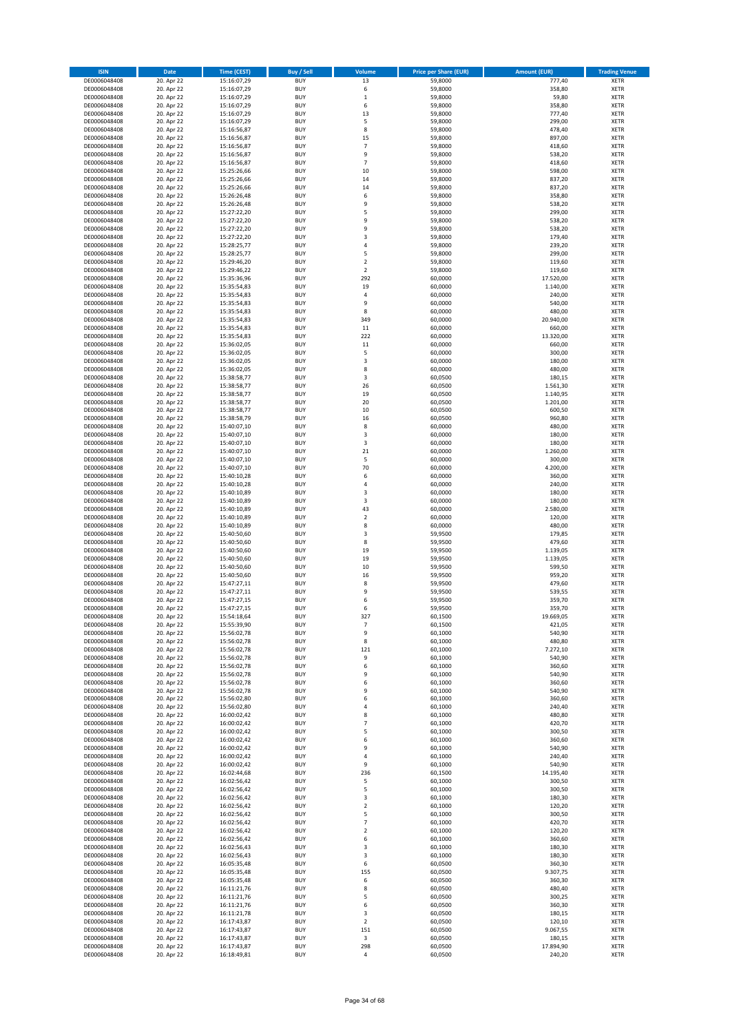| ISIN | Date | Time (CEST) | Buy / Sell | Volume | Price per Share (EUR) | Amount (EUR) | Trading Venue |
|---|---|---|---|---|---|---|---|
| DE0006048408 | 20. Apr 22 | 15:16:07,29 | BUY | 13 | 59,8000 | 777,40 | XETR |
| DE0006048408 | 20. Apr 22 | 15:16:07,29 | BUY | 6 | 59,8000 | 358,80 | XETR |
| DE0006048408 | 20. Apr 22 | 15:16:07,29 | BUY | 1 | 59,8000 | 59,80 | XETR |
| DE0006048408 | 20. Apr 22 | 15:16:07,29 | BUY | 6 | 59,8000 | 358,80 | XETR |
| DE0006048408 | 20. Apr 22 | 15:16:07,29 | BUY | 13 | 59,8000 | 777,40 | XETR |
| DE0006048408 | 20. Apr 22 | 15:16:07,29 | BUY | 5 | 59,8000 | 299,00 | XETR |
| DE0006048408 | 20. Apr 22 | 15:16:56,87 | BUY | 8 | 59,8000 | 478,40 | XETR |
| DE0006048408 | 20. Apr 22 | 15:16:56,87 | BUY | 15 | 59,8000 | 897,00 | XETR |
| DE0006048408 | 20. Apr 22 | 15:16:56,87 | BUY | 7 | 59,8000 | 418,60 | XETR |
| DE0006048408 | 20. Apr 22 | 15:16:56,87 | BUY | 9 | 59,8000 | 538,20 | XETR |
| DE0006048408 | 20. Apr 22 | 15:16:56,87 | BUY | 7 | 59,8000 | 418,60 | XETR |
| DE0006048408 | 20. Apr 22 | 15:25:26,66 | BUY | 10 | 59,8000 | 598,00 | XETR |
| DE0006048408 | 20. Apr 22 | 15:25:26,66 | BUY | 14 | 59,8000 | 837,20 | XETR |
| DE0006048408 | 20. Apr 22 | 15:25:26,66 | BUY | 14 | 59,8000 | 837,20 | XETR |
| DE0006048408 | 20. Apr 22 | 15:26:26,48 | BUY | 6 | 59,8000 | 358,80 | XETR |
| DE0006048408 | 20. Apr 22 | 15:26:26,48 | BUY | 9 | 59,8000 | 538,20 | XETR |
| DE0006048408 | 20. Apr 22 | 15:27:22,20 | BUY | 5 | 59,8000 | 299,00 | XETR |
| DE0006048408 | 20. Apr 22 | 15:27:22,20 | BUY | 9 | 59,8000 | 538,20 | XETR |
| DE0006048408 | 20. Apr 22 | 15:27:22,20 | BUY | 9 | 59,8000 | 538,20 | XETR |
| DE0006048408 | 20. Apr 22 | 15:27:22,20 | BUY | 3 | 59,8000 | 179,40 | XETR |
| DE0006048408 | 20. Apr 22 | 15:28:25,77 | BUY | 4 | 59,8000 | 239,20 | XETR |
| DE0006048408 | 20. Apr 22 | 15:28:25,77 | BUY | 5 | 59,8000 | 299,00 | XETR |
| DE0006048408 | 20. Apr 22 | 15:29:46,20 | BUY | 2 | 59,8000 | 119,60 | XETR |
| DE0006048408 | 20. Apr 22 | 15:29:46,22 | BUY | 2 | 59,8000 | 119,60 | XETR |
| DE0006048408 | 20. Apr 22 | 15:35:36,96 | BUY | 292 | 60,0000 | 17.520,00 | XETR |
| DE0006048408 | 20. Apr 22 | 15:35:54,83 | BUY | 19 | 60,0000 | 1.140,00 | XETR |
| DE0006048408 | 20. Apr 22 | 15:35:54,83 | BUY | 4 | 60,0000 | 240,00 | XETR |
| DE0006048408 | 20. Apr 22 | 15:35:54,83 | BUY | 9 | 60,0000 | 540,00 | XETR |
| DE0006048408 | 20. Apr 22 | 15:35:54,83 | BUY | 8 | 60,0000 | 480,00 | XETR |
| DE0006048408 | 20. Apr 22 | 15:35:54,83 | BUY | 349 | 60,0000 | 20.940,00 | XETR |
| DE0006048408 | 20. Apr 22 | 15:35:54,83 | BUY | 11 | 60,0000 | 660,00 | XETR |
| DE0006048408 | 20. Apr 22 | 15:35:54,83 | BUY | 222 | 60,0000 | 13.320,00 | XETR |
| DE0006048408 | 20. Apr 22 | 15:36:02,05 | BUY | 11 | 60,0000 | 660,00 | XETR |
| DE0006048408 | 20. Apr 22 | 15:36:02,05 | BUY | 5 | 60,0000 | 300,00 | XETR |
| DE0006048408 | 20. Apr 22 | 15:36:02,05 | BUY | 3 | 60,0000 | 180,00 | XETR |
| DE0006048408 | 20. Apr 22 | 15:36:02,05 | BUY | 8 | 60,0000 | 480,00 | XETR |
| DE0006048408 | 20. Apr 22 | 15:38:58,77 | BUY | 3 | 60,0500 | 180,15 | XETR |
| DE0006048408 | 20. Apr 22 | 15:38:58,77 | BUY | 26 | 60,0500 | 1.561,30 | XETR |
| DE0006048408 | 20. Apr 22 | 15:38:58,77 | BUY | 19 | 60,0500 | 1.140,95 | XETR |
| DE0006048408 | 20. Apr 22 | 15:38:58,77 | BUY | 20 | 60,0500 | 1.201,00 | XETR |
| DE0006048408 | 20. Apr 22 | 15:38:58,77 | BUY | 10 | 60,0500 | 600,50 | XETR |
| DE0006048408 | 20. Apr 22 | 15:38:58,79 | BUY | 16 | 60,0500 | 960,80 | XETR |
| DE0006048408 | 20. Apr 22 | 15:40:07,10 | BUY | 8 | 60,0000 | 480,00 | XETR |
| DE0006048408 | 20. Apr 22 | 15:40:07,10 | BUY | 3 | 60,0000 | 180,00 | XETR |
| DE0006048408 | 20. Apr 22 | 15:40:07,10 | BUY | 3 | 60,0000 | 180,00 | XETR |
| DE0006048408 | 20. Apr 22 | 15:40:07,10 | BUY | 21 | 60,0000 | 1.260,00 | XETR |
| DE0006048408 | 20. Apr 22 | 15:40:07,10 | BUY | 5 | 60,0000 | 300,00 | XETR |
| DE0006048408 | 20. Apr 22 | 15:40:07,10 | BUY | 70 | 60,0000 | 4.200,00 | XETR |
| DE0006048408 | 20. Apr 22 | 15:40:10,28 | BUY | 6 | 60,0000 | 360,00 | XETR |
| DE0006048408 | 20. Apr 22 | 15:40:10,28 | BUY | 4 | 60,0000 | 240,00 | XETR |
| DE0006048408 | 20. Apr 22 | 15:40:10,89 | BUY | 3 | 60,0000 | 180,00 | XETR |
| DE0006048408 | 20. Apr 22 | 15:40:10,89 | BUY | 3 | 60,0000 | 180,00 | XETR |
| DE0006048408 | 20. Apr 22 | 15:40:10,89 | BUY | 43 | 60,0000 | 2.580,00 | XETR |
| DE0006048408 | 20. Apr 22 | 15:40:10,89 | BUY | 2 | 60,0000 | 120,00 | XETR |
| DE0006048408 | 20. Apr 22 | 15:40:10,89 | BUY | 8 | 60,0000 | 480,00 | XETR |
| DE0006048408 | 20. Apr 22 | 15:40:50,60 | BUY | 3 | 59,9500 | 179,85 | XETR |
| DE0006048408 | 20. Apr 22 | 15:40:50,60 | BUY | 8 | 59,9500 | 479,60 | XETR |
| DE0006048408 | 20. Apr 22 | 15:40:50,60 | BUY | 19 | 59,9500 | 1.139,05 | XETR |
| DE0006048408 | 20. Apr 22 | 15:40:50,60 | BUY | 19 | 59,9500 | 1.139,05 | XETR |
| DE0006048408 | 20. Apr 22 | 15:40:50,60 | BUY | 10 | 59,9500 | 599,50 | XETR |
| DE0006048408 | 20. Apr 22 | 15:40:50,60 | BUY | 16 | 59,9500 | 959,20 | XETR |
| DE0006048408 | 20. Apr 22 | 15:47:27,11 | BUY | 8 | 59,9500 | 479,60 | XETR |
| DE0006048408 | 20. Apr 22 | 15:47:27,11 | BUY | 9 | 59,9500 | 539,55 | XETR |
| DE0006048408 | 20. Apr 22 | 15:47:27,15 | BUY | 6 | 59,9500 | 359,70 | XETR |
| DE0006048408 | 20. Apr 22 | 15:47:27,15 | BUY | 6 | 59,9500 | 359,70 | XETR |
| DE0006048408 | 20. Apr 22 | 15:54:18,64 | BUY | 327 | 60,1500 | 19.669,05 | XETR |
| DE0006048408 | 20. Apr 22 | 15:55:39,90 | BUY | 7 | 60,1500 | 421,05 | XETR |
| DE0006048408 | 20. Apr 22 | 15:56:02,78 | BUY | 9 | 60,1000 | 540,90 | XETR |
| DE0006048408 | 20. Apr 22 | 15:56:02,78 | BUY | 8 | 60,1000 | 480,80 | XETR |
| DE0006048408 | 20. Apr 22 | 15:56:02,78 | BUY | 121 | 60,1000 | 7.272,10 | XETR |
| DE0006048408 | 20. Apr 22 | 15:56:02,78 | BUY | 9 | 60,1000 | 540,90 | XETR |
| DE0006048408 | 20. Apr 22 | 15:56:02,78 | BUY | 6 | 60,1000 | 360,60 | XETR |
| DE0006048408 | 20. Apr 22 | 15:56:02,78 | BUY | 9 | 60,1000 | 540,90 | XETR |
| DE0006048408 | 20. Apr 22 | 15:56:02,78 | BUY | 6 | 60,1000 | 360,60 | XETR |
| DE0006048408 | 20. Apr 22 | 15:56:02,78 | BUY | 9 | 60,1000 | 540,90 | XETR |
| DE0006048408 | 20. Apr 22 | 15:56:02,80 | BUY | 6 | 60,1000 | 360,60 | XETR |
| DE0006048408 | 20. Apr 22 | 15:56:02,80 | BUY | 4 | 60,1000 | 240,40 | XETR |
| DE0006048408 | 20. Apr 22 | 16:00:02,42 | BUY | 8 | 60,1000 | 480,80 | XETR |
| DE0006048408 | 20. Apr 22 | 16:00:02,42 | BUY | 7 | 60,1000 | 420,70 | XETR |
| DE0006048408 | 20. Apr 22 | 16:00:02,42 | BUY | 5 | 60,1000 | 300,50 | XETR |
| DE0006048408 | 20. Apr 22 | 16:00:02,42 | BUY | 6 | 60,1000 | 360,60 | XETR |
| DE0006048408 | 20. Apr 22 | 16:00:02,42 | BUY | 9 | 60,1000 | 540,90 | XETR |
| DE0006048408 | 20. Apr 22 | 16:00:02,42 | BUY | 4 | 60,1000 | 240,40 | XETR |
| DE0006048408 | 20. Apr 22 | 16:00:02,42 | BUY | 9 | 60,1000 | 540,90 | XETR |
| DE0006048408 | 20. Apr 22 | 16:02:44,68 | BUY | 236 | 60,1500 | 14.195,40 | XETR |
| DE0006048408 | 20. Apr 22 | 16:02:56,42 | BUY | 5 | 60,1000 | 300,50 | XETR |
| DE0006048408 | 20. Apr 22 | 16:02:56,42 | BUY | 5 | 60,1000 | 300,50 | XETR |
| DE0006048408 | 20. Apr 22 | 16:02:56,42 | BUY | 3 | 60,1000 | 180,30 | XETR |
| DE0006048408 | 20. Apr 22 | 16:02:56,42 | BUY | 2 | 60,1000 | 120,20 | XETR |
| DE0006048408 | 20. Apr 22 | 16:02:56,42 | BUY | 5 | 60,1000 | 300,50 | XETR |
| DE0006048408 | 20. Apr 22 | 16:02:56,42 | BUY | 7 | 60,1000 | 420,70 | XETR |
| DE0006048408 | 20. Apr 22 | 16:02:56,42 | BUY | 2 | 60,1000 | 120,20 | XETR |
| DE0006048408 | 20. Apr 22 | 16:02:56,42 | BUY | 6 | 60,1000 | 360,60 | XETR |
| DE0006048408 | 20. Apr 22 | 16:02:56,43 | BUY | 3 | 60,1000 | 180,30 | XETR |
| DE0006048408 | 20. Apr 22 | 16:02:56,43 | BUY | 3 | 60,1000 | 180,30 | XETR |
| DE0006048408 | 20. Apr 22 | 16:05:35,48 | BUY | 6 | 60,0500 | 360,30 | XETR |
| DE0006048408 | 20. Apr 22 | 16:05:35,48 | BUY | 155 | 60,0500 | 9.307,75 | XETR |
| DE0006048408 | 20. Apr 22 | 16:05:35,48 | BUY | 6 | 60,0500 | 360,30 | XETR |
| DE0006048408 | 20. Apr 22 | 16:11:21,76 | BUY | 8 | 60,0500 | 480,40 | XETR |
| DE0006048408 | 20. Apr 22 | 16:11:21,76 | BUY | 5 | 60,0500 | 300,25 | XETR |
| DE0006048408 | 20. Apr 22 | 16:11:21,76 | BUY | 6 | 60,0500 | 360,30 | XETR |
| DE0006048408 | 20. Apr 22 | 16:11:21,78 | BUY | 3 | 60,0500 | 180,15 | XETR |
| DE0006048408 | 20. Apr 22 | 16:17:43,87 | BUY | 2 | 60,0500 | 120,10 | XETR |
| DE0006048408 | 20. Apr 22 | 16:17:43,87 | BUY | 151 | 60,0500 | 9.067,55 | XETR |
| DE0006048408 | 20. Apr 22 | 16:17:43,87 | BUY | 3 | 60,0500 | 180,15 | XETR |
| DE0006048408 | 20. Apr 22 | 16:17:43,87 | BUY | 298 | 60,0500 | 17.894,90 | XETR |
| DE0006048408 | 20. Apr 22 | 16:18:49,81 | BUY | 4 | 60,0500 | 240,20 | XETR |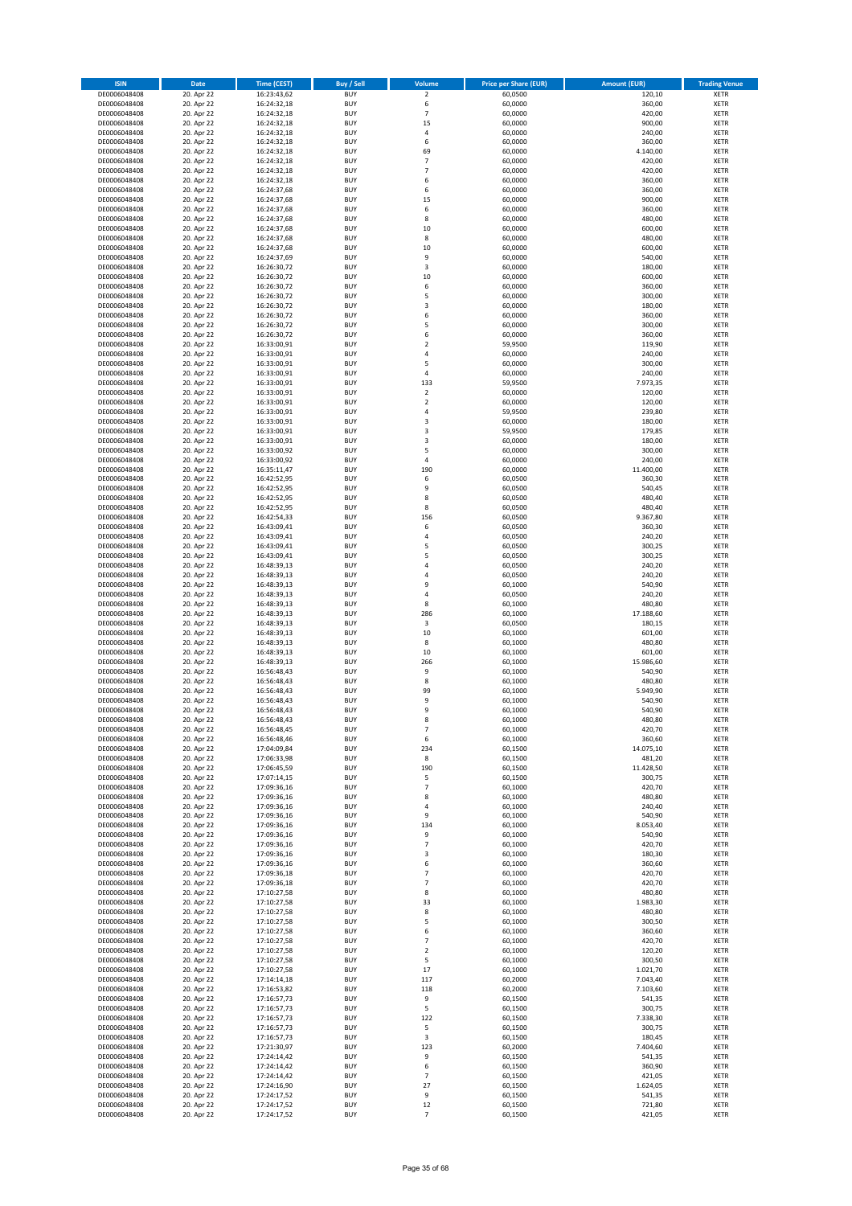| ISIN | Date | Time (CEST) | Buy / Sell | Volume | Price per Share (EUR) | Amount (EUR) | Trading Venue |
|---|---|---|---|---|---|---|---|
| DE0006048408 | 20. Apr 22 | 16:23:43,62 | BUY | 2 | 60,0500 | 120,10 | XETR |
| DE0006048408 | 20. Apr 22 | 16:24:32,18 | BUY | 6 | 60,0000 | 360,00 | XETR |
| DE0006048408 | 20. Apr 22 | 16:24:32,18 | BUY | 7 | 60,0000 | 420,00 | XETR |
| DE0006048408 | 20. Apr 22 | 16:24:32,18 | BUY | 15 | 60,0000 | 900,00 | XETR |
| DE0006048408 | 20. Apr 22 | 16:24:32,18 | BUY | 4 | 60,0000 | 240,00 | XETR |
| DE0006048408 | 20. Apr 22 | 16:24:32,18 | BUY | 6 | 60,0000 | 360,00 | XETR |
| DE0006048408 | 20. Apr 22 | 16:24:32,18 | BUY | 69 | 60,0000 | 4.140,00 | XETR |
| DE0006048408 | 20. Apr 22 | 16:24:32,18 | BUY | 7 | 60,0000 | 420,00 | XETR |
| DE0006048408 | 20. Apr 22 | 16:24:32,18 | BUY | 7 | 60,0000 | 420,00 | XETR |
| DE0006048408 | 20. Apr 22 | 16:24:32,18 | BUY | 6 | 60,0000 | 360,00 | XETR |
| DE0006048408 | 20. Apr 22 | 16:24:37,68 | BUY | 6 | 60,0000 | 360,00 | XETR |
| DE0006048408 | 20. Apr 22 | 16:24:37,68 | BUY | 15 | 60,0000 | 900,00 | XETR |
| DE0006048408 | 20. Apr 22 | 16:24:37,68 | BUY | 6 | 60,0000 | 360,00 | XETR |
| DE0006048408 | 20. Apr 22 | 16:24:37,68 | BUY | 8 | 60,0000 | 480,00 | XETR |
| DE0006048408 | 20. Apr 22 | 16:24:37,68 | BUY | 10 | 60,0000 | 600,00 | XETR |
| DE0006048408 | 20. Apr 22 | 16:24:37,68 | BUY | 8 | 60,0000 | 480,00 | XETR |
| DE0006048408 | 20. Apr 22 | 16:24:37,68 | BUY | 10 | 60,0000 | 600,00 | XETR |
| DE0006048408 | 20. Apr 22 | 16:24:37,69 | BUY | 9 | 60,0000 | 540,00 | XETR |
| DE0006048408 | 20. Apr 22 | 16:26:30,72 | BUY | 3 | 60,0000 | 180,00 | XETR |
| DE0006048408 | 20. Apr 22 | 16:26:30,72 | BUY | 10 | 60,0000 | 600,00 | XETR |
| DE0006048408 | 20. Apr 22 | 16:26:30,72 | BUY | 6 | 60,0000 | 360,00 | XETR |
| DE0006048408 | 20. Apr 22 | 16:26:30,72 | BUY | 5 | 60,0000 | 300,00 | XETR |
| DE0006048408 | 20. Apr 22 | 16:26:30,72 | BUY | 3 | 60,0000 | 180,00 | XETR |
| DE0006048408 | 20. Apr 22 | 16:26:30,72 | BUY | 6 | 60,0000 | 360,00 | XETR |
| DE0006048408 | 20. Apr 22 | 16:26:30,72 | BUY | 5 | 60,0000 | 300,00 | XETR |
| DE0006048408 | 20. Apr 22 | 16:26:30,72 | BUY | 6 | 60,0000 | 360,00 | XETR |
| DE0006048408 | 20. Apr 22 | 16:33:00,91 | BUY | 2 | 59,9500 | 119,90 | XETR |
| DE0006048408 | 20. Apr 22 | 16:33:00,91 | BUY | 4 | 60,0000 | 240,00 | XETR |
| DE0006048408 | 20. Apr 22 | 16:33:00,91 | BUY | 5 | 60,0000 | 300,00 | XETR |
| DE0006048408 | 20. Apr 22 | 16:33:00,91 | BUY | 4 | 60,0000 | 240,00 | XETR |
| DE0006048408 | 20. Apr 22 | 16:33:00,91 | BUY | 133 | 59,9500 | 7.973,35 | XETR |
| DE0006048408 | 20. Apr 22 | 16:33:00,91 | BUY | 2 | 60,0000 | 120,00 | XETR |
| DE0006048408 | 20. Apr 22 | 16:33:00,91 | BUY | 2 | 60,0000 | 120,00 | XETR |
| DE0006048408 | 20. Apr 22 | 16:33:00,91 | BUY | 4 | 59,9500 | 239,80 | XETR |
| DE0006048408 | 20. Apr 22 | 16:33:00,91 | BUY | 3 | 60,0000 | 180,00 | XETR |
| DE0006048408 | 20. Apr 22 | 16:33:00,91 | BUY | 3 | 59,9500 | 179,85 | XETR |
| DE0006048408 | 20. Apr 22 | 16:33:00,91 | BUY | 3 | 60,0000 | 180,00 | XETR |
| DE0006048408 | 20. Apr 22 | 16:33:00,92 | BUY | 5 | 60,0000 | 300,00 | XETR |
| DE0006048408 | 20. Apr 22 | 16:33:00,92 | BUY | 4 | 60,0000 | 240,00 | XETR |
| DE0006048408 | 20. Apr 22 | 16:35:11,47 | BUY | 190 | 60,0000 | 11.400,00 | XETR |
| DE0006048408 | 20. Apr 22 | 16:42:52,95 | BUY | 6 | 60,0500 | 360,30 | XETR |
| DE0006048408 | 20. Apr 22 | 16:42:52,95 | BUY | 9 | 60,0500 | 540,45 | XETR |
| DE0006048408 | 20. Apr 22 | 16:42:52,95 | BUY | 8 | 60,0500 | 480,40 | XETR |
| DE0006048408 | 20. Apr 22 | 16:42:52,95 | BUY | 8 | 60,0500 | 480,40 | XETR |
| DE0006048408 | 20. Apr 22 | 16:42:54,33 | BUY | 156 | 60,0500 | 9.367,80 | XETR |
| DE0006048408 | 20. Apr 22 | 16:43:09,41 | BUY | 6 | 60,0500 | 360,30 | XETR |
| DE0006048408 | 20. Apr 22 | 16:43:09,41 | BUY | 4 | 60,0500 | 240,20 | XETR |
| DE0006048408 | 20. Apr 22 | 16:43:09,41 | BUY | 5 | 60,0500 | 300,25 | XETR |
| DE0006048408 | 20. Apr 22 | 16:43:09,41 | BUY | 5 | 60,0500 | 300,25 | XETR |
| DE0006048408 | 20. Apr 22 | 16:48:39,13 | BUY | 4 | 60,0500 | 240,20 | XETR |
| DE0006048408 | 20. Apr 22 | 16:48:39,13 | BUY | 4 | 60,0500 | 240,20 | XETR |
| DE0006048408 | 20. Apr 22 | 16:48:39,13 | BUY | 9 | 60,1000 | 540,90 | XETR |
| DE0006048408 | 20. Apr 22 | 16:48:39,13 | BUY | 4 | 60,0500 | 240,20 | XETR |
| DE0006048408 | 20. Apr 22 | 16:48:39,13 | BUY | 8 | 60,1000 | 480,80 | XETR |
| DE0006048408 | 20. Apr 22 | 16:48:39,13 | BUY | 286 | 60,1000 | 17.188,60 | XETR |
| DE0006048408 | 20. Apr 22 | 16:48:39,13 | BUY | 3 | 60,0500 | 180,15 | XETR |
| DE0006048408 | 20. Apr 22 | 16:48:39,13 | BUY | 10 | 60,1000 | 601,00 | XETR |
| DE0006048408 | 20. Apr 22 | 16:48:39,13 | BUY | 8 | 60,1000 | 480,80 | XETR |
| DE0006048408 | 20. Apr 22 | 16:48:39,13 | BUY | 10 | 60,1000 | 601,00 | XETR |
| DE0006048408 | 20. Apr 22 | 16:48:39,13 | BUY | 266 | 60,1000 | 15.986,60 | XETR |
| DE0006048408 | 20. Apr 22 | 16:56:48,43 | BUY | 9 | 60,1000 | 540,90 | XETR |
| DE0006048408 | 20. Apr 22 | 16:56:48,43 | BUY | 8 | 60,1000 | 480,80 | XETR |
| DE0006048408 | 20. Apr 22 | 16:56:48,43 | BUY | 99 | 60,1000 | 5.949,90 | XETR |
| DE0006048408 | 20. Apr 22 | 16:56:48,43 | BUY | 9 | 60,1000 | 540,90 | XETR |
| DE0006048408 | 20. Apr 22 | 16:56:48,43 | BUY | 9 | 60,1000 | 540,90 | XETR |
| DE0006048408 | 20. Apr 22 | 16:56:48,43 | BUY | 8 | 60,1000 | 480,80 | XETR |
| DE0006048408 | 20. Apr 22 | 16:56:48,45 | BUY | 7 | 60,1000 | 420,70 | XETR |
| DE0006048408 | 20. Apr 22 | 16:56:48,46 | BUY | 6 | 60,1000 | 360,60 | XETR |
| DE0006048408 | 20. Apr 22 | 17:04:09,84 | BUY | 234 | 60,1500 | 14.075,10 | XETR |
| DE0006048408 | 20. Apr 22 | 17:06:33,98 | BUY | 8 | 60,1500 | 481,20 | XETR |
| DE0006048408 | 20. Apr 22 | 17:06:45,59 | BUY | 190 | 60,1500 | 11.428,50 | XETR |
| DE0006048408 | 20. Apr 22 | 17:07:14,15 | BUY | 5 | 60,1500 | 300,75 | XETR |
| DE0006048408 | 20. Apr 22 | 17:09:36,16 | BUY | 7 | 60,1000 | 420,70 | XETR |
| DE0006048408 | 20. Apr 22 | 17:09:36,16 | BUY | 8 | 60,1000 | 480,80 | XETR |
| DE0006048408 | 20. Apr 22 | 17:09:36,16 | BUY | 4 | 60,1000 | 240,40 | XETR |
| DE0006048408 | 20. Apr 22 | 17:09:36,16 | BUY | 9 | 60,1000 | 540,90 | XETR |
| DE0006048408 | 20. Apr 22 | 17:09:36,16 | BUY | 134 | 60,1000 | 8.053,40 | XETR |
| DE0006048408 | 20. Apr 22 | 17:09:36,16 | BUY | 9 | 60,1000 | 540,90 | XETR |
| DE0006048408 | 20. Apr 22 | 17:09:36,16 | BUY | 7 | 60,1000 | 420,70 | XETR |
| DE0006048408 | 20. Apr 22 | 17:09:36,16 | BUY | 3 | 60,1000 | 180,30 | XETR |
| DE0006048408 | 20. Apr 22 | 17:09:36,16 | BUY | 6 | 60,1000 | 360,60 | XETR |
| DE0006048408 | 20. Apr 22 | 17:09:36,18 | BUY | 7 | 60,1000 | 420,70 | XETR |
| DE0006048408 | 20. Apr 22 | 17:09:36,18 | BUY | 7 | 60,1000 | 420,70 | XETR |
| DE0006048408 | 20. Apr 22 | 17:10:27,58 | BUY | 8 | 60,1000 | 480,80 | XETR |
| DE0006048408 | 20. Apr 22 | 17:10:27,58 | BUY | 33 | 60,1000 | 1.983,30 | XETR |
| DE0006048408 | 20. Apr 22 | 17:10:27,58 | BUY | 8 | 60,1000 | 480,80 | XETR |
| DE0006048408 | 20. Apr 22 | 17:10:27,58 | BUY | 5 | 60,1000 | 300,50 | XETR |
| DE0006048408 | 20. Apr 22 | 17:10:27,58 | BUY | 6 | 60,1000 | 360,60 | XETR |
| DE0006048408 | 20. Apr 22 | 17:10:27,58 | BUY | 7 | 60,1000 | 420,70 | XETR |
| DE0006048408 | 20. Apr 22 | 17:10:27,58 | BUY | 2 | 60,1000 | 120,20 | XETR |
| DE0006048408 | 20. Apr 22 | 17:10:27,58 | BUY | 5 | 60,1000 | 300,50 | XETR |
| DE0006048408 | 20. Apr 22 | 17:10:27,58 | BUY | 17 | 60,1000 | 1.021,70 | XETR |
| DE0006048408 | 20. Apr 22 | 17:14:14,18 | BUY | 117 | 60,2000 | 7.043,40 | XETR |
| DE0006048408 | 20. Apr 22 | 17:16:53,82 | BUY | 118 | 60,2000 | 7.103,60 | XETR |
| DE0006048408 | 20. Apr 22 | 17:16:57,73 | BUY | 9 | 60,1500 | 541,35 | XETR |
| DE0006048408 | 20. Apr 22 | 17:16:57,73 | BUY | 5 | 60,1500 | 300,75 | XETR |
| DE0006048408 | 20. Apr 22 | 17:16:57,73 | BUY | 122 | 60,1500 | 7.338,30 | XETR |
| DE0006048408 | 20. Apr 22 | 17:16:57,73 | BUY | 5 | 60,1500 | 300,75 | XETR |
| DE0006048408 | 20. Apr 22 | 17:16:57,73 | BUY | 3 | 60,1500 | 180,45 | XETR |
| DE0006048408 | 20. Apr 22 | 17:21:30,97 | BUY | 123 | 60,2000 | 7.404,60 | XETR |
| DE0006048408 | 20. Apr 22 | 17:24:14,42 | BUY | 9 | 60,1500 | 541,35 | XETR |
| DE0006048408 | 20. Apr 22 | 17:24:14,42 | BUY | 6 | 60,1500 | 360,90 | XETR |
| DE0006048408 | 20. Apr 22 | 17:24:14,42 | BUY | 7 | 60,1500 | 421,05 | XETR |
| DE0006048408 | 20. Apr 22 | 17:24:16,90 | BUY | 27 | 60,1500 | 1.624,05 | XETR |
| DE0006048408 | 20. Apr 22 | 17:24:17,52 | BUY | 9 | 60,1500 | 541,35 | XETR |
| DE0006048408 | 20. Apr 22 | 17:24:17,52 | BUY | 12 | 60,1500 | 721,80 | XETR |
| DE0006048408 | 20. Apr 22 | 17:24:17,52 | BUY | 7 | 60,1500 | 421,05 | XETR |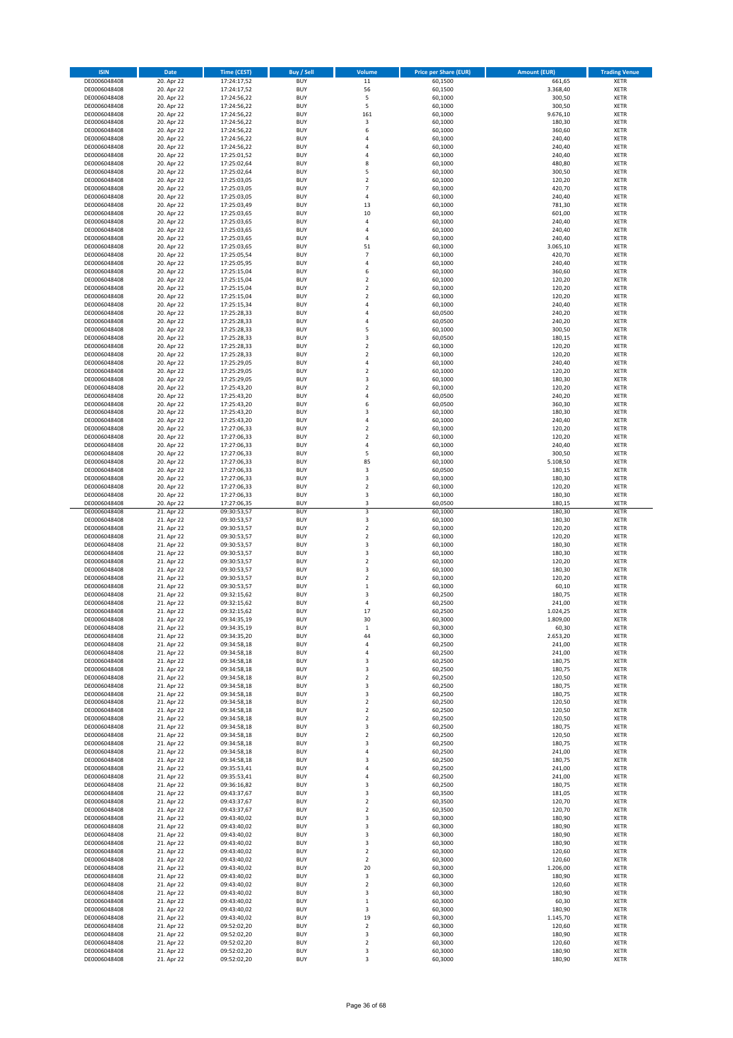| ISIN | Date | Time (CEST) | Buy / Sell | Volume | Price per Share (EUR) | Amount (EUR) | Trading Venue |
|---|---|---|---|---|---|---|---|
| DE0006048408 | 20. Apr 22 | 17:24:17,52 | BUY | 11 | 60,1500 | 661,65 | XETR |
| DE0006048408 | 20. Apr 22 | 17:24:17,52 | BUY | 56 | 60,1500 | 3.368,40 | XETR |
| DE0006048408 | 20. Apr 22 | 17:24:56,22 | BUY | 5 | 60,1000 | 300,50 | XETR |
| DE0006048408 | 20. Apr 22 | 17:24:56,22 | BUY | 5 | 60,1000 | 300,50 | XETR |
| DE0006048408 | 20. Apr 22 | 17:24:56,22 | BUY | 161 | 60,1000 | 9.676,10 | XETR |
| DE0006048408 | 20. Apr 22 | 17:24:56,22 | BUY | 3 | 60,1000 | 180,30 | XETR |
| DE0006048408 | 20. Apr 22 | 17:24:56,22 | BUY | 6 | 60,1000 | 360,60 | XETR |
| DE0006048408 | 20. Apr 22 | 17:24:56,22 | BUY | 4 | 60,1000 | 240,40 | XETR |
| DE0006048408 | 20. Apr 22 | 17:24:56,22 | BUY | 4 | 60,1000 | 240,40 | XETR |
| DE0006048408 | 20. Apr 22 | 17:25:01,52 | BUY | 4 | 60,1000 | 240,40 | XETR |
| DE0006048408 | 20. Apr 22 | 17:25:02,64 | BUY | 8 | 60,1000 | 480,80 | XETR |
| DE0006048408 | 20. Apr 22 | 17:25:02,64 | BUY | 5 | 60,1000 | 300,50 | XETR |
| DE0006048408 | 20. Apr 22 | 17:25:03,05 | BUY | 2 | 60,1000 | 120,20 | XETR |
| DE0006048408 | 20. Apr 22 | 17:25:03,05 | BUY | 7 | 60,1000 | 420,70 | XETR |
| DE0006048408 | 20. Apr 22 | 17:25:03,05 | BUY | 4 | 60,1000 | 240,40 | XETR |
| DE0006048408 | 20. Apr 22 | 17:25:03,49 | BUY | 13 | 60,1000 | 781,30 | XETR |
| DE0006048408 | 20. Apr 22 | 17:25:03,65 | BUY | 10 | 60,1000 | 601,00 | XETR |
| DE0006048408 | 20. Apr 22 | 17:25:03,65 | BUY | 4 | 60,1000 | 240,40 | XETR |
| DE0006048408 | 20. Apr 22 | 17:25:03,65 | BUY | 4 | 60,1000 | 240,40 | XETR |
| DE0006048408 | 20. Apr 22 | 17:25:03,65 | BUY | 4 | 60,1000 | 240,40 | XETR |
| DE0006048408 | 20. Apr 22 | 17:25:03,65 | BUY | 51 | 60,1000 | 3.065,10 | XETR |
| DE0006048408 | 20. Apr 22 | 17:25:05,54 | BUY | 7 | 60,1000 | 420,70 | XETR |
| DE0006048408 | 20. Apr 22 | 17:25:05,95 | BUY | 4 | 60,1000 | 240,40 | XETR |
| DE0006048408 | 20. Apr 22 | 17:25:15,04 | BUY | 6 | 60,1000 | 360,60 | XETR |
| DE0006048408 | 20. Apr 22 | 17:25:15,04 | BUY | 2 | 60,1000 | 120,20 | XETR |
| DE0006048408 | 20. Apr 22 | 17:25:15,04 | BUY | 2 | 60,1000 | 120,20 | XETR |
| DE0006048408 | 20. Apr 22 | 17:25:15,04 | BUY | 2 | 60,1000 | 120,20 | XETR |
| DE0006048408 | 20. Apr 22 | 17:25:15,34 | BUY | 4 | 60,1000 | 240,40 | XETR |
| DE0006048408 | 20. Apr 22 | 17:25:28,33 | BUY | 4 | 60,0500 | 240,20 | XETR |
| DE0006048408 | 20. Apr 22 | 17:25:28,33 | BUY | 4 | 60,0500 | 240,20 | XETR |
| DE0006048408 | 20. Apr 22 | 17:25:28,33 | BUY | 5 | 60,1000 | 300,50 | XETR |
| DE0006048408 | 20. Apr 22 | 17:25:28,33 | BUY | 3 | 60,0500 | 180,15 | XETR |
| DE0006048408 | 20. Apr 22 | 17:25:28,33 | BUY | 2 | 60,1000 | 120,20 | XETR |
| DE0006048408 | 20. Apr 22 | 17:25:28,33 | BUY | 2 | 60,1000 | 120,20 | XETR |
| DE0006048408 | 20. Apr 22 | 17:25:29,05 | BUY | 4 | 60,1000 | 240,40 | XETR |
| DE0006048408 | 20. Apr 22 | 17:25:29,05 | BUY | 2 | 60,1000 | 120,20 | XETR |
| DE0006048408 | 20. Apr 22 | 17:25:29,05 | BUY | 3 | 60,1000 | 180,30 | XETR |
| DE0006048408 | 20. Apr 22 | 17:25:43,20 | BUY | 2 | 60,1000 | 120,20 | XETR |
| DE0006048408 | 20. Apr 22 | 17:25:43,20 | BUY | 4 | 60,0500 | 240,20 | XETR |
| DE0006048408 | 20. Apr 22 | 17:25:43,20 | BUY | 6 | 60,0500 | 360,30 | XETR |
| DE0006048408 | 20. Apr 22 | 17:25:43,20 | BUY | 3 | 60,1000 | 180,30 | XETR |
| DE0006048408 | 20. Apr 22 | 17:25:43,20 | BUY | 4 | 60,1000 | 240,40 | XETR |
| DE0006048408 | 20. Apr 22 | 17:27:06,33 | BUY | 2 | 60,1000 | 120,20 | XETR |
| DE0006048408 | 20. Apr 22 | 17:27:06,33 | BUY | 2 | 60,1000 | 120,20 | XETR |
| DE0006048408 | 20. Apr 22 | 17:27:06,33 | BUY | 4 | 60,1000 | 240,40 | XETR |
| DE0006048408 | 20. Apr 22 | 17:27:06,33 | BUY | 5 | 60,1000 | 300,50 | XETR |
| DE0006048408 | 20. Apr 22 | 17:27:06,33 | BUY | 85 | 60,1000 | 5.108,50 | XETR |
| DE0006048408 | 20. Apr 22 | 17:27:06,33 | BUY | 3 | 60,0500 | 180,15 | XETR |
| DE0006048408 | 20. Apr 22 | 17:27:06,33 | BUY | 3 | 60,1000 | 180,30 | XETR |
| DE0006048408 | 20. Apr 22 | 17:27:06,33 | BUY | 2 | 60,1000 | 120,20 | XETR |
| DE0006048408 | 20. Apr 22 | 17:27:06,33 | BUY | 3 | 60,1000 | 180,30 | XETR |
| DE0006048408 | 20. Apr 22 | 17:27:06,35 | BUY | 3 | 60,0500 | 180,15 | XETR |
| DE0006048408 | 21. Apr 22 | 09:30:53,57 | BUY | 3 | 60,1000 | 180,30 | XETR |
| DE0006048408 | 21. Apr 22 | 09:30:53,57 | BUY | 3 | 60,1000 | 180,30 | XETR |
| DE0006048408 | 21. Apr 22 | 09:30:53,57 | BUY | 2 | 60,1000 | 120,20 | XETR |
| DE0006048408 | 21. Apr 22 | 09:30:53,57 | BUY | 2 | 60,1000 | 120,20 | XETR |
| DE0006048408 | 21. Apr 22 | 09:30:53,57 | BUY | 3 | 60,1000 | 180,30 | XETR |
| DE0006048408 | 21. Apr 22 | 09:30:53,57 | BUY | 3 | 60,1000 | 180,30 | XETR |
| DE0006048408 | 21. Apr 22 | 09:30:53,57 | BUY | 2 | 60,1000 | 120,20 | XETR |
| DE0006048408 | 21. Apr 22 | 09:30:53,57 | BUY | 3 | 60,1000 | 180,30 | XETR |
| DE0006048408 | 21. Apr 22 | 09:30:53,57 | BUY | 2 | 60,1000 | 120,20 | XETR |
| DE0006048408 | 21. Apr 22 | 09:30:53,57 | BUY | 1 | 60,1000 | 60,10 | XETR |
| DE0006048408 | 21. Apr 22 | 09:32:15,62 | BUY | 3 | 60,2500 | 180,75 | XETR |
| DE0006048408 | 21. Apr 22 | 09:32:15,62 | BUY | 4 | 60,2500 | 241,00 | XETR |
| DE0006048408 | 21. Apr 22 | 09:32:15,62 | BUY | 17 | 60,2500 | 1.024,25 | XETR |
| DE0006048408 | 21. Apr 22 | 09:34:35,19 | BUY | 30 | 60,3000 | 1.809,00 | XETR |
| DE0006048408 | 21. Apr 22 | 09:34:35,19 | BUY | 1 | 60,3000 | 60,30 | XETR |
| DE0006048408 | 21. Apr 22 | 09:34:35,20 | BUY | 44 | 60,3000 | 2.653,20 | XETR |
| DE0006048408 | 21. Apr 22 | 09:34:58,18 | BUY | 4 | 60,2500 | 241,00 | XETR |
| DE0006048408 | 21. Apr 22 | 09:34:58,18 | BUY | 4 | 60,2500 | 241,00 | XETR |
| DE0006048408 | 21. Apr 22 | 09:34:58,18 | BUY | 3 | 60,2500 | 180,75 | XETR |
| DE0006048408 | 21. Apr 22 | 09:34:58,18 | BUY | 3 | 60,2500 | 180,75 | XETR |
| DE0006048408 | 21. Apr 22 | 09:34:58,18 | BUY | 2 | 60,2500 | 120,50 | XETR |
| DE0006048408 | 21. Apr 22 | 09:34:58,18 | BUY | 3 | 60,2500 | 180,75 | XETR |
| DE0006048408 | 21. Apr 22 | 09:34:58,18 | BUY | 3 | 60,2500 | 180,75 | XETR |
| DE0006048408 | 21. Apr 22 | 09:34:58,18 | BUY | 2 | 60,2500 | 120,50 | XETR |
| DE0006048408 | 21. Apr 22 | 09:34:58,18 | BUY | 2 | 60,2500 | 120,50 | XETR |
| DE0006048408 | 21. Apr 22 | 09:34:58,18 | BUY | 2 | 60,2500 | 120,50 | XETR |
| DE0006048408 | 21. Apr 22 | 09:34:58,18 | BUY | 3 | 60,2500 | 180,75 | XETR |
| DE0006048408 | 21. Apr 22 | 09:34:58,18 | BUY | 2 | 60,2500 | 120,50 | XETR |
| DE0006048408 | 21. Apr 22 | 09:34:58,18 | BUY | 3 | 60,2500 | 180,75 | XETR |
| DE0006048408 | 21. Apr 22 | 09:34:58,18 | BUY | 4 | 60,2500 | 241,00 | XETR |
| DE0006048408 | 21. Apr 22 | 09:34:58,18 | BUY | 3 | 60,2500 | 180,75 | XETR |
| DE0006048408 | 21. Apr 22 | 09:35:53,41 | BUY | 4 | 60,2500 | 241,00 | XETR |
| DE0006048408 | 21. Apr 22 | 09:35:53,41 | BUY | 4 | 60,2500 | 241,00 | XETR |
| DE0006048408 | 21. Apr 22 | 09:36:16,82 | BUY | 3 | 60,2500 | 180,75 | XETR |
| DE0006048408 | 21. Apr 22 | 09:43:37,67 | BUY | 3 | 60,3500 | 181,05 | XETR |
| DE0006048408 | 21. Apr 22 | 09:43:37,67 | BUY | 2 | 60,3500 | 120,70 | XETR |
| DE0006048408 | 21. Apr 22 | 09:43:37,67 | BUY | 2 | 60,3500 | 120,70 | XETR |
| DE0006048408 | 21. Apr 22 | 09:43:40,02 | BUY | 3 | 60,3000 | 180,90 | XETR |
| DE0006048408 | 21. Apr 22 | 09:43:40,02 | BUY | 3 | 60,3000 | 180,90 | XETR |
| DE0006048408 | 21. Apr 22 | 09:43:40,02 | BUY | 3 | 60,3000 | 180,90 | XETR |
| DE0006048408 | 21. Apr 22 | 09:43:40,02 | BUY | 3 | 60,3000 | 180,90 | XETR |
| DE0006048408 | 21. Apr 22 | 09:43:40,02 | BUY | 2 | 60,3000 | 120,60 | XETR |
| DE0006048408 | 21. Apr 22 | 09:43:40,02 | BUY | 2 | 60,3000 | 120,60 | XETR |
| DE0006048408 | 21. Apr 22 | 09:43:40,02 | BUY | 20 | 60,3000 | 1.206,00 | XETR |
| DE0006048408 | 21. Apr 22 | 09:43:40,02 | BUY | 3 | 60,3000 | 180,90 | XETR |
| DE0006048408 | 21. Apr 22 | 09:43:40,02 | BUY | 2 | 60,3000 | 120,60 | XETR |
| DE0006048408 | 21. Apr 22 | 09:43:40,02 | BUY | 3 | 60,3000 | 180,90 | XETR |
| DE0006048408 | 21. Apr 22 | 09:43:40,02 | BUY | 1 | 60,3000 | 60,30 | XETR |
| DE0006048408 | 21. Apr 22 | 09:43:40,02 | BUY | 3 | 60,3000 | 180,90 | XETR |
| DE0006048408 | 21. Apr 22 | 09:43:40,02 | BUY | 19 | 60,3000 | 1.145,70 | XETR |
| DE0006048408 | 21. Apr 22 | 09:52:02,20 | BUY | 2 | 60,3000 | 120,60 | XETR |
| DE0006048408 | 21. Apr 22 | 09:52:02,20 | BUY | 3 | 60,3000 | 180,90 | XETR |
| DE0006048408 | 21. Apr 22 | 09:52:02,20 | BUY | 2 | 60,3000 | 120,60 | XETR |
| DE0006048408 | 21. Apr 22 | 09:52:02,20 | BUY | 3 | 60,3000 | 180,90 | XETR |
| DE0006048408 | 21. Apr 22 | 09:52:02,20 | BUY | 3 | 60,3000 | 180,90 | XETR |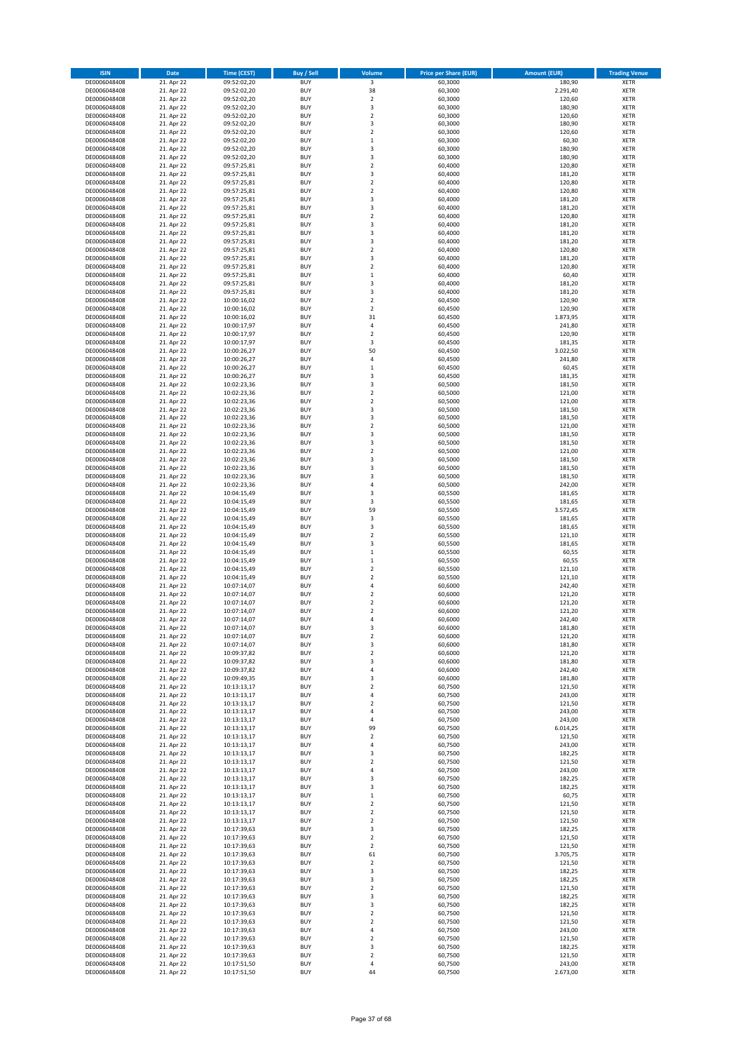| ISIN | Date | Time (CEST) | Buy / Sell | Volume | Price per Share (EUR) | Amount (EUR) | Trading Venue |
|---|---|---|---|---|---|---|---|
| DE0006048408 | 21. Apr 22 | 09:52:02,20 | BUY | 3 | 60,3000 | 180,90 | XETR |
| DE0006048408 | 21. Apr 22 | 09:52:02,20 | BUY | 38 | 60,3000 | 2.291,40 | XETR |
| DE0006048408 | 21. Apr 22 | 09:52:02,20 | BUY | 2 | 60,3000 | 120,60 | XETR |
| DE0006048408 | 21. Apr 22 | 09:52:02,20 | BUY | 3 | 60,3000 | 180,90 | XETR |
| DE0006048408 | 21. Apr 22 | 09:52:02,20 | BUY | 2 | 60,3000 | 120,60 | XETR |
| DE0006048408 | 21. Apr 22 | 09:52:02,20 | BUY | 3 | 60,3000 | 180,90 | XETR |
| DE0006048408 | 21. Apr 22 | 09:52:02,20 | BUY | 2 | 60,3000 | 120,60 | XETR |
| DE0006048408 | 21. Apr 22 | 09:52:02,20 | BUY | 1 | 60,3000 | 60,30 | XETR |
| DE0006048408 | 21. Apr 22 | 09:52:02,20 | BUY | 3 | 60,3000 | 180,90 | XETR |
| DE0006048408 | 21. Apr 22 | 09:52:02,20 | BUY | 3 | 60,3000 | 180,90 | XETR |
| DE0006048408 | 21. Apr 22 | 09:57:25,81 | BUY | 2 | 60,4000 | 120,80 | XETR |
| DE0006048408 | 21. Apr 22 | 09:57:25,81 | BUY | 3 | 60,4000 | 181,20 | XETR |
| DE0006048408 | 21. Apr 22 | 09:57:25,81 | BUY | 2 | 60,4000 | 120,80 | XETR |
| DE0006048408 | 21. Apr 22 | 09:57:25,81 | BUY | 2 | 60,4000 | 120,80 | XETR |
| DE0006048408 | 21. Apr 22 | 09:57:25,81 | BUY | 3 | 60,4000 | 181,20 | XETR |
| DE0006048408 | 21. Apr 22 | 09:57:25,81 | BUY | 3 | 60,4000 | 181,20 | XETR |
| DE0006048408 | 21. Apr 22 | 09:57:25,81 | BUY | 2 | 60,4000 | 120,80 | XETR |
| DE0006048408 | 21. Apr 22 | 09:57:25,81 | BUY | 3 | 60,4000 | 181,20 | XETR |
| DE0006048408 | 21. Apr 22 | 09:57:25,81 | BUY | 3 | 60,4000 | 181,20 | XETR |
| DE0006048408 | 21. Apr 22 | 09:57:25,81 | BUY | 3 | 60,4000 | 181,20 | XETR |
| DE0006048408 | 21. Apr 22 | 09:57:25,81 | BUY | 2 | 60,4000 | 120,80 | XETR |
| DE0006048408 | 21. Apr 22 | 09:57:25,81 | BUY | 3 | 60,4000 | 181,20 | XETR |
| DE0006048408 | 21. Apr 22 | 09:57:25,81 | BUY | 2 | 60,4000 | 120,80 | XETR |
| DE0006048408 | 21. Apr 22 | 09:57:25,81 | BUY | 1 | 60,4000 | 60,40 | XETR |
| DE0006048408 | 21. Apr 22 | 09:57:25,81 | BUY | 3 | 60,4000 | 181,20 | XETR |
| DE0006048408 | 21. Apr 22 | 09:57:25,81 | BUY | 3 | 60,4000 | 181,20 | XETR |
| DE0006048408 | 21. Apr 22 | 10:00:16,02 | BUY | 2 | 60,4500 | 120,90 | XETR |
| DE0006048408 | 21. Apr 22 | 10:00:16,02 | BUY | 2 | 60,4500 | 120,90 | XETR |
| DE0006048408 | 21. Apr 22 | 10:00:16,02 | BUY | 31 | 60,4500 | 1.873,95 | XETR |
| DE0006048408 | 21. Apr 22 | 10:00:17,97 | BUY | 4 | 60,4500 | 241,80 | XETR |
| DE0006048408 | 21. Apr 22 | 10:00:17,97 | BUY | 2 | 60,4500 | 120,90 | XETR |
| DE0006048408 | 21. Apr 22 | 10:00:17,97 | BUY | 3 | 60,4500 | 181,35 | XETR |
| DE0006048408 | 21. Apr 22 | 10:00:26,27 | BUY | 50 | 60,4500 | 3.022,50 | XETR |
| DE0006048408 | 21. Apr 22 | 10:00:26,27 | BUY | 4 | 60,4500 | 241,80 | XETR |
| DE0006048408 | 21. Apr 22 | 10:00:26,27 | BUY | 1 | 60,4500 | 60,45 | XETR |
| DE0006048408 | 21. Apr 22 | 10:00:26,27 | BUY | 3 | 60,4500 | 181,35 | XETR |
| DE0006048408 | 21. Apr 22 | 10:02:23,36 | BUY | 3 | 60,5000 | 181,50 | XETR |
| DE0006048408 | 21. Apr 22 | 10:02:23,36 | BUY | 2 | 60,5000 | 121,00 | XETR |
| DE0006048408 | 21. Apr 22 | 10:02:23,36 | BUY | 2 | 60,5000 | 121,00 | XETR |
| DE0006048408 | 21. Apr 22 | 10:02:23,36 | BUY | 3 | 60,5000 | 181,50 | XETR |
| DE0006048408 | 21. Apr 22 | 10:02:23,36 | BUY | 3 | 60,5000 | 181,50 | XETR |
| DE0006048408 | 21. Apr 22 | 10:02:23,36 | BUY | 2 | 60,5000 | 121,00 | XETR |
| DE0006048408 | 21. Apr 22 | 10:02:23,36 | BUY | 3 | 60,5000 | 181,50 | XETR |
| DE0006048408 | 21. Apr 22 | 10:02:23,36 | BUY | 3 | 60,5000 | 181,50 | XETR |
| DE0006048408 | 21. Apr 22 | 10:02:23,36 | BUY | 2 | 60,5000 | 121,00 | XETR |
| DE0006048408 | 21. Apr 22 | 10:02:23,36 | BUY | 3 | 60,5000 | 181,50 | XETR |
| DE0006048408 | 21. Apr 22 | 10:02:23,36 | BUY | 3 | 60,5000 | 181,50 | XETR |
| DE0006048408 | 21. Apr 22 | 10:02:23,36 | BUY | 3 | 60,5000 | 181,50 | XETR |
| DE0006048408 | 21. Apr 22 | 10:02:23,36 | BUY | 4 | 60,5000 | 242,00 | XETR |
| DE0006048408 | 21. Apr 22 | 10:04:15,49 | BUY | 3 | 60,5500 | 181,65 | XETR |
| DE0006048408 | 21. Apr 22 | 10:04:15,49 | BUY | 3 | 60,5500 | 181,65 | XETR |
| DE0006048408 | 21. Apr 22 | 10:04:15,49 | BUY | 59 | 60,5500 | 3.572,45 | XETR |
| DE0006048408 | 21. Apr 22 | 10:04:15,49 | BUY | 3 | 60,5500 | 181,65 | XETR |
| DE0006048408 | 21. Apr 22 | 10:04:15,49 | BUY | 3 | 60,5500 | 181,65 | XETR |
| DE0006048408 | 21. Apr 22 | 10:04:15,49 | BUY | 2 | 60,5500 | 121,10 | XETR |
| DE0006048408 | 21. Apr 22 | 10:04:15,49 | BUY | 3 | 60,5500 | 181,65 | XETR |
| DE0006048408 | 21. Apr 22 | 10:04:15,49 | BUY | 1 | 60,5500 | 60,55 | XETR |
| DE0006048408 | 21. Apr 22 | 10:04:15,49 | BUY | 1 | 60,5500 | 60,55 | XETR |
| DE0006048408 | 21. Apr 22 | 10:04:15,49 | BUY | 2 | 60,5500 | 121,10 | XETR |
| DE0006048408 | 21. Apr 22 | 10:04:15,49 | BUY | 2 | 60,5500 | 121,10 | XETR |
| DE0006048408 | 21. Apr 22 | 10:07:14,07 | BUY | 4 | 60,6000 | 242,40 | XETR |
| DE0006048408 | 21. Apr 22 | 10:07:14,07 | BUY | 2 | 60,6000 | 121,20 | XETR |
| DE0006048408 | 21. Apr 22 | 10:07:14,07 | BUY | 2 | 60,6000 | 121,20 | XETR |
| DE0006048408 | 21. Apr 22 | 10:07:14,07 | BUY | 2 | 60,6000 | 121,20 | XETR |
| DE0006048408 | 21. Apr 22 | 10:07:14,07 | BUY | 4 | 60,6000 | 242,40 | XETR |
| DE0006048408 | 21. Apr 22 | 10:07:14,07 | BUY | 3 | 60,6000 | 181,80 | XETR |
| DE0006048408 | 21. Apr 22 | 10:07:14,07 | BUY | 2 | 60,6000 | 121,20 | XETR |
| DE0006048408 | 21. Apr 22 | 10:07:14,07 | BUY | 3 | 60,6000 | 181,80 | XETR |
| DE0006048408 | 21. Apr 22 | 10:09:37,82 | BUY | 2 | 60,6000 | 121,20 | XETR |
| DE0006048408 | 21. Apr 22 | 10:09:37,82 | BUY | 3 | 60,6000 | 181,80 | XETR |
| DE0006048408 | 21. Apr 22 | 10:09:37,82 | BUY | 4 | 60,6000 | 242,40 | XETR |
| DE0006048408 | 21. Apr 22 | 10:09:49,35 | BUY | 3 | 60,6000 | 181,80 | XETR |
| DE0006048408 | 21. Apr 22 | 10:13:13,17 | BUY | 2 | 60,7500 | 121,50 | XETR |
| DE0006048408 | 21. Apr 22 | 10:13:13,17 | BUY | 4 | 60,7500 | 243,00 | XETR |
| DE0006048408 | 21. Apr 22 | 10:13:13,17 | BUY | 2 | 60,7500 | 121,50 | XETR |
| DE0006048408 | 21. Apr 22 | 10:13:13,17 | BUY | 4 | 60,7500 | 243,00 | XETR |
| DE0006048408 | 21. Apr 22 | 10:13:13,17 | BUY | 4 | 60,7500 | 243,00 | XETR |
| DE0006048408 | 21. Apr 22 | 10:13:13,17 | BUY | 99 | 60,7500 | 6.014,25 | XETR |
| DE0006048408 | 21. Apr 22 | 10:13:13,17 | BUY | 2 | 60,7500 | 121,50 | XETR |
| DE0006048408 | 21. Apr 22 | 10:13:13,17 | BUY | 4 | 60,7500 | 243,00 | XETR |
| DE0006048408 | 21. Apr 22 | 10:13:13,17 | BUY | 3 | 60,7500 | 182,25 | XETR |
| DE0006048408 | 21. Apr 22 | 10:13:13,17 | BUY | 2 | 60,7500 | 121,50 | XETR |
| DE0006048408 | 21. Apr 22 | 10:13:13,17 | BUY | 4 | 60,7500 | 243,00 | XETR |
| DE0006048408 | 21. Apr 22 | 10:13:13,17 | BUY | 3 | 60,7500 | 182,25 | XETR |
| DE0006048408 | 21. Apr 22 | 10:13:13,17 | BUY | 3 | 60,7500 | 182,25 | XETR |
| DE0006048408 | 21. Apr 22 | 10:13:13,17 | BUY | 1 | 60,7500 | 60,75 | XETR |
| DE0006048408 | 21. Apr 22 | 10:13:13,17 | BUY | 2 | 60,7500 | 121,50 | XETR |
| DE0006048408 | 21. Apr 22 | 10:13:13,17 | BUY | 2 | 60,7500 | 121,50 | XETR |
| DE0006048408 | 21. Apr 22 | 10:13:13,17 | BUY | 2 | 60,7500 | 121,50 | XETR |
| DE0006048408 | 21. Apr 22 | 10:17:39,63 | BUY | 3 | 60,7500 | 182,25 | XETR |
| DE0006048408 | 21. Apr 22 | 10:17:39,63 | BUY | 2 | 60,7500 | 121,50 | XETR |
| DE0006048408 | 21. Apr 22 | 10:17:39,63 | BUY | 2 | 60,7500 | 121,50 | XETR |
| DE0006048408 | 21. Apr 22 | 10:17:39,63 | BUY | 61 | 60,7500 | 3.705,75 | XETR |
| DE0006048408 | 21. Apr 22 | 10:17:39,63 | BUY | 2 | 60,7500 | 121,50 | XETR |
| DE0006048408 | 21. Apr 22 | 10:17:39,63 | BUY | 3 | 60,7500 | 182,25 | XETR |
| DE0006048408 | 21. Apr 22 | 10:17:39,63 | BUY | 3 | 60,7500 | 182,25 | XETR |
| DE0006048408 | 21. Apr 22 | 10:17:39,63 | BUY | 2 | 60,7500 | 121,50 | XETR |
| DE0006048408 | 21. Apr 22 | 10:17:39,63 | BUY | 3 | 60,7500 | 182,25 | XETR |
| DE0006048408 | 21. Apr 22 | 10:17:39,63 | BUY | 3 | 60,7500 | 182,25 | XETR |
| DE0006048408 | 21. Apr 22 | 10:17:39,63 | BUY | 2 | 60,7500 | 121,50 | XETR |
| DE0006048408 | 21. Apr 22 | 10:17:39,63 | BUY | 2 | 60,7500 | 121,50 | XETR |
| DE0006048408 | 21. Apr 22 | 10:17:39,63 | BUY | 4 | 60,7500 | 243,00 | XETR |
| DE0006048408 | 21. Apr 22 | 10:17:39,63 | BUY | 2 | 60,7500 | 121,50 | XETR |
| DE0006048408 | 21. Apr 22 | 10:17:39,63 | BUY | 3 | 60,7500 | 182,25 | XETR |
| DE0006048408 | 21. Apr 22 | 10:17:39,63 | BUY | 2 | 60,7500 | 121,50 | XETR |
| DE0006048408 | 21. Apr 22 | 10:17:51,50 | BUY | 4 | 60,7500 | 243,00 | XETR |
| DE0006048408 | 21. Apr 22 | 10:17:51,50 | BUY | 44 | 60,7500 | 2.673,00 | XETR |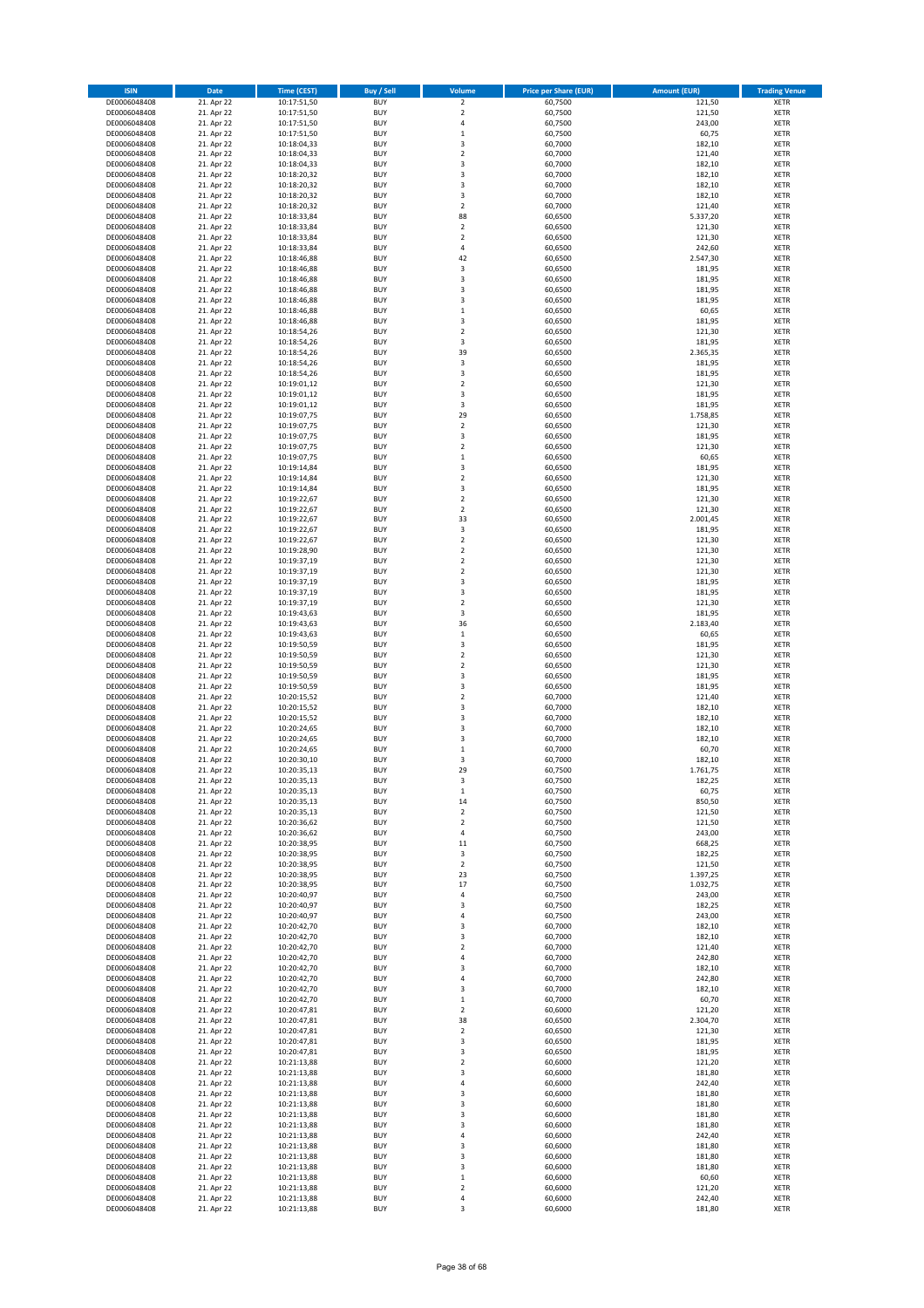| ISIN | Date | Time (CEST) | Buy / Sell | Volume | Price per Share (EUR) | Amount (EUR) | Trading Venue |
|---|---|---|---|---|---|---|---|
| DE0006048408 | 21. Apr 22 | 10:17:51,50 | BUY | 2 | 60,7500 | 121,50 | XETR |
| DE0006048408 | 21. Apr 22 | 10:17:51,50 | BUY | 2 | 60,7500 | 121,50 | XETR |
| DE0006048408 | 21. Apr 22 | 10:17:51,50 | BUY | 4 | 60,7500 | 243,00 | XETR |
| DE0006048408 | 21. Apr 22 | 10:17:51,50 | BUY | 1 | 60,7500 | 60,75 | XETR |
| DE0006048408 | 21. Apr 22 | 10:18:04,33 | BUY | 3 | 60,7000 | 182,10 | XETR |
| DE0006048408 | 21. Apr 22 | 10:18:04,33 | BUY | 2 | 60,7000 | 121,40 | XETR |
| DE0006048408 | 21. Apr 22 | 10:18:04,33 | BUY | 3 | 60,7000 | 182,10 | XETR |
| DE0006048408 | 21. Apr 22 | 10:18:20,32 | BUY | 3 | 60,7000 | 182,10 | XETR |
| DE0006048408 | 21. Apr 22 | 10:18:20,32 | BUY | 3 | 60,7000 | 182,10 | XETR |
| DE0006048408 | 21. Apr 22 | 10:18:20,32 | BUY | 3 | 60,7000 | 182,10 | XETR |
| DE0006048408 | 21. Apr 22 | 10:18:20,32 | BUY | 2 | 60,7000 | 121,40 | XETR |
| DE0006048408 | 21. Apr 22 | 10:18:33,84 | BUY | 88 | 60,6500 | 5.337,20 | XETR |
| DE0006048408 | 21. Apr 22 | 10:18:33,84 | BUY | 2 | 60,6500 | 121,30 | XETR |
| DE0006048408 | 21. Apr 22 | 10:18:33,84 | BUY | 2 | 60,6500 | 121,30 | XETR |
| DE0006048408 | 21. Apr 22 | 10:18:33,84 | BUY | 4 | 60,6500 | 242,60 | XETR |
| DE0006048408 | 21. Apr 22 | 10:18:46,88 | BUY | 42 | 60,6500 | 2.547,30 | XETR |
| DE0006048408 | 21. Apr 22 | 10:18:46,88 | BUY | 3 | 60,6500 | 181,95 | XETR |
| DE0006048408 | 21. Apr 22 | 10:18:46,88 | BUY | 3 | 60,6500 | 181,95 | XETR |
| DE0006048408 | 21. Apr 22 | 10:18:46,88 | BUY | 3 | 60,6500 | 181,95 | XETR |
| DE0006048408 | 21. Apr 22 | 10:18:46,88 | BUY | 3 | 60,6500 | 181,95 | XETR |
| DE0006048408 | 21. Apr 22 | 10:18:46,88 | BUY | 1 | 60,6500 | 60,65 | XETR |
| DE0006048408 | 21. Apr 22 | 10:18:46,88 | BUY | 3 | 60,6500 | 181,95 | XETR |
| DE0006048408 | 21. Apr 22 | 10:18:54,26 | BUY | 2 | 60,6500 | 121,30 | XETR |
| DE0006048408 | 21. Apr 22 | 10:18:54,26 | BUY | 3 | 60,6500 | 181,95 | XETR |
| DE0006048408 | 21. Apr 22 | 10:18:54,26 | BUY | 39 | 60,6500 | 2.365,35 | XETR |
| DE0006048408 | 21. Apr 22 | 10:18:54,26 | BUY | 3 | 60,6500 | 181,95 | XETR |
| DE0006048408 | 21. Apr 22 | 10:18:54,26 | BUY | 3 | 60,6500 | 181,95 | XETR |
| DE0006048408 | 21. Apr 22 | 10:19:01,12 | BUY | 2 | 60,6500 | 121,30 | XETR |
| DE0006048408 | 21. Apr 22 | 10:19:01,12 | BUY | 3 | 60,6500 | 181,95 | XETR |
| DE0006048408 | 21. Apr 22 | 10:19:01,12 | BUY | 3 | 60,6500 | 181,95 | XETR |
| DE0006048408 | 21. Apr 22 | 10:19:07,75 | BUY | 29 | 60,6500 | 1.758,85 | XETR |
| DE0006048408 | 21. Apr 22 | 10:19:07,75 | BUY | 2 | 60,6500 | 121,30 | XETR |
| DE0006048408 | 21. Apr 22 | 10:19:07,75 | BUY | 3 | 60,6500 | 181,95 | XETR |
| DE0006048408 | 21. Apr 22 | 10:19:07,75 | BUY | 2 | 60,6500 | 121,30 | XETR |
| DE0006048408 | 21. Apr 22 | 10:19:07,75 | BUY | 1 | 60,6500 | 60,65 | XETR |
| DE0006048408 | 21. Apr 22 | 10:19:14,84 | BUY | 3 | 60,6500 | 181,95 | XETR |
| DE0006048408 | 21. Apr 22 | 10:19:14,84 | BUY | 2 | 60,6500 | 121,30 | XETR |
| DE0006048408 | 21. Apr 22 | 10:19:14,84 | BUY | 3 | 60,6500 | 181,95 | XETR |
| DE0006048408 | 21. Apr 22 | 10:19:22,67 | BUY | 2 | 60,6500 | 121,30 | XETR |
| DE0006048408 | 21. Apr 22 | 10:19:22,67 | BUY | 2 | 60,6500 | 121,30 | XETR |
| DE0006048408 | 21. Apr 22 | 10:19:22,67 | BUY | 33 | 60,6500 | 2.001,45 | XETR |
| DE0006048408 | 21. Apr 22 | 10:19:22,67 | BUY | 3 | 60,6500 | 181,95 | XETR |
| DE0006048408 | 21. Apr 22 | 10:19:22,67 | BUY | 2 | 60,6500 | 121,30 | XETR |
| DE0006048408 | 21. Apr 22 | 10:19:28,90 | BUY | 2 | 60,6500 | 121,30 | XETR |
| DE0006048408 | 21. Apr 22 | 10:19:37,19 | BUY | 2 | 60,6500 | 121,30 | XETR |
| DE0006048408 | 21. Apr 22 | 10:19:37,19 | BUY | 2 | 60,6500 | 121,30 | XETR |
| DE0006048408 | 21. Apr 22 | 10:19:37,19 | BUY | 3 | 60,6500 | 181,95 | XETR |
| DE0006048408 | 21. Apr 22 | 10:19:37,19 | BUY | 3 | 60,6500 | 181,95 | XETR |
| DE0006048408 | 21. Apr 22 | 10:19:37,19 | BUY | 2 | 60,6500 | 121,30 | XETR |
| DE0006048408 | 21. Apr 22 | 10:19:43,63 | BUY | 3 | 60,6500 | 181,95 | XETR |
| DE0006048408 | 21. Apr 22 | 10:19:43,63 | BUY | 36 | 60,6500 | 2.183,40 | XETR |
| DE0006048408 | 21. Apr 22 | 10:19:43,63 | BUY | 1 | 60,6500 | 60,65 | XETR |
| DE0006048408 | 21. Apr 22 | 10:19:50,59 | BUY | 3 | 60,6500 | 181,95 | XETR |
| DE0006048408 | 21. Apr 22 | 10:19:50,59 | BUY | 2 | 60,6500 | 121,30 | XETR |
| DE0006048408 | 21. Apr 22 | 10:19:50,59 | BUY | 2 | 60,6500 | 121,30 | XETR |
| DE0006048408 | 21. Apr 22 | 10:19:50,59 | BUY | 3 | 60,6500 | 181,95 | XETR |
| DE0006048408 | 21. Apr 22 | 10:19:50,59 | BUY | 3 | 60,6500 | 181,95 | XETR |
| DE0006048408 | 21. Apr 22 | 10:20:15,52 | BUY | 2 | 60,7000 | 121,40 | XETR |
| DE0006048408 | 21. Apr 22 | 10:20:15,52 | BUY | 3 | 60,7000 | 182,10 | XETR |
| DE0006048408 | 21. Apr 22 | 10:20:15,52 | BUY | 3 | 60,7000 | 182,10 | XETR |
| DE0006048408 | 21. Apr 22 | 10:20:24,65 | BUY | 3 | 60,7000 | 182,10 | XETR |
| DE0006048408 | 21. Apr 22 | 10:20:24,65 | BUY | 3 | 60,7000 | 182,10 | XETR |
| DE0006048408 | 21. Apr 22 | 10:20:24,65 | BUY | 1 | 60,7000 | 60,70 | XETR |
| DE0006048408 | 21. Apr 22 | 10:20:30,10 | BUY | 3 | 60,7000 | 182,10 | XETR |
| DE0006048408 | 21. Apr 22 | 10:20:35,13 | BUY | 29 | 60,7500 | 1.761,75 | XETR |
| DE0006048408 | 21. Apr 22 | 10:20:35,13 | BUY | 3 | 60,7500 | 182,25 | XETR |
| DE0006048408 | 21. Apr 22 | 10:20:35,13 | BUY | 1 | 60,7500 | 60,75 | XETR |
| DE0006048408 | 21. Apr 22 | 10:20:35,13 | BUY | 14 | 60,7500 | 850,50 | XETR |
| DE0006048408 | 21. Apr 22 | 10:20:35,13 | BUY | 2 | 60,7500 | 121,50 | XETR |
| DE0006048408 | 21. Apr 22 | 10:20:36,62 | BUY | 2 | 60,7500 | 121,50 | XETR |
| DE0006048408 | 21. Apr 22 | 10:20:36,62 | BUY | 4 | 60,7500 | 243,00 | XETR |
| DE0006048408 | 21. Apr 22 | 10:20:38,95 | BUY | 11 | 60,7500 | 668,25 | XETR |
| DE0006048408 | 21. Apr 22 | 10:20:38,95 | BUY | 3 | 60,7500 | 182,25 | XETR |
| DE0006048408 | 21. Apr 22 | 10:20:38,95 | BUY | 2 | 60,7500 | 121,50 | XETR |
| DE0006048408 | 21. Apr 22 | 10:20:38,95 | BUY | 23 | 60,7500 | 1.397,25 | XETR |
| DE0006048408 | 21. Apr 22 | 10:20:38,95 | BUY | 17 | 60,7500 | 1.032,75 | XETR |
| DE0006048408 | 21. Apr 22 | 10:20:40,97 | BUY | 4 | 60,7500 | 243,00 | XETR |
| DE0006048408 | 21. Apr 22 | 10:20:40,97 | BUY | 3 | 60,7500 | 182,25 | XETR |
| DE0006048408 | 21. Apr 22 | 10:20:40,97 | BUY | 4 | 60,7500 | 243,00 | XETR |
| DE0006048408 | 21. Apr 22 | 10:20:42,70 | BUY | 3 | 60,7000 | 182,10 | XETR |
| DE0006048408 | 21. Apr 22 | 10:20:42,70 | BUY | 3 | 60,7000 | 182,10 | XETR |
| DE0006048408 | 21. Apr 22 | 10:20:42,70 | BUY | 2 | 60,7000 | 121,40 | XETR |
| DE0006048408 | 21. Apr 22 | 10:20:42,70 | BUY | 4 | 60,7000 | 242,80 | XETR |
| DE0006048408 | 21. Apr 22 | 10:20:42,70 | BUY | 3 | 60,7000 | 182,10 | XETR |
| DE0006048408 | 21. Apr 22 | 10:20:42,70 | BUY | 4 | 60,7000 | 242,80 | XETR |
| DE0006048408 | 21. Apr 22 | 10:20:42,70 | BUY | 3 | 60,7000 | 182,10 | XETR |
| DE0006048408 | 21. Apr 22 | 10:20:42,70 | BUY | 1 | 60,7000 | 60,70 | XETR |
| DE0006048408 | 21. Apr 22 | 10:20:47,81 | BUY | 2 | 60,6000 | 121,20 | XETR |
| DE0006048408 | 21. Apr 22 | 10:20:47,81 | BUY | 38 | 60,6500 | 2.304,70 | XETR |
| DE0006048408 | 21. Apr 22 | 10:20:47,81 | BUY | 2 | 60,6500 | 121,30 | XETR |
| DE0006048408 | 21. Apr 22 | 10:20:47,81 | BUY | 3 | 60,6500 | 181,95 | XETR |
| DE0006048408 | 21. Apr 22 | 10:20:47,81 | BUY | 3 | 60,6500 | 181,95 | XETR |
| DE0006048408 | 21. Apr 22 | 10:21:13,88 | BUY | 2 | 60,6000 | 121,20 | XETR |
| DE0006048408 | 21. Apr 22 | 10:21:13,88 | BUY | 3 | 60,6000 | 181,80 | XETR |
| DE0006048408 | 21. Apr 22 | 10:21:13,88 | BUY | 4 | 60,6000 | 242,40 | XETR |
| DE0006048408 | 21. Apr 22 | 10:21:13,88 | BUY | 3 | 60,6000 | 181,80 | XETR |
| DE0006048408 | 21. Apr 22 | 10:21:13,88 | BUY | 3 | 60,6000 | 181,80 | XETR |
| DE0006048408 | 21. Apr 22 | 10:21:13,88 | BUY | 3 | 60,6000 | 181,80 | XETR |
| DE0006048408 | 21. Apr 22 | 10:21:13,88 | BUY | 3 | 60,6000 | 181,80 | XETR |
| DE0006048408 | 21. Apr 22 | 10:21:13,88 | BUY | 4 | 60,6000 | 242,40 | XETR |
| DE0006048408 | 21. Apr 22 | 10:21:13,88 | BUY | 3 | 60,6000 | 181,80 | XETR |
| DE0006048408 | 21. Apr 22 | 10:21:13,88 | BUY | 3 | 60,6000 | 181,80 | XETR |
| DE0006048408 | 21. Apr 22 | 10:21:13,88 | BUY | 3 | 60,6000 | 181,80 | XETR |
| DE0006048408 | 21. Apr 22 | 10:21:13,88 | BUY | 1 | 60,6000 | 60,60 | XETR |
| DE0006048408 | 21. Apr 22 | 10:21:13,88 | BUY | 2 | 60,6000 | 121,20 | XETR |
| DE0006048408 | 21. Apr 22 | 10:21:13,88 | BUY | 4 | 60,6000 | 242,40 | XETR |
| DE0006048408 | 21. Apr 22 | 10:21:13,88 | BUY | 3 | 60,6000 | 181,80 | XETR |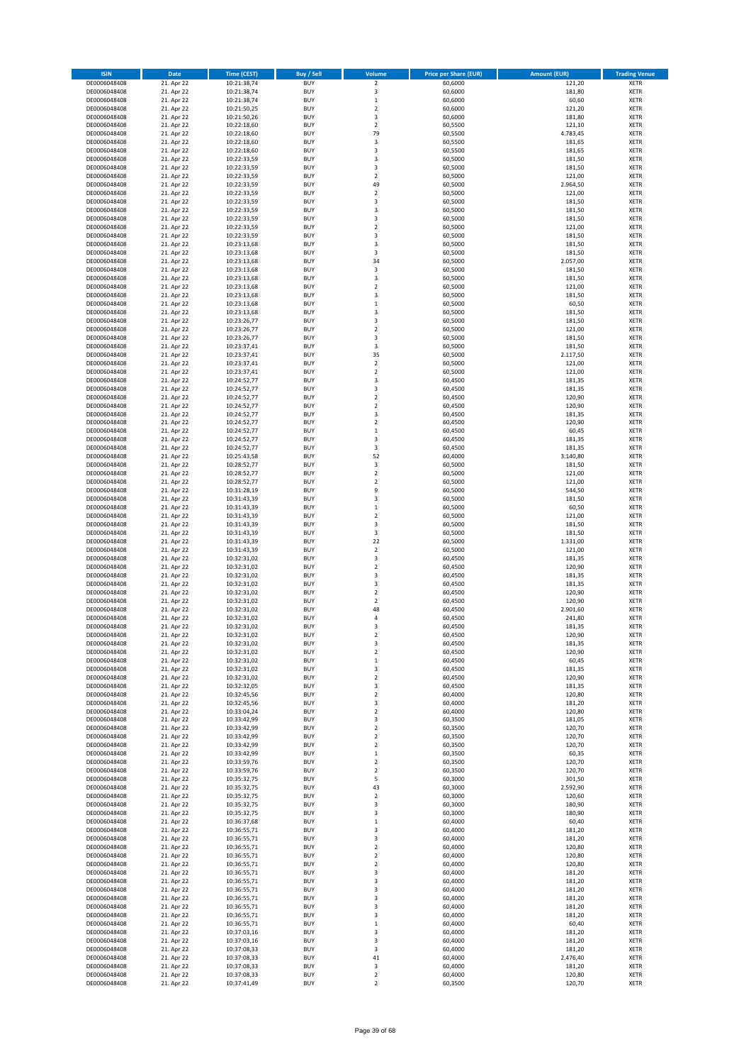| ISIN | Date | Time (CEST) | Buy / Sell | Volume | Price per Share (EUR) | Amount (EUR) | Trading Venue |
|---|---|---|---|---|---|---|---|
| DE0006048408 | 21. Apr 22 | 10:21:38,74 | BUY | 2 | 60,6000 | 121,20 | XETR |
| DE0006048408 | 21. Apr 22 | 10:21:38,74 | BUY | 3 | 60,6000 | 181,80 | XETR |
| DE0006048408 | 21. Apr 22 | 10:21:38,74 | BUY | 1 | 60,6000 | 60,60 | XETR |
| DE0006048408 | 21. Apr 22 | 10:21:50,25 | BUY | 2 | 60,6000 | 121,20 | XETR |
| DE0006048408 | 21. Apr 22 | 10:21:50,26 | BUY | 3 | 60,6000 | 181,80 | XETR |
| DE0006048408 | 21. Apr 22 | 10:22:18,60 | BUY | 2 | 60,5500 | 121,10 | XETR |
| DE0006048408 | 21. Apr 22 | 10:22:18,60 | BUY | 79 | 60,5500 | 4.783,45 | XETR |
| DE0006048408 | 21. Apr 22 | 10:22:18,60 | BUY | 3 | 60,5500 | 181,65 | XETR |
| DE0006048408 | 21. Apr 22 | 10:22:18,60 | BUY | 3 | 60,5500 | 181,65 | XETR |
| DE0006048408 | 21. Apr 22 | 10:22:33,59 | BUY | 3 | 60,5000 | 181,50 | XETR |
| DE0006048408 | 21. Apr 22 | 10:22:33,59 | BUY | 3 | 60,5000 | 181,50 | XETR |
| DE0006048408 | 21. Apr 22 | 10:22:33,59 | BUY | 2 | 60,5000 | 121,00 | XETR |
| DE0006048408 | 21. Apr 22 | 10:22:33,59 | BUY | 49 | 60,5000 | 2.964,50 | XETR |
| DE0006048408 | 21. Apr 22 | 10:22:33,59 | BUY | 2 | 60,5000 | 121,00 | XETR |
| DE0006048408 | 21. Apr 22 | 10:22:33,59 | BUY | 3 | 60,5000 | 181,50 | XETR |
| DE0006048408 | 21. Apr 22 | 10:22:33,59 | BUY | 3 | 60,5000 | 181,50 | XETR |
| DE0006048408 | 21. Apr 22 | 10:22:33,59 | BUY | 3 | 60,5000 | 181,50 | XETR |
| DE0006048408 | 21. Apr 22 | 10:22:33,59 | BUY | 2 | 60,5000 | 121,00 | XETR |
| DE0006048408 | 21. Apr 22 | 10:22:33,59 | BUY | 3 | 60,5000 | 181,50 | XETR |
| DE0006048408 | 21. Apr 22 | 10:23:13,68 | BUY | 3 | 60,5000 | 181,50 | XETR |
| DE0006048408 | 21. Apr 22 | 10:23:13,68 | BUY | 3 | 60,5000 | 181,50 | XETR |
| DE0006048408 | 21. Apr 22 | 10:23:13,68 | BUY | 34 | 60,5000 | 2.057,00 | XETR |
| DE0006048408 | 21. Apr 22 | 10:23:13,68 | BUY | 3 | 60,5000 | 181,50 | XETR |
| DE0006048408 | 21. Apr 22 | 10:23:13,68 | BUY | 3 | 60,5000 | 181,50 | XETR |
| DE0006048408 | 21. Apr 22 | 10:23:13,68 | BUY | 2 | 60,5000 | 121,00 | XETR |
| DE0006048408 | 21. Apr 22 | 10:23:13,68 | BUY | 3 | 60,5000 | 181,50 | XETR |
| DE0006048408 | 21. Apr 22 | 10:23:13,68 | BUY | 1 | 60,5000 | 60,50 | XETR |
| DE0006048408 | 21. Apr 22 | 10:23:13,68 | BUY | 3 | 60,5000 | 181,50 | XETR |
| DE0006048408 | 21. Apr 22 | 10:23:26,77 | BUY | 3 | 60,5000 | 181,50 | XETR |
| DE0006048408 | 21. Apr 22 | 10:23:26,77 | BUY | 2 | 60,5000 | 121,00 | XETR |
| DE0006048408 | 21. Apr 22 | 10:23:26,77 | BUY | 3 | 60,5000 | 181,50 | XETR |
| DE0006048408 | 21. Apr 22 | 10:23:37,41 | BUY | 3 | 60,5000 | 181,50 | XETR |
| DE0006048408 | 21. Apr 22 | 10:23:37,41 | BUY | 35 | 60,5000 | 2.117,50 | XETR |
| DE0006048408 | 21. Apr 22 | 10:23:37,41 | BUY | 2 | 60,5000 | 121,00 | XETR |
| DE0006048408 | 21. Apr 22 | 10:23:37,41 | BUY | 2 | 60,5000 | 121,00 | XETR |
| DE0006048408 | 21. Apr 22 | 10:24:52,77 | BUY | 3 | 60,4500 | 181,35 | XETR |
| DE0006048408 | 21. Apr 22 | 10:24:52,77 | BUY | 3 | 60,4500 | 181,35 | XETR |
| DE0006048408 | 21. Apr 22 | 10:24:52,77 | BUY | 2 | 60,4500 | 120,90 | XETR |
| DE0006048408 | 21. Apr 22 | 10:24:52,77 | BUY | 2 | 60,4500 | 120,90 | XETR |
| DE0006048408 | 21. Apr 22 | 10:24:52,77 | BUY | 3 | 60,4500 | 181,35 | XETR |
| DE0006048408 | 21. Apr 22 | 10:24:52,77 | BUY | 2 | 60,4500 | 120,90 | XETR |
| DE0006048408 | 21. Apr 22 | 10:24:52,77 | BUY | 1 | 60,4500 | 60,45 | XETR |
| DE0006048408 | 21. Apr 22 | 10:24:52,77 | BUY | 3 | 60,4500 | 181,35 | XETR |
| DE0006048408 | 21. Apr 22 | 10:24:52,77 | BUY | 3 | 60,4500 | 181,35 | XETR |
| DE0006048408 | 21. Apr 22 | 10:25:43,58 | BUY | 52 | 60,4000 | 3.140,80 | XETR |
| DE0006048408 | 21. Apr 22 | 10:28:52,77 | BUY | 3 | 60,5000 | 181,50 | XETR |
| DE0006048408 | 21. Apr 22 | 10:28:52,77 | BUY | 2 | 60,5000 | 121,00 | XETR |
| DE0006048408 | 21. Apr 22 | 10:28:52,77 | BUY | 2 | 60,5000 | 121,00 | XETR |
| DE0006048408 | 21. Apr 22 | 10:31:28,19 | BUY | 9 | 60,5000 | 544,50 | XETR |
| DE0006048408 | 21. Apr 22 | 10:31:43,39 | BUY | 3 | 60,5000 | 181,50 | XETR |
| DE0006048408 | 21. Apr 22 | 10:31:43,39 | BUY | 1 | 60,5000 | 60,50 | XETR |
| DE0006048408 | 21. Apr 22 | 10:31:43,39 | BUY | 2 | 60,5000 | 121,00 | XETR |
| DE0006048408 | 21. Apr 22 | 10:31:43,39 | BUY | 3 | 60,5000 | 181,50 | XETR |
| DE0006048408 | 21. Apr 22 | 10:31:43,39 | BUY | 3 | 60,5000 | 181,50 | XETR |
| DE0006048408 | 21. Apr 22 | 10:31:43,39 | BUY | 22 | 60,5000 | 1.331,00 | XETR |
| DE0006048408 | 21. Apr 22 | 10:31:43,39 | BUY | 2 | 60,5000 | 121,00 | XETR |
| DE0006048408 | 21. Apr 22 | 10:32:31,02 | BUY | 3 | 60,4500 | 181,35 | XETR |
| DE0006048408 | 21. Apr 22 | 10:32:31,02 | BUY | 2 | 60,4500 | 120,90 | XETR |
| DE0006048408 | 21. Apr 22 | 10:32:31,02 | BUY | 3 | 60,4500 | 181,35 | XETR |
| DE0006048408 | 21. Apr 22 | 10:32:31,02 | BUY | 3 | 60,4500 | 181,35 | XETR |
| DE0006048408 | 21. Apr 22 | 10:32:31,02 | BUY | 2 | 60,4500 | 120,90 | XETR |
| DE0006048408 | 21. Apr 22 | 10:32:31,02 | BUY | 2 | 60,4500 | 120,90 | XETR |
| DE0006048408 | 21. Apr 22 | 10:32:31,02 | BUY | 48 | 60,4500 | 2.901,60 | XETR |
| DE0006048408 | 21. Apr 22 | 10:32:31,02 | BUY | 4 | 60,4500 | 241,80 | XETR |
| DE0006048408 | 21. Apr 22 | 10:32:31,02 | BUY | 3 | 60,4500 | 181,35 | XETR |
| DE0006048408 | 21. Apr 22 | 10:32:31,02 | BUY | 2 | 60,4500 | 120,90 | XETR |
| DE0006048408 | 21. Apr 22 | 10:32:31,02 | BUY | 3 | 60,4500 | 181,35 | XETR |
| DE0006048408 | 21. Apr 22 | 10:32:31,02 | BUY | 2 | 60,4500 | 120,90 | XETR |
| DE0006048408 | 21. Apr 22 | 10:32:31,02 | BUY | 1 | 60,4500 | 60,45 | XETR |
| DE0006048408 | 21. Apr 22 | 10:32:31,02 | BUY | 3 | 60,4500 | 181,35 | XETR |
| DE0006048408 | 21. Apr 22 | 10:32:31,02 | BUY | 2 | 60,4500 | 120,90 | XETR |
| DE0006048408 | 21. Apr 22 | 10:32:32,05 | BUY | 3 | 60,4500 | 181,35 | XETR |
| DE0006048408 | 21. Apr 22 | 10:32:45,56 | BUY | 2 | 60,4000 | 120,80 | XETR |
| DE0006048408 | 21. Apr 22 | 10:32:45,56 | BUY | 3 | 60,4000 | 181,20 | XETR |
| DE0006048408 | 21. Apr 22 | 10:33:04,24 | BUY | 2 | 60,4000 | 120,80 | XETR |
| DE0006048408 | 21. Apr 22 | 10:33:42,99 | BUY | 3 | 60,3500 | 181,05 | XETR |
| DE0006048408 | 21. Apr 22 | 10:33:42,99 | BUY | 2 | 60,3500 | 120,70 | XETR |
| DE0006048408 | 21. Apr 22 | 10:33:42,99 | BUY | 2 | 60,3500 | 120,70 | XETR |
| DE0006048408 | 21. Apr 22 | 10:33:42,99 | BUY | 2 | 60,3500 | 120,70 | XETR |
| DE0006048408 | 21. Apr 22 | 10:33:42,99 | BUY | 1 | 60,3500 | 60,35 | XETR |
| DE0006048408 | 21. Apr 22 | 10:33:59,76 | BUY | 2 | 60,3500 | 120,70 | XETR |
| DE0006048408 | 21. Apr 22 | 10:33:59,76 | BUY | 2 | 60,3500 | 120,70 | XETR |
| DE0006048408 | 21. Apr 22 | 10:35:32,75 | BUY | 5 | 60,3000 | 301,50 | XETR |
| DE0006048408 | 21. Apr 22 | 10:35:32,75 | BUY | 43 | 60,3000 | 2.592,90 | XETR |
| DE0006048408 | 21. Apr 22 | 10:35:32,75 | BUY | 2 | 60,3000 | 120,60 | XETR |
| DE0006048408 | 21. Apr 22 | 10:35:32,75 | BUY | 3 | 60,3000 | 180,90 | XETR |
| DE0006048408 | 21. Apr 22 | 10:35:32,75 | BUY | 3 | 60,3000 | 180,90 | XETR |
| DE0006048408 | 21. Apr 22 | 10:36:37,68 | BUY | 1 | 60,4000 | 60,40 | XETR |
| DE0006048408 | 21. Apr 22 | 10:36:55,71 | BUY | 3 | 60,4000 | 181,20 | XETR |
| DE0006048408 | 21. Apr 22 | 10:36:55,71 | BUY | 3 | 60,4000 | 181,20 | XETR |
| DE0006048408 | 21. Apr 22 | 10:36:55,71 | BUY | 2 | 60,4000 | 120,80 | XETR |
| DE0006048408 | 21. Apr 22 | 10:36:55,71 | BUY | 2 | 60,4000 | 120,80 | XETR |
| DE0006048408 | 21. Apr 22 | 10:36:55,71 | BUY | 2 | 60,4000 | 120,80 | XETR |
| DE0006048408 | 21. Apr 22 | 10:36:55,71 | BUY | 3 | 60,4000 | 181,20 | XETR |
| DE0006048408 | 21. Apr 22 | 10:36:55,71 | BUY | 3 | 60,4000 | 181,20 | XETR |
| DE0006048408 | 21. Apr 22 | 10:36:55,71 | BUY | 3 | 60,4000 | 181,20 | XETR |
| DE0006048408 | 21. Apr 22 | 10:36:55,71 | BUY | 3 | 60,4000 | 181,20 | XETR |
| DE0006048408 | 21. Apr 22 | 10:36:55,71 | BUY | 3 | 60,4000 | 181,20 | XETR |
| DE0006048408 | 21. Apr 22 | 10:36:55,71 | BUY | 3 | 60,4000 | 181,20 | XETR |
| DE0006048408 | 21. Apr 22 | 10:36:55,71 | BUY | 1 | 60,4000 | 60,40 | XETR |
| DE0006048408 | 21. Apr 22 | 10:37:03,16 | BUY | 3 | 60,4000 | 181,20 | XETR |
| DE0006048408 | 21. Apr 22 | 10:37:03,16 | BUY | 3 | 60,4000 | 181,20 | XETR |
| DE0006048408 | 21. Apr 22 | 10:37:08,33 | BUY | 3 | 60,4000 | 181,20 | XETR |
| DE0006048408 | 21. Apr 22 | 10:37:08,33 | BUY | 41 | 60,4000 | 2.476,40 | XETR |
| DE0006048408 | 21. Apr 22 | 10:37:08,33 | BUY | 3 | 60,4000 | 181,20 | XETR |
| DE0006048408 | 21. Apr 22 | 10:37:08,33 | BUY | 2 | 60,4000 | 120,80 | XETR |
| DE0006048408 | 21. Apr 22 | 10:37:41,49 | BUY | 2 | 60,3500 | 120,70 | XETR |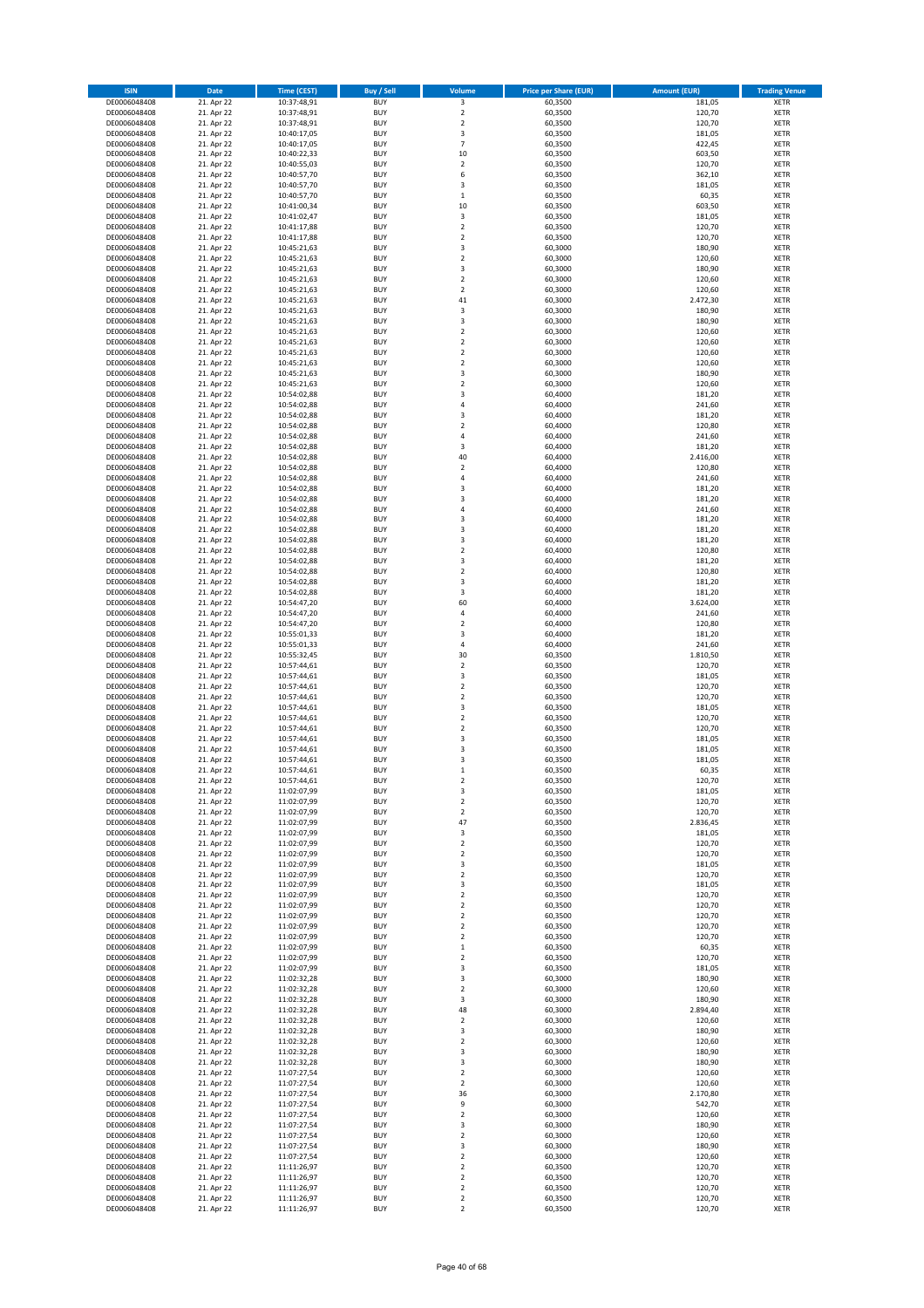| ISIN | Date | Time (CEST) | Buy / Sell | Volume | Price per Share (EUR) | Amount (EUR) | Trading Venue |
|---|---|---|---|---|---|---|---|
| DE0006048408 | 21. Apr 22 | 10:37:48,91 | BUY | 3 | 60,3500 | 181,05 | XETR |
| DE0006048408 | 21. Apr 22 | 10:37:48,91 | BUY | 2 | 60,3500 | 120,70 | XETR |
| DE0006048408 | 21. Apr 22 | 10:37:48,91 | BUY | 2 | 60,3500 | 120,70 | XETR |
| DE0006048408 | 21. Apr 22 | 10:40:17,05 | BUY | 3 | 60,3500 | 181,05 | XETR |
| DE0006048408 | 21. Apr 22 | 10:40:17,05 | BUY | 7 | 60,3500 | 422,45 | XETR |
| DE0006048408 | 21. Apr 22 | 10:40:22,33 | BUY | 10 | 60,3500 | 603,50 | XETR |
| DE0006048408 | 21. Apr 22 | 10:40:55,03 | BUY | 2 | 60,3500 | 120,70 | XETR |
| DE0006048408 | 21. Apr 22 | 10:40:57,70 | BUY | 6 | 60,3500 | 362,10 | XETR |
| DE0006048408 | 21. Apr 22 | 10:40:57,70 | BUY | 3 | 60,3500 | 181,05 | XETR |
| DE0006048408 | 21. Apr 22 | 10:40:57,70 | BUY | 1 | 60,3500 | 60,35 | XETR |
| DE0006048408 | 21. Apr 22 | 10:41:00,34 | BUY | 10 | 60,3500 | 603,50 | XETR |
| DE0006048408 | 21. Apr 22 | 10:41:02,47 | BUY | 3 | 60,3500 | 181,05 | XETR |
| DE0006048408 | 21. Apr 22 | 10:41:17,88 | BUY | 2 | 60,3500 | 120,70 | XETR |
| DE0006048408 | 21. Apr 22 | 10:41:17,88 | BUY | 2 | 60,3500 | 120,70 | XETR |
| DE0006048408 | 21. Apr 22 | 10:45:21,63 | BUY | 3 | 60,3000 | 180,90 | XETR |
| DE0006048408 | 21. Apr 22 | 10:45:21,63 | BUY | 2 | 60,3000 | 120,60 | XETR |
| DE0006048408 | 21. Apr 22 | 10:45:21,63 | BUY | 3 | 60,3000 | 180,90 | XETR |
| DE0006048408 | 21. Apr 22 | 10:45:21,63 | BUY | 2 | 60,3000 | 120,60 | XETR |
| DE0006048408 | 21. Apr 22 | 10:45:21,63 | BUY | 2 | 60,3000 | 120,60 | XETR |
| DE0006048408 | 21. Apr 22 | 10:45:21,63 | BUY | 41 | 60,3000 | 2.472,30 | XETR |
| DE0006048408 | 21. Apr 22 | 10:45:21,63 | BUY | 3 | 60,3000 | 180,90 | XETR |
| DE0006048408 | 21. Apr 22 | 10:45:21,63 | BUY | 3 | 60,3000 | 180,90 | XETR |
| DE0006048408 | 21. Apr 22 | 10:45:21,63 | BUY | 2 | 60,3000 | 120,60 | XETR |
| DE0006048408 | 21. Apr 22 | 10:45:21,63 | BUY | 2 | 60,3000 | 120,60 | XETR |
| DE0006048408 | 21. Apr 22 | 10:45:21,63 | BUY | 2 | 60,3000 | 120,60 | XETR |
| DE0006048408 | 21. Apr 22 | 10:45:21,63 | BUY | 2 | 60,3000 | 120,60 | XETR |
| DE0006048408 | 21. Apr 22 | 10:45:21,63 | BUY | 3 | 60,3000 | 180,90 | XETR |
| DE0006048408 | 21. Apr 22 | 10:45:21,63 | BUY | 2 | 60,3000 | 120,60 | XETR |
| DE0006048408 | 21. Apr 22 | 10:54:02,88 | BUY | 3 | 60,4000 | 181,20 | XETR |
| DE0006048408 | 21. Apr 22 | 10:54:02,88 | BUY | 4 | 60,4000 | 241,60 | XETR |
| DE0006048408 | 21. Apr 22 | 10:54:02,88 | BUY | 3 | 60,4000 | 181,20 | XETR |
| DE0006048408 | 21. Apr 22 | 10:54:02,88 | BUY | 2 | 60,4000 | 120,80 | XETR |
| DE0006048408 | 21. Apr 22 | 10:54:02,88 | BUY | 4 | 60,4000 | 241,60 | XETR |
| DE0006048408 | 21. Apr 22 | 10:54:02,88 | BUY | 3 | 60,4000 | 181,20 | XETR |
| DE0006048408 | 21. Apr 22 | 10:54:02,88 | BUY | 40 | 60,4000 | 2.416,00 | XETR |
| DE0006048408 | 21. Apr 22 | 10:54:02,88 | BUY | 2 | 60,4000 | 120,80 | XETR |
| DE0006048408 | 21. Apr 22 | 10:54:02,88 | BUY | 4 | 60,4000 | 241,60 | XETR |
| DE0006048408 | 21. Apr 22 | 10:54:02,88 | BUY | 3 | 60,4000 | 181,20 | XETR |
| DE0006048408 | 21. Apr 22 | 10:54:02,88 | BUY | 3 | 60,4000 | 181,20 | XETR |
| DE0006048408 | 21. Apr 22 | 10:54:02,88 | BUY | 4 | 60,4000 | 241,60 | XETR |
| DE0006048408 | 21. Apr 22 | 10:54:02,88 | BUY | 3 | 60,4000 | 181,20 | XETR |
| DE0006048408 | 21. Apr 22 | 10:54:02,88 | BUY | 3 | 60,4000 | 181,20 | XETR |
| DE0006048408 | 21. Apr 22 | 10:54:02,88 | BUY | 3 | 60,4000 | 181,20 | XETR |
| DE0006048408 | 21. Apr 22 | 10:54:02,88 | BUY | 2 | 60,4000 | 120,80 | XETR |
| DE0006048408 | 21. Apr 22 | 10:54:02,88 | BUY | 3 | 60,4000 | 181,20 | XETR |
| DE0006048408 | 21. Apr 22 | 10:54:02,88 | BUY | 2 | 60,4000 | 120,80 | XETR |
| DE0006048408 | 21. Apr 22 | 10:54:02,88 | BUY | 3 | 60,4000 | 181,20 | XETR |
| DE0006048408 | 21. Apr 22 | 10:54:02,88 | BUY | 3 | 60,4000 | 181,20 | XETR |
| DE0006048408 | 21. Apr 22 | 10:54:47,20 | BUY | 60 | 60,4000 | 3.624,00 | XETR |
| DE0006048408 | 21. Apr 22 | 10:54:47,20 | BUY | 4 | 60,4000 | 241,60 | XETR |
| DE0006048408 | 21. Apr 22 | 10:54:47,20 | BUY | 2 | 60,4000 | 120,80 | XETR |
| DE0006048408 | 21. Apr 22 | 10:55:01,33 | BUY | 3 | 60,4000 | 181,20 | XETR |
| DE0006048408 | 21. Apr 22 | 10:55:01,33 | BUY | 4 | 60,4000 | 241,60 | XETR |
| DE0006048408 | 21. Apr 22 | 10:55:32,45 | BUY | 30 | 60,3500 | 1.810,50 | XETR |
| DE0006048408 | 21. Apr 22 | 10:57:44,61 | BUY | 2 | 60,3500 | 120,70 | XETR |
| DE0006048408 | 21. Apr 22 | 10:57:44,61 | BUY | 3 | 60,3500 | 181,05 | XETR |
| DE0006048408 | 21. Apr 22 | 10:57:44,61 | BUY | 2 | 60,3500 | 120,70 | XETR |
| DE0006048408 | 21. Apr 22 | 10:57:44,61 | BUY | 2 | 60,3500 | 120,70 | XETR |
| DE0006048408 | 21. Apr 22 | 10:57:44,61 | BUY | 3 | 60,3500 | 181,05 | XETR |
| DE0006048408 | 21. Apr 22 | 10:57:44,61 | BUY | 2 | 60,3500 | 120,70 | XETR |
| DE0006048408 | 21. Apr 22 | 10:57:44,61 | BUY | 2 | 60,3500 | 120,70 | XETR |
| DE0006048408 | 21. Apr 22 | 10:57:44,61 | BUY | 3 | 60,3500 | 181,05 | XETR |
| DE0006048408 | 21. Apr 22 | 10:57:44,61 | BUY | 3 | 60,3500 | 181,05 | XETR |
| DE0006048408 | 21. Apr 22 | 10:57:44,61 | BUY | 3 | 60,3500 | 181,05 | XETR |
| DE0006048408 | 21. Apr 22 | 10:57:44,61 | BUY | 1 | 60,3500 | 60,35 | XETR |
| DE0006048408 | 21. Apr 22 | 10:57:44,61 | BUY | 2 | 60,3500 | 120,70 | XETR |
| DE0006048408 | 21. Apr 22 | 11:02:07,99 | BUY | 3 | 60,3500 | 181,05 | XETR |
| DE0006048408 | 21. Apr 22 | 11:02:07,99 | BUY | 2 | 60,3500 | 120,70 | XETR |
| DE0006048408 | 21. Apr 22 | 11:02:07,99 | BUY | 2 | 60,3500 | 120,70 | XETR |
| DE0006048408 | 21. Apr 22 | 11:02:07,99 | BUY | 47 | 60,3500 | 2.836,45 | XETR |
| DE0006048408 | 21. Apr 22 | 11:02:07,99 | BUY | 3 | 60,3500 | 181,05 | XETR |
| DE0006048408 | 21. Apr 22 | 11:02:07,99 | BUY | 2 | 60,3500 | 120,70 | XETR |
| DE0006048408 | 21. Apr 22 | 11:02:07,99 | BUY | 2 | 60,3500 | 120,70 | XETR |
| DE0006048408 | 21. Apr 22 | 11:02:07,99 | BUY | 3 | 60,3500 | 181,05 | XETR |
| DE0006048408 | 21. Apr 22 | 11:02:07,99 | BUY | 2 | 60,3500 | 120,70 | XETR |
| DE0006048408 | 21. Apr 22 | 11:02:07,99 | BUY | 3 | 60,3500 | 181,05 | XETR |
| DE0006048408 | 21. Apr 22 | 11:02:07,99 | BUY | 2 | 60,3500 | 120,70 | XETR |
| DE0006048408 | 21. Apr 22 | 11:02:07,99 | BUY | 2 | 60,3500 | 120,70 | XETR |
| DE0006048408 | 21. Apr 22 | 11:02:07,99 | BUY | 2 | 60,3500 | 120,70 | XETR |
| DE0006048408 | 21. Apr 22 | 11:02:07,99 | BUY | 2 | 60,3500 | 120,70 | XETR |
| DE0006048408 | 21. Apr 22 | 11:02:07,99 | BUY | 2 | 60,3500 | 120,70 | XETR |
| DE0006048408 | 21. Apr 22 | 11:02:07,99 | BUY | 1 | 60,3500 | 60,35 | XETR |
| DE0006048408 | 21. Apr 22 | 11:02:07,99 | BUY | 2 | 60,3500 | 120,70 | XETR |
| DE0006048408 | 21. Apr 22 | 11:02:07,99 | BUY | 3 | 60,3500 | 181,05 | XETR |
| DE0006048408 | 21. Apr 22 | 11:02:32,28 | BUY | 3 | 60,3000 | 180,90 | XETR |
| DE0006048408 | 21. Apr 22 | 11:02:32,28 | BUY | 2 | 60,3000 | 120,60 | XETR |
| DE0006048408 | 21. Apr 22 | 11:02:32,28 | BUY | 3 | 60,3000 | 180,90 | XETR |
| DE0006048408 | 21. Apr 22 | 11:02:32,28 | BUY | 48 | 60,3000 | 2.894,40 | XETR |
| DE0006048408 | 21. Apr 22 | 11:02:32,28 | BUY | 2 | 60,3000 | 120,60 | XETR |
| DE0006048408 | 21. Apr 22 | 11:02:32,28 | BUY | 3 | 60,3000 | 180,90 | XETR |
| DE0006048408 | 21. Apr 22 | 11:02:32,28 | BUY | 2 | 60,3000 | 120,60 | XETR |
| DE0006048408 | 21. Apr 22 | 11:02:32,28 | BUY | 3 | 60,3000 | 180,90 | XETR |
| DE0006048408 | 21. Apr 22 | 11:02:32,28 | BUY | 3 | 60,3000 | 180,90 | XETR |
| DE0006048408 | 21. Apr 22 | 11:07:27,54 | BUY | 2 | 60,3000 | 120,60 | XETR |
| DE0006048408 | 21. Apr 22 | 11:07:27,54 | BUY | 2 | 60,3000 | 120,60 | XETR |
| DE0006048408 | 21. Apr 22 | 11:07:27,54 | BUY | 36 | 60,3000 | 2.170,80 | XETR |
| DE0006048408 | 21. Apr 22 | 11:07:27,54 | BUY | 9 | 60,3000 | 542,70 | XETR |
| DE0006048408 | 21. Apr 22 | 11:07:27,54 | BUY | 2 | 60,3000 | 120,60 | XETR |
| DE0006048408 | 21. Apr 22 | 11:07:27,54 | BUY | 3 | 60,3000 | 180,90 | XETR |
| DE0006048408 | 21. Apr 22 | 11:07:27,54 | BUY | 2 | 60,3000 | 120,60 | XETR |
| DE0006048408 | 21. Apr 22 | 11:07:27,54 | BUY | 3 | 60,3000 | 180,90 | XETR |
| DE0006048408 | 21. Apr 22 | 11:07:27,54 | BUY | 2 | 60,3000 | 120,60 | XETR |
| DE0006048408 | 21. Apr 22 | 11:11:26,97 | BUY | 2 | 60,3500 | 120,70 | XETR |
| DE0006048408 | 21. Apr 22 | 11:11:26,97 | BUY | 2 | 60,3500 | 120,70 | XETR |
| DE0006048408 | 21. Apr 22 | 11:11:26,97 | BUY | 2 | 60,3500 | 120,70 | XETR |
| DE0006048408 | 21. Apr 22 | 11:11:26,97 | BUY | 2 | 60,3500 | 120,70 | XETR |
| DE0006048408 | 21. Apr 22 | 11:11:26,97 | BUY | 2 | 60,3500 | 120,70 | XETR |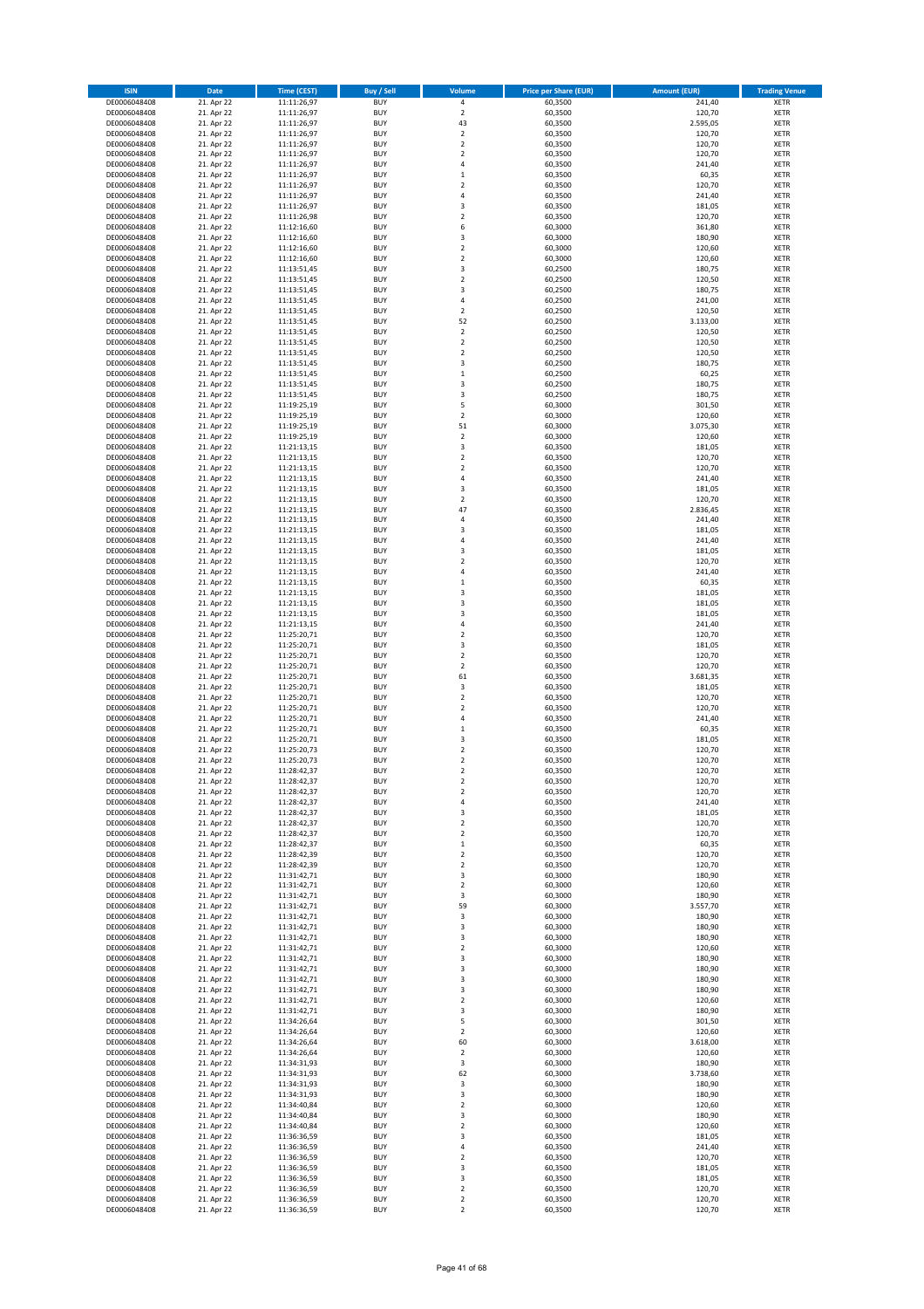| ISIN | Date | Time (CEST) | Buy / Sell | Volume | Price per Share (EUR) | Amount (EUR) | Trading Venue |
|---|---|---|---|---|---|---|---|
| DE0006048408 | 21. Apr 22 | 11:11:26,97 | BUY | 4 | 60,3500 | 241,40 | XETR |
| DE0006048408 | 21. Apr 22 | 11:11:26,97 | BUY | 2 | 60,3500 | 120,70 | XETR |
| DE0006048408 | 21. Apr 22 | 11:11:26,97 | BUY | 43 | 60,3500 | 2.595,05 | XETR |
| DE0006048408 | 21. Apr 22 | 11:11:26,97 | BUY | 2 | 60,3500 | 120,70 | XETR |
| DE0006048408 | 21. Apr 22 | 11:11:26,97 | BUY | 2 | 60,3500 | 120,70 | XETR |
| DE0006048408 | 21. Apr 22 | 11:11:26,97 | BUY | 2 | 60,3500 | 120,70 | XETR |
| DE0006048408 | 21. Apr 22 | 11:11:26,97 | BUY | 4 | 60,3500 | 241,40 | XETR |
| DE0006048408 | 21. Apr 22 | 11:11:26,97 | BUY | 1 | 60,3500 | 60,35 | XETR |
| DE0006048408 | 21. Apr 22 | 11:11:26,97 | BUY | 2 | 60,3500 | 120,70 | XETR |
| DE0006048408 | 21. Apr 22 | 11:11:26,97 | BUY | 4 | 60,3500 | 241,40 | XETR |
| DE0006048408 | 21. Apr 22 | 11:11:26,97 | BUY | 3 | 60,3500 | 181,05 | XETR |
| DE0006048408 | 21. Apr 22 | 11:11:26,98 | BUY | 2 | 60,3500 | 120,70 | XETR |
| DE0006048408 | 21. Apr 22 | 11:12:16,60 | BUY | 6 | 60,3000 | 361,80 | XETR |
| DE0006048408 | 21. Apr 22 | 11:12:16,60 | BUY | 3 | 60,3000 | 180,90 | XETR |
| DE0006048408 | 21. Apr 22 | 11:12:16,60 | BUY | 2 | 60,3000 | 120,60 | XETR |
| DE0006048408 | 21. Apr 22 | 11:12:16,60 | BUY | 2 | 60,3000 | 120,60 | XETR |
| DE0006048408 | 21. Apr 22 | 11:13:51,45 | BUY | 3 | 60,2500 | 180,75 | XETR |
| DE0006048408 | 21. Apr 22 | 11:13:51,45 | BUY | 2 | 60,2500 | 120,50 | XETR |
| DE0006048408 | 21. Apr 22 | 11:13:51,45 | BUY | 3 | 60,2500 | 180,75 | XETR |
| DE0006048408 | 21. Apr 22 | 11:13:51,45 | BUY | 4 | 60,2500 | 241,00 | XETR |
| DE0006048408 | 21. Apr 22 | 11:13:51,45 | BUY | 2 | 60,2500 | 120,50 | XETR |
| DE0006048408 | 21. Apr 22 | 11:13:51,45 | BUY | 52 | 60,2500 | 3.133,00 | XETR |
| DE0006048408 | 21. Apr 22 | 11:13:51,45 | BUY | 2 | 60,2500 | 120,50 | XETR |
| DE0006048408 | 21. Apr 22 | 11:13:51,45 | BUY | 2 | 60,2500 | 120,50 | XETR |
| DE0006048408 | 21. Apr 22 | 11:13:51,45 | BUY | 2 | 60,2500 | 120,50 | XETR |
| DE0006048408 | 21. Apr 22 | 11:13:51,45 | BUY | 3 | 60,2500 | 180,75 | XETR |
| DE0006048408 | 21. Apr 22 | 11:13:51,45 | BUY | 1 | 60,2500 | 60,25 | XETR |
| DE0006048408 | 21. Apr 22 | 11:13:51,45 | BUY | 3 | 60,2500 | 180,75 | XETR |
| DE0006048408 | 21. Apr 22 | 11:13:51,45 | BUY | 3 | 60,2500 | 180,75 | XETR |
| DE0006048408 | 21. Apr 22 | 11:19:25,19 | BUY | 5 | 60,3000 | 301,50 | XETR |
| DE0006048408 | 21. Apr 22 | 11:19:25,19 | BUY | 2 | 60,3000 | 120,60 | XETR |
| DE0006048408 | 21. Apr 22 | 11:19:25,19 | BUY | 51 | 60,3000 | 3.075,30 | XETR |
| DE0006048408 | 21. Apr 22 | 11:19:25,19 | BUY | 2 | 60,3000 | 120,60 | XETR |
| DE0006048408 | 21. Apr 22 | 11:21:13,15 | BUY | 3 | 60,3500 | 181,05 | XETR |
| DE0006048408 | 21. Apr 22 | 11:21:13,15 | BUY | 2 | 60,3500 | 120,70 | XETR |
| DE0006048408 | 21. Apr 22 | 11:21:13,15 | BUY | 2 | 60,3500 | 120,70 | XETR |
| DE0006048408 | 21. Apr 22 | 11:21:13,15 | BUY | 4 | 60,3500 | 241,40 | XETR |
| DE0006048408 | 21. Apr 22 | 11:21:13,15 | BUY | 3 | 60,3500 | 181,05 | XETR |
| DE0006048408 | 21. Apr 22 | 11:21:13,15 | BUY | 2 | 60,3500 | 120,70 | XETR |
| DE0006048408 | 21. Apr 22 | 11:21:13,15 | BUY | 47 | 60,3500 | 2.836,45 | XETR |
| DE0006048408 | 21. Apr 22 | 11:21:13,15 | BUY | 4 | 60,3500 | 241,40 | XETR |
| DE0006048408 | 21. Apr 22 | 11:21:13,15 | BUY | 3 | 60,3500 | 181,05 | XETR |
| DE0006048408 | 21. Apr 22 | 11:21:13,15 | BUY | 4 | 60,3500 | 241,40 | XETR |
| DE0006048408 | 21. Apr 22 | 11:21:13,15 | BUY | 3 | 60,3500 | 181,05 | XETR |
| DE0006048408 | 21. Apr 22 | 11:21:13,15 | BUY | 2 | 60,3500 | 120,70 | XETR |
| DE0006048408 | 21. Apr 22 | 11:21:13,15 | BUY | 4 | 60,3500 | 241,40 | XETR |
| DE0006048408 | 21. Apr 22 | 11:21:13,15 | BUY | 1 | 60,3500 | 60,35 | XETR |
| DE0006048408 | 21. Apr 22 | 11:21:13,15 | BUY | 3 | 60,3500 | 181,05 | XETR |
| DE0006048408 | 21. Apr 22 | 11:21:13,15 | BUY | 3 | 60,3500 | 181,05 | XETR |
| DE0006048408 | 21. Apr 22 | 11:21:13,15 | BUY | 3 | 60,3500 | 181,05 | XETR |
| DE0006048408 | 21. Apr 22 | 11:21:13,15 | BUY | 4 | 60,3500 | 241,40 | XETR |
| DE0006048408 | 21. Apr 22 | 11:25:20,71 | BUY | 2 | 60,3500 | 120,70 | XETR |
| DE0006048408 | 21. Apr 22 | 11:25:20,71 | BUY | 3 | 60,3500 | 181,05 | XETR |
| DE0006048408 | 21. Apr 22 | 11:25:20,71 | BUY | 2 | 60,3500 | 120,70 | XETR |
| DE0006048408 | 21. Apr 22 | 11:25:20,71 | BUY | 2 | 60,3500 | 120,70 | XETR |
| DE0006048408 | 21. Apr 22 | 11:25:20,71 | BUY | 61 | 60,3500 | 3.681,35 | XETR |
| DE0006048408 | 21. Apr 22 | 11:25:20,71 | BUY | 3 | 60,3500 | 181,05 | XETR |
| DE0006048408 | 21. Apr 22 | 11:25:20,71 | BUY | 2 | 60,3500 | 120,70 | XETR |
| DE0006048408 | 21. Apr 22 | 11:25:20,71 | BUY | 2 | 60,3500 | 120,70 | XETR |
| DE0006048408 | 21. Apr 22 | 11:25:20,71 | BUY | 4 | 60,3500 | 241,40 | XETR |
| DE0006048408 | 21. Apr 22 | 11:25:20,71 | BUY | 1 | 60,3500 | 60,35 | XETR |
| DE0006048408 | 21. Apr 22 | 11:25:20,71 | BUY | 3 | 60,3500 | 181,05 | XETR |
| DE0006048408 | 21. Apr 22 | 11:25:20,73 | BUY | 2 | 60,3500 | 120,70 | XETR |
| DE0006048408 | 21. Apr 22 | 11:25:20,73 | BUY | 2 | 60,3500 | 120,70 | XETR |
| DE0006048408 | 21. Apr 22 | 11:28:42,37 | BUY | 2 | 60,3500 | 120,70 | XETR |
| DE0006048408 | 21. Apr 22 | 11:28:42,37 | BUY | 2 | 60,3500 | 120,70 | XETR |
| DE0006048408 | 21. Apr 22 | 11:28:42,37 | BUY | 2 | 60,3500 | 120,70 | XETR |
| DE0006048408 | 21. Apr 22 | 11:28:42,37 | BUY | 4 | 60,3500 | 241,40 | XETR |
| DE0006048408 | 21. Apr 22 | 11:28:42,37 | BUY | 3 | 60,3500 | 181,05 | XETR |
| DE0006048408 | 21. Apr 22 | 11:28:42,37 | BUY | 2 | 60,3500 | 120,70 | XETR |
| DE0006048408 | 21. Apr 22 | 11:28:42,37 | BUY | 2 | 60,3500 | 120,70 | XETR |
| DE0006048408 | 21. Apr 22 | 11:28:42,37 | BUY | 1 | 60,3500 | 60,35 | XETR |
| DE0006048408 | 21. Apr 22 | 11:28:42,39 | BUY | 2 | 60,3500 | 120,70 | XETR |
| DE0006048408 | 21. Apr 22 | 11:28:42,39 | BUY | 2 | 60,3500 | 120,70 | XETR |
| DE0006048408 | 21. Apr 22 | 11:31:42,71 | BUY | 3 | 60,3000 | 180,90 | XETR |
| DE0006048408 | 21. Apr 22 | 11:31:42,71 | BUY | 2 | 60,3000 | 120,60 | XETR |
| DE0006048408 | 21. Apr 22 | 11:31:42,71 | BUY | 3 | 60,3000 | 180,90 | XETR |
| DE0006048408 | 21. Apr 22 | 11:31:42,71 | BUY | 59 | 60,3000 | 3.557,70 | XETR |
| DE0006048408 | 21. Apr 22 | 11:31:42,71 | BUY | 3 | 60,3000 | 180,90 | XETR |
| DE0006048408 | 21. Apr 22 | 11:31:42,71 | BUY | 3 | 60,3000 | 180,90 | XETR |
| DE0006048408 | 21. Apr 22 | 11:31:42,71 | BUY | 3 | 60,3000 | 180,90 | XETR |
| DE0006048408 | 21. Apr 22 | 11:31:42,71 | BUY | 2 | 60,3000 | 120,60 | XETR |
| DE0006048408 | 21. Apr 22 | 11:31:42,71 | BUY | 3 | 60,3000 | 180,90 | XETR |
| DE0006048408 | 21. Apr 22 | 11:31:42,71 | BUY | 3 | 60,3000 | 180,90 | XETR |
| DE0006048408 | 21. Apr 22 | 11:31:42,71 | BUY | 3 | 60,3000 | 180,90 | XETR |
| DE0006048408 | 21. Apr 22 | 11:31:42,71 | BUY | 3 | 60,3000 | 180,90 | XETR |
| DE0006048408 | 21. Apr 22 | 11:31:42,71 | BUY | 2 | 60,3000 | 120,60 | XETR |
| DE0006048408 | 21. Apr 22 | 11:31:42,71 | BUY | 3 | 60,3000 | 180,90 | XETR |
| DE0006048408 | 21. Apr 22 | 11:34:26,64 | BUY | 5 | 60,3000 | 301,50 | XETR |
| DE0006048408 | 21. Apr 22 | 11:34:26,64 | BUY | 2 | 60,3000 | 120,60 | XETR |
| DE0006048408 | 21. Apr 22 | 11:34:26,64 | BUY | 60 | 60,3000 | 3.618,00 | XETR |
| DE0006048408 | 21. Apr 22 | 11:34:26,64 | BUY | 2 | 60,3000 | 120,60 | XETR |
| DE0006048408 | 21. Apr 22 | 11:34:31,93 | BUY | 3 | 60,3000 | 180,90 | XETR |
| DE0006048408 | 21. Apr 22 | 11:34:31,93 | BUY | 62 | 60,3000 | 3.738,60 | XETR |
| DE0006048408 | 21. Apr 22 | 11:34:31,93 | BUY | 3 | 60,3000 | 180,90 | XETR |
| DE0006048408 | 21. Apr 22 | 11:34:31,93 | BUY | 3 | 60,3000 | 180,90 | XETR |
| DE0006048408 | 21. Apr 22 | 11:34:40,84 | BUY | 2 | 60,3000 | 120,60 | XETR |
| DE0006048408 | 21. Apr 22 | 11:34:40,84 | BUY | 3 | 60,3000 | 180,90 | XETR |
| DE0006048408 | 21. Apr 22 | 11:34:40,84 | BUY | 2 | 60,3000 | 120,60 | XETR |
| DE0006048408 | 21. Apr 22 | 11:36:36,59 | BUY | 3 | 60,3500 | 181,05 | XETR |
| DE0006048408 | 21. Apr 22 | 11:36:36,59 | BUY | 4 | 60,3500 | 241,40 | XETR |
| DE0006048408 | 21. Apr 22 | 11:36:36,59 | BUY | 2 | 60,3500 | 120,70 | XETR |
| DE0006048408 | 21. Apr 22 | 11:36:36,59 | BUY | 3 | 60,3500 | 181,05 | XETR |
| DE0006048408 | 21. Apr 22 | 11:36:36,59 | BUY | 3 | 60,3500 | 181,05 | XETR |
| DE0006048408 | 21. Apr 22 | 11:36:36,59 | BUY | 2 | 60,3500 | 120,70 | XETR |
| DE0006048408 | 21. Apr 22 | 11:36:36,59 | BUY | 2 | 60,3500 | 120,70 | XETR |
| DE0006048408 | 21. Apr 22 | 11:36:36,59 | BUY | 2 | 60,3500 | 120,70 | XETR |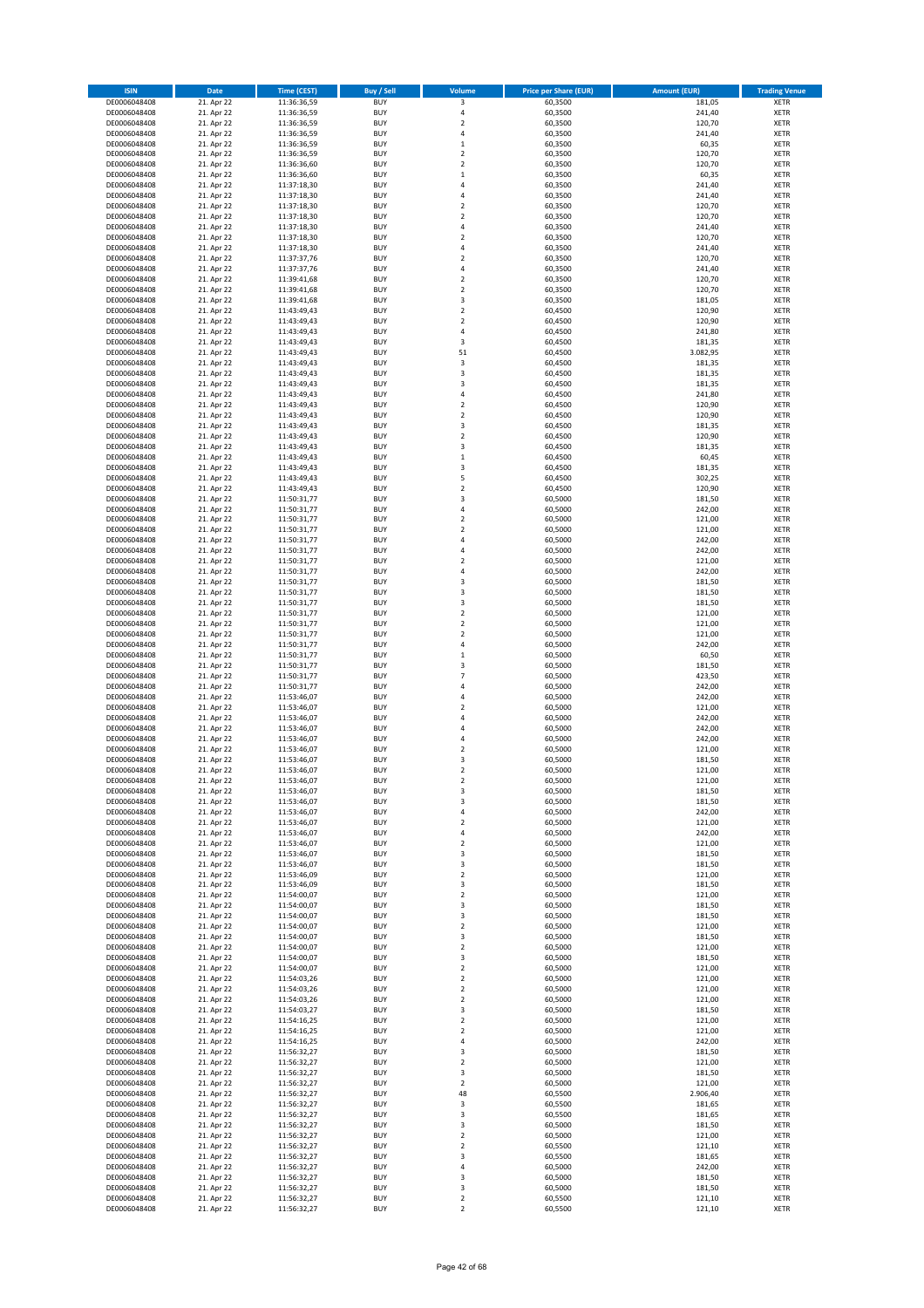| ISIN | Date | Time (CEST) | Buy / Sell | Volume | Price per Share (EUR) | Amount (EUR) | Trading Venue |
|---|---|---|---|---|---|---|---|
| DE0006048408 | 21. Apr 22 | 11:36:36,59 | BUY | 3 | 60,3500 | 181,05 | XETR |
| DE0006048408 | 21. Apr 22 | 11:36:36,59 | BUY | 4 | 60,3500 | 241,40 | XETR |
| DE0006048408 | 21. Apr 22 | 11:36:36,59 | BUY | 2 | 60,3500 | 120,70 | XETR |
| DE0006048408 | 21. Apr 22 | 11:36:36,59 | BUY | 4 | 60,3500 | 241,40 | XETR |
| DE0006048408 | 21. Apr 22 | 11:36:36,59 | BUY | 1 | 60,3500 | 60,35 | XETR |
| DE0006048408 | 21. Apr 22 | 11:36:36,59 | BUY | 2 | 60,3500 | 120,70 | XETR |
| DE0006048408 | 21. Apr 22 | 11:36:36,60 | BUY | 2 | 60,3500 | 120,70 | XETR |
| DE0006048408 | 21. Apr 22 | 11:36:36,60 | BUY | 1 | 60,3500 | 60,35 | XETR |
| DE0006048408 | 21. Apr 22 | 11:37:18,30 | BUY | 4 | 60,3500 | 241,40 | XETR |
| DE0006048408 | 21. Apr 22 | 11:37:18,30 | BUY | 4 | 60,3500 | 241,40 | XETR |
| DE0006048408 | 21. Apr 22 | 11:37:18,30 | BUY | 2 | 60,3500 | 120,70 | XETR |
| DE0006048408 | 21. Apr 22 | 11:37:18,30 | BUY | 2 | 60,3500 | 120,70 | XETR |
| DE0006048408 | 21. Apr 22 | 11:37:18,30 | BUY | 4 | 60,3500 | 241,40 | XETR |
| DE0006048408 | 21. Apr 22 | 11:37:18,30 | BUY | 2 | 60,3500 | 120,70 | XETR |
| DE0006048408 | 21. Apr 22 | 11:37:18,30 | BUY | 4 | 60,3500 | 241,40 | XETR |
| DE0006048408 | 21. Apr 22 | 11:37:37,76 | BUY | 2 | 60,3500 | 120,70 | XETR |
| DE0006048408 | 21. Apr 22 | 11:37:37,76 | BUY | 4 | 60,3500 | 241,40 | XETR |
| DE0006048408 | 21. Apr 22 | 11:39:41,68 | BUY | 2 | 60,3500 | 120,70 | XETR |
| DE0006048408 | 21. Apr 22 | 11:39:41,68 | BUY | 2 | 60,3500 | 120,70 | XETR |
| DE0006048408 | 21. Apr 22 | 11:39:41,68 | BUY | 3 | 60,3500 | 181,05 | XETR |
| DE0006048408 | 21. Apr 22 | 11:43:49,43 | BUY | 2 | 60,4500 | 120,90 | XETR |
| DE0006048408 | 21. Apr 22 | 11:43:49,43 | BUY | 2 | 60,4500 | 120,90 | XETR |
| DE0006048408 | 21. Apr 22 | 11:43:49,43 | BUY | 4 | 60,4500 | 241,80 | XETR |
| DE0006048408 | 21. Apr 22 | 11:43:49,43 | BUY | 3 | 60,4500 | 181,35 | XETR |
| DE0006048408 | 21. Apr 22 | 11:43:49,43 | BUY | 51 | 60,4500 | 3.082,95 | XETR |
| DE0006048408 | 21. Apr 22 | 11:43:49,43 | BUY | 3 | 60,4500 | 181,35 | XETR |
| DE0006048408 | 21. Apr 22 | 11:43:49,43 | BUY | 3 | 60,4500 | 181,35 | XETR |
| DE0006048408 | 21. Apr 22 | 11:43:49,43 | BUY | 3 | 60,4500 | 181,35 | XETR |
| DE0006048408 | 21. Apr 22 | 11:43:49,43 | BUY | 4 | 60,4500 | 241,80 | XETR |
| DE0006048408 | 21. Apr 22 | 11:43:49,43 | BUY | 2 | 60,4500 | 120,90 | XETR |
| DE0006048408 | 21. Apr 22 | 11:43:49,43 | BUY | 2 | 60,4500 | 120,90 | XETR |
| DE0006048408 | 21. Apr 22 | 11:43:49,43 | BUY | 3 | 60,4500 | 181,35 | XETR |
| DE0006048408 | 21. Apr 22 | 11:43:49,43 | BUY | 2 | 60,4500 | 120,90 | XETR |
| DE0006048408 | 21. Apr 22 | 11:43:49,43 | BUY | 3 | 60,4500 | 181,35 | XETR |
| DE0006048408 | 21. Apr 22 | 11:43:49,43 | BUY | 1 | 60,4500 | 60,45 | XETR |
| DE0006048408 | 21. Apr 22 | 11:43:49,43 | BUY | 3 | 60,4500 | 181,35 | XETR |
| DE0006048408 | 21. Apr 22 | 11:43:49,43 | BUY | 5 | 60,4500 | 302,25 | XETR |
| DE0006048408 | 21. Apr 22 | 11:43:49,43 | BUY | 2 | 60,4500 | 120,90 | XETR |
| DE0006048408 | 21. Apr 22 | 11:50:31,77 | BUY | 3 | 60,5000 | 181,50 | XETR |
| DE0006048408 | 21. Apr 22 | 11:50:31,77 | BUY | 4 | 60,5000 | 242,00 | XETR |
| DE0006048408 | 21. Apr 22 | 11:50:31,77 | BUY | 2 | 60,5000 | 121,00 | XETR |
| DE0006048408 | 21. Apr 22 | 11:50:31,77 | BUY | 2 | 60,5000 | 121,00 | XETR |
| DE0006048408 | 21. Apr 22 | 11:50:31,77 | BUY | 4 | 60,5000 | 242,00 | XETR |
| DE0006048408 | 21. Apr 22 | 11:50:31,77 | BUY | 4 | 60,5000 | 242,00 | XETR |
| DE0006048408 | 21. Apr 22 | 11:50:31,77 | BUY | 2 | 60,5000 | 121,00 | XETR |
| DE0006048408 | 21. Apr 22 | 11:50:31,77 | BUY | 4 | 60,5000 | 242,00 | XETR |
| DE0006048408 | 21. Apr 22 | 11:50:31,77 | BUY | 3 | 60,5000 | 181,50 | XETR |
| DE0006048408 | 21. Apr 22 | 11:50:31,77 | BUY | 3 | 60,5000 | 181,50 | XETR |
| DE0006048408 | 21. Apr 22 | 11:50:31,77 | BUY | 3 | 60,5000 | 181,50 | XETR |
| DE0006048408 | 21. Apr 22 | 11:50:31,77 | BUY | 2 | 60,5000 | 121,00 | XETR |
| DE0006048408 | 21. Apr 22 | 11:50:31,77 | BUY | 2 | 60,5000 | 121,00 | XETR |
| DE0006048408 | 21. Apr 22 | 11:50:31,77 | BUY | 2 | 60,5000 | 121,00 | XETR |
| DE0006048408 | 21. Apr 22 | 11:50:31,77 | BUY | 4 | 60,5000 | 242,00 | XETR |
| DE0006048408 | 21. Apr 22 | 11:50:31,77 | BUY | 1 | 60,5000 | 60,50 | XETR |
| DE0006048408 | 21. Apr 22 | 11:50:31,77 | BUY | 3 | 60,5000 | 181,50 | XETR |
| DE0006048408 | 21. Apr 22 | 11:50:31,77 | BUY | 7 | 60,5000 | 423,50 | XETR |
| DE0006048408 | 21. Apr 22 | 11:50:31,77 | BUY | 4 | 60,5000 | 242,00 | XETR |
| DE0006048408 | 21. Apr 22 | 11:53:46,07 | BUY | 4 | 60,5000 | 242,00 | XETR |
| DE0006048408 | 21. Apr 22 | 11:53:46,07 | BUY | 2 | 60,5000 | 121,00 | XETR |
| DE0006048408 | 21. Apr 22 | 11:53:46,07 | BUY | 4 | 60,5000 | 242,00 | XETR |
| DE0006048408 | 21. Apr 22 | 11:53:46,07 | BUY | 4 | 60,5000 | 242,00 | XETR |
| DE0006048408 | 21. Apr 22 | 11:53:46,07 | BUY | 4 | 60,5000 | 242,00 | XETR |
| DE0006048408 | 21. Apr 22 | 11:53:46,07 | BUY | 2 | 60,5000 | 121,00 | XETR |
| DE0006048408 | 21. Apr 22 | 11:53:46,07 | BUY | 3 | 60,5000 | 181,50 | XETR |
| DE0006048408 | 21. Apr 22 | 11:53:46,07 | BUY | 2 | 60,5000 | 121,00 | XETR |
| DE0006048408 | 21. Apr 22 | 11:53:46,07 | BUY | 2 | 60,5000 | 121,00 | XETR |
| DE0006048408 | 21. Apr 22 | 11:53:46,07 | BUY | 3 | 60,5000 | 181,50 | XETR |
| DE0006048408 | 21. Apr 22 | 11:53:46,07 | BUY | 3 | 60,5000 | 181,50 | XETR |
| DE0006048408 | 21. Apr 22 | 11:53:46,07 | BUY | 4 | 60,5000 | 242,00 | XETR |
| DE0006048408 | 21. Apr 22 | 11:53:46,07 | BUY | 2 | 60,5000 | 121,00 | XETR |
| DE0006048408 | 21. Apr 22 | 11:53:46,07 | BUY | 4 | 60,5000 | 242,00 | XETR |
| DE0006048408 | 21. Apr 22 | 11:53:46,07 | BUY | 2 | 60,5000 | 121,00 | XETR |
| DE0006048408 | 21. Apr 22 | 11:53:46,07 | BUY | 3 | 60,5000 | 181,50 | XETR |
| DE0006048408 | 21. Apr 22 | 11:53:46,07 | BUY | 3 | 60,5000 | 181,50 | XETR |
| DE0006048408 | 21. Apr 22 | 11:53:46,09 | BUY | 2 | 60,5000 | 121,00 | XETR |
| DE0006048408 | 21. Apr 22 | 11:53:46,09 | BUY | 3 | 60,5000 | 181,50 | XETR |
| DE0006048408 | 21. Apr 22 | 11:54:00,07 | BUY | 2 | 60,5000 | 121,00 | XETR |
| DE0006048408 | 21. Apr 22 | 11:54:00,07 | BUY | 3 | 60,5000 | 181,50 | XETR |
| DE0006048408 | 21. Apr 22 | 11:54:00,07 | BUY | 3 | 60,5000 | 181,50 | XETR |
| DE0006048408 | 21. Apr 22 | 11:54:00,07 | BUY | 2 | 60,5000 | 121,00 | XETR |
| DE0006048408 | 21. Apr 22 | 11:54:00,07 | BUY | 3 | 60,5000 | 181,50 | XETR |
| DE0006048408 | 21. Apr 22 | 11:54:00,07 | BUY | 2 | 60,5000 | 121,00 | XETR |
| DE0006048408 | 21. Apr 22 | 11:54:00,07 | BUY | 3 | 60,5000 | 181,50 | XETR |
| DE0006048408 | 21. Apr 22 | 11:54:00,07 | BUY | 2 | 60,5000 | 121,00 | XETR |
| DE0006048408 | 21. Apr 22 | 11:54:03,26 | BUY | 2 | 60,5000 | 121,00 | XETR |
| DE0006048408 | 21. Apr 22 | 11:54:03,26 | BUY | 2 | 60,5000 | 121,00 | XETR |
| DE0006048408 | 21. Apr 22 | 11:54:03,26 | BUY | 2 | 60,5000 | 121,00 | XETR |
| DE0006048408 | 21. Apr 22 | 11:54:03,27 | BUY | 3 | 60,5000 | 181,50 | XETR |
| DE0006048408 | 21. Apr 22 | 11:54:16,25 | BUY | 2 | 60,5000 | 121,00 | XETR |
| DE0006048408 | 21. Apr 22 | 11:54:16,25 | BUY | 2 | 60,5000 | 121,00 | XETR |
| DE0006048408 | 21. Apr 22 | 11:54:16,25 | BUY | 4 | 60,5000 | 242,00 | XETR |
| DE0006048408 | 21. Apr 22 | 11:56:32,27 | BUY | 3 | 60,5000 | 181,50 | XETR |
| DE0006048408 | 21. Apr 22 | 11:56:32,27 | BUY | 2 | 60,5000 | 121,00 | XETR |
| DE0006048408 | 21. Apr 22 | 11:56:32,27 | BUY | 3 | 60,5000 | 181,50 | XETR |
| DE0006048408 | 21. Apr 22 | 11:56:32,27 | BUY | 2 | 60,5000 | 121,00 | XETR |
| DE0006048408 | 21. Apr 22 | 11:56:32,27 | BUY | 48 | 60,5500 | 2.906,40 | XETR |
| DE0006048408 | 21. Apr 22 | 11:56:32,27 | BUY | 3 | 60,5500 | 181,65 | XETR |
| DE0006048408 | 21. Apr 22 | 11:56:32,27 | BUY | 3 | 60,5500 | 181,65 | XETR |
| DE0006048408 | 21. Apr 22 | 11:56:32,27 | BUY | 3 | 60,5000 | 181,50 | XETR |
| DE0006048408 | 21. Apr 22 | 11:56:32,27 | BUY | 2 | 60,5000 | 121,00 | XETR |
| DE0006048408 | 21. Apr 22 | 11:56:32,27 | BUY | 2 | 60,5500 | 121,10 | XETR |
| DE0006048408 | 21. Apr 22 | 11:56:32,27 | BUY | 3 | 60,5500 | 181,65 | XETR |
| DE0006048408 | 21. Apr 22 | 11:56:32,27 | BUY | 4 | 60,5000 | 242,00 | XETR |
| DE0006048408 | 21. Apr 22 | 11:56:32,27 | BUY | 3 | 60,5000 | 181,50 | XETR |
| DE0006048408 | 21. Apr 22 | 11:56:32,27 | BUY | 3 | 60,5000 | 181,50 | XETR |
| DE0006048408 | 21. Apr 22 | 11:56:32,27 | BUY | 2 | 60,5500 | 121,10 | XETR |
| DE0006048408 | 21. Apr 22 | 11:56:32,27 | BUY | 2 | 60,5500 | 121,10 | XETR |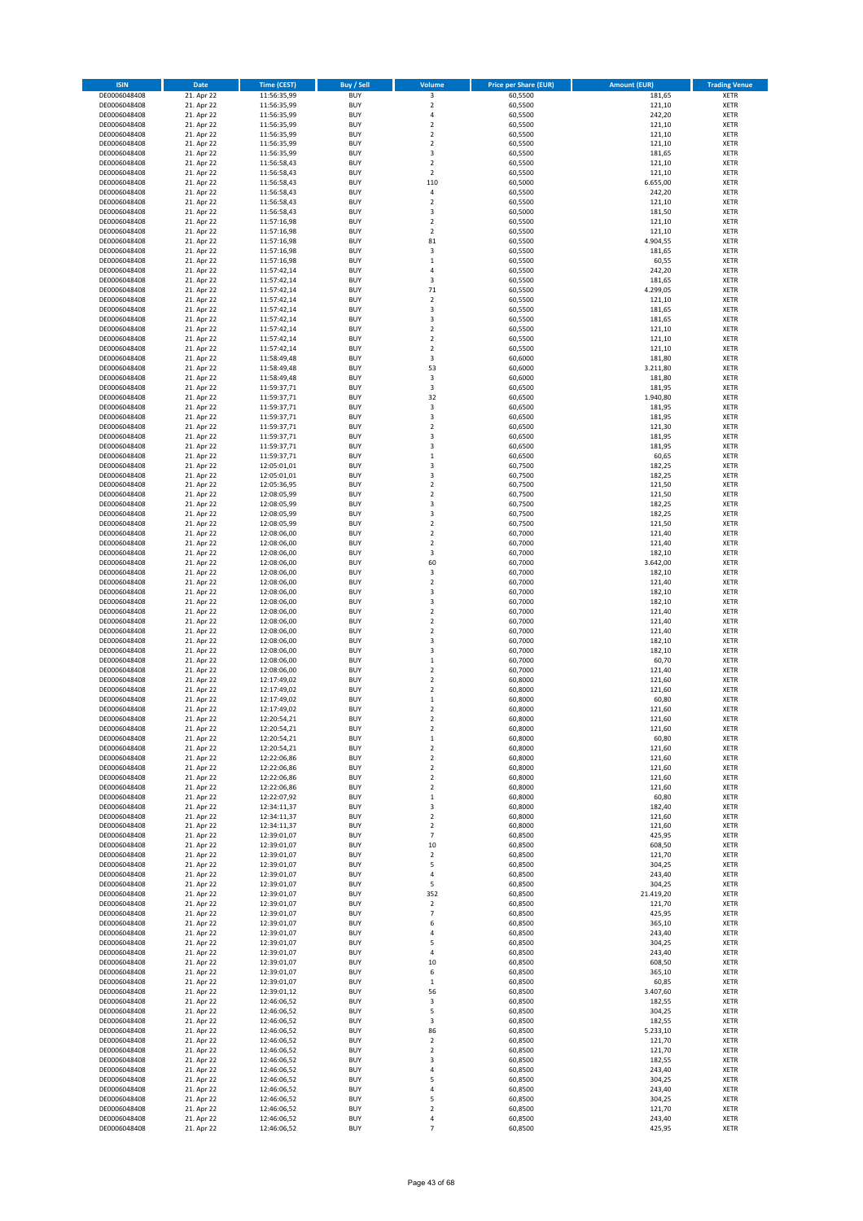| ISIN | Date | Time (CEST) | Buy / Sell | Volume | Price per Share (EUR) | Amount (EUR) | Trading Venue |
|---|---|---|---|---|---|---|---|
| DE0006048408 | 21. Apr 22 | 11:56:35,99 | BUY | 3 | 60,5500 | 181,65 | XETR |
| DE0006048408 | 21. Apr 22 | 11:56:35,99 | BUY | 2 | 60,5500 | 121,10 | XETR |
| DE0006048408 | 21. Apr 22 | 11:56:35,99 | BUY | 4 | 60,5500 | 242,20 | XETR |
| DE0006048408 | 21. Apr 22 | 11:56:35,99 | BUY | 2 | 60,5500 | 121,10 | XETR |
| DE0006048408 | 21. Apr 22 | 11:56:35,99 | BUY | 2 | 60,5500 | 121,10 | XETR |
| DE0006048408 | 21. Apr 22 | 11:56:35,99 | BUY | 2 | 60,5500 | 121,10 | XETR |
| DE0006048408 | 21. Apr 22 | 11:56:35,99 | BUY | 3 | 60,5500 | 181,65 | XETR |
| DE0006048408 | 21. Apr 22 | 11:56:58,43 | BUY | 2 | 60,5500 | 121,10 | XETR |
| DE0006048408 | 21. Apr 22 | 11:56:58,43 | BUY | 2 | 60,5500 | 121,10 | XETR |
| DE0006048408 | 21. Apr 22 | 11:56:58,43 | BUY | 110 | 60,5000 | 6.655,00 | XETR |
| DE0006048408 | 21. Apr 22 | 11:56:58,43 | BUY | 4 | 60,5500 | 242,20 | XETR |
| DE0006048408 | 21. Apr 22 | 11:56:58,43 | BUY | 2 | 60,5500 | 121,10 | XETR |
| DE0006048408 | 21. Apr 22 | 11:56:58,43 | BUY | 3 | 60,5000 | 181,50 | XETR |
| DE0006048408 | 21. Apr 22 | 11:57:16,98 | BUY | 2 | 60,5500 | 121,10 | XETR |
| DE0006048408 | 21. Apr 22 | 11:57:16,98 | BUY | 2 | 60,5500 | 121,10 | XETR |
| DE0006048408 | 21. Apr 22 | 11:57:16,98 | BUY | 81 | 60,5500 | 4.904,55 | XETR |
| DE0006048408 | 21. Apr 22 | 11:57:16,98 | BUY | 3 | 60,5500 | 181,65 | XETR |
| DE0006048408 | 21. Apr 22 | 11:57:16,98 | BUY | 1 | 60,5500 | 60,55 | XETR |
| DE0006048408 | 21. Apr 22 | 11:57:42,14 | BUY | 4 | 60,5500 | 242,20 | XETR |
| DE0006048408 | 21. Apr 22 | 11:57:42,14 | BUY | 3 | 60,5500 | 181,65 | XETR |
| DE0006048408 | 21. Apr 22 | 11:57:42,14 | BUY | 71 | 60,5500 | 4.299,05 | XETR |
| DE0006048408 | 21. Apr 22 | 11:57:42,14 | BUY | 2 | 60,5500 | 121,10 | XETR |
| DE0006048408 | 21. Apr 22 | 11:57:42,14 | BUY | 3 | 60,5500 | 181,65 | XETR |
| DE0006048408 | 21. Apr 22 | 11:57:42,14 | BUY | 3 | 60,5500 | 181,65 | XETR |
| DE0006048408 | 21. Apr 22 | 11:57:42,14 | BUY | 2 | 60,5500 | 121,10 | XETR |
| DE0006048408 | 21. Apr 22 | 11:57:42,14 | BUY | 2 | 60,5500 | 121,10 | XETR |
| DE0006048408 | 21. Apr 22 | 11:57:42,14 | BUY | 2 | 60,5500 | 121,10 | XETR |
| DE0006048408 | 21. Apr 22 | 11:58:49,48 | BUY | 3 | 60,6000 | 181,80 | XETR |
| DE0006048408 | 21. Apr 22 | 11:58:49,48 | BUY | 53 | 60,6000 | 3.211,80 | XETR |
| DE0006048408 | 21. Apr 22 | 11:58:49,48 | BUY | 3 | 60,6000 | 181,80 | XETR |
| DE0006048408 | 21. Apr 22 | 11:59:37,71 | BUY | 3 | 60,6500 | 181,95 | XETR |
| DE0006048408 | 21. Apr 22 | 11:59:37,71 | BUY | 32 | 60,6500 | 1.940,80 | XETR |
| DE0006048408 | 21. Apr 22 | 11:59:37,71 | BUY | 3 | 60,6500 | 181,95 | XETR |
| DE0006048408 | 21. Apr 22 | 11:59:37,71 | BUY | 3 | 60,6500 | 181,95 | XETR |
| DE0006048408 | 21. Apr 22 | 11:59:37,71 | BUY | 2 | 60,6500 | 121,30 | XETR |
| DE0006048408 | 21. Apr 22 | 11:59:37,71 | BUY | 3 | 60,6500 | 181,95 | XETR |
| DE0006048408 | 21. Apr 22 | 11:59:37,71 | BUY | 3 | 60,6500 | 181,95 | XETR |
| DE0006048408 | 21. Apr 22 | 11:59:37,71 | BUY | 1 | 60,6500 | 60,65 | XETR |
| DE0006048408 | 21. Apr 22 | 12:05:01,01 | BUY | 3 | 60,7500 | 182,25 | XETR |
| DE0006048408 | 21. Apr 22 | 12:05:01,01 | BUY | 3 | 60,7500 | 182,25 | XETR |
| DE0006048408 | 21. Apr 22 | 12:05:36,95 | BUY | 2 | 60,7500 | 121,50 | XETR |
| DE0006048408 | 21. Apr 22 | 12:08:05,99 | BUY | 2 | 60,7500 | 121,50 | XETR |
| DE0006048408 | 21. Apr 22 | 12:08:05,99 | BUY | 3 | 60,7500 | 182,25 | XETR |
| DE0006048408 | 21. Apr 22 | 12:08:05,99 | BUY | 3 | 60,7500 | 182,25 | XETR |
| DE0006048408 | 21. Apr 22 | 12:08:05,99 | BUY | 2 | 60,7500 | 121,50 | XETR |
| DE0006048408 | 21. Apr 22 | 12:08:06,00 | BUY | 2 | 60,7000 | 121,40 | XETR |
| DE0006048408 | 21. Apr 22 | 12:08:06,00 | BUY | 2 | 60,7000 | 121,40 | XETR |
| DE0006048408 | 21. Apr 22 | 12:08:06,00 | BUY | 3 | 60,7000 | 182,10 | XETR |
| DE0006048408 | 21. Apr 22 | 12:08:06,00 | BUY | 60 | 60,7000 | 3.642,00 | XETR |
| DE0006048408 | 21. Apr 22 | 12:08:06,00 | BUY | 3 | 60,7000 | 182,10 | XETR |
| DE0006048408 | 21. Apr 22 | 12:08:06,00 | BUY | 2 | 60,7000 | 121,40 | XETR |
| DE0006048408 | 21. Apr 22 | 12:08:06,00 | BUY | 3 | 60,7000 | 182,10 | XETR |
| DE0006048408 | 21. Apr 22 | 12:08:06,00 | BUY | 3 | 60,7000 | 182,10 | XETR |
| DE0006048408 | 21. Apr 22 | 12:08:06,00 | BUY | 2 | 60,7000 | 121,40 | XETR |
| DE0006048408 | 21. Apr 22 | 12:08:06,00 | BUY | 2 | 60,7000 | 121,40 | XETR |
| DE0006048408 | 21. Apr 22 | 12:08:06,00 | BUY | 2 | 60,7000 | 121,40 | XETR |
| DE0006048408 | 21. Apr 22 | 12:08:06,00 | BUY | 3 | 60,7000 | 182,10 | XETR |
| DE0006048408 | 21. Apr 22 | 12:08:06,00 | BUY | 3 | 60,7000 | 182,10 | XETR |
| DE0006048408 | 21. Apr 22 | 12:08:06,00 | BUY | 1 | 60,7000 | 60,70 | XETR |
| DE0006048408 | 21. Apr 22 | 12:08:06,00 | BUY | 2 | 60,7000 | 121,40 | XETR |
| DE0006048408 | 21. Apr 22 | 12:17:49,02 | BUY | 2 | 60,8000 | 121,60 | XETR |
| DE0006048408 | 21. Apr 22 | 12:17:49,02 | BUY | 2 | 60,8000 | 121,60 | XETR |
| DE0006048408 | 21. Apr 22 | 12:17:49,02 | BUY | 1 | 60,8000 | 60,80 | XETR |
| DE0006048408 | 21. Apr 22 | 12:17:49,02 | BUY | 2 | 60,8000 | 121,60 | XETR |
| DE0006048408 | 21. Apr 22 | 12:20:54,21 | BUY | 2 | 60,8000 | 121,60 | XETR |
| DE0006048408 | 21. Apr 22 | 12:20:54,21 | BUY | 2 | 60,8000 | 121,60 | XETR |
| DE0006048408 | 21. Apr 22 | 12:20:54,21 | BUY | 1 | 60,8000 | 60,80 | XETR |
| DE0006048408 | 21. Apr 22 | 12:20:54,21 | BUY | 2 | 60,8000 | 121,60 | XETR |
| DE0006048408 | 21. Apr 22 | 12:22:06,86 | BUY | 2 | 60,8000 | 121,60 | XETR |
| DE0006048408 | 21. Apr 22 | 12:22:06,86 | BUY | 2 | 60,8000 | 121,60 | XETR |
| DE0006048408 | 21. Apr 22 | 12:22:06,86 | BUY | 2 | 60,8000 | 121,60 | XETR |
| DE0006048408 | 21. Apr 22 | 12:22:06,86 | BUY | 2 | 60,8000 | 121,60 | XETR |
| DE0006048408 | 21. Apr 22 | 12:22:07,92 | BUY | 1 | 60,8000 | 60,80 | XETR |
| DE0006048408 | 21. Apr 22 | 12:34:11,37 | BUY | 3 | 60,8000 | 182,40 | XETR |
| DE0006048408 | 21. Apr 22 | 12:34:11,37 | BUY | 2 | 60,8000 | 121,60 | XETR |
| DE0006048408 | 21. Apr 22 | 12:34:11,37 | BUY | 2 | 60,8000 | 121,60 | XETR |
| DE0006048408 | 21. Apr 22 | 12:39:01,07 | BUY | 7 | 60,8500 | 425,95 | XETR |
| DE0006048408 | 21. Apr 22 | 12:39:01,07 | BUY | 10 | 60,8500 | 608,50 | XETR |
| DE0006048408 | 21. Apr 22 | 12:39:01,07 | BUY | 2 | 60,8500 | 121,70 | XETR |
| DE0006048408 | 21. Apr 22 | 12:39:01,07 | BUY | 5 | 60,8500 | 304,25 | XETR |
| DE0006048408 | 21. Apr 22 | 12:39:01,07 | BUY | 4 | 60,8500 | 243,40 | XETR |
| DE0006048408 | 21. Apr 22 | 12:39:01,07 | BUY | 5 | 60,8500 | 304,25 | XETR |
| DE0006048408 | 21. Apr 22 | 12:39:01,07 | BUY | 352 | 60,8500 | 21.419,20 | XETR |
| DE0006048408 | 21. Apr 22 | 12:39:01,07 | BUY | 2 | 60,8500 | 121,70 | XETR |
| DE0006048408 | 21. Apr 22 | 12:39:01,07 | BUY | 7 | 60,8500 | 425,95 | XETR |
| DE0006048408 | 21. Apr 22 | 12:39:01,07 | BUY | 6 | 60,8500 | 365,10 | XETR |
| DE0006048408 | 21. Apr 22 | 12:39:01,07 | BUY | 4 | 60,8500 | 243,40 | XETR |
| DE0006048408 | 21. Apr 22 | 12:39:01,07 | BUY | 5 | 60,8500 | 304,25 | XETR |
| DE0006048408 | 21. Apr 22 | 12:39:01,07 | BUY | 4 | 60,8500 | 243,40 | XETR |
| DE0006048408 | 21. Apr 22 | 12:39:01,07 | BUY | 10 | 60,8500 | 608,50 | XETR |
| DE0006048408 | 21. Apr 22 | 12:39:01,07 | BUY | 6 | 60,8500 | 365,10 | XETR |
| DE0006048408 | 21. Apr 22 | 12:39:01,07 | BUY | 1 | 60,8500 | 60,85 | XETR |
| DE0006048408 | 21. Apr 22 | 12:39:01,12 | BUY | 56 | 60,8500 | 3.407,60 | XETR |
| DE0006048408 | 21. Apr 22 | 12:46:06,52 | BUY | 3 | 60,8500 | 182,55 | XETR |
| DE0006048408 | 21. Apr 22 | 12:46:06,52 | BUY | 5 | 60,8500 | 304,25 | XETR |
| DE0006048408 | 21. Apr 22 | 12:46:06,52 | BUY | 3 | 60,8500 | 182,55 | XETR |
| DE0006048408 | 21. Apr 22 | 12:46:06,52 | BUY | 86 | 60,8500 | 5.233,10 | XETR |
| DE0006048408 | 21. Apr 22 | 12:46:06,52 | BUY | 2 | 60,8500 | 121,70 | XETR |
| DE0006048408 | 21. Apr 22 | 12:46:06,52 | BUY | 2 | 60,8500 | 121,70 | XETR |
| DE0006048408 | 21. Apr 22 | 12:46:06,52 | BUY | 3 | 60,8500 | 182,55 | XETR |
| DE0006048408 | 21. Apr 22 | 12:46:06,52 | BUY | 4 | 60,8500 | 243,40 | XETR |
| DE0006048408 | 21. Apr 22 | 12:46:06,52 | BUY | 5 | 60,8500 | 304,25 | XETR |
| DE0006048408 | 21. Apr 22 | 12:46:06,52 | BUY | 4 | 60,8500 | 243,40 | XETR |
| DE0006048408 | 21. Apr 22 | 12:46:06,52 | BUY | 5 | 60,8500 | 304,25 | XETR |
| DE0006048408 | 21. Apr 22 | 12:46:06,52 | BUY | 2 | 60,8500 | 121,70 | XETR |
| DE0006048408 | 21. Apr 22 | 12:46:06,52 | BUY | 4 | 60,8500 | 243,40 | XETR |
| DE0006048408 | 21. Apr 22 | 12:46:06,52 | BUY | 7 | 60,8500 | 425,95 | XETR |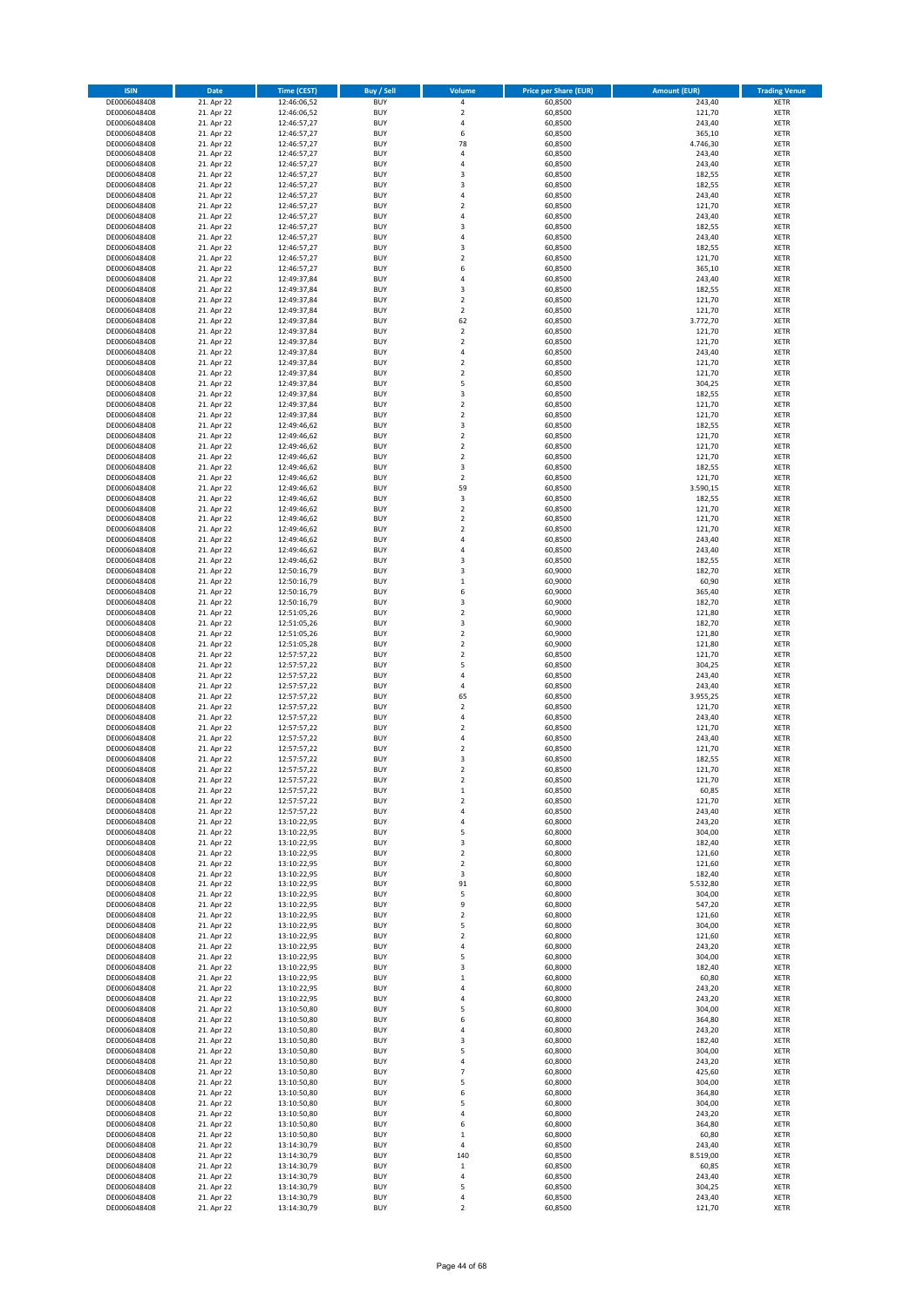| ISIN | Date | Time (CEST) | Buy / Sell | Volume | Price per Share (EUR) | Amount (EUR) | Trading Venue |
|---|---|---|---|---|---|---|---|
| DE0006048408 | 21. Apr 22 | 12:46:06,52 | BUY | 4 | 60,8500 | 243,40 | XETR |
| DE0006048408 | 21. Apr 22 | 12:46:06,52 | BUY | 2 | 60,8500 | 121,70 | XETR |
| DE0006048408 | 21. Apr 22 | 12:46:57,27 | BUY | 4 | 60,8500 | 243,40 | XETR |
| DE0006048408 | 21. Apr 22 | 12:46:57,27 | BUY | 6 | 60,8500 | 365,10 | XETR |
| DE0006048408 | 21. Apr 22 | 12:46:57,27 | BUY | 78 | 60,8500 | 4.746,30 | XETR |
| DE0006048408 | 21. Apr 22 | 12:46:57,27 | BUY | 4 | 60,8500 | 243,40 | XETR |
| DE0006048408 | 21. Apr 22 | 12:46:57,27 | BUY | 4 | 60,8500 | 243,40 | XETR |
| DE0006048408 | 21. Apr 22 | 12:46:57,27 | BUY | 3 | 60,8500 | 182,55 | XETR |
| DE0006048408 | 21. Apr 22 | 12:46:57,27 | BUY | 3 | 60,8500 | 182,55 | XETR |
| DE0006048408 | 21. Apr 22 | 12:46:57,27 | BUY | 4 | 60,8500 | 243,40 | XETR |
| DE0006048408 | 21. Apr 22 | 12:46:57,27 | BUY | 2 | 60,8500 | 121,70 | XETR |
| DE0006048408 | 21. Apr 22 | 12:46:57,27 | BUY | 4 | 60,8500 | 243,40 | XETR |
| DE0006048408 | 21. Apr 22 | 12:46:57,27 | BUY | 3 | 60,8500 | 182,55 | XETR |
| DE0006048408 | 21. Apr 22 | 12:46:57,27 | BUY | 4 | 60,8500 | 243,40 | XETR |
| DE0006048408 | 21. Apr 22 | 12:46:57,27 | BUY | 3 | 60,8500 | 182,55 | XETR |
| DE0006048408 | 21. Apr 22 | 12:46:57,27 | BUY | 2 | 60,8500 | 121,70 | XETR |
| DE0006048408 | 21. Apr 22 | 12:46:57,27 | BUY | 6 | 60,8500 | 365,10 | XETR |
| DE0006048408 | 21. Apr 22 | 12:49:37,84 | BUY | 4 | 60,8500 | 243,40 | XETR |
| DE0006048408 | 21. Apr 22 | 12:49:37,84 | BUY | 3 | 60,8500 | 182,55 | XETR |
| DE0006048408 | 21. Apr 22 | 12:49:37,84 | BUY | 2 | 60,8500 | 121,70 | XETR |
| DE0006048408 | 21. Apr 22 | 12:49:37,84 | BUY | 2 | 60,8500 | 121,70 | XETR |
| DE0006048408 | 21. Apr 22 | 12:49:37,84 | BUY | 62 | 60,8500 | 3.772,70 | XETR |
| DE0006048408 | 21. Apr 22 | 12:49:37,84 | BUY | 2 | 60,8500 | 121,70 | XETR |
| DE0006048408 | 21. Apr 22 | 12:49:37,84 | BUY | 2 | 60,8500 | 121,70 | XETR |
| DE0006048408 | 21. Apr 22 | 12:49:37,84 | BUY | 4 | 60,8500 | 243,40 | XETR |
| DE0006048408 | 21. Apr 22 | 12:49:37,84 | BUY | 2 | 60,8500 | 121,70 | XETR |
| DE0006048408 | 21. Apr 22 | 12:49:37,84 | BUY | 2 | 60,8500 | 121,70 | XETR |
| DE0006048408 | 21. Apr 22 | 12:49:37,84 | BUY | 5 | 60,8500 | 304,25 | XETR |
| DE0006048408 | 21. Apr 22 | 12:49:37,84 | BUY | 3 | 60,8500 | 182,55 | XETR |
| DE0006048408 | 21. Apr 22 | 12:49:37,84 | BUY | 2 | 60,8500 | 121,70 | XETR |
| DE0006048408 | 21. Apr 22 | 12:49:37,84 | BUY | 2 | 60,8500 | 121,70 | XETR |
| DE0006048408 | 21. Apr 22 | 12:49:46,62 | BUY | 3 | 60,8500 | 182,55 | XETR |
| DE0006048408 | 21. Apr 22 | 12:49:46,62 | BUY | 2 | 60,8500 | 121,70 | XETR |
| DE0006048408 | 21. Apr 22 | 12:49:46,62 | BUY | 2 | 60,8500 | 121,70 | XETR |
| DE0006048408 | 21. Apr 22 | 12:49:46,62 | BUY | 2 | 60,8500 | 121,70 | XETR |
| DE0006048408 | 21. Apr 22 | 12:49:46,62 | BUY | 3 | 60,8500 | 182,55 | XETR |
| DE0006048408 | 21. Apr 22 | 12:49:46,62 | BUY | 2 | 60,8500 | 121,70 | XETR |
| DE0006048408 | 21. Apr 22 | 12:49:46,62 | BUY | 59 | 60,8500 | 3.590,15 | XETR |
| DE0006048408 | 21. Apr 22 | 12:49:46,62 | BUY | 3 | 60,8500 | 182,55 | XETR |
| DE0006048408 | 21. Apr 22 | 12:49:46,62 | BUY | 2 | 60,8500 | 121,70 | XETR |
| DE0006048408 | 21. Apr 22 | 12:49:46,62 | BUY | 2 | 60,8500 | 121,70 | XETR |
| DE0006048408 | 21. Apr 22 | 12:49:46,62 | BUY | 2 | 60,8500 | 121,70 | XETR |
| DE0006048408 | 21. Apr 22 | 12:49:46,62 | BUY | 4 | 60,8500 | 243,40 | XETR |
| DE0006048408 | 21. Apr 22 | 12:49:46,62 | BUY | 4 | 60,8500 | 243,40 | XETR |
| DE0006048408 | 21. Apr 22 | 12:49:46,62 | BUY | 3 | 60,8500 | 182,55 | XETR |
| DE0006048408 | 21. Apr 22 | 12:50:16,79 | BUY | 3 | 60,9000 | 182,70 | XETR |
| DE0006048408 | 21. Apr 22 | 12:50:16,79 | BUY | 1 | 60,9000 | 60,90 | XETR |
| DE0006048408 | 21. Apr 22 | 12:50:16,79 | BUY | 6 | 60,9000 | 365,40 | XETR |
| DE0006048408 | 21. Apr 22 | 12:50:16,79 | BUY | 3 | 60,9000 | 182,70 | XETR |
| DE0006048408 | 21. Apr 22 | 12:51:05,26 | BUY | 2 | 60,9000 | 121,80 | XETR |
| DE0006048408 | 21. Apr 22 | 12:51:05,26 | BUY | 3 | 60,9000 | 182,70 | XETR |
| DE0006048408 | 21. Apr 22 | 12:51:05,26 | BUY | 2 | 60,9000 | 121,80 | XETR |
| DE0006048408 | 21. Apr 22 | 12:51:05,28 | BUY | 2 | 60,9000 | 121,80 | XETR |
| DE0006048408 | 21. Apr 22 | 12:57:57,22 | BUY | 2 | 60,8500 | 121,70 | XETR |
| DE0006048408 | 21. Apr 22 | 12:57:57,22 | BUY | 5 | 60,8500 | 304,25 | XETR |
| DE0006048408 | 21. Apr 22 | 12:57:57,22 | BUY | 4 | 60,8500 | 243,40 | XETR |
| DE0006048408 | 21. Apr 22 | 12:57:57,22 | BUY | 4 | 60,8500 | 243,40 | XETR |
| DE0006048408 | 21. Apr 22 | 12:57:57,22 | BUY | 65 | 60,8500 | 3.955,25 | XETR |
| DE0006048408 | 21. Apr 22 | 12:57:57,22 | BUY | 2 | 60,8500 | 121,70 | XETR |
| DE0006048408 | 21. Apr 22 | 12:57:57,22 | BUY | 4 | 60,8500 | 243,40 | XETR |
| DE0006048408 | 21. Apr 22 | 12:57:57,22 | BUY | 2 | 60,8500 | 121,70 | XETR |
| DE0006048408 | 21. Apr 22 | 12:57:57,22 | BUY | 4 | 60,8500 | 243,40 | XETR |
| DE0006048408 | 21. Apr 22 | 12:57:57,22 | BUY | 2 | 60,8500 | 121,70 | XETR |
| DE0006048408 | 21. Apr 22 | 12:57:57,22 | BUY | 3 | 60,8500 | 182,55 | XETR |
| DE0006048408 | 21. Apr 22 | 12:57:57,22 | BUY | 2 | 60,8500 | 121,70 | XETR |
| DE0006048408 | 21. Apr 22 | 12:57:57,22 | BUY | 2 | 60,8500 | 121,70 | XETR |
| DE0006048408 | 21. Apr 22 | 12:57:57,22 | BUY | 1 | 60,8500 | 60,85 | XETR |
| DE0006048408 | 21. Apr 22 | 12:57:57,22 | BUY | 2 | 60,8500 | 121,70 | XETR |
| DE0006048408 | 21. Apr 22 | 12:57:57,22 | BUY | 4 | 60,8500 | 243,40 | XETR |
| DE0006048408 | 21. Apr 22 | 13:10:22,95 | BUY | 4 | 60,8000 | 243,20 | XETR |
| DE0006048408 | 21. Apr 22 | 13:10:22,95 | BUY | 5 | 60,8000 | 304,00 | XETR |
| DE0006048408 | 21. Apr 22 | 13:10:22,95 | BUY | 3 | 60,8000 | 182,40 | XETR |
| DE0006048408 | 21. Apr 22 | 13:10:22,95 | BUY | 2 | 60,8000 | 121,60 | XETR |
| DE0006048408 | 21. Apr 22 | 13:10:22,95 | BUY | 2 | 60,8000 | 121,60 | XETR |
| DE0006048408 | 21. Apr 22 | 13:10:22,95 | BUY | 3 | 60,8000 | 182,40 | XETR |
| DE0006048408 | 21. Apr 22 | 13:10:22,95 | BUY | 91 | 60,8000 | 5.532,80 | XETR |
| DE0006048408 | 21. Apr 22 | 13:10:22,95 | BUY | 5 | 60,8000 | 304,00 | XETR |
| DE0006048408 | 21. Apr 22 | 13:10:22,95 | BUY | 9 | 60,8000 | 547,20 | XETR |
| DE0006048408 | 21. Apr 22 | 13:10:22,95 | BUY | 2 | 60,8000 | 121,60 | XETR |
| DE0006048408 | 21. Apr 22 | 13:10:22,95 | BUY | 5 | 60,8000 | 304,00 | XETR |
| DE0006048408 | 21. Apr 22 | 13:10:22,95 | BUY | 2 | 60,8000 | 121,60 | XETR |
| DE0006048408 | 21. Apr 22 | 13:10:22,95 | BUY | 4 | 60,8000 | 243,20 | XETR |
| DE0006048408 | 21. Apr 22 | 13:10:22,95 | BUY | 5 | 60,8000 | 304,00 | XETR |
| DE0006048408 | 21. Apr 22 | 13:10:22,95 | BUY | 3 | 60,8000 | 182,40 | XETR |
| DE0006048408 | 21. Apr 22 | 13:10:22,95 | BUY | 1 | 60,8000 | 60,80 | XETR |
| DE0006048408 | 21. Apr 22 | 13:10:22,95 | BUY | 4 | 60,8000 | 243,20 | XETR |
| DE0006048408 | 21. Apr 22 | 13:10:22,95 | BUY | 4 | 60,8000 | 243,20 | XETR |
| DE0006048408 | 21. Apr 22 | 13:10:50,80 | BUY | 5 | 60,8000 | 304,00 | XETR |
| DE0006048408 | 21. Apr 22 | 13:10:50,80 | BUY | 6 | 60,8000 | 364,80 | XETR |
| DE0006048408 | 21. Apr 22 | 13:10:50,80 | BUY | 4 | 60,8000 | 243,20 | XETR |
| DE0006048408 | 21. Apr 22 | 13:10:50,80 | BUY | 3 | 60,8000 | 182,40 | XETR |
| DE0006048408 | 21. Apr 22 | 13:10:50,80 | BUY | 5 | 60,8000 | 304,00 | XETR |
| DE0006048408 | 21. Apr 22 | 13:10:50,80 | BUY | 4 | 60,8000 | 243,20 | XETR |
| DE0006048408 | 21. Apr 22 | 13:10:50,80 | BUY | 7 | 60,8000 | 425,60 | XETR |
| DE0006048408 | 21. Apr 22 | 13:10:50,80 | BUY | 5 | 60,8000 | 304,00 | XETR |
| DE0006048408 | 21. Apr 22 | 13:10:50,80 | BUY | 6 | 60,8000 | 364,80 | XETR |
| DE0006048408 | 21. Apr 22 | 13:10:50,80 | BUY | 5 | 60,8000 | 304,00 | XETR |
| DE0006048408 | 21. Apr 22 | 13:10:50,80 | BUY | 4 | 60,8000 | 243,20 | XETR |
| DE0006048408 | 21. Apr 22 | 13:10:50,80 | BUY | 6 | 60,8000 | 364,80 | XETR |
| DE0006048408 | 21. Apr 22 | 13:10:50,80 | BUY | 1 | 60,8000 | 60,80 | XETR |
| DE0006048408 | 21. Apr 22 | 13:14:30,79 | BUY | 4 | 60,8500 | 243,40 | XETR |
| DE0006048408 | 21. Apr 22 | 13:14:30,79 | BUY | 140 | 60,8500 | 8.519,00 | XETR |
| DE0006048408 | 21. Apr 22 | 13:14:30,79 | BUY | 1 | 60,8500 | 60,85 | XETR |
| DE0006048408 | 21. Apr 22 | 13:14:30,79 | BUY | 4 | 60,8500 | 243,40 | XETR |
| DE0006048408 | 21. Apr 22 | 13:14:30,79 | BUY | 5 | 60,8500 | 304,25 | XETR |
| DE0006048408 | 21. Apr 22 | 13:14:30,79 | BUY | 4 | 60,8500 | 243,40 | XETR |
| DE0006048408 | 21. Apr 22 | 13:14:30,79 | BUY | 2 | 60,8500 | 121,70 | XETR |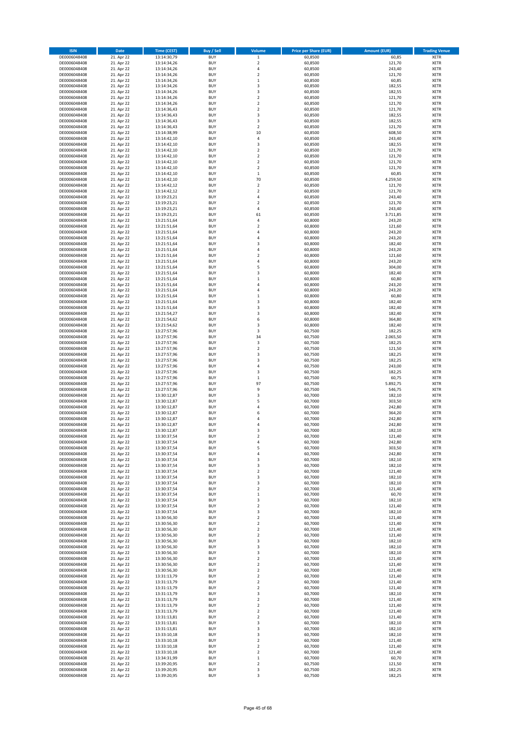| ISIN | Date | Time (CEST) | Buy / Sell | Volume | Price per Share (EUR) | Amount (EUR) | Trading Venue |
|---|---|---|---|---|---|---|---|
| DE0006048408 | 21. Apr 22 | 13:14:30,79 | BUY | 1 | 60,8500 | 60,85 | XETR |
| DE0006048408 | 21. Apr 22 | 13:14:34,26 | BUY | 2 | 60,8500 | 121,70 | XETR |
| DE0006048408 | 21. Apr 22 | 13:14:34,26 | BUY | 4 | 60,8500 | 243,40 | XETR |
| DE0006048408 | 21. Apr 22 | 13:14:34,26 | BUY | 2 | 60,8500 | 121,70 | XETR |
| DE0006048408 | 21. Apr 22 | 13:14:34,26 | BUY | 1 | 60,8500 | 60,85 | XETR |
| DE0006048408 | 21. Apr 22 | 13:14:34,26 | BUY | 3 | 60,8500 | 182,55 | XETR |
| DE0006048408 | 21. Apr 22 | 13:14:34,26 | BUY | 3 | 60,8500 | 182,55 | XETR |
| DE0006048408 | 21. Apr 22 | 13:14:34,26 | BUY | 2 | 60,8500 | 121,70 | XETR |
| DE0006048408 | 21. Apr 22 | 13:14:34,26 | BUY | 2 | 60,8500 | 121,70 | XETR |
| DE0006048408 | 21. Apr 22 | 13:14:36,43 | BUY | 2 | 60,8500 | 121,70 | XETR |
| DE0006048408 | 21. Apr 22 | 13:14:36,43 | BUY | 3 | 60,8500 | 182,55 | XETR |
| DE0006048408 | 21. Apr 22 | 13:14:36,43 | BUY | 3 | 60,8500 | 182,55 | XETR |
| DE0006048408 | 21. Apr 22 | 13:14:36,43 | BUY | 2 | 60,8500 | 121,70 | XETR |
| DE0006048408 | 21. Apr 22 | 13:14:38,99 | BUY | 10 | 60,8500 | 608,50 | XETR |
| DE0006048408 | 21. Apr 22 | 13:14:42,10 | BUY | 4 | 60,8500 | 243,40 | XETR |
| DE0006048408 | 21. Apr 22 | 13:14:42,10 | BUY | 3 | 60,8500 | 182,55 | XETR |
| DE0006048408 | 21. Apr 22 | 13:14:42,10 | BUY | 2 | 60,8500 | 121,70 | XETR |
| DE0006048408 | 21. Apr 22 | 13:14:42,10 | BUY | 2 | 60,8500 | 121,70 | XETR |
| DE0006048408 | 21. Apr 22 | 13:14:42,10 | BUY | 2 | 60,8500 | 121,70 | XETR |
| DE0006048408 | 21. Apr 22 | 13:14:42,10 | BUY | 2 | 60,8500 | 121,70 | XETR |
| DE0006048408 | 21. Apr 22 | 13:14:42,10 | BUY | 1 | 60,8500 | 60,85 | XETR |
| DE0006048408 | 21. Apr 22 | 13:14:42,10 | BUY | 70 | 60,8500 | 4.259,50 | XETR |
| DE0006048408 | 21. Apr 22 | 13:14:42,12 | BUY | 2 | 60,8500 | 121,70 | XETR |
| DE0006048408 | 21. Apr 22 | 13:14:42,12 | BUY | 2 | 60,8500 | 121,70 | XETR |
| DE0006048408 | 21. Apr 22 | 13:19:23,21 | BUY | 4 | 60,8500 | 243,40 | XETR |
| DE0006048408 | 21. Apr 22 | 13:19:23,21 | BUY | 2 | 60,8500 | 121,70 | XETR |
| DE0006048408 | 21. Apr 22 | 13:19:23,21 | BUY | 4 | 60,8500 | 243,40 | XETR |
| DE0006048408 | 21. Apr 22 | 13:19:23,21 | BUY | 61 | 60,8500 | 3.711,85 | XETR |
| DE0006048408 | 21. Apr 22 | 13:21:51,64 | BUY | 4 | 60,8000 | 243,20 | XETR |
| DE0006048408 | 21. Apr 22 | 13:21:51,64 | BUY | 2 | 60,8000 | 121,60 | XETR |
| DE0006048408 | 21. Apr 22 | 13:21:51,64 | BUY | 4 | 60,8000 | 243,20 | XETR |
| DE0006048408 | 21. Apr 22 | 13:21:51,64 | BUY | 4 | 60,8000 | 243,20 | XETR |
| DE0006048408 | 21. Apr 22 | 13:21:51,64 | BUY | 3 | 60,8000 | 182,40 | XETR |
| DE0006048408 | 21. Apr 22 | 13:21:51,64 | BUY | 4 | 60,8000 | 243,20 | XETR |
| DE0006048408 | 21. Apr 22 | 13:21:51,64 | BUY | 2 | 60,8000 | 121,60 | XETR |
| DE0006048408 | 21. Apr 22 | 13:21:51,64 | BUY | 4 | 60,8000 | 243,20 | XETR |
| DE0006048408 | 21. Apr 22 | 13:21:51,64 | BUY | 5 | 60,8000 | 304,00 | XETR |
| DE0006048408 | 21. Apr 22 | 13:21:51,64 | BUY | 3 | 60,8000 | 182,40 | XETR |
| DE0006048408 | 21. Apr 22 | 13:21:51,64 | BUY | 1 | 60,8000 | 60,80 | XETR |
| DE0006048408 | 21. Apr 22 | 13:21:51,64 | BUY | 4 | 60,8000 | 243,20 | XETR |
| DE0006048408 | 21. Apr 22 | 13:21:51,64 | BUY | 4 | 60,8000 | 243,20 | XETR |
| DE0006048408 | 21. Apr 22 | 13:21:51,64 | BUY | 1 | 60,8000 | 60,80 | XETR |
| DE0006048408 | 21. Apr 22 | 13:21:51,64 | BUY | 3 | 60,8000 | 182,40 | XETR |
| DE0006048408 | 21. Apr 22 | 13:21:51,64 | BUY | 3 | 60,8000 | 182,40 | XETR |
| DE0006048408 | 21. Apr 22 | 13:21:54,27 | BUY | 3 | 60,8000 | 182,40 | XETR |
| DE0006048408 | 21. Apr 22 | 13:21:54,62 | BUY | 6 | 60,8000 | 364,80 | XETR |
| DE0006048408 | 21. Apr 22 | 13:21:54,62 | BUY | 3 | 60,8000 | 182,40 | XETR |
| DE0006048408 | 21. Apr 22 | 13:27:57,96 | BUY | 3 | 60,7500 | 182,25 | XETR |
| DE0006048408 | 21. Apr 22 | 13:27:57,96 | BUY | 34 | 60,7500 | 2.065,50 | XETR |
| DE0006048408 | 21. Apr 22 | 13:27:57,96 | BUY | 3 | 60,7500 | 182,25 | XETR |
| DE0006048408 | 21. Apr 22 | 13:27:57,96 | BUY | 2 | 60,7500 | 121,50 | XETR |
| DE0006048408 | 21. Apr 22 | 13:27:57,96 | BUY | 3 | 60,7500 | 182,25 | XETR |
| DE0006048408 | 21. Apr 22 | 13:27:57,96 | BUY | 3 | 60,7500 | 182,25 | XETR |
| DE0006048408 | 21. Apr 22 | 13:27:57,96 | BUY | 4 | 60,7500 | 243,00 | XETR |
| DE0006048408 | 21. Apr 22 | 13:27:57,96 | BUY | 3 | 60,7500 | 182,25 | XETR |
| DE0006048408 | 21. Apr 22 | 13:27:57,96 | BUY | 1 | 60,7500 | 60,75 | XETR |
| DE0006048408 | 21. Apr 22 | 13:27:57,96 | BUY | 97 | 60,7500 | 5.892,75 | XETR |
| DE0006048408 | 21. Apr 22 | 13:27:57,96 | BUY | 9 | 60,7500 | 546,75 | XETR |
| DE0006048408 | 21. Apr 22 | 13:30:12,87 | BUY | 3 | 60,7000 | 182,10 | XETR |
| DE0006048408 | 21. Apr 22 | 13:30:12,87 | BUY | 5 | 60,7000 | 303,50 | XETR |
| DE0006048408 | 21. Apr 22 | 13:30:12,87 | BUY | 4 | 60,7000 | 242,80 | XETR |
| DE0006048408 | 21. Apr 22 | 13:30:12,87 | BUY | 6 | 60,7000 | 364,20 | XETR |
| DE0006048408 | 21. Apr 22 | 13:30:12,87 | BUY | 4 | 60,7000 | 242,80 | XETR |
| DE0006048408 | 21. Apr 22 | 13:30:12,87 | BUY | 4 | 60,7000 | 242,80 | XETR |
| DE0006048408 | 21. Apr 22 | 13:30:12,87 | BUY | 3 | 60,7000 | 182,10 | XETR |
| DE0006048408 | 21. Apr 22 | 13:30:37,54 | BUY | 2 | 60,7000 | 121,40 | XETR |
| DE0006048408 | 21. Apr 22 | 13:30:37,54 | BUY | 4 | 60,7000 | 242,80 | XETR |
| DE0006048408 | 21. Apr 22 | 13:30:37,54 | BUY | 5 | 60,7000 | 303,50 | XETR |
| DE0006048408 | 21. Apr 22 | 13:30:37,54 | BUY | 4 | 60,7000 | 242,80 | XETR |
| DE0006048408 | 21. Apr 22 | 13:30:37,54 | BUY | 3 | 60,7000 | 182,10 | XETR |
| DE0006048408 | 21. Apr 22 | 13:30:37,54 | BUY | 3 | 60,7000 | 182,10 | XETR |
| DE0006048408 | 21. Apr 22 | 13:30:37,54 | BUY | 2 | 60,7000 | 121,40 | XETR |
| DE0006048408 | 21. Apr 22 | 13:30:37,54 | BUY | 3 | 60,7000 | 182,10 | XETR |
| DE0006048408 | 21. Apr 22 | 13:30:37,54 | BUY | 3 | 60,7000 | 182,10 | XETR |
| DE0006048408 | 21. Apr 22 | 13:30:37,54 | BUY | 2 | 60,7000 | 121,40 | XETR |
| DE0006048408 | 21. Apr 22 | 13:30:37,54 | BUY | 1 | 60,7000 | 60,70 | XETR |
| DE0006048408 | 21. Apr 22 | 13:30:37,54 | BUY | 3 | 60,7000 | 182,10 | XETR |
| DE0006048408 | 21. Apr 22 | 13:30:37,54 | BUY | 2 | 60,7000 | 121,40 | XETR |
| DE0006048408 | 21. Apr 22 | 13:30:37,54 | BUY | 3 | 60,7000 | 182,10 | XETR |
| DE0006048408 | 21. Apr 22 | 13:30:56,30 | BUY | 2 | 60,7000 | 121,40 | XETR |
| DE0006048408 | 21. Apr 22 | 13:30:56,30 | BUY | 2 | 60,7000 | 121,40 | XETR |
| DE0006048408 | 21. Apr 22 | 13:30:56,30 | BUY | 2 | 60,7000 | 121,40 | XETR |
| DE0006048408 | 21. Apr 22 | 13:30:56,30 | BUY | 2 | 60,7000 | 121,40 | XETR |
| DE0006048408 | 21. Apr 22 | 13:30:56,30 | BUY | 3 | 60,7000 | 182,10 | XETR |
| DE0006048408 | 21. Apr 22 | 13:30:56,30 | BUY | 3 | 60,7000 | 182,10 | XETR |
| DE0006048408 | 21. Apr 22 | 13:30:56,30 | BUY | 3 | 60,7000 | 182,10 | XETR |
| DE0006048408 | 21. Apr 22 | 13:30:56,30 | BUY | 2 | 60,7000 | 121,40 | XETR |
| DE0006048408 | 21. Apr 22 | 13:30:56,30 | BUY | 2 | 60,7000 | 121,40 | XETR |
| DE0006048408 | 21. Apr 22 | 13:30:56,30 | BUY | 2 | 60,7000 | 121,40 | XETR |
| DE0006048408 | 21. Apr 22 | 13:31:13,79 | BUY | 2 | 60,7000 | 121,40 | XETR |
| DE0006048408 | 21. Apr 22 | 13:31:13,79 | BUY | 2 | 60,7000 | 121,40 | XETR |
| DE0006048408 | 21. Apr 22 | 13:31:13,79 | BUY | 2 | 60,7000 | 121,40 | XETR |
| DE0006048408 | 21. Apr 22 | 13:31:13,79 | BUY | 3 | 60,7000 | 182,10 | XETR |
| DE0006048408 | 21. Apr 22 | 13:31:13,79 | BUY | 2 | 60,7000 | 121,40 | XETR |
| DE0006048408 | 21. Apr 22 | 13:31:13,79 | BUY | 2 | 60,7000 | 121,40 | XETR |
| DE0006048408 | 21. Apr 22 | 13:31:13,79 | BUY | 2 | 60,7000 | 121,40 | XETR |
| DE0006048408 | 21. Apr 22 | 13:31:13,81 | BUY | 2 | 60,7000 | 121,40 | XETR |
| DE0006048408 | 21. Apr 22 | 13:31:13,81 | BUY | 3 | 60,7000 | 182,10 | XETR |
| DE0006048408 | 21. Apr 22 | 13:31:13,81 | BUY | 3 | 60,7000 | 182,10 | XETR |
| DE0006048408 | 21. Apr 22 | 13:33:10,18 | BUY | 3 | 60,7000 | 182,10 | XETR |
| DE0006048408 | 21. Apr 22 | 13:33:10,18 | BUY | 2 | 60,7000 | 121,40 | XETR |
| DE0006048408 | 21. Apr 22 | 13:33:10,18 | BUY | 2 | 60,7000 | 121,40 | XETR |
| DE0006048408 | 21. Apr 22 | 13:33:10,18 | BUY | 2 | 60,7000 | 121,40 | XETR |
| DE0006048408 | 21. Apr 22 | 13:34:31,99 | BUY | 1 | 60,7000 | 60,70 | XETR |
| DE0006048408 | 21. Apr 22 | 13:39:20,95 | BUY | 2 | 60,7500 | 121,50 | XETR |
| DE0006048408 | 21. Apr 22 | 13:39:20,95 | BUY | 3 | 60,7500 | 182,25 | XETR |
| DE0006048408 | 21. Apr 22 | 13:39:20,95 | BUY | 3 | 60,7500 | 182,25 | XETR |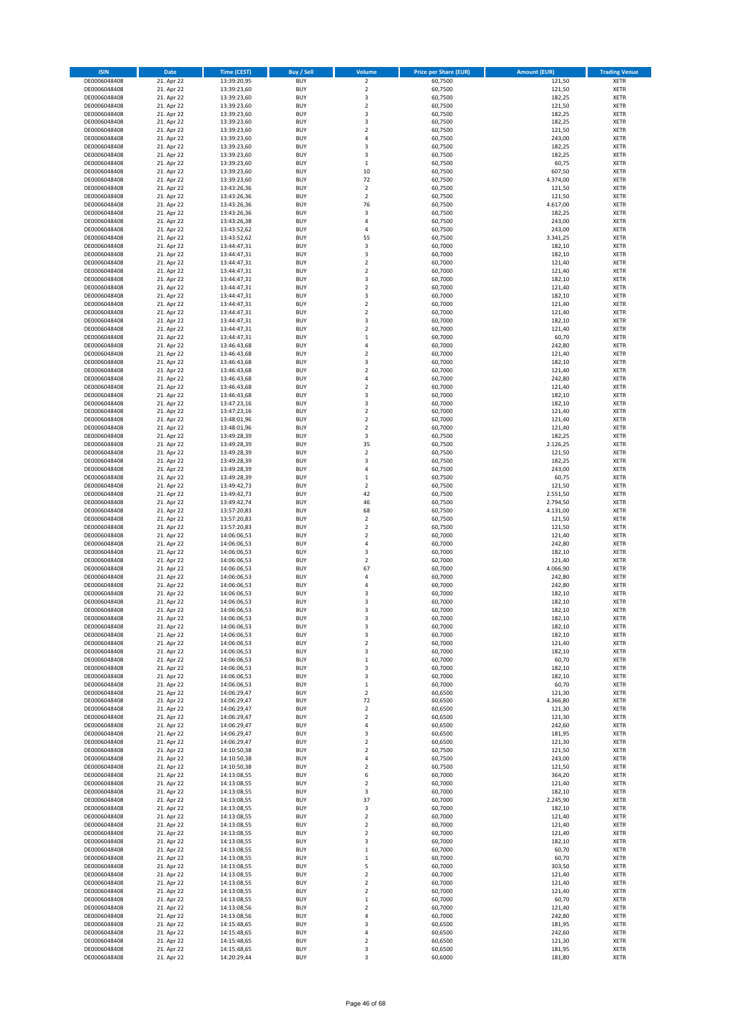| ISIN | Date | Time (CEST) | Buy / Sell | Volume | Price per Share (EUR) | Amount (EUR) | Trading Venue |
|---|---|---|---|---|---|---|---|
| DE0006048408 | 21. Apr 22 | 13:39:20,95 | BUY | 2 | 60,7500 | 121,50 | XETR |
| DE0006048408 | 21. Apr 22 | 13:39:23,60 | BUY | 2 | 60,7500 | 121,50 | XETR |
| DE0006048408 | 21. Apr 22 | 13:39:23,60 | BUY | 3 | 60,7500 | 182,25 | XETR |
| DE0006048408 | 21. Apr 22 | 13:39:23,60 | BUY | 2 | 60,7500 | 121,50 | XETR |
| DE0006048408 | 21. Apr 22 | 13:39:23,60 | BUY | 3 | 60,7500 | 182,25 | XETR |
| DE0006048408 | 21. Apr 22 | 13:39:23,60 | BUY | 3 | 60,7500 | 182,25 | XETR |
| DE0006048408 | 21. Apr 22 | 13:39:23,60 | BUY | 2 | 60,7500 | 121,50 | XETR |
| DE0006048408 | 21. Apr 22 | 13:39:23,60 | BUY | 4 | 60,7500 | 243,00 | XETR |
| DE0006048408 | 21. Apr 22 | 13:39:23,60 | BUY | 3 | 60,7500 | 182,25 | XETR |
| DE0006048408 | 21. Apr 22 | 13:39:23,60 | BUY | 3 | 60,7500 | 182,25 | XETR |
| DE0006048408 | 21. Apr 22 | 13:39:23,60 | BUY | 1 | 60,7500 | 60,75 | XETR |
| DE0006048408 | 21. Apr 22 | 13:39:23,60 | BUY | 10 | 60,7500 | 607,50 | XETR |
| DE0006048408 | 21. Apr 22 | 13:39:23,60 | BUY | 72 | 60,7500 | 4.374,00 | XETR |
| DE0006048408 | 21. Apr 22 | 13:43:26,36 | BUY | 2 | 60,7500 | 121,50 | XETR |
| DE0006048408 | 21. Apr 22 | 13:43:26,36 | BUY | 2 | 60,7500 | 121,50 | XETR |
| DE0006048408 | 21. Apr 22 | 13:43:26,36 | BUY | 76 | 60,7500 | 4.617,00 | XETR |
| DE0006048408 | 21. Apr 22 | 13:43:26,36 | BUY | 3 | 60,7500 | 182,25 | XETR |
| DE0006048408 | 21. Apr 22 | 13:43:26,38 | BUY | 4 | 60,7500 | 243,00 | XETR |
| DE0006048408 | 21. Apr 22 | 13:43:52,62 | BUY | 4 | 60,7500 | 243,00 | XETR |
| DE0006048408 | 21. Apr 22 | 13:43:52,62 | BUY | 55 | 60,7500 | 3.341,25 | XETR |
| DE0006048408 | 21. Apr 22 | 13:44:47,31 | BUY | 3 | 60,7000 | 182,10 | XETR |
| DE0006048408 | 21. Apr 22 | 13:44:47,31 | BUY | 3 | 60,7000 | 182,10 | XETR |
| DE0006048408 | 21. Apr 22 | 13:44:47,31 | BUY | 2 | 60,7000 | 121,40 | XETR |
| DE0006048408 | 21. Apr 22 | 13:44:47,31 | BUY | 2 | 60,7000 | 121,40 | XETR |
| DE0006048408 | 21. Apr 22 | 13:44:47,31 | BUY | 3 | 60,7000 | 182,10 | XETR |
| DE0006048408 | 21. Apr 22 | 13:44:47,31 | BUY | 2 | 60,7000 | 121,40 | XETR |
| DE0006048408 | 21. Apr 22 | 13:44:47,31 | BUY | 3 | 60,7000 | 182,10 | XETR |
| DE0006048408 | 21. Apr 22 | 13:44:47,31 | BUY | 2 | 60,7000 | 121,40 | XETR |
| DE0006048408 | 21. Apr 22 | 13:44:47,31 | BUY | 2 | 60,7000 | 121,40 | XETR |
| DE0006048408 | 21. Apr 22 | 13:44:47,31 | BUY | 3 | 60,7000 | 182,10 | XETR |
| DE0006048408 | 21. Apr 22 | 13:44:47,31 | BUY | 2 | 60,7000 | 121,40 | XETR |
| DE0006048408 | 21. Apr 22 | 13:44:47,31 | BUY | 1 | 60,7000 | 60,70 | XETR |
| DE0006048408 | 21. Apr 22 | 13:46:43,68 | BUY | 4 | 60,7000 | 242,80 | XETR |
| DE0006048408 | 21. Apr 22 | 13:46:43,68 | BUY | 2 | 60,7000 | 121,40 | XETR |
| DE0006048408 | 21. Apr 22 | 13:46:43,68 | BUY | 3 | 60,7000 | 182,10 | XETR |
| DE0006048408 | 21. Apr 22 | 13:46:43,68 | BUY | 2 | 60,7000 | 121,40 | XETR |
| DE0006048408 | 21. Apr 22 | 13:46:43,68 | BUY | 4 | 60,7000 | 242,80 | XETR |
| DE0006048408 | 21. Apr 22 | 13:46:43,68 | BUY | 2 | 60,7000 | 121,40 | XETR |
| DE0006048408 | 21. Apr 22 | 13:46:43,68 | BUY | 3 | 60,7000 | 182,10 | XETR |
| DE0006048408 | 21. Apr 22 | 13:47:23,16 | BUY | 3 | 60,7000 | 182,10 | XETR |
| DE0006048408 | 21. Apr 22 | 13:47:23,16 | BUY | 2 | 60,7000 | 121,40 | XETR |
| DE0006048408 | 21. Apr 22 | 13:48:01,96 | BUY | 2 | 60,7000 | 121,40 | XETR |
| DE0006048408 | 21. Apr 22 | 13:48:01,96 | BUY | 2 | 60,7000 | 121,40 | XETR |
| DE0006048408 | 21. Apr 22 | 13:49:28,39 | BUY | 3 | 60,7500 | 182,25 | XETR |
| DE0006048408 | 21. Apr 22 | 13:49:28,39 | BUY | 35 | 60,7500 | 2.126,25 | XETR |
| DE0006048408 | 21. Apr 22 | 13:49:28,39 | BUY | 2 | 60,7500 | 121,50 | XETR |
| DE0006048408 | 21. Apr 22 | 13:49:28,39 | BUY | 3 | 60,7500 | 182,25 | XETR |
| DE0006048408 | 21. Apr 22 | 13:49:28,39 | BUY | 4 | 60,7500 | 243,00 | XETR |
| DE0006048408 | 21. Apr 22 | 13:49:28,39 | BUY | 1 | 60,7500 | 60,75 | XETR |
| DE0006048408 | 21. Apr 22 | 13:49:42,73 | BUY | 2 | 60,7500 | 121,50 | XETR |
| DE0006048408 | 21. Apr 22 | 13:49:42,73 | BUY | 42 | 60,7500 | 2.551,50 | XETR |
| DE0006048408 | 21. Apr 22 | 13:49:42,74 | BUY | 46 | 60,7500 | 2.794,50 | XETR |
| DE0006048408 | 21. Apr 22 | 13:57:20,83 | BUY | 68 | 60,7500 | 4.131,00 | XETR |
| DE0006048408 | 21. Apr 22 | 13:57:20,83 | BUY | 2 | 60,7500 | 121,50 | XETR |
| DE0006048408 | 21. Apr 22 | 13:57:20,83 | BUY | 2 | 60,7500 | 121,50 | XETR |
| DE0006048408 | 21. Apr 22 | 14:06:06,53 | BUY | 2 | 60,7000 | 121,40 | XETR |
| DE0006048408 | 21. Apr 22 | 14:06:06,53 | BUY | 4 | 60,7000 | 242,80 | XETR |
| DE0006048408 | 21. Apr 22 | 14:06:06,53 | BUY | 3 | 60,7000 | 182,10 | XETR |
| DE0006048408 | 21. Apr 22 | 14:06:06,53 | BUY | 2 | 60,7000 | 121,40 | XETR |
| DE0006048408 | 21. Apr 22 | 14:06:06,53 | BUY | 67 | 60,7000 | 4.066,90 | XETR |
| DE0006048408 | 21. Apr 22 | 14:06:06,53 | BUY | 4 | 60,7000 | 242,80 | XETR |
| DE0006048408 | 21. Apr 22 | 14:06:06,53 | BUY | 4 | 60,7000 | 242,80 | XETR |
| DE0006048408 | 21. Apr 22 | 14:06:06,53 | BUY | 3 | 60,7000 | 182,10 | XETR |
| DE0006048408 | 21. Apr 22 | 14:06:06,53 | BUY | 3 | 60,7000 | 182,10 | XETR |
| DE0006048408 | 21. Apr 22 | 14:06:06,53 | BUY | 3 | 60,7000 | 182,10 | XETR |
| DE0006048408 | 21. Apr 22 | 14:06:06,53 | BUY | 3 | 60,7000 | 182,10 | XETR |
| DE0006048408 | 21. Apr 22 | 14:06:06,53 | BUY | 3 | 60,7000 | 182,10 | XETR |
| DE0006048408 | 21. Apr 22 | 14:06:06,53 | BUY | 3 | 60,7000 | 182,10 | XETR |
| DE0006048408 | 21. Apr 22 | 14:06:06,53 | BUY | 2 | 60,7000 | 121,40 | XETR |
| DE0006048408 | 21. Apr 22 | 14:06:06,53 | BUY | 3 | 60,7000 | 182,10 | XETR |
| DE0006048408 | 21. Apr 22 | 14:06:06,53 | BUY | 1 | 60,7000 | 60,70 | XETR |
| DE0006048408 | 21. Apr 22 | 14:06:06,53 | BUY | 3 | 60,7000 | 182,10 | XETR |
| DE0006048408 | 21. Apr 22 | 14:06:06,53 | BUY | 3 | 60,7000 | 182,10 | XETR |
| DE0006048408 | 21. Apr 22 | 14:06:06,53 | BUY | 1 | 60,7000 | 60,70 | XETR |
| DE0006048408 | 21. Apr 22 | 14:06:29,47 | BUY | 2 | 60,6500 | 121,30 | XETR |
| DE0006048408 | 21. Apr 22 | 14:06:29,47 | BUY | 72 | 60,6500 | 4.366,80 | XETR |
| DE0006048408 | 21. Apr 22 | 14:06:29,47 | BUY | 2 | 60,6500 | 121,30 | XETR |
| DE0006048408 | 21. Apr 22 | 14:06:29,47 | BUY | 2 | 60,6500 | 121,30 | XETR |
| DE0006048408 | 21. Apr 22 | 14:06:29,47 | BUY | 4 | 60,6500 | 242,60 | XETR |
| DE0006048408 | 21. Apr 22 | 14:06:29,47 | BUY | 3 | 60,6500 | 181,95 | XETR |
| DE0006048408 | 21. Apr 22 | 14:06:29,47 | BUY | 2 | 60,6500 | 121,30 | XETR |
| DE0006048408 | 21. Apr 22 | 14:10:50,38 | BUY | 2 | 60,7500 | 121,50 | XETR |
| DE0006048408 | 21. Apr 22 | 14:10:50,38 | BUY | 4 | 60,7500 | 243,00 | XETR |
| DE0006048408 | 21. Apr 22 | 14:10:50,38 | BUY | 2 | 60,7500 | 121,50 | XETR |
| DE0006048408 | 21. Apr 22 | 14:13:08,55 | BUY | 6 | 60,7000 | 364,20 | XETR |
| DE0006048408 | 21. Apr 22 | 14:13:08,55 | BUY | 2 | 60,7000 | 121,40 | XETR |
| DE0006048408 | 21. Apr 22 | 14:13:08,55 | BUY | 3 | 60,7000 | 182,10 | XETR |
| DE0006048408 | 21. Apr 22 | 14:13:08,55 | BUY | 37 | 60,7000 | 2.245,90 | XETR |
| DE0006048408 | 21. Apr 22 | 14:13:08,55 | BUY | 3 | 60,7000 | 182,10 | XETR |
| DE0006048408 | 21. Apr 22 | 14:13:08,55 | BUY | 2 | 60,7000 | 121,40 | XETR |
| DE0006048408 | 21. Apr 22 | 14:13:08,55 | BUY | 2 | 60,7000 | 121,40 | XETR |
| DE0006048408 | 21. Apr 22 | 14:13:08,55 | BUY | 2 | 60,7000 | 121,40 | XETR |
| DE0006048408 | 21. Apr 22 | 14:13:08,55 | BUY | 3 | 60,7000 | 182,10 | XETR |
| DE0006048408 | 21. Apr 22 | 14:13:08,55 | BUY | 1 | 60,7000 | 60,70 | XETR |
| DE0006048408 | 21. Apr 22 | 14:13:08,55 | BUY | 1 | 60,7000 | 60,70 | XETR |
| DE0006048408 | 21. Apr 22 | 14:13:08,55 | BUY | 5 | 60,7000 | 303,50 | XETR |
| DE0006048408 | 21. Apr 22 | 14:13:08,55 | BUY | 2 | 60,7000 | 121,40 | XETR |
| DE0006048408 | 21. Apr 22 | 14:13:08,55 | BUY | 2 | 60,7000 | 121,40 | XETR |
| DE0006048408 | 21. Apr 22 | 14:13:08,55 | BUY | 2 | 60,7000 | 121,40 | XETR |
| DE0006048408 | 21. Apr 22 | 14:13:08,55 | BUY | 1 | 60,7000 | 60,70 | XETR |
| DE0006048408 | 21. Apr 22 | 14:13:08,56 | BUY | 2 | 60,7000 | 121,40 | XETR |
| DE0006048408 | 21. Apr 22 | 14:13:08,56 | BUY | 4 | 60,7000 | 242,80 | XETR |
| DE0006048408 | 21. Apr 22 | 14:15:48,65 | BUY | 3 | 60,6500 | 181,95 | XETR |
| DE0006048408 | 21. Apr 22 | 14:15:48,65 | BUY | 4 | 60,6500 | 242,60 | XETR |
| DE0006048408 | 21. Apr 22 | 14:15:48,65 | BUY | 2 | 60,6500 | 121,30 | XETR |
| DE0006048408 | 21. Apr 22 | 14:15:48,65 | BUY | 3 | 60,6500 | 181,95 | XETR |
| DE0006048408 | 21. Apr 22 | 14:20:29,44 | BUY | 3 | 60,6000 | 181,80 | XETR |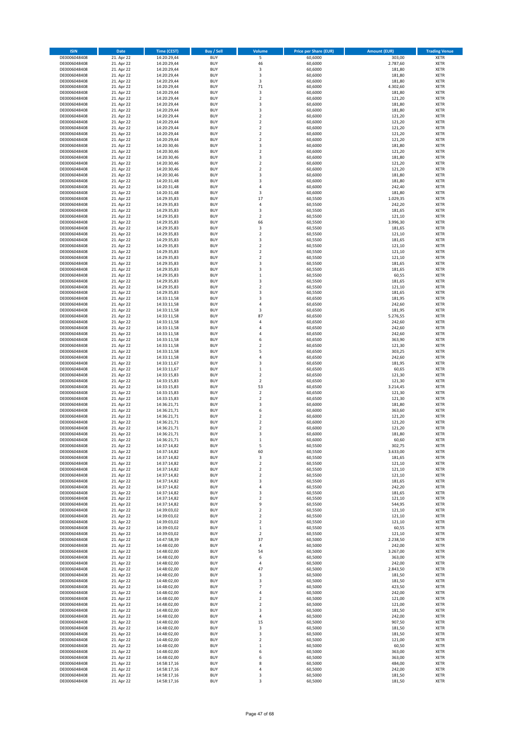| ISIN | Date | Time (CEST) | Buy / Sell | Volume | Price per Share (EUR) | Amount (EUR) | Trading Venue |
|---|---|---|---|---|---|---|---|
| DE0006048408 | 21. Apr 22 | 14:20:29,44 | BUY | 5 | 60,6000 | 303,00 | XETR |
| DE0006048408 | 21. Apr 22 | 14:20:29,44 | BUY | 46 | 60,6000 | 2.787,60 | XETR |
| DE0006048408 | 21. Apr 22 | 14:20:29,44 | BUY | 3 | 60,6000 | 181,80 | XETR |
| DE0006048408 | 21. Apr 22 | 14:20:29,44 | BUY | 3 | 60,6000 | 181,80 | XETR |
| DE0006048408 | 21. Apr 22 | 14:20:29,44 | BUY | 3 | 60,6000 | 181,80 | XETR |
| DE0006048408 | 21. Apr 22 | 14:20:29,44 | BUY | 71 | 60,6000 | 4.302,60 | XETR |
| DE0006048408 | 21. Apr 22 | 14:20:29,44 | BUY | 3 | 60,6000 | 181,80 | XETR |
| DE0006048408 | 21. Apr 22 | 14:20:29,44 | BUY | 2 | 60,6000 | 121,20 | XETR |
| DE0006048408 | 21. Apr 22 | 14:20:29,44 | BUY | 3 | 60,6000 | 181,80 | XETR |
| DE0006048408 | 21. Apr 22 | 14:20:29,44 | BUY | 3 | 60,6000 | 181,80 | XETR |
| DE0006048408 | 21. Apr 22 | 14:20:29,44 | BUY | 2 | 60,6000 | 121,20 | XETR |
| DE0006048408 | 21. Apr 22 | 14:20:29,44 | BUY | 2 | 60,6000 | 121,20 | XETR |
| DE0006048408 | 21. Apr 22 | 14:20:29,44 | BUY | 2 | 60,6000 | 121,20 | XETR |
| DE0006048408 | 21. Apr 22 | 14:20:29,44 | BUY | 2 | 60,6000 | 121,20 | XETR |
| DE0006048408 | 21. Apr 22 | 14:20:29,44 | BUY | 2 | 60,6000 | 121,20 | XETR |
| DE0006048408 | 21. Apr 22 | 14:20:30,46 | BUY | 3 | 60,6000 | 181,80 | XETR |
| DE0006048408 | 21. Apr 22 | 14:20:30,46 | BUY | 2 | 60,6000 | 121,20 | XETR |
| DE0006048408 | 21. Apr 22 | 14:20:30,46 | BUY | 3 | 60,6000 | 181,80 | XETR |
| DE0006048408 | 21. Apr 22 | 14:20:30,46 | BUY | 2 | 60,6000 | 121,20 | XETR |
| DE0006048408 | 21. Apr 22 | 14:20:30,46 | BUY | 2 | 60,6000 | 121,20 | XETR |
| DE0006048408 | 21. Apr 22 | 14:20:30,46 | BUY | 3 | 60,6000 | 181,80 | XETR |
| DE0006048408 | 21. Apr 22 | 14:20:31,48 | BUY | 3 | 60,6000 | 181,80 | XETR |
| DE0006048408 | 21. Apr 22 | 14:20:31,48 | BUY | 4 | 60,6000 | 242,40 | XETR |
| DE0006048408 | 21. Apr 22 | 14:20:31,48 | BUY | 3 | 60,6000 | 181,80 | XETR |
| DE0006048408 | 21. Apr 22 | 14:29:35,83 | BUY | 17 | 60,5500 | 1.029,35 | XETR |
| DE0006048408 | 21. Apr 22 | 14:29:35,83 | BUY | 4 | 60,5500 | 242,20 | XETR |
| DE0006048408 | 21. Apr 22 | 14:29:35,83 | BUY | 3 | 60,5500 | 181,65 | XETR |
| DE0006048408 | 21. Apr 22 | 14:29:35,83 | BUY | 2 | 60,5500 | 121,10 | XETR |
| DE0006048408 | 21. Apr 22 | 14:29:35,83 | BUY | 66 | 60,5500 | 3.996,30 | XETR |
| DE0006048408 | 21. Apr 22 | 14:29:35,83 | BUY | 3 | 60,5500 | 181,65 | XETR |
| DE0006048408 | 21. Apr 22 | 14:29:35,83 | BUY | 2 | 60,5500 | 121,10 | XETR |
| DE0006048408 | 21. Apr 22 | 14:29:35,83 | BUY | 3 | 60,5500 | 181,65 | XETR |
| DE0006048408 | 21. Apr 22 | 14:29:35,83 | BUY | 2 | 60,5500 | 121,10 | XETR |
| DE0006048408 | 21. Apr 22 | 14:29:35,83 | BUY | 2 | 60,5500 | 121,10 | XETR |
| DE0006048408 | 21. Apr 22 | 14:29:35,83 | BUY | 2 | 60,5500 | 121,10 | XETR |
| DE0006048408 | 21. Apr 22 | 14:29:35,83 | BUY | 3 | 60,5500 | 181,65 | XETR |
| DE0006048408 | 21. Apr 22 | 14:29:35,83 | BUY | 3 | 60,5500 | 181,65 | XETR |
| DE0006048408 | 21. Apr 22 | 14:29:35,83 | BUY | 1 | 60,5500 | 60,55 | XETR |
| DE0006048408 | 21. Apr 22 | 14:29:35,83 | BUY | 3 | 60,5500 | 181,65 | XETR |
| DE0006048408 | 21. Apr 22 | 14:29:35,83 | BUY | 2 | 60,5500 | 121,10 | XETR |
| DE0006048408 | 21. Apr 22 | 14:29:35,83 | BUY | 3 | 60,5500 | 181,65 | XETR |
| DE0006048408 | 21. Apr 22 | 14:33:11,58 | BUY | 3 | 60,6500 | 181,95 | XETR |
| DE0006048408 | 21. Apr 22 | 14:33:11,58 | BUY | 4 | 60,6500 | 242,60 | XETR |
| DE0006048408 | 21. Apr 22 | 14:33:11,58 | BUY | 3 | 60,6500 | 181,95 | XETR |
| DE0006048408 | 21. Apr 22 | 14:33:11,58 | BUY | 87 | 60,6500 | 5.276,55 | XETR |
| DE0006048408 | 21. Apr 22 | 14:33:11,58 | BUY | 4 | 60,6500 | 242,60 | XETR |
| DE0006048408 | 21. Apr 22 | 14:33:11,58 | BUY | 4 | 60,6500 | 242,60 | XETR |
| DE0006048408 | 21. Apr 22 | 14:33:11,58 | BUY | 4 | 60,6500 | 242,60 | XETR |
| DE0006048408 | 21. Apr 22 | 14:33:11,58 | BUY | 6 | 60,6500 | 363,90 | XETR |
| DE0006048408 | 21. Apr 22 | 14:33:11,58 | BUY | 2 | 60,6500 | 121,30 | XETR |
| DE0006048408 | 21. Apr 22 | 14:33:11,58 | BUY | 5 | 60,6500 | 303,25 | XETR |
| DE0006048408 | 21. Apr 22 | 14:33:11,58 | BUY | 4 | 60,6500 | 242,60 | XETR |
| DE0006048408 | 21. Apr 22 | 14:33:11,67 | BUY | 3 | 60,6500 | 181,95 | XETR |
| DE0006048408 | 21. Apr 22 | 14:33:11,67 | BUY | 1 | 60,6500 | 60,65 | XETR |
| DE0006048408 | 21. Apr 22 | 14:33:15,83 | BUY | 2 | 60,6500 | 121,30 | XETR |
| DE0006048408 | 21. Apr 22 | 14:33:15,83 | BUY | 2 | 60,6500 | 121,30 | XETR |
| DE0006048408 | 21. Apr 22 | 14:33:15,83 | BUY | 53 | 60,6500 | 3.214,45 | XETR |
| DE0006048408 | 21. Apr 22 | 14:33:15,83 | BUY | 2 | 60,6500 | 121,30 | XETR |
| DE0006048408 | 21. Apr 22 | 14:33:15,83 | BUY | 2 | 60,6500 | 121,30 | XETR |
| DE0006048408 | 21. Apr 22 | 14:36:21,71 | BUY | 3 | 60,6000 | 181,80 | XETR |
| DE0006048408 | 21. Apr 22 | 14:36:21,71 | BUY | 6 | 60,6000 | 363,60 | XETR |
| DE0006048408 | 21. Apr 22 | 14:36:21,71 | BUY | 2 | 60,6000 | 121,20 | XETR |
| DE0006048408 | 21. Apr 22 | 14:36:21,71 | BUY | 2 | 60,6000 | 121,20 | XETR |
| DE0006048408 | 21. Apr 22 | 14:36:21,71 | BUY | 2 | 60,6000 | 121,20 | XETR |
| DE0006048408 | 21. Apr 22 | 14:36:21,71 | BUY | 3 | 60,6000 | 181,80 | XETR |
| DE0006048408 | 21. Apr 22 | 14:36:21,71 | BUY | 1 | 60,6000 | 60,60 | XETR |
| DE0006048408 | 21. Apr 22 | 14:37:14,82 | BUY | 5 | 60,5500 | 302,75 | XETR |
| DE0006048408 | 21. Apr 22 | 14:37:14,82 | BUY | 60 | 60,5500 | 3.633,00 | XETR |
| DE0006048408 | 21. Apr 22 | 14:37:14,82 | BUY | 3 | 60,5500 | 181,65 | XETR |
| DE0006048408 | 21. Apr 22 | 14:37:14,82 | BUY | 2 | 60,5500 | 121,10 | XETR |
| DE0006048408 | 21. Apr 22 | 14:37:14,82 | BUY | 2 | 60,5500 | 121,10 | XETR |
| DE0006048408 | 21. Apr 22 | 14:37:14,82 | BUY | 2 | 60,5500 | 121,10 | XETR |
| DE0006048408 | 21. Apr 22 | 14:37:14,82 | BUY | 3 | 60,5500 | 181,65 | XETR |
| DE0006048408 | 21. Apr 22 | 14:37:14,82 | BUY | 4 | 60,5500 | 242,20 | XETR |
| DE0006048408 | 21. Apr 22 | 14:37:14,82 | BUY | 3 | 60,5500 | 181,65 | XETR |
| DE0006048408 | 21. Apr 22 | 14:37:14,82 | BUY | 2 | 60,5500 | 121,10 | XETR |
| DE0006048408 | 21. Apr 22 | 14:37:14,82 | BUY | 9 | 60,5500 | 544,95 | XETR |
| DE0006048408 | 21. Apr 22 | 14:39:03,02 | BUY | 2 | 60,5500 | 121,10 | XETR |
| DE0006048408 | 21. Apr 22 | 14:39:03,02 | BUY | 2 | 60,5500 | 121,10 | XETR |
| DE0006048408 | 21. Apr 22 | 14:39:03,02 | BUY | 2 | 60,5500 | 121,10 | XETR |
| DE0006048408 | 21. Apr 22 | 14:39:03,02 | BUY | 1 | 60,5500 | 60,55 | XETR |
| DE0006048408 | 21. Apr 22 | 14:39:03,02 | BUY | 2 | 60,5500 | 121,10 | XETR |
| DE0006048408 | 21. Apr 22 | 14:47:58,39 | BUY | 37 | 60,5000 | 2.238,50 | XETR |
| DE0006048408 | 21. Apr 22 | 14:48:02,00 | BUY | 4 | 60,5000 | 242,00 | XETR |
| DE0006048408 | 21. Apr 22 | 14:48:02,00 | BUY | 54 | 60,5000 | 3.267,00 | XETR |
| DE0006048408 | 21. Apr 22 | 14:48:02,00 | BUY | 6 | 60,5000 | 363,00 | XETR |
| DE0006048408 | 21. Apr 22 | 14:48:02,00 | BUY | 4 | 60,5000 | 242,00 | XETR |
| DE0006048408 | 21. Apr 22 | 14:48:02,00 | BUY | 47 | 60,5000 | 2.843,50 | XETR |
| DE0006048408 | 21. Apr 22 | 14:48:02,00 | BUY | 3 | 60,5000 | 181,50 | XETR |
| DE0006048408 | 21. Apr 22 | 14:48:02,00 | BUY | 3 | 60,5000 | 181,50 | XETR |
| DE0006048408 | 21. Apr 22 | 14:48:02,00 | BUY | 7 | 60,5000 | 423,50 | XETR |
| DE0006048408 | 21. Apr 22 | 14:48:02,00 | BUY | 4 | 60,5000 | 242,00 | XETR |
| DE0006048408 | 21. Apr 22 | 14:48:02,00 | BUY | 2 | 60,5000 | 121,00 | XETR |
| DE0006048408 | 21. Apr 22 | 14:48:02,00 | BUY | 2 | 60,5000 | 121,00 | XETR |
| DE0006048408 | 21. Apr 22 | 14:48:02,00 | BUY | 3 | 60,5000 | 181,50 | XETR |
| DE0006048408 | 21. Apr 22 | 14:48:02,00 | BUY | 4 | 60,5000 | 242,00 | XETR |
| DE0006048408 | 21. Apr 22 | 14:48:02,00 | BUY | 15 | 60,5000 | 907,50 | XETR |
| DE0006048408 | 21. Apr 22 | 14:48:02,00 | BUY | 3 | 60,5000 | 181,50 | XETR |
| DE0006048408 | 21. Apr 22 | 14:48:02,00 | BUY | 3 | 60,5000 | 181,50 | XETR |
| DE0006048408 | 21. Apr 22 | 14:48:02,00 | BUY | 2 | 60,5000 | 121,00 | XETR |
| DE0006048408 | 21. Apr 22 | 14:48:02,00 | BUY | 1 | 60,5000 | 60,50 | XETR |
| DE0006048408 | 21. Apr 22 | 14:48:02,00 | BUY | 6 | 60,5000 | 363,00 | XETR |
| DE0006048408 | 21. Apr 22 | 14:48:02,00 | BUY | 6 | 60,5000 | 363,00 | XETR |
| DE0006048408 | 21. Apr 22 | 14:58:17,16 | BUY | 8 | 60,5000 | 484,00 | XETR |
| DE0006048408 | 21. Apr 22 | 14:58:17,16 | BUY | 4 | 60,5000 | 242,00 | XETR |
| DE0006048408 | 21. Apr 22 | 14:58:17,16 | BUY | 3 | 60,5000 | 181,50 | XETR |
| DE0006048408 | 21. Apr 22 | 14:58:17,16 | BUY | 3 | 60,5000 | 181,50 | XETR |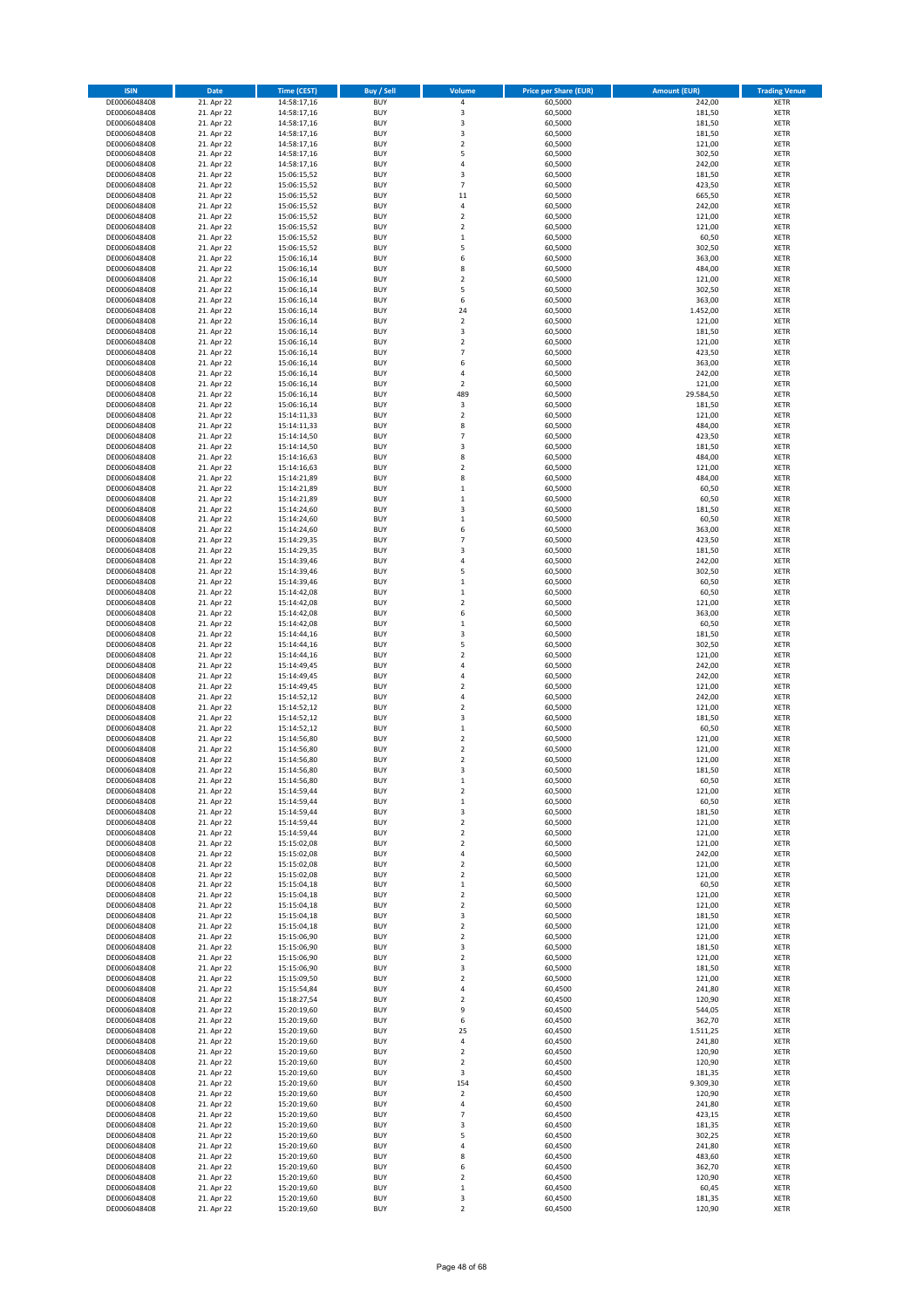| ISIN | Date | Time (CEST) | Buy / Sell | Volume | Price per Share (EUR) | Amount (EUR) | Trading Venue |
|---|---|---|---|---|---|---|---|
| DE0006048408 | 21. Apr 22 | 14:58:17,16 | BUY | 4 | 60,5000 | 242,00 | XETR |
| DE0006048408 | 21. Apr 22 | 14:58:17,16 | BUY | 3 | 60,5000 | 181,50 | XETR |
| DE0006048408 | 21. Apr 22 | 14:58:17,16 | BUY | 3 | 60,5000 | 181,50 | XETR |
| DE0006048408 | 21. Apr 22 | 14:58:17,16 | BUY | 3 | 60,5000 | 181,50 | XETR |
| DE0006048408 | 21. Apr 22 | 14:58:17,16 | BUY | 2 | 60,5000 | 121,00 | XETR |
| DE0006048408 | 21. Apr 22 | 14:58:17,16 | BUY | 5 | 60,5000 | 302,50 | XETR |
| DE0006048408 | 21. Apr 22 | 14:58:17,16 | BUY | 4 | 60,5000 | 242,00 | XETR |
| DE0006048408 | 21. Apr 22 | 15:06:15,52 | BUY | 3 | 60,5000 | 181,50 | XETR |
| DE0006048408 | 21. Apr 22 | 15:06:15,52 | BUY | 7 | 60,5000 | 423,50 | XETR |
| DE0006048408 | 21. Apr 22 | 15:06:15,52 | BUY | 11 | 60,5000 | 665,50 | XETR |
| DE0006048408 | 21. Apr 22 | 15:06:15,52 | BUY | 4 | 60,5000 | 242,00 | XETR |
| DE0006048408 | 21. Apr 22 | 15:06:15,52 | BUY | 2 | 60,5000 | 121,00 | XETR |
| DE0006048408 | 21. Apr 22 | 15:06:15,52 | BUY | 2 | 60,5000 | 121,00 | XETR |
| DE0006048408 | 21. Apr 22 | 15:06:15,52 | BUY | 1 | 60,5000 | 60,50 | XETR |
| DE0006048408 | 21. Apr 22 | 15:06:15,52 | BUY | 5 | 60,5000 | 302,50 | XETR |
| DE0006048408 | 21. Apr 22 | 15:06:16,14 | BUY | 6 | 60,5000 | 363,00 | XETR |
| DE0006048408 | 21. Apr 22 | 15:06:16,14 | BUY | 8 | 60,5000 | 484,00 | XETR |
| DE0006048408 | 21. Apr 22 | 15:06:16,14 | BUY | 2 | 60,5000 | 121,00 | XETR |
| DE0006048408 | 21. Apr 22 | 15:06:16,14 | BUY | 5 | 60,5000 | 302,50 | XETR |
| DE0006048408 | 21. Apr 22 | 15:06:16,14 | BUY | 6 | 60,5000 | 363,00 | XETR |
| DE0006048408 | 21. Apr 22 | 15:06:16,14 | BUY | 24 | 60,5000 | 1.452,00 | XETR |
| DE0006048408 | 21. Apr 22 | 15:06:16,14 | BUY | 2 | 60,5000 | 121,00 | XETR |
| DE0006048408 | 21. Apr 22 | 15:06:16,14 | BUY | 3 | 60,5000 | 181,50 | XETR |
| DE0006048408 | 21. Apr 22 | 15:06:16,14 | BUY | 2 | 60,5000 | 121,00 | XETR |
| DE0006048408 | 21. Apr 22 | 15:06:16,14 | BUY | 7 | 60,5000 | 423,50 | XETR |
| DE0006048408 | 21. Apr 22 | 15:06:16,14 | BUY | 6 | 60,5000 | 363,00 | XETR |
| DE0006048408 | 21. Apr 22 | 15:06:16,14 | BUY | 4 | 60,5000 | 242,00 | XETR |
| DE0006048408 | 21. Apr 22 | 15:06:16,14 | BUY | 2 | 60,5000 | 121,00 | XETR |
| DE0006048408 | 21. Apr 22 | 15:06:16,14 | BUY | 489 | 60,5000 | 29.584,50 | XETR |
| DE0006048408 | 21. Apr 22 | 15:06:16,14 | BUY | 3 | 60,5000 | 181,50 | XETR |
| DE0006048408 | 21. Apr 22 | 15:14:11,33 | BUY | 2 | 60,5000 | 121,00 | XETR |
| DE0006048408 | 21. Apr 22 | 15:14:11,33 | BUY | 8 | 60,5000 | 484,00 | XETR |
| DE0006048408 | 21. Apr 22 | 15:14:14,50 | BUY | 7 | 60,5000 | 423,50 | XETR |
| DE0006048408 | 21. Apr 22 | 15:14:14,50 | BUY | 3 | 60,5000 | 181,50 | XETR |
| DE0006048408 | 21. Apr 22 | 15:14:16,63 | BUY | 8 | 60,5000 | 484,00 | XETR |
| DE0006048408 | 21. Apr 22 | 15:14:16,63 | BUY | 2 | 60,5000 | 121,00 | XETR |
| DE0006048408 | 21. Apr 22 | 15:14:21,89 | BUY | 8 | 60,5000 | 484,00 | XETR |
| DE0006048408 | 21. Apr 22 | 15:14:21,89 | BUY | 1 | 60,5000 | 60,50 | XETR |
| DE0006048408 | 21. Apr 22 | 15:14:21,89 | BUY | 1 | 60,5000 | 60,50 | XETR |
| DE0006048408 | 21. Apr 22 | 15:14:24,60 | BUY | 3 | 60,5000 | 181,50 | XETR |
| DE0006048408 | 21. Apr 22 | 15:14:24,60 | BUY | 1 | 60,5000 | 60,50 | XETR |
| DE0006048408 | 21. Apr 22 | 15:14:24,60 | BUY | 6 | 60,5000 | 363,00 | XETR |
| DE0006048408 | 21. Apr 22 | 15:14:29,35 | BUY | 7 | 60,5000 | 423,50 | XETR |
| DE0006048408 | 21. Apr 22 | 15:14:29,35 | BUY | 3 | 60,5000 | 181,50 | XETR |
| DE0006048408 | 21. Apr 22 | 15:14:39,46 | BUY | 4 | 60,5000 | 242,00 | XETR |
| DE0006048408 | 21. Apr 22 | 15:14:39,46 | BUY | 5 | 60,5000 | 302,50 | XETR |
| DE0006048408 | 21. Apr 22 | 15:14:39,46 | BUY | 1 | 60,5000 | 60,50 | XETR |
| DE0006048408 | 21. Apr 22 | 15:14:42,08 | BUY | 1 | 60,5000 | 60,50 | XETR |
| DE0006048408 | 21. Apr 22 | 15:14:42,08 | BUY | 2 | 60,5000 | 121,00 | XETR |
| DE0006048408 | 21. Apr 22 | 15:14:42,08 | BUY | 6 | 60,5000 | 363,00 | XETR |
| DE0006048408 | 21. Apr 22 | 15:14:42,08 | BUY | 1 | 60,5000 | 60,50 | XETR |
| DE0006048408 | 21. Apr 22 | 15:14:44,16 | BUY | 3 | 60,5000 | 181,50 | XETR |
| DE0006048408 | 21. Apr 22 | 15:14:44,16 | BUY | 5 | 60,5000 | 302,50 | XETR |
| DE0006048408 | 21. Apr 22 | 15:14:44,16 | BUY | 2 | 60,5000 | 121,00 | XETR |
| DE0006048408 | 21. Apr 22 | 15:14:49,45 | BUY | 4 | 60,5000 | 242,00 | XETR |
| DE0006048408 | 21. Apr 22 | 15:14:49,45 | BUY | 4 | 60,5000 | 242,00 | XETR |
| DE0006048408 | 21. Apr 22 | 15:14:49,45 | BUY | 2 | 60,5000 | 121,00 | XETR |
| DE0006048408 | 21. Apr 22 | 15:14:52,12 | BUY | 4 | 60,5000 | 242,00 | XETR |
| DE0006048408 | 21. Apr 22 | 15:14:52,12 | BUY | 2 | 60,5000 | 121,00 | XETR |
| DE0006048408 | 21. Apr 22 | 15:14:52,12 | BUY | 3 | 60,5000 | 181,50 | XETR |
| DE0006048408 | 21. Apr 22 | 15:14:52,12 | BUY | 1 | 60,5000 | 60,50 | XETR |
| DE0006048408 | 21. Apr 22 | 15:14:56,80 | BUY | 2 | 60,5000 | 121,00 | XETR |
| DE0006048408 | 21. Apr 22 | 15:14:56,80 | BUY | 2 | 60,5000 | 121,00 | XETR |
| DE0006048408 | 21. Apr 22 | 15:14:56,80 | BUY | 2 | 60,5000 | 121,00 | XETR |
| DE0006048408 | 21. Apr 22 | 15:14:56,80 | BUY | 3 | 60,5000 | 181,50 | XETR |
| DE0006048408 | 21. Apr 22 | 15:14:56,80 | BUY | 1 | 60,5000 | 60,50 | XETR |
| DE0006048408 | 21. Apr 22 | 15:14:59,44 | BUY | 2 | 60,5000 | 121,00 | XETR |
| DE0006048408 | 21. Apr 22 | 15:14:59,44 | BUY | 1 | 60,5000 | 60,50 | XETR |
| DE0006048408 | 21. Apr 22 | 15:14:59,44 | BUY | 3 | 60,5000 | 181,50 | XETR |
| DE0006048408 | 21. Apr 22 | 15:14:59,44 | BUY | 2 | 60,5000 | 121,00 | XETR |
| DE0006048408 | 21. Apr 22 | 15:14:59,44 | BUY | 2 | 60,5000 | 121,00 | XETR |
| DE0006048408 | 21. Apr 22 | 15:15:02,08 | BUY | 2 | 60,5000 | 121,00 | XETR |
| DE0006048408 | 21. Apr 22 | 15:15:02,08 | BUY | 4 | 60,5000 | 242,00 | XETR |
| DE0006048408 | 21. Apr 22 | 15:15:02,08 | BUY | 2 | 60,5000 | 121,00 | XETR |
| DE0006048408 | 21. Apr 22 | 15:15:02,08 | BUY | 2 | 60,5000 | 121,00 | XETR |
| DE0006048408 | 21. Apr 22 | 15:15:04,18 | BUY | 1 | 60,5000 | 60,50 | XETR |
| DE0006048408 | 21. Apr 22 | 15:15:04,18 | BUY | 2 | 60,5000 | 121,00 | XETR |
| DE0006048408 | 21. Apr 22 | 15:15:04,18 | BUY | 2 | 60,5000 | 121,00 | XETR |
| DE0006048408 | 21. Apr 22 | 15:15:04,18 | BUY | 3 | 60,5000 | 181,50 | XETR |
| DE0006048408 | 21. Apr 22 | 15:15:04,18 | BUY | 2 | 60,5000 | 121,00 | XETR |
| DE0006048408 | 21. Apr 22 | 15:15:06,90 | BUY | 2 | 60,5000 | 121,00 | XETR |
| DE0006048408 | 21. Apr 22 | 15:15:06,90 | BUY | 3 | 60,5000 | 181,50 | XETR |
| DE0006048408 | 21. Apr 22 | 15:15:06,90 | BUY | 2 | 60,5000 | 121,00 | XETR |
| DE0006048408 | 21. Apr 22 | 15:15:06,90 | BUY | 3 | 60,5000 | 181,50 | XETR |
| DE0006048408 | 21. Apr 22 | 15:15:09,50 | BUY | 2 | 60,5000 | 121,00 | XETR |
| DE0006048408 | 21. Apr 22 | 15:15:54,84 | BUY | 4 | 60,4500 | 241,80 | XETR |
| DE0006048408 | 21. Apr 22 | 15:18:27,54 | BUY | 2 | 60,4500 | 120,90 | XETR |
| DE0006048408 | 21. Apr 22 | 15:20:19,60 | BUY | 9 | 60,4500 | 544,05 | XETR |
| DE0006048408 | 21. Apr 22 | 15:20:19,60 | BUY | 6 | 60,4500 | 362,70 | XETR |
| DE0006048408 | 21. Apr 22 | 15:20:19,60 | BUY | 25 | 60,4500 | 1.511,25 | XETR |
| DE0006048408 | 21. Apr 22 | 15:20:19,60 | BUY | 4 | 60,4500 | 241,80 | XETR |
| DE0006048408 | 21. Apr 22 | 15:20:19,60 | BUY | 2 | 60,4500 | 120,90 | XETR |
| DE0006048408 | 21. Apr 22 | 15:20:19,60 | BUY | 2 | 60,4500 | 120,90 | XETR |
| DE0006048408 | 21. Apr 22 | 15:20:19,60 | BUY | 3 | 60,4500 | 181,35 | XETR |
| DE0006048408 | 21. Apr 22 | 15:20:19,60 | BUY | 154 | 60,4500 | 9.309,30 | XETR |
| DE0006048408 | 21. Apr 22 | 15:20:19,60 | BUY | 2 | 60,4500 | 120,90 | XETR |
| DE0006048408 | 21. Apr 22 | 15:20:19,60 | BUY | 4 | 60,4500 | 241,80 | XETR |
| DE0006048408 | 21. Apr 22 | 15:20:19,60 | BUY | 7 | 60,4500 | 423,15 | XETR |
| DE0006048408 | 21. Apr 22 | 15:20:19,60 | BUY | 3 | 60,4500 | 181,35 | XETR |
| DE0006048408 | 21. Apr 22 | 15:20:19,60 | BUY | 5 | 60,4500 | 302,25 | XETR |
| DE0006048408 | 21. Apr 22 | 15:20:19,60 | BUY | 4 | 60,4500 | 241,80 | XETR |
| DE0006048408 | 21. Apr 22 | 15:20:19,60 | BUY | 8 | 60,4500 | 483,60 | XETR |
| DE0006048408 | 21. Apr 22 | 15:20:19,60 | BUY | 6 | 60,4500 | 362,70 | XETR |
| DE0006048408 | 21. Apr 22 | 15:20:19,60 | BUY | 2 | 60,4500 | 120,90 | XETR |
| DE0006048408 | 21. Apr 22 | 15:20:19,60 | BUY | 1 | 60,4500 | 60,45 | XETR |
| DE0006048408 | 21. Apr 22 | 15:20:19,60 | BUY | 3 | 60,4500 | 181,35 | XETR |
| DE0006048408 | 21. Apr 22 | 15:20:19,60 | BUY | 2 | 60,4500 | 120,90 | XETR |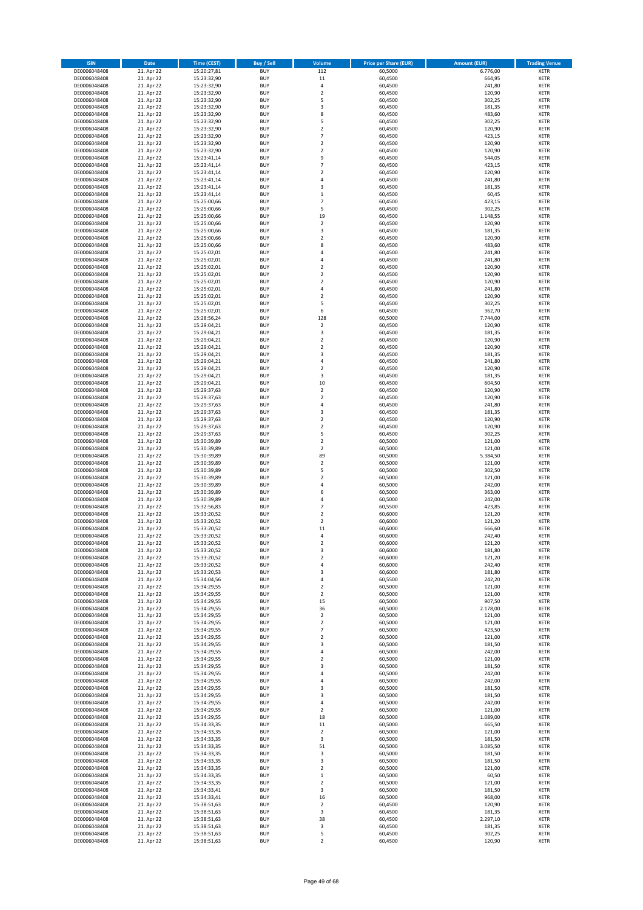| ISIN | Date | Time (CEST) | Buy / Sell | Volume | Price per Share (EUR) | Amount (EUR) | Trading Venue |
|---|---|---|---|---|---|---|---|
| DE0006048408 | 21. Apr 22 | 15:20:27,81 | BUY | 112 | 60,5000 | 6.776,00 | XETR |
| DE0006048408 | 21. Apr 22 | 15:23:32,90 | BUY | 11 | 60,4500 | 664,95 | XETR |
| DE0006048408 | 21. Apr 22 | 15:23:32,90 | BUY | 4 | 60,4500 | 241,80 | XETR |
| DE0006048408 | 21. Apr 22 | 15:23:32,90 | BUY | 2 | 60,4500 | 120,90 | XETR |
| DE0006048408 | 21. Apr 22 | 15:23:32,90 | BUY | 5 | 60,4500 | 302,25 | XETR |
| DE0006048408 | 21. Apr 22 | 15:23:32,90 | BUY | 3 | 60,4500 | 181,35 | XETR |
| DE0006048408 | 21. Apr 22 | 15:23:32,90 | BUY | 8 | 60,4500 | 483,60 | XETR |
| DE0006048408 | 21. Apr 22 | 15:23:32,90 | BUY | 5 | 60,4500 | 302,25 | XETR |
| DE0006048408 | 21. Apr 22 | 15:23:32,90 | BUY | 2 | 60,4500 | 120,90 | XETR |
| DE0006048408 | 21. Apr 22 | 15:23:32,90 | BUY | 7 | 60,4500 | 423,15 | XETR |
| DE0006048408 | 21. Apr 22 | 15:23:32,90 | BUY | 2 | 60,4500 | 120,90 | XETR |
| DE0006048408 | 21. Apr 22 | 15:23:32,90 | BUY | 2 | 60,4500 | 120,90 | XETR |
| DE0006048408 | 21. Apr 22 | 15:23:41,14 | BUY | 9 | 60,4500 | 544,05 | XETR |
| DE0006048408 | 21. Apr 22 | 15:23:41,14 | BUY | 7 | 60,4500 | 423,15 | XETR |
| DE0006048408 | 21. Apr 22 | 15:23:41,14 | BUY | 2 | 60,4500 | 120,90 | XETR |
| DE0006048408 | 21. Apr 22 | 15:23:41,14 | BUY | 4 | 60,4500 | 241,80 | XETR |
| DE0006048408 | 21. Apr 22 | 15:23:41,14 | BUY | 3 | 60,4500 | 181,35 | XETR |
| DE0006048408 | 21. Apr 22 | 15:23:41,14 | BUY | 1 | 60,4500 | 60,45 | XETR |
| DE0006048408 | 21. Apr 22 | 15:25:00,66 | BUY | 7 | 60,4500 | 423,15 | XETR |
| DE0006048408 | 21. Apr 22 | 15:25:00,66 | BUY | 5 | 60,4500 | 302,25 | XETR |
| DE0006048408 | 21. Apr 22 | 15:25:00,66 | BUY | 19 | 60,4500 | 1.148,55 | XETR |
| DE0006048408 | 21. Apr 22 | 15:25:00,66 | BUY | 2 | 60,4500 | 120,90 | XETR |
| DE0006048408 | 21. Apr 22 | 15:25:00,66 | BUY | 3 | 60,4500 | 181,35 | XETR |
| DE0006048408 | 21. Apr 22 | 15:25:00,66 | BUY | 2 | 60,4500 | 120,90 | XETR |
| DE0006048408 | 21. Apr 22 | 15:25:00,66 | BUY | 8 | 60,4500 | 483,60 | XETR |
| DE0006048408 | 21. Apr 22 | 15:25:02,01 | BUY | 4 | 60,4500 | 241,80 | XETR |
| DE0006048408 | 21. Apr 22 | 15:25:02,01 | BUY | 4 | 60,4500 | 241,80 | XETR |
| DE0006048408 | 21. Apr 22 | 15:25:02,01 | BUY | 2 | 60,4500 | 120,90 | XETR |
| DE0006048408 | 21. Apr 22 | 15:25:02,01 | BUY | 2 | 60,4500 | 120,90 | XETR |
| DE0006048408 | 21. Apr 22 | 15:25:02,01 | BUY | 2 | 60,4500 | 120,90 | XETR |
| DE0006048408 | 21. Apr 22 | 15:25:02,01 | BUY | 4 | 60,4500 | 241,80 | XETR |
| DE0006048408 | 21. Apr 22 | 15:25:02,01 | BUY | 2 | 60,4500 | 120,90 | XETR |
| DE0006048408 | 21. Apr 22 | 15:25:02,01 | BUY | 5 | 60,4500 | 302,25 | XETR |
| DE0006048408 | 21. Apr 22 | 15:25:02,01 | BUY | 6 | 60,4500 | 362,70 | XETR |
| DE0006048408 | 21. Apr 22 | 15:28:56,24 | BUY | 128 | 60,5000 | 7.744,00 | XETR |
| DE0006048408 | 21. Apr 22 | 15:29:04,21 | BUY | 2 | 60,4500 | 120,90 | XETR |
| DE0006048408 | 21. Apr 22 | 15:29:04,21 | BUY | 3 | 60,4500 | 181,35 | XETR |
| DE0006048408 | 21. Apr 22 | 15:29:04,21 | BUY | 2 | 60,4500 | 120,90 | XETR |
| DE0006048408 | 21. Apr 22 | 15:29:04,21 | BUY | 2 | 60,4500 | 120,90 | XETR |
| DE0006048408 | 21. Apr 22 | 15:29:04,21 | BUY | 3 | 60,4500 | 181,35 | XETR |
| DE0006048408 | 21. Apr 22 | 15:29:04,21 | BUY | 4 | 60,4500 | 241,80 | XETR |
| DE0006048408 | 21. Apr 22 | 15:29:04,21 | BUY | 2 | 60,4500 | 120,90 | XETR |
| DE0006048408 | 21. Apr 22 | 15:29:04,21 | BUY | 3 | 60,4500 | 181,35 | XETR |
| DE0006048408 | 21. Apr 22 | 15:29:04,21 | BUY | 10 | 60,4500 | 604,50 | XETR |
| DE0006048408 | 21. Apr 22 | 15:29:37,63 | BUY | 2 | 60,4500 | 120,90 | XETR |
| DE0006048408 | 21. Apr 22 | 15:29:37,63 | BUY | 2 | 60,4500 | 120,90 | XETR |
| DE0006048408 | 21. Apr 22 | 15:29:37,63 | BUY | 4 | 60,4500 | 241,80 | XETR |
| DE0006048408 | 21. Apr 22 | 15:29:37,63 | BUY | 3 | 60,4500 | 181,35 | XETR |
| DE0006048408 | 21. Apr 22 | 15:29:37,63 | BUY | 2 | 60,4500 | 120,90 | XETR |
| DE0006048408 | 21. Apr 22 | 15:29:37,63 | BUY | 2 | 60,4500 | 120,90 | XETR |
| DE0006048408 | 21. Apr 22 | 15:29:37,63 | BUY | 5 | 60,4500 | 302,25 | XETR |
| DE0006048408 | 21. Apr 22 | 15:30:39,89 | BUY | 2 | 60,5000 | 121,00 | XETR |
| DE0006048408 | 21. Apr 22 | 15:30:39,89 | BUY | 2 | 60,5000 | 121,00 | XETR |
| DE0006048408 | 21. Apr 22 | 15:30:39,89 | BUY | 89 | 60,5000 | 5.384,50 | XETR |
| DE0006048408 | 21. Apr 22 | 15:30:39,89 | BUY | 2 | 60,5000 | 121,00 | XETR |
| DE0006048408 | 21. Apr 22 | 15:30:39,89 | BUY | 5 | 60,5000 | 302,50 | XETR |
| DE0006048408 | 21. Apr 22 | 15:30:39,89 | BUY | 2 | 60,5000 | 121,00 | XETR |
| DE0006048408 | 21. Apr 22 | 15:30:39,89 | BUY | 4 | 60,5000 | 242,00 | XETR |
| DE0006048408 | 21. Apr 22 | 15:30:39,89 | BUY | 6 | 60,5000 | 363,00 | XETR |
| DE0006048408 | 21. Apr 22 | 15:30:39,89 | BUY | 4 | 60,5000 | 242,00 | XETR |
| DE0006048408 | 21. Apr 22 | 15:32:56,83 | BUY | 7 | 60,5500 | 423,85 | XETR |
| DE0006048408 | 21. Apr 22 | 15:33:20,52 | BUY | 2 | 60,6000 | 121,20 | XETR |
| DE0006048408 | 21. Apr 22 | 15:33:20,52 | BUY | 2 | 60,6000 | 121,20 | XETR |
| DE0006048408 | 21. Apr 22 | 15:33:20,52 | BUY | 11 | 60,6000 | 666,60 | XETR |
| DE0006048408 | 21. Apr 22 | 15:33:20,52 | BUY | 4 | 60,6000 | 242,40 | XETR |
| DE0006048408 | 21. Apr 22 | 15:33:20,52 | BUY | 2 | 60,6000 | 121,20 | XETR |
| DE0006048408 | 21. Apr 22 | 15:33:20,52 | BUY | 3 | 60,6000 | 181,80 | XETR |
| DE0006048408 | 21. Apr 22 | 15:33:20,52 | BUY | 2 | 60,6000 | 121,20 | XETR |
| DE0006048408 | 21. Apr 22 | 15:33:20,52 | BUY | 4 | 60,6000 | 242,40 | XETR |
| DE0006048408 | 21. Apr 22 | 15:33:20,53 | BUY | 3 | 60,6000 | 181,80 | XETR |
| DE0006048408 | 21. Apr 22 | 15:34:04,56 | BUY | 4 | 60,5500 | 242,20 | XETR |
| DE0006048408 | 21. Apr 22 | 15:34:29,55 | BUY | 2 | 60,5000 | 121,00 | XETR |
| DE0006048408 | 21. Apr 22 | 15:34:29,55 | BUY | 2 | 60,5000 | 121,00 | XETR |
| DE0006048408 | 21. Apr 22 | 15:34:29,55 | BUY | 15 | 60,5000 | 907,50 | XETR |
| DE0006048408 | 21. Apr 22 | 15:34:29,55 | BUY | 36 | 60,5000 | 2.178,00 | XETR |
| DE0006048408 | 21. Apr 22 | 15:34:29,55 | BUY | 2 | 60,5000 | 121,00 | XETR |
| DE0006048408 | 21. Apr 22 | 15:34:29,55 | BUY | 2 | 60,5000 | 121,00 | XETR |
| DE0006048408 | 21. Apr 22 | 15:34:29,55 | BUY | 7 | 60,5000 | 423,50 | XETR |
| DE0006048408 | 21. Apr 22 | 15:34:29,55 | BUY | 2 | 60,5000 | 121,00 | XETR |
| DE0006048408 | 21. Apr 22 | 15:34:29,55 | BUY | 3 | 60,5000 | 181,50 | XETR |
| DE0006048408 | 21. Apr 22 | 15:34:29,55 | BUY | 4 | 60,5000 | 242,00 | XETR |
| DE0006048408 | 21. Apr 22 | 15:34:29,55 | BUY | 2 | 60,5000 | 121,00 | XETR |
| DE0006048408 | 21. Apr 22 | 15:34:29,55 | BUY | 3 | 60,5000 | 181,50 | XETR |
| DE0006048408 | 21. Apr 22 | 15:34:29,55 | BUY | 4 | 60,5000 | 242,00 | XETR |
| DE0006048408 | 21. Apr 22 | 15:34:29,55 | BUY | 4 | 60,5000 | 242,00 | XETR |
| DE0006048408 | 21. Apr 22 | 15:34:29,55 | BUY | 3 | 60,5000 | 181,50 | XETR |
| DE0006048408 | 21. Apr 22 | 15:34:29,55 | BUY | 3 | 60,5000 | 181,50 | XETR |
| DE0006048408 | 21. Apr 22 | 15:34:29,55 | BUY | 4 | 60,5000 | 242,00 | XETR |
| DE0006048408 | 21. Apr 22 | 15:34:29,55 | BUY | 2 | 60,5000 | 121,00 | XETR |
| DE0006048408 | 21. Apr 22 | 15:34:29,55 | BUY | 18 | 60,5000 | 1.089,00 | XETR |
| DE0006048408 | 21. Apr 22 | 15:34:33,35 | BUY | 11 | 60,5000 | 665,50 | XETR |
| DE0006048408 | 21. Apr 22 | 15:34:33,35 | BUY | 2 | 60,5000 | 121,00 | XETR |
| DE0006048408 | 21. Apr 22 | 15:34:33,35 | BUY | 3 | 60,5000 | 181,50 | XETR |
| DE0006048408 | 21. Apr 22 | 15:34:33,35 | BUY | 51 | 60,5000 | 3.085,50 | XETR |
| DE0006048408 | 21. Apr 22 | 15:34:33,35 | BUY | 3 | 60,5000 | 181,50 | XETR |
| DE0006048408 | 21. Apr 22 | 15:34:33,35 | BUY | 3 | 60,5000 | 181,50 | XETR |
| DE0006048408 | 21. Apr 22 | 15:34:33,35 | BUY | 2 | 60,5000 | 121,00 | XETR |
| DE0006048408 | 21. Apr 22 | 15:34:33,35 | BUY | 1 | 60,5000 | 60,50 | XETR |
| DE0006048408 | 21. Apr 22 | 15:34:33,35 | BUY | 2 | 60,5000 | 121,00 | XETR |
| DE0006048408 | 21. Apr 22 | 15:34:33,41 | BUY | 3 | 60,5000 | 181,50 | XETR |
| DE0006048408 | 21. Apr 22 | 15:34:33,41 | BUY | 16 | 60,5000 | 968,00 | XETR |
| DE0006048408 | 21. Apr 22 | 15:38:51,63 | BUY | 2 | 60,4500 | 120,90 | XETR |
| DE0006048408 | 21. Apr 22 | 15:38:51,63 | BUY | 3 | 60,4500 | 181,35 | XETR |
| DE0006048408 | 21. Apr 22 | 15:38:51,63 | BUY | 38 | 60,4500 | 2.297,10 | XETR |
| DE0006048408 | 21. Apr 22 | 15:38:51,63 | BUY | 3 | 60,4500 | 181,35 | XETR |
| DE0006048408 | 21. Apr 22 | 15:38:51,63 | BUY | 5 | 60,4500 | 302,25 | XETR |
| DE0006048408 | 21. Apr 22 | 15:38:51,63 | BUY | 2 | 60,4500 | 120,90 | XETR |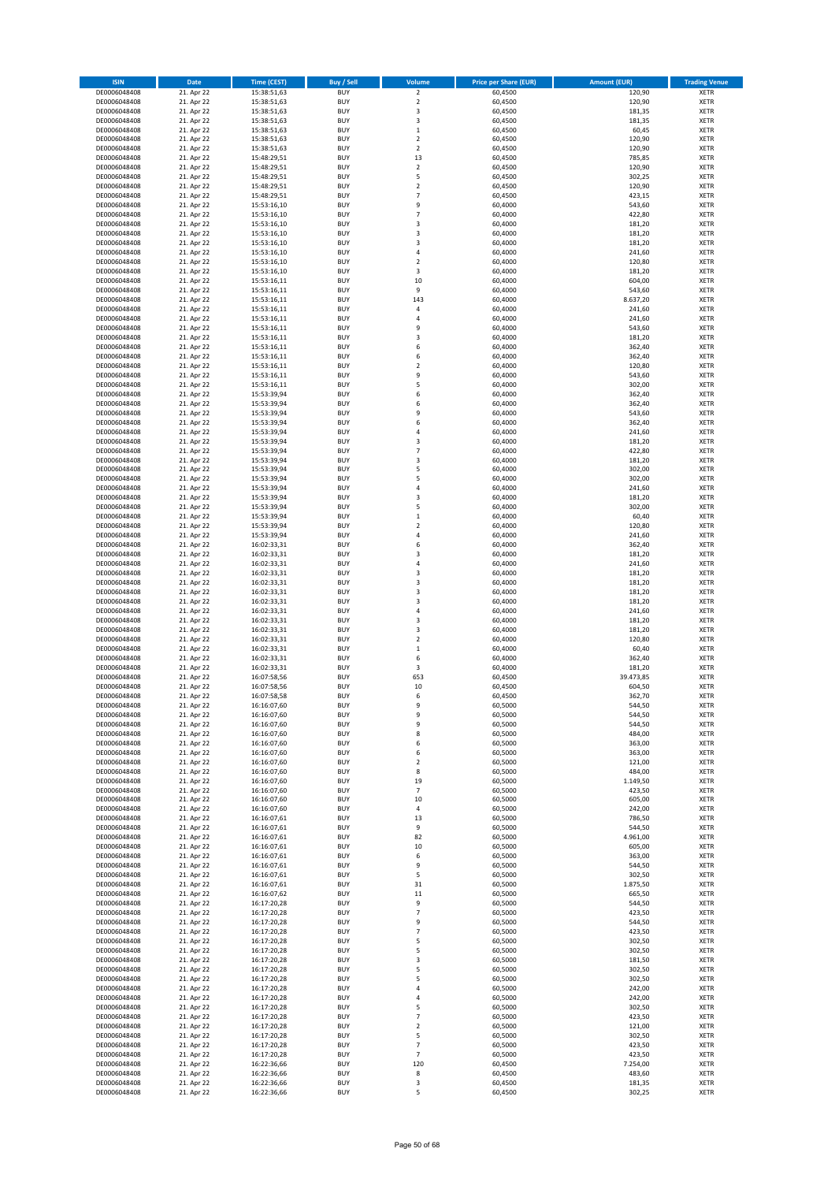| ISIN | Date | Time (CEST) | Buy / Sell | Volume | Price per Share (EUR) | Amount (EUR) | Trading Venue |
|---|---|---|---|---|---|---|---|
| DE0006048408 | 21. Apr 22 | 15:38:51,63 | BUY | 2 | 60,4500 | 120,90 | XETR |
| DE0006048408 | 21. Apr 22 | 15:38:51,63 | BUY | 2 | 60,4500 | 120,90 | XETR |
| DE0006048408 | 21. Apr 22 | 15:38:51,63 | BUY | 3 | 60,4500 | 181,35 | XETR |
| DE0006048408 | 21. Apr 22 | 15:38:51,63 | BUY | 3 | 60,4500 | 181,35 | XETR |
| DE0006048408 | 21. Apr 22 | 15:38:51,63 | BUY | 1 | 60,4500 | 60,45 | XETR |
| DE0006048408 | 21. Apr 22 | 15:38:51,63 | BUY | 2 | 60,4500 | 120,90 | XETR |
| DE0006048408 | 21. Apr 22 | 15:38:51,63 | BUY | 2 | 60,4500 | 120,90 | XETR |
| DE0006048408 | 21. Apr 22 | 15:48:29,51 | BUY | 13 | 60,4500 | 785,85 | XETR |
| DE0006048408 | 21. Apr 22 | 15:48:29,51 | BUY | 2 | 60,4500 | 120,90 | XETR |
| DE0006048408 | 21. Apr 22 | 15:48:29,51 | BUY | 5 | 60,4500 | 302,25 | XETR |
| DE0006048408 | 21. Apr 22 | 15:48:29,51 | BUY | 2 | 60,4500 | 120,90 | XETR |
| DE0006048408 | 21. Apr 22 | 15:48:29,51 | BUY | 7 | 60,4500 | 423,15 | XETR |
| DE0006048408 | 21. Apr 22 | 15:53:16,10 | BUY | 9 | 60,4000 | 543,60 | XETR |
| DE0006048408 | 21. Apr 22 | 15:53:16,10 | BUY | 7 | 60,4000 | 422,80 | XETR |
| DE0006048408 | 21. Apr 22 | 15:53:16,10 | BUY | 3 | 60,4000 | 181,20 | XETR |
| DE0006048408 | 21. Apr 22 | 15:53:16,10 | BUY | 3 | 60,4000 | 181,20 | XETR |
| DE0006048408 | 21. Apr 22 | 15:53:16,10 | BUY | 3 | 60,4000 | 181,20 | XETR |
| DE0006048408 | 21. Apr 22 | 15:53:16,10 | BUY | 4 | 60,4000 | 241,60 | XETR |
| DE0006048408 | 21. Apr 22 | 15:53:16,10 | BUY | 2 | 60,4000 | 120,80 | XETR |
| DE0006048408 | 21. Apr 22 | 15:53:16,10 | BUY | 3 | 60,4000 | 181,20 | XETR |
| DE0006048408 | 21. Apr 22 | 15:53:16,11 | BUY | 10 | 60,4000 | 604,00 | XETR |
| DE0006048408 | 21. Apr 22 | 15:53:16,11 | BUY | 9 | 60,4000 | 543,60 | XETR |
| DE0006048408 | 21. Apr 22 | 15:53:16,11 | BUY | 143 | 60,4000 | 8.637,20 | XETR |
| DE0006048408 | 21. Apr 22 | 15:53:16,11 | BUY | 4 | 60,4000 | 241,60 | XETR |
| DE0006048408 | 21. Apr 22 | 15:53:16,11 | BUY | 4 | 60,4000 | 241,60 | XETR |
| DE0006048408 | 21. Apr 22 | 15:53:16,11 | BUY | 9 | 60,4000 | 543,60 | XETR |
| DE0006048408 | 21. Apr 22 | 15:53:16,11 | BUY | 3 | 60,4000 | 181,20 | XETR |
| DE0006048408 | 21. Apr 22 | 15:53:16,11 | BUY | 6 | 60,4000 | 362,40 | XETR |
| DE0006048408 | 21. Apr 22 | 15:53:16,11 | BUY | 6 | 60,4000 | 362,40 | XETR |
| DE0006048408 | 21. Apr 22 | 15:53:16,11 | BUY | 2 | 60,4000 | 120,80 | XETR |
| DE0006048408 | 21. Apr 22 | 15:53:16,11 | BUY | 9 | 60,4000 | 543,60 | XETR |
| DE0006048408 | 21. Apr 22 | 15:53:16,11 | BUY | 5 | 60,4000 | 302,00 | XETR |
| DE0006048408 | 21. Apr 22 | 15:53:39,94 | BUY | 6 | 60,4000 | 362,40 | XETR |
| DE0006048408 | 21. Apr 22 | 15:53:39,94 | BUY | 6 | 60,4000 | 362,40 | XETR |
| DE0006048408 | 21. Apr 22 | 15:53:39,94 | BUY | 9 | 60,4000 | 543,60 | XETR |
| DE0006048408 | 21. Apr 22 | 15:53:39,94 | BUY | 6 | 60,4000 | 362,40 | XETR |
| DE0006048408 | 21. Apr 22 | 15:53:39,94 | BUY | 4 | 60,4000 | 241,60 | XETR |
| DE0006048408 | 21. Apr 22 | 15:53:39,94 | BUY | 3 | 60,4000 | 181,20 | XETR |
| DE0006048408 | 21. Apr 22 | 15:53:39,94 | BUY | 7 | 60,4000 | 422,80 | XETR |
| DE0006048408 | 21. Apr 22 | 15:53:39,94 | BUY | 3 | 60,4000 | 181,20 | XETR |
| DE0006048408 | 21. Apr 22 | 15:53:39,94 | BUY | 5 | 60,4000 | 302,00 | XETR |
| DE0006048408 | 21. Apr 22 | 15:53:39,94 | BUY | 5 | 60,4000 | 302,00 | XETR |
| DE0006048408 | 21. Apr 22 | 15:53:39,94 | BUY | 4 | 60,4000 | 241,60 | XETR |
| DE0006048408 | 21. Apr 22 | 15:53:39,94 | BUY | 3 | 60,4000 | 181,20 | XETR |
| DE0006048408 | 21. Apr 22 | 15:53:39,94 | BUY | 5 | 60,4000 | 302,00 | XETR |
| DE0006048408 | 21. Apr 22 | 15:53:39,94 | BUY | 1 | 60,4000 | 60,40 | XETR |
| DE0006048408 | 21. Apr 22 | 15:53:39,94 | BUY | 2 | 60,4000 | 120,80 | XETR |
| DE0006048408 | 21. Apr 22 | 15:53:39,94 | BUY | 4 | 60,4000 | 241,60 | XETR |
| DE0006048408 | 21. Apr 22 | 16:02:33,31 | BUY | 6 | 60,4000 | 362,40 | XETR |
| DE0006048408 | 21. Apr 22 | 16:02:33,31 | BUY | 3 | 60,4000 | 181,20 | XETR |
| DE0006048408 | 21. Apr 22 | 16:02:33,31 | BUY | 4 | 60,4000 | 241,60 | XETR |
| DE0006048408 | 21. Apr 22 | 16:02:33,31 | BUY | 3 | 60,4000 | 181,20 | XETR |
| DE0006048408 | 21. Apr 22 | 16:02:33,31 | BUY | 3 | 60,4000 | 181,20 | XETR |
| DE0006048408 | 21. Apr 22 | 16:02:33,31 | BUY | 3 | 60,4000 | 181,20 | XETR |
| DE0006048408 | 21. Apr 22 | 16:02:33,31 | BUY | 3 | 60,4000 | 181,20 | XETR |
| DE0006048408 | 21. Apr 22 | 16:02:33,31 | BUY | 4 | 60,4000 | 241,60 | XETR |
| DE0006048408 | 21. Apr 22 | 16:02:33,31 | BUY | 3 | 60,4000 | 181,20 | XETR |
| DE0006048408 | 21. Apr 22 | 16:02:33,31 | BUY | 3 | 60,4000 | 181,20 | XETR |
| DE0006048408 | 21. Apr 22 | 16:02:33,31 | BUY | 2 | 60,4000 | 120,80 | XETR |
| DE0006048408 | 21. Apr 22 | 16:02:33,31 | BUY | 1 | 60,4000 | 60,40 | XETR |
| DE0006048408 | 21. Apr 22 | 16:02:33,31 | BUY | 6 | 60,4000 | 362,40 | XETR |
| DE0006048408 | 21. Apr 22 | 16:02:33,31 | BUY | 3 | 60,4000 | 181,20 | XETR |
| DE0006048408 | 21. Apr 22 | 16:07:58,56 | BUY | 653 | 60,4500 | 39.473,85 | XETR |
| DE0006048408 | 21. Apr 22 | 16:07:58,56 | BUY | 10 | 60,4500 | 604,50 | XETR |
| DE0006048408 | 21. Apr 22 | 16:07:58,58 | BUY | 6 | 60,4500 | 362,70 | XETR |
| DE0006048408 | 21. Apr 22 | 16:16:07,60 | BUY | 9 | 60,5000 | 544,50 | XETR |
| DE0006048408 | 21. Apr 22 | 16:16:07,60 | BUY | 9 | 60,5000 | 544,50 | XETR |
| DE0006048408 | 21. Apr 22 | 16:16:07,60 | BUY | 9 | 60,5000 | 544,50 | XETR |
| DE0006048408 | 21. Apr 22 | 16:16:07,60 | BUY | 8 | 60,5000 | 484,00 | XETR |
| DE0006048408 | 21. Apr 22 | 16:16:07,60 | BUY | 6 | 60,5000 | 363,00 | XETR |
| DE0006048408 | 21. Apr 22 | 16:16:07,60 | BUY | 6 | 60,5000 | 363,00 | XETR |
| DE0006048408 | 21. Apr 22 | 16:16:07,60 | BUY | 2 | 60,5000 | 121,00 | XETR |
| DE0006048408 | 21. Apr 22 | 16:16:07,60 | BUY | 8 | 60,5000 | 484,00 | XETR |
| DE0006048408 | 21. Apr 22 | 16:16:07,60 | BUY | 19 | 60,5000 | 1.149,50 | XETR |
| DE0006048408 | 21. Apr 22 | 16:16:07,60 | BUY | 7 | 60,5000 | 423,50 | XETR |
| DE0006048408 | 21. Apr 22 | 16:16:07,60 | BUY | 10 | 60,5000 | 605,00 | XETR |
| DE0006048408 | 21. Apr 22 | 16:16:07,60 | BUY | 4 | 60,5000 | 242,00 | XETR |
| DE0006048408 | 21. Apr 22 | 16:16:07,61 | BUY | 13 | 60,5000 | 786,50 | XETR |
| DE0006048408 | 21. Apr 22 | 16:16:07,61 | BUY | 9 | 60,5000 | 544,50 | XETR |
| DE0006048408 | 21. Apr 22 | 16:16:07,61 | BUY | 82 | 60,5000 | 4.961,00 | XETR |
| DE0006048408 | 21. Apr 22 | 16:16:07,61 | BUY | 10 | 60,5000 | 605,00 | XETR |
| DE0006048408 | 21. Apr 22 | 16:16:07,61 | BUY | 6 | 60,5000 | 363,00 | XETR |
| DE0006048408 | 21. Apr 22 | 16:16:07,61 | BUY | 9 | 60,5000 | 544,50 | XETR |
| DE0006048408 | 21. Apr 22 | 16:16:07,61 | BUY | 5 | 60,5000 | 302,50 | XETR |
| DE0006048408 | 21. Apr 22 | 16:16:07,61 | BUY | 31 | 60,5000 | 1.875,50 | XETR |
| DE0006048408 | 21. Apr 22 | 16:16:07,62 | BUY | 11 | 60,5000 | 665,50 | XETR |
| DE0006048408 | 21. Apr 22 | 16:17:20,28 | BUY | 9 | 60,5000 | 544,50 | XETR |
| DE0006048408 | 21. Apr 22 | 16:17:20,28 | BUY | 7 | 60,5000 | 423,50 | XETR |
| DE0006048408 | 21. Apr 22 | 16:17:20,28 | BUY | 9 | 60,5000 | 544,50 | XETR |
| DE0006048408 | 21. Apr 22 | 16:17:20,28 | BUY | 7 | 60,5000 | 423,50 | XETR |
| DE0006048408 | 21. Apr 22 | 16:17:20,28 | BUY | 5 | 60,5000 | 302,50 | XETR |
| DE0006048408 | 21. Apr 22 | 16:17:20,28 | BUY | 5 | 60,5000 | 302,50 | XETR |
| DE0006048408 | 21. Apr 22 | 16:17:20,28 | BUY | 3 | 60,5000 | 181,50 | XETR |
| DE0006048408 | 21. Apr 22 | 16:17:20,28 | BUY | 5 | 60,5000 | 302,50 | XETR |
| DE0006048408 | 21. Apr 22 | 16:17:20,28 | BUY | 5 | 60,5000 | 302,50 | XETR |
| DE0006048408 | 21. Apr 22 | 16:17:20,28 | BUY | 4 | 60,5000 | 242,00 | XETR |
| DE0006048408 | 21. Apr 22 | 16:17:20,28 | BUY | 4 | 60,5000 | 242,00 | XETR |
| DE0006048408 | 21. Apr 22 | 16:17:20,28 | BUY | 5 | 60,5000 | 302,50 | XETR |
| DE0006048408 | 21. Apr 22 | 16:17:20,28 | BUY | 7 | 60,5000 | 423,50 | XETR |
| DE0006048408 | 21. Apr 22 | 16:17:20,28 | BUY | 2 | 60,5000 | 121,00 | XETR |
| DE0006048408 | 21. Apr 22 | 16:17:20,28 | BUY | 5 | 60,5000 | 302,50 | XETR |
| DE0006048408 | 21. Apr 22 | 16:17:20,28 | BUY | 7 | 60,5000 | 423,50 | XETR |
| DE0006048408 | 21. Apr 22 | 16:17:20,28 | BUY | 7 | 60,5000 | 423,50 | XETR |
| DE0006048408 | 21. Apr 22 | 16:22:36,66 | BUY | 120 | 60,4500 | 7.254,00 | XETR |
| DE0006048408 | 21. Apr 22 | 16:22:36,66 | BUY | 8 | 60,4500 | 483,60 | XETR |
| DE0006048408 | 21. Apr 22 | 16:22:36,66 | BUY | 3 | 60,4500 | 181,35 | XETR |
| DE0006048408 | 21. Apr 22 | 16:22:36,66 | BUY | 5 | 60,4500 | 302,25 | XETR |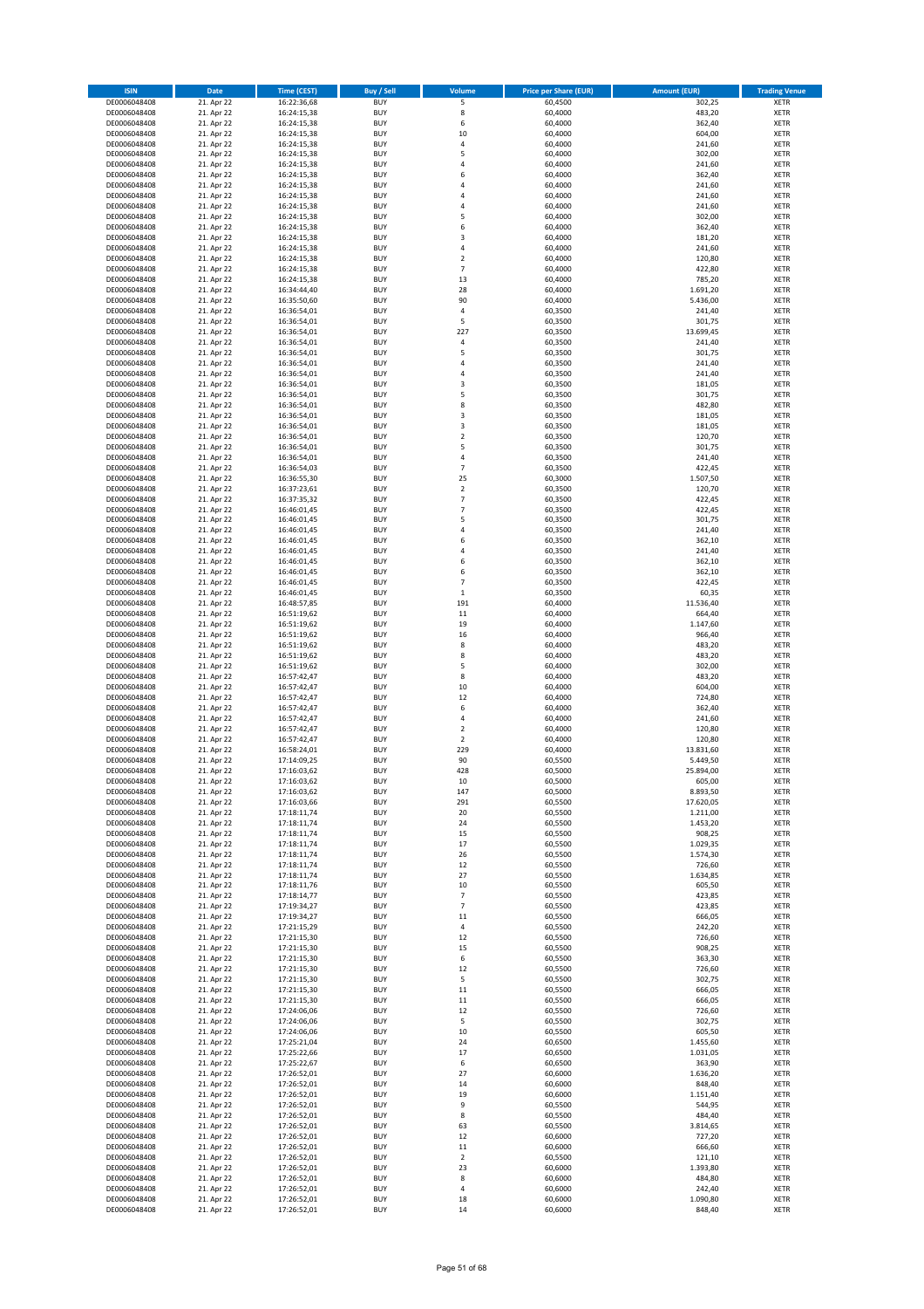| ISIN | Date | Time (CEST) | Buy / Sell | Volume | Price per Share (EUR) | Amount (EUR) | Trading Venue |
|---|---|---|---|---|---|---|---|
| DE0006048408 | 21. Apr 22 | 16:22:36,68 | BUY | 5 | 60,4500 | 302,25 | XETR |
| DE0006048408 | 21. Apr 22 | 16:24:15,38 | BUY | 8 | 60,4000 | 483,20 | XETR |
| DE0006048408 | 21. Apr 22 | 16:24:15,38 | BUY | 6 | 60,4000 | 362,40 | XETR |
| DE0006048408 | 21. Apr 22 | 16:24:15,38 | BUY | 10 | 60,4000 | 604,00 | XETR |
| DE0006048408 | 21. Apr 22 | 16:24:15,38 | BUY | 4 | 60,4000 | 241,60 | XETR |
| DE0006048408 | 21. Apr 22 | 16:24:15,38 | BUY | 5 | 60,4000 | 302,00 | XETR |
| DE0006048408 | 21. Apr 22 | 16:24:15,38 | BUY | 4 | 60,4000 | 241,60 | XETR |
| DE0006048408 | 21. Apr 22 | 16:24:15,38 | BUY | 6 | 60,4000 | 362,40 | XETR |
| DE0006048408 | 21. Apr 22 | 16:24:15,38 | BUY | 4 | 60,4000 | 241,60 | XETR |
| DE0006048408 | 21. Apr 22 | 16:24:15,38 | BUY | 4 | 60,4000 | 241,60 | XETR |
| DE0006048408 | 21. Apr 22 | 16:24:15,38 | BUY | 4 | 60,4000 | 241,60 | XETR |
| DE0006048408 | 21. Apr 22 | 16:24:15,38 | BUY | 5 | 60,4000 | 302,00 | XETR |
| DE0006048408 | 21. Apr 22 | 16:24:15,38 | BUY | 6 | 60,4000 | 362,40 | XETR |
| DE0006048408 | 21. Apr 22 | 16:24:15,38 | BUY | 3 | 60,4000 | 181,20 | XETR |
| DE0006048408 | 21. Apr 22 | 16:24:15,38 | BUY | 4 | 60,4000 | 241,60 | XETR |
| DE0006048408 | 21. Apr 22 | 16:24:15,38 | BUY | 2 | 60,4000 | 120,80 | XETR |
| DE0006048408 | 21. Apr 22 | 16:24:15,38 | BUY | 7 | 60,4000 | 422,80 | XETR |
| DE0006048408 | 21. Apr 22 | 16:24:15,38 | BUY | 13 | 60,4000 | 785,20 | XETR |
| DE0006048408 | 21. Apr 22 | 16:34:44,40 | BUY | 28 | 60,4000 | 1.691,20 | XETR |
| DE0006048408 | 21. Apr 22 | 16:35:50,60 | BUY | 90 | 60,4000 | 5.436,00 | XETR |
| DE0006048408 | 21. Apr 22 | 16:36:54,01 | BUY | 4 | 60,3500 | 241,40 | XETR |
| DE0006048408 | 21. Apr 22 | 16:36:54,01 | BUY | 5 | 60,3500 | 301,75 | XETR |
| DE0006048408 | 21. Apr 22 | 16:36:54,01 | BUY | 227 | 60,3500 | 13.699,45 | XETR |
| DE0006048408 | 21. Apr 22 | 16:36:54,01 | BUY | 4 | 60,3500 | 241,40 | XETR |
| DE0006048408 | 21. Apr 22 | 16:36:54,01 | BUY | 5 | 60,3500 | 301,75 | XETR |
| DE0006048408 | 21. Apr 22 | 16:36:54,01 | BUY | 4 | 60,3500 | 241,40 | XETR |
| DE0006048408 | 21. Apr 22 | 16:36:54,01 | BUY | 4 | 60,3500 | 241,40 | XETR |
| DE0006048408 | 21. Apr 22 | 16:36:54,01 | BUY | 3 | 60,3500 | 181,05 | XETR |
| DE0006048408 | 21. Apr 22 | 16:36:54,01 | BUY | 5 | 60,3500 | 301,75 | XETR |
| DE0006048408 | 21. Apr 22 | 16:36:54,01 | BUY | 8 | 60,3500 | 482,80 | XETR |
| DE0006048408 | 21. Apr 22 | 16:36:54,01 | BUY | 3 | 60,3500 | 181,05 | XETR |
| DE0006048408 | 21. Apr 22 | 16:36:54,01 | BUY | 3 | 60,3500 | 181,05 | XETR |
| DE0006048408 | 21. Apr 22 | 16:36:54,01 | BUY | 2 | 60,3500 | 120,70 | XETR |
| DE0006048408 | 21. Apr 22 | 16:36:54,01 | BUY | 5 | 60,3500 | 301,75 | XETR |
| DE0006048408 | 21. Apr 22 | 16:36:54,01 | BUY | 4 | 60,3500 | 241,40 | XETR |
| DE0006048408 | 21. Apr 22 | 16:36:54,03 | BUY | 7 | 60,3500 | 422,45 | XETR |
| DE0006048408 | 21. Apr 22 | 16:36:55,30 | BUY | 25 | 60,3000 | 1.507,50 | XETR |
| DE0006048408 | 21. Apr 22 | 16:37:23,61 | BUY | 2 | 60,3500 | 120,70 | XETR |
| DE0006048408 | 21. Apr 22 | 16:37:35,32 | BUY | 7 | 60,3500 | 422,45 | XETR |
| DE0006048408 | 21. Apr 22 | 16:46:01,45 | BUY | 7 | 60,3500 | 422,45 | XETR |
| DE0006048408 | 21. Apr 22 | 16:46:01,45 | BUY | 5 | 60,3500 | 301,75 | XETR |
| DE0006048408 | 21. Apr 22 | 16:46:01,45 | BUY | 4 | 60,3500 | 241,40 | XETR |
| DE0006048408 | 21. Apr 22 | 16:46:01,45 | BUY | 6 | 60,3500 | 362,10 | XETR |
| DE0006048408 | 21. Apr 22 | 16:46:01,45 | BUY | 4 | 60,3500 | 241,40 | XETR |
| DE0006048408 | 21. Apr 22 | 16:46:01,45 | BUY | 6 | 60,3500 | 362,10 | XETR |
| DE0006048408 | 21. Apr 22 | 16:46:01,45 | BUY | 6 | 60,3500 | 362,10 | XETR |
| DE0006048408 | 21. Apr 22 | 16:46:01,45 | BUY | 7 | 60,3500 | 422,45 | XETR |
| DE0006048408 | 21. Apr 22 | 16:46:01,45 | BUY | 1 | 60,3500 | 60,35 | XETR |
| DE0006048408 | 21. Apr 22 | 16:48:57,85 | BUY | 191 | 60,4000 | 11.536,40 | XETR |
| DE0006048408 | 21. Apr 22 | 16:51:19,62 | BUY | 11 | 60,4000 | 664,40 | XETR |
| DE0006048408 | 21. Apr 22 | 16:51:19,62 | BUY | 19 | 60,4000 | 1.147,60 | XETR |
| DE0006048408 | 21. Apr 22 | 16:51:19,62 | BUY | 16 | 60,4000 | 966,40 | XETR |
| DE0006048408 | 21. Apr 22 | 16:51:19,62 | BUY | 8 | 60,4000 | 483,20 | XETR |
| DE0006048408 | 21. Apr 22 | 16:51:19,62 | BUY | 8 | 60,4000 | 483,20 | XETR |
| DE0006048408 | 21. Apr 22 | 16:51:19,62 | BUY | 5 | 60,4000 | 302,00 | XETR |
| DE0006048408 | 21. Apr 22 | 16:57:42,47 | BUY | 8 | 60,4000 | 483,20 | XETR |
| DE0006048408 | 21. Apr 22 | 16:57:42,47 | BUY | 10 | 60,4000 | 604,00 | XETR |
| DE0006048408 | 21. Apr 22 | 16:57:42,47 | BUY | 12 | 60,4000 | 724,80 | XETR |
| DE0006048408 | 21. Apr 22 | 16:57:42,47 | BUY | 6 | 60,4000 | 362,40 | XETR |
| DE0006048408 | 21. Apr 22 | 16:57:42,47 | BUY | 4 | 60,4000 | 241,60 | XETR |
| DE0006048408 | 21. Apr 22 | 16:57:42,47 | BUY | 2 | 60,4000 | 120,80 | XETR |
| DE0006048408 | 21. Apr 22 | 16:57:42,47 | BUY | 2 | 60,4000 | 120,80 | XETR |
| DE0006048408 | 21. Apr 22 | 16:58:24,01 | BUY | 229 | 60,4000 | 13.831,60 | XETR |
| DE0006048408 | 21. Apr 22 | 17:14:09,25 | BUY | 90 | 60,5500 | 5.449,50 | XETR |
| DE0006048408 | 21. Apr 22 | 17:16:03,62 | BUY | 428 | 60,5000 | 25.894,00 | XETR |
| DE0006048408 | 21. Apr 22 | 17:16:03,62 | BUY | 10 | 60,5000 | 605,00 | XETR |
| DE0006048408 | 21. Apr 22 | 17:16:03,62 | BUY | 147 | 60,5000 | 8.893,50 | XETR |
| DE0006048408 | 21. Apr 22 | 17:16:03,66 | BUY | 291 | 60,5500 | 17.620,05 | XETR |
| DE0006048408 | 21. Apr 22 | 17:18:11,74 | BUY | 20 | 60,5500 | 1.211,00 | XETR |
| DE0006048408 | 21. Apr 22 | 17:18:11,74 | BUY | 24 | 60,5500 | 1.453,20 | XETR |
| DE0006048408 | 21. Apr 22 | 17:18:11,74 | BUY | 15 | 60,5500 | 908,25 | XETR |
| DE0006048408 | 21. Apr 22 | 17:18:11,74 | BUY | 17 | 60,5500 | 1.029,35 | XETR |
| DE0006048408 | 21. Apr 22 | 17:18:11,74 | BUY | 26 | 60,5500 | 1.574,30 | XETR |
| DE0006048408 | 21. Apr 22 | 17:18:11,74 | BUY | 12 | 60,5500 | 726,60 | XETR |
| DE0006048408 | 21. Apr 22 | 17:18:11,74 | BUY | 27 | 60,5500 | 1.634,85 | XETR |
| DE0006048408 | 21. Apr 22 | 17:18:11,76 | BUY | 10 | 60,5500 | 605,50 | XETR |
| DE0006048408 | 21. Apr 22 | 17:18:14,77 | BUY | 7 | 60,5500 | 423,85 | XETR |
| DE0006048408 | 21. Apr 22 | 17:19:34,27 | BUY | 7 | 60,5500 | 423,85 | XETR |
| DE0006048408 | 21. Apr 22 | 17:19:34,27 | BUY | 11 | 60,5500 | 666,05 | XETR |
| DE0006048408 | 21. Apr 22 | 17:21:15,29 | BUY | 4 | 60,5500 | 242,20 | XETR |
| DE0006048408 | 21. Apr 22 | 17:21:15,30 | BUY | 12 | 60,5500 | 726,60 | XETR |
| DE0006048408 | 21. Apr 22 | 17:21:15,30 | BUY | 15 | 60,5500 | 908,25 | XETR |
| DE0006048408 | 21. Apr 22 | 17:21:15,30 | BUY | 6 | 60,5500 | 363,30 | XETR |
| DE0006048408 | 21. Apr 22 | 17:21:15,30 | BUY | 12 | 60,5500 | 726,60 | XETR |
| DE0006048408 | 21. Apr 22 | 17:21:15,30 | BUY | 5 | 60,5500 | 302,75 | XETR |
| DE0006048408 | 21. Apr 22 | 17:21:15,30 | BUY | 11 | 60,5500 | 666,05 | XETR |
| DE0006048408 | 21. Apr 22 | 17:21:15,30 | BUY | 11 | 60,5500 | 666,05 | XETR |
| DE0006048408 | 21. Apr 22 | 17:24:06,06 | BUY | 12 | 60,5500 | 726,60 | XETR |
| DE0006048408 | 21. Apr 22 | 17:24:06,06 | BUY | 5 | 60,5500 | 302,75 | XETR |
| DE0006048408 | 21. Apr 22 | 17:24:06,06 | BUY | 10 | 60,5500 | 605,50 | XETR |
| DE0006048408 | 21. Apr 22 | 17:25:21,04 | BUY | 24 | 60,6500 | 1.455,60 | XETR |
| DE0006048408 | 21. Apr 22 | 17:25:22,66 | BUY | 17 | 60,6500 | 1.031,05 | XETR |
| DE0006048408 | 21. Apr 22 | 17:25:22,67 | BUY | 6 | 60,6500 | 363,90 | XETR |
| DE0006048408 | 21. Apr 22 | 17:26:52,01 | BUY | 27 | 60,6000 | 1.636,20 | XETR |
| DE0006048408 | 21. Apr 22 | 17:26:52,01 | BUY | 14 | 60,6000 | 848,40 | XETR |
| DE0006048408 | 21. Apr 22 | 17:26:52,01 | BUY | 19 | 60,6000 | 1.151,40 | XETR |
| DE0006048408 | 21. Apr 22 | 17:26:52,01 | BUY | 9 | 60,5500 | 544,95 | XETR |
| DE0006048408 | 21. Apr 22 | 17:26:52,01 | BUY | 8 | 60,5500 | 484,40 | XETR |
| DE0006048408 | 21. Apr 22 | 17:26:52,01 | BUY | 63 | 60,5500 | 3.814,65 | XETR |
| DE0006048408 | 21. Apr 22 | 17:26:52,01 | BUY | 12 | 60,6000 | 727,20 | XETR |
| DE0006048408 | 21. Apr 22 | 17:26:52,01 | BUY | 11 | 60,6000 | 666,60 | XETR |
| DE0006048408 | 21. Apr 22 | 17:26:52,01 | BUY | 2 | 60,5500 | 121,10 | XETR |
| DE0006048408 | 21. Apr 22 | 17:26:52,01 | BUY | 23 | 60,6000 | 1.393,80 | XETR |
| DE0006048408 | 21. Apr 22 | 17:26:52,01 | BUY | 8 | 60,6000 | 484,80 | XETR |
| DE0006048408 | 21. Apr 22 | 17:26:52,01 | BUY | 4 | 60,6000 | 242,40 | XETR |
| DE0006048408 | 21. Apr 22 | 17:26:52,01 | BUY | 18 | 60,6000 | 1.090,80 | XETR |
| DE0006048408 | 21. Apr 22 | 17:26:52,01 | BUY | 14 | 60,6000 | 848,40 | XETR |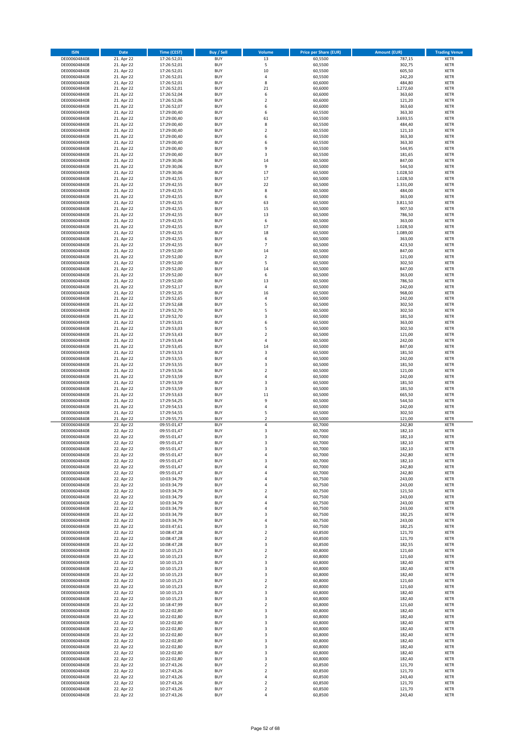| ISIN | Date | Time (CEST) | Buy / Sell | Volume | Price per Share (EUR) | Amount (EUR) | Trading Venue |
|---|---|---|---|---|---|---|---|
| DE0006048408 | 21. Apr 22 | 17:26:52,01 | BUY | 13 | 60,5500 | 787,15 | XETR |
| DE0006048408 | 21. Apr 22 | 17:26:52,01 | BUY | 5 | 60,5500 | 302,75 | XETR |
| DE0006048408 | 21. Apr 22 | 17:26:52,01 | BUY | 10 | 60,5500 | 605,50 | XETR |
| DE0006048408 | 21. Apr 22 | 17:26:52,01 | BUY | 4 | 60,5500 | 242,20 | XETR |
| DE0006048408 | 21. Apr 22 | 17:26:52,01 | BUY | 8 | 60,6000 | 484,80 | XETR |
| DE0006048408 | 21. Apr 22 | 17:26:52,01 | BUY | 21 | 60,6000 | 1.272,60 | XETR |
| DE0006048408 | 21. Apr 22 | 17:26:52,04 | BUY | 6 | 60,6000 | 363,60 | XETR |
| DE0006048408 | 21. Apr 22 | 17:26:52,06 | BUY | 2 | 60,6000 | 121,20 | XETR |
| DE0006048408 | 21. Apr 22 | 17:26:52,07 | BUY | 6 | 60,6000 | 363,60 | XETR |
| DE0006048408 | 21. Apr 22 | 17:29:00,40 | BUY | 6 | 60,5500 | 363,30 | XETR |
| DE0006048408 | 21. Apr 22 | 17:29:00,40 | BUY | 61 | 60,5500 | 3.693,55 | XETR |
| DE0006048408 | 21. Apr 22 | 17:29:00,40 | BUY | 8 | 60,5500 | 484,40 | XETR |
| DE0006048408 | 21. Apr 22 | 17:29:00,40 | BUY | 2 | 60,5500 | 121,10 | XETR |
| DE0006048408 | 21. Apr 22 | 17:29:00,40 | BUY | 6 | 60,5500 | 363,30 | XETR |
| DE0006048408 | 21. Apr 22 | 17:29:00,40 | BUY | 6 | 60,5500 | 363,30 | XETR |
| DE0006048408 | 21. Apr 22 | 17:29:00,40 | BUY | 9 | 60,5500 | 544,95 | XETR |
| DE0006048408 | 21. Apr 22 | 17:29:00,40 | BUY | 3 | 60,5500 | 181,65 | XETR |
| DE0006048408 | 21. Apr 22 | 17:29:30,06 | BUY | 14 | 60,5000 | 847,00 | XETR |
| DE0006048408 | 21. Apr 22 | 17:29:30,06 | BUY | 9 | 60,5000 | 544,50 | XETR |
| DE0006048408 | 21. Apr 22 | 17:29:30,06 | BUY | 17 | 60,5000 | 1.028,50 | XETR |
| DE0006048408 | 21. Apr 22 | 17:29:42,55 | BUY | 17 | 60,5000 | 1.028,50 | XETR |
| DE0006048408 | 21. Apr 22 | 17:29:42,55 | BUY | 22 | 60,5000 | 1.331,00 | XETR |
| DE0006048408 | 21. Apr 22 | 17:29:42,55 | BUY | 8 | 60,5000 | 484,00 | XETR |
| DE0006048408 | 21. Apr 22 | 17:29:42,55 | BUY | 6 | 60,5000 | 363,00 | XETR |
| DE0006048408 | 21. Apr 22 | 17:29:42,55 | BUY | 63 | 60,5000 | 3.811,50 | XETR |
| DE0006048408 | 21. Apr 22 | 17:29:42,55 | BUY | 15 | 60,5000 | 907,50 | XETR |
| DE0006048408 | 21. Apr 22 | 17:29:42,55 | BUY | 13 | 60,5000 | 786,50 | XETR |
| DE0006048408 | 21. Apr 22 | 17:29:42,55 | BUY | 6 | 60,5000 | 363,00 | XETR |
| DE0006048408 | 21. Apr 22 | 17:29:42,55 | BUY | 17 | 60,5000 | 1.028,50 | XETR |
| DE0006048408 | 21. Apr 22 | 17:29:42,55 | BUY | 18 | 60,5000 | 1.089,00 | XETR |
| DE0006048408 | 21. Apr 22 | 17:29:42,55 | BUY | 6 | 60,5000 | 363,00 | XETR |
| DE0006048408 | 21. Apr 22 | 17:29:42,55 | BUY | 7 | 60,5000 | 423,50 | XETR |
| DE0006048408 | 21. Apr 22 | 17:29:52,00 | BUY | 14 | 60,5000 | 847,00 | XETR |
| DE0006048408 | 21. Apr 22 | 17:29:52,00 | BUY | 2 | 60,5000 | 121,00 | XETR |
| DE0006048408 | 21. Apr 22 | 17:29:52,00 | BUY | 5 | 60,5000 | 302,50 | XETR |
| DE0006048408 | 21. Apr 22 | 17:29:52,00 | BUY | 14 | 60,5000 | 847,00 | XETR |
| DE0006048408 | 21. Apr 22 | 17:29:52,00 | BUY | 6 | 60,5000 | 363,00 | XETR |
| DE0006048408 | 21. Apr 22 | 17:29:52,00 | BUY | 13 | 60,5000 | 786,50 | XETR |
| DE0006048408 | 21. Apr 22 | 17:29:52,17 | BUY | 4 | 60,5000 | 242,00 | XETR |
| DE0006048408 | 21. Apr 22 | 17:29:52,35 | BUY | 16 | 60,5000 | 968,00 | XETR |
| DE0006048408 | 21. Apr 22 | 17:29:52,65 | BUY | 4 | 60,5000 | 242,00 | XETR |
| DE0006048408 | 21. Apr 22 | 17:29:52,68 | BUY | 5 | 60,5000 | 302,50 | XETR |
| DE0006048408 | 21. Apr 22 | 17:29:52,70 | BUY | 5 | 60,5000 | 302,50 | XETR |
| DE0006048408 | 21. Apr 22 | 17:29:52,70 | BUY | 3 | 60,5000 | 181,50 | XETR |
| DE0006048408 | 21. Apr 22 | 17:29:53,01 | BUY | 6 | 60,5000 | 363,00 | XETR |
| DE0006048408 | 21. Apr 22 | 17:29:53,03 | BUY | 5 | 60,5000 | 302,50 | XETR |
| DE0006048408 | 21. Apr 22 | 17:29:53,43 | BUY | 2 | 60,5000 | 121,00 | XETR |
| DE0006048408 | 21. Apr 22 | 17:29:53,44 | BUY | 4 | 60,5000 | 242,00 | XETR |
| DE0006048408 | 21. Apr 22 | 17:29:53,45 | BUY | 14 | 60,5000 | 847,00 | XETR |
| DE0006048408 | 21. Apr 22 | 17:29:53,53 | BUY | 3 | 60,5000 | 181,50 | XETR |
| DE0006048408 | 21. Apr 22 | 17:29:53,55 | BUY | 4 | 60,5000 | 242,00 | XETR |
| DE0006048408 | 21. Apr 22 | 17:29:53,55 | BUY | 3 | 60,5000 | 181,50 | XETR |
| DE0006048408 | 21. Apr 22 | 17:29:53,56 | BUY | 2 | 60,5000 | 121,00 | XETR |
| DE0006048408 | 21. Apr 22 | 17:29:53,59 | BUY | 4 | 60,5000 | 242,00 | XETR |
| DE0006048408 | 21. Apr 22 | 17:29:53,59 | BUY | 3 | 60,5000 | 181,50 | XETR |
| DE0006048408 | 21. Apr 22 | 17:29:53,59 | BUY | 3 | 60,5000 | 181,50 | XETR |
| DE0006048408 | 21. Apr 22 | 17:29:53,63 | BUY | 11 | 60,5000 | 665,50 | XETR |
| DE0006048408 | 21. Apr 22 | 17:29:54,25 | BUY | 9 | 60,5000 | 544,50 | XETR |
| DE0006048408 | 21. Apr 22 | 17:29:54,53 | BUY | 4 | 60,5000 | 242,00 | XETR |
| DE0006048408 | 21. Apr 22 | 17:29:54,55 | BUY | 5 | 60,5000 | 302,50 | XETR |
| DE0006048408 | 21. Apr 22 | 17:29:55,73 | BUY | 2 | 60,5000 | 121,00 | XETR |
| DE0006048408 | 22. Apr 22 | 09:55:01,47 | BUY | 4 | 60,7000 | 242,80 | XETR |
| DE0006048408 | 22. Apr 22 | 09:55:01,47 | BUY | 3 | 60,7000 | 182,10 | XETR |
| DE0006048408 | 22. Apr 22 | 09:55:01,47 | BUY | 3 | 60,7000 | 182,10 | XETR |
| DE0006048408 | 22. Apr 22 | 09:55:01,47 | BUY | 3 | 60,7000 | 182,10 | XETR |
| DE0006048408 | 22. Apr 22 | 09:55:01,47 | BUY | 3 | 60,7000 | 182,10 | XETR |
| DE0006048408 | 22. Apr 22 | 09:55:01,47 | BUY | 4 | 60,7000 | 242,80 | XETR |
| DE0006048408 | 22. Apr 22 | 09:55:01,47 | BUY | 3 | 60,7000 | 182,10 | XETR |
| DE0006048408 | 22. Apr 22 | 09:55:01,47 | BUY | 4 | 60,7000 | 242,80 | XETR |
| DE0006048408 | 22. Apr 22 | 09:55:01,47 | BUY | 4 | 60,7000 | 242,80 | XETR |
| DE0006048408 | 22. Apr 22 | 10:03:34,79 | BUY | 4 | 60,7500 | 243,00 | XETR |
| DE0006048408 | 22. Apr 22 | 10:03:34,79 | BUY | 4 | 60,7500 | 243,00 | XETR |
| DE0006048408 | 22. Apr 22 | 10:03:34,79 | BUY | 2 | 60,7500 | 121,50 | XETR |
| DE0006048408 | 22. Apr 22 | 10:03:34,79 | BUY | 4 | 60,7500 | 243,00 | XETR |
| DE0006048408 | 22. Apr 22 | 10:03:34,79 | BUY | 4 | 60,7500 | 243,00 | XETR |
| DE0006048408 | 22. Apr 22 | 10:03:34,79 | BUY | 4 | 60,7500 | 243,00 | XETR |
| DE0006048408 | 22. Apr 22 | 10:03:34,79 | BUY | 3 | 60,7500 | 182,25 | XETR |
| DE0006048408 | 22. Apr 22 | 10:03:34,79 | BUY | 4 | 60,7500 | 243,00 | XETR |
| DE0006048408 | 22. Apr 22 | 10:03:47,61 | BUY | 3 | 60,7500 | 182,25 | XETR |
| DE0006048408 | 22. Apr 22 | 10:08:47,28 | BUY | 2 | 60,8500 | 121,70 | XETR |
| DE0006048408 | 22. Apr 22 | 10:08:47,28 | BUY | 2 | 60,8500 | 121,70 | XETR |
| DE0006048408 | 22. Apr 22 | 10:08:47,28 | BUY | 3 | 60,8500 | 182,55 | XETR |
| DE0006048408 | 22. Apr 22 | 10:10:15,23 | BUY | 2 | 60,8000 | 121,60 | XETR |
| DE0006048408 | 22. Apr 22 | 10:10:15,23 | BUY | 2 | 60,8000 | 121,60 | XETR |
| DE0006048408 | 22. Apr 22 | 10:10:15,23 | BUY | 3 | 60,8000 | 182,40 | XETR |
| DE0006048408 | 22. Apr 22 | 10:10:15,23 | BUY | 3 | 60,8000 | 182,40 | XETR |
| DE0006048408 | 22. Apr 22 | 10:10:15,23 | BUY | 3 | 60,8000 | 182,40 | XETR |
| DE0006048408 | 22. Apr 22 | 10:10:15,23 | BUY | 2 | 60,8000 | 121,60 | XETR |
| DE0006048408 | 22. Apr 22 | 10:10:15,23 | BUY | 2 | 60,8000 | 121,60 | XETR |
| DE0006048408 | 22. Apr 22 | 10:10:15,23 | BUY | 3 | 60,8000 | 182,40 | XETR |
| DE0006048408 | 22. Apr 22 | 10:10:15,23 | BUY | 3 | 60,8000 | 182,40 | XETR |
| DE0006048408 | 22. Apr 22 | 10:18:47,99 | BUY | 2 | 60,8000 | 121,60 | XETR |
| DE0006048408 | 22. Apr 22 | 10:22:02,80 | BUY | 3 | 60,8000 | 182,40 | XETR |
| DE0006048408 | 22. Apr 22 | 10:22:02,80 | BUY | 3 | 60,8000 | 182,40 | XETR |
| DE0006048408 | 22. Apr 22 | 10:22:02,80 | BUY | 3 | 60,8000 | 182,40 | XETR |
| DE0006048408 | 22. Apr 22 | 10:22:02,80 | BUY | 3 | 60,8000 | 182,40 | XETR |
| DE0006048408 | 22. Apr 22 | 10:22:02,80 | BUY | 3 | 60,8000 | 182,40 | XETR |
| DE0006048408 | 22. Apr 22 | 10:22:02,80 | BUY | 3 | 60,8000 | 182,40 | XETR |
| DE0006048408 | 22. Apr 22 | 10:22:02,80 | BUY | 3 | 60,8000 | 182,40 | XETR |
| DE0006048408 | 22. Apr 22 | 10:22:02,80 | BUY | 3 | 60,8000 | 182,40 | XETR |
| DE0006048408 | 22. Apr 22 | 10:22:02,80 | BUY | 3 | 60,8000 | 182,40 | XETR |
| DE0006048408 | 22. Apr 22 | 10:27:43,26 | BUY | 2 | 60,8500 | 121,70 | XETR |
| DE0006048408 | 22. Apr 22 | 10:27:43,26 | BUY | 2 | 60,8500 | 121,70 | XETR |
| DE0006048408 | 22. Apr 22 | 10:27:43,26 | BUY | 4 | 60,8500 | 243,40 | XETR |
| DE0006048408 | 22. Apr 22 | 10:27:43,26 | BUY | 2 | 60,8500 | 121,70 | XETR |
| DE0006048408 | 22. Apr 22 | 10:27:43,26 | BUY | 2 | 60,8500 | 121,70 | XETR |
| DE0006048408 | 22. Apr 22 | 10:27:43,26 | BUY | 4 | 60,8500 | 243,40 | XETR |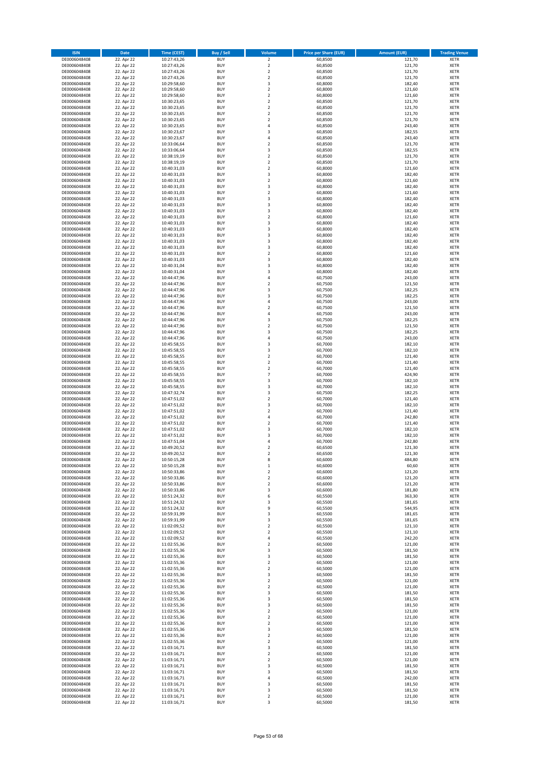| ISIN | Date | Time (CEST) | Buy / Sell | Volume | Price per Share (EUR) | Amount (EUR) | Trading Venue |
|---|---|---|---|---|---|---|---|
| DE0006048408 | 22. Apr 22 | 10:27:43,26 | BUY | 2 | 60,8500 | 121,70 | XETR |
| DE0006048408 | 22. Apr 22 | 10:27:43,26 | BUY | 2 | 60,8500 | 121,70 | XETR |
| DE0006048408 | 22. Apr 22 | 10:27:43,26 | BUY | 2 | 60,8500 | 121,70 | XETR |
| DE0006048408 | 22. Apr 22 | 10:27:43,26 | BUY | 2 | 60,8500 | 121,70 | XETR |
| DE0006048408 | 22. Apr 22 | 10:29:58,60 | BUY | 3 | 60,8000 | 182,40 | XETR |
| DE0006048408 | 22. Apr 22 | 10:29:58,60 | BUY | 2 | 60,8000 | 121,60 | XETR |
| DE0006048408 | 22. Apr 22 | 10:29:58,60 | BUY | 2 | 60,8000 | 121,60 | XETR |
| DE0006048408 | 22. Apr 22 | 10:30:23,65 | BUY | 2 | 60,8500 | 121,70 | XETR |
| DE0006048408 | 22. Apr 22 | 10:30:23,65 | BUY | 2 | 60,8500 | 121,70 | XETR |
| DE0006048408 | 22. Apr 22 | 10:30:23,65 | BUY | 2 | 60,8500 | 121,70 | XETR |
| DE0006048408 | 22. Apr 22 | 10:30:23,65 | BUY | 2 | 60,8500 | 121,70 | XETR |
| DE0006048408 | 22. Apr 22 | 10:30:23,65 | BUY | 4 | 60,8500 | 243,40 | XETR |
| DE0006048408 | 22. Apr 22 | 10:30:23,67 | BUY | 3 | 60,8500 | 182,55 | XETR |
| DE0006048408 | 22. Apr 22 | 10:30:23,67 | BUY | 4 | 60,8500 | 243,40 | XETR |
| DE0006048408 | 22. Apr 22 | 10:33:06,64 | BUY | 2 | 60,8500 | 121,70 | XETR |
| DE0006048408 | 22. Apr 22 | 10:33:06,64 | BUY | 3 | 60,8500 | 182,55 | XETR |
| DE0006048408 | 22. Apr 22 | 10:38:19,19 | BUY | 2 | 60,8500 | 121,70 | XETR |
| DE0006048408 | 22. Apr 22 | 10:38:19,19 | BUY | 2 | 60,8500 | 121,70 | XETR |
| DE0006048408 | 22. Apr 22 | 10:40:31,03 | BUY | 2 | 60,8000 | 121,60 | XETR |
| DE0006048408 | 22. Apr 22 | 10:40:31,03 | BUY | 3 | 60,8000 | 182,40 | XETR |
| DE0006048408 | 22. Apr 22 | 10:40:31,03 | BUY | 2 | 60,8000 | 121,60 | XETR |
| DE0006048408 | 22. Apr 22 | 10:40:31,03 | BUY | 3 | 60,8000 | 182,40 | XETR |
| DE0006048408 | 22. Apr 22 | 10:40:31,03 | BUY | 2 | 60,8000 | 121,60 | XETR |
| DE0006048408 | 22. Apr 22 | 10:40:31,03 | BUY | 3 | 60,8000 | 182,40 | XETR |
| DE0006048408 | 22. Apr 22 | 10:40:31,03 | BUY | 3 | 60,8000 | 182,40 | XETR |
| DE0006048408 | 22. Apr 22 | 10:40:31,03 | BUY | 3 | 60,8000 | 182,40 | XETR |
| DE0006048408 | 22. Apr 22 | 10:40:31,03 | BUY | 2 | 60,8000 | 121,60 | XETR |
| DE0006048408 | 22. Apr 22 | 10:40:31,03 | BUY | 3 | 60,8000 | 182,40 | XETR |
| DE0006048408 | 22. Apr 22 | 10:40:31,03 | BUY | 3 | 60,8000 | 182,40 | XETR |
| DE0006048408 | 22. Apr 22 | 10:40:31,03 | BUY | 3 | 60,8000 | 182,40 | XETR |
| DE0006048408 | 22. Apr 22 | 10:40:31,03 | BUY | 3 | 60,8000 | 182,40 | XETR |
| DE0006048408 | 22. Apr 22 | 10:40:31,03 | BUY | 3 | 60,8000 | 182,40 | XETR |
| DE0006048408 | 22. Apr 22 | 10:40:31,03 | BUY | 2 | 60,8000 | 121,60 | XETR |
| DE0006048408 | 22. Apr 22 | 10:40:31,03 | BUY | 3 | 60,8000 | 182,40 | XETR |
| DE0006048408 | 22. Apr 22 | 10:40:31,04 | BUY | 3 | 60,8000 | 182,40 | XETR |
| DE0006048408 | 22. Apr 22 | 10:40:31,04 | BUY | 3 | 60,8000 | 182,40 | XETR |
| DE0006048408 | 22. Apr 22 | 10:44:47,96 | BUY | 4 | 60,7500 | 243,00 | XETR |
| DE0006048408 | 22. Apr 22 | 10:44:47,96 | BUY | 2 | 60,7500 | 121,50 | XETR |
| DE0006048408 | 22. Apr 22 | 10:44:47,96 | BUY | 3 | 60,7500 | 182,25 | XETR |
| DE0006048408 | 22. Apr 22 | 10:44:47,96 | BUY | 3 | 60,7500 | 182,25 | XETR |
| DE0006048408 | 22. Apr 22 | 10:44:47,96 | BUY | 4 | 60,7500 | 243,00 | XETR |
| DE0006048408 | 22. Apr 22 | 10:44:47,96 | BUY | 2 | 60,7500 | 121,50 | XETR |
| DE0006048408 | 22. Apr 22 | 10:44:47,96 | BUY | 4 | 60,7500 | 243,00 | XETR |
| DE0006048408 | 22. Apr 22 | 10:44:47,96 | BUY | 3 | 60,7500 | 182,25 | XETR |
| DE0006048408 | 22. Apr 22 | 10:44:47,96 | BUY | 2 | 60,7500 | 121,50 | XETR |
| DE0006048408 | 22. Apr 22 | 10:44:47,96 | BUY | 3 | 60,7500 | 182,25 | XETR |
| DE0006048408 | 22. Apr 22 | 10:44:47,96 | BUY | 4 | 60,7500 | 243,00 | XETR |
| DE0006048408 | 22. Apr 22 | 10:45:58,55 | BUY | 3 | 60,7000 | 182,10 | XETR |
| DE0006048408 | 22. Apr 22 | 10:45:58,55 | BUY | 3 | 60,7000 | 182,10 | XETR |
| DE0006048408 | 22. Apr 22 | 10:45:58,55 | BUY | 2 | 60,7000 | 121,40 | XETR |
| DE0006048408 | 22. Apr 22 | 10:45:58,55 | BUY | 2 | 60,7000 | 121,40 | XETR |
| DE0006048408 | 22. Apr 22 | 10:45:58,55 | BUY | 2 | 60,7000 | 121,40 | XETR |
| DE0006048408 | 22. Apr 22 | 10:45:58,55 | BUY | 7 | 60,7000 | 424,90 | XETR |
| DE0006048408 | 22. Apr 22 | 10:45:58,55 | BUY | 3 | 60,7000 | 182,10 | XETR |
| DE0006048408 | 22. Apr 22 | 10:45:58,55 | BUY | 3 | 60,7000 | 182,10 | XETR |
| DE0006048408 | 22. Apr 22 | 10:47:32,74 | BUY | 3 | 60,7500 | 182,25 | XETR |
| DE0006048408 | 22. Apr 22 | 10:47:51,02 | BUY | 2 | 60,7000 | 121,40 | XETR |
| DE0006048408 | 22. Apr 22 | 10:47:51,02 | BUY | 3 | 60,7000 | 182,10 | XETR |
| DE0006048408 | 22. Apr 22 | 10:47:51,02 | BUY | 2 | 60,7000 | 121,40 | XETR |
| DE0006048408 | 22. Apr 22 | 10:47:51,02 | BUY | 4 | 60,7000 | 242,80 | XETR |
| DE0006048408 | 22. Apr 22 | 10:47:51,02 | BUY | 2 | 60,7000 | 121,40 | XETR |
| DE0006048408 | 22. Apr 22 | 10:47:51,02 | BUY | 3 | 60,7000 | 182,10 | XETR |
| DE0006048408 | 22. Apr 22 | 10:47:51,02 | BUY | 3 | 60,7000 | 182,10 | XETR |
| DE0006048408 | 22. Apr 22 | 10:47:51,04 | BUY | 4 | 60,7000 | 242,80 | XETR |
| DE0006048408 | 22. Apr 22 | 10:49:20,52 | BUY | 2 | 60,6500 | 121,30 | XETR |
| DE0006048408 | 22. Apr 22 | 10:49:20,52 | BUY | 2 | 60,6500 | 121,30 | XETR |
| DE0006048408 | 22. Apr 22 | 10:50:15,28 | BUY | 8 | 60,6000 | 484,80 | XETR |
| DE0006048408 | 22. Apr 22 | 10:50:15,28 | BUY | 1 | 60,6000 | 60,60 | XETR |
| DE0006048408 | 22. Apr 22 | 10:50:33,86 | BUY | 2 | 60,6000 | 121,20 | XETR |
| DE0006048408 | 22. Apr 22 | 10:50:33,86 | BUY | 2 | 60,6000 | 121,20 | XETR |
| DE0006048408 | 22. Apr 22 | 10:50:33,86 | BUY | 2 | 60,6000 | 121,20 | XETR |
| DE0006048408 | 22. Apr 22 | 10:50:33,86 | BUY | 3 | 60,6000 | 181,80 | XETR |
| DE0006048408 | 22. Apr 22 | 10:51:24,32 | BUY | 6 | 60,5500 | 363,30 | XETR |
| DE0006048408 | 22. Apr 22 | 10:51:24,32 | BUY | 3 | 60,5500 | 181,65 | XETR |
| DE0006048408 | 22. Apr 22 | 10:51:24,32 | BUY | 9 | 60,5500 | 544,95 | XETR |
| DE0006048408 | 22. Apr 22 | 10:59:31,99 | BUY | 3 | 60,5500 | 181,65 | XETR |
| DE0006048408 | 22. Apr 22 | 10:59:31,99 | BUY | 3 | 60,5500 | 181,65 | XETR |
| DE0006048408 | 22. Apr 22 | 11:02:09,52 | BUY | 2 | 60,5500 | 121,10 | XETR |
| DE0006048408 | 22. Apr 22 | 11:02:09,52 | BUY | 2 | 60,5500 | 121,10 | XETR |
| DE0006048408 | 22. Apr 22 | 11:02:09,52 | BUY | 4 | 60,5500 | 242,20 | XETR |
| DE0006048408 | 22. Apr 22 | 11:02:55,36 | BUY | 2 | 60,5000 | 121,00 | XETR |
| DE0006048408 | 22. Apr 22 | 11:02:55,36 | BUY | 3 | 60,5000 | 181,50 | XETR |
| DE0006048408 | 22. Apr 22 | 11:02:55,36 | BUY | 3 | 60,5000 | 181,50 | XETR |
| DE0006048408 | 22. Apr 22 | 11:02:55,36 | BUY | 2 | 60,5000 | 121,00 | XETR |
| DE0006048408 | 22. Apr 22 | 11:02:55,36 | BUY | 2 | 60,5000 | 121,00 | XETR |
| DE0006048408 | 22. Apr 22 | 11:02:55,36 | BUY | 3 | 60,5000 | 181,50 | XETR |
| DE0006048408 | 22. Apr 22 | 11:02:55,36 | BUY | 2 | 60,5000 | 121,00 | XETR |
| DE0006048408 | 22. Apr 22 | 11:02:55,36 | BUY | 2 | 60,5000 | 121,00 | XETR |
| DE0006048408 | 22. Apr 22 | 11:02:55,36 | BUY | 3 | 60,5000 | 181,50 | XETR |
| DE0006048408 | 22. Apr 22 | 11:02:55,36 | BUY | 3 | 60,5000 | 181,50 | XETR |
| DE0006048408 | 22. Apr 22 | 11:02:55,36 | BUY | 3 | 60,5000 | 181,50 | XETR |
| DE0006048408 | 22. Apr 22 | 11:02:55,36 | BUY | 2 | 60,5000 | 121,00 | XETR |
| DE0006048408 | 22. Apr 22 | 11:02:55,36 | BUY | 2 | 60,5000 | 121,00 | XETR |
| DE0006048408 | 22. Apr 22 | 11:02:55,36 | BUY | 2 | 60,5000 | 121,00 | XETR |
| DE0006048408 | 22. Apr 22 | 11:02:55,36 | BUY | 3 | 60,5000 | 181,50 | XETR |
| DE0006048408 | 22. Apr 22 | 11:02:55,36 | BUY | 2 | 60,5000 | 121,00 | XETR |
| DE0006048408 | 22. Apr 22 | 11:02:55,36 | BUY | 2 | 60,5000 | 121,00 | XETR |
| DE0006048408 | 22. Apr 22 | 11:03:16,71 | BUY | 3 | 60,5000 | 181,50 | XETR |
| DE0006048408 | 22. Apr 22 | 11:03:16,71 | BUY | 2 | 60,5000 | 121,00 | XETR |
| DE0006048408 | 22. Apr 22 | 11:03:16,71 | BUY | 2 | 60,5000 | 121,00 | XETR |
| DE0006048408 | 22. Apr 22 | 11:03:16,71 | BUY | 3 | 60,5000 | 181,50 | XETR |
| DE0006048408 | 22. Apr 22 | 11:03:16,71 | BUY | 3 | 60,5000 | 181,50 | XETR |
| DE0006048408 | 22. Apr 22 | 11:03:16,71 | BUY | 4 | 60,5000 | 242,00 | XETR |
| DE0006048408 | 22. Apr 22 | 11:03:16,71 | BUY | 3 | 60,5000 | 181,50 | XETR |
| DE0006048408 | 22. Apr 22 | 11:03:16,71 | BUY | 3 | 60,5000 | 181,50 | XETR |
| DE0006048408 | 22. Apr 22 | 11:03:16,71 | BUY | 2 | 60,5000 | 121,00 | XETR |
| DE0006048408 | 22. Apr 22 | 11:03:16,71 | BUY | 3 | 60,5000 | 181,50 | XETR |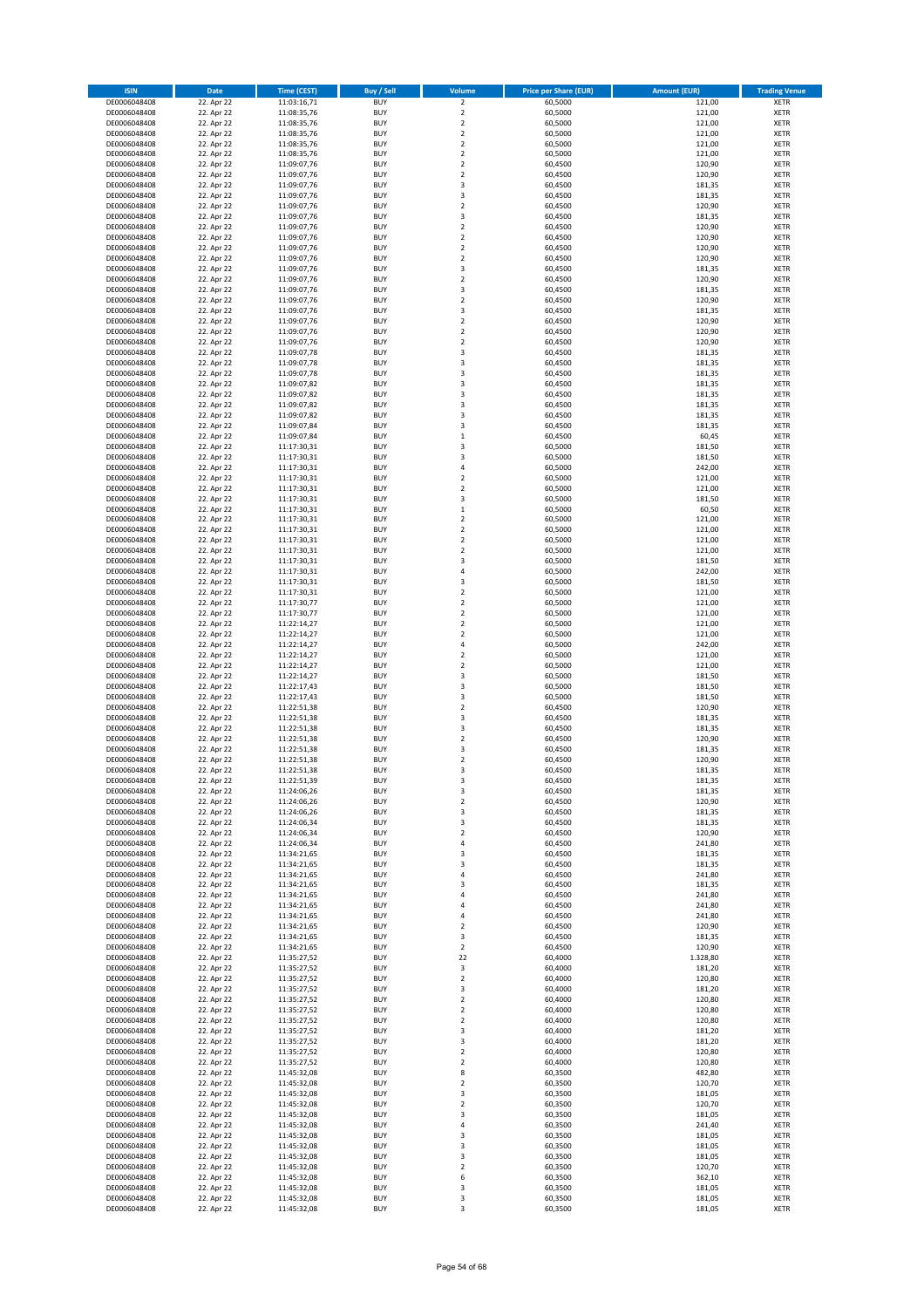| ISIN | Date | Time (CEST) | Buy / Sell | Volume | Price per Share (EUR) | Amount (EUR) | Trading Venue |
|---|---|---|---|---|---|---|---|
| DE0006048408 | 22. Apr 22 | 11:03:16,71 | BUY | 2 | 60,5000 | 121,00 | XETR |
| DE0006048408 | 22. Apr 22 | 11:08:35,76 | BUY | 2 | 60,5000 | 121,00 | XETR |
| DE0006048408 | 22. Apr 22 | 11:08:35,76 | BUY | 2 | 60,5000 | 121,00 | XETR |
| DE0006048408 | 22. Apr 22 | 11:08:35,76 | BUY | 2 | 60,5000 | 121,00 | XETR |
| DE0006048408 | 22. Apr 22 | 11:08:35,76 | BUY | 2 | 60,5000 | 121,00 | XETR |
| DE0006048408 | 22. Apr 22 | 11:08:35,76 | BUY | 2 | 60,5000 | 121,00 | XETR |
| DE0006048408 | 22. Apr 22 | 11:09:07,76 | BUY | 2 | 60,4500 | 120,90 | XETR |
| DE0006048408 | 22. Apr 22 | 11:09:07,76 | BUY | 2 | 60,4500 | 120,90 | XETR |
| DE0006048408 | 22. Apr 22 | 11:09:07,76 | BUY | 3 | 60,4500 | 181,35 | XETR |
| DE0006048408 | 22. Apr 22 | 11:09:07,76 | BUY | 3 | 60,4500 | 181,35 | XETR |
| DE0006048408 | 22. Apr 22 | 11:09:07,76 | BUY | 2 | 60,4500 | 120,90 | XETR |
| DE0006048408 | 22. Apr 22 | 11:09:07,76 | BUY | 3 | 60,4500 | 181,35 | XETR |
| DE0006048408 | 22. Apr 22 | 11:09:07,76 | BUY | 2 | 60,4500 | 120,90 | XETR |
| DE0006048408 | 22. Apr 22 | 11:09:07,76 | BUY | 2 | 60,4500 | 120,90 | XETR |
| DE0006048408 | 22. Apr 22 | 11:09:07,76 | BUY | 2 | 60,4500 | 120,90 | XETR |
| DE0006048408 | 22. Apr 22 | 11:09:07,76 | BUY | 2 | 60,4500 | 120,90 | XETR |
| DE0006048408 | 22. Apr 22 | 11:09:07,76 | BUY | 3 | 60,4500 | 181,35 | XETR |
| DE0006048408 | 22. Apr 22 | 11:09:07,76 | BUY | 2 | 60,4500 | 120,90 | XETR |
| DE0006048408 | 22. Apr 22 | 11:09:07,76 | BUY | 3 | 60,4500 | 181,35 | XETR |
| DE0006048408 | 22. Apr 22 | 11:09:07,76 | BUY | 2 | 60,4500 | 120,90 | XETR |
| DE0006048408 | 22. Apr 22 | 11:09:07,76 | BUY | 3 | 60,4500 | 181,35 | XETR |
| DE0006048408 | 22. Apr 22 | 11:09:07,76 | BUY | 2 | 60,4500 | 120,90 | XETR |
| DE0006048408 | 22. Apr 22 | 11:09:07,76 | BUY | 2 | 60,4500 | 120,90 | XETR |
| DE0006048408 | 22. Apr 22 | 11:09:07,76 | BUY | 2 | 60,4500 | 120,90 | XETR |
| DE0006048408 | 22. Apr 22 | 11:09:07,78 | BUY | 3 | 60,4500 | 181,35 | XETR |
| DE0006048408 | 22. Apr 22 | 11:09:07,78 | BUY | 3 | 60,4500 | 181,35 | XETR |
| DE0006048408 | 22. Apr 22 | 11:09:07,78 | BUY | 3 | 60,4500 | 181,35 | XETR |
| DE0006048408 | 22. Apr 22 | 11:09:07,82 | BUY | 3 | 60,4500 | 181,35 | XETR |
| DE0006048408 | 22. Apr 22 | 11:09:07,82 | BUY | 3 | 60,4500 | 181,35 | XETR |
| DE0006048408 | 22. Apr 22 | 11:09:07,82 | BUY | 3 | 60,4500 | 181,35 | XETR |
| DE0006048408 | 22. Apr 22 | 11:09:07,82 | BUY | 3 | 60,4500 | 181,35 | XETR |
| DE0006048408 | 22. Apr 22 | 11:09:07,84 | BUY | 3 | 60,4500 | 181,35 | XETR |
| DE0006048408 | 22. Apr 22 | 11:09:07,84 | BUY | 1 | 60,4500 | 60,45 | XETR |
| DE0006048408 | 22. Apr 22 | 11:17:30,31 | BUY | 3 | 60,5000 | 181,50 | XETR |
| DE0006048408 | 22. Apr 22 | 11:17:30,31 | BUY | 3 | 60,5000 | 181,50 | XETR |
| DE0006048408 | 22. Apr 22 | 11:17:30,31 | BUY | 4 | 60,5000 | 242,00 | XETR |
| DE0006048408 | 22. Apr 22 | 11:17:30,31 | BUY | 2 | 60,5000 | 121,00 | XETR |
| DE0006048408 | 22. Apr 22 | 11:17:30,31 | BUY | 2 | 60,5000 | 121,00 | XETR |
| DE0006048408 | 22. Apr 22 | 11:17:30,31 | BUY | 3 | 60,5000 | 181,50 | XETR |
| DE0006048408 | 22. Apr 22 | 11:17:30,31 | BUY | 1 | 60,5000 | 60,50 | XETR |
| DE0006048408 | 22. Apr 22 | 11:17:30,31 | BUY | 2 | 60,5000 | 121,00 | XETR |
| DE0006048408 | 22. Apr 22 | 11:17:30,31 | BUY | 2 | 60,5000 | 121,00 | XETR |
| DE0006048408 | 22. Apr 22 | 11:17:30,31 | BUY | 2 | 60,5000 | 121,00 | XETR |
| DE0006048408 | 22. Apr 22 | 11:17:30,31 | BUY | 2 | 60,5000 | 121,00 | XETR |
| DE0006048408 | 22. Apr 22 | 11:17:30,31 | BUY | 3 | 60,5000 | 181,50 | XETR |
| DE0006048408 | 22. Apr 22 | 11:17:30,31 | BUY | 4 | 60,5000 | 242,00 | XETR |
| DE0006048408 | 22. Apr 22 | 11:17:30,31 | BUY | 3 | 60,5000 | 181,50 | XETR |
| DE0006048408 | 22. Apr 22 | 11:17:30,31 | BUY | 2 | 60,5000 | 121,00 | XETR |
| DE0006048408 | 22. Apr 22 | 11:17:30,77 | BUY | 2 | 60,5000 | 121,00 | XETR |
| DE0006048408 | 22. Apr 22 | 11:17:30,77 | BUY | 2 | 60,5000 | 121,00 | XETR |
| DE0006048408 | 22. Apr 22 | 11:22:14,27 | BUY | 2 | 60,5000 | 121,00 | XETR |
| DE0006048408 | 22. Apr 22 | 11:22:14,27 | BUY | 2 | 60,5000 | 121,00 | XETR |
| DE0006048408 | 22. Apr 22 | 11:22:14,27 | BUY | 4 | 60,5000 | 242,00 | XETR |
| DE0006048408 | 22. Apr 22 | 11:22:14,27 | BUY | 2 | 60,5000 | 121,00 | XETR |
| DE0006048408 | 22. Apr 22 | 11:22:14,27 | BUY | 2 | 60,5000 | 121,00 | XETR |
| DE0006048408 | 22. Apr 22 | 11:22:14,27 | BUY | 3 | 60,5000 | 181,50 | XETR |
| DE0006048408 | 22. Apr 22 | 11:22:17,43 | BUY | 3 | 60,5000 | 181,50 | XETR |
| DE0006048408 | 22. Apr 22 | 11:22:17,43 | BUY | 3 | 60,5000 | 181,50 | XETR |
| DE0006048408 | 22. Apr 22 | 11:22:51,38 | BUY | 2 | 60,4500 | 120,90 | XETR |
| DE0006048408 | 22. Apr 22 | 11:22:51,38 | BUY | 3 | 60,4500 | 181,35 | XETR |
| DE0006048408 | 22. Apr 22 | 11:22:51,38 | BUY | 3 | 60,4500 | 181,35 | XETR |
| DE0006048408 | 22. Apr 22 | 11:22:51,38 | BUY | 2 | 60,4500 | 120,90 | XETR |
| DE0006048408 | 22. Apr 22 | 11:22:51,38 | BUY | 3 | 60,4500 | 181,35 | XETR |
| DE0006048408 | 22. Apr 22 | 11:22:51,38 | BUY | 2 | 60,4500 | 120,90 | XETR |
| DE0006048408 | 22. Apr 22 | 11:22:51,38 | BUY | 3 | 60,4500 | 181,35 | XETR |
| DE0006048408 | 22. Apr 22 | 11:22:51,39 | BUY | 3 | 60,4500 | 181,35 | XETR |
| DE0006048408 | 22. Apr 22 | 11:24:06,26 | BUY | 3 | 60,4500 | 181,35 | XETR |
| DE0006048408 | 22. Apr 22 | 11:24:06,26 | BUY | 2 | 60,4500 | 120,90 | XETR |
| DE0006048408 | 22. Apr 22 | 11:24:06,26 | BUY | 3 | 60,4500 | 181,35 | XETR |
| DE0006048408 | 22. Apr 22 | 11:24:06,34 | BUY | 3 | 60,4500 | 181,35 | XETR |
| DE0006048408 | 22. Apr 22 | 11:24:06,34 | BUY | 2 | 60,4500 | 120,90 | XETR |
| DE0006048408 | 22. Apr 22 | 11:24:06,34 | BUY | 4 | 60,4500 | 241,80 | XETR |
| DE0006048408 | 22. Apr 22 | 11:34:21,65 | BUY | 3 | 60,4500 | 181,35 | XETR |
| DE0006048408 | 22. Apr 22 | 11:34:21,65 | BUY | 3 | 60,4500 | 181,35 | XETR |
| DE0006048408 | 22. Apr 22 | 11:34:21,65 | BUY | 4 | 60,4500 | 241,80 | XETR |
| DE0006048408 | 22. Apr 22 | 11:34:21,65 | BUY | 3 | 60,4500 | 181,35 | XETR |
| DE0006048408 | 22. Apr 22 | 11:34:21,65 | BUY | 4 | 60,4500 | 241,80 | XETR |
| DE0006048408 | 22. Apr 22 | 11:34:21,65 | BUY | 4 | 60,4500 | 241,80 | XETR |
| DE0006048408 | 22. Apr 22 | 11:34:21,65 | BUY | 4 | 60,4500 | 241,80 | XETR |
| DE0006048408 | 22. Apr 22 | 11:34:21,65 | BUY | 2 | 60,4500 | 120,90 | XETR |
| DE0006048408 | 22. Apr 22 | 11:34:21,65 | BUY | 3 | 60,4500 | 181,35 | XETR |
| DE0006048408 | 22. Apr 22 | 11:34:21,65 | BUY | 2 | 60,4500 | 120,90 | XETR |
| DE0006048408 | 22. Apr 22 | 11:35:27,52 | BUY | 22 | 60,4000 | 1.328,80 | XETR |
| DE0006048408 | 22. Apr 22 | 11:35:27,52 | BUY | 3 | 60,4000 | 181,20 | XETR |
| DE0006048408 | 22. Apr 22 | 11:35:27,52 | BUY | 2 | 60,4000 | 120,80 | XETR |
| DE0006048408 | 22. Apr 22 | 11:35:27,52 | BUY | 3 | 60,4000 | 181,20 | XETR |
| DE0006048408 | 22. Apr 22 | 11:35:27,52 | BUY | 2 | 60,4000 | 120,80 | XETR |
| DE0006048408 | 22. Apr 22 | 11:35:27,52 | BUY | 2 | 60,4000 | 120,80 | XETR |
| DE0006048408 | 22. Apr 22 | 11:35:27,52 | BUY | 2 | 60,4000 | 120,80 | XETR |
| DE0006048408 | 22. Apr 22 | 11:35:27,52 | BUY | 3 | 60,4000 | 181,20 | XETR |
| DE0006048408 | 22. Apr 22 | 11:35:27,52 | BUY | 3 | 60,4000 | 181,20 | XETR |
| DE0006048408 | 22. Apr 22 | 11:35:27,52 | BUY | 2 | 60,4000 | 120,80 | XETR |
| DE0006048408 | 22. Apr 22 | 11:35:27,52 | BUY | 2 | 60,4000 | 120,80 | XETR |
| DE0006048408 | 22. Apr 22 | 11:45:32,08 | BUY | 8 | 60,3500 | 482,80 | XETR |
| DE0006048408 | 22. Apr 22 | 11:45:32,08 | BUY | 2 | 60,3500 | 120,70 | XETR |
| DE0006048408 | 22. Apr 22 | 11:45:32,08 | BUY | 3 | 60,3500 | 181,05 | XETR |
| DE0006048408 | 22. Apr 22 | 11:45:32,08 | BUY | 2 | 60,3500 | 120,70 | XETR |
| DE0006048408 | 22. Apr 22 | 11:45:32,08 | BUY | 3 | 60,3500 | 181,05 | XETR |
| DE0006048408 | 22. Apr 22 | 11:45:32,08 | BUY | 4 | 60,3500 | 241,40 | XETR |
| DE0006048408 | 22. Apr 22 | 11:45:32,08 | BUY | 3 | 60,3500 | 181,05 | XETR |
| DE0006048408 | 22. Apr 22 | 11:45:32,08 | BUY | 3 | 60,3500 | 181,05 | XETR |
| DE0006048408 | 22. Apr 22 | 11:45:32,08 | BUY | 3 | 60,3500 | 181,05 | XETR |
| DE0006048408 | 22. Apr 22 | 11:45:32,08 | BUY | 2 | 60,3500 | 120,70 | XETR |
| DE0006048408 | 22. Apr 22 | 11:45:32,08 | BUY | 6 | 60,3500 | 362,10 | XETR |
| DE0006048408 | 22. Apr 22 | 11:45:32,08 | BUY | 3 | 60,3500 | 181,05 | XETR |
| DE0006048408 | 22. Apr 22 | 11:45:32,08 | BUY | 3 | 60,3500 | 181,05 | XETR |
| DE0006048408 | 22. Apr 22 | 11:45:32,08 | BUY | 3 | 60,3500 | 181,05 | XETR |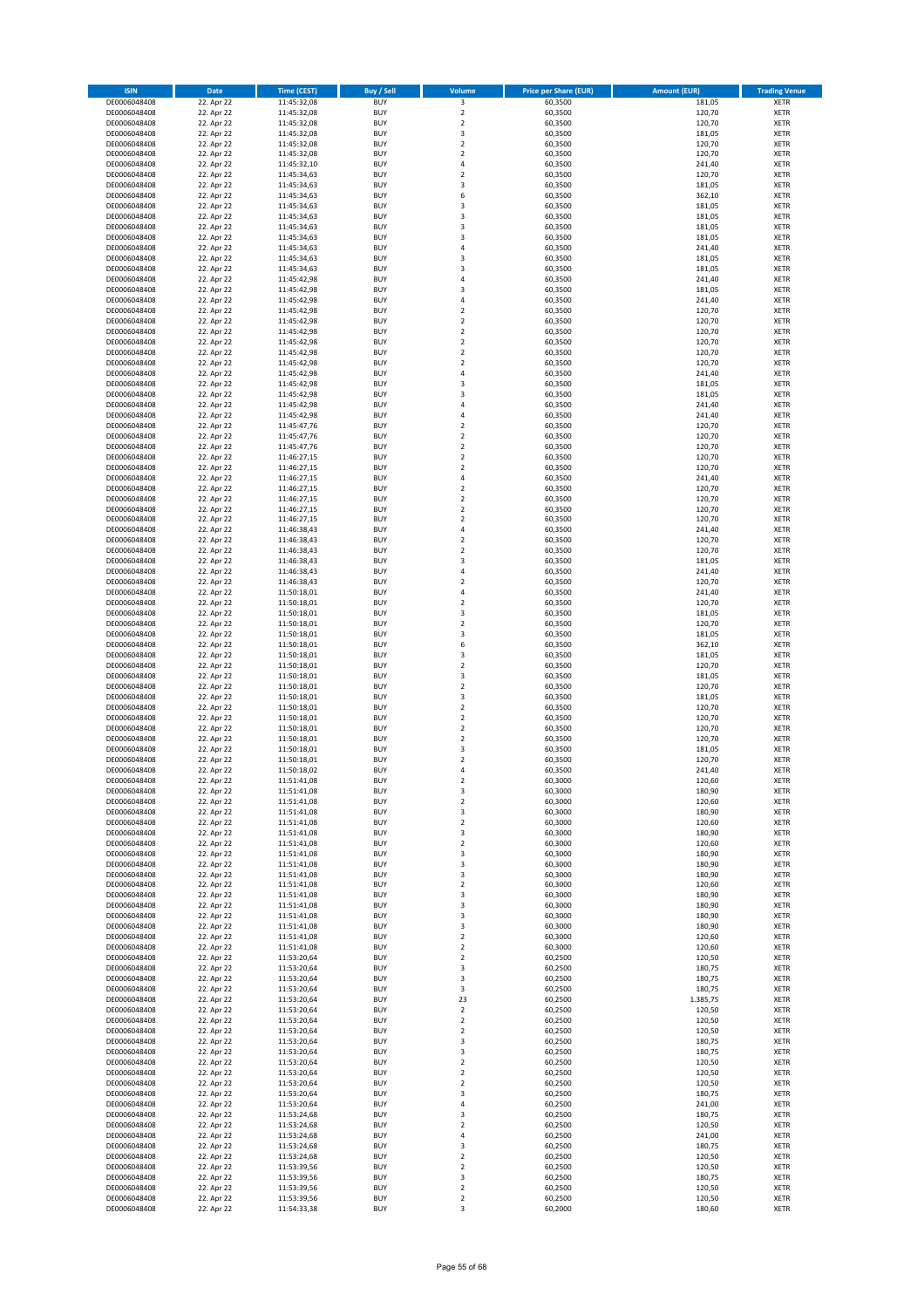| ISIN | Date | Time (CEST) | Buy / Sell | Volume | Price per Share (EUR) | Amount (EUR) | Trading Venue |
|---|---|---|---|---|---|---|---|
| DE0006048408 | 22. Apr 22 | 11:45:32,08 | BUY | 3 | 60,3500 | 181,05 | XETR |
| DE0006048408 | 22. Apr 22 | 11:45:32,08 | BUY | 2 | 60,3500 | 120,70 | XETR |
| DE0006048408 | 22. Apr 22 | 11:45:32,08 | BUY | 2 | 60,3500 | 120,70 | XETR |
| DE0006048408 | 22. Apr 22 | 11:45:32,08 | BUY | 3 | 60,3500 | 181,05 | XETR |
| DE0006048408 | 22. Apr 22 | 11:45:32,08 | BUY | 2 | 60,3500 | 120,70 | XETR |
| DE0006048408 | 22. Apr 22 | 11:45:32,08 | BUY | 2 | 60,3500 | 120,70 | XETR |
| DE0006048408 | 22. Apr 22 | 11:45:32,10 | BUY | 4 | 60,3500 | 241,40 | XETR |
| DE0006048408 | 22. Apr 22 | 11:45:34,63 | BUY | 2 | 60,3500 | 120,70 | XETR |
| DE0006048408 | 22. Apr 22 | 11:45:34,63 | BUY | 3 | 60,3500 | 181,05 | XETR |
| DE0006048408 | 22. Apr 22 | 11:45:34,63 | BUY | 6 | 60,3500 | 362,10 | XETR |
| DE0006048408 | 22. Apr 22 | 11:45:34,63 | BUY | 3 | 60,3500 | 181,05 | XETR |
| DE0006048408 | 22. Apr 22 | 11:45:34,63 | BUY | 3 | 60,3500 | 181,05 | XETR |
| DE0006048408 | 22. Apr 22 | 11:45:34,63 | BUY | 3 | 60,3500 | 181,05 | XETR |
| DE0006048408 | 22. Apr 22 | 11:45:34,63 | BUY | 3 | 60,3500 | 181,05 | XETR |
| DE0006048408 | 22. Apr 22 | 11:45:34,63 | BUY | 4 | 60,3500 | 241,40 | XETR |
| DE0006048408 | 22. Apr 22 | 11:45:34,63 | BUY | 3 | 60,3500 | 181,05 | XETR |
| DE0006048408 | 22. Apr 22 | 11:45:34,63 | BUY | 3 | 60,3500 | 181,05 | XETR |
| DE0006048408 | 22. Apr 22 | 11:45:42,98 | BUY | 4 | 60,3500 | 241,40 | XETR |
| DE0006048408 | 22. Apr 22 | 11:45:42,98 | BUY | 3 | 60,3500 | 181,05 | XETR |
| DE0006048408 | 22. Apr 22 | 11:45:42,98 | BUY | 4 | 60,3500 | 241,40 | XETR |
| DE0006048408 | 22. Apr 22 | 11:45:42,98 | BUY | 2 | 60,3500 | 120,70 | XETR |
| DE0006048408 | 22. Apr 22 | 11:45:42,98 | BUY | 2 | 60,3500 | 120,70 | XETR |
| DE0006048408 | 22. Apr 22 | 11:45:42,98 | BUY | 2 | 60,3500 | 120,70 | XETR |
| DE0006048408 | 22. Apr 22 | 11:45:42,98 | BUY | 2 | 60,3500 | 120,70 | XETR |
| DE0006048408 | 22. Apr 22 | 11:45:42,98 | BUY | 2 | 60,3500 | 120,70 | XETR |
| DE0006048408 | 22. Apr 22 | 11:45:42,98 | BUY | 2 | 60,3500 | 120,70 | XETR |
| DE0006048408 | 22. Apr 22 | 11:45:42,98 | BUY | 4 | 60,3500 | 241,40 | XETR |
| DE0006048408 | 22. Apr 22 | 11:45:42,98 | BUY | 3 | 60,3500 | 181,05 | XETR |
| DE0006048408 | 22. Apr 22 | 11:45:42,98 | BUY | 3 | 60,3500 | 181,05 | XETR |
| DE0006048408 | 22. Apr 22 | 11:45:42,98 | BUY | 4 | 60,3500 | 241,40 | XETR |
| DE0006048408 | 22. Apr 22 | 11:45:42,98 | BUY | 4 | 60,3500 | 241,40 | XETR |
| DE0006048408 | 22. Apr 22 | 11:45:47,76 | BUY | 2 | 60,3500 | 120,70 | XETR |
| DE0006048408 | 22. Apr 22 | 11:45:47,76 | BUY | 2 | 60,3500 | 120,70 | XETR |
| DE0006048408 | 22. Apr 22 | 11:45:47,76 | BUY | 2 | 60,3500 | 120,70 | XETR |
| DE0006048408 | 22. Apr 22 | 11:46:27,15 | BUY | 2 | 60,3500 | 120,70 | XETR |
| DE0006048408 | 22. Apr 22 | 11:46:27,15 | BUY | 2 | 60,3500 | 120,70 | XETR |
| DE0006048408 | 22. Apr 22 | 11:46:27,15 | BUY | 4 | 60,3500 | 241,40 | XETR |
| DE0006048408 | 22. Apr 22 | 11:46:27,15 | BUY | 2 | 60,3500 | 120,70 | XETR |
| DE0006048408 | 22. Apr 22 | 11:46:27,15 | BUY | 2 | 60,3500 | 120,70 | XETR |
| DE0006048408 | 22. Apr 22 | 11:46:27,15 | BUY | 2 | 60,3500 | 120,70 | XETR |
| DE0006048408 | 22. Apr 22 | 11:46:27,15 | BUY | 2 | 60,3500 | 120,70 | XETR |
| DE0006048408 | 22. Apr 22 | 11:46:38,43 | BUY | 4 | 60,3500 | 241,40 | XETR |
| DE0006048408 | 22. Apr 22 | 11:46:38,43 | BUY | 2 | 60,3500 | 120,70 | XETR |
| DE0006048408 | 22. Apr 22 | 11:46:38,43 | BUY | 2 | 60,3500 | 120,70 | XETR |
| DE0006048408 | 22. Apr 22 | 11:46:38,43 | BUY | 3 | 60,3500 | 181,05 | XETR |
| DE0006048408 | 22. Apr 22 | 11:46:38,43 | BUY | 4 | 60,3500 | 241,40 | XETR |
| DE0006048408 | 22. Apr 22 | 11:46:38,43 | BUY | 2 | 60,3500 | 120,70 | XETR |
| DE0006048408 | 22. Apr 22 | 11:50:18,01 | BUY | 4 | 60,3500 | 241,40 | XETR |
| DE0006048408 | 22. Apr 22 | 11:50:18,01 | BUY | 2 | 60,3500 | 120,70 | XETR |
| DE0006048408 | 22. Apr 22 | 11:50:18,01 | BUY | 3 | 60,3500 | 181,05 | XETR |
| DE0006048408 | 22. Apr 22 | 11:50:18,01 | BUY | 2 | 60,3500 | 120,70 | XETR |
| DE0006048408 | 22. Apr 22 | 11:50:18,01 | BUY | 3 | 60,3500 | 181,05 | XETR |
| DE0006048408 | 22. Apr 22 | 11:50:18,01 | BUY | 6 | 60,3500 | 362,10 | XETR |
| DE0006048408 | 22. Apr 22 | 11:50:18,01 | BUY | 3 | 60,3500 | 181,05 | XETR |
| DE0006048408 | 22. Apr 22 | 11:50:18,01 | BUY | 2 | 60,3500 | 120,70 | XETR |
| DE0006048408 | 22. Apr 22 | 11:50:18,01 | BUY | 3 | 60,3500 | 181,05 | XETR |
| DE0006048408 | 22. Apr 22 | 11:50:18,01 | BUY | 2 | 60,3500 | 120,70 | XETR |
| DE0006048408 | 22. Apr 22 | 11:50:18,01 | BUY | 3 | 60,3500 | 181,05 | XETR |
| DE0006048408 | 22. Apr 22 | 11:50:18,01 | BUY | 2 | 60,3500 | 120,70 | XETR |
| DE0006048408 | 22. Apr 22 | 11:50:18,01 | BUY | 2 | 60,3500 | 120,70 | XETR |
| DE0006048408 | 22. Apr 22 | 11:50:18,01 | BUY | 2 | 60,3500 | 120,70 | XETR |
| DE0006048408 | 22. Apr 22 | 11:50:18,01 | BUY | 2 | 60,3500 | 120,70 | XETR |
| DE0006048408 | 22. Apr 22 | 11:50:18,01 | BUY | 3 | 60,3500 | 181,05 | XETR |
| DE0006048408 | 22. Apr 22 | 11:50:18,01 | BUY | 2 | 60,3500 | 120,70 | XETR |
| DE0006048408 | 22. Apr 22 | 11:50:18,02 | BUY | 4 | 60,3500 | 241,40 | XETR |
| DE0006048408 | 22. Apr 22 | 11:51:41,08 | BUY | 2 | 60,3000 | 120,60 | XETR |
| DE0006048408 | 22. Apr 22 | 11:51:41,08 | BUY | 3 | 60,3000 | 180,90 | XETR |
| DE0006048408 | 22. Apr 22 | 11:51:41,08 | BUY | 2 | 60,3000 | 120,60 | XETR |
| DE0006048408 | 22. Apr 22 | 11:51:41,08 | BUY | 3 | 60,3000 | 180,90 | XETR |
| DE0006048408 | 22. Apr 22 | 11:51:41,08 | BUY | 2 | 60,3000 | 120,60 | XETR |
| DE0006048408 | 22. Apr 22 | 11:51:41,08 | BUY | 3 | 60,3000 | 180,90 | XETR |
| DE0006048408 | 22. Apr 22 | 11:51:41,08 | BUY | 2 | 60,3000 | 120,60 | XETR |
| DE0006048408 | 22. Apr 22 | 11:51:41,08 | BUY | 3 | 60,3000 | 180,90 | XETR |
| DE0006048408 | 22. Apr 22 | 11:51:41,08 | BUY | 3 | 60,3000 | 180,90 | XETR |
| DE0006048408 | 22. Apr 22 | 11:51:41,08 | BUY | 3 | 60,3000 | 180,90 | XETR |
| DE0006048408 | 22. Apr 22 | 11:51:41,08 | BUY | 2 | 60,3000 | 120,60 | XETR |
| DE0006048408 | 22. Apr 22 | 11:51:41,08 | BUY | 3 | 60,3000 | 180,90 | XETR |
| DE0006048408 | 22. Apr 22 | 11:51:41,08 | BUY | 3 | 60,3000 | 180,90 | XETR |
| DE0006048408 | 22. Apr 22 | 11:51:41,08 | BUY | 3 | 60,3000 | 180,90 | XETR |
| DE0006048408 | 22. Apr 22 | 11:51:41,08 | BUY | 3 | 60,3000 | 180,90 | XETR |
| DE0006048408 | 22. Apr 22 | 11:51:41,08 | BUY | 2 | 60,3000 | 120,60 | XETR |
| DE0006048408 | 22. Apr 22 | 11:51:41,08 | BUY | 2 | 60,3000 | 120,60 | XETR |
| DE0006048408 | 22. Apr 22 | 11:53:20,64 | BUY | 2 | 60,2500 | 120,50 | XETR |
| DE0006048408 | 22. Apr 22 | 11:53:20,64 | BUY | 3 | 60,2500 | 180,75 | XETR |
| DE0006048408 | 22. Apr 22 | 11:53:20,64 | BUY | 3 | 60,2500 | 180,75 | XETR |
| DE0006048408 | 22. Apr 22 | 11:53:20,64 | BUY | 3 | 60,2500 | 180,75 | XETR |
| DE0006048408 | 22. Apr 22 | 11:53:20,64 | BUY | 23 | 60,2500 | 1.385,75 | XETR |
| DE0006048408 | 22. Apr 22 | 11:53:20,64 | BUY | 2 | 60,2500 | 120,50 | XETR |
| DE0006048408 | 22. Apr 22 | 11:53:20,64 | BUY | 2 | 60,2500 | 120,50 | XETR |
| DE0006048408 | 22. Apr 22 | 11:53:20,64 | BUY | 2 | 60,2500 | 120,50 | XETR |
| DE0006048408 | 22. Apr 22 | 11:53:20,64 | BUY | 3 | 60,2500 | 180,75 | XETR |
| DE0006048408 | 22. Apr 22 | 11:53:20,64 | BUY | 3 | 60,2500 | 180,75 | XETR |
| DE0006048408 | 22. Apr 22 | 11:53:20,64 | BUY | 2 | 60,2500 | 120,50 | XETR |
| DE0006048408 | 22. Apr 22 | 11:53:20,64 | BUY | 2 | 60,2500 | 120,50 | XETR |
| DE0006048408 | 22. Apr 22 | 11:53:20,64 | BUY | 2 | 60,2500 | 120,50 | XETR |
| DE0006048408 | 22. Apr 22 | 11:53:20,64 | BUY | 3 | 60,2500 | 180,75 | XETR |
| DE0006048408 | 22. Apr 22 | 11:53:20,64 | BUY | 4 | 60,2500 | 241,00 | XETR |
| DE0006048408 | 22. Apr 22 | 11:53:24,68 | BUY | 3 | 60,2500 | 180,75 | XETR |
| DE0006048408 | 22. Apr 22 | 11:53:24,68 | BUY | 2 | 60,2500 | 120,50 | XETR |
| DE0006048408 | 22. Apr 22 | 11:53:24,68 | BUY | 4 | 60,2500 | 241,00 | XETR |
| DE0006048408 | 22. Apr 22 | 11:53:24,68 | BUY | 3 | 60,2500 | 180,75 | XETR |
| DE0006048408 | 22. Apr 22 | 11:53:24,68 | BUY | 2 | 60,2500 | 120,50 | XETR |
| DE0006048408 | 22. Apr 22 | 11:53:39,56 | BUY | 2 | 60,2500 | 120,50 | XETR |
| DE0006048408 | 22. Apr 22 | 11:53:39,56 | BUY | 3 | 60,2500 | 180,75 | XETR |
| DE0006048408 | 22. Apr 22 | 11:53:39,56 | BUY | 2 | 60,2500 | 120,50 | XETR |
| DE0006048408 | 22. Apr 22 | 11:53:39,56 | BUY | 2 | 60,2500 | 120,50 | XETR |
| DE0006048408 | 22. Apr 22 | 11:54:33,38 | BUY | 3 | 60,2000 | 180,60 | XETR |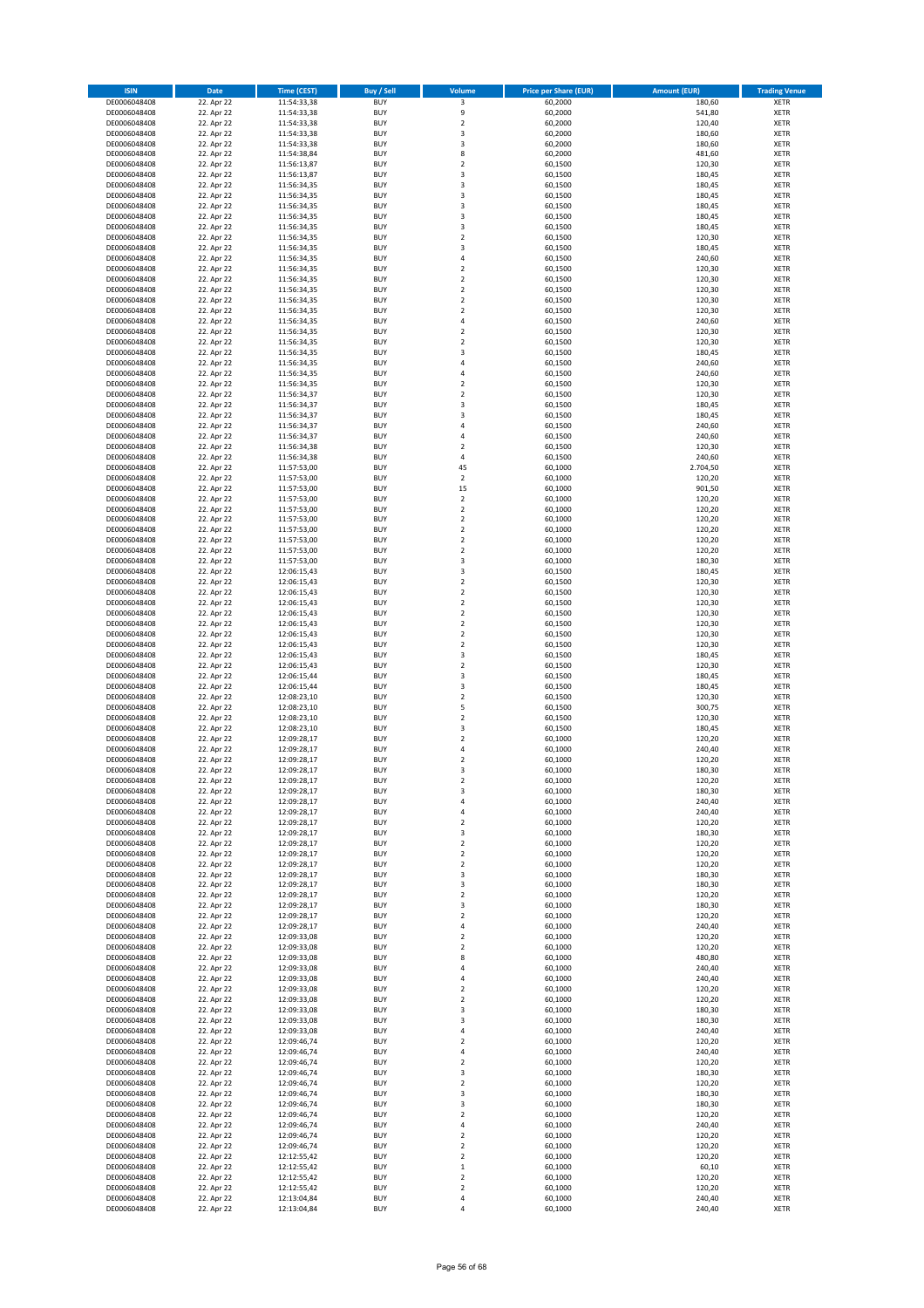| ISIN | Date | Time (CEST) | Buy / Sell | Volume | Price per Share (EUR) | Amount (EUR) | Trading Venue |
|---|---|---|---|---|---|---|---|
| DE0006048408 | 22. Apr 22 | 11:54:33,38 | BUY | 3 | 60,2000 | 180,60 | XETR |
| DE0006048408 | 22. Apr 22 | 11:54:33,38 | BUY | 9 | 60,2000 | 541,80 | XETR |
| DE0006048408 | 22. Apr 22 | 11:54:33,38 | BUY | 2 | 60,2000 | 120,40 | XETR |
| DE0006048408 | 22. Apr 22 | 11:54:33,38 | BUY | 3 | 60,2000 | 180,60 | XETR |
| DE0006048408 | 22. Apr 22 | 11:54:33,38 | BUY | 3 | 60,2000 | 180,60 | XETR |
| DE0006048408 | 22. Apr 22 | 11:54:38,84 | BUY | 8 | 60,2000 | 481,60 | XETR |
| DE0006048408 | 22. Apr 22 | 11:56:13,87 | BUY | 2 | 60,1500 | 120,30 | XETR |
| DE0006048408 | 22. Apr 22 | 11:56:13,87 | BUY | 3 | 60,1500 | 180,45 | XETR |
| DE0006048408 | 22. Apr 22 | 11:56:34,35 | BUY | 3 | 60,1500 | 180,45 | XETR |
| DE0006048408 | 22. Apr 22 | 11:56:34,35 | BUY | 3 | 60,1500 | 180,45 | XETR |
| DE0006048408 | 22. Apr 22 | 11:56:34,35 | BUY | 3 | 60,1500 | 180,45 | XETR |
| DE0006048408 | 22. Apr 22 | 11:56:34,35 | BUY | 3 | 60,1500 | 180,45 | XETR |
| DE0006048408 | 22. Apr 22 | 11:56:34,35 | BUY | 3 | 60,1500 | 180,45 | XETR |
| DE0006048408 | 22. Apr 22 | 11:56:34,35 | BUY | 2 | 60,1500 | 120,30 | XETR |
| DE0006048408 | 22. Apr 22 | 11:56:34,35 | BUY | 3 | 60,1500 | 180,45 | XETR |
| DE0006048408 | 22. Apr 22 | 11:56:34,35 | BUY | 4 | 60,1500 | 240,60 | XETR |
| DE0006048408 | 22. Apr 22 | 11:56:34,35 | BUY | 2 | 60,1500 | 120,30 | XETR |
| DE0006048408 | 22. Apr 22 | 11:56:34,35 | BUY | 2 | 60,1500 | 120,30 | XETR |
| DE0006048408 | 22. Apr 22 | 11:56:34,35 | BUY | 2 | 60,1500 | 120,30 | XETR |
| DE0006048408 | 22. Apr 22 | 11:56:34,35 | BUY | 2 | 60,1500 | 120,30 | XETR |
| DE0006048408 | 22. Apr 22 | 11:56:34,35 | BUY | 2 | 60,1500 | 120,30 | XETR |
| DE0006048408 | 22. Apr 22 | 11:56:34,35 | BUY | 4 | 60,1500 | 240,60 | XETR |
| DE0006048408 | 22. Apr 22 | 11:56:34,35 | BUY | 2 | 60,1500 | 120,30 | XETR |
| DE0006048408 | 22. Apr 22 | 11:56:34,35 | BUY | 2 | 60,1500 | 120,30 | XETR |
| DE0006048408 | 22. Apr 22 | 11:56:34,35 | BUY | 3 | 60,1500 | 180,45 | XETR |
| DE0006048408 | 22. Apr 22 | 11:56:34,35 | BUY | 4 | 60,1500 | 240,60 | XETR |
| DE0006048408 | 22. Apr 22 | 11:56:34,35 | BUY | 4 | 60,1500 | 240,60 | XETR |
| DE0006048408 | 22. Apr 22 | 11:56:34,35 | BUY | 2 | 60,1500 | 120,30 | XETR |
| DE0006048408 | 22. Apr 22 | 11:56:34,37 | BUY | 2 | 60,1500 | 120,30 | XETR |
| DE0006048408 | 22. Apr 22 | 11:56:34,37 | BUY | 3 | 60,1500 | 180,45 | XETR |
| DE0006048408 | 22. Apr 22 | 11:56:34,37 | BUY | 3 | 60,1500 | 180,45 | XETR |
| DE0006048408 | 22. Apr 22 | 11:56:34,37 | BUY | 4 | 60,1500 | 240,60 | XETR |
| DE0006048408 | 22. Apr 22 | 11:56:34,37 | BUY | 4 | 60,1500 | 240,60 | XETR |
| DE0006048408 | 22. Apr 22 | 11:56:34,38 | BUY | 2 | 60,1500 | 120,30 | XETR |
| DE0006048408 | 22. Apr 22 | 11:56:34,38 | BUY | 4 | 60,1500 | 240,60 | XETR |
| DE0006048408 | 22. Apr 22 | 11:57:53,00 | BUY | 45 | 60,1000 | 2.704,50 | XETR |
| DE0006048408 | 22. Apr 22 | 11:57:53,00 | BUY | 2 | 60,1000 | 120,20 | XETR |
| DE0006048408 | 22. Apr 22 | 11:57:53,00 | BUY | 15 | 60,1000 | 901,50 | XETR |
| DE0006048408 | 22. Apr 22 | 11:57:53,00 | BUY | 2 | 60,1000 | 120,20 | XETR |
| DE0006048408 | 22. Apr 22 | 11:57:53,00 | BUY | 2 | 60,1000 | 120,20 | XETR |
| DE0006048408 | 22. Apr 22 | 11:57:53,00 | BUY | 2 | 60,1000 | 120,20 | XETR |
| DE0006048408 | 22. Apr 22 | 11:57:53,00 | BUY | 2 | 60,1000 | 120,20 | XETR |
| DE0006048408 | 22. Apr 22 | 11:57:53,00 | BUY | 2 | 60,1000 | 120,20 | XETR |
| DE0006048408 | 22. Apr 22 | 11:57:53,00 | BUY | 2 | 60,1000 | 120,20 | XETR |
| DE0006048408 | 22. Apr 22 | 11:57:53,00 | BUY | 3 | 60,1000 | 180,30 | XETR |
| DE0006048408 | 22. Apr 22 | 12:06:15,43 | BUY | 3 | 60,1500 | 180,45 | XETR |
| DE0006048408 | 22. Apr 22 | 12:06:15,43 | BUY | 2 | 60,1500 | 120,30 | XETR |
| DE0006048408 | 22. Apr 22 | 12:06:15,43 | BUY | 2 | 60,1500 | 120,30 | XETR |
| DE0006048408 | 22. Apr 22 | 12:06:15,43 | BUY | 2 | 60,1500 | 120,30 | XETR |
| DE0006048408 | 22. Apr 22 | 12:06:15,43 | BUY | 2 | 60,1500 | 120,30 | XETR |
| DE0006048408 | 22. Apr 22 | 12:06:15,43 | BUY | 2 | 60,1500 | 120,30 | XETR |
| DE0006048408 | 22. Apr 22 | 12:06:15,43 | BUY | 2 | 60,1500 | 120,30 | XETR |
| DE0006048408 | 22. Apr 22 | 12:06:15,43 | BUY | 2 | 60,1500 | 120,30 | XETR |
| DE0006048408 | 22. Apr 22 | 12:06:15,43 | BUY | 3 | 60,1500 | 180,45 | XETR |
| DE0006048408 | 22. Apr 22 | 12:06:15,43 | BUY | 2 | 60,1500 | 120,30 | XETR |
| DE0006048408 | 22. Apr 22 | 12:06:15,44 | BUY | 3 | 60,1500 | 180,45 | XETR |
| DE0006048408 | 22. Apr 22 | 12:06:15,44 | BUY | 3 | 60,1500 | 180,45 | XETR |
| DE0006048408 | 22. Apr 22 | 12:08:23,10 | BUY | 2 | 60,1500 | 120,30 | XETR |
| DE0006048408 | 22. Apr 22 | 12:08:23,10 | BUY | 5 | 60,1500 | 300,75 | XETR |
| DE0006048408 | 22. Apr 22 | 12:08:23,10 | BUY | 2 | 60,1500 | 120,30 | XETR |
| DE0006048408 | 22. Apr 22 | 12:08:23,10 | BUY | 3 | 60,1500 | 180,45 | XETR |
| DE0006048408 | 22. Apr 22 | 12:09:28,17 | BUY | 2 | 60,1000 | 120,20 | XETR |
| DE0006048408 | 22. Apr 22 | 12:09:28,17 | BUY | 4 | 60,1000 | 240,40 | XETR |
| DE0006048408 | 22. Apr 22 | 12:09:28,17 | BUY | 2 | 60,1000 | 120,20 | XETR |
| DE0006048408 | 22. Apr 22 | 12:09:28,17 | BUY | 3 | 60,1000 | 180,30 | XETR |
| DE0006048408 | 22. Apr 22 | 12:09:28,17 | BUY | 2 | 60,1000 | 120,20 | XETR |
| DE0006048408 | 22. Apr 22 | 12:09:28,17 | BUY | 3 | 60,1000 | 180,30 | XETR |
| DE0006048408 | 22. Apr 22 | 12:09:28,17 | BUY | 4 | 60,1000 | 240,40 | XETR |
| DE0006048408 | 22. Apr 22 | 12:09:28,17 | BUY | 4 | 60,1000 | 240,40 | XETR |
| DE0006048408 | 22. Apr 22 | 12:09:28,17 | BUY | 2 | 60,1000 | 120,20 | XETR |
| DE0006048408 | 22. Apr 22 | 12:09:28,17 | BUY | 3 | 60,1000 | 180,30 | XETR |
| DE0006048408 | 22. Apr 22 | 12:09:28,17 | BUY | 2 | 60,1000 | 120,20 | XETR |
| DE0006048408 | 22. Apr 22 | 12:09:28,17 | BUY | 2 | 60,1000 | 120,20 | XETR |
| DE0006048408 | 22. Apr 22 | 12:09:28,17 | BUY | 2 | 60,1000 | 120,20 | XETR |
| DE0006048408 | 22. Apr 22 | 12:09:28,17 | BUY | 3 | 60,1000 | 180,30 | XETR |
| DE0006048408 | 22. Apr 22 | 12:09:28,17 | BUY | 3 | 60,1000 | 180,30 | XETR |
| DE0006048408 | 22. Apr 22 | 12:09:28,17 | BUY | 2 | 60,1000 | 120,20 | XETR |
| DE0006048408 | 22. Apr 22 | 12:09:28,17 | BUY | 3 | 60,1000 | 180,30 | XETR |
| DE0006048408 | 22. Apr 22 | 12:09:28,17 | BUY | 2 | 60,1000 | 120,20 | XETR |
| DE0006048408 | 22. Apr 22 | 12:09:28,17 | BUY | 4 | 60,1000 | 240,40 | XETR |
| DE0006048408 | 22. Apr 22 | 12:09:33,08 | BUY | 2 | 60,1000 | 120,20 | XETR |
| DE0006048408 | 22. Apr 22 | 12:09:33,08 | BUY | 2 | 60,1000 | 120,20 | XETR |
| DE0006048408 | 22. Apr 22 | 12:09:33,08 | BUY | 8 | 60,1000 | 480,80 | XETR |
| DE0006048408 | 22. Apr 22 | 12:09:33,08 | BUY | 4 | 60,1000 | 240,40 | XETR |
| DE0006048408 | 22. Apr 22 | 12:09:33,08 | BUY | 4 | 60,1000 | 240,40 | XETR |
| DE0006048408 | 22. Apr 22 | 12:09:33,08 | BUY | 2 | 60,1000 | 120,20 | XETR |
| DE0006048408 | 22. Apr 22 | 12:09:33,08 | BUY | 2 | 60,1000 | 120,20 | XETR |
| DE0006048408 | 22. Apr 22 | 12:09:33,08 | BUY | 3 | 60,1000 | 180,30 | XETR |
| DE0006048408 | 22. Apr 22 | 12:09:33,08 | BUY | 3 | 60,1000 | 180,30 | XETR |
| DE0006048408 | 22. Apr 22 | 12:09:33,08 | BUY | 4 | 60,1000 | 240,40 | XETR |
| DE0006048408 | 22. Apr 22 | 12:09:46,74 | BUY | 2 | 60,1000 | 120,20 | XETR |
| DE0006048408 | 22. Apr 22 | 12:09:46,74 | BUY | 4 | 60,1000 | 240,40 | XETR |
| DE0006048408 | 22. Apr 22 | 12:09:46,74 | BUY | 2 | 60,1000 | 120,20 | XETR |
| DE0006048408 | 22. Apr 22 | 12:09:46,74 | BUY | 3 | 60,1000 | 180,30 | XETR |
| DE0006048408 | 22. Apr 22 | 12:09:46,74 | BUY | 2 | 60,1000 | 120,20 | XETR |
| DE0006048408 | 22. Apr 22 | 12:09:46,74 | BUY | 3 | 60,1000 | 180,30 | XETR |
| DE0006048408 | 22. Apr 22 | 12:09:46,74 | BUY | 3 | 60,1000 | 180,30 | XETR |
| DE0006048408 | 22. Apr 22 | 12:09:46,74 | BUY | 2 | 60,1000 | 120,20 | XETR |
| DE0006048408 | 22. Apr 22 | 12:09:46,74 | BUY | 4 | 60,1000 | 240,40 | XETR |
| DE0006048408 | 22. Apr 22 | 12:09:46,74 | BUY | 2 | 60,1000 | 120,20 | XETR |
| DE0006048408 | 22. Apr 22 | 12:09:46,74 | BUY | 2 | 60,1000 | 120,20 | XETR |
| DE0006048408 | 22. Apr 22 | 12:12:55,42 | BUY | 2 | 60,1000 | 120,20 | XETR |
| DE0006048408 | 22. Apr 22 | 12:12:55,42 | BUY | 1 | 60,1000 | 60,10 | XETR |
| DE0006048408 | 22. Apr 22 | 12:12:55,42 | BUY | 2 | 60,1000 | 120,20 | XETR |
| DE0006048408 | 22. Apr 22 | 12:12:55,42 | BUY | 2 | 60,1000 | 120,20 | XETR |
| DE0006048408 | 22. Apr 22 | 12:13:04,84 | BUY | 4 | 60,1000 | 240,40 | XETR |
| DE0006048408 | 22. Apr 22 | 12:13:04,84 | BUY | 4 | 60,1000 | 240,40 | XETR |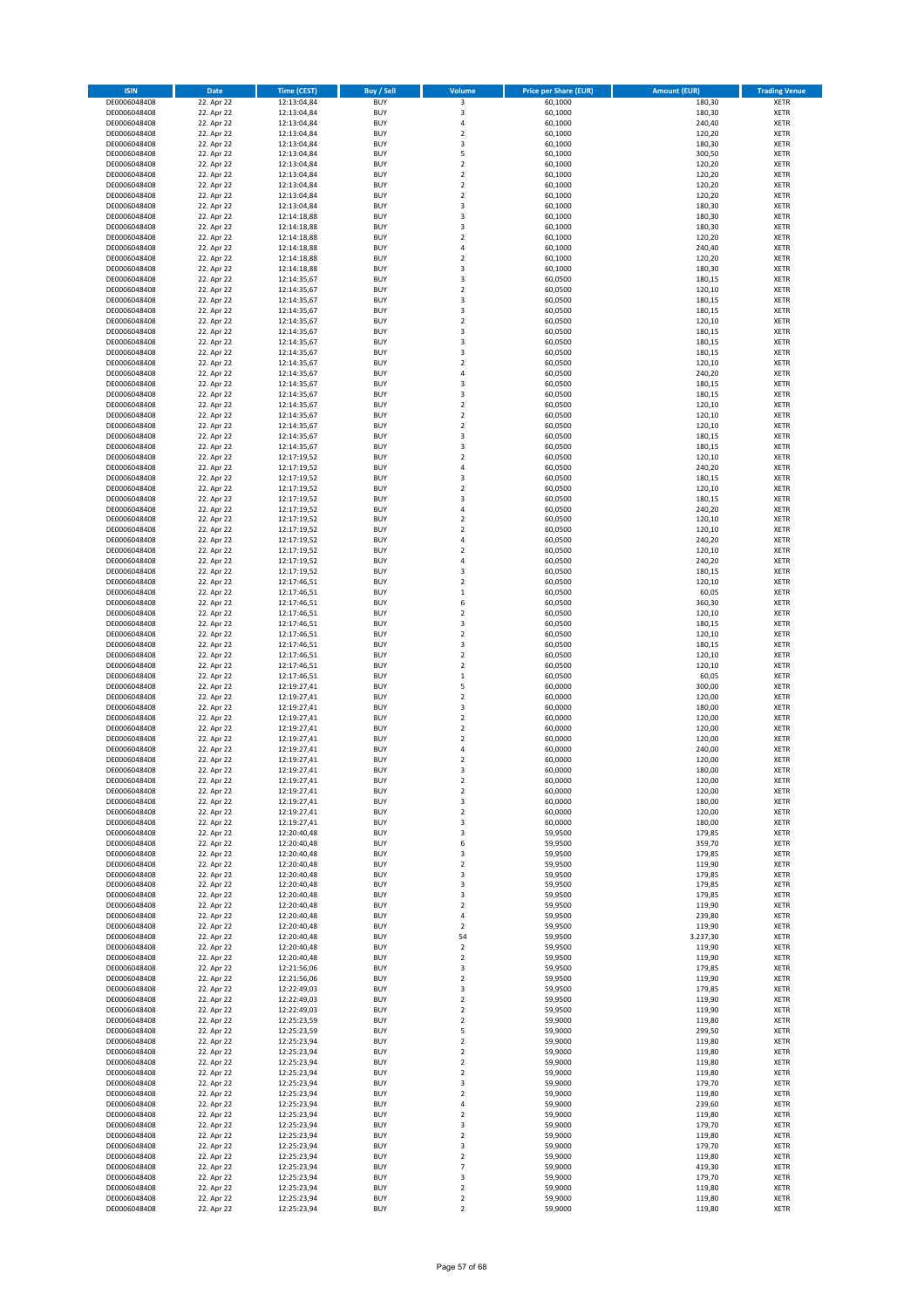| ISIN | Date | Time (CEST) | Buy / Sell | Volume | Price per Share (EUR) | Amount (EUR) | Trading Venue |
|---|---|---|---|---|---|---|---|
| DE0006048408 | 22. Apr 22 | 12:13:04,84 | BUY | 3 | 60,1000 | 180,30 | XETR |
| DE0006048408 | 22. Apr 22 | 12:13:04,84 | BUY | 3 | 60,1000 | 180,30 | XETR |
| DE0006048408 | 22. Apr 22 | 12:13:04,84 | BUY | 4 | 60,1000 | 240,40 | XETR |
| DE0006048408 | 22. Apr 22 | 12:13:04,84 | BUY | 2 | 60,1000 | 120,20 | XETR |
| DE0006048408 | 22. Apr 22 | 12:13:04,84 | BUY | 3 | 60,1000 | 180,30 | XETR |
| DE0006048408 | 22. Apr 22 | 12:13:04,84 | BUY | 5 | 60,1000 | 300,50 | XETR |
| DE0006048408 | 22. Apr 22 | 12:13:04,84 | BUY | 2 | 60,1000 | 120,20 | XETR |
| DE0006048408 | 22. Apr 22 | 12:13:04,84 | BUY | 2 | 60,1000 | 120,20 | XETR |
| DE0006048408 | 22. Apr 22 | 12:13:04,84 | BUY | 2 | 60,1000 | 120,20 | XETR |
| DE0006048408 | 22. Apr 22 | 12:13:04,84 | BUY | 2 | 60,1000 | 120,20 | XETR |
| DE0006048408 | 22. Apr 22 | 12:13:04,84 | BUY | 3 | 60,1000 | 180,30 | XETR |
| DE0006048408 | 22. Apr 22 | 12:14:18,88 | BUY | 3 | 60,1000 | 180,30 | XETR |
| DE0006048408 | 22. Apr 22 | 12:14:18,88 | BUY | 3 | 60,1000 | 180,30 | XETR |
| DE0006048408 | 22. Apr 22 | 12:14:18,88 | BUY | 2 | 60,1000 | 120,20 | XETR |
| DE0006048408 | 22. Apr 22 | 12:14:18,88 | BUY | 4 | 60,1000 | 240,40 | XETR |
| DE0006048408 | 22. Apr 22 | 12:14:18,88 | BUY | 2 | 60,1000 | 120,20 | XETR |
| DE0006048408 | 22. Apr 22 | 12:14:18,88 | BUY | 3 | 60,1000 | 180,30 | XETR |
| DE0006048408 | 22. Apr 22 | 12:14:35,67 | BUY | 3 | 60,0500 | 180,15 | XETR |
| DE0006048408 | 22. Apr 22 | 12:14:35,67 | BUY | 2 | 60,0500 | 120,10 | XETR |
| DE0006048408 | 22. Apr 22 | 12:14:35,67 | BUY | 3 | 60,0500 | 180,15 | XETR |
| DE0006048408 | 22. Apr 22 | 12:14:35,67 | BUY | 3 | 60,0500 | 180,15 | XETR |
| DE0006048408 | 22. Apr 22 | 12:14:35,67 | BUY | 2 | 60,0500 | 120,10 | XETR |
| DE0006048408 | 22. Apr 22 | 12:14:35,67 | BUY | 3 | 60,0500 | 180,15 | XETR |
| DE0006048408 | 22. Apr 22 | 12:14:35,67 | BUY | 3 | 60,0500 | 180,15 | XETR |
| DE0006048408 | 22. Apr 22 | 12:14:35,67 | BUY | 3 | 60,0500 | 180,15 | XETR |
| DE0006048408 | 22. Apr 22 | 12:14:35,67 | BUY | 2 | 60,0500 | 120,10 | XETR |
| DE0006048408 | 22. Apr 22 | 12:14:35,67 | BUY | 4 | 60,0500 | 240,20 | XETR |
| DE0006048408 | 22. Apr 22 | 12:14:35,67 | BUY | 3 | 60,0500 | 180,15 | XETR |
| DE0006048408 | 22. Apr 22 | 12:14:35,67 | BUY | 3 | 60,0500 | 180,15 | XETR |
| DE0006048408 | 22. Apr 22 | 12:14:35,67 | BUY | 2 | 60,0500 | 120,10 | XETR |
| DE0006048408 | 22. Apr 22 | 12:14:35,67 | BUY | 2 | 60,0500 | 120,10 | XETR |
| DE0006048408 | 22. Apr 22 | 12:14:35,67 | BUY | 2 | 60,0500 | 120,10 | XETR |
| DE0006048408 | 22. Apr 22 | 12:14:35,67 | BUY | 3 | 60,0500 | 180,15 | XETR |
| DE0006048408 | 22. Apr 22 | 12:14:35,67 | BUY | 3 | 60,0500 | 180,15 | XETR |
| DE0006048408 | 22. Apr 22 | 12:17:19,52 | BUY | 2 | 60,0500 | 120,10 | XETR |
| DE0006048408 | 22. Apr 22 | 12:17:19,52 | BUY | 4 | 60,0500 | 240,20 | XETR |
| DE0006048408 | 22. Apr 22 | 12:17:19,52 | BUY | 3 | 60,0500 | 180,15 | XETR |
| DE0006048408 | 22. Apr 22 | 12:17:19,52 | BUY | 2 | 60,0500 | 120,10 | XETR |
| DE0006048408 | 22. Apr 22 | 12:17:19,52 | BUY | 3 | 60,0500 | 180,15 | XETR |
| DE0006048408 | 22. Apr 22 | 12:17:19,52 | BUY | 4 | 60,0500 | 240,20 | XETR |
| DE0006048408 | 22. Apr 22 | 12:17:19,52 | BUY | 2 | 60,0500 | 120,10 | XETR |
| DE0006048408 | 22. Apr 22 | 12:17:19,52 | BUY | 2 | 60,0500 | 120,10 | XETR |
| DE0006048408 | 22. Apr 22 | 12:17:19,52 | BUY | 4 | 60,0500 | 240,20 | XETR |
| DE0006048408 | 22. Apr 22 | 12:17:19,52 | BUY | 2 | 60,0500 | 120,10 | XETR |
| DE0006048408 | 22. Apr 22 | 12:17:19,52 | BUY | 4 | 60,0500 | 240,20 | XETR |
| DE0006048408 | 22. Apr 22 | 12:17:19,52 | BUY | 3 | 60,0500 | 180,15 | XETR |
| DE0006048408 | 22. Apr 22 | 12:17:46,51 | BUY | 2 | 60,0500 | 120,10 | XETR |
| DE0006048408 | 22. Apr 22 | 12:17:46,51 | BUY | 1 | 60,0500 | 60,05 | XETR |
| DE0006048408 | 22. Apr 22 | 12:17:46,51 | BUY | 6 | 60,0500 | 360,30 | XETR |
| DE0006048408 | 22. Apr 22 | 12:17:46,51 | BUY | 2 | 60,0500 | 120,10 | XETR |
| DE0006048408 | 22. Apr 22 | 12:17:46,51 | BUY | 3 | 60,0500 | 180,15 | XETR |
| DE0006048408 | 22. Apr 22 | 12:17:46,51 | BUY | 2 | 60,0500 | 120,10 | XETR |
| DE0006048408 | 22. Apr 22 | 12:17:46,51 | BUY | 3 | 60,0500 | 180,15 | XETR |
| DE0006048408 | 22. Apr 22 | 12:17:46,51 | BUY | 2 | 60,0500 | 120,10 | XETR |
| DE0006048408 | 22. Apr 22 | 12:17:46,51 | BUY | 2 | 60,0500 | 120,10 | XETR |
| DE0006048408 | 22. Apr 22 | 12:17:46,51 | BUY | 1 | 60,0500 | 60,05 | XETR |
| DE0006048408 | 22. Apr 22 | 12:19:27,41 | BUY | 5 | 60,0000 | 300,00 | XETR |
| DE0006048408 | 22. Apr 22 | 12:19:27,41 | BUY | 2 | 60,0000 | 120,00 | XETR |
| DE0006048408 | 22. Apr 22 | 12:19:27,41 | BUY | 3 | 60,0000 | 180,00 | XETR |
| DE0006048408 | 22. Apr 22 | 12:19:27,41 | BUY | 2 | 60,0000 | 120,00 | XETR |
| DE0006048408 | 22. Apr 22 | 12:19:27,41 | BUY | 2 | 60,0000 | 120,00 | XETR |
| DE0006048408 | 22. Apr 22 | 12:19:27,41 | BUY | 2 | 60,0000 | 120,00 | XETR |
| DE0006048408 | 22. Apr 22 | 12:19:27,41 | BUY | 4 | 60,0000 | 240,00 | XETR |
| DE0006048408 | 22. Apr 22 | 12:19:27,41 | BUY | 2 | 60,0000 | 120,00 | XETR |
| DE0006048408 | 22. Apr 22 | 12:19:27,41 | BUY | 3 | 60,0000 | 180,00 | XETR |
| DE0006048408 | 22. Apr 22 | 12:19:27,41 | BUY | 2 | 60,0000 | 120,00 | XETR |
| DE0006048408 | 22. Apr 22 | 12:19:27,41 | BUY | 2 | 60,0000 | 120,00 | XETR |
| DE0006048408 | 22. Apr 22 | 12:19:27,41 | BUY | 3 | 60,0000 | 180,00 | XETR |
| DE0006048408 | 22. Apr 22 | 12:19:27,41 | BUY | 2 | 60,0000 | 120,00 | XETR |
| DE0006048408 | 22. Apr 22 | 12:19:27,41 | BUY | 3 | 60,0000 | 180,00 | XETR |
| DE0006048408 | 22. Apr 22 | 12:20:40,48 | BUY | 3 | 59,9500 | 179,85 | XETR |
| DE0006048408 | 22. Apr 22 | 12:20:40,48 | BUY | 6 | 59,9500 | 359,70 | XETR |
| DE0006048408 | 22. Apr 22 | 12:20:40,48 | BUY | 3 | 59,9500 | 179,85 | XETR |
| DE0006048408 | 22. Apr 22 | 12:20:40,48 | BUY | 2 | 59,9500 | 119,90 | XETR |
| DE0006048408 | 22. Apr 22 | 12:20:40,48 | BUY | 3 | 59,9500 | 179,85 | XETR |
| DE0006048408 | 22. Apr 22 | 12:20:40,48 | BUY | 3 | 59,9500 | 179,85 | XETR |
| DE0006048408 | 22. Apr 22 | 12:20:40,48 | BUY | 3 | 59,9500 | 179,85 | XETR |
| DE0006048408 | 22. Apr 22 | 12:20:40,48 | BUY | 2 | 59,9500 | 119,90 | XETR |
| DE0006048408 | 22. Apr 22 | 12:20:40,48 | BUY | 4 | 59,9500 | 239,80 | XETR |
| DE0006048408 | 22. Apr 22 | 12:20:40,48 | BUY | 2 | 59,9500 | 119,90 | XETR |
| DE0006048408 | 22. Apr 22 | 12:20:40,48 | BUY | 54 | 59,9500 | 3.237,30 | XETR |
| DE0006048408 | 22. Apr 22 | 12:20:40,48 | BUY | 2 | 59,9500 | 119,90 | XETR |
| DE0006048408 | 22. Apr 22 | 12:20:40,48 | BUY | 2 | 59,9500 | 119,90 | XETR |
| DE0006048408 | 22. Apr 22 | 12:21:56,06 | BUY | 3 | 59,9500 | 179,85 | XETR |
| DE0006048408 | 22. Apr 22 | 12:21:56,06 | BUY | 2 | 59,9500 | 119,90 | XETR |
| DE0006048408 | 22. Apr 22 | 12:22:49,03 | BUY | 3 | 59,9500 | 179,85 | XETR |
| DE0006048408 | 22. Apr 22 | 12:22:49,03 | BUY | 2 | 59,9500 | 119,90 | XETR |
| DE0006048408 | 22. Apr 22 | 12:22:49,03 | BUY | 2 | 59,9500 | 119,90 | XETR |
| DE0006048408 | 22. Apr 22 | 12:25:23,59 | BUY | 2 | 59,9000 | 119,80 | XETR |
| DE0006048408 | 22. Apr 22 | 12:25:23,59 | BUY | 5 | 59,9000 | 299,50 | XETR |
| DE0006048408 | 22. Apr 22 | 12:25:23,94 | BUY | 2 | 59,9000 | 119,80 | XETR |
| DE0006048408 | 22. Apr 22 | 12:25:23,94 | BUY | 2 | 59,9000 | 119,80 | XETR |
| DE0006048408 | 22. Apr 22 | 12:25:23,94 | BUY | 2 | 59,9000 | 119,80 | XETR |
| DE0006048408 | 22. Apr 22 | 12:25:23,94 | BUY | 2 | 59,9000 | 119,80 | XETR |
| DE0006048408 | 22. Apr 22 | 12:25:23,94 | BUY | 3 | 59,9000 | 179,70 | XETR |
| DE0006048408 | 22. Apr 22 | 12:25:23,94 | BUY | 2 | 59,9000 | 119,80 | XETR |
| DE0006048408 | 22. Apr 22 | 12:25:23,94 | BUY | 4 | 59,9000 | 239,60 | XETR |
| DE0006048408 | 22. Apr 22 | 12:25:23,94 | BUY | 2 | 59,9000 | 119,80 | XETR |
| DE0006048408 | 22. Apr 22 | 12:25:23,94 | BUY | 3 | 59,9000 | 179,70 | XETR |
| DE0006048408 | 22. Apr 22 | 12:25:23,94 | BUY | 2 | 59,9000 | 119,80 | XETR |
| DE0006048408 | 22. Apr 22 | 12:25:23,94 | BUY | 3 | 59,9000 | 179,70 | XETR |
| DE0006048408 | 22. Apr 22 | 12:25:23,94 | BUY | 2 | 59,9000 | 119,80 | XETR |
| DE0006048408 | 22. Apr 22 | 12:25:23,94 | BUY | 7 | 59,9000 | 419,30 | XETR |
| DE0006048408 | 22. Apr 22 | 12:25:23,94 | BUY | 3 | 59,9000 | 179,70 | XETR |
| DE0006048408 | 22. Apr 22 | 12:25:23,94 | BUY | 2 | 59,9000 | 119,80 | XETR |
| DE0006048408 | 22. Apr 22 | 12:25:23,94 | BUY | 2 | 59,9000 | 119,80 | XETR |
| DE0006048408 | 22. Apr 22 | 12:25:23,94 | BUY | 2 | 59,9000 | 119,80 | XETR |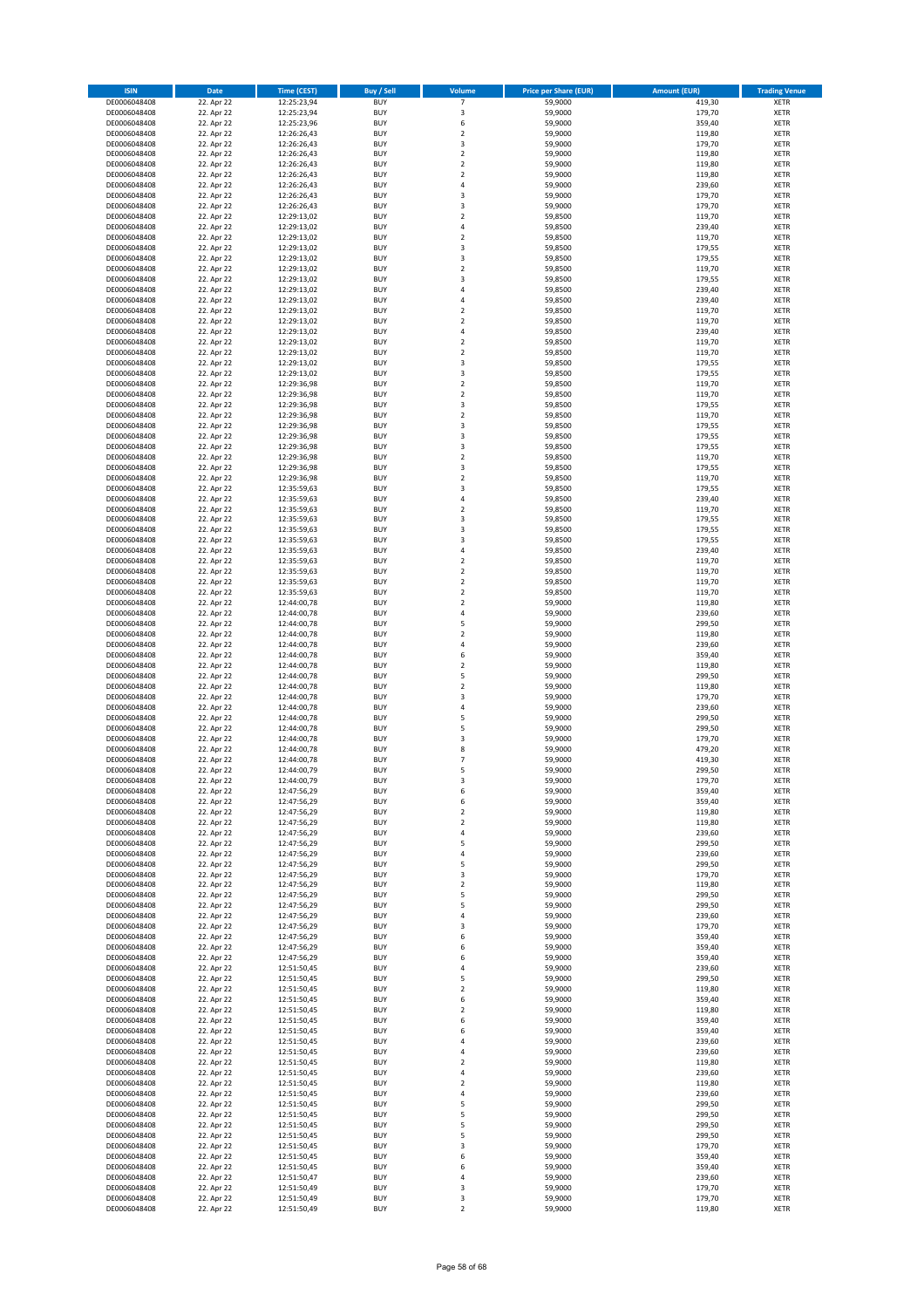| ISIN | Date | Time (CEST) | Buy / Sell | Volume | Price per Share (EUR) | Amount (EUR) | Trading Venue |
|---|---|---|---|---|---|---|---|
| DE0006048408 | 22. Apr 22 | 12:25:23,94 | BUY | 7 | 59,9000 | 419,30 | XETR |
| DE0006048408 | 22. Apr 22 | 12:25:23,94 | BUY | 3 | 59,9000 | 179,70 | XETR |
| DE0006048408 | 22. Apr 22 | 12:25:23,96 | BUY | 6 | 59,9000 | 359,40 | XETR |
| DE0006048408 | 22. Apr 22 | 12:26:26,43 | BUY | 2 | 59,9000 | 119,80 | XETR |
| DE0006048408 | 22. Apr 22 | 12:26:26,43 | BUY | 3 | 59,9000 | 179,70 | XETR |
| DE0006048408 | 22. Apr 22 | 12:26:26,43 | BUY | 2 | 59,9000 | 119,80 | XETR |
| DE0006048408 | 22. Apr 22 | 12:26:26,43 | BUY | 2 | 59,9000 | 119,80 | XETR |
| DE0006048408 | 22. Apr 22 | 12:26:26,43 | BUY | 2 | 59,9000 | 119,80 | XETR |
| DE0006048408 | 22. Apr 22 | 12:26:26,43 | BUY | 4 | 59,9000 | 239,60 | XETR |
| DE0006048408 | 22. Apr 22 | 12:26:26,43 | BUY | 3 | 59,9000 | 179,70 | XETR |
| DE0006048408 | 22. Apr 22 | 12:26:26,43 | BUY | 3 | 59,9000 | 179,70 | XETR |
| DE0006048408 | 22. Apr 22 | 12:29:13,02 | BUY | 2 | 59,8500 | 119,70 | XETR |
| DE0006048408 | 22. Apr 22 | 12:29:13,02 | BUY | 4 | 59,8500 | 239,40 | XETR |
| DE0006048408 | 22. Apr 22 | 12:29:13,02 | BUY | 2 | 59,8500 | 119,70 | XETR |
| DE0006048408 | 22. Apr 22 | 12:29:13,02 | BUY | 3 | 59,8500 | 179,55 | XETR |
| DE0006048408 | 22. Apr 22 | 12:29:13,02 | BUY | 3 | 59,8500 | 179,55 | XETR |
| DE0006048408 | 22. Apr 22 | 12:29:13,02 | BUY | 2 | 59,8500 | 119,70 | XETR |
| DE0006048408 | 22. Apr 22 | 12:29:13,02 | BUY | 3 | 59,8500 | 179,55 | XETR |
| DE0006048408 | 22. Apr 22 | 12:29:13,02 | BUY | 4 | 59,8500 | 239,40 | XETR |
| DE0006048408 | 22. Apr 22 | 12:29:13,02 | BUY | 4 | 59,8500 | 239,40 | XETR |
| DE0006048408 | 22. Apr 22 | 12:29:13,02 | BUY | 2 | 59,8500 | 119,70 | XETR |
| DE0006048408 | 22. Apr 22 | 12:29:13,02 | BUY | 2 | 59,8500 | 119,70 | XETR |
| DE0006048408 | 22. Apr 22 | 12:29:13,02 | BUY | 4 | 59,8500 | 239,40 | XETR |
| DE0006048408 | 22. Apr 22 | 12:29:13,02 | BUY | 2 | 59,8500 | 119,70 | XETR |
| DE0006048408 | 22. Apr 22 | 12:29:13,02 | BUY | 2 | 59,8500 | 119,70 | XETR |
| DE0006048408 | 22. Apr 22 | 12:29:13,02 | BUY | 3 | 59,8500 | 179,55 | XETR |
| DE0006048408 | 22. Apr 22 | 12:29:13,02 | BUY | 3 | 59,8500 | 179,55 | XETR |
| DE0006048408 | 22. Apr 22 | 12:29:36,98 | BUY | 2 | 59,8500 | 119,70 | XETR |
| DE0006048408 | 22. Apr 22 | 12:29:36,98 | BUY | 2 | 59,8500 | 119,70 | XETR |
| DE0006048408 | 22. Apr 22 | 12:29:36,98 | BUY | 3 | 59,8500 | 179,55 | XETR |
| DE0006048408 | 22. Apr 22 | 12:29:36,98 | BUY | 2 | 59,8500 | 119,70 | XETR |
| DE0006048408 | 22. Apr 22 | 12:29:36,98 | BUY | 3 | 59,8500 | 179,55 | XETR |
| DE0006048408 | 22. Apr 22 | 12:29:36,98 | BUY | 3 | 59,8500 | 179,55 | XETR |
| DE0006048408 | 22. Apr 22 | 12:29:36,98 | BUY | 3 | 59,8500 | 179,55 | XETR |
| DE0006048408 | 22. Apr 22 | 12:29:36,98 | BUY | 2 | 59,8500 | 119,70 | XETR |
| DE0006048408 | 22. Apr 22 | 12:29:36,98 | BUY | 3 | 59,8500 | 179,55 | XETR |
| DE0006048408 | 22. Apr 22 | 12:29:36,98 | BUY | 2 | 59,8500 | 119,70 | XETR |
| DE0006048408 | 22. Apr 22 | 12:35:59,63 | BUY | 3 | 59,8500 | 179,55 | XETR |
| DE0006048408 | 22. Apr 22 | 12:35:59,63 | BUY | 4 | 59,8500 | 239,40 | XETR |
| DE0006048408 | 22. Apr 22 | 12:35:59,63 | BUY | 2 | 59,8500 | 119,70 | XETR |
| DE0006048408 | 22. Apr 22 | 12:35:59,63 | BUY | 3 | 59,8500 | 179,55 | XETR |
| DE0006048408 | 22. Apr 22 | 12:35:59,63 | BUY | 3 | 59,8500 | 179,55 | XETR |
| DE0006048408 | 22. Apr 22 | 12:35:59,63 | BUY | 3 | 59,8500 | 179,55 | XETR |
| DE0006048408 | 22. Apr 22 | 12:35:59,63 | BUY | 4 | 59,8500 | 239,40 | XETR |
| DE0006048408 | 22. Apr 22 | 12:35:59,63 | BUY | 2 | 59,8500 | 119,70 | XETR |
| DE0006048408 | 22. Apr 22 | 12:35:59,63 | BUY | 2 | 59,8500 | 119,70 | XETR |
| DE0006048408 | 22. Apr 22 | 12:35:59,63 | BUY | 2 | 59,8500 | 119,70 | XETR |
| DE0006048408 | 22. Apr 22 | 12:35:59,63 | BUY | 2 | 59,8500 | 119,70 | XETR |
| DE0006048408 | 22. Apr 22 | 12:44:00,78 | BUY | 2 | 59,9000 | 119,80 | XETR |
| DE0006048408 | 22. Apr 22 | 12:44:00,78 | BUY | 4 | 59,9000 | 239,60 | XETR |
| DE0006048408 | 22. Apr 22 | 12:44:00,78 | BUY | 5 | 59,9000 | 299,50 | XETR |
| DE0006048408 | 22. Apr 22 | 12:44:00,78 | BUY | 2 | 59,9000 | 119,80 | XETR |
| DE0006048408 | 22. Apr 22 | 12:44:00,78 | BUY | 4 | 59,9000 | 239,60 | XETR |
| DE0006048408 | 22. Apr 22 | 12:44:00,78 | BUY | 6 | 59,9000 | 359,40 | XETR |
| DE0006048408 | 22. Apr 22 | 12:44:00,78 | BUY | 2 | 59,9000 | 119,80 | XETR |
| DE0006048408 | 22. Apr 22 | 12:44:00,78 | BUY | 5 | 59,9000 | 299,50 | XETR |
| DE0006048408 | 22. Apr 22 | 12:44:00,78 | BUY | 2 | 59,9000 | 119,80 | XETR |
| DE0006048408 | 22. Apr 22 | 12:44:00,78 | BUY | 3 | 59,9000 | 179,70 | XETR |
| DE0006048408 | 22. Apr 22 | 12:44:00,78 | BUY | 4 | 59,9000 | 239,60 | XETR |
| DE0006048408 | 22. Apr 22 | 12:44:00,78 | BUY | 5 | 59,9000 | 299,50 | XETR |
| DE0006048408 | 22. Apr 22 | 12:44:00,78 | BUY | 5 | 59,9000 | 299,50 | XETR |
| DE0006048408 | 22. Apr 22 | 12:44:00,78 | BUY | 3 | 59,9000 | 179,70 | XETR |
| DE0006048408 | 22. Apr 22 | 12:44:00,78 | BUY | 8 | 59,9000 | 479,20 | XETR |
| DE0006048408 | 22. Apr 22 | 12:44:00,78 | BUY | 7 | 59,9000 | 419,30 | XETR |
| DE0006048408 | 22. Apr 22 | 12:44:00,79 | BUY | 5 | 59,9000 | 299,50 | XETR |
| DE0006048408 | 22. Apr 22 | 12:44:00,79 | BUY | 3 | 59,9000 | 179,70 | XETR |
| DE0006048408 | 22. Apr 22 | 12:47:56,29 | BUY | 6 | 59,9000 | 359,40 | XETR |
| DE0006048408 | 22. Apr 22 | 12:47:56,29 | BUY | 6 | 59,9000 | 359,40 | XETR |
| DE0006048408 | 22. Apr 22 | 12:47:56,29 | BUY | 2 | 59,9000 | 119,80 | XETR |
| DE0006048408 | 22. Apr 22 | 12:47:56,29 | BUY | 2 | 59,9000 | 119,80 | XETR |
| DE0006048408 | 22. Apr 22 | 12:47:56,29 | BUY | 4 | 59,9000 | 239,60 | XETR |
| DE0006048408 | 22. Apr 22 | 12:47:56,29 | BUY | 5 | 59,9000 | 299,50 | XETR |
| DE0006048408 | 22. Apr 22 | 12:47:56,29 | BUY | 4 | 59,9000 | 239,60 | XETR |
| DE0006048408 | 22. Apr 22 | 12:47:56,29 | BUY | 5 | 59,9000 | 299,50 | XETR |
| DE0006048408 | 22. Apr 22 | 12:47:56,29 | BUY | 3 | 59,9000 | 179,70 | XETR |
| DE0006048408 | 22. Apr 22 | 12:47:56,29 | BUY | 2 | 59,9000 | 119,80 | XETR |
| DE0006048408 | 22. Apr 22 | 12:47:56,29 | BUY | 5 | 59,9000 | 299,50 | XETR |
| DE0006048408 | 22. Apr 22 | 12:47:56,29 | BUY | 5 | 59,9000 | 299,50 | XETR |
| DE0006048408 | 22. Apr 22 | 12:47:56,29 | BUY | 4 | 59,9000 | 239,60 | XETR |
| DE0006048408 | 22. Apr 22 | 12:47:56,29 | BUY | 3 | 59,9000 | 179,70 | XETR |
| DE0006048408 | 22. Apr 22 | 12:47:56,29 | BUY | 6 | 59,9000 | 359,40 | XETR |
| DE0006048408 | 22. Apr 22 | 12:47:56,29 | BUY | 6 | 59,9000 | 359,40 | XETR |
| DE0006048408 | 22. Apr 22 | 12:47:56,29 | BUY | 6 | 59,9000 | 359,40 | XETR |
| DE0006048408 | 22. Apr 22 | 12:51:50,45 | BUY | 4 | 59,9000 | 239,60 | XETR |
| DE0006048408 | 22. Apr 22 | 12:51:50,45 | BUY | 5 | 59,9000 | 299,50 | XETR |
| DE0006048408 | 22. Apr 22 | 12:51:50,45 | BUY | 2 | 59,9000 | 119,80 | XETR |
| DE0006048408 | 22. Apr 22 | 12:51:50,45 | BUY | 6 | 59,9000 | 359,40 | XETR |
| DE0006048408 | 22. Apr 22 | 12:51:50,45 | BUY | 2 | 59,9000 | 119,80 | XETR |
| DE0006048408 | 22. Apr 22 | 12:51:50,45 | BUY | 6 | 59,9000 | 359,40 | XETR |
| DE0006048408 | 22. Apr 22 | 12:51:50,45 | BUY | 6 | 59,9000 | 359,40 | XETR |
| DE0006048408 | 22. Apr 22 | 12:51:50,45 | BUY | 4 | 59,9000 | 239,60 | XETR |
| DE0006048408 | 22. Apr 22 | 12:51:50,45 | BUY | 4 | 59,9000 | 239,60 | XETR |
| DE0006048408 | 22. Apr 22 | 12:51:50,45 | BUY | 2 | 59,9000 | 119,80 | XETR |
| DE0006048408 | 22. Apr 22 | 12:51:50,45 | BUY | 4 | 59,9000 | 239,60 | XETR |
| DE0006048408 | 22. Apr 22 | 12:51:50,45 | BUY | 2 | 59,9000 | 119,80 | XETR |
| DE0006048408 | 22. Apr 22 | 12:51:50,45 | BUY | 4 | 59,9000 | 239,60 | XETR |
| DE0006048408 | 22. Apr 22 | 12:51:50,45 | BUY | 5 | 59,9000 | 299,50 | XETR |
| DE0006048408 | 22. Apr 22 | 12:51:50,45 | BUY | 5 | 59,9000 | 299,50 | XETR |
| DE0006048408 | 22. Apr 22 | 12:51:50,45 | BUY | 5 | 59,9000 | 299,50 | XETR |
| DE0006048408 | 22. Apr 22 | 12:51:50,45 | BUY | 5 | 59,9000 | 299,50 | XETR |
| DE0006048408 | 22. Apr 22 | 12:51:50,45 | BUY | 3 | 59,9000 | 179,70 | XETR |
| DE0006048408 | 22. Apr 22 | 12:51:50,45 | BUY | 6 | 59,9000 | 359,40 | XETR |
| DE0006048408 | 22. Apr 22 | 12:51:50,45 | BUY | 6 | 59,9000 | 359,40 | XETR |
| DE0006048408 | 22. Apr 22 | 12:51:50,47 | BUY | 4 | 59,9000 | 239,60 | XETR |
| DE0006048408 | 22. Apr 22 | 12:51:50,49 | BUY | 3 | 59,9000 | 179,70 | XETR |
| DE0006048408 | 22. Apr 22 | 12:51:50,49 | BUY | 3 | 59,9000 | 179,70 | XETR |
| DE0006048408 | 22. Apr 22 | 12:51:50,49 | BUY | 2 | 59,9000 | 119,80 | XETR |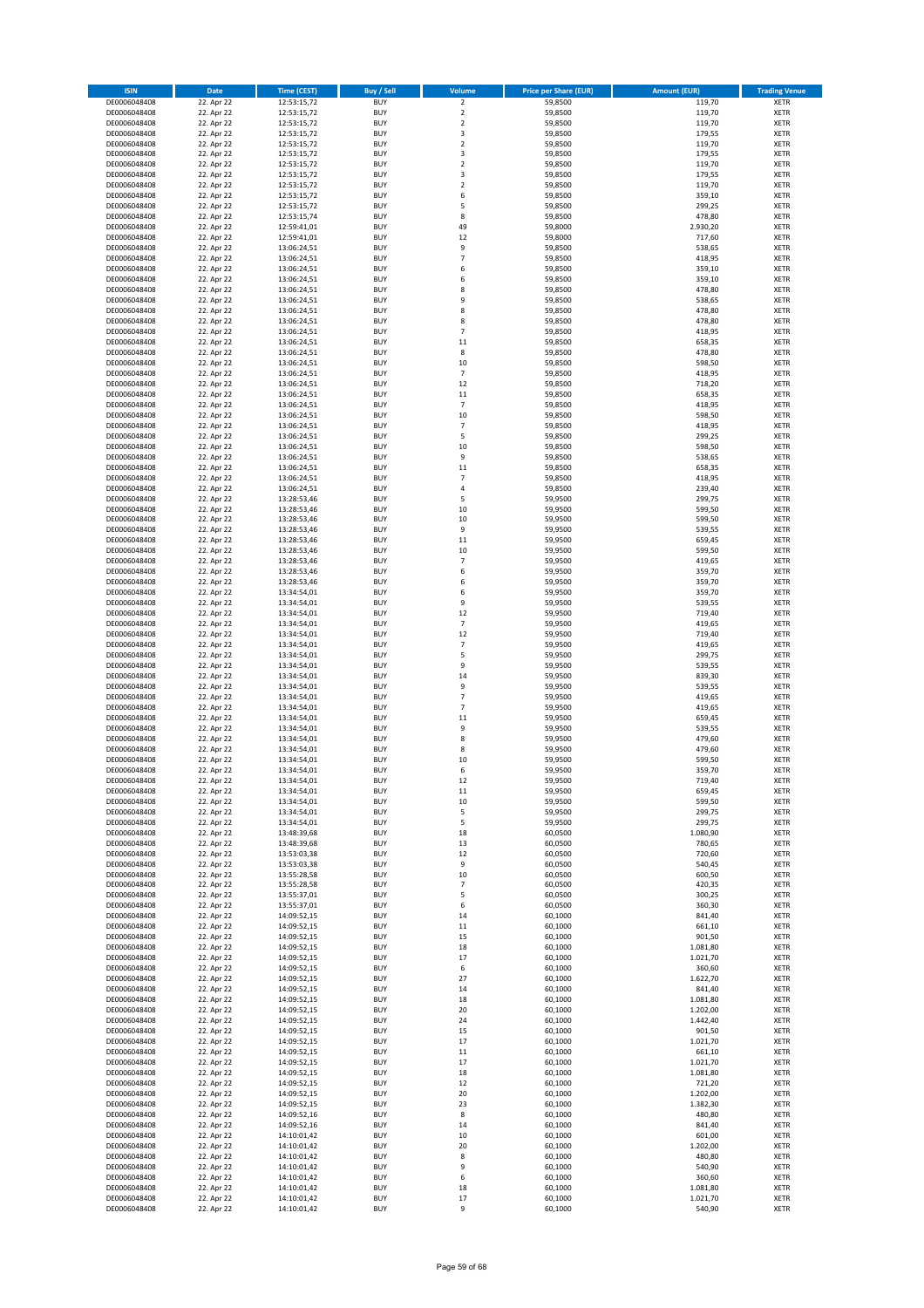| ISIN | Date | Time (CEST) | Buy / Sell | Volume | Price per Share (EUR) | Amount (EUR) | Trading Venue |
|---|---|---|---|---|---|---|---|
| DE0006048408 | 22. Apr 22 | 12:53:15,72 | BUY | 2 | 59,8500 | 119,70 | XETR |
| DE0006048408 | 22. Apr 22 | 12:53:15,72 | BUY | 2 | 59,8500 | 119,70 | XETR |
| DE0006048408 | 22. Apr 22 | 12:53:15,72 | BUY | 2 | 59,8500 | 119,70 | XETR |
| DE0006048408 | 22. Apr 22 | 12:53:15,72 | BUY | 3 | 59,8500 | 179,55 | XETR |
| DE0006048408 | 22. Apr 22 | 12:53:15,72 | BUY | 2 | 59,8500 | 119,70 | XETR |
| DE0006048408 | 22. Apr 22 | 12:53:15,72 | BUY | 3 | 59,8500 | 179,55 | XETR |
| DE0006048408 | 22. Apr 22 | 12:53:15,72 | BUY | 2 | 59,8500 | 119,70 | XETR |
| DE0006048408 | 22. Apr 22 | 12:53:15,72 | BUY | 3 | 59,8500 | 179,55 | XETR |
| DE0006048408 | 22. Apr 22 | 12:53:15,72 | BUY | 2 | 59,8500 | 119,70 | XETR |
| DE0006048408 | 22. Apr 22 | 12:53:15,72 | BUY | 6 | 59,8500 | 359,10 | XETR |
| DE0006048408 | 22. Apr 22 | 12:53:15,72 | BUY | 5 | 59,8500 | 299,25 | XETR |
| DE0006048408 | 22. Apr 22 | 12:53:15,74 | BUY | 8 | 59,8500 | 478,80 | XETR |
| DE0006048408 | 22. Apr 22 | 12:59:41,01 | BUY | 49 | 59,8000 | 2.930,20 | XETR |
| DE0006048408 | 22. Apr 22 | 12:59:41,01 | BUY | 12 | 59,8000 | 717,60 | XETR |
| DE0006048408 | 22. Apr 22 | 13:06:24,51 | BUY | 9 | 59,8500 | 538,65 | XETR |
| DE0006048408 | 22. Apr 22 | 13:06:24,51 | BUY | 7 | 59,8500 | 418,95 | XETR |
| DE0006048408 | 22. Apr 22 | 13:06:24,51 | BUY | 6 | 59,8500 | 359,10 | XETR |
| DE0006048408 | 22. Apr 22 | 13:06:24,51 | BUY | 6 | 59,8500 | 359,10 | XETR |
| DE0006048408 | 22. Apr 22 | 13:06:24,51 | BUY | 8 | 59,8500 | 478,80 | XETR |
| DE0006048408 | 22. Apr 22 | 13:06:24,51 | BUY | 9 | 59,8500 | 538,65 | XETR |
| DE0006048408 | 22. Apr 22 | 13:06:24,51 | BUY | 8 | 59,8500 | 478,80 | XETR |
| DE0006048408 | 22. Apr 22 | 13:06:24,51 | BUY | 8 | 59,8500 | 478,80 | XETR |
| DE0006048408 | 22. Apr 22 | 13:06:24,51 | BUY | 7 | 59,8500 | 418,95 | XETR |
| DE0006048408 | 22. Apr 22 | 13:06:24,51 | BUY | 11 | 59,8500 | 658,35 | XETR |
| DE0006048408 | 22. Apr 22 | 13:06:24,51 | BUY | 8 | 59,8500 | 478,80 | XETR |
| DE0006048408 | 22. Apr 22 | 13:06:24,51 | BUY | 10 | 59,8500 | 598,50 | XETR |
| DE0006048408 | 22. Apr 22 | 13:06:24,51 | BUY | 7 | 59,8500 | 418,95 | XETR |
| DE0006048408 | 22. Apr 22 | 13:06:24,51 | BUY | 12 | 59,8500 | 718,20 | XETR |
| DE0006048408 | 22. Apr 22 | 13:06:24,51 | BUY | 11 | 59,8500 | 658,35 | XETR |
| DE0006048408 | 22. Apr 22 | 13:06:24,51 | BUY | 7 | 59,8500 | 418,95 | XETR |
| DE0006048408 | 22. Apr 22 | 13:06:24,51 | BUY | 10 | 59,8500 | 598,50 | XETR |
| DE0006048408 | 22. Apr 22 | 13:06:24,51 | BUY | 7 | 59,8500 | 418,95 | XETR |
| DE0006048408 | 22. Apr 22 | 13:06:24,51 | BUY | 5 | 59,8500 | 299,25 | XETR |
| DE0006048408 | 22. Apr 22 | 13:06:24,51 | BUY | 10 | 59,8500 | 598,50 | XETR |
| DE0006048408 | 22. Apr 22 | 13:06:24,51 | BUY | 9 | 59,8500 | 538,65 | XETR |
| DE0006048408 | 22. Apr 22 | 13:06:24,51 | BUY | 11 | 59,8500 | 658,35 | XETR |
| DE0006048408 | 22. Apr 22 | 13:06:24,51 | BUY | 7 | 59,8500 | 418,95 | XETR |
| DE0006048408 | 22. Apr 22 | 13:06:24,51 | BUY | 4 | 59,8500 | 239,40 | XETR |
| DE0006048408 | 22. Apr 22 | 13:28:53,46 | BUY | 5 | 59,9500 | 299,75 | XETR |
| DE0006048408 | 22. Apr 22 | 13:28:53,46 | BUY | 10 | 59,9500 | 599,50 | XETR |
| DE0006048408 | 22. Apr 22 | 13:28:53,46 | BUY | 10 | 59,9500 | 599,50 | XETR |
| DE0006048408 | 22. Apr 22 | 13:28:53,46 | BUY | 9 | 59,9500 | 539,55 | XETR |
| DE0006048408 | 22. Apr 22 | 13:28:53,46 | BUY | 11 | 59,9500 | 659,45 | XETR |
| DE0006048408 | 22. Apr 22 | 13:28:53,46 | BUY | 10 | 59,9500 | 599,50 | XETR |
| DE0006048408 | 22. Apr 22 | 13:28:53,46 | BUY | 7 | 59,9500 | 419,65 | XETR |
| DE0006048408 | 22. Apr 22 | 13:28:53,46 | BUY | 6 | 59,9500 | 359,70 | XETR |
| DE0006048408 | 22. Apr 22 | 13:28:53,46 | BUY | 6 | 59,9500 | 359,70 | XETR |
| DE0006048408 | 22. Apr 22 | 13:34:54,01 | BUY | 6 | 59,9500 | 359,70 | XETR |
| DE0006048408 | 22. Apr 22 | 13:34:54,01 | BUY | 9 | 59,9500 | 539,55 | XETR |
| DE0006048408 | 22. Apr 22 | 13:34:54,01 | BUY | 12 | 59,9500 | 719,40 | XETR |
| DE0006048408 | 22. Apr 22 | 13:34:54,01 | BUY | 7 | 59,9500 | 419,65 | XETR |
| DE0006048408 | 22. Apr 22 | 13:34:54,01 | BUY | 12 | 59,9500 | 719,40 | XETR |
| DE0006048408 | 22. Apr 22 | 13:34:54,01 | BUY | 7 | 59,9500 | 419,65 | XETR |
| DE0006048408 | 22. Apr 22 | 13:34:54,01 | BUY | 5 | 59,9500 | 299,75 | XETR |
| DE0006048408 | 22. Apr 22 | 13:34:54,01 | BUY | 9 | 59,9500 | 539,55 | XETR |
| DE0006048408 | 22. Apr 22 | 13:34:54,01 | BUY | 14 | 59,9500 | 839,30 | XETR |
| DE0006048408 | 22. Apr 22 | 13:34:54,01 | BUY | 9 | 59,9500 | 539,55 | XETR |
| DE0006048408 | 22. Apr 22 | 13:34:54,01 | BUY | 7 | 59,9500 | 419,65 | XETR |
| DE0006048408 | 22. Apr 22 | 13:34:54,01 | BUY | 7 | 59,9500 | 419,65 | XETR |
| DE0006048408 | 22. Apr 22 | 13:34:54,01 | BUY | 11 | 59,9500 | 659,45 | XETR |
| DE0006048408 | 22. Apr 22 | 13:34:54,01 | BUY | 9 | 59,9500 | 539,55 | XETR |
| DE0006048408 | 22. Apr 22 | 13:34:54,01 | BUY | 8 | 59,9500 | 479,60 | XETR |
| DE0006048408 | 22. Apr 22 | 13:34:54,01 | BUY | 8 | 59,9500 | 479,60 | XETR |
| DE0006048408 | 22. Apr 22 | 13:34:54,01 | BUY | 10 | 59,9500 | 599,50 | XETR |
| DE0006048408 | 22. Apr 22 | 13:34:54,01 | BUY | 6 | 59,9500 | 359,70 | XETR |
| DE0006048408 | 22. Apr 22 | 13:34:54,01 | BUY | 12 | 59,9500 | 719,40 | XETR |
| DE0006048408 | 22. Apr 22 | 13:34:54,01 | BUY | 11 | 59,9500 | 659,45 | XETR |
| DE0006048408 | 22. Apr 22 | 13:34:54,01 | BUY | 10 | 59,9500 | 599,50 | XETR |
| DE0006048408 | 22. Apr 22 | 13:34:54,01 | BUY | 5 | 59,9500 | 299,75 | XETR |
| DE0006048408 | 22. Apr 22 | 13:34:54,01 | BUY | 5 | 59,9500 | 299,75 | XETR |
| DE0006048408 | 22. Apr 22 | 13:48:39,68 | BUY | 18 | 60,0500 | 1.080,90 | XETR |
| DE0006048408 | 22. Apr 22 | 13:48:39,68 | BUY | 13 | 60,0500 | 780,65 | XETR |
| DE0006048408 | 22. Apr 22 | 13:53:03,38 | BUY | 12 | 60,0500 | 720,60 | XETR |
| DE0006048408 | 22. Apr 22 | 13:53:03,38 | BUY | 9 | 60,0500 | 540,45 | XETR |
| DE0006048408 | 22. Apr 22 | 13:55:28,58 | BUY | 10 | 60,0500 | 600,50 | XETR |
| DE0006048408 | 22. Apr 22 | 13:55:28,58 | BUY | 7 | 60,0500 | 420,35 | XETR |
| DE0006048408 | 22. Apr 22 | 13:55:37,01 | BUY | 5 | 60,0500 | 300,25 | XETR |
| DE0006048408 | 22. Apr 22 | 13:55:37,01 | BUY | 6 | 60,0500 | 360,30 | XETR |
| DE0006048408 | 22. Apr 22 | 14:09:52,15 | BUY | 14 | 60,1000 | 841,40 | XETR |
| DE0006048408 | 22. Apr 22 | 14:09:52,15 | BUY | 11 | 60,1000 | 661,10 | XETR |
| DE0006048408 | 22. Apr 22 | 14:09:52,15 | BUY | 15 | 60,1000 | 901,50 | XETR |
| DE0006048408 | 22. Apr 22 | 14:09:52,15 | BUY | 18 | 60,1000 | 1.081,80 | XETR |
| DE0006048408 | 22. Apr 22 | 14:09:52,15 | BUY | 17 | 60,1000 | 1.021,70 | XETR |
| DE0006048408 | 22. Apr 22 | 14:09:52,15 | BUY | 6 | 60,1000 | 360,60 | XETR |
| DE0006048408 | 22. Apr 22 | 14:09:52,15 | BUY | 27 | 60,1000 | 1.622,70 | XETR |
| DE0006048408 | 22. Apr 22 | 14:09:52,15 | BUY | 14 | 60,1000 | 841,40 | XETR |
| DE0006048408 | 22. Apr 22 | 14:09:52,15 | BUY | 18 | 60,1000 | 1.081,80 | XETR |
| DE0006048408 | 22. Apr 22 | 14:09:52,15 | BUY | 20 | 60,1000 | 1.202,00 | XETR |
| DE0006048408 | 22. Apr 22 | 14:09:52,15 | BUY | 24 | 60,1000 | 1.442,40 | XETR |
| DE0006048408 | 22. Apr 22 | 14:09:52,15 | BUY | 15 | 60,1000 | 901,50 | XETR |
| DE0006048408 | 22. Apr 22 | 14:09:52,15 | BUY | 17 | 60,1000 | 1.021,70 | XETR |
| DE0006048408 | 22. Apr 22 | 14:09:52,15 | BUY | 11 | 60,1000 | 661,10 | XETR |
| DE0006048408 | 22. Apr 22 | 14:09:52,15 | BUY | 17 | 60,1000 | 1.021,70 | XETR |
| DE0006048408 | 22. Apr 22 | 14:09:52,15 | BUY | 18 | 60,1000 | 1.081,80 | XETR |
| DE0006048408 | 22. Apr 22 | 14:09:52,15 | BUY | 12 | 60,1000 | 721,20 | XETR |
| DE0006048408 | 22. Apr 22 | 14:09:52,15 | BUY | 20 | 60,1000 | 1.202,00 | XETR |
| DE0006048408 | 22. Apr 22 | 14:09:52,15 | BUY | 23 | 60,1000 | 1.382,30 | XETR |
| DE0006048408 | 22. Apr 22 | 14:09:52,16 | BUY | 8 | 60,1000 | 480,80 | XETR |
| DE0006048408 | 22. Apr 22 | 14:09:52,16 | BUY | 14 | 60,1000 | 841,40 | XETR |
| DE0006048408 | 22. Apr 22 | 14:10:01,42 | BUY | 10 | 60,1000 | 601,00 | XETR |
| DE0006048408 | 22. Apr 22 | 14:10:01,42 | BUY | 20 | 60,1000 | 1.202,00 | XETR |
| DE0006048408 | 22. Apr 22 | 14:10:01,42 | BUY | 8 | 60,1000 | 480,80 | XETR |
| DE0006048408 | 22. Apr 22 | 14:10:01,42 | BUY | 9 | 60,1000 | 540,90 | XETR |
| DE0006048408 | 22. Apr 22 | 14:10:01,42 | BUY | 6 | 60,1000 | 360,60 | XETR |
| DE0006048408 | 22. Apr 22 | 14:10:01,42 | BUY | 18 | 60,1000 | 1.081,80 | XETR |
| DE0006048408 | 22. Apr 22 | 14:10:01,42 | BUY | 17 | 60,1000 | 1.021,70 | XETR |
| DE0006048408 | 22. Apr 22 | 14:10:01,42 | BUY | 9 | 60,1000 | 540,90 | XETR |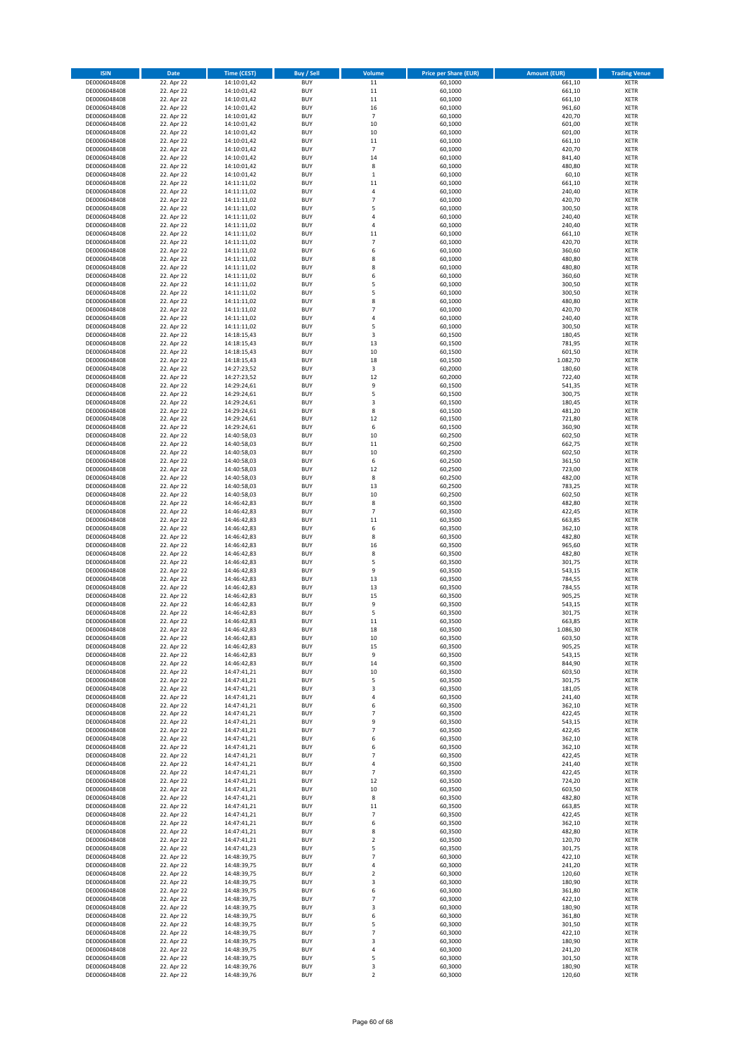| ISIN | Date | Time (CEST) | Buy / Sell | Volume | Price per Share (EUR) | Amount (EUR) | Trading Venue |
|---|---|---|---|---|---|---|---|
| DE0006048408 | 22. Apr 22 | 14:10:01,42 | BUY | 11 | 60,1000 | 661,10 | XETR |
| DE0006048408 | 22. Apr 22 | 14:10:01,42 | BUY | 11 | 60,1000 | 661,10 | XETR |
| DE0006048408 | 22. Apr 22 | 14:10:01,42 | BUY | 11 | 60,1000 | 661,10 | XETR |
| DE0006048408 | 22. Apr 22 | 14:10:01,42 | BUY | 16 | 60,1000 | 961,60 | XETR |
| DE0006048408 | 22. Apr 22 | 14:10:01,42 | BUY | 7 | 60,1000 | 420,70 | XETR |
| DE0006048408 | 22. Apr 22 | 14:10:01,42 | BUY | 10 | 60,1000 | 601,00 | XETR |
| DE0006048408 | 22. Apr 22 | 14:10:01,42 | BUY | 10 | 60,1000 | 601,00 | XETR |
| DE0006048408 | 22. Apr 22 | 14:10:01,42 | BUY | 11 | 60,1000 | 661,10 | XETR |
| DE0006048408 | 22. Apr 22 | 14:10:01,42 | BUY | 7 | 60,1000 | 420,70 | XETR |
| DE0006048408 | 22. Apr 22 | 14:10:01,42 | BUY | 14 | 60,1000 | 841,40 | XETR |
| DE0006048408 | 22. Apr 22 | 14:10:01,42 | BUY | 8 | 60,1000 | 480,80 | XETR |
| DE0006048408 | 22. Apr 22 | 14:10:01,42 | BUY | 1 | 60,1000 | 60,10 | XETR |
| DE0006048408 | 22. Apr 22 | 14:11:11,02 | BUY | 11 | 60,1000 | 661,10 | XETR |
| DE0006048408 | 22. Apr 22 | 14:11:11,02 | BUY | 4 | 60,1000 | 240,40 | XETR |
| DE0006048408 | 22. Apr 22 | 14:11:11,02 | BUY | 7 | 60,1000 | 420,70 | XETR |
| DE0006048408 | 22. Apr 22 | 14:11:11,02 | BUY | 5 | 60,1000 | 300,50 | XETR |
| DE0006048408 | 22. Apr 22 | 14:11:11,02 | BUY | 4 | 60,1000 | 240,40 | XETR |
| DE0006048408 | 22. Apr 22 | 14:11:11,02 | BUY | 4 | 60,1000 | 240,40 | XETR |
| DE0006048408 | 22. Apr 22 | 14:11:11,02 | BUY | 11 | 60,1000 | 661,10 | XETR |
| DE0006048408 | 22. Apr 22 | 14:11:11,02 | BUY | 7 | 60,1000 | 420,70 | XETR |
| DE0006048408 | 22. Apr 22 | 14:11:11,02 | BUY | 6 | 60,1000 | 360,60 | XETR |
| DE0006048408 | 22. Apr 22 | 14:11:11,02 | BUY | 8 | 60,1000 | 480,80 | XETR |
| DE0006048408 | 22. Apr 22 | 14:11:11,02 | BUY | 8 | 60,1000 | 480,80 | XETR |
| DE0006048408 | 22. Apr 22 | 14:11:11,02 | BUY | 6 | 60,1000 | 360,60 | XETR |
| DE0006048408 | 22. Apr 22 | 14:11:11,02 | BUY | 5 | 60,1000 | 300,50 | XETR |
| DE0006048408 | 22. Apr 22 | 14:11:11,02 | BUY | 5 | 60,1000 | 300,50 | XETR |
| DE0006048408 | 22. Apr 22 | 14:11:11,02 | BUY | 8 | 60,1000 | 480,80 | XETR |
| DE0006048408 | 22. Apr 22 | 14:11:11,02 | BUY | 7 | 60,1000 | 420,70 | XETR |
| DE0006048408 | 22. Apr 22 | 14:11:11,02 | BUY | 4 | 60,1000 | 240,40 | XETR |
| DE0006048408 | 22. Apr 22 | 14:11:11,02 | BUY | 5 | 60,1000 | 300,50 | XETR |
| DE0006048408 | 22. Apr 22 | 14:18:15,43 | BUY | 3 | 60,1500 | 180,45 | XETR |
| DE0006048408 | 22. Apr 22 | 14:18:15,43 | BUY | 13 | 60,1500 | 781,95 | XETR |
| DE0006048408 | 22. Apr 22 | 14:18:15,43 | BUY | 10 | 60,1500 | 601,50 | XETR |
| DE0006048408 | 22. Apr 22 | 14:18:15,43 | BUY | 18 | 60,1500 | 1.082,70 | XETR |
| DE0006048408 | 22. Apr 22 | 14:27:23,52 | BUY | 3 | 60,2000 | 180,60 | XETR |
| DE0006048408 | 22. Apr 22 | 14:27:23,52 | BUY | 12 | 60,2000 | 722,40 | XETR |
| DE0006048408 | 22. Apr 22 | 14:29:24,61 | BUY | 9 | 60,1500 | 541,35 | XETR |
| DE0006048408 | 22. Apr 22 | 14:29:24,61 | BUY | 5 | 60,1500 | 300,75 | XETR |
| DE0006048408 | 22. Apr 22 | 14:29:24,61 | BUY | 3 | 60,1500 | 180,45 | XETR |
| DE0006048408 | 22. Apr 22 | 14:29:24,61 | BUY | 8 | 60,1500 | 481,20 | XETR |
| DE0006048408 | 22. Apr 22 | 14:29:24,61 | BUY | 12 | 60,1500 | 721,80 | XETR |
| DE0006048408 | 22. Apr 22 | 14:29:24,61 | BUY | 6 | 60,1500 | 360,90 | XETR |
| DE0006048408 | 22. Apr 22 | 14:40:58,03 | BUY | 10 | 60,2500 | 602,50 | XETR |
| DE0006048408 | 22. Apr 22 | 14:40:58,03 | BUY | 11 | 60,2500 | 662,75 | XETR |
| DE0006048408 | 22. Apr 22 | 14:40:58,03 | BUY | 10 | 60,2500 | 602,50 | XETR |
| DE0006048408 | 22. Apr 22 | 14:40:58,03 | BUY | 6 | 60,2500 | 361,50 | XETR |
| DE0006048408 | 22. Apr 22 | 14:40:58,03 | BUY | 12 | 60,2500 | 723,00 | XETR |
| DE0006048408 | 22. Apr 22 | 14:40:58,03 | BUY | 8 | 60,2500 | 482,00 | XETR |
| DE0006048408 | 22. Apr 22 | 14:40:58,03 | BUY | 13 | 60,2500 | 783,25 | XETR |
| DE0006048408 | 22. Apr 22 | 14:40:58,03 | BUY | 10 | 60,2500 | 602,50 | XETR |
| DE0006048408 | 22. Apr 22 | 14:46:42,83 | BUY | 8 | 60,3500 | 482,80 | XETR |
| DE0006048408 | 22. Apr 22 | 14:46:42,83 | BUY | 7 | 60,3500 | 422,45 | XETR |
| DE0006048408 | 22. Apr 22 | 14:46:42,83 | BUY | 11 | 60,3500 | 663,85 | XETR |
| DE0006048408 | 22. Apr 22 | 14:46:42,83 | BUY | 6 | 60,3500 | 362,10 | XETR |
| DE0006048408 | 22. Apr 22 | 14:46:42,83 | BUY | 8 | 60,3500 | 482,80 | XETR |
| DE0006048408 | 22. Apr 22 | 14:46:42,83 | BUY | 16 | 60,3500 | 965,60 | XETR |
| DE0006048408 | 22. Apr 22 | 14:46:42,83 | BUY | 8 | 60,3500 | 482,80 | XETR |
| DE0006048408 | 22. Apr 22 | 14:46:42,83 | BUY | 5 | 60,3500 | 301,75 | XETR |
| DE0006048408 | 22. Apr 22 | 14:46:42,83 | BUY | 9 | 60,3500 | 543,15 | XETR |
| DE0006048408 | 22. Apr 22 | 14:46:42,83 | BUY | 13 | 60,3500 | 784,55 | XETR |
| DE0006048408 | 22. Apr 22 | 14:46:42,83 | BUY | 13 | 60,3500 | 784,55 | XETR |
| DE0006048408 | 22. Apr 22 | 14:46:42,83 | BUY | 15 | 60,3500 | 905,25 | XETR |
| DE0006048408 | 22. Apr 22 | 14:46:42,83 | BUY | 9 | 60,3500 | 543,15 | XETR |
| DE0006048408 | 22. Apr 22 | 14:46:42,83 | BUY | 5 | 60,3500 | 301,75 | XETR |
| DE0006048408 | 22. Apr 22 | 14:46:42,83 | BUY | 11 | 60,3500 | 663,85 | XETR |
| DE0006048408 | 22. Apr 22 | 14:46:42,83 | BUY | 18 | 60,3500 | 1.086,30 | XETR |
| DE0006048408 | 22. Apr 22 | 14:46:42,83 | BUY | 10 | 60,3500 | 603,50 | XETR |
| DE0006048408 | 22. Apr 22 | 14:46:42,83 | BUY | 15 | 60,3500 | 905,25 | XETR |
| DE0006048408 | 22. Apr 22 | 14:46:42,83 | BUY | 9 | 60,3500 | 543,15 | XETR |
| DE0006048408 | 22. Apr 22 | 14:46:42,83 | BUY | 14 | 60,3500 | 844,90 | XETR |
| DE0006048408 | 22. Apr 22 | 14:47:41,21 | BUY | 10 | 60,3500 | 603,50 | XETR |
| DE0006048408 | 22. Apr 22 | 14:47:41,21 | BUY | 5 | 60,3500 | 301,75 | XETR |
| DE0006048408 | 22. Apr 22 | 14:47:41,21 | BUY | 3 | 60,3500 | 181,05 | XETR |
| DE0006048408 | 22. Apr 22 | 14:47:41,21 | BUY | 4 | 60,3500 | 241,40 | XETR |
| DE0006048408 | 22. Apr 22 | 14:47:41,21 | BUY | 6 | 60,3500 | 362,10 | XETR |
| DE0006048408 | 22. Apr 22 | 14:47:41,21 | BUY | 7 | 60,3500 | 422,45 | XETR |
| DE0006048408 | 22. Apr 22 | 14:47:41,21 | BUY | 9 | 60,3500 | 543,15 | XETR |
| DE0006048408 | 22. Apr 22 | 14:47:41,21 | BUY | 7 | 60,3500 | 422,45 | XETR |
| DE0006048408 | 22. Apr 22 | 14:47:41,21 | BUY | 6 | 60,3500 | 362,10 | XETR |
| DE0006048408 | 22. Apr 22 | 14:47:41,21 | BUY | 6 | 60,3500 | 362,10 | XETR |
| DE0006048408 | 22. Apr 22 | 14:47:41,21 | BUY | 7 | 60,3500 | 422,45 | XETR |
| DE0006048408 | 22. Apr 22 | 14:47:41,21 | BUY | 4 | 60,3500 | 241,40 | XETR |
| DE0006048408 | 22. Apr 22 | 14:47:41,21 | BUY | 7 | 60,3500 | 422,45 | XETR |
| DE0006048408 | 22. Apr 22 | 14:47:41,21 | BUY | 12 | 60,3500 | 724,20 | XETR |
| DE0006048408 | 22. Apr 22 | 14:47:41,21 | BUY | 10 | 60,3500 | 603,50 | XETR |
| DE0006048408 | 22. Apr 22 | 14:47:41,21 | BUY | 8 | 60,3500 | 482,80 | XETR |
| DE0006048408 | 22. Apr 22 | 14:47:41,21 | BUY | 11 | 60,3500 | 663,85 | XETR |
| DE0006048408 | 22. Apr 22 | 14:47:41,21 | BUY | 7 | 60,3500 | 422,45 | XETR |
| DE0006048408 | 22. Apr 22 | 14:47:41,21 | BUY | 6 | 60,3500 | 362,10 | XETR |
| DE0006048408 | 22. Apr 22 | 14:47:41,21 | BUY | 8 | 60,3500 | 482,80 | XETR |
| DE0006048408 | 22. Apr 22 | 14:47:41,21 | BUY | 2 | 60,3500 | 120,70 | XETR |
| DE0006048408 | 22. Apr 22 | 14:47:41,23 | BUY | 5 | 60,3500 | 301,75 | XETR |
| DE0006048408 | 22. Apr 22 | 14:48:39,75 | BUY | 7 | 60,3000 | 422,10 | XETR |
| DE0006048408 | 22. Apr 22 | 14:48:39,75 | BUY | 4 | 60,3000 | 241,20 | XETR |
| DE0006048408 | 22. Apr 22 | 14:48:39,75 | BUY | 2 | 60,3000 | 120,60 | XETR |
| DE0006048408 | 22. Apr 22 | 14:48:39,75 | BUY | 3 | 60,3000 | 180,90 | XETR |
| DE0006048408 | 22. Apr 22 | 14:48:39,75 | BUY | 6 | 60,3000 | 361,80 | XETR |
| DE0006048408 | 22. Apr 22 | 14:48:39,75 | BUY | 7 | 60,3000 | 422,10 | XETR |
| DE0006048408 | 22. Apr 22 | 14:48:39,75 | BUY | 3 | 60,3000 | 180,90 | XETR |
| DE0006048408 | 22. Apr 22 | 14:48:39,75 | BUY | 6 | 60,3000 | 361,80 | XETR |
| DE0006048408 | 22. Apr 22 | 14:48:39,75 | BUY | 5 | 60,3000 | 301,50 | XETR |
| DE0006048408 | 22. Apr 22 | 14:48:39,75 | BUY | 7 | 60,3000 | 422,10 | XETR |
| DE0006048408 | 22. Apr 22 | 14:48:39,75 | BUY | 3 | 60,3000 | 180,90 | XETR |
| DE0006048408 | 22. Apr 22 | 14:48:39,75 | BUY | 4 | 60,3000 | 241,20 | XETR |
| DE0006048408 | 22. Apr 22 | 14:48:39,75 | BUY | 5 | 60,3000 | 301,50 | XETR |
| DE0006048408 | 22. Apr 22 | 14:48:39,76 | BUY | 3 | 60,3000 | 180,90 | XETR |
| DE0006048408 | 22. Apr 22 | 14:48:39,76 | BUY | 2 | 60,3000 | 120,60 | XETR |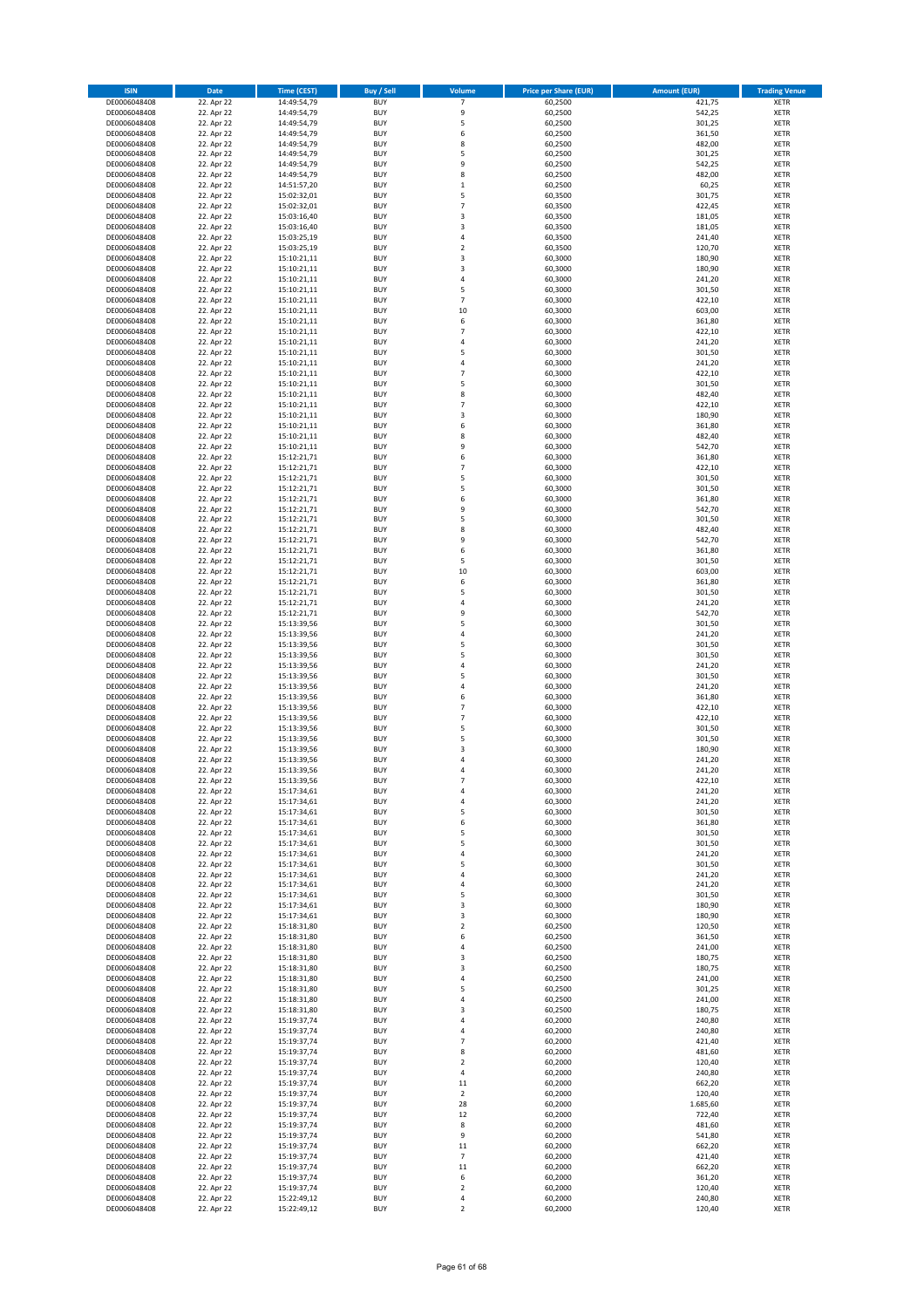| ISIN | Date | Time (CEST) | Buy / Sell | Volume | Price per Share (EUR) | Amount (EUR) | Trading Venue |
|---|---|---|---|---|---|---|---|
| DE0006048408 | 22. Apr 22 | 14:49:54,79 | BUY | 7 | 60,2500 | 421,75 | XETR |
| DE0006048408 | 22. Apr 22 | 14:49:54,79 | BUY | 9 | 60,2500 | 542,25 | XETR |
| DE0006048408 | 22. Apr 22 | 14:49:54,79 | BUY | 5 | 60,2500 | 301,25 | XETR |
| DE0006048408 | 22. Apr 22 | 14:49:54,79 | BUY | 6 | 60,2500 | 361,50 | XETR |
| DE0006048408 | 22. Apr 22 | 14:49:54,79 | BUY | 8 | 60,2500 | 482,00 | XETR |
| DE0006048408 | 22. Apr 22 | 14:49:54,79 | BUY | 5 | 60,2500 | 301,25 | XETR |
| DE0006048408 | 22. Apr 22 | 14:49:54,79 | BUY | 9 | 60,2500 | 542,25 | XETR |
| DE0006048408 | 22. Apr 22 | 14:49:54,79 | BUY | 8 | 60,2500 | 482,00 | XETR |
| DE0006048408 | 22. Apr 22 | 14:51:57,20 | BUY | 1 | 60,2500 | 60,25 | XETR |
| DE0006048408 | 22. Apr 22 | 15:02:32,01 | BUY | 5 | 60,3500 | 301,75 | XETR |
| DE0006048408 | 22. Apr 22 | 15:02:32,01 | BUY | 7 | 60,3500 | 422,45 | XETR |
| DE0006048408 | 22. Apr 22 | 15:03:16,40 | BUY | 3 | 60,3500 | 181,05 | XETR |
| DE0006048408 | 22. Apr 22 | 15:03:16,40 | BUY | 3 | 60,3500 | 181,05 | XETR |
| DE0006048408 | 22. Apr 22 | 15:03:25,19 | BUY | 4 | 60,3500 | 241,40 | XETR |
| DE0006048408 | 22. Apr 22 | 15:03:25,19 | BUY | 2 | 60,3500 | 120,70 | XETR |
| DE0006048408 | 22. Apr 22 | 15:10:21,11 | BUY | 3 | 60,3000 | 180,90 | XETR |
| DE0006048408 | 22. Apr 22 | 15:10:21,11 | BUY | 3 | 60,3000 | 180,90 | XETR |
| DE0006048408 | 22. Apr 22 | 15:10:21,11 | BUY | 4 | 60,3000 | 241,20 | XETR |
| DE0006048408 | 22. Apr 22 | 15:10:21,11 | BUY | 5 | 60,3000 | 301,50 | XETR |
| DE0006048408 | 22. Apr 22 | 15:10:21,11 | BUY | 7 | 60,3000 | 422,10 | XETR |
| DE0006048408 | 22. Apr 22 | 15:10:21,11 | BUY | 10 | 60,3000 | 603,00 | XETR |
| DE0006048408 | 22. Apr 22 | 15:10:21,11 | BUY | 6 | 60,3000 | 361,80 | XETR |
| DE0006048408 | 22. Apr 22 | 15:10:21,11 | BUY | 7 | 60,3000 | 422,10 | XETR |
| DE0006048408 | 22. Apr 22 | 15:10:21,11 | BUY | 4 | 60,3000 | 241,20 | XETR |
| DE0006048408 | 22. Apr 22 | 15:10:21,11 | BUY | 5 | 60,3000 | 301,50 | XETR |
| DE0006048408 | 22. Apr 22 | 15:10:21,11 | BUY | 4 | 60,3000 | 241,20 | XETR |
| DE0006048408 | 22. Apr 22 | 15:10:21,11 | BUY | 7 | 60,3000 | 422,10 | XETR |
| DE0006048408 | 22. Apr 22 | 15:10:21,11 | BUY | 5 | 60,3000 | 301,50 | XETR |
| DE0006048408 | 22. Apr 22 | 15:10:21,11 | BUY | 8 | 60,3000 | 482,40 | XETR |
| DE0006048408 | 22. Apr 22 | 15:10:21,11 | BUY | 7 | 60,3000 | 422,10 | XETR |
| DE0006048408 | 22. Apr 22 | 15:10:21,11 | BUY | 3 | 60,3000 | 180,90 | XETR |
| DE0006048408 | 22. Apr 22 | 15:10:21,11 | BUY | 6 | 60,3000 | 361,80 | XETR |
| DE0006048408 | 22. Apr 22 | 15:10:21,11 | BUY | 8 | 60,3000 | 482,40 | XETR |
| DE0006048408 | 22. Apr 22 | 15:10:21,11 | BUY | 9 | 60,3000 | 542,70 | XETR |
| DE0006048408 | 22. Apr 22 | 15:12:21,71 | BUY | 6 | 60,3000 | 361,80 | XETR |
| DE0006048408 | 22. Apr 22 | 15:12:21,71 | BUY | 7 | 60,3000 | 422,10 | XETR |
| DE0006048408 | 22. Apr 22 | 15:12:21,71 | BUY | 5 | 60,3000 | 301,50 | XETR |
| DE0006048408 | 22. Apr 22 | 15:12:21,71 | BUY | 5 | 60,3000 | 301,50 | XETR |
| DE0006048408 | 22. Apr 22 | 15:12:21,71 | BUY | 6 | 60,3000 | 361,80 | XETR |
| DE0006048408 | 22. Apr 22 | 15:12:21,71 | BUY | 9 | 60,3000 | 542,70 | XETR |
| DE0006048408 | 22. Apr 22 | 15:12:21,71 | BUY | 5 | 60,3000 | 301,50 | XETR |
| DE0006048408 | 22. Apr 22 | 15:12:21,71 | BUY | 8 | 60,3000 | 482,40 | XETR |
| DE0006048408 | 22. Apr 22 | 15:12:21,71 | BUY | 9 | 60,3000 | 542,70 | XETR |
| DE0006048408 | 22. Apr 22 | 15:12:21,71 | BUY | 6 | 60,3000 | 361,80 | XETR |
| DE0006048408 | 22. Apr 22 | 15:12:21,71 | BUY | 5 | 60,3000 | 301,50 | XETR |
| DE0006048408 | 22. Apr 22 | 15:12:21,71 | BUY | 10 | 60,3000 | 603,00 | XETR |
| DE0006048408 | 22. Apr 22 | 15:12:21,71 | BUY | 6 | 60,3000 | 361,80 | XETR |
| DE0006048408 | 22. Apr 22 | 15:12:21,71 | BUY | 5 | 60,3000 | 301,50 | XETR |
| DE0006048408 | 22. Apr 22 | 15:12:21,71 | BUY | 4 | 60,3000 | 241,20 | XETR |
| DE0006048408 | 22. Apr 22 | 15:12:21,71 | BUY | 9 | 60,3000 | 542,70 | XETR |
| DE0006048408 | 22. Apr 22 | 15:13:39,56 | BUY | 5 | 60,3000 | 301,50 | XETR |
| DE0006048408 | 22. Apr 22 | 15:13:39,56 | BUY | 4 | 60,3000 | 241,20 | XETR |
| DE0006048408 | 22. Apr 22 | 15:13:39,56 | BUY | 5 | 60,3000 | 301,50 | XETR |
| DE0006048408 | 22. Apr 22 | 15:13:39,56 | BUY | 5 | 60,3000 | 301,50 | XETR |
| DE0006048408 | 22. Apr 22 | 15:13:39,56 | BUY | 4 | 60,3000 | 241,20 | XETR |
| DE0006048408 | 22. Apr 22 | 15:13:39,56 | BUY | 5 | 60,3000 | 301,50 | XETR |
| DE0006048408 | 22. Apr 22 | 15:13:39,56 | BUY | 4 | 60,3000 | 241,20 | XETR |
| DE0006048408 | 22. Apr 22 | 15:13:39,56 | BUY | 6 | 60,3000 | 361,80 | XETR |
| DE0006048408 | 22. Apr 22 | 15:13:39,56 | BUY | 7 | 60,3000 | 422,10 | XETR |
| DE0006048408 | 22. Apr 22 | 15:13:39,56 | BUY | 7 | 60,3000 | 422,10 | XETR |
| DE0006048408 | 22. Apr 22 | 15:13:39,56 | BUY | 5 | 60,3000 | 301,50 | XETR |
| DE0006048408 | 22. Apr 22 | 15:13:39,56 | BUY | 5 | 60,3000 | 301,50 | XETR |
| DE0006048408 | 22. Apr 22 | 15:13:39,56 | BUY | 3 | 60,3000 | 180,90 | XETR |
| DE0006048408 | 22. Apr 22 | 15:13:39,56 | BUY | 4 | 60,3000 | 241,20 | XETR |
| DE0006048408 | 22. Apr 22 | 15:13:39,56 | BUY | 4 | 60,3000 | 241,20 | XETR |
| DE0006048408 | 22. Apr 22 | 15:13:39,56 | BUY | 7 | 60,3000 | 422,10 | XETR |
| DE0006048408 | 22. Apr 22 | 15:17:34,61 | BUY | 4 | 60,3000 | 241,20 | XETR |
| DE0006048408 | 22. Apr 22 | 15:17:34,61 | BUY | 4 | 60,3000 | 241,20 | XETR |
| DE0006048408 | 22. Apr 22 | 15:17:34,61 | BUY | 5 | 60,3000 | 301,50 | XETR |
| DE0006048408 | 22. Apr 22 | 15:17:34,61 | BUY | 6 | 60,3000 | 361,80 | XETR |
| DE0006048408 | 22. Apr 22 | 15:17:34,61 | BUY | 5 | 60,3000 | 301,50 | XETR |
| DE0006048408 | 22. Apr 22 | 15:17:34,61 | BUY | 5 | 60,3000 | 301,50 | XETR |
| DE0006048408 | 22. Apr 22 | 15:17:34,61 | BUY | 4 | 60,3000 | 241,20 | XETR |
| DE0006048408 | 22. Apr 22 | 15:17:34,61 | BUY | 5 | 60,3000 | 301,50 | XETR |
| DE0006048408 | 22. Apr 22 | 15:17:34,61 | BUY | 4 | 60,3000 | 241,20 | XETR |
| DE0006048408 | 22. Apr 22 | 15:17:34,61 | BUY | 4 | 60,3000 | 241,20 | XETR |
| DE0006048408 | 22. Apr 22 | 15:17:34,61 | BUY | 5 | 60,3000 | 301,50 | XETR |
| DE0006048408 | 22. Apr 22 | 15:17:34,61 | BUY | 3 | 60,3000 | 180,90 | XETR |
| DE0006048408 | 22. Apr 22 | 15:17:34,61 | BUY | 3 | 60,3000 | 180,90 | XETR |
| DE0006048408 | 22. Apr 22 | 15:18:31,80 | BUY | 2 | 60,2500 | 120,50 | XETR |
| DE0006048408 | 22. Apr 22 | 15:18:31,80 | BUY | 6 | 60,2500 | 361,50 | XETR |
| DE0006048408 | 22. Apr 22 | 15:18:31,80 | BUY | 4 | 60,2500 | 241,00 | XETR |
| DE0006048408 | 22. Apr 22 | 15:18:31,80 | BUY | 3 | 60,2500 | 180,75 | XETR |
| DE0006048408 | 22. Apr 22 | 15:18:31,80 | BUY | 3 | 60,2500 | 180,75 | XETR |
| DE0006048408 | 22. Apr 22 | 15:18:31,80 | BUY | 4 | 60,2500 | 241,00 | XETR |
| DE0006048408 | 22. Apr 22 | 15:18:31,80 | BUY | 5 | 60,2500 | 301,25 | XETR |
| DE0006048408 | 22. Apr 22 | 15:18:31,80 | BUY | 4 | 60,2500 | 241,00 | XETR |
| DE0006048408 | 22. Apr 22 | 15:18:31,80 | BUY | 3 | 60,2500 | 180,75 | XETR |
| DE0006048408 | 22. Apr 22 | 15:19:37,74 | BUY | 4 | 60,2000 | 240,80 | XETR |
| DE0006048408 | 22. Apr 22 | 15:19:37,74 | BUY | 4 | 60,2000 | 240,80 | XETR |
| DE0006048408 | 22. Apr 22 | 15:19:37,74 | BUY | 7 | 60,2000 | 421,40 | XETR |
| DE0006048408 | 22. Apr 22 | 15:19:37,74 | BUY | 8 | 60,2000 | 481,60 | XETR |
| DE0006048408 | 22. Apr 22 | 15:19:37,74 | BUY | 2 | 60,2000 | 120,40 | XETR |
| DE0006048408 | 22. Apr 22 | 15:19:37,74 | BUY | 4 | 60,2000 | 240,80 | XETR |
| DE0006048408 | 22. Apr 22 | 15:19:37,74 | BUY | 11 | 60,2000 | 662,20 | XETR |
| DE0006048408 | 22. Apr 22 | 15:19:37,74 | BUY | 2 | 60,2000 | 120,40 | XETR |
| DE0006048408 | 22. Apr 22 | 15:19:37,74 | BUY | 28 | 60,2000 | 1.685,60 | XETR |
| DE0006048408 | 22. Apr 22 | 15:19:37,74 | BUY | 12 | 60,2000 | 722,40 | XETR |
| DE0006048408 | 22. Apr 22 | 15:19:37,74 | BUY | 8 | 60,2000 | 481,60 | XETR |
| DE0006048408 | 22. Apr 22 | 15:19:37,74 | BUY | 9 | 60,2000 | 541,80 | XETR |
| DE0006048408 | 22. Apr 22 | 15:19:37,74 | BUY | 11 | 60,2000 | 662,20 | XETR |
| DE0006048408 | 22. Apr 22 | 15:19:37,74 | BUY | 7 | 60,2000 | 421,40 | XETR |
| DE0006048408 | 22. Apr 22 | 15:19:37,74 | BUY | 11 | 60,2000 | 662,20 | XETR |
| DE0006048408 | 22. Apr 22 | 15:19:37,74 | BUY | 6 | 60,2000 | 361,20 | XETR |
| DE0006048408 | 22. Apr 22 | 15:19:37,74 | BUY | 2 | 60,2000 | 120,40 | XETR |
| DE0006048408 | 22. Apr 22 | 15:22:49,12 | BUY | 4 | 60,2000 | 240,80 | XETR |
| DE0006048408 | 22. Apr 22 | 15:22:49,12 | BUY | 2 | 60,2000 | 120,40 | XETR |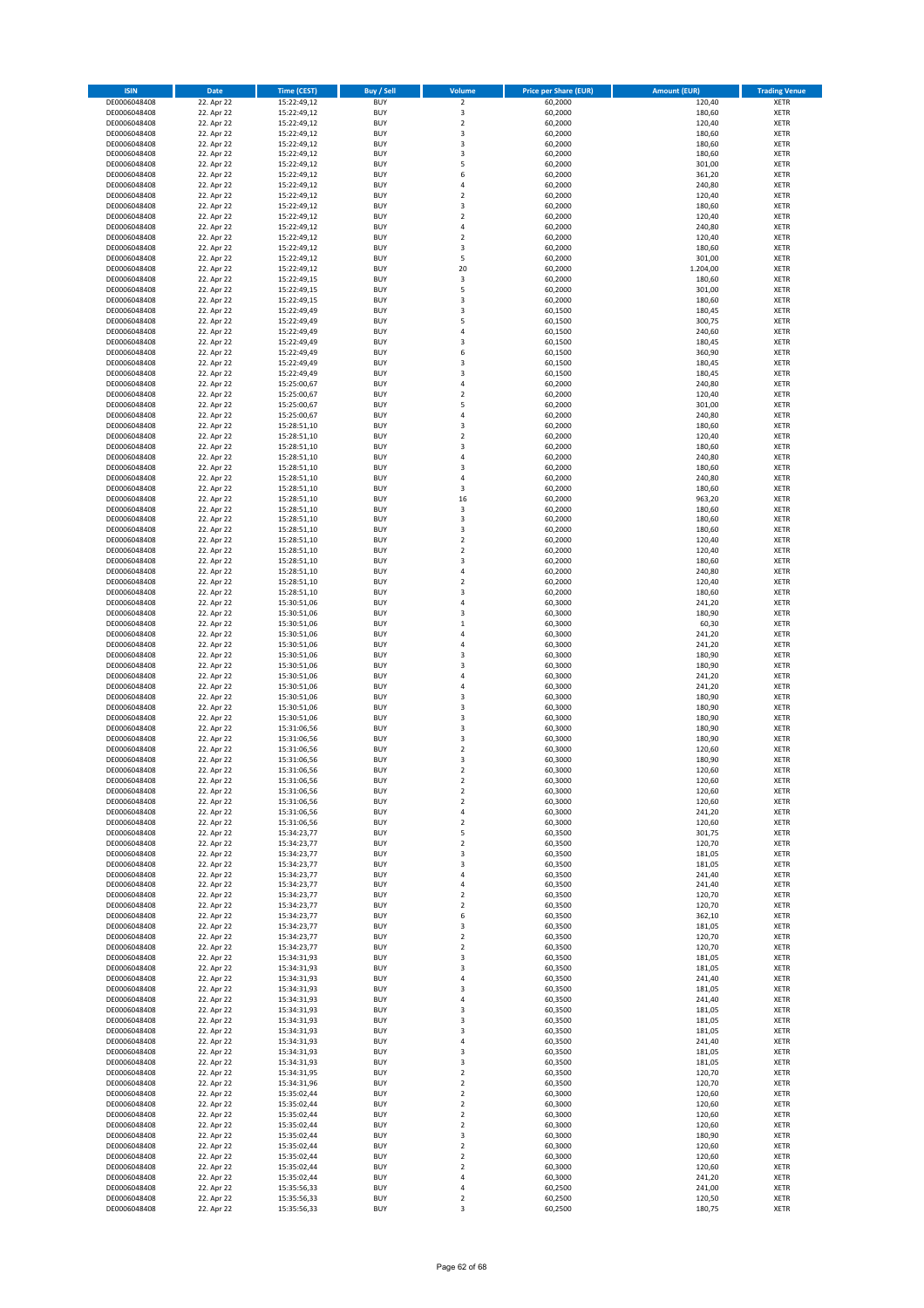| ISIN | Date | Time (CEST) | Buy / Sell | Volume | Price per Share (EUR) | Amount (EUR) | Trading Venue |
|---|---|---|---|---|---|---|---|
| DE0006048408 | 22. Apr 22 | 15:22:49,12 | BUY | 2 | 60,2000 | 120,40 | XETR |
| DE0006048408 | 22. Apr 22 | 15:22:49,12 | BUY | 3 | 60,2000 | 180,60 | XETR |
| DE0006048408 | 22. Apr 22 | 15:22:49,12 | BUY | 2 | 60,2000 | 120,40 | XETR |
| DE0006048408 | 22. Apr 22 | 15:22:49,12 | BUY | 3 | 60,2000 | 180,60 | XETR |
| DE0006048408 | 22. Apr 22 | 15:22:49,12 | BUY | 3 | 60,2000 | 180,60 | XETR |
| DE0006048408 | 22. Apr 22 | 15:22:49,12 | BUY | 3 | 60,2000 | 180,60 | XETR |
| DE0006048408 | 22. Apr 22 | 15:22:49,12 | BUY | 5 | 60,2000 | 301,00 | XETR |
| DE0006048408 | 22. Apr 22 | 15:22:49,12 | BUY | 6 | 60,2000 | 361,20 | XETR |
| DE0006048408 | 22. Apr 22 | 15:22:49,12 | BUY | 4 | 60,2000 | 240,80 | XETR |
| DE0006048408 | 22. Apr 22 | 15:22:49,12 | BUY | 2 | 60,2000 | 120,40 | XETR |
| DE0006048408 | 22. Apr 22 | 15:22:49,12 | BUY | 3 | 60,2000 | 180,60 | XETR |
| DE0006048408 | 22. Apr 22 | 15:22:49,12 | BUY | 2 | 60,2000 | 120,40 | XETR |
| DE0006048408 | 22. Apr 22 | 15:22:49,12 | BUY | 4 | 60,2000 | 240,80 | XETR |
| DE0006048408 | 22. Apr 22 | 15:22:49,12 | BUY | 2 | 60,2000 | 120,40 | XETR |
| DE0006048408 | 22. Apr 22 | 15:22:49,12 | BUY | 3 | 60,2000 | 180,60 | XETR |
| DE0006048408 | 22. Apr 22 | 15:22:49,12 | BUY | 5 | 60,2000 | 301,00 | XETR |
| DE0006048408 | 22. Apr 22 | 15:22:49,12 | BUY | 20 | 60,2000 | 1.204,00 | XETR |
| DE0006048408 | 22. Apr 22 | 15:22:49,15 | BUY | 3 | 60,2000 | 180,60 | XETR |
| DE0006048408 | 22. Apr 22 | 15:22:49,15 | BUY | 5 | 60,2000 | 301,00 | XETR |
| DE0006048408 | 22. Apr 22 | 15:22:49,15 | BUY | 3 | 60,2000 | 180,60 | XETR |
| DE0006048408 | 22. Apr 22 | 15:22:49,49 | BUY | 3 | 60,1500 | 180,45 | XETR |
| DE0006048408 | 22. Apr 22 | 15:22:49,49 | BUY | 5 | 60,1500 | 300,75 | XETR |
| DE0006048408 | 22. Apr 22 | 15:22:49,49 | BUY | 4 | 60,1500 | 240,60 | XETR |
| DE0006048408 | 22. Apr 22 | 15:22:49,49 | BUY | 3 | 60,1500 | 180,45 | XETR |
| DE0006048408 | 22. Apr 22 | 15:22:49,49 | BUY | 6 | 60,1500 | 360,90 | XETR |
| DE0006048408 | 22. Apr 22 | 15:22:49,49 | BUY | 3 | 60,1500 | 180,45 | XETR |
| DE0006048408 | 22. Apr 22 | 15:22:49,49 | BUY | 3 | 60,1500 | 180,45 | XETR |
| DE0006048408 | 22. Apr 22 | 15:25:00,67 | BUY | 4 | 60,2000 | 240,80 | XETR |
| DE0006048408 | 22. Apr 22 | 15:25:00,67 | BUY | 2 | 60,2000 | 120,40 | XETR |
| DE0006048408 | 22. Apr 22 | 15:25:00,67 | BUY | 5 | 60,2000 | 301,00 | XETR |
| DE0006048408 | 22. Apr 22 | 15:25:00,67 | BUY | 4 | 60,2000 | 240,80 | XETR |
| DE0006048408 | 22. Apr 22 | 15:28:51,10 | BUY | 3 | 60,2000 | 180,60 | XETR |
| DE0006048408 | 22. Apr 22 | 15:28:51,10 | BUY | 2 | 60,2000 | 120,40 | XETR |
| DE0006048408 | 22. Apr 22 | 15:28:51,10 | BUY | 3 | 60,2000 | 180,60 | XETR |
| DE0006048408 | 22. Apr 22 | 15:28:51,10 | BUY | 4 | 60,2000 | 240,80 | XETR |
| DE0006048408 | 22. Apr 22 | 15:28:51,10 | BUY | 3 | 60,2000 | 180,60 | XETR |
| DE0006048408 | 22. Apr 22 | 15:28:51,10 | BUY | 4 | 60,2000 | 240,80 | XETR |
| DE0006048408 | 22. Apr 22 | 15:28:51,10 | BUY | 3 | 60,2000 | 180,60 | XETR |
| DE0006048408 | 22. Apr 22 | 15:28:51,10 | BUY | 16 | 60,2000 | 963,20 | XETR |
| DE0006048408 | 22. Apr 22 | 15:28:51,10 | BUY | 3 | 60,2000 | 180,60 | XETR |
| DE0006048408 | 22. Apr 22 | 15:28:51,10 | BUY | 3 | 60,2000 | 180,60 | XETR |
| DE0006048408 | 22. Apr 22 | 15:28:51,10 | BUY | 3 | 60,2000 | 180,60 | XETR |
| DE0006048408 | 22. Apr 22 | 15:28:51,10 | BUY | 2 | 60,2000 | 120,40 | XETR |
| DE0006048408 | 22. Apr 22 | 15:28:51,10 | BUY | 2 | 60,2000 | 120,40 | XETR |
| DE0006048408 | 22. Apr 22 | 15:28:51,10 | BUY | 3 | 60,2000 | 180,60 | XETR |
| DE0006048408 | 22. Apr 22 | 15:28:51,10 | BUY | 4 | 60,2000 | 240,80 | XETR |
| DE0006048408 | 22. Apr 22 | 15:28:51,10 | BUY | 2 | 60,2000 | 120,40 | XETR |
| DE0006048408 | 22. Apr 22 | 15:28:51,10 | BUY | 3 | 60,2000 | 180,60 | XETR |
| DE0006048408 | 22. Apr 22 | 15:30:51,06 | BUY | 4 | 60,3000 | 241,20 | XETR |
| DE0006048408 | 22. Apr 22 | 15:30:51,06 | BUY | 3 | 60,3000 | 180,90 | XETR |
| DE0006048408 | 22. Apr 22 | 15:30:51,06 | BUY | 1 | 60,3000 | 60,30 | XETR |
| DE0006048408 | 22. Apr 22 | 15:30:51,06 | BUY | 4 | 60,3000 | 241,20 | XETR |
| DE0006048408 | 22. Apr 22 | 15:30:51,06 | BUY | 4 | 60,3000 | 241,20 | XETR |
| DE0006048408 | 22. Apr 22 | 15:30:51,06 | BUY | 3 | 60,3000 | 180,90 | XETR |
| DE0006048408 | 22. Apr 22 | 15:30:51,06 | BUY | 3 | 60,3000 | 180,90 | XETR |
| DE0006048408 | 22. Apr 22 | 15:30:51,06 | BUY | 4 | 60,3000 | 241,20 | XETR |
| DE0006048408 | 22. Apr 22 | 15:30:51,06 | BUY | 4 | 60,3000 | 241,20 | XETR |
| DE0006048408 | 22. Apr 22 | 15:30:51,06 | BUY | 3 | 60,3000 | 180,90 | XETR |
| DE0006048408 | 22. Apr 22 | 15:30:51,06 | BUY | 3 | 60,3000 | 180,90 | XETR |
| DE0006048408 | 22. Apr 22 | 15:30:51,06 | BUY | 3 | 60,3000 | 180,90 | XETR |
| DE0006048408 | 22. Apr 22 | 15:31:06,56 | BUY | 3 | 60,3000 | 180,90 | XETR |
| DE0006048408 | 22. Apr 22 | 15:31:06,56 | BUY | 3 | 60,3000 | 180,90 | XETR |
| DE0006048408 | 22. Apr 22 | 15:31:06,56 | BUY | 2 | 60,3000 | 120,60 | XETR |
| DE0006048408 | 22. Apr 22 | 15:31:06,56 | BUY | 3 | 60,3000 | 180,90 | XETR |
| DE0006048408 | 22. Apr 22 | 15:31:06,56 | BUY | 2 | 60,3000 | 120,60 | XETR |
| DE0006048408 | 22. Apr 22 | 15:31:06,56 | BUY | 2 | 60,3000 | 120,60 | XETR |
| DE0006048408 | 22. Apr 22 | 15:31:06,56 | BUY | 2 | 60,3000 | 120,60 | XETR |
| DE0006048408 | 22. Apr 22 | 15:31:06,56 | BUY | 2 | 60,3000 | 120,60 | XETR |
| DE0006048408 | 22. Apr 22 | 15:31:06,56 | BUY | 4 | 60,3000 | 241,20 | XETR |
| DE0006048408 | 22. Apr 22 | 15:31:06,56 | BUY | 2 | 60,3000 | 120,60 | XETR |
| DE0006048408 | 22. Apr 22 | 15:34:23,77 | BUY | 5 | 60,3500 | 301,75 | XETR |
| DE0006048408 | 22. Apr 22 | 15:34:23,77 | BUY | 2 | 60,3500 | 120,70 | XETR |
| DE0006048408 | 22. Apr 22 | 15:34:23,77 | BUY | 3 | 60,3500 | 181,05 | XETR |
| DE0006048408 | 22. Apr 22 | 15:34:23,77 | BUY | 3 | 60,3500 | 181,05 | XETR |
| DE0006048408 | 22. Apr 22 | 15:34:23,77 | BUY | 4 | 60,3500 | 241,40 | XETR |
| DE0006048408 | 22. Apr 22 | 15:34:23,77 | BUY | 4 | 60,3500 | 241,40 | XETR |
| DE0006048408 | 22. Apr 22 | 15:34:23,77 | BUY | 2 | 60,3500 | 120,70 | XETR |
| DE0006048408 | 22. Apr 22 | 15:34:23,77 | BUY | 2 | 60,3500 | 120,70 | XETR |
| DE0006048408 | 22. Apr 22 | 15:34:23,77 | BUY | 6 | 60,3500 | 362,10 | XETR |
| DE0006048408 | 22. Apr 22 | 15:34:23,77 | BUY | 3 | 60,3500 | 181,05 | XETR |
| DE0006048408 | 22. Apr 22 | 15:34:23,77 | BUY | 2 | 60,3500 | 120,70 | XETR |
| DE0006048408 | 22. Apr 22 | 15:34:23,77 | BUY | 2 | 60,3500 | 120,70 | XETR |
| DE0006048408 | 22. Apr 22 | 15:34:31,93 | BUY | 3 | 60,3500 | 181,05 | XETR |
| DE0006048408 | 22. Apr 22 | 15:34:31,93 | BUY | 3 | 60,3500 | 181,05 | XETR |
| DE0006048408 | 22. Apr 22 | 15:34:31,93 | BUY | 4 | 60,3500 | 241,40 | XETR |
| DE0006048408 | 22. Apr 22 | 15:34:31,93 | BUY | 3 | 60,3500 | 181,05 | XETR |
| DE0006048408 | 22. Apr 22 | 15:34:31,93 | BUY | 4 | 60,3500 | 241,40 | XETR |
| DE0006048408 | 22. Apr 22 | 15:34:31,93 | BUY | 3 | 60,3500 | 181,05 | XETR |
| DE0006048408 | 22. Apr 22 | 15:34:31,93 | BUY | 3 | 60,3500 | 181,05 | XETR |
| DE0006048408 | 22. Apr 22 | 15:34:31,93 | BUY | 3 | 60,3500 | 181,05 | XETR |
| DE0006048408 | 22. Apr 22 | 15:34:31,93 | BUY | 4 | 60,3500 | 241,40 | XETR |
| DE0006048408 | 22. Apr 22 | 15:34:31,93 | BUY | 3 | 60,3500 | 181,05 | XETR |
| DE0006048408 | 22. Apr 22 | 15:34:31,93 | BUY | 3 | 60,3500 | 181,05 | XETR |
| DE0006048408 | 22. Apr 22 | 15:34:31,95 | BUY | 2 | 60,3500 | 120,70 | XETR |
| DE0006048408 | 22. Apr 22 | 15:34:31,96 | BUY | 2 | 60,3500 | 120,70 | XETR |
| DE0006048408 | 22. Apr 22 | 15:35:02,44 | BUY | 2 | 60,3000 | 120,60 | XETR |
| DE0006048408 | 22. Apr 22 | 15:35:02,44 | BUY | 2 | 60,3000 | 120,60 | XETR |
| DE0006048408 | 22. Apr 22 | 15:35:02,44 | BUY | 2 | 60,3000 | 120,60 | XETR |
| DE0006048408 | 22. Apr 22 | 15:35:02,44 | BUY | 2 | 60,3000 | 120,60 | XETR |
| DE0006048408 | 22. Apr 22 | 15:35:02,44 | BUY | 3 | 60,3000 | 180,90 | XETR |
| DE0006048408 | 22. Apr 22 | 15:35:02,44 | BUY | 2 | 60,3000 | 120,60 | XETR |
| DE0006048408 | 22. Apr 22 | 15:35:02,44 | BUY | 2 | 60,3000 | 120,60 | XETR |
| DE0006048408 | 22. Apr 22 | 15:35:02,44 | BUY | 2 | 60,3000 | 120,60 | XETR |
| DE0006048408 | 22. Apr 22 | 15:35:02,44 | BUY | 4 | 60,3000 | 241,20 | XETR |
| DE0006048408 | 22. Apr 22 | 15:35:56,33 | BUY | 4 | 60,2500 | 241,00 | XETR |
| DE0006048408 | 22. Apr 22 | 15:35:56,33 | BUY | 2 | 60,2500 | 120,50 | XETR |
| DE0006048408 | 22. Apr 22 | 15:35:56,33 | BUY | 3 | 60,2500 | 180,75 | XETR |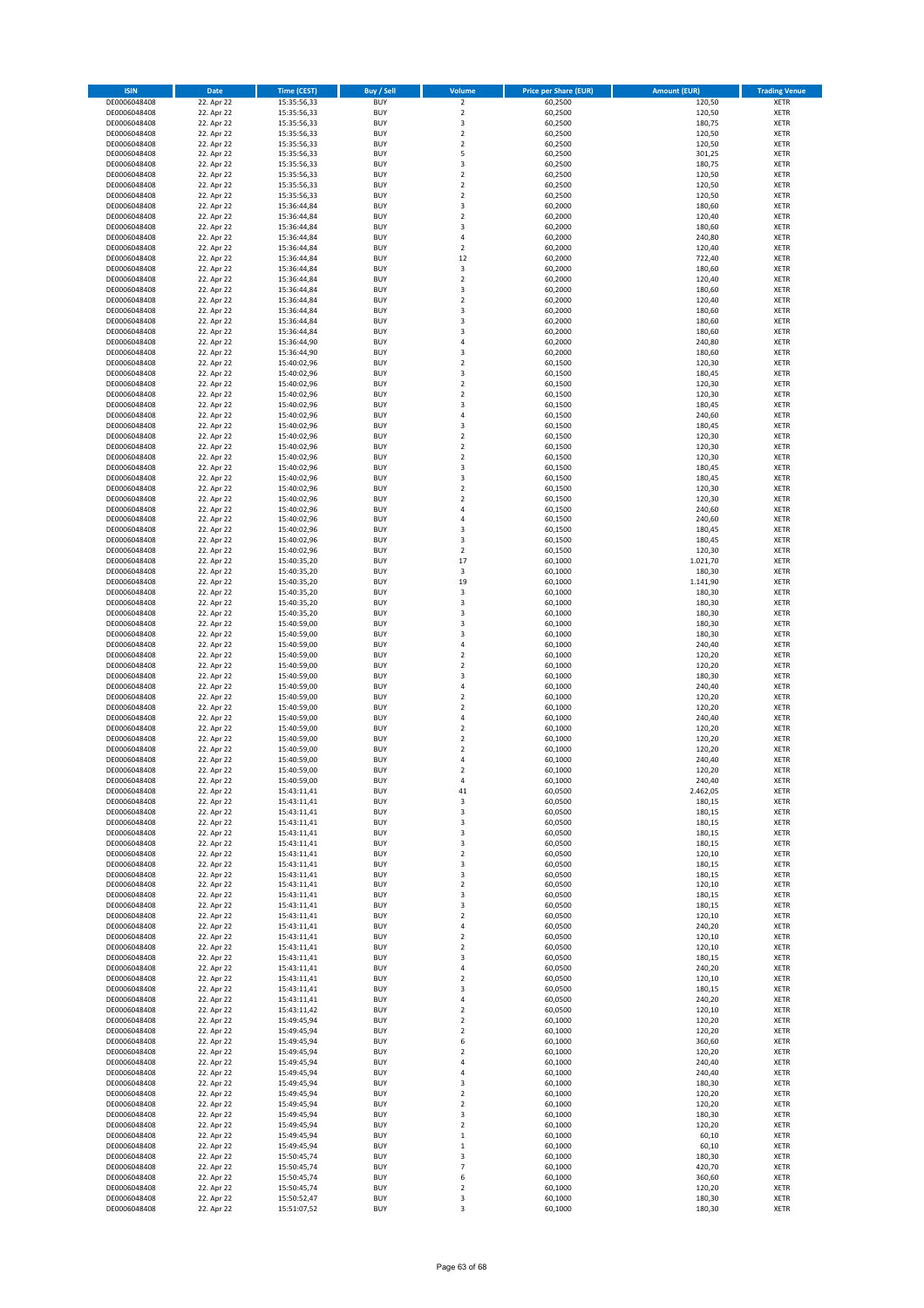| ISIN | Date | Time (CEST) | Buy / Sell | Volume | Price per Share (EUR) | Amount (EUR) | Trading Venue |
|---|---|---|---|---|---|---|---|
| DE0006048408 | 22. Apr 22 | 15:35:56,33 | BUY | 2 | 60,2500 | 120,50 | XETR |
| DE0006048408 | 22. Apr 22 | 15:35:56,33 | BUY | 2 | 60,2500 | 120,50 | XETR |
| DE0006048408 | 22. Apr 22 | 15:35:56,33 | BUY | 3 | 60,2500 | 180,75 | XETR |
| DE0006048408 | 22. Apr 22 | 15:35:56,33 | BUY | 2 | 60,2500 | 120,50 | XETR |
| DE0006048408 | 22. Apr 22 | 15:35:56,33 | BUY | 2 | 60,2500 | 120,50 | XETR |
| DE0006048408 | 22. Apr 22 | 15:35:56,33 | BUY | 5 | 60,2500 | 301,25 | XETR |
| DE0006048408 | 22. Apr 22 | 15:35:56,33 | BUY | 3 | 60,2500 | 180,75 | XETR |
| DE0006048408 | 22. Apr 22 | 15:35:56,33 | BUY | 2 | 60,2500 | 120,50 | XETR |
| DE0006048408 | 22. Apr 22 | 15:35:56,33 | BUY | 2 | 60,2500 | 120,50 | XETR |
| DE0006048408 | 22. Apr 22 | 15:35:56,33 | BUY | 2 | 60,2500 | 120,50 | XETR |
| DE0006048408 | 22. Apr 22 | 15:36:44,84 | BUY | 3 | 60,2000 | 180,60 | XETR |
| DE0006048408 | 22. Apr 22 | 15:36:44,84 | BUY | 2 | 60,2000 | 120,40 | XETR |
| DE0006048408 | 22. Apr 22 | 15:36:44,84 | BUY | 3 | 60,2000 | 180,60 | XETR |
| DE0006048408 | 22. Apr 22 | 15:36:44,84 | BUY | 4 | 60,2000 | 240,80 | XETR |
| DE0006048408 | 22. Apr 22 | 15:36:44,84 | BUY | 2 | 60,2000 | 120,40 | XETR |
| DE0006048408 | 22. Apr 22 | 15:36:44,84 | BUY | 12 | 60,2000 | 722,40 | XETR |
| DE0006048408 | 22. Apr 22 | 15:36:44,84 | BUY | 3 | 60,2000 | 180,60 | XETR |
| DE0006048408 | 22. Apr 22 | 15:36:44,84 | BUY | 2 | 60,2000 | 120,40 | XETR |
| DE0006048408 | 22. Apr 22 | 15:36:44,84 | BUY | 3 | 60,2000 | 180,60 | XETR |
| DE0006048408 | 22. Apr 22 | 15:36:44,84 | BUY | 2 | 60,2000 | 120,40 | XETR |
| DE0006048408 | 22. Apr 22 | 15:36:44,84 | BUY | 3 | 60,2000 | 180,60 | XETR |
| DE0006048408 | 22. Apr 22 | 15:36:44,84 | BUY | 3 | 60,2000 | 180,60 | XETR |
| DE0006048408 | 22. Apr 22 | 15:36:44,84 | BUY | 3 | 60,2000 | 180,60 | XETR |
| DE0006048408 | 22. Apr 22 | 15:36:44,90 | BUY | 4 | 60,2000 | 240,80 | XETR |
| DE0006048408 | 22. Apr 22 | 15:36:44,90 | BUY | 3 | 60,2000 | 180,60 | XETR |
| DE0006048408 | 22. Apr 22 | 15:40:02,96 | BUY | 2 | 60,1500 | 120,30 | XETR |
| DE0006048408 | 22. Apr 22 | 15:40:02,96 | BUY | 3 | 60,1500 | 180,45 | XETR |
| DE0006048408 | 22. Apr 22 | 15:40:02,96 | BUY | 2 | 60,1500 | 120,30 | XETR |
| DE0006048408 | 22. Apr 22 | 15:40:02,96 | BUY | 2 | 60,1500 | 120,30 | XETR |
| DE0006048408 | 22. Apr 22 | 15:40:02,96 | BUY | 3 | 60,1500 | 180,45 | XETR |
| DE0006048408 | 22. Apr 22 | 15:40:02,96 | BUY | 4 | 60,1500 | 240,60 | XETR |
| DE0006048408 | 22. Apr 22 | 15:40:02,96 | BUY | 3 | 60,1500 | 180,45 | XETR |
| DE0006048408 | 22. Apr 22 | 15:40:02,96 | BUY | 2 | 60,1500 | 120,30 | XETR |
| DE0006048408 | 22. Apr 22 | 15:40:02,96 | BUY | 2 | 60,1500 | 120,30 | XETR |
| DE0006048408 | 22. Apr 22 | 15:40:02,96 | BUY | 2 | 60,1500 | 120,30 | XETR |
| DE0006048408 | 22. Apr 22 | 15:40:02,96 | BUY | 3 | 60,1500 | 180,45 | XETR |
| DE0006048408 | 22. Apr 22 | 15:40:02,96 | BUY | 3 | 60,1500 | 180,45 | XETR |
| DE0006048408 | 22. Apr 22 | 15:40:02,96 | BUY | 2 | 60,1500 | 120,30 | XETR |
| DE0006048408 | 22. Apr 22 | 15:40:02,96 | BUY | 2 | 60,1500 | 120,30 | XETR |
| DE0006048408 | 22. Apr 22 | 15:40:02,96 | BUY | 4 | 60,1500 | 240,60 | XETR |
| DE0006048408 | 22. Apr 22 | 15:40:02,96 | BUY | 4 | 60,1500 | 240,60 | XETR |
| DE0006048408 | 22. Apr 22 | 15:40:02,96 | BUY | 3 | 60,1500 | 180,45 | XETR |
| DE0006048408 | 22. Apr 22 | 15:40:02,96 | BUY | 3 | 60,1500 | 180,45 | XETR |
| DE0006048408 | 22. Apr 22 | 15:40:02,96 | BUY | 2 | 60,1500 | 120,30 | XETR |
| DE0006048408 | 22. Apr 22 | 15:40:35,20 | BUY | 17 | 60,1000 | 1.021,70 | XETR |
| DE0006048408 | 22. Apr 22 | 15:40:35,20 | BUY | 3 | 60,1000 | 180,30 | XETR |
| DE0006048408 | 22. Apr 22 | 15:40:35,20 | BUY | 19 | 60,1000 | 1.141,90 | XETR |
| DE0006048408 | 22. Apr 22 | 15:40:35,20 | BUY | 3 | 60,1000 | 180,30 | XETR |
| DE0006048408 | 22. Apr 22 | 15:40:35,20 | BUY | 3 | 60,1000 | 180,30 | XETR |
| DE0006048408 | 22. Apr 22 | 15:40:35,20 | BUY | 3 | 60,1000 | 180,30 | XETR |
| DE0006048408 | 22. Apr 22 | 15:40:59,00 | BUY | 3 | 60,1000 | 180,30 | XETR |
| DE0006048408 | 22. Apr 22 | 15:40:59,00 | BUY | 3 | 60,1000 | 180,30 | XETR |
| DE0006048408 | 22. Apr 22 | 15:40:59,00 | BUY | 4 | 60,1000 | 240,40 | XETR |
| DE0006048408 | 22. Apr 22 | 15:40:59,00 | BUY | 2 | 60,1000 | 120,20 | XETR |
| DE0006048408 | 22. Apr 22 | 15:40:59,00 | BUY | 2 | 60,1000 | 120,20 | XETR |
| DE0006048408 | 22. Apr 22 | 15:40:59,00 | BUY | 3 | 60,1000 | 180,30 | XETR |
| DE0006048408 | 22. Apr 22 | 15:40:59,00 | BUY | 4 | 60,1000 | 240,40 | XETR |
| DE0006048408 | 22. Apr 22 | 15:40:59,00 | BUY | 2 | 60,1000 | 120,20 | XETR |
| DE0006048408 | 22. Apr 22 | 15:40:59,00 | BUY | 2 | 60,1000 | 120,20 | XETR |
| DE0006048408 | 22. Apr 22 | 15:40:59,00 | BUY | 4 | 60,1000 | 240,40 | XETR |
| DE0006048408 | 22. Apr 22 | 15:40:59,00 | BUY | 2 | 60,1000 | 120,20 | XETR |
| DE0006048408 | 22. Apr 22 | 15:40:59,00 | BUY | 2 | 60,1000 | 120,20 | XETR |
| DE0006048408 | 22. Apr 22 | 15:40:59,00 | BUY | 2 | 60,1000 | 120,20 | XETR |
| DE0006048408 | 22. Apr 22 | 15:40:59,00 | BUY | 4 | 60,1000 | 240,40 | XETR |
| DE0006048408 | 22. Apr 22 | 15:40:59,00 | BUY | 2 | 60,1000 | 120,20 | XETR |
| DE0006048408 | 22. Apr 22 | 15:40:59,00 | BUY | 4 | 60,1000 | 240,40 | XETR |
| DE0006048408 | 22. Apr 22 | 15:43:11,41 | BUY | 41 | 60,0500 | 2.462,05 | XETR |
| DE0006048408 | 22. Apr 22 | 15:43:11,41 | BUY | 3 | 60,0500 | 180,15 | XETR |
| DE0006048408 | 22. Apr 22 | 15:43:11,41 | BUY | 3 | 60,0500 | 180,15 | XETR |
| DE0006048408 | 22. Apr 22 | 15:43:11,41 | BUY | 3 | 60,0500 | 180,15 | XETR |
| DE0006048408 | 22. Apr 22 | 15:43:11,41 | BUY | 3 | 60,0500 | 180,15 | XETR |
| DE0006048408 | 22. Apr 22 | 15:43:11,41 | BUY | 3 | 60,0500 | 180,15 | XETR |
| DE0006048408 | 22. Apr 22 | 15:43:11,41 | BUY | 2 | 60,0500 | 120,10 | XETR |
| DE0006048408 | 22. Apr 22 | 15:43:11,41 | BUY | 3 | 60,0500 | 180,15 | XETR |
| DE0006048408 | 22. Apr 22 | 15:43:11,41 | BUY | 3 | 60,0500 | 180,15 | XETR |
| DE0006048408 | 22. Apr 22 | 15:43:11,41 | BUY | 2 | 60,0500 | 120,10 | XETR |
| DE0006048408 | 22. Apr 22 | 15:43:11,41 | BUY | 3 | 60,0500 | 180,15 | XETR |
| DE0006048408 | 22. Apr 22 | 15:43:11,41 | BUY | 3 | 60,0500 | 180,15 | XETR |
| DE0006048408 | 22. Apr 22 | 15:43:11,41 | BUY | 2 | 60,0500 | 120,10 | XETR |
| DE0006048408 | 22. Apr 22 | 15:43:11,41 | BUY | 4 | 60,0500 | 240,20 | XETR |
| DE0006048408 | 22. Apr 22 | 15:43:11,41 | BUY | 2 | 60,0500 | 120,10 | XETR |
| DE0006048408 | 22. Apr 22 | 15:43:11,41 | BUY | 2 | 60,0500 | 120,10 | XETR |
| DE0006048408 | 22. Apr 22 | 15:43:11,41 | BUY | 3 | 60,0500 | 180,15 | XETR |
| DE0006048408 | 22. Apr 22 | 15:43:11,41 | BUY | 4 | 60,0500 | 240,20 | XETR |
| DE0006048408 | 22. Apr 22 | 15:43:11,41 | BUY | 2 | 60,0500 | 120,10 | XETR |
| DE0006048408 | 22. Apr 22 | 15:43:11,41 | BUY | 3 | 60,0500 | 180,15 | XETR |
| DE0006048408 | 22. Apr 22 | 15:43:11,41 | BUY | 4 | 60,0500 | 240,20 | XETR |
| DE0006048408 | 22. Apr 22 | 15:43:11,42 | BUY | 2 | 60,0500 | 120,10 | XETR |
| DE0006048408 | 22. Apr 22 | 15:49:45,94 | BUY | 2 | 60,1000 | 120,20 | XETR |
| DE0006048408 | 22. Apr 22 | 15:49:45,94 | BUY | 2 | 60,1000 | 120,20 | XETR |
| DE0006048408 | 22. Apr 22 | 15:49:45,94 | BUY | 6 | 60,1000 | 360,60 | XETR |
| DE0006048408 | 22. Apr 22 | 15:49:45,94 | BUY | 2 | 60,1000 | 120,20 | XETR |
| DE0006048408 | 22. Apr 22 | 15:49:45,94 | BUY | 4 | 60,1000 | 240,40 | XETR |
| DE0006048408 | 22. Apr 22 | 15:49:45,94 | BUY | 4 | 60,1000 | 240,40 | XETR |
| DE0006048408 | 22. Apr 22 | 15:49:45,94 | BUY | 3 | 60,1000 | 180,30 | XETR |
| DE0006048408 | 22. Apr 22 | 15:49:45,94 | BUY | 2 | 60,1000 | 120,20 | XETR |
| DE0006048408 | 22. Apr 22 | 15:49:45,94 | BUY | 2 | 60,1000 | 120,20 | XETR |
| DE0006048408 | 22. Apr 22 | 15:49:45,94 | BUY | 3 | 60,1000 | 180,30 | XETR |
| DE0006048408 | 22. Apr 22 | 15:49:45,94 | BUY | 2 | 60,1000 | 120,20 | XETR |
| DE0006048408 | 22. Apr 22 | 15:49:45,94 | BUY | 1 | 60,1000 | 60,10 | XETR |
| DE0006048408 | 22. Apr 22 | 15:49:45,94 | BUY | 1 | 60,1000 | 60,10 | XETR |
| DE0006048408 | 22. Apr 22 | 15:50:45,74 | BUY | 3 | 60,1000 | 180,30 | XETR |
| DE0006048408 | 22. Apr 22 | 15:50:45,74 | BUY | 7 | 60,1000 | 420,70 | XETR |
| DE0006048408 | 22. Apr 22 | 15:50:45,74 | BUY | 6 | 60,1000 | 360,60 | XETR |
| DE0006048408 | 22. Apr 22 | 15:50:45,74 | BUY | 2 | 60,1000 | 120,20 | XETR |
| DE0006048408 | 22. Apr 22 | 15:50:52,47 | BUY | 3 | 60,1000 | 180,30 | XETR |
| DE0006048408 | 22. Apr 22 | 15:51:07,52 | BUY | 3 | 60,1000 | 180,30 | XETR |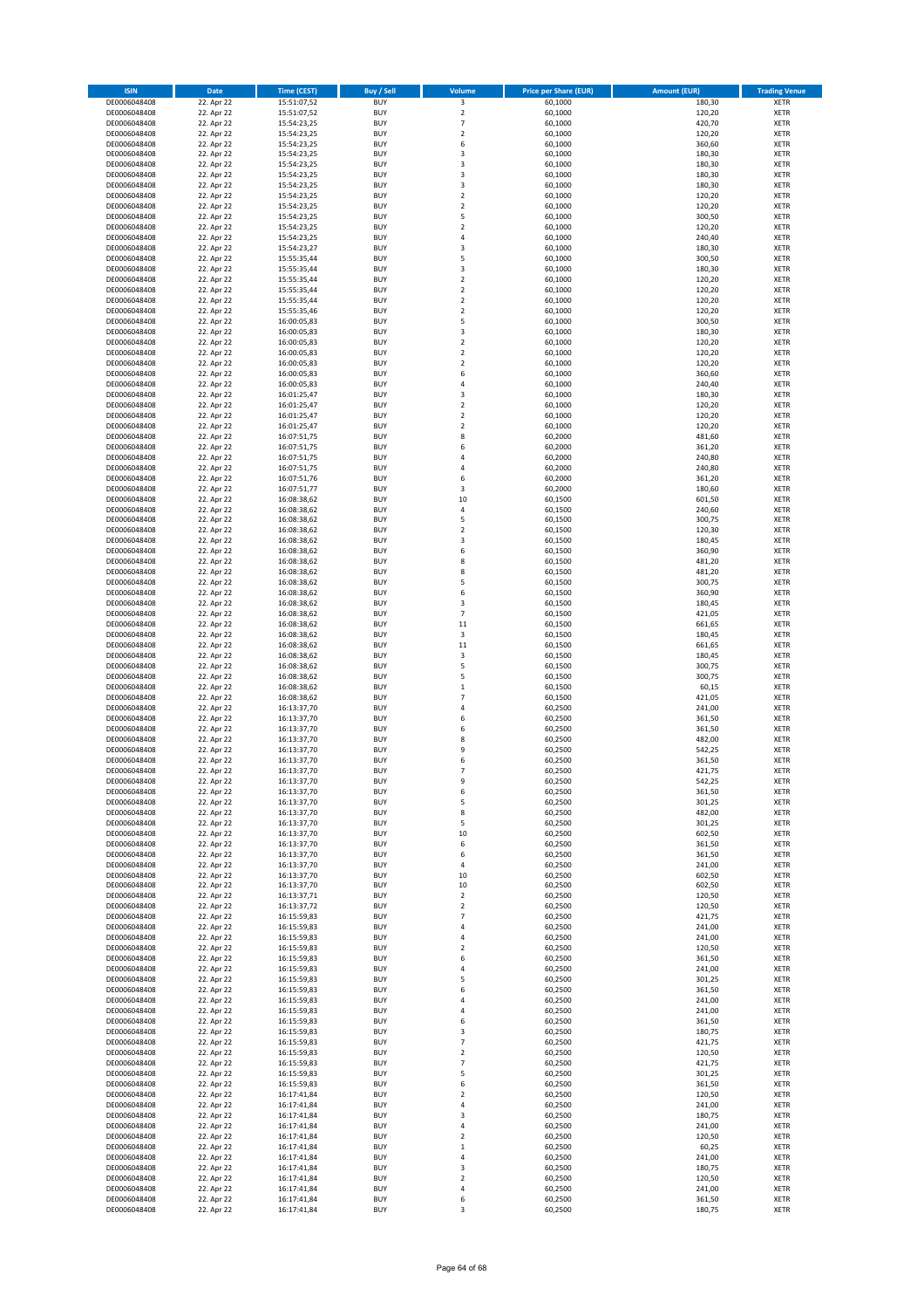| ISIN | Date | Time (CEST) | Buy / Sell | Volume | Price per Share (EUR) | Amount (EUR) | Trading Venue |
|---|---|---|---|---|---|---|---|
| DE0006048408 | 22. Apr 22 | 15:51:07,52 | BUY | 3 | 60,1000 | 180,30 | XETR |
| DE0006048408 | 22. Apr 22 | 15:51:07,52 | BUY | 2 | 60,1000 | 120,20 | XETR |
| DE0006048408 | 22. Apr 22 | 15:54:23,25 | BUY | 7 | 60,1000 | 420,70 | XETR |
| DE0006048408 | 22. Apr 22 | 15:54:23,25 | BUY | 2 | 60,1000 | 120,20 | XETR |
| DE0006048408 | 22. Apr 22 | 15:54:23,25 | BUY | 6 | 60,1000 | 360,60 | XETR |
| DE0006048408 | 22. Apr 22 | 15:54:23,25 | BUY | 3 | 60,1000 | 180,30 | XETR |
| DE0006048408 | 22. Apr 22 | 15:54:23,25 | BUY | 3 | 60,1000 | 180,30 | XETR |
| DE0006048408 | 22. Apr 22 | 15:54:23,25 | BUY | 3 | 60,1000 | 180,30 | XETR |
| DE0006048408 | 22. Apr 22 | 15:54:23,25 | BUY | 3 | 60,1000 | 180,30 | XETR |
| DE0006048408 | 22. Apr 22 | 15:54:23,25 | BUY | 2 | 60,1000 | 120,20 | XETR |
| DE0006048408 | 22. Apr 22 | 15:54:23,25 | BUY | 2 | 60,1000 | 120,20 | XETR |
| DE0006048408 | 22. Apr 22 | 15:54:23,25 | BUY | 5 | 60,1000 | 300,50 | XETR |
| DE0006048408 | 22. Apr 22 | 15:54:23,25 | BUY | 2 | 60,1000 | 120,20 | XETR |
| DE0006048408 | 22. Apr 22 | 15:54:23,25 | BUY | 4 | 60,1000 | 240,40 | XETR |
| DE0006048408 | 22. Apr 22 | 15:54:23,27 | BUY | 3 | 60,1000 | 180,30 | XETR |
| DE0006048408 | 22. Apr 22 | 15:55:35,44 | BUY | 5 | 60,1000 | 300,50 | XETR |
| DE0006048408 | 22. Apr 22 | 15:55:35,44 | BUY | 3 | 60,1000 | 180,30 | XETR |
| DE0006048408 | 22. Apr 22 | 15:55:35,44 | BUY | 2 | 60,1000 | 120,20 | XETR |
| DE0006048408 | 22. Apr 22 | 15:55:35,44 | BUY | 2 | 60,1000 | 120,20 | XETR |
| DE0006048408 | 22. Apr 22 | 15:55:35,44 | BUY | 2 | 60,1000 | 120,20 | XETR |
| DE0006048408 | 22. Apr 22 | 15:55:35,46 | BUY | 2 | 60,1000 | 120,20 | XETR |
| DE0006048408 | 22. Apr 22 | 16:00:05,83 | BUY | 5 | 60,1000 | 300,50 | XETR |
| DE0006048408 | 22. Apr 22 | 16:00:05,83 | BUY | 3 | 60,1000 | 180,30 | XETR |
| DE0006048408 | 22. Apr 22 | 16:00:05,83 | BUY | 2 | 60,1000 | 120,20 | XETR |
| DE0006048408 | 22. Apr 22 | 16:00:05,83 | BUY | 2 | 60,1000 | 120,20 | XETR |
| DE0006048408 | 22. Apr 22 | 16:00:05,83 | BUY | 2 | 60,1000 | 120,20 | XETR |
| DE0006048408 | 22. Apr 22 | 16:00:05,83 | BUY | 6 | 60,1000 | 360,60 | XETR |
| DE0006048408 | 22. Apr 22 | 16:00:05,83 | BUY | 4 | 60,1000 | 240,40 | XETR |
| DE0006048408 | 22. Apr 22 | 16:01:25,47 | BUY | 3 | 60,1000 | 180,30 | XETR |
| DE0006048408 | 22. Apr 22 | 16:01:25,47 | BUY | 2 | 60,1000 | 120,20 | XETR |
| DE0006048408 | 22. Apr 22 | 16:01:25,47 | BUY | 2 | 60,1000 | 120,20 | XETR |
| DE0006048408 | 22. Apr 22 | 16:01:25,47 | BUY | 2 | 60,1000 | 120,20 | XETR |
| DE0006048408 | 22. Apr 22 | 16:07:51,75 | BUY | 8 | 60,2000 | 481,60 | XETR |
| DE0006048408 | 22. Apr 22 | 16:07:51,75 | BUY | 6 | 60,2000 | 361,20 | XETR |
| DE0006048408 | 22. Apr 22 | 16:07:51,75 | BUY | 4 | 60,2000 | 240,80 | XETR |
| DE0006048408 | 22. Apr 22 | 16:07:51,75 | BUY | 4 | 60,2000 | 240,80 | XETR |
| DE0006048408 | 22. Apr 22 | 16:07:51,76 | BUY | 6 | 60,2000 | 361,20 | XETR |
| DE0006048408 | 22. Apr 22 | 16:07:51,77 | BUY | 3 | 60,2000 | 180,60 | XETR |
| DE0006048408 | 22. Apr 22 | 16:08:38,62 | BUY | 10 | 60,1500 | 601,50 | XETR |
| DE0006048408 | 22. Apr 22 | 16:08:38,62 | BUY | 4 | 60,1500 | 240,60 | XETR |
| DE0006048408 | 22. Apr 22 | 16:08:38,62 | BUY | 5 | 60,1500 | 300,75 | XETR |
| DE0006048408 | 22. Apr 22 | 16:08:38,62 | BUY | 2 | 60,1500 | 120,30 | XETR |
| DE0006048408 | 22. Apr 22 | 16:08:38,62 | BUY | 3 | 60,1500 | 180,45 | XETR |
| DE0006048408 | 22. Apr 22 | 16:08:38,62 | BUY | 6 | 60,1500 | 360,90 | XETR |
| DE0006048408 | 22. Apr 22 | 16:08:38,62 | BUY | 8 | 60,1500 | 481,20 | XETR |
| DE0006048408 | 22. Apr 22 | 16:08:38,62 | BUY | 8 | 60,1500 | 481,20 | XETR |
| DE0006048408 | 22. Apr 22 | 16:08:38,62 | BUY | 5 | 60,1500 | 300,75 | XETR |
| DE0006048408 | 22. Apr 22 | 16:08:38,62 | BUY | 6 | 60,1500 | 360,90 | XETR |
| DE0006048408 | 22. Apr 22 | 16:08:38,62 | BUY | 3 | 60,1500 | 180,45 | XETR |
| DE0006048408 | 22. Apr 22 | 16:08:38,62 | BUY | 7 | 60,1500 | 421,05 | XETR |
| DE0006048408 | 22. Apr 22 | 16:08:38,62 | BUY | 11 | 60,1500 | 661,65 | XETR |
| DE0006048408 | 22. Apr 22 | 16:08:38,62 | BUY | 3 | 60,1500 | 180,45 | XETR |
| DE0006048408 | 22. Apr 22 | 16:08:38,62 | BUY | 11 | 60,1500 | 661,65 | XETR |
| DE0006048408 | 22. Apr 22 | 16:08:38,62 | BUY | 3 | 60,1500 | 180,45 | XETR |
| DE0006048408 | 22. Apr 22 | 16:08:38,62 | BUY | 5 | 60,1500 | 300,75 | XETR |
| DE0006048408 | 22. Apr 22 | 16:08:38,62 | BUY | 5 | 60,1500 | 300,75 | XETR |
| DE0006048408 | 22. Apr 22 | 16:08:38,62 | BUY | 1 | 60,1500 | 60,15 | XETR |
| DE0006048408 | 22. Apr 22 | 16:08:38,62 | BUY | 7 | 60,1500 | 421,05 | XETR |
| DE0006048408 | 22. Apr 22 | 16:13:37,70 | BUY | 4 | 60,2500 | 241,00 | XETR |
| DE0006048408 | 22. Apr 22 | 16:13:37,70 | BUY | 6 | 60,2500 | 361,50 | XETR |
| DE0006048408 | 22. Apr 22 | 16:13:37,70 | BUY | 6 | 60,2500 | 361,50 | XETR |
| DE0006048408 | 22. Apr 22 | 16:13:37,70 | BUY | 8 | 60,2500 | 482,00 | XETR |
| DE0006048408 | 22. Apr 22 | 16:13:37,70 | BUY | 9 | 60,2500 | 542,25 | XETR |
| DE0006048408 | 22. Apr 22 | 16:13:37,70 | BUY | 6 | 60,2500 | 361,50 | XETR |
| DE0006048408 | 22. Apr 22 | 16:13:37,70 | BUY | 7 | 60,2500 | 421,75 | XETR |
| DE0006048408 | 22. Apr 22 | 16:13:37,70 | BUY | 9 | 60,2500 | 542,25 | XETR |
| DE0006048408 | 22. Apr 22 | 16:13:37,70 | BUY | 6 | 60,2500 | 361,50 | XETR |
| DE0006048408 | 22. Apr 22 | 16:13:37,70 | BUY | 5 | 60,2500 | 301,25 | XETR |
| DE0006048408 | 22. Apr 22 | 16:13:37,70 | BUY | 8 | 60,2500 | 482,00 | XETR |
| DE0006048408 | 22. Apr 22 | 16:13:37,70 | BUY | 5 | 60,2500 | 301,25 | XETR |
| DE0006048408 | 22. Apr 22 | 16:13:37,70 | BUY | 10 | 60,2500 | 602,50 | XETR |
| DE0006048408 | 22. Apr 22 | 16:13:37,70 | BUY | 6 | 60,2500 | 361,50 | XETR |
| DE0006048408 | 22. Apr 22 | 16:13:37,70 | BUY | 6 | 60,2500 | 361,50 | XETR |
| DE0006048408 | 22. Apr 22 | 16:13:37,70 | BUY | 4 | 60,2500 | 241,00 | XETR |
| DE0006048408 | 22. Apr 22 | 16:13:37,70 | BUY | 10 | 60,2500 | 602,50 | XETR |
| DE0006048408 | 22. Apr 22 | 16:13:37,70 | BUY | 10 | 60,2500 | 602,50 | XETR |
| DE0006048408 | 22. Apr 22 | 16:13:37,71 | BUY | 2 | 60,2500 | 120,50 | XETR |
| DE0006048408 | 22. Apr 22 | 16:13:37,72 | BUY | 2 | 60,2500 | 120,50 | XETR |
| DE0006048408 | 22. Apr 22 | 16:15:59,83 | BUY | 7 | 60,2500 | 421,75 | XETR |
| DE0006048408 | 22. Apr 22 | 16:15:59,83 | BUY | 4 | 60,2500 | 241,00 | XETR |
| DE0006048408 | 22. Apr 22 | 16:15:59,83 | BUY | 4 | 60,2500 | 241,00 | XETR |
| DE0006048408 | 22. Apr 22 | 16:15:59,83 | BUY | 2 | 60,2500 | 120,50 | XETR |
| DE0006048408 | 22. Apr 22 | 16:15:59,83 | BUY | 6 | 60,2500 | 361,50 | XETR |
| DE0006048408 | 22. Apr 22 | 16:15:59,83 | BUY | 4 | 60,2500 | 241,00 | XETR |
| DE0006048408 | 22. Apr 22 | 16:15:59,83 | BUY | 5 | 60,2500 | 301,25 | XETR |
| DE0006048408 | 22. Apr 22 | 16:15:59,83 | BUY | 6 | 60,2500 | 361,50 | XETR |
| DE0006048408 | 22. Apr 22 | 16:15:59,83 | BUY | 4 | 60,2500 | 241,00 | XETR |
| DE0006048408 | 22. Apr 22 | 16:15:59,83 | BUY | 4 | 60,2500 | 241,00 | XETR |
| DE0006048408 | 22. Apr 22 | 16:15:59,83 | BUY | 6 | 60,2500 | 361,50 | XETR |
| DE0006048408 | 22. Apr 22 | 16:15:59,83 | BUY | 3 | 60,2500 | 180,75 | XETR |
| DE0006048408 | 22. Apr 22 | 16:15:59,83 | BUY | 7 | 60,2500 | 421,75 | XETR |
| DE0006048408 | 22. Apr 22 | 16:15:59,83 | BUY | 2 | 60,2500 | 120,50 | XETR |
| DE0006048408 | 22. Apr 22 | 16:15:59,83 | BUY | 7 | 60,2500 | 421,75 | XETR |
| DE0006048408 | 22. Apr 22 | 16:15:59,83 | BUY | 5 | 60,2500 | 301,25 | XETR |
| DE0006048408 | 22. Apr 22 | 16:15:59,83 | BUY | 6 | 60,2500 | 361,50 | XETR |
| DE0006048408 | 22. Apr 22 | 16:17:41,84 | BUY | 2 | 60,2500 | 120,50 | XETR |
| DE0006048408 | 22. Apr 22 | 16:17:41,84 | BUY | 4 | 60,2500 | 241,00 | XETR |
| DE0006048408 | 22. Apr 22 | 16:17:41,84 | BUY | 3 | 60,2500 | 180,75 | XETR |
| DE0006048408 | 22. Apr 22 | 16:17:41,84 | BUY | 4 | 60,2500 | 241,00 | XETR |
| DE0006048408 | 22. Apr 22 | 16:17:41,84 | BUY | 2 | 60,2500 | 120,50 | XETR |
| DE0006048408 | 22. Apr 22 | 16:17:41,84 | BUY | 1 | 60,2500 | 60,25 | XETR |
| DE0006048408 | 22. Apr 22 | 16:17:41,84 | BUY | 4 | 60,2500 | 241,00 | XETR |
| DE0006048408 | 22. Apr 22 | 16:17:41,84 | BUY | 3 | 60,2500 | 180,75 | XETR |
| DE0006048408 | 22. Apr 22 | 16:17:41,84 | BUY | 2 | 60,2500 | 120,50 | XETR |
| DE0006048408 | 22. Apr 22 | 16:17:41,84 | BUY | 4 | 60,2500 | 241,00 | XETR |
| DE0006048408 | 22. Apr 22 | 16:17:41,84 | BUY | 6 | 60,2500 | 361,50 | XETR |
| DE0006048408 | 22. Apr 22 | 16:17:41,84 | BUY | 3 | 60,2500 | 180,75 | XETR |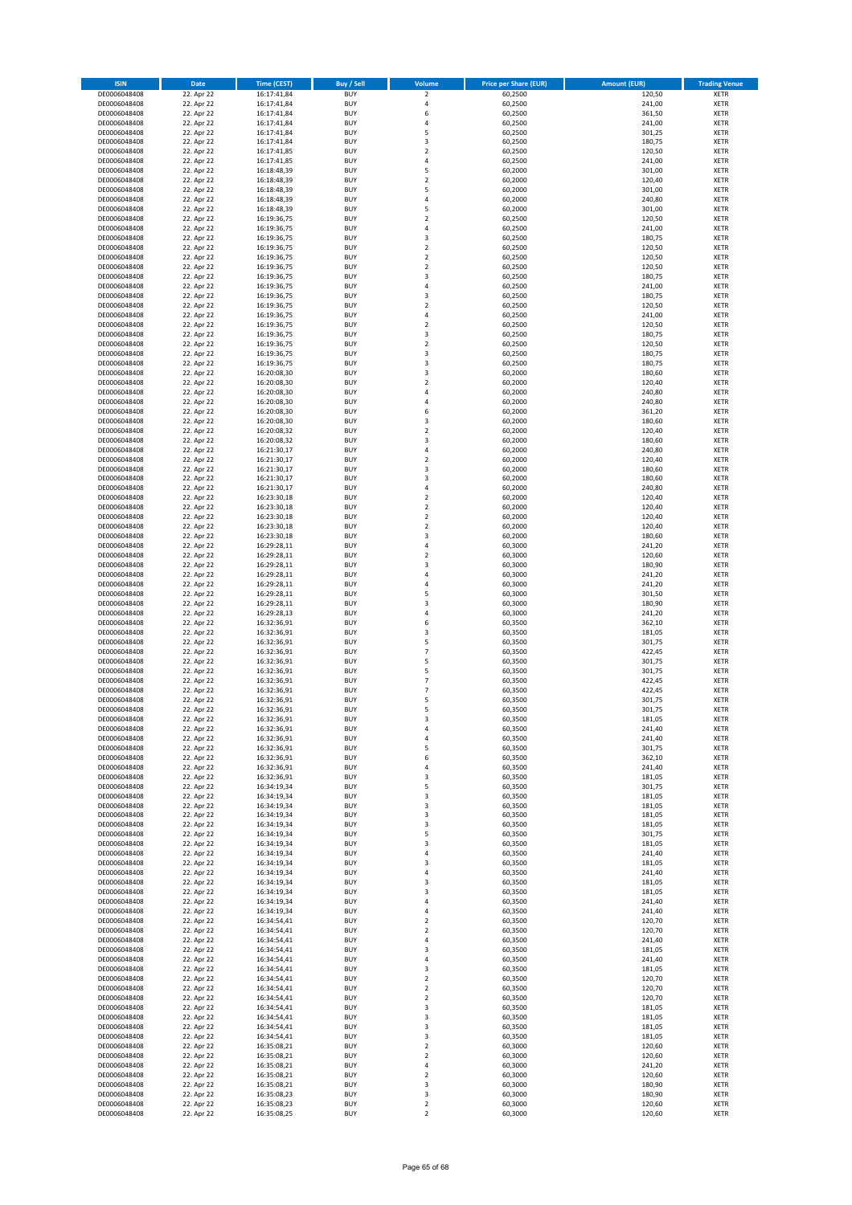| ISIN | Date | Time (CEST) | Buy / Sell | Volume | Price per Share (EUR) | Amount (EUR) | Trading Venue |
|---|---|---|---|---|---|---|---|
| DE0006048408 | 22. Apr 22 | 16:17:41,84 | BUY | 2 | 60,2500 | 120,50 | XETR |
| DE0006048408 | 22. Apr 22 | 16:17:41,84 | BUY | 4 | 60,2500 | 241,00 | XETR |
| DE0006048408 | 22. Apr 22 | 16:17:41,84 | BUY | 6 | 60,2500 | 361,50 | XETR |
| DE0006048408 | 22. Apr 22 | 16:17:41,84 | BUY | 4 | 60,2500 | 241,00 | XETR |
| DE0006048408 | 22. Apr 22 | 16:17:41,84 | BUY | 5 | 60,2500 | 301,25 | XETR |
| DE0006048408 | 22. Apr 22 | 16:17:41,84 | BUY | 3 | 60,2500 | 180,75 | XETR |
| DE0006048408 | 22. Apr 22 | 16:17:41,85 | BUY | 2 | 60,2500 | 120,50 | XETR |
| DE0006048408 | 22. Apr 22 | 16:17:41,85 | BUY | 4 | 60,2500 | 241,00 | XETR |
| DE0006048408 | 22. Apr 22 | 16:18:48,39 | BUY | 5 | 60,2000 | 301,00 | XETR |
| DE0006048408 | 22. Apr 22 | 16:18:48,39 | BUY | 2 | 60,2000 | 120,40 | XETR |
| DE0006048408 | 22. Apr 22 | 16:18:48,39 | BUY | 5 | 60,2000 | 301,00 | XETR |
| DE0006048408 | 22. Apr 22 | 16:18:48,39 | BUY | 4 | 60,2000 | 240,80 | XETR |
| DE0006048408 | 22. Apr 22 | 16:18:48,39 | BUY | 5 | 60,2000 | 301,00 | XETR |
| DE0006048408 | 22. Apr 22 | 16:19:36,75 | BUY | 2 | 60,2500 | 120,50 | XETR |
| DE0006048408 | 22. Apr 22 | 16:19:36,75 | BUY | 4 | 60,2500 | 241,00 | XETR |
| DE0006048408 | 22. Apr 22 | 16:19:36,75 | BUY | 3 | 60,2500 | 180,75 | XETR |
| DE0006048408 | 22. Apr 22 | 16:19:36,75 | BUY | 2 | 60,2500 | 120,50 | XETR |
| DE0006048408 | 22. Apr 22 | 16:19:36,75 | BUY | 2 | 60,2500 | 120,50 | XETR |
| DE0006048408 | 22. Apr 22 | 16:19:36,75 | BUY | 2 | 60,2500 | 120,50 | XETR |
| DE0006048408 | 22. Apr 22 | 16:19:36,75 | BUY | 3 | 60,2500 | 180,75 | XETR |
| DE0006048408 | 22. Apr 22 | 16:19:36,75 | BUY | 4 | 60,2500 | 241,00 | XETR |
| DE0006048408 | 22. Apr 22 | 16:19:36,75 | BUY | 3 | 60,2500 | 180,75 | XETR |
| DE0006048408 | 22. Apr 22 | 16:19:36,75 | BUY | 2 | 60,2500 | 120,50 | XETR |
| DE0006048408 | 22. Apr 22 | 16:19:36,75 | BUY | 4 | 60,2500 | 241,00 | XETR |
| DE0006048408 | 22. Apr 22 | 16:19:36,75 | BUY | 2 | 60,2500 | 120,50 | XETR |
| DE0006048408 | 22. Apr 22 | 16:19:36,75 | BUY | 3 | 60,2500 | 180,75 | XETR |
| DE0006048408 | 22. Apr 22 | 16:19:36,75 | BUY | 2 | 60,2500 | 120,50 | XETR |
| DE0006048408 | 22. Apr 22 | 16:19:36,75 | BUY | 3 | 60,2500 | 180,75 | XETR |
| DE0006048408 | 22. Apr 22 | 16:19:36,75 | BUY | 3 | 60,2500 | 180,75 | XETR |
| DE0006048408 | 22. Apr 22 | 16:20:08,30 | BUY | 3 | 60,2000 | 180,60 | XETR |
| DE0006048408 | 22. Apr 22 | 16:20:08,30 | BUY | 2 | 60,2000 | 120,40 | XETR |
| DE0006048408 | 22. Apr 22 | 16:20:08,30 | BUY | 4 | 60,2000 | 240,80 | XETR |
| DE0006048408 | 22. Apr 22 | 16:20:08,30 | BUY | 4 | 60,2000 | 240,80 | XETR |
| DE0006048408 | 22. Apr 22 | 16:20:08,30 | BUY | 6 | 60,2000 | 361,20 | XETR |
| DE0006048408 | 22. Apr 22 | 16:20:08,30 | BUY | 3 | 60,2000 | 180,60 | XETR |
| DE0006048408 | 22. Apr 22 | 16:20:08,32 | BUY | 2 | 60,2000 | 120,40 | XETR |
| DE0006048408 | 22. Apr 22 | 16:20:08,32 | BUY | 3 | 60,2000 | 180,60 | XETR |
| DE0006048408 | 22. Apr 22 | 16:21:30,17 | BUY | 4 | 60,2000 | 240,80 | XETR |
| DE0006048408 | 22. Apr 22 | 16:21:30,17 | BUY | 2 | 60,2000 | 120,40 | XETR |
| DE0006048408 | 22. Apr 22 | 16:21:30,17 | BUY | 3 | 60,2000 | 180,60 | XETR |
| DE0006048408 | 22. Apr 22 | 16:21:30,17 | BUY | 3 | 60,2000 | 180,60 | XETR |
| DE0006048408 | 22. Apr 22 | 16:21:30,17 | BUY | 4 | 60,2000 | 240,80 | XETR |
| DE0006048408 | 22. Apr 22 | 16:23:30,18 | BUY | 2 | 60,2000 | 120,40 | XETR |
| DE0006048408 | 22. Apr 22 | 16:23:30,18 | BUY | 2 | 60,2000 | 120,40 | XETR |
| DE0006048408 | 22. Apr 22 | 16:23:30,18 | BUY | 2 | 60,2000 | 120,40 | XETR |
| DE0006048408 | 22. Apr 22 | 16:23:30,18 | BUY | 2 | 60,2000 | 120,40 | XETR |
| DE0006048408 | 22. Apr 22 | 16:23:30,18 | BUY | 3 | 60,2000 | 180,60 | XETR |
| DE0006048408 | 22. Apr 22 | 16:29:28,11 | BUY | 4 | 60,3000 | 241,20 | XETR |
| DE0006048408 | 22. Apr 22 | 16:29:28,11 | BUY | 2 | 60,3000 | 120,60 | XETR |
| DE0006048408 | 22. Apr 22 | 16:29:28,11 | BUY | 3 | 60,3000 | 180,90 | XETR |
| DE0006048408 | 22. Apr 22 | 16:29:28,11 | BUY | 4 | 60,3000 | 241,20 | XETR |
| DE0006048408 | 22. Apr 22 | 16:29:28,11 | BUY | 4 | 60,3000 | 241,20 | XETR |
| DE0006048408 | 22. Apr 22 | 16:29:28,11 | BUY | 5 | 60,3000 | 301,50 | XETR |
| DE0006048408 | 22. Apr 22 | 16:29:28,11 | BUY | 3 | 60,3000 | 180,90 | XETR |
| DE0006048408 | 22. Apr 22 | 16:29:28,13 | BUY | 4 | 60,3000 | 241,20 | XETR |
| DE0006048408 | 22. Apr 22 | 16:32:36,91 | BUY | 6 | 60,3500 | 362,10 | XETR |
| DE0006048408 | 22. Apr 22 | 16:32:36,91 | BUY | 3 | 60,3500 | 181,05 | XETR |
| DE0006048408 | 22. Apr 22 | 16:32:36,91 | BUY | 5 | 60,3500 | 301,75 | XETR |
| DE0006048408 | 22. Apr 22 | 16:32:36,91 | BUY | 7 | 60,3500 | 422,45 | XETR |
| DE0006048408 | 22. Apr 22 | 16:32:36,91 | BUY | 5 | 60,3500 | 301,75 | XETR |
| DE0006048408 | 22. Apr 22 | 16:32:36,91 | BUY | 5 | 60,3500 | 301,75 | XETR |
| DE0006048408 | 22. Apr 22 | 16:32:36,91 | BUY | 7 | 60,3500 | 422,45 | XETR |
| DE0006048408 | 22. Apr 22 | 16:32:36,91 | BUY | 7 | 60,3500 | 422,45 | XETR |
| DE0006048408 | 22. Apr 22 | 16:32:36,91 | BUY | 5 | 60,3500 | 301,75 | XETR |
| DE0006048408 | 22. Apr 22 | 16:32:36,91 | BUY | 5 | 60,3500 | 301,75 | XETR |
| DE0006048408 | 22. Apr 22 | 16:32:36,91 | BUY | 3 | 60,3500 | 181,05 | XETR |
| DE0006048408 | 22. Apr 22 | 16:32:36,91 | BUY | 4 | 60,3500 | 241,40 | XETR |
| DE0006048408 | 22. Apr 22 | 16:32:36,91 | BUY | 4 | 60,3500 | 241,40 | XETR |
| DE0006048408 | 22. Apr 22 | 16:32:36,91 | BUY | 5 | 60,3500 | 301,75 | XETR |
| DE0006048408 | 22. Apr 22 | 16:32:36,91 | BUY | 6 | 60,3500 | 362,10 | XETR |
| DE0006048408 | 22. Apr 22 | 16:32:36,91 | BUY | 4 | 60,3500 | 241,40 | XETR |
| DE0006048408 | 22. Apr 22 | 16:32:36,91 | BUY | 3 | 60,3500 | 181,05 | XETR |
| DE0006048408 | 22. Apr 22 | 16:34:19,34 | BUY | 5 | 60,3500 | 301,75 | XETR |
| DE0006048408 | 22. Apr 22 | 16:34:19,34 | BUY | 3 | 60,3500 | 181,05 | XETR |
| DE0006048408 | 22. Apr 22 | 16:34:19,34 | BUY | 3 | 60,3500 | 181,05 | XETR |
| DE0006048408 | 22. Apr 22 | 16:34:19,34 | BUY | 3 | 60,3500 | 181,05 | XETR |
| DE0006048408 | 22. Apr 22 | 16:34:19,34 | BUY | 3 | 60,3500 | 181,05 | XETR |
| DE0006048408 | 22. Apr 22 | 16:34:19,34 | BUY | 5 | 60,3500 | 301,75 | XETR |
| DE0006048408 | 22. Apr 22 | 16:34:19,34 | BUY | 3 | 60,3500 | 181,05 | XETR |
| DE0006048408 | 22. Apr 22 | 16:34:19,34 | BUY | 4 | 60,3500 | 241,40 | XETR |
| DE0006048408 | 22. Apr 22 | 16:34:19,34 | BUY | 3 | 60,3500 | 181,05 | XETR |
| DE0006048408 | 22. Apr 22 | 16:34:19,34 | BUY | 4 | 60,3500 | 241,40 | XETR |
| DE0006048408 | 22. Apr 22 | 16:34:19,34 | BUY | 3 | 60,3500 | 181,05 | XETR |
| DE0006048408 | 22. Apr 22 | 16:34:19,34 | BUY | 3 | 60,3500 | 181,05 | XETR |
| DE0006048408 | 22. Apr 22 | 16:34:19,34 | BUY | 4 | 60,3500 | 241,40 | XETR |
| DE0006048408 | 22. Apr 22 | 16:34:19,34 | BUY | 4 | 60,3500 | 241,40 | XETR |
| DE0006048408 | 22. Apr 22 | 16:34:54,41 | BUY | 2 | 60,3500 | 120,70 | XETR |
| DE0006048408 | 22. Apr 22 | 16:34:54,41 | BUY | 2 | 60,3500 | 120,70 | XETR |
| DE0006048408 | 22. Apr 22 | 16:34:54,41 | BUY | 4 | 60,3500 | 241,40 | XETR |
| DE0006048408 | 22. Apr 22 | 16:34:54,41 | BUY | 3 | 60,3500 | 181,05 | XETR |
| DE0006048408 | 22. Apr 22 | 16:34:54,41 | BUY | 4 | 60,3500 | 241,40 | XETR |
| DE0006048408 | 22. Apr 22 | 16:34:54,41 | BUY | 3 | 60,3500 | 181,05 | XETR |
| DE0006048408 | 22. Apr 22 | 16:34:54,41 | BUY | 2 | 60,3500 | 120,70 | XETR |
| DE0006048408 | 22. Apr 22 | 16:34:54,41 | BUY | 2 | 60,3500 | 120,70 | XETR |
| DE0006048408 | 22. Apr 22 | 16:34:54,41 | BUY | 2 | 60,3500 | 120,70 | XETR |
| DE0006048408 | 22. Apr 22 | 16:34:54,41 | BUY | 3 | 60,3500 | 181,05 | XETR |
| DE0006048408 | 22. Apr 22 | 16:34:54,41 | BUY | 3 | 60,3500 | 181,05 | XETR |
| DE0006048408 | 22. Apr 22 | 16:34:54,41 | BUY | 3 | 60,3500 | 181,05 | XETR |
| DE0006048408 | 22. Apr 22 | 16:34:54,41 | BUY | 3 | 60,3500 | 181,05 | XETR |
| DE0006048408 | 22. Apr 22 | 16:35:08,21 | BUY | 2 | 60,3000 | 120,60 | XETR |
| DE0006048408 | 22. Apr 22 | 16:35:08,21 | BUY | 2 | 60,3000 | 120,60 | XETR |
| DE0006048408 | 22. Apr 22 | 16:35:08,21 | BUY | 4 | 60,3000 | 241,20 | XETR |
| DE0006048408 | 22. Apr 22 | 16:35:08,21 | BUY | 2 | 60,3000 | 120,60 | XETR |
| DE0006048408 | 22. Apr 22 | 16:35:08,21 | BUY | 3 | 60,3000 | 180,90 | XETR |
| DE0006048408 | 22. Apr 22 | 16:35:08,23 | BUY | 3 | 60,3000 | 180,90 | XETR |
| DE0006048408 | 22. Apr 22 | 16:35:08,23 | BUY | 2 | 60,3000 | 120,60 | XETR |
| DE0006048408 | 22. Apr 22 | 16:35:08,25 | BUY | 2 | 60,3000 | 120,60 | XETR |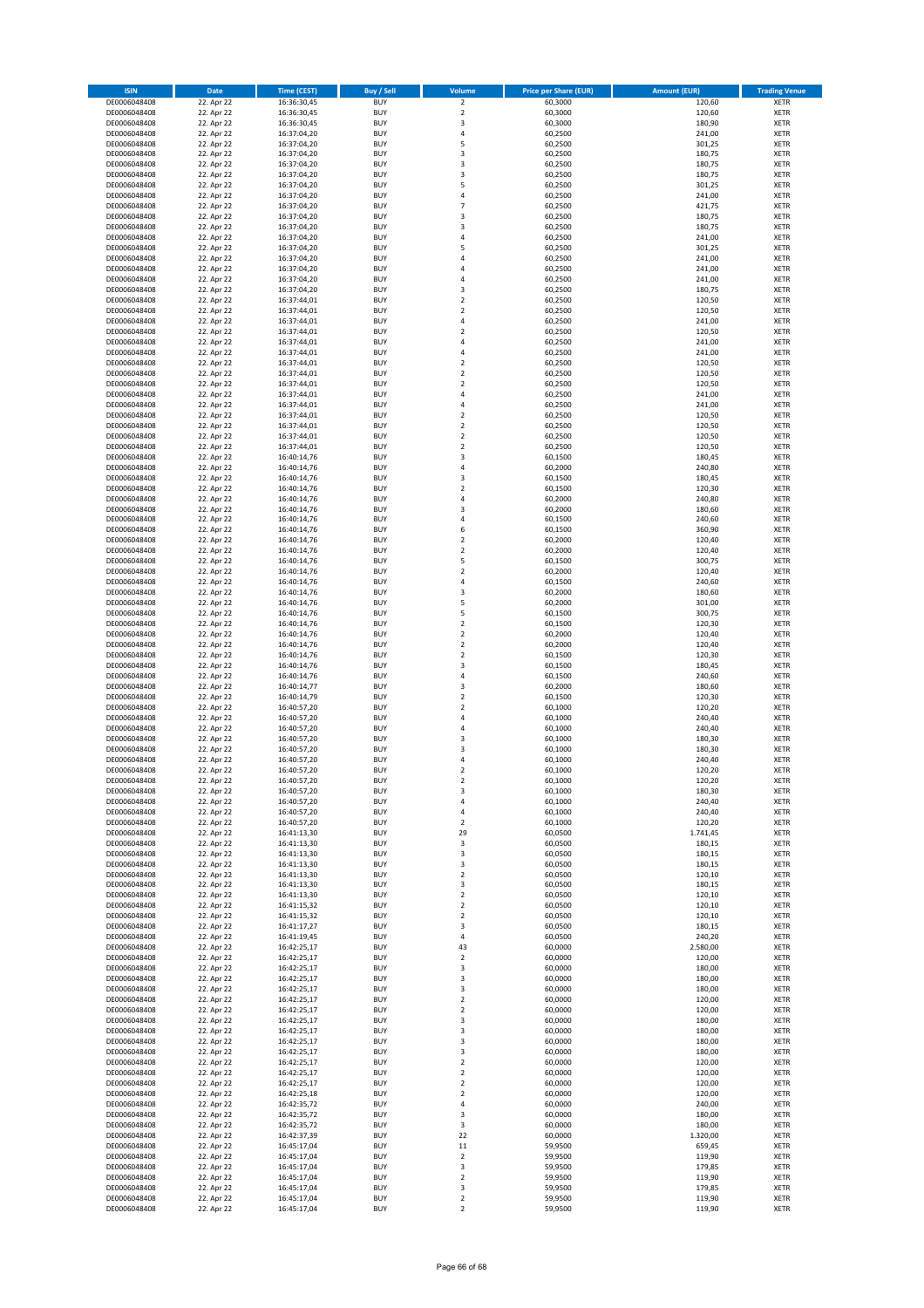| ISIN | Date | Time (CEST) | Buy / Sell | Volume | Price per Share (EUR) | Amount (EUR) | Trading Venue |
|---|---|---|---|---|---|---|---|
| DE0006048408 | 22. Apr 22 | 16:36:30,45 | BUY | 2 | 60,3000 | 120,60 | XETR |
| DE0006048408 | 22. Apr 22 | 16:36:30,45 | BUY | 2 | 60,3000 | 120,60 | XETR |
| DE0006048408 | 22. Apr 22 | 16:36:30,45 | BUY | 3 | 60,3000 | 180,90 | XETR |
| DE0006048408 | 22. Apr 22 | 16:37:04,20 | BUY | 4 | 60,2500 | 241,00 | XETR |
| DE0006048408 | 22. Apr 22 | 16:37:04,20 | BUY | 5 | 60,2500 | 301,25 | XETR |
| DE0006048408 | 22. Apr 22 | 16:37:04,20 | BUY | 3 | 60,2500 | 180,75 | XETR |
| DE0006048408 | 22. Apr 22 | 16:37:04,20 | BUY | 3 | 60,2500 | 180,75 | XETR |
| DE0006048408 | 22. Apr 22 | 16:37:04,20 | BUY | 3 | 60,2500 | 180,75 | XETR |
| DE0006048408 | 22. Apr 22 | 16:37:04,20 | BUY | 5 | 60,2500 | 301,25 | XETR |
| DE0006048408 | 22. Apr 22 | 16:37:04,20 | BUY | 4 | 60,2500 | 241,00 | XETR |
| DE0006048408 | 22. Apr 22 | 16:37:04,20 | BUY | 7 | 60,2500 | 421,75 | XETR |
| DE0006048408 | 22. Apr 22 | 16:37:04,20 | BUY | 3 | 60,2500 | 180,75 | XETR |
| DE0006048408 | 22. Apr 22 | 16:37:04,20 | BUY | 3 | 60,2500 | 180,75 | XETR |
| DE0006048408 | 22. Apr 22 | 16:37:04,20 | BUY | 4 | 60,2500 | 241,00 | XETR |
| DE0006048408 | 22. Apr 22 | 16:37:04,20 | BUY | 5 | 60,2500 | 301,25 | XETR |
| DE0006048408 | 22. Apr 22 | 16:37:04,20 | BUY | 4 | 60,2500 | 241,00 | XETR |
| DE0006048408 | 22. Apr 22 | 16:37:04,20 | BUY | 4 | 60,2500 | 241,00 | XETR |
| DE0006048408 | 22. Apr 22 | 16:37:04,20 | BUY | 4 | 60,2500 | 241,00 | XETR |
| DE0006048408 | 22. Apr 22 | 16:37:04,20 | BUY | 3 | 60,2500 | 180,75 | XETR |
| DE0006048408 | 22. Apr 22 | 16:37:44,01 | BUY | 2 | 60,2500 | 120,50 | XETR |
| DE0006048408 | 22. Apr 22 | 16:37:44,01 | BUY | 2 | 60,2500 | 120,50 | XETR |
| DE0006048408 | 22. Apr 22 | 16:37:44,01 | BUY | 4 | 60,2500 | 241,00 | XETR |
| DE0006048408 | 22. Apr 22 | 16:37:44,01 | BUY | 2 | 60,2500 | 120,50 | XETR |
| DE0006048408 | 22. Apr 22 | 16:37:44,01 | BUY | 4 | 60,2500 | 241,00 | XETR |
| DE0006048408 | 22. Apr 22 | 16:37:44,01 | BUY | 4 | 60,2500 | 241,00 | XETR |
| DE0006048408 | 22. Apr 22 | 16:37:44,01 | BUY | 2 | 60,2500 | 120,50 | XETR |
| DE0006048408 | 22. Apr 22 | 16:37:44,01 | BUY | 2 | 60,2500 | 120,50 | XETR |
| DE0006048408 | 22. Apr 22 | 16:37:44,01 | BUY | 2 | 60,2500 | 120,50 | XETR |
| DE0006048408 | 22. Apr 22 | 16:37:44,01 | BUY | 4 | 60,2500 | 241,00 | XETR |
| DE0006048408 | 22. Apr 22 | 16:37:44,01 | BUY | 4 | 60,2500 | 241,00 | XETR |
| DE0006048408 | 22. Apr 22 | 16:37:44,01 | BUY | 2 | 60,2500 | 120,50 | XETR |
| DE0006048408 | 22. Apr 22 | 16:37:44,01 | BUY | 2 | 60,2500 | 120,50 | XETR |
| DE0006048408 | 22. Apr 22 | 16:37:44,01 | BUY | 2 | 60,2500 | 120,50 | XETR |
| DE0006048408 | 22. Apr 22 | 16:37:44,01 | BUY | 2 | 60,2500 | 120,50 | XETR |
| DE0006048408 | 22. Apr 22 | 16:40:14,76 | BUY | 3 | 60,1500 | 180,45 | XETR |
| DE0006048408 | 22. Apr 22 | 16:40:14,76 | BUY | 4 | 60,2000 | 240,80 | XETR |
| DE0006048408 | 22. Apr 22 | 16:40:14,76 | BUY | 3 | 60,1500 | 180,45 | XETR |
| DE0006048408 | 22. Apr 22 | 16:40:14,76 | BUY | 2 | 60,1500 | 120,30 | XETR |
| DE0006048408 | 22. Apr 22 | 16:40:14,76 | BUY | 4 | 60,2000 | 240,80 | XETR |
| DE0006048408 | 22. Apr 22 | 16:40:14,76 | BUY | 3 | 60,2000 | 180,60 | XETR |
| DE0006048408 | 22. Apr 22 | 16:40:14,76 | BUY | 4 | 60,1500 | 240,60 | XETR |
| DE0006048408 | 22. Apr 22 | 16:40:14,76 | BUY | 6 | 60,1500 | 360,90 | XETR |
| DE0006048408 | 22. Apr 22 | 16:40:14,76 | BUY | 2 | 60,2000 | 120,40 | XETR |
| DE0006048408 | 22. Apr 22 | 16:40:14,76 | BUY | 2 | 60,2000 | 120,40 | XETR |
| DE0006048408 | 22. Apr 22 | 16:40:14,76 | BUY | 5 | 60,1500 | 300,75 | XETR |
| DE0006048408 | 22. Apr 22 | 16:40:14,76 | BUY | 2 | 60,2000 | 120,40 | XETR |
| DE0006048408 | 22. Apr 22 | 16:40:14,76 | BUY | 4 | 60,1500 | 240,60 | XETR |
| DE0006048408 | 22. Apr 22 | 16:40:14,76 | BUY | 3 | 60,2000 | 180,60 | XETR |
| DE0006048408 | 22. Apr 22 | 16:40:14,76 | BUY | 5 | 60,2000 | 301,00 | XETR |
| DE0006048408 | 22. Apr 22 | 16:40:14,76 | BUY | 5 | 60,1500 | 300,75 | XETR |
| DE0006048408 | 22. Apr 22 | 16:40:14,76 | BUY | 2 | 60,1500 | 120,30 | XETR |
| DE0006048408 | 22. Apr 22 | 16:40:14,76 | BUY | 2 | 60,2000 | 120,40 | XETR |
| DE0006048408 | 22. Apr 22 | 16:40:14,76 | BUY | 2 | 60,2000 | 120,40 | XETR |
| DE0006048408 | 22. Apr 22 | 16:40:14,76 | BUY | 2 | 60,1500 | 120,30 | XETR |
| DE0006048408 | 22. Apr 22 | 16:40:14,76 | BUY | 3 | 60,1500 | 180,45 | XETR |
| DE0006048408 | 22. Apr 22 | 16:40:14,76 | BUY | 4 | 60,1500 | 240,60 | XETR |
| DE0006048408 | 22. Apr 22 | 16:40:14,77 | BUY | 3 | 60,2000 | 180,60 | XETR |
| DE0006048408 | 22. Apr 22 | 16:40:14,79 | BUY | 2 | 60,1500 | 120,30 | XETR |
| DE0006048408 | 22. Apr 22 | 16:40:57,20 | BUY | 2 | 60,1000 | 120,20 | XETR |
| DE0006048408 | 22. Apr 22 | 16:40:57,20 | BUY | 4 | 60,1000 | 240,40 | XETR |
| DE0006048408 | 22. Apr 22 | 16:40:57,20 | BUY | 4 | 60,1000 | 240,40 | XETR |
| DE0006048408 | 22. Apr 22 | 16:40:57,20 | BUY | 3 | 60,1000 | 180,30 | XETR |
| DE0006048408 | 22. Apr 22 | 16:40:57,20 | BUY | 3 | 60,1000 | 180,30 | XETR |
| DE0006048408 | 22. Apr 22 | 16:40:57,20 | BUY | 4 | 60,1000 | 240,40 | XETR |
| DE0006048408 | 22. Apr 22 | 16:40:57,20 | BUY | 2 | 60,1000 | 120,20 | XETR |
| DE0006048408 | 22. Apr 22 | 16:40:57,20 | BUY | 2 | 60,1000 | 120,20 | XETR |
| DE0006048408 | 22. Apr 22 | 16:40:57,20 | BUY | 3 | 60,1000 | 180,30 | XETR |
| DE0006048408 | 22. Apr 22 | 16:40:57,20 | BUY | 4 | 60,1000 | 240,40 | XETR |
| DE0006048408 | 22. Apr 22 | 16:40:57,20 | BUY | 4 | 60,1000 | 240,40 | XETR |
| DE0006048408 | 22. Apr 22 | 16:40:57,20 | BUY | 2 | 60,1000 | 120,20 | XETR |
| DE0006048408 | 22. Apr 22 | 16:41:13,30 | BUY | 29 | 60,0500 | 1.741,45 | XETR |
| DE0006048408 | 22. Apr 22 | 16:41:13,30 | BUY | 3 | 60,0500 | 180,15 | XETR |
| DE0006048408 | 22. Apr 22 | 16:41:13,30 | BUY | 3 | 60,0500 | 180,15 | XETR |
| DE0006048408 | 22. Apr 22 | 16:41:13,30 | BUY | 3 | 60,0500 | 180,15 | XETR |
| DE0006048408 | 22. Apr 22 | 16:41:13,30 | BUY | 2 | 60,0500 | 120,10 | XETR |
| DE0006048408 | 22. Apr 22 | 16:41:13,30 | BUY | 3 | 60,0500 | 180,15 | XETR |
| DE0006048408 | 22. Apr 22 | 16:41:13,30 | BUY | 2 | 60,0500 | 120,10 | XETR |
| DE0006048408 | 22. Apr 22 | 16:41:15,32 | BUY | 2 | 60,0500 | 120,10 | XETR |
| DE0006048408 | 22. Apr 22 | 16:41:15,32 | BUY | 2 | 60,0500 | 120,10 | XETR |
| DE0006048408 | 22. Apr 22 | 16:41:17,27 | BUY | 3 | 60,0500 | 180,15 | XETR |
| DE0006048408 | 22. Apr 22 | 16:41:19,45 | BUY | 4 | 60,0500 | 240,20 | XETR |
| DE0006048408 | 22. Apr 22 | 16:42:25,17 | BUY | 43 | 60,0000 | 2.580,00 | XETR |
| DE0006048408 | 22. Apr 22 | 16:42:25,17 | BUY | 2 | 60,0000 | 120,00 | XETR |
| DE0006048408 | 22. Apr 22 | 16:42:25,17 | BUY | 3 | 60,0000 | 180,00 | XETR |
| DE0006048408 | 22. Apr 22 | 16:42:25,17 | BUY | 3 | 60,0000 | 180,00 | XETR |
| DE0006048408 | 22. Apr 22 | 16:42:25,17 | BUY | 3 | 60,0000 | 180,00 | XETR |
| DE0006048408 | 22. Apr 22 | 16:42:25,17 | BUY | 2 | 60,0000 | 120,00 | XETR |
| DE0006048408 | 22. Apr 22 | 16:42:25,17 | BUY | 2 | 60,0000 | 120,00 | XETR |
| DE0006048408 | 22. Apr 22 | 16:42:25,17 | BUY | 3 | 60,0000 | 180,00 | XETR |
| DE0006048408 | 22. Apr 22 | 16:42:25,17 | BUY | 3 | 60,0000 | 180,00 | XETR |
| DE0006048408 | 22. Apr 22 | 16:42:25,17 | BUY | 3 | 60,0000 | 180,00 | XETR |
| DE0006048408 | 22. Apr 22 | 16:42:25,17 | BUY | 3 | 60,0000 | 180,00 | XETR |
| DE0006048408 | 22. Apr 22 | 16:42:25,17 | BUY | 2 | 60,0000 | 120,00 | XETR |
| DE0006048408 | 22. Apr 22 | 16:42:25,17 | BUY | 2 | 60,0000 | 120,00 | XETR |
| DE0006048408 | 22. Apr 22 | 16:42:25,17 | BUY | 2 | 60,0000 | 120,00 | XETR |
| DE0006048408 | 22. Apr 22 | 16:42:25,18 | BUY | 2 | 60,0000 | 120,00 | XETR |
| DE0006048408 | 22. Apr 22 | 16:42:35,72 | BUY | 4 | 60,0000 | 240,00 | XETR |
| DE0006048408 | 22. Apr 22 | 16:42:35,72 | BUY | 3 | 60,0000 | 180,00 | XETR |
| DE0006048408 | 22. Apr 22 | 16:42:35,72 | BUY | 3 | 60,0000 | 180,00 | XETR |
| DE0006048408 | 22. Apr 22 | 16:42:37,39 | BUY | 22 | 60,0000 | 1.320,00 | XETR |
| DE0006048408 | 22. Apr 22 | 16:45:17,04 | BUY | 11 | 59,9500 | 659,45 | XETR |
| DE0006048408 | 22. Apr 22 | 16:45:17,04 | BUY | 2 | 59,9500 | 119,90 | XETR |
| DE0006048408 | 22. Apr 22 | 16:45:17,04 | BUY | 3 | 59,9500 | 179,85 | XETR |
| DE0006048408 | 22. Apr 22 | 16:45:17,04 | BUY | 2 | 59,9500 | 119,90 | XETR |
| DE0006048408 | 22. Apr 22 | 16:45:17,04 | BUY | 3 | 59,9500 | 179,85 | XETR |
| DE0006048408 | 22. Apr 22 | 16:45:17,04 | BUY | 2 | 59,9500 | 119,90 | XETR |
| DE0006048408 | 22. Apr 22 | 16:45:17,04 | BUY | 2 | 59,9500 | 119,90 | XETR |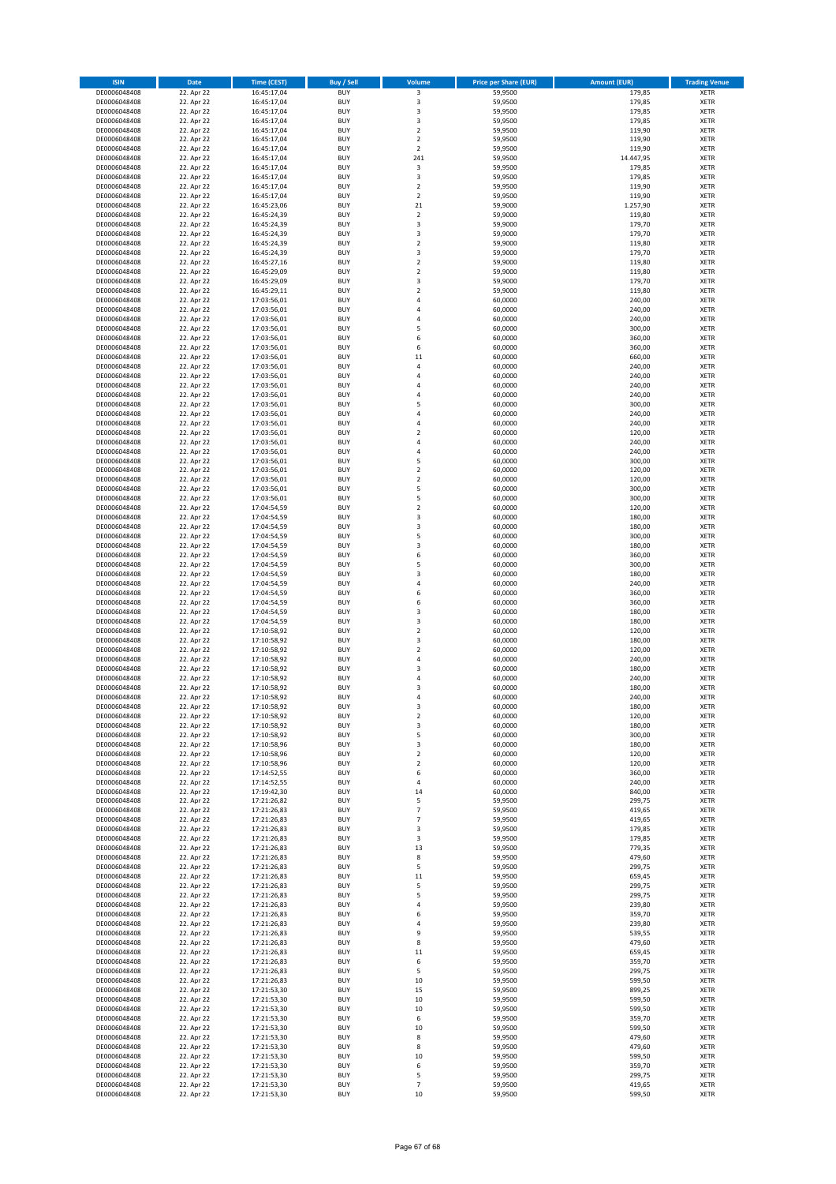| ISIN | Date | Time (CEST) | Buy / Sell | Volume | Price per Share (EUR) | Amount (EUR) | Trading Venue |
|---|---|---|---|---|---|---|---|
| DE0006048408 | 22. Apr 22 | 16:45:17,04 | BUY | 3 | 59,9500 | 179,85 | XETR |
| DE0006048408 | 22. Apr 22 | 16:45:17,04 | BUY | 3 | 59,9500 | 179,85 | XETR |
| DE0006048408 | 22. Apr 22 | 16:45:17,04 | BUY | 3 | 59,9500 | 179,85 | XETR |
| DE0006048408 | 22. Apr 22 | 16:45:17,04 | BUY | 3 | 59,9500 | 179,85 | XETR |
| DE0006048408 | 22. Apr 22 | 16:45:17,04 | BUY | 2 | 59,9500 | 119,90 | XETR |
| DE0006048408 | 22. Apr 22 | 16:45:17,04 | BUY | 2 | 59,9500 | 119,90 | XETR |
| DE0006048408 | 22. Apr 22 | 16:45:17,04 | BUY | 2 | 59,9500 | 119,90 | XETR |
| DE0006048408 | 22. Apr 22 | 16:45:17,04 | BUY | 241 | 59,9500 | 14.447,95 | XETR |
| DE0006048408 | 22. Apr 22 | 16:45:17,04 | BUY | 3 | 59,9500 | 179,85 | XETR |
| DE0006048408 | 22. Apr 22 | 16:45:17,04 | BUY | 3 | 59,9500 | 179,85 | XETR |
| DE0006048408 | 22. Apr 22 | 16:45:17,04 | BUY | 2 | 59,9500 | 119,90 | XETR |
| DE0006048408 | 22. Apr 22 | 16:45:17,04 | BUY | 2 | 59,9500 | 119,90 | XETR |
| DE0006048408 | 22. Apr 22 | 16:45:23,06 | BUY | 21 | 59,9000 | 1.257,90 | XETR |
| DE0006048408 | 22. Apr 22 | 16:45:24,39 | BUY | 2 | 59,9000 | 119,80 | XETR |
| DE0006048408 | 22. Apr 22 | 16:45:24,39 | BUY | 3 | 59,9000 | 179,70 | XETR |
| DE0006048408 | 22. Apr 22 | 16:45:24,39 | BUY | 3 | 59,9000 | 179,70 | XETR |
| DE0006048408 | 22. Apr 22 | 16:45:24,39 | BUY | 2 | 59,9000 | 119,80 | XETR |
| DE0006048408 | 22. Apr 22 | 16:45:24,39 | BUY | 3 | 59,9000 | 179,70 | XETR |
| DE0006048408 | 22. Apr 22 | 16:45:27,16 | BUY | 2 | 59,9000 | 119,80 | XETR |
| DE0006048408 | 22. Apr 22 | 16:45:29,09 | BUY | 2 | 59,9000 | 119,80 | XETR |
| DE0006048408 | 22. Apr 22 | 16:45:29,09 | BUY | 3 | 59,9000 | 179,70 | XETR |
| DE0006048408 | 22. Apr 22 | 16:45:29,11 | BUY | 2 | 59,9000 | 119,80 | XETR |
| DE0006048408 | 22. Apr 22 | 17:03:56,01 | BUY | 4 | 60,0000 | 240,00 | XETR |
| DE0006048408 | 22. Apr 22 | 17:03:56,01 | BUY | 4 | 60,0000 | 240,00 | XETR |
| DE0006048408 | 22. Apr 22 | 17:03:56,01 | BUY | 4 | 60,0000 | 240,00 | XETR |
| DE0006048408 | 22. Apr 22 | 17:03:56,01 | BUY | 5 | 60,0000 | 300,00 | XETR |
| DE0006048408 | 22. Apr 22 | 17:03:56,01 | BUY | 6 | 60,0000 | 360,00 | XETR |
| DE0006048408 | 22. Apr 22 | 17:03:56,01 | BUY | 6 | 60,0000 | 360,00 | XETR |
| DE0006048408 | 22. Apr 22 | 17:03:56,01 | BUY | 11 | 60,0000 | 660,00 | XETR |
| DE0006048408 | 22. Apr 22 | 17:03:56,01 | BUY | 4 | 60,0000 | 240,00 | XETR |
| DE0006048408 | 22. Apr 22 | 17:03:56,01 | BUY | 4 | 60,0000 | 240,00 | XETR |
| DE0006048408 | 22. Apr 22 | 17:03:56,01 | BUY | 4 | 60,0000 | 240,00 | XETR |
| DE0006048408 | 22. Apr 22 | 17:03:56,01 | BUY | 4 | 60,0000 | 240,00 | XETR |
| DE0006048408 | 22. Apr 22 | 17:03:56,01 | BUY | 5 | 60,0000 | 300,00 | XETR |
| DE0006048408 | 22. Apr 22 | 17:03:56,01 | BUY | 4 | 60,0000 | 240,00 | XETR |
| DE0006048408 | 22. Apr 22 | 17:03:56,01 | BUY | 4 | 60,0000 | 240,00 | XETR |
| DE0006048408 | 22. Apr 22 | 17:03:56,01 | BUY | 2 | 60,0000 | 120,00 | XETR |
| DE0006048408 | 22. Apr 22 | 17:03:56,01 | BUY | 4 | 60,0000 | 240,00 | XETR |
| DE0006048408 | 22. Apr 22 | 17:03:56,01 | BUY | 4 | 60,0000 | 240,00 | XETR |
| DE0006048408 | 22. Apr 22 | 17:03:56,01 | BUY | 5 | 60,0000 | 300,00 | XETR |
| DE0006048408 | 22. Apr 22 | 17:03:56,01 | BUY | 2 | 60,0000 | 120,00 | XETR |
| DE0006048408 | 22. Apr 22 | 17:03:56,01 | BUY | 2 | 60,0000 | 120,00 | XETR |
| DE0006048408 | 22. Apr 22 | 17:03:56,01 | BUY | 5 | 60,0000 | 300,00 | XETR |
| DE0006048408 | 22. Apr 22 | 17:03:56,01 | BUY | 5 | 60,0000 | 300,00 | XETR |
| DE0006048408 | 22. Apr 22 | 17:04:54,59 | BUY | 2 | 60,0000 | 120,00 | XETR |
| DE0006048408 | 22. Apr 22 | 17:04:54,59 | BUY | 3 | 60,0000 | 180,00 | XETR |
| DE0006048408 | 22. Apr 22 | 17:04:54,59 | BUY | 3 | 60,0000 | 180,00 | XETR |
| DE0006048408 | 22. Apr 22 | 17:04:54,59 | BUY | 5 | 60,0000 | 300,00 | XETR |
| DE0006048408 | 22. Apr 22 | 17:04:54,59 | BUY | 3 | 60,0000 | 180,00 | XETR |
| DE0006048408 | 22. Apr 22 | 17:04:54,59 | BUY | 6 | 60,0000 | 360,00 | XETR |
| DE0006048408 | 22. Apr 22 | 17:04:54,59 | BUY | 5 | 60,0000 | 300,00 | XETR |
| DE0006048408 | 22. Apr 22 | 17:04:54,59 | BUY | 3 | 60,0000 | 180,00 | XETR |
| DE0006048408 | 22. Apr 22 | 17:04:54,59 | BUY | 4 | 60,0000 | 240,00 | XETR |
| DE0006048408 | 22. Apr 22 | 17:04:54,59 | BUY | 6 | 60,0000 | 360,00 | XETR |
| DE0006048408 | 22. Apr 22 | 17:04:54,59 | BUY | 6 | 60,0000 | 360,00 | XETR |
| DE0006048408 | 22. Apr 22 | 17:04:54,59 | BUY | 3 | 60,0000 | 180,00 | XETR |
| DE0006048408 | 22. Apr 22 | 17:04:54,59 | BUY | 3 | 60,0000 | 180,00 | XETR |
| DE0006048408 | 22. Apr 22 | 17:10:58,92 | BUY | 2 | 60,0000 | 120,00 | XETR |
| DE0006048408 | 22. Apr 22 | 17:10:58,92 | BUY | 3 | 60,0000 | 180,00 | XETR |
| DE0006048408 | 22. Apr 22 | 17:10:58,92 | BUY | 2 | 60,0000 | 120,00 | XETR |
| DE0006048408 | 22. Apr 22 | 17:10:58,92 | BUY | 4 | 60,0000 | 240,00 | XETR |
| DE0006048408 | 22. Apr 22 | 17:10:58,92 | BUY | 3 | 60,0000 | 180,00 | XETR |
| DE0006048408 | 22. Apr 22 | 17:10:58,92 | BUY | 4 | 60,0000 | 240,00 | XETR |
| DE0006048408 | 22. Apr 22 | 17:10:58,92 | BUY | 3 | 60,0000 | 180,00 | XETR |
| DE0006048408 | 22. Apr 22 | 17:10:58,92 | BUY | 4 | 60,0000 | 240,00 | XETR |
| DE0006048408 | 22. Apr 22 | 17:10:58,92 | BUY | 3 | 60,0000 | 180,00 | XETR |
| DE0006048408 | 22. Apr 22 | 17:10:58,92 | BUY | 2 | 60,0000 | 120,00 | XETR |
| DE0006048408 | 22. Apr 22 | 17:10:58,92 | BUY | 3 | 60,0000 | 180,00 | XETR |
| DE0006048408 | 22. Apr 22 | 17:10:58,92 | BUY | 5 | 60,0000 | 300,00 | XETR |
| DE0006048408 | 22. Apr 22 | 17:10:58,96 | BUY | 3 | 60,0000 | 180,00 | XETR |
| DE0006048408 | 22. Apr 22 | 17:10:58,96 | BUY | 2 | 60,0000 | 120,00 | XETR |
| DE0006048408 | 22. Apr 22 | 17:10:58,96 | BUY | 2 | 60,0000 | 120,00 | XETR |
| DE0006048408 | 22. Apr 22 | 17:14:52,55 | BUY | 6 | 60,0000 | 360,00 | XETR |
| DE0006048408 | 22. Apr 22 | 17:14:52,55 | BUY | 4 | 60,0000 | 240,00 | XETR |
| DE0006048408 | 22. Apr 22 | 17:19:42,30 | BUY | 14 | 60,0000 | 840,00 | XETR |
| DE0006048408 | 22. Apr 22 | 17:21:26,82 | BUY | 5 | 59,9500 | 299,75 | XETR |
| DE0006048408 | 22. Apr 22 | 17:21:26,83 | BUY | 7 | 59,9500 | 419,65 | XETR |
| DE0006048408 | 22. Apr 22 | 17:21:26,83 | BUY | 7 | 59,9500 | 419,65 | XETR |
| DE0006048408 | 22. Apr 22 | 17:21:26,83 | BUY | 3 | 59,9500 | 179,85 | XETR |
| DE0006048408 | 22. Apr 22 | 17:21:26,83 | BUY | 3 | 59,9500 | 179,85 | XETR |
| DE0006048408 | 22. Apr 22 | 17:21:26,83 | BUY | 13 | 59,9500 | 779,35 | XETR |
| DE0006048408 | 22. Apr 22 | 17:21:26,83 | BUY | 8 | 59,9500 | 479,60 | XETR |
| DE0006048408 | 22. Apr 22 | 17:21:26,83 | BUY | 5 | 59,9500 | 299,75 | XETR |
| DE0006048408 | 22. Apr 22 | 17:21:26,83 | BUY | 11 | 59,9500 | 659,45 | XETR |
| DE0006048408 | 22. Apr 22 | 17:21:26,83 | BUY | 5 | 59,9500 | 299,75 | XETR |
| DE0006048408 | 22. Apr 22 | 17:21:26,83 | BUY | 5 | 59,9500 | 299,75 | XETR |
| DE0006048408 | 22. Apr 22 | 17:21:26,83 | BUY | 4 | 59,9500 | 239,80 | XETR |
| DE0006048408 | 22. Apr 22 | 17:21:26,83 | BUY | 6 | 59,9500 | 359,70 | XETR |
| DE0006048408 | 22. Apr 22 | 17:21:26,83 | BUY | 4 | 59,9500 | 239,80 | XETR |
| DE0006048408 | 22. Apr 22 | 17:21:26,83 | BUY | 9 | 59,9500 | 539,55 | XETR |
| DE0006048408 | 22. Apr 22 | 17:21:26,83 | BUY | 8 | 59,9500 | 479,60 | XETR |
| DE0006048408 | 22. Apr 22 | 17:21:26,83 | BUY | 11 | 59,9500 | 659,45 | XETR |
| DE0006048408 | 22. Apr 22 | 17:21:26,83 | BUY | 6 | 59,9500 | 359,70 | XETR |
| DE0006048408 | 22. Apr 22 | 17:21:26,83 | BUY | 5 | 59,9500 | 299,75 | XETR |
| DE0006048408 | 22. Apr 22 | 17:21:26,83 | BUY | 10 | 59,9500 | 599,50 | XETR |
| DE0006048408 | 22. Apr 22 | 17:21:53,30 | BUY | 15 | 59,9500 | 899,25 | XETR |
| DE0006048408 | 22. Apr 22 | 17:21:53,30 | BUY | 10 | 59,9500 | 599,50 | XETR |
| DE0006048408 | 22. Apr 22 | 17:21:53,30 | BUY | 10 | 59,9500 | 599,50 | XETR |
| DE0006048408 | 22. Apr 22 | 17:21:53,30 | BUY | 6 | 59,9500 | 359,70 | XETR |
| DE0006048408 | 22. Apr 22 | 17:21:53,30 | BUY | 10 | 59,9500 | 599,50 | XETR |
| DE0006048408 | 22. Apr 22 | 17:21:53,30 | BUY | 8 | 59,9500 | 479,60 | XETR |
| DE0006048408 | 22. Apr 22 | 17:21:53,30 | BUY | 8 | 59,9500 | 479,60 | XETR |
| DE0006048408 | 22. Apr 22 | 17:21:53,30 | BUY | 10 | 59,9500 | 599,50 | XETR |
| DE0006048408 | 22. Apr 22 | 17:21:53,30 | BUY | 6 | 59,9500 | 359,70 | XETR |
| DE0006048408 | 22. Apr 22 | 17:21:53,30 | BUY | 5 | 59,9500 | 299,75 | XETR |
| DE0006048408 | 22. Apr 22 | 17:21:53,30 | BUY | 7 | 59,9500 | 419,65 | XETR |
| DE0006048408 | 22. Apr 22 | 17:21:53,30 | BUY | 10 | 59,9500 | 599,50 | XETR |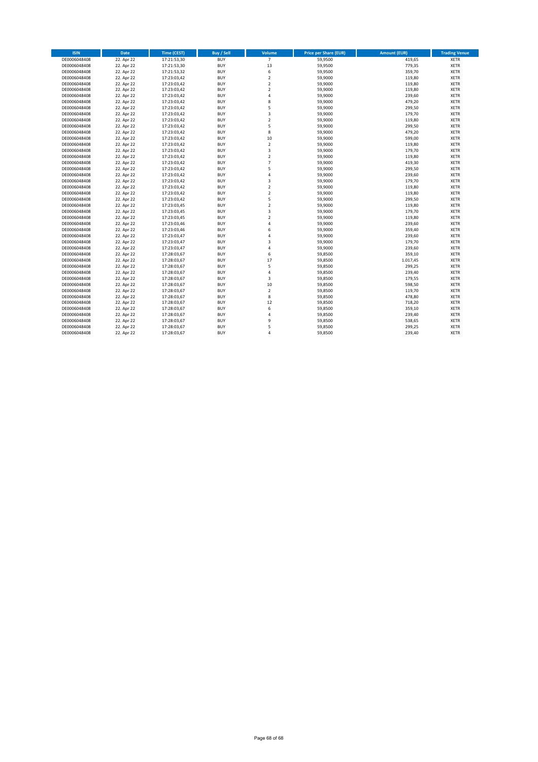| ISIN | Date | Time (CEST) | Buy / Sell | Volume | Price per Share (EUR) | Amount (EUR) | Trading Venue |
|---|---|---|---|---|---|---|---|
| DE0006048408 | 22. Apr 22 | 17:21:53,30 | BUY | 7 | 59,9500 | 419,65 | XETR |
| DE0006048408 | 22. Apr 22 | 17:21:53,30 | BUY | 13 | 59,9500 | 779,35 | XETR |
| DE0006048408 | 22. Apr 22 | 17:21:53,32 | BUY | 6 | 59,9500 | 359,70 | XETR |
| DE0006048408 | 22. Apr 22 | 17:23:03,42 | BUY | 2 | 59,9000 | 119,80 | XETR |
| DE0006048408 | 22. Apr 22 | 17:23:03,42 | BUY | 2 | 59,9000 | 119,80 | XETR |
| DE0006048408 | 22. Apr 22 | 17:23:03,42 | BUY | 2 | 59,9000 | 119,80 | XETR |
| DE0006048408 | 22. Apr 22 | 17:23:03,42 | BUY | 4 | 59,9000 | 239,60 | XETR |
| DE0006048408 | 22. Apr 22 | 17:23:03,42 | BUY | 8 | 59,9000 | 479,20 | XETR |
| DE0006048408 | 22. Apr 22 | 17:23:03,42 | BUY | 5 | 59,9000 | 299,50 | XETR |
| DE0006048408 | 22. Apr 22 | 17:23:03,42 | BUY | 3 | 59,9000 | 179,70 | XETR |
| DE0006048408 | 22. Apr 22 | 17:23:03,42 | BUY | 2 | 59,9000 | 119,80 | XETR |
| DE0006048408 | 22. Apr 22 | 17:23:03,42 | BUY | 5 | 59,9000 | 299,50 | XETR |
| DE0006048408 | 22. Apr 22 | 17:23:03,42 | BUY | 8 | 59,9000 | 479,20 | XETR |
| DE0006048408 | 22. Apr 22 | 17:23:03,42 | BUY | 10 | 59,9000 | 599,00 | XETR |
| DE0006048408 | 22. Apr 22 | 17:23:03,42 | BUY | 2 | 59,9000 | 119,80 | XETR |
| DE0006048408 | 22. Apr 22 | 17:23:03,42 | BUY | 3 | 59,9000 | 179,70 | XETR |
| DE0006048408 | 22. Apr 22 | 17:23:03,42 | BUY | 2 | 59,9000 | 119,80 | XETR |
| DE0006048408 | 22. Apr 22 | 17:23:03,42 | BUY | 7 | 59,9000 | 419,30 | XETR |
| DE0006048408 | 22. Apr 22 | 17:23:03,42 | BUY | 5 | 59,9000 | 299,50 | XETR |
| DE0006048408 | 22. Apr 22 | 17:23:03,42 | BUY | 4 | 59,9000 | 239,60 | XETR |
| DE0006048408 | 22. Apr 22 | 17:23:03,42 | BUY | 3 | 59,9000 | 179,70 | XETR |
| DE0006048408 | 22. Apr 22 | 17:23:03,42 | BUY | 2 | 59,9000 | 119,80 | XETR |
| DE0006048408 | 22. Apr 22 | 17:23:03,42 | BUY | 2 | 59,9000 | 119,80 | XETR |
| DE0006048408 | 22. Apr 22 | 17:23:03,42 | BUY | 5 | 59,9000 | 299,50 | XETR |
| DE0006048408 | 22. Apr 22 | 17:23:03,45 | BUY | 2 | 59,9000 | 119,80 | XETR |
| DE0006048408 | 22. Apr 22 | 17:23:03,45 | BUY | 3 | 59,9000 | 179,70 | XETR |
| DE0006048408 | 22. Apr 22 | 17:23:03,45 | BUY | 2 | 59,9000 | 119,80 | XETR |
| DE0006048408 | 22. Apr 22 | 17:23:03,46 | BUY | 4 | 59,9000 | 239,60 | XETR |
| DE0006048408 | 22. Apr 22 | 17:23:03,46 | BUY | 6 | 59,9000 | 359,40 | XETR |
| DE0006048408 | 22. Apr 22 | 17:23:03,47 | BUY | 4 | 59,9000 | 239,60 | XETR |
| DE0006048408 | 22. Apr 22 | 17:23:03,47 | BUY | 3 | 59,9000 | 179,70 | XETR |
| DE0006048408 | 22. Apr 22 | 17:23:03,47 | BUY | 4 | 59,9000 | 239,60 | XETR |
| DE0006048408 | 22. Apr 22 | 17:28:03,67 | BUY | 6 | 59,8500 | 359,10 | XETR |
| DE0006048408 | 22. Apr 22 | 17:28:03,67 | BUY | 17 | 59,8500 | 1.017,45 | XETR |
| DE0006048408 | 22. Apr 22 | 17:28:03,67 | BUY | 5 | 59,8500 | 299,25 | XETR |
| DE0006048408 | 22. Apr 22 | 17:28:03,67 | BUY | 4 | 59,8500 | 239,40 | XETR |
| DE0006048408 | 22. Apr 22 | 17:28:03,67 | BUY | 3 | 59,8500 | 179,55 | XETR |
| DE0006048408 | 22. Apr 22 | 17:28:03,67 | BUY | 10 | 59,8500 | 598,50 | XETR |
| DE0006048408 | 22. Apr 22 | 17:28:03,67 | BUY | 2 | 59,8500 | 119,70 | XETR |
| DE0006048408 | 22. Apr 22 | 17:28:03,67 | BUY | 8 | 59,8500 | 478,80 | XETR |
| DE0006048408 | 22. Apr 22 | 17:28:03,67 | BUY | 12 | 59,8500 | 718,20 | XETR |
| DE0006048408 | 22. Apr 22 | 17:28:03,67 | BUY | 6 | 59,8500 | 359,10 | XETR |
| DE0006048408 | 22. Apr 22 | 17:28:03,67 | BUY | 4 | 59,8500 | 239,40 | XETR |
| DE0006048408 | 22. Apr 22 | 17:28:03,67 | BUY | 9 | 59,8500 | 538,65 | XETR |
| DE0006048408 | 22. Apr 22 | 17:28:03,67 | BUY | 5 | 59,8500 | 299,25 | XETR |
| DE0006048408 | 22. Apr 22 | 17:28:03,67 | BUY | 4 | 59,8500 | 239,40 | XETR |